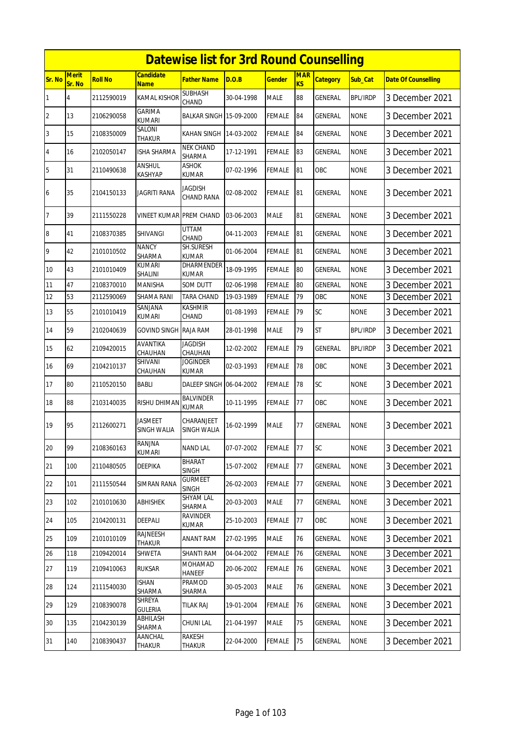# Datewise list for 3rd Round Counselling

| Sr. No | Merit Sr. No | Roll No | Candidate Name | Father Name | D.O.B | Gender | MARKS | Category | Sub_Cat | Date Of Counselling |
|---|---|---|---|---|---|---|---|---|---|---|
| 1 | 4 | 2112590019 | KAMAL KISHOR | SUBHASH CHAND | 30-04-1998 | MALE | 88 | GENERAL | BPL/IRDP | 3 December 2021 |
| 2 | 13 | 2106290058 | GARIMA KUMARI | BALKAR SINGH | 15-09-2000 | FEMALE | 84 | GENERAL | NONE | 3 December 2021 |
| 3 | 15 | 2108350009 | SALONI THAKUR | KAHAN SINGH | 14-03-2002 | FEMALE | 84 | GENERAL | NONE | 3 December 2021 |
| 4 | 16 | 2102050147 | ISHA SHARMA | NEK CHAND SHARMA | 17-12-1991 | FEMALE | 83 | GENERAL | NONE | 3 December 2021 |
| 5 | 31 | 2110490638 | ANSHUL KASHYAP | ASHOK KUMAR | 07-02-1996 | FEMALE | 81 | OBC | NONE | 3 December 2021 |
| 6 | 35 | 2104150133 | JAGRITI RANA | JAGDISH CHAND RANA | 02-08-2002 | FEMALE | 81 | GENERAL | NONE | 3 December 2021 |
| 7 | 39 | 2111550228 | VINEET KUMAR | PREM CHAND | 03-06-2003 | MALE | 81 | GENERAL | NONE | 3 December 2021 |
| 8 | 41 | 2108370385 | SHIVANGI | UTTAM CHAND | 04-11-2003 | FEMALE | 81 | GENERAL | NONE | 3 December 2021 |
| 9 | 42 | 2101010502 | NANCY SHARMA | SH.SURESH KUMAR | 01-06-2004 | FEMALE | 81 | GENERAL | NONE | 3 December 2021 |
| 10 | 43 | 2101010409 | KUMARI SHALINI | DHARMENDER KUMAR | 18-09-1995 | FEMALE | 80 | GENERAL | NONE | 3 December 2021 |
| 11 | 47 | 2108370010 | MANISHA | SOM DUTT | 02-06-1998 | FEMALE | 80 | GENERAL | NONE | 3 December 2021 |
| 12 | 53 | 2112590069 | SHAMA RANI | TARA CHAND | 19-03-1989 | FEMALE | 79 | OBC | NONE | 3 December 2021 |
| 13 | 55 | 2101010419 | SANJANA KUMARI | KASHMIR CHAND | 01-08-1993 | FEMALE | 79 | SC | NONE | 3 December 2021 |
| 14 | 59 | 2102040639 | GOVIND SINGH | RAJA RAM | 28-01-1998 | MALE | 79 | ST | BPL/IRDP | 3 December 2021 |
| 15 | 62 | 2109420015 | AVANTIKA CHAUHAN | JAGDISH CHAUHAN | 12-02-2002 | FEMALE | 79 | GENERAL | BPL/IRDP | 3 December 2021 |
| 16 | 69 | 2104210137 | SHIVANI CHAUHAN | JOGINDER KUMAR | 02-03-1993 | FEMALE | 78 | OBC | NONE | 3 December 2021 |
| 17 | 80 | 2110520150 | BABLI | DALEEP SINGH | 06-04-2002 | FEMALE | 78 | SC | NONE | 3 December 2021 |
| 18 | 88 | 2103140035 | RISHU DHIMAN | BALVINDER KUMAR | 10-11-1995 | FEMALE | 77 | OBC | NONE | 3 December 2021 |
| 19 | 95 | 2112600271 | JASMEET SINGH WALIA | CHARANJEET SINGH WALIA | 16-02-1999 | MALE | 77 | GENERAL | NONE | 3 December 2021 |
| 20 | 99 | 2108360163 | RANJNA KUMARI | NAND LAL | 07-07-2002 | FEMALE | 77 | SC | NONE | 3 December 2021 |
| 21 | 100 | 2110480505 | DEEPIKA | BHARAT SINGH | 15-07-2002 | FEMALE | 77 | GENERAL | NONE | 3 December 2021 |
| 22 | 101 | 2111550544 | SIMRAN RANA | GURMEET SINGH | 26-02-2003 | FEMALE | 77 | GENERAL | NONE | 3 December 2021 |
| 23 | 102 | 2101010630 | ABHISHEK | SHYAM LAL SHARMA | 20-03-2003 | MALE | 77 | GENERAL | NONE | 3 December 2021 |
| 24 | 105 | 2104200131 | DEEPALI | RAVINDER KUMAR | 25-10-2003 | FEMALE | 77 | OBC | NONE | 3 December 2021 |
| 25 | 109 | 2101010109 | RAJNEESH THAKUR | ANANT RAM | 27-02-1995 | MALE | 76 | GENERAL | NONE | 3 December 2021 |
| 26 | 118 | 2109420014 | SHWETA | SHANTI RAM | 04-04-2002 | FEMALE | 76 | GENERAL | NONE | 3 December 2021 |
| 27 | 119 | 2109410063 | RUKSAR | MOHAMAD HANEEF | 20-06-2002 | FEMALE | 76 | GENERAL | NONE | 3 December 2021 |
| 28 | 124 | 2111540030 | ISHAN SHARMA | PRAMOD SHARMA | 30-05-2003 | MALE | 76 | GENERAL | NONE | 3 December 2021 |
| 29 | 129 | 2108390078 | SHREYA GULERIA | TILAK RAJ | 19-01-2004 | FEMALE | 76 | GENERAL | NONE | 3 December 2021 |
| 30 | 135 | 2104230139 | ABHILASH SHARMA | CHUNI LAL | 21-04-1997 | MALE | 75 | GENERAL | NONE | 3 December 2021 |
| 31 | 140 | 2108390437 | AANCHAL THAKUR | RAKESH THAKUR | 22-04-2000 | FEMALE | 75 | GENERAL | NONE | 3 December 2021 |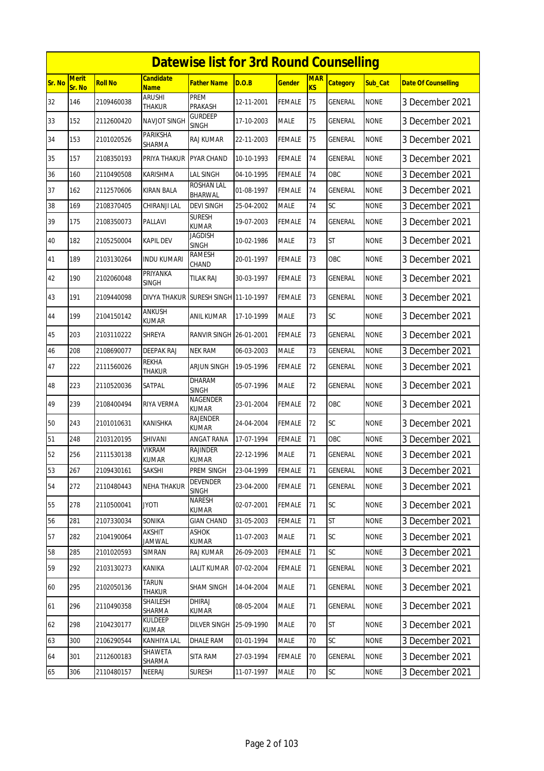# Datewise list for 3rd Round Counselling

| Sr. No | Merit Sr. No | Roll No | Candidate Name | Father Name | D.O.B | Gender | MARKS | Category | Sub_Cat | Date Of Counselling |
|---|---|---|---|---|---|---|---|---|---|---|
| 32 | 146 | 2109460038 | ARUSHI THAKUR | PREM PRAKASH | 12-11-2001 | FEMALE | 75 | GENERAL | NONE | 3 December 2021 |
| 33 | 152 | 2112600420 | NAVJOT SINGH | GURDEEP SINGH | 17-10-2003 | MALE | 75 | GENERAL | NONE | 3 December 2021 |
| 34 | 153 | 2101020526 | PARIKSHA SHARMA | RAJ KUMAR | 22-11-2003 | FEMALE | 75 | GENERAL | NONE | 3 December 2021 |
| 35 | 157 | 2108350193 | PRIYA THAKUR | PYAR CHAND | 10-10-1993 | FEMALE | 74 | GENERAL | NONE | 3 December 2021 |
| 36 | 160 | 2110490508 | KARISHMA | LAL SINGH | 04-10-1995 | FEMALE | 74 | OBC | NONE | 3 December 2021 |
| 37 | 162 | 2112570606 | KIRAN BALA | ROSHAN LAL BHARWAL | 01-08-1997 | FEMALE | 74 | GENERAL | NONE | 3 December 2021 |
| 38 | 169 | 2108370405 | CHIRANJI LAL | DEVI SINGH | 25-04-2002 | MALE | 74 | SC | NONE | 3 December 2021 |
| 39 | 175 | 2108350073 | PALLAVI | SURESH KUMAR | 19-07-2003 | FEMALE | 74 | GENERAL | NONE | 3 December 2021 |
| 40 | 182 | 2105250004 | KAPIL DEV | JAGDISH SINGH | 10-02-1986 | MALE | 73 | ST | NONE | 3 December 2021 |
| 41 | 189 | 2103130264 | INDU KUMARI | RAMESH CHAND | 20-01-1997 | FEMALE | 73 | OBC | NONE | 3 December 2021 |
| 42 | 190 | 2102060048 | PRIYANKA SINGH | TILAK RAJ | 30-03-1997 | FEMALE | 73 | GENERAL | NONE | 3 December 2021 |
| 43 | 191 | 2109440098 | DIVYA THAKUR | SURESH SINGH | 11-10-1997 | FEMALE | 73 | GENERAL | NONE | 3 December 2021 |
| 44 | 199 | 2104150142 | ANKUSH KUMAR | ANIL KUMAR | 17-10-1999 | MALE | 73 | SC | NONE | 3 December 2021 |
| 45 | 203 | 2103110222 | SHREYA | RANVIR SINGH | 26-01-2001 | FEMALE | 73 | GENERAL | NONE | 3 December 2021 |
| 46 | 208 | 2108690077 | DEEPAK RAJ | NEK RAM | 06-03-2003 | MALE | 73 | GENERAL | NONE | 3 December 2021 |
| 47 | 222 | 2111560026 | REKHA THAKUR | ARJUN SINGH | 19-05-1996 | FEMALE | 72 | GENERAL | NONE | 3 December 2021 |
| 48 | 223 | 2110520036 | SATPAL | DHARAM SINGH | 05-07-1996 | MALE | 72 | GENERAL | NONE | 3 December 2021 |
| 49 | 239 | 2108400494 | RIYA VERMA | NAGENDER KUMAR | 23-01-2004 | FEMALE | 72 | OBC | NONE | 3 December 2021 |
| 50 | 243 | 2101010631 | KANISHKA | RAJENDER KUMAR | 24-04-2004 | FEMALE | 72 | SC | NONE | 3 December 2021 |
| 51 | 248 | 2103120195 | SHIVANI | ANGAT RANA | 17-07-1994 | FEMALE | 71 | OBC | NONE | 3 December 2021 |
| 52 | 256 | 2111530138 | VIKRAM KUMAR | RAJINDER KUMAR | 22-12-1996 | MALE | 71 | GENERAL | NONE | 3 December 2021 |
| 53 | 267 | 2109430161 | SAKSHI | PREM SINGH | 23-04-1999 | FEMALE | 71 | GENERAL | NONE | 3 December 2021 |
| 54 | 272 | 2110480443 | NEHA THAKUR | DEVENDER SINGH | 23-04-2000 | FEMALE | 71 | GENERAL | NONE | 3 December 2021 |
| 55 | 278 | 2110500041 | JYOTI | NARESH KUMAR | 02-07-2001 | FEMALE | 71 | SC | NONE | 3 December 2021 |
| 56 | 281 | 2107330034 | SONIKA | GIAN CHAND | 31-05-2003 | FEMALE | 71 | ST | NONE | 3 December 2021 |
| 57 | 282 | 2104190064 | AKSHIT JAMWAL | ASHOK KUMAR | 11-07-2003 | MALE | 71 | SC | NONE | 3 December 2021 |
| 58 | 285 | 2101020593 | SIMRAN | RAJ KUMAR | 26-09-2003 | FEMALE | 71 | SC | NONE | 3 December 2021 |
| 59 | 292 | 2103130273 | KANIKA | LALIT KUMAR | 07-02-2004 | FEMALE | 71 | GENERAL | NONE | 3 December 2021 |
| 60 | 295 | 2102050136 | TARUN THAKUR | SHAM SINGH | 14-04-2004 | MALE | 71 | GENERAL | NONE | 3 December 2021 |
| 61 | 296 | 2110490358 | SHAILESH SHARMA | DHIRAJ KUMAR | 08-05-2004 | MALE | 71 | GENERAL | NONE | 3 December 2021 |
| 62 | 298 | 2104230177 | KULDEEP KUMAR | DILVER SINGH | 25-09-1990 | MALE | 70 | ST | NONE | 3 December 2021 |
| 63 | 300 | 2106290544 | KANHIYA LAL | DHALE RAM | 01-01-1994 | MALE | 70 | SC | NONE | 3 December 2021 |
| 64 | 301 | 2112600183 | SHAWETA SHARMA | SITA RAM | 27-03-1994 | FEMALE | 70 | GENERAL | NONE | 3 December 2021 |
| 65 | 306 | 2110480157 | NEERAJ | SURESH | 11-07-1997 | MALE | 70 | SC | NONE | 3 December 2021 |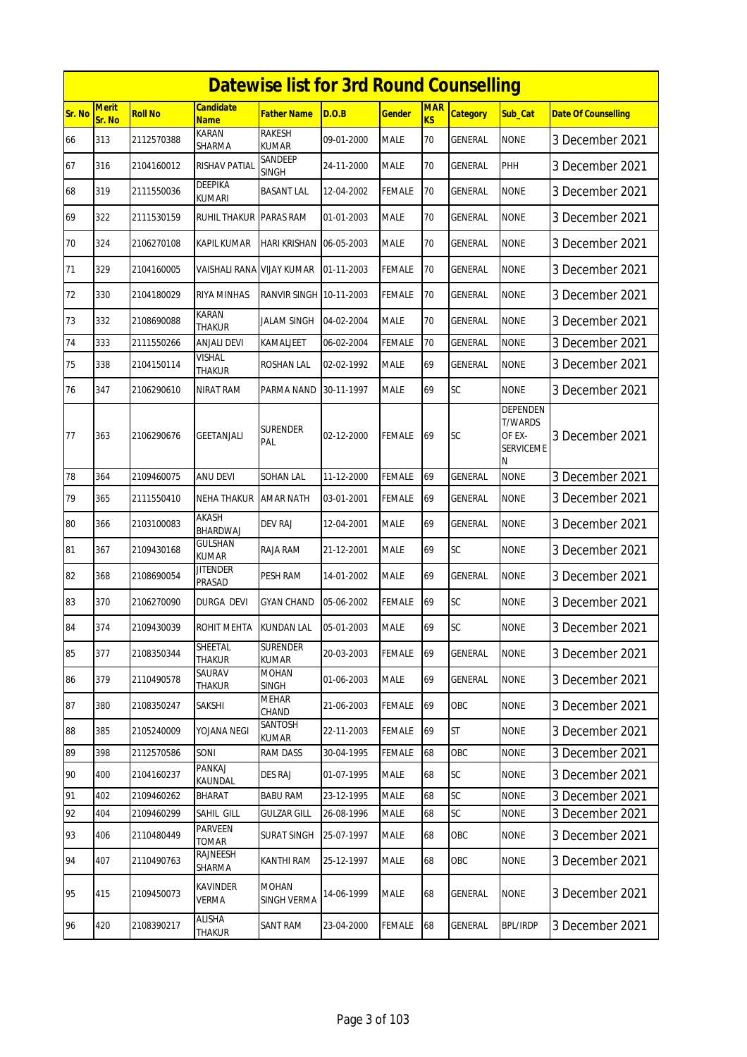# Datewise list for 3rd Round Counselling

| Sr. No | Merit Sr. No | Roll No | Candidate Name | Father Name | D.O.B | Gender | MARKS | Category | Sub_Cat | Date Of Counselling |
|---|---|---|---|---|---|---|---|---|---|---|
| 66 | 313 | 2112570388 | KARAN SHARMA | RAKESH KUMAR | 09-01-2000 | MALE | 70 | GENERAL | NONE | 3 December 2021 |
| 67 | 316 | 2104160012 | RISHAV PATIAL | SANDEEP SINGH | 24-11-2000 | MALE | 70 | GENERAL | PHH | 3 December 2021 |
| 68 | 319 | 2111550036 | DEEPIKA KUMARI | BASANT LAL | 12-04-2002 | FEMALE | 70 | GENERAL | NONE | 3 December 2021 |
| 69 | 322 | 2111530159 | RUHIL THAKUR | PARAS RAM | 01-01-2003 | MALE | 70 | GENERAL | NONE | 3 December 2021 |
| 70 | 324 | 2106270108 | KAPIL KUMAR | HARI KRISHAN | 06-05-2003 | MALE | 70 | GENERAL | NONE | 3 December 2021 |
| 71 | 329 | 2104160005 | VAISHALI RANA | VIJAY KUMAR | 01-11-2003 | FEMALE | 70 | GENERAL | NONE | 3 December 2021 |
| 72 | 330 | 2104180029 | RIYA MINHAS | RANVIR SINGH | 10-11-2003 | FEMALE | 70 | GENERAL | NONE | 3 December 2021 |
| 73 | 332 | 2108690088 | KARAN THAKUR | JALAM SINGH | 04-02-2004 | MALE | 70 | GENERAL | NONE | 3 December 2021 |
| 74 | 333 | 2111550266 | ANJALI DEVI | KAMALJEET | 06-02-2004 | FEMALE | 70 | GENERAL | NONE | 3 December 2021 |
| 75 | 338 | 2104150114 | VISHAL THAKUR | ROSHAN LAL | 02-02-1992 | MALE | 69 | GENERAL | NONE | 3 December 2021 |
| 76 | 347 | 2106290610 | NIRAT RAM | PARMA NAND | 30-11-1997 | MALE | 69 | SC | NONE | 3 December 2021 |
| 77 | 363 | 2106290676 | GEETANJALI | SURENDER PAL | 02-12-2000 | FEMALE | 69 | SC | DEPENDENT/WARDS OF EX-SERVICEMEN | 3 December 2021 |
| 78 | 364 | 2109460075 | ANU DEVI | SOHAN LAL | 11-12-2000 | FEMALE | 69 | GENERAL | NONE | 3 December 2021 |
| 79 | 365 | 2111550410 | NEHA THAKUR | AMAR NATH | 03-01-2001 | FEMALE | 69 | GENERAL | NONE | 3 December 2021 |
| 80 | 366 | 2103100083 | AKASH BHARDWAJ | DEV RAJ | 12-04-2001 | MALE | 69 | GENERAL | NONE | 3 December 2021 |
| 81 | 367 | 2109430168 | GULSHAN KUMAR | RAJA RAM | 21-12-2001 | MALE | 69 | SC | NONE | 3 December 2021 |
| 82 | 368 | 2108690054 | JITENDER PRASAD | PESH RAM | 14-01-2002 | MALE | 69 | GENERAL | NONE | 3 December 2021 |
| 83 | 370 | 2106270090 | DURGA DEVI | GYAN CHAND | 05-06-2002 | FEMALE | 69 | SC | NONE | 3 December 2021 |
| 84 | 374 | 2109430039 | ROHIT MEHTA | KUNDAN LAL | 05-01-2003 | MALE | 69 | SC | NONE | 3 December 2021 |
| 85 | 377 | 2108350344 | SHEETAL THAKUR | SURENDER KUMAR | 20-03-2003 | FEMALE | 69 | GENERAL | NONE | 3 December 2021 |
| 86 | 379 | 2110490578 | SAURAV THAKUR | MOHAN SINGH | 01-06-2003 | MALE | 69 | GENERAL | NONE | 3 December 2021 |
| 87 | 380 | 2108350247 | SAKSHI | MEHAR CHAND | 21-06-2003 | FEMALE | 69 | OBC | NONE | 3 December 2021 |
| 88 | 385 | 2105240009 | YOJANA NEGI | SANTOSH KUMAR | 22-11-2003 | FEMALE | 69 | ST | NONE | 3 December 2021 |
| 89 | 398 | 2112570586 | SONI | RAM DASS | 30-04-1995 | FEMALE | 68 | OBC | NONE | 3 December 2021 |
| 90 | 400 | 2104160237 | PANKAJ KAUNDAL | DES RAJ | 01-07-1995 | MALE | 68 | SC | NONE | 3 December 2021 |
| 91 | 402 | 2109460262 | BHARAT | BABU RAM | 23-12-1995 | MALE | 68 | SC | NONE | 3 December 2021 |
| 92 | 404 | 2109460299 | SAHIL GILL | GULZAR GILL | 26-08-1996 | MALE | 68 | SC | NONE | 3 December 2021 |
| 93 | 406 | 2110480449 | PARVEEN TOMAR | SURAT SINGH | 25-07-1997 | MALE | 68 | OBC | NONE | 3 December 2021 |
| 94 | 407 | 2110490763 | RAJNEESH SHARMA | KANTHI RAM | 25-12-1997 | MALE | 68 | OBC | NONE | 3 December 2021 |
| 95 | 415 | 2109450073 | KAVINDER VERMA | MOHAN SINGH VERMA | 14-06-1999 | MALE | 68 | GENERAL | NONE | 3 December 2021 |
| 96 | 420 | 2108390217 | ALISHA THAKUR | SANT RAM | 23-04-2000 | FEMALE | 68 | GENERAL | BPL/IRDP | 3 December 2021 |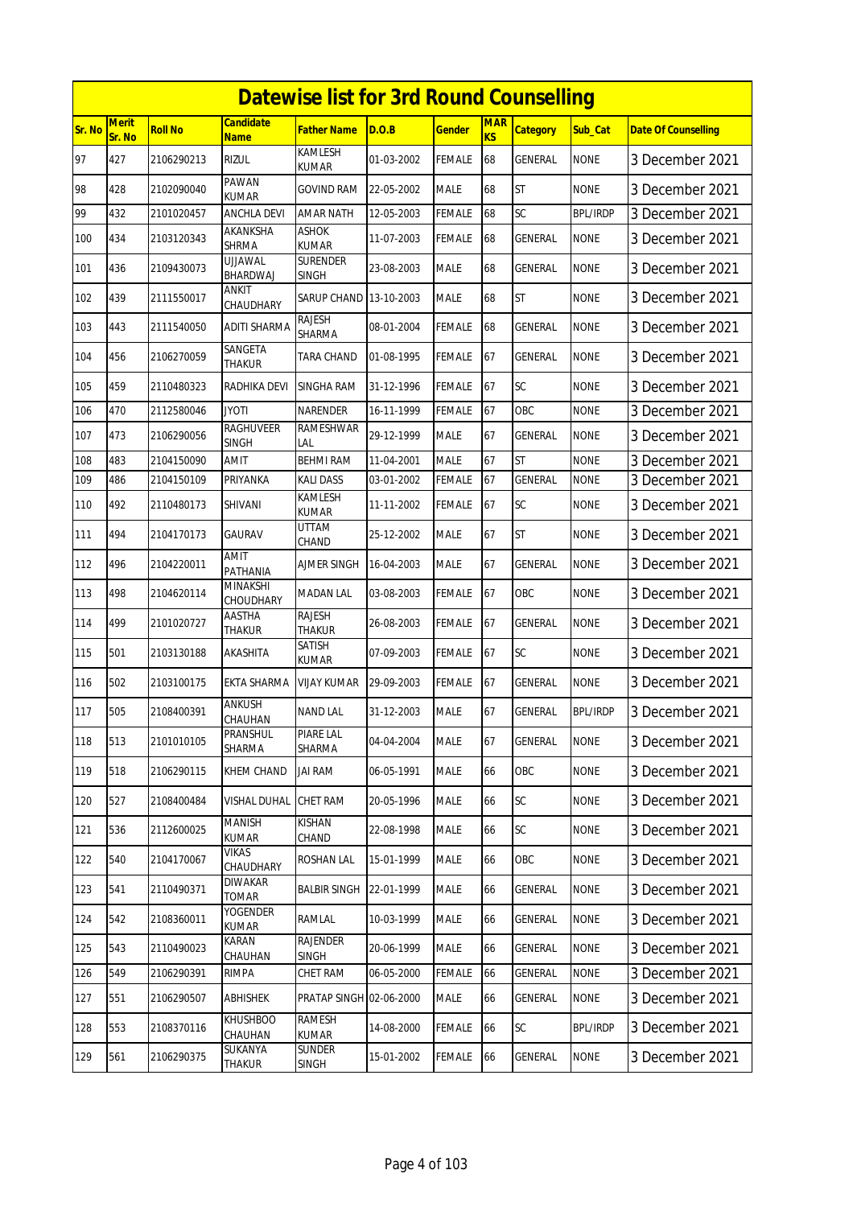# Datewise list for 3rd Round Counselling

| Sr. No | Merit Sr. No | Roll No | Candidate Name | Father Name | D.O.B | Gender | MARKS | Category | Sub_Cat | Date Of Counselling |
|---|---|---|---|---|---|---|---|---|---|---|
| 97 | 427 | 2106290213 | RIZUL | KAMLESH KUMAR | 01-03-2002 | FEMALE | 68 | GENERAL | NONE | 3 December 2021 |
| 98 | 428 | 2102090040 | PAWAN KUMAR | GOVIND RAM | 22-05-2002 | MALE | 68 | ST | NONE | 3 December 2021 |
| 99 | 432 | 2101020457 | ANCHLA DEVI | AMAR NATH | 12-05-2003 | FEMALE | 68 | SC | BPL/IRDP | 3 December 2021 |
| 100 | 434 | 2103120343 | AKANKSHA SHRMA | ASHOK KUMAR | 11-07-2003 | FEMALE | 68 | GENERAL | NONE | 3 December 2021 |
| 101 | 436 | 2109430073 | UJJAWAL BHARDWAJ | SURENDER SINGH | 23-08-2003 | MALE | 68 | GENERAL | NONE | 3 December 2021 |
| 102 | 439 | 2111550017 | ANKIT CHAUDHARY | SARUP CHAND | 13-10-2003 | MALE | 68 | ST | NONE | 3 December 2021 |
| 103 | 443 | 2111540050 | ADITI SHARMA | RAJESH SHARMA | 08-01-2004 | FEMALE | 68 | GENERAL | NONE | 3 December 2021 |
| 104 | 456 | 2106270059 | SANGETA THAKUR | TARA CHAND | 01-08-1995 | FEMALE | 67 | GENERAL | NONE | 3 December 2021 |
| 105 | 459 | 2110480323 | RADHIKA DEVI | SINGHA RAM | 31-12-1996 | FEMALE | 67 | SC | NONE | 3 December 2021 |
| 106 | 470 | 2112580046 | JYOTI | NARENDER | 16-11-1999 | FEMALE | 67 | OBC | NONE | 3 December 2021 |
| 107 | 473 | 2106290056 | RAGHUVEER SINGH | RAMESHWAR LAL | 29-12-1999 | MALE | 67 | GENERAL | NONE | 3 December 2021 |
| 108 | 483 | 2104150090 | AMIT | BEHMI RAM | 11-04-2001 | MALE | 67 | ST | NONE | 3 December 2021 |
| 109 | 486 | 2104150109 | PRIYANKA | KALI DASS | 03-01-2002 | FEMALE | 67 | GENERAL | NONE | 3 December 2021 |
| 110 | 492 | 2110480173 | SHIVANI | KAMLESH KUMAR | 11-11-2002 | FEMALE | 67 | SC | NONE | 3 December 2021 |
| 111 | 494 | 2104170173 | GAURAV | UTTAM CHAND | 25-12-2002 | MALE | 67 | ST | NONE | 3 December 2021 |
| 112 | 496 | 2104220011 | AMIT PATHANIA | AJMER SINGH | 16-04-2003 | MALE | 67 | GENERAL | NONE | 3 December 2021 |
| 113 | 498 | 2104620114 | MINAKSHI CHOUDHARY | MADAN LAL | 03-08-2003 | FEMALE | 67 | OBC | NONE | 3 December 2021 |
| 114 | 499 | 2101020727 | AASTHA THAKUR | RAJESH THAKUR | 26-08-2003 | FEMALE | 67 | GENERAL | NONE | 3 December 2021 |
| 115 | 501 | 2103130188 | AKASHITA | SATISH KUMAR | 07-09-2003 | FEMALE | 67 | SC | NONE | 3 December 2021 |
| 116 | 502 | 2103100175 | EKTA SHARMA | VIJAY KUMAR | 29-09-2003 | FEMALE | 67 | GENERAL | NONE | 3 December 2021 |
| 117 | 505 | 2108400391 | ANKUSH CHAUHAN | NAND LAL | 31-12-2003 | MALE | 67 | GENERAL | BPL/IRDP | 3 December 2021 |
| 118 | 513 | 2101010105 | PRANSHUL SHARMA | PIARE LAL SHARMA | 04-04-2004 | MALE | 67 | GENERAL | NONE | 3 December 2021 |
| 119 | 518 | 2106290115 | KHEM CHAND | JAI RAM | 06-05-1991 | MALE | 66 | OBC | NONE | 3 December 2021 |
| 120 | 527 | 2108400484 | VISHAL DUHAL | CHET RAM | 20-05-1996 | MALE | 66 | SC | NONE | 3 December 2021 |
| 121 | 536 | 2112600025 | MANISH KUMAR | KISHAN CHAND | 22-08-1998 | MALE | 66 | SC | NONE | 3 December 2021 |
| 122 | 540 | 2104170067 | VIKAS CHAUDHARY | ROSHAN LAL | 15-01-1999 | MALE | 66 | OBC | NONE | 3 December 2021 |
| 123 | 541 | 2110490371 | DIWAKAR TOMAR | BALBIR SINGH | 22-01-1999 | MALE | 66 | GENERAL | NONE | 3 December 2021 |
| 124 | 542 | 2108360011 | YOGENDER KUMAR | RAMLAL | 10-03-1999 | MALE | 66 | GENERAL | NONE | 3 December 2021 |
| 125 | 543 | 2110490023 | KARAN CHAUHAN | RAJENDER SINGH | 20-06-1999 | MALE | 66 | GENERAL | NONE | 3 December 2021 |
| 126 | 549 | 2106290391 | RIMPA | CHET RAM | 06-05-2000 | FEMALE | 66 | GENERAL | NONE | 3 December 2021 |
| 127 | 551 | 2106290507 | ABHISHEK | PRATAP SINGH | 02-06-2000 | MALE | 66 | GENERAL | NONE | 3 December 2021 |
| 128 | 553 | 2108370116 | KHUSHBOO CHAUHAN | RAMESH KUMAR | 14-08-2000 | FEMALE | 66 | SC | BPL/IRDP | 3 December 2021 |
| 129 | 561 | 2106290375 | SUKANYA THAKUR | SUNDER SINGH | 15-01-2002 | FEMALE | 66 | GENERAL | NONE | 3 December 2021 |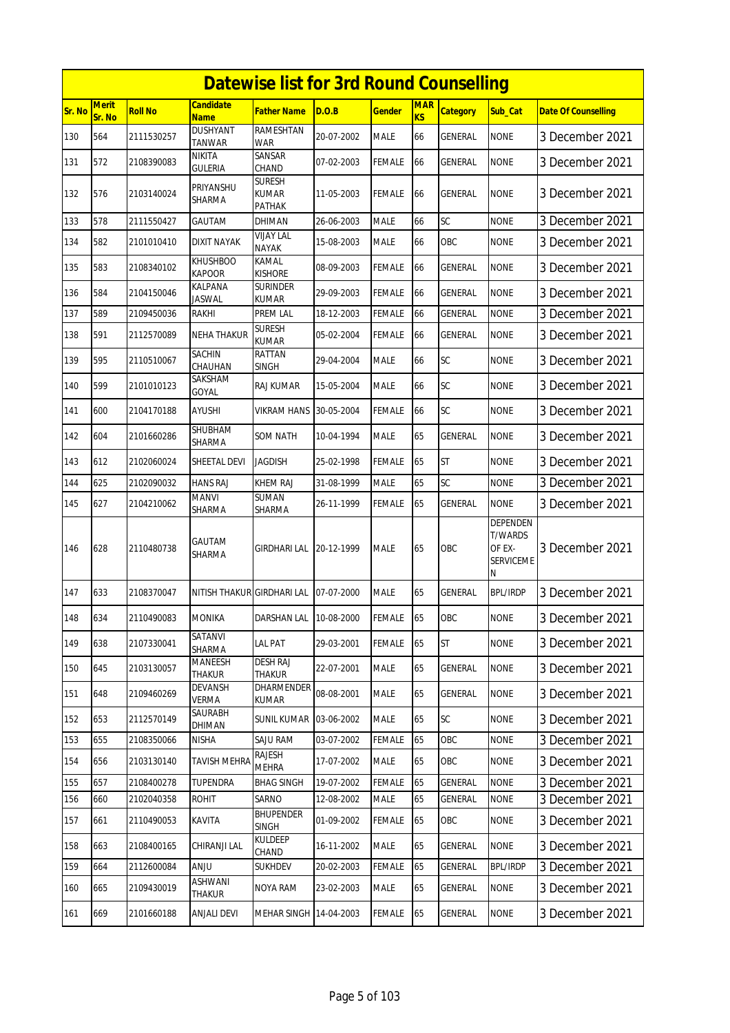# Datewise list for 3rd Round Counselling

| Sr. No | Merit Sr. No | Roll No | Candidate Name | Father Name | D.O.B | Gender | MARKS | Category | Sub_Cat | Date Of Counselling |
|---|---|---|---|---|---|---|---|---|---|---|
| 130 | 564 | 2111530257 | DUSHYANT TANWAR | RAMESHTAN WAR | 20-07-2002 | MALE | 66 | GENERAL | NONE | 3 December 2021 |
| 131 | 572 | 2108390083 | NIKITA GULERIA | SANSAR CHAND | 07-02-2003 | FEMALE | 66 | GENERAL | NONE | 3 December 2021 |
| 132 | 576 | 2103140024 | PRIYANSHU SHARMA | SURESH KUMAR PATHAK | 11-05-2003 | FEMALE | 66 | GENERAL | NONE | 3 December 2021 |
| 133 | 578 | 2111550427 | GAUTAM | DHIMAN | 26-06-2003 | MALE | 66 | SC | NONE | 3 December 2021 |
| 134 | 582 | 2101010410 | DIXIT NAYAK | VIJAY LAL NAYAK | 15-08-2003 | MALE | 66 | OBC | NONE | 3 December 2021 |
| 135 | 583 | 2108340102 | KHUSHBOO KAPOOR | KAMAL KISHORE | 08-09-2003 | FEMALE | 66 | GENERAL | NONE | 3 December 2021 |
| 136 | 584 | 2104150046 | KALPANA JASWAL | SURINDER KUMAR | 29-09-2003 | FEMALE | 66 | GENERAL | NONE | 3 December 2021 |
| 137 | 589 | 2109450036 | RAKHI | PREM LAL | 18-12-2003 | FEMALE | 66 | GENERAL | NONE | 3 December 2021 |
| 138 | 591 | 2112570089 | NEHA THAKUR | SURESH KUMAR | 05-02-2004 | FEMALE | 66 | GENERAL | NONE | 3 December 2021 |
| 139 | 595 | 2110510067 | SACHIN CHAUHAN | RATTAN SINGH | 29-04-2004 | MALE | 66 | SC | NONE | 3 December 2021 |
| 140 | 599 | 2101010123 | SAKSHAM GOYAL | RAJ KUMAR | 15-05-2004 | MALE | 66 | SC | NONE | 3 December 2021 |
| 141 | 600 | 2104170188 | AYUSHI | VIKRAM HANS | 30-05-2004 | FEMALE | 66 | SC | NONE | 3 December 2021 |
| 142 | 604 | 2101660286 | SHUBHAM SHARMA | SOM NATH | 10-04-1994 | MALE | 65 | GENERAL | NONE | 3 December 2021 |
| 143 | 612 | 2102060024 | SHEETAL DEVI | JAGDISH | 25-02-1998 | FEMALE | 65 | ST | NONE | 3 December 2021 |
| 144 | 625 | 2102090032 | HANS RAJ | KHEM RAJ | 31-08-1999 | MALE | 65 | SC | NONE | 3 December 2021 |
| 145 | 627 | 2104210062 | MANVI SHARMA | SUMAN SHARMA | 26-11-1999 | FEMALE | 65 | GENERAL | NONE | 3 December 2021 |
| 146 | 628 | 2110480738 | GAUTAM SHARMA | GIRDHARI LAL | 20-12-1999 | MALE | 65 | OBC | DEPENDENT/WARDS OF EX-SERVICEMEN | 3 December 2021 |
| 147 | 633 | 2108370047 | NITISH THAKUR | GIRDHARI LAL | 07-07-2000 | MALE | 65 | GENERAL | BPL/IRDP | 3 December 2021 |
| 148 | 634 | 2110490083 | MONIKA | DARSHAN LAL | 10-08-2000 | FEMALE | 65 | OBC | NONE | 3 December 2021 |
| 149 | 638 | 2107330041 | SATANVI SHARMA | LAL PAT | 29-03-2001 | FEMALE | 65 | ST | NONE | 3 December 2021 |
| 150 | 645 | 2103130057 | MANEESH THAKUR | DESH RAJ THAKUR | 22-07-2001 | MALE | 65 | GENERAL | NONE | 3 December 2021 |
| 151 | 648 | 2109460269 | DEVANSH VERMA | DHARMENDER KUMAR | 08-08-2001 | MALE | 65 | GENERAL | NONE | 3 December 2021 |
| 152 | 653 | 2112570149 | SAURABH DHIMAN | SUNIL KUMAR | 03-06-2002 | MALE | 65 | SC | NONE | 3 December 2021 |
| 153 | 655 | 2108350066 | NISHA | SAJU RAM | 03-07-2002 | FEMALE | 65 | OBC | NONE | 3 December 2021 |
| 154 | 656 | 2103130140 | TAVISH MEHRA | RAJESH MEHRA | 17-07-2002 | MALE | 65 | OBC | NONE | 3 December 2021 |
| 155 | 657 | 2108400278 | TUPENDRA | BHAG SINGH | 19-07-2002 | FEMALE | 65 | GENERAL | NONE | 3 December 2021 |
| 156 | 660 | 2102040358 | ROHIT | SARNO | 12-08-2002 | MALE | 65 | GENERAL | NONE | 3 December 2021 |
| 157 | 661 | 2110490053 | KAVITA | BHUPENDER SINGH | 01-09-2002 | FEMALE | 65 | OBC | NONE | 3 December 2021 |
| 158 | 663 | 2108400165 | CHIRANJI LAL | KULDEEP CHAND | 16-11-2002 | MALE | 65 | GENERAL | NONE | 3 December 2021 |
| 159 | 664 | 2112600084 | ANJU | SUKHDEV | 20-02-2003 | FEMALE | 65 | GENERAL | BPL/IRDP | 3 December 2021 |
| 160 | 665 | 2109430019 | ASHWANI THAKUR | NOYA RAM | 23-02-2003 | MALE | 65 | GENERAL | NONE | 3 December 2021 |
| 161 | 669 | 2101660188 | ANJALI DEVI | MEHAR SINGH | 14-04-2003 | FEMALE | 65 | GENERAL | NONE | 3 December 2021 |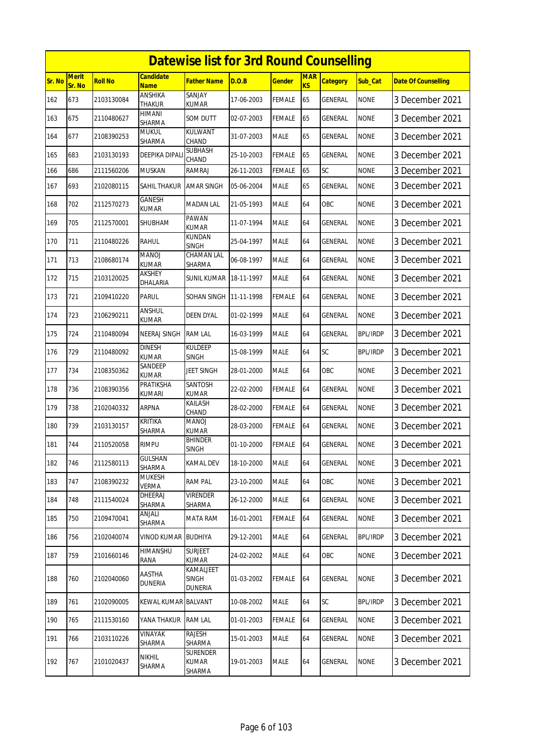# Datewise list for 3rd Round Counselling

| Sr. No | Merit Sr. No | Roll No | Candidate Name | Father Name | D.O.B | Gender | MARKS | Category | Sub_Cat | Date Of Counselling |
|---|---|---|---|---|---|---|---|---|---|---|
| 162 | 673 | 2103130084 | ANSHIKA THAKUR | SANJAY KUMAR | 17-06-2003 | FEMALE | 65 | GENERAL | NONE | 3 December 2021 |
| 163 | 675 | 2110480627 | HIMANI SHARMA | SOM DUTT | 02-07-2003 | FEMALE | 65 | GENERAL | NONE | 3 December 2021 |
| 164 | 677 | 2108390253 | MUKUL SHARMA | KULWANT CHAND | 31-07-2003 | MALE | 65 | GENERAL | NONE | 3 December 2021 |
| 165 | 683 | 2103130193 | DEEPIKA DIPALI | SUBHASH CHAND | 25-10-2003 | FEMALE | 65 | GENERAL | NONE | 3 December 2021 |
| 166 | 686 | 2111560206 | MUSKAN | RAMRAJ | 26-11-2003 | FEMALE | 65 | SC | NONE | 3 December 2021 |
| 167 | 693 | 2102080115 | SAHIL THAKUR | AMAR SINGH | 05-06-2004 | MALE | 65 | GENERAL | NONE | 3 December 2021 |
| 168 | 702 | 2112570273 | GANESH KUMAR | MADAN LAL | 21-05-1993 | MALE | 64 | OBC | NONE | 3 December 2021 |
| 169 | 705 | 2112570001 | SHUBHAM | PAWAN KUMAR | 11-07-1994 | MALE | 64 | GENERAL | NONE | 3 December 2021 |
| 170 | 711 | 2110480226 | RAHUL | KUNDAN SINGH | 25-04-1997 | MALE | 64 | GENERAL | NONE | 3 December 2021 |
| 171 | 713 | 2108680174 | MANOJ KUMAR | CHAMAN LAL SHARMA | 06-08-1997 | MALE | 64 | GENERAL | NONE | 3 December 2021 |
| 172 | 715 | 2103120025 | AKSHEY DHALARIA | SUNIL KUMAR | 18-11-1997 | MALE | 64 | GENERAL | NONE | 3 December 2021 |
| 173 | 721 | 2109410220 | PARUL | SOHAN SINGH | 11-11-1998 | FEMALE | 64 | GENERAL | NONE | 3 December 2021 |
| 174 | 723 | 2106290211 | ANSHUL KUMAR | DEEN DYAL | 01-02-1999 | MALE | 64 | GENERAL | NONE | 3 December 2021 |
| 175 | 724 | 2110480094 | NEERAJ SINGH | RAM LAL | 16-03-1999 | MALE | 64 | GENERAL | BPL/IRDP | 3 December 2021 |
| 176 | 729 | 2110480092 | DINESH KUMAR | KULDEEP SINGH | 15-08-1999 | MALE | 64 | SC | BPL/IRDP | 3 December 2021 |
| 177 | 734 | 2108350362 | SANDEEP KUMAR | JEET SINGH | 28-01-2000 | MALE | 64 | OBC | NONE | 3 December 2021 |
| 178 | 736 | 2108390356 | PRATIKSHA KUMARI | SANTOSH KUMAR | 22-02-2000 | FEMALE | 64 | GENERAL | NONE | 3 December 2021 |
| 179 | 738 | 2102040332 | ARPNA | KAILASH CHAND | 28-02-2000 | FEMALE | 64 | GENERAL | NONE | 3 December 2021 |
| 180 | 739 | 2103130157 | KRITIKA SHARMA | MANOJ KUMAR | 28-03-2000 | FEMALE | 64 | GENERAL | NONE | 3 December 2021 |
| 181 | 744 | 2110520058 | RIMPU | BHINDER SINGH | 01-10-2000 | FEMALE | 64 | GENERAL | NONE | 3 December 2021 |
| 182 | 746 | 2112580113 | GULSHAN SHARMA | KAMAL DEV | 18-10-2000 | MALE | 64 | GENERAL | NONE | 3 December 2021 |
| 183 | 747 | 2108390232 | MUKESH VERMA | RAM PAL | 23-10-2000 | MALE | 64 | OBC | NONE | 3 December 2021 |
| 184 | 748 | 2111540024 | DHEERAJ SHARMA | VIRENDER SHARMA | 26-12-2000 | MALE | 64 | GENERAL | NONE | 3 December 2021 |
| 185 | 750 | 2109470041 | ANJALI SHARMA | MATA RAM | 16-01-2001 | FEMALE | 64 | GENERAL | NONE | 3 December 2021 |
| 186 | 756 | 2102040074 | VINOD KUMAR | BUDHIYA | 29-12-2001 | MALE | 64 | GENERAL | BPL/IRDP | 3 December 2021 |
| 187 | 759 | 2101660146 | HIMANSHU RANA | SURJEET KUMAR | 24-02-2002 | MALE | 64 | OBC | NONE | 3 December 2021 |
| 188 | 760 | 2102040060 | AASTHA DUNERIA | KAMALJEET SINGH DUNERIA | 01-03-2002 | FEMALE | 64 | GENERAL | NONE | 3 December 2021 |
| 189 | 761 | 2102090005 | KEWAL KUMAR | BALVANT | 10-08-2002 | MALE | 64 | SC | BPL/IRDP | 3 December 2021 |
| 190 | 765 | 2111530160 | YANA THAKUR | RAM LAL | 01-01-2003 | FEMALE | 64 | GENERAL | NONE | 3 December 2021 |
| 191 | 766 | 2103110226 | VINAYAK SHARMA | RAJESH SHARMA | 15-01-2003 | MALE | 64 | GENERAL | NONE | 3 December 2021 |
| 192 | 767 | 2101020437 | NIKHIL SHARMA | SURENDER KUMAR SHARMA | 19-01-2003 | MALE | 64 | GENERAL | NONE | 3 December 2021 |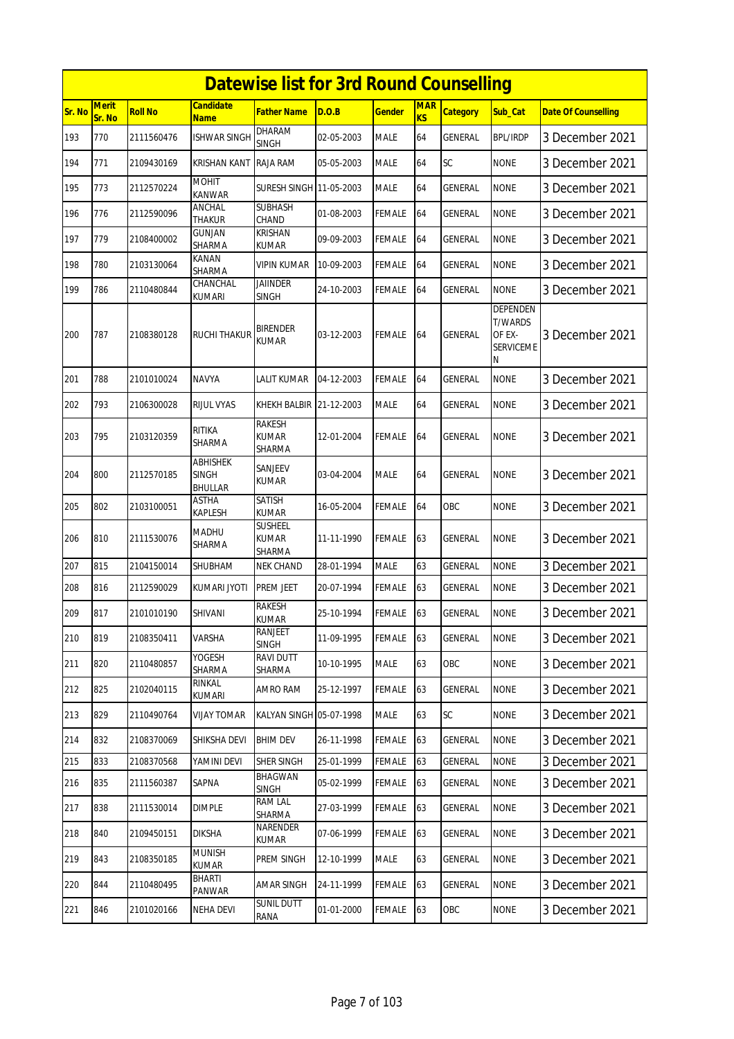# Datewise list for 3rd Round Counselling

| Sr. No | Merit Sr. No | Roll No | Candidate Name | Father Name | D.O.B | Gender | MARKS | Category | Sub_Cat | Date Of Counselling |
|---|---|---|---|---|---|---|---|---|---|---|
| 193 | 770 | 2111560476 | ISHWAR SINGH | DHARAM SINGH | 02-05-2003 | MALE | 64 | GENERAL | BPL/IRDP | 3 December 2021 |
| 194 | 771 | 2109430169 | KRISHAN KANT | RAJA RAM | 05-05-2003 | MALE | 64 | SC | NONE | 3 December 2021 |
| 195 | 773 | 2112570224 | MOHIT KANWAR | SURESH SINGH | 11-05-2003 | MALE | 64 | GENERAL | NONE | 3 December 2021 |
| 196 | 776 | 2112590096 | ANCHAL THAKUR | SUBHASH CHAND | 01-08-2003 | FEMALE | 64 | GENERAL | NONE | 3 December 2021 |
| 197 | 779 | 2108400002 | GUNJAN SHARMA | KRISHAN KUMAR | 09-09-2003 | FEMALE | 64 | GENERAL | NONE | 3 December 2021 |
| 198 | 780 | 2103130064 | KANAN SHARMA | VIPIN KUMAR | 10-09-2003 | FEMALE | 64 | GENERAL | NONE | 3 December 2021 |
| 199 | 786 | 2110480844 | CHANCHAL KUMARI | JAIINDER SINGH | 24-10-2003 | FEMALE | 64 | GENERAL | NONE | 3 December 2021 |
| 200 | 787 | 2108380128 | RUCHI THAKUR | BIRENDER KUMAR | 03-12-2003 | FEMALE | 64 | GENERAL | DEPENDENT/WARDS OF EX-SERVICEMEN | 3 December 2021 |
| 201 | 788 | 2101010024 | NAVYA | LALIT KUMAR | 04-12-2003 | FEMALE | 64 | GENERAL | NONE | 3 December 2021 |
| 202 | 793 | 2106300028 | RIJUL VYAS | KHEKH BALBIR | 21-12-2003 | MALE | 64 | GENERAL | NONE | 3 December 2021 |
| 203 | 795 | 2103120359 | RITIKA SHARMA | RAKESH KUMAR SHARMA | 12-01-2004 | FEMALE | 64 | GENERAL | NONE | 3 December 2021 |
| 204 | 800 | 2112570185 | ABHISHEK SINGH BHULLAR | SANJEEV KUMAR | 03-04-2004 | MALE | 64 | GENERAL | NONE | 3 December 2021 |
| 205 | 802 | 2103100051 | ASTHA KAPLESH | SATISH KUMAR | 16-05-2004 | FEMALE | 64 | OBC | NONE | 3 December 2021 |
| 206 | 810 | 2111530076 | MADHU SHARMA | SUSHEEL KUMAR SHARMA | 11-11-1990 | FEMALE | 63 | GENERAL | NONE | 3 December 2021 |
| 207 | 815 | 2104150014 | SHUBHAM | NEK CHAND | 28-01-1994 | MALE | 63 | GENERAL | NONE | 3 December 2021 |
| 208 | 816 | 2112590029 | KUMARI JYOTI | PREM JEET | 20-07-1994 | FEMALE | 63 | GENERAL | NONE | 3 December 2021 |
| 209 | 817 | 2101010190 | SHIVANI | RAKESH KUMAR | 25-10-1994 | FEMALE | 63 | GENERAL | NONE | 3 December 2021 |
| 210 | 819 | 2108350411 | VARSHA | RANJEET SINGH | 11-09-1995 | FEMALE | 63 | GENERAL | NONE | 3 December 2021 |
| 211 | 820 | 2110480857 | YOGESH SHARMA | RAVI DUTT SHARMA | 10-10-1995 | MALE | 63 | OBC | NONE | 3 December 2021 |
| 212 | 825 | 2102040115 | RINKAL KUMARI | AMRO RAM | 25-12-1997 | FEMALE | 63 | GENERAL | NONE | 3 December 2021 |
| 213 | 829 | 2110490764 | VIJAY TOMAR | KALYAN SINGH | 05-07-1998 | MALE | 63 | SC | NONE | 3 December 2021 |
| 214 | 832 | 2108370069 | SHIKSHA DEVI | BHIM DEV | 26-11-1998 | FEMALE | 63 | GENERAL | NONE | 3 December 2021 |
| 215 | 833 | 2108370568 | YAMINI DEVI | SHER SINGH | 25-01-1999 | FEMALE | 63 | GENERAL | NONE | 3 December 2021 |
| 216 | 835 | 2111560387 | SAPNA | BHAGWAN SINGH | 05-02-1999 | FEMALE | 63 | GENERAL | NONE | 3 December 2021 |
| 217 | 838 | 2111530014 | DIMPLE | RAM LAL SHARMA | 27-03-1999 | FEMALE | 63 | GENERAL | NONE | 3 December 2021 |
| 218 | 840 | 2109450151 | DIKSHA | NARENDER KUMAR | 07-06-1999 | FEMALE | 63 | GENERAL | NONE | 3 December 2021 |
| 219 | 843 | 2108350185 | MUNISH KUMAR | PREM SINGH | 12-10-1999 | MALE | 63 | GENERAL | NONE | 3 December 2021 |
| 220 | 844 | 2110480495 | BHARTI PANWAR | AMAR SINGH | 24-11-1999 | FEMALE | 63 | GENERAL | NONE | 3 December 2021 |
| 221 | 846 | 2101020166 | NEHA DEVI | SUNIL DUTT RANA | 01-01-2000 | FEMALE | 63 | OBC | NONE | 3 December 2021 |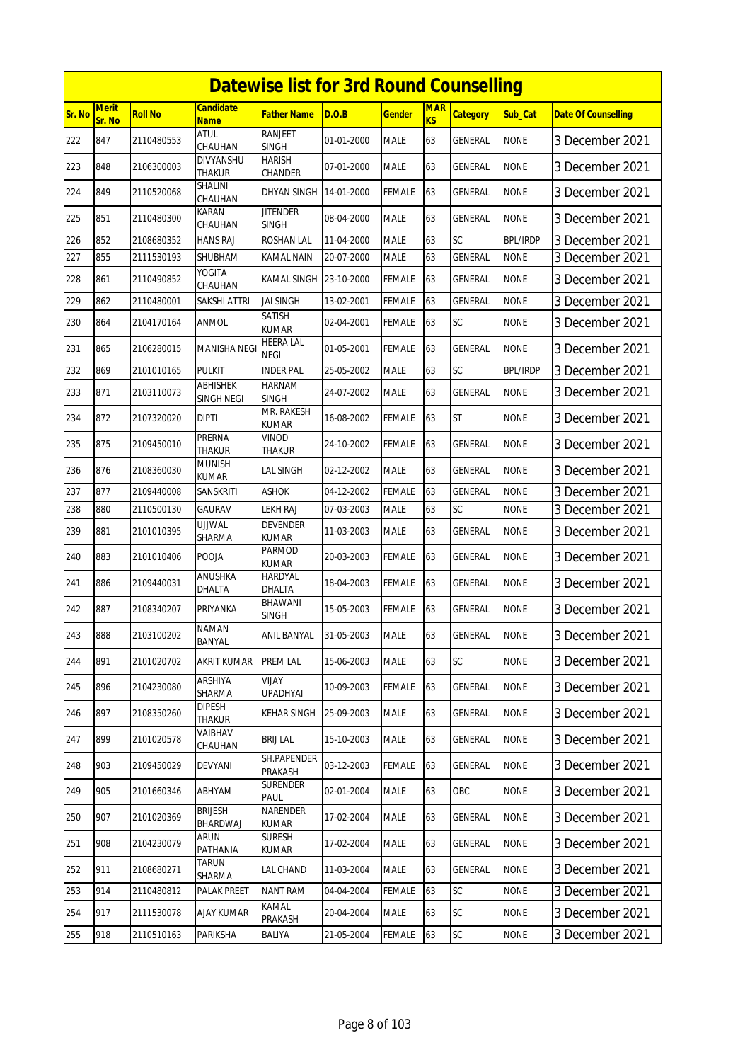# Datewise list for 3rd Round Counselling

| Sr. No | Merit Sr. No | Roll No | Candidate Name | Father Name | D.O.B | Gender | MARKS | Category | Sub_Cat | Date Of Counselling |
|---|---|---|---|---|---|---|---|---|---|---|
| 222 | 847 | 2110480553 | ATUL CHAUHAN | RANJEET SINGH | 01-01-2000 | MALE | 63 | GENERAL | NONE | 3 December 2021 |
| 223 | 848 | 2106300003 | DIVYANSHU THAKUR | HARISH CHANDER | 07-01-2000 | MALE | 63 | GENERAL | NONE | 3 December 2021 |
| 224 | 849 | 2110520068 | SHALINI CHAUHAN | DHYAN SINGH | 14-01-2000 | FEMALE | 63 | GENERAL | NONE | 3 December 2021 |
| 225 | 851 | 2110480300 | KARAN CHAUHAN | JITENDER SINGH | 08-04-2000 | MALE | 63 | GENERAL | NONE | 3 December 2021 |
| 226 | 852 | 2108680352 | HANS RAJ | ROSHAN LAL | 11-04-2000 | MALE | 63 | SC | BPL/IRDP | 3 December 2021 |
| 227 | 855 | 2111530193 | SHUBHAM | KAMAL NAIN | 20-07-2000 | MALE | 63 | GENERAL | NONE | 3 December 2021 |
| 228 | 861 | 2110490852 | YOGITA CHAUHAN | KAMAL SINGH | 23-10-2000 | FEMALE | 63 | GENERAL | NONE | 3 December 2021 |
| 229 | 862 | 2110480001 | SAKSHI ATTRI | JAI SINGH | 13-02-2001 | FEMALE | 63 | GENERAL | NONE | 3 December 2021 |
| 230 | 864 | 2104170164 | ANMOL | SATISH KUMAR | 02-04-2001 | FEMALE | 63 | SC | NONE | 3 December 2021 |
| 231 | 865 | 2106280015 | MANISHA NEGI | HEERA LAL NEGI | 01-05-2001 | FEMALE | 63 | GENERAL | NONE | 3 December 2021 |
| 232 | 869 | 2101010165 | PULKIT | INDER PAL | 25-05-2002 | MALE | 63 | SC | BPL/IRDP | 3 December 2021 |
| 233 | 871 | 2103110073 | ABHISHEK SINGH NEGI | HARNAM SINGH | 24-07-2002 | MALE | 63 | GENERAL | NONE | 3 December 2021 |
| 234 | 872 | 2107320020 | DIPTI | MR. RAKESH KUMAR | 16-08-2002 | FEMALE | 63 | ST | NONE | 3 December 2021 |
| 235 | 875 | 2109450010 | PRERNA THAKUR | VINOD THAKUR | 24-10-2002 | FEMALE | 63 | GENERAL | NONE | 3 December 2021 |
| 236 | 876 | 2108360030 | MUNISH KUMAR | LAL SINGH | 02-12-2002 | MALE | 63 | GENERAL | NONE | 3 December 2021 |
| 237 | 877 | 2109440008 | SANSKRITI | ASHOK | 04-12-2002 | FEMALE | 63 | GENERAL | NONE | 3 December 2021 |
| 238 | 880 | 2110500130 | GAURAV | LEKH RAJ | 07-03-2003 | MALE | 63 | SC | NONE | 3 December 2021 |
| 239 | 881 | 2101010395 | UJJWAL SHARMA | DEVENDER KUMAR | 11-03-2003 | MALE | 63 | GENERAL | NONE | 3 December 2021 |
| 240 | 883 | 2101010406 | POOJA | PARMOD KUMAR | 20-03-2003 | FEMALE | 63 | GENERAL | NONE | 3 December 2021 |
| 241 | 886 | 2109440031 | ANUSHKA DHALTA | HARDYAL DHALTA | 18-04-2003 | FEMALE | 63 | GENERAL | NONE | 3 December 2021 |
| 242 | 887 | 2108340207 | PRIYANKA | BHAWANI SINGH | 15-05-2003 | FEMALE | 63 | GENERAL | NONE | 3 December 2021 |
| 243 | 888 | 2103100202 | NAMAN BANYAL | ANIL BANYAL | 31-05-2003 | MALE | 63 | GENERAL | NONE | 3 December 2021 |
| 244 | 891 | 2101020702 | AKRIT KUMAR | PREM LAL | 15-06-2003 | MALE | 63 | SC | NONE | 3 December 2021 |
| 245 | 896 | 2104230080 | ARSHIYA SHARMA | VIJAY UPADHYAI | 10-09-2003 | FEMALE | 63 | GENERAL | NONE | 3 December 2021 |
| 246 | 897 | 2108350260 | DIPESH THAKUR | KEHAR SINGH | 25-09-2003 | MALE | 63 | GENERAL | NONE | 3 December 2021 |
| 247 | 899 | 2101020578 | VAIBHAV CHAUHAN | BRIJ LAL | 15-10-2003 | MALE | 63 | GENERAL | NONE | 3 December 2021 |
| 248 | 903 | 2109450029 | DEVYANI | SH.PAPENDER PRAKASH | 03-12-2003 | FEMALE | 63 | GENERAL | NONE | 3 December 2021 |
| 249 | 905 | 2101660346 | ABHYAM | SURENDER PAUL | 02-01-2004 | MALE | 63 | OBC | NONE | 3 December 2021 |
| 250 | 907 | 2101020369 | BRIJESH BHARDWAJ | NARENDER KUMAR | 17-02-2004 | MALE | 63 | GENERAL | NONE | 3 December 2021 |
| 251 | 908 | 2104230079 | ARUN PATHANIA | SURESH KUMAR | 17-02-2004 | MALE | 63 | GENERAL | NONE | 3 December 2021 |
| 252 | 911 | 2108680271 | TARUN SHARMA | LAL CHAND | 11-03-2004 | MALE | 63 | GENERAL | NONE | 3 December 2021 |
| 253 | 914 | 2110480812 | PALAK PREET | NANT RAM | 04-04-2004 | FEMALE | 63 | SC | NONE | 3 December 2021 |
| 254 | 917 | 2111530078 | AJAY KUMAR | KAMAL PRAKASH | 20-04-2004 | MALE | 63 | SC | NONE | 3 December 2021 |
| 255 | 918 | 2110510163 | PARIKSHA | BALIYA | 21-05-2004 | FEMALE | 63 | SC | NONE | 3 December 2021 |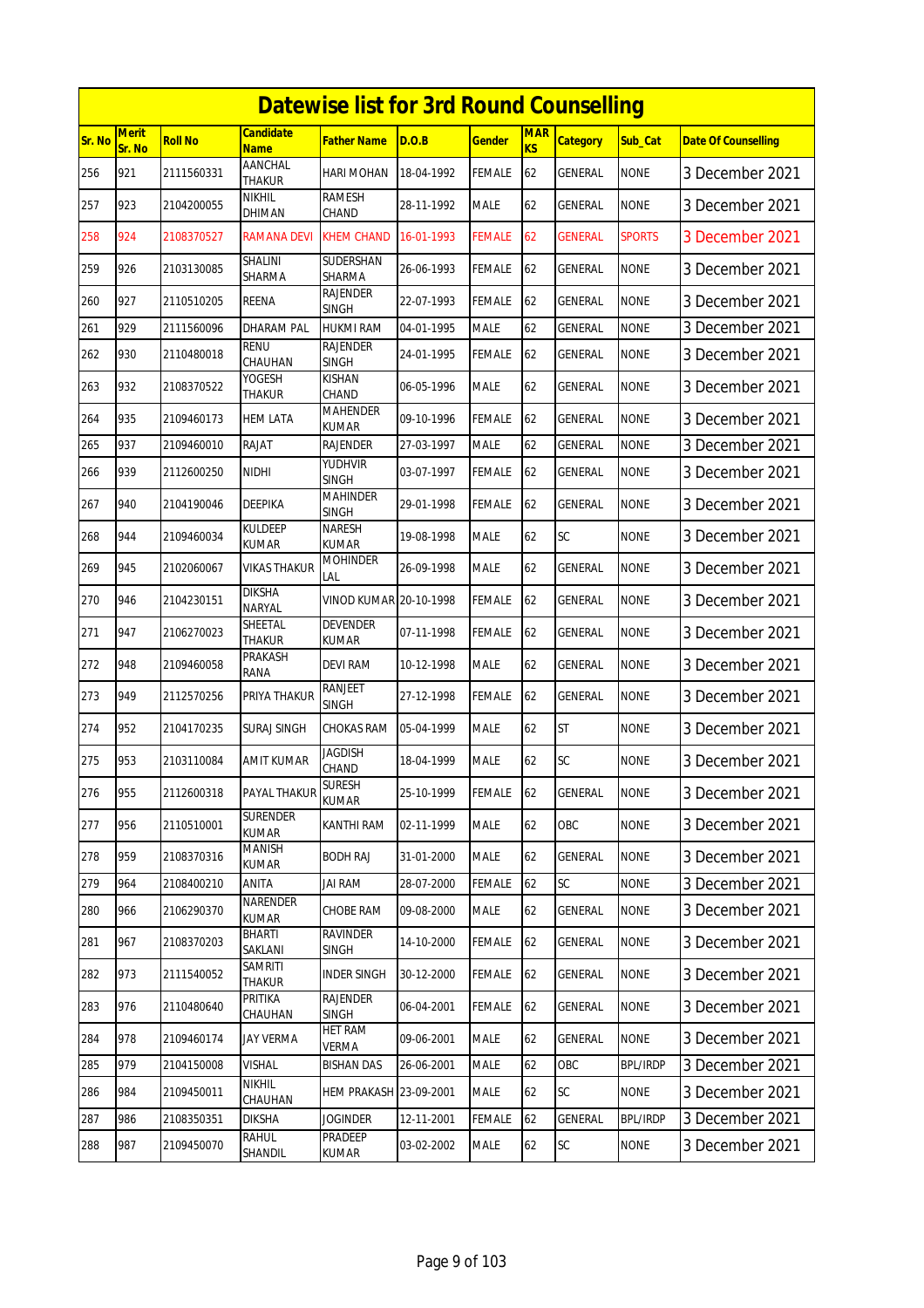# Datewise list for 3rd Round Counselling

| Sr. No | Merit Sr. No | Roll No | Candidate Name | Father Name | D.O.B | Gender | MARKS | Category | Sub_Cat | Date Of Counselling |
|---|---|---|---|---|---|---|---|---|---|---|
| 256 | 921 | 2111560331 | AANCHAL THAKUR | HARI MOHAN | 18-04-1992 | FEMALE | 62 | GENERAL | NONE | 3 December 2021 |
| 257 | 923 | 2104200055 | NIKHIL DHIMAN | RAMESH CHAND | 28-11-1992 | MALE | 62 | GENERAL | NONE | 3 December 2021 |
| 258 | 924 | 2108370527 | RAMANA DEVI | KHEM CHAND | 16-01-1993 | FEMALE | 62 | GENERAL | SPORTS | 3 December 2021 |
| 259 | 926 | 2103130085 | SHALINI SHARMA | SUDERSHAN SHARMA | 26-06-1993 | FEMALE | 62 | GENERAL | NONE | 3 December 2021 |
| 260 | 927 | 2110510205 | REENA | RAJENDER SINGH | 22-07-1993 | FEMALE | 62 | GENERAL | NONE | 3 December 2021 |
| 261 | 929 | 2111560096 | DHARAM PAL | HUKMI RAM | 04-01-1995 | MALE | 62 | GENERAL | NONE | 3 December 2021 |
| 262 | 930 | 2110480018 | RENU CHAUHAN | RAJENDER SINGH | 24-01-1995 | FEMALE | 62 | GENERAL | NONE | 3 December 2021 |
| 263 | 932 | 2108370522 | YOGESH THAKUR | KISHAN CHAND | 06-05-1996 | MALE | 62 | GENERAL | NONE | 3 December 2021 |
| 264 | 935 | 2109460173 | HEM LATA | MAHENDER KUMAR | 09-10-1996 | FEMALE | 62 | GENERAL | NONE | 3 December 2021 |
| 265 | 937 | 2109460010 | RAJAT | RAJENDER | 27-03-1997 | MALE | 62 | GENERAL | NONE | 3 December 2021 |
| 266 | 939 | 2112600250 | NIDHI | YUDHVIR SINGH | 03-07-1997 | FEMALE | 62 | GENERAL | NONE | 3 December 2021 |
| 267 | 940 | 2104190046 | DEEPIKA | MAHINDER SINGH | 29-01-1998 | FEMALE | 62 | GENERAL | NONE | 3 December 2021 |
| 268 | 944 | 2109460034 | KULDEEP KUMAR | NARESH KUMAR | 19-08-1998 | MALE | 62 | SC | NONE | 3 December 2021 |
| 269 | 945 | 2102060067 | VIKAS THAKUR | MOHINDER LAL | 26-09-1998 | MALE | 62 | GENERAL | NONE | 3 December 2021 |
| 270 | 946 | 2104230151 | DIKSHA NARYAL | VINOD KUMAR | 20-10-1998 | FEMALE | 62 | GENERAL | NONE | 3 December 2021 |
| 271 | 947 | 2106270023 | SHEETAL THAKUR | DEVENDER KUMAR | 07-11-1998 | FEMALE | 62 | GENERAL | NONE | 3 December 2021 |
| 272 | 948 | 2109460058 | PRAKASH RANA | DEVI RAM | 10-12-1998 | MALE | 62 | GENERAL | NONE | 3 December 2021 |
| 273 | 949 | 2112570256 | PRIYA THAKUR | RANJEET SINGH | 27-12-1998 | FEMALE | 62 | GENERAL | NONE | 3 December 2021 |
| 274 | 952 | 2104170235 | SURAJ SINGH | CHOKAS RAM | 05-04-1999 | MALE | 62 | ST | NONE | 3 December 2021 |
| 275 | 953 | 2103110084 | AMIT KUMAR | JAGDISH CHAND | 18-04-1999 | MALE | 62 | SC | NONE | 3 December 2021 |
| 276 | 955 | 2112600318 | PAYAL THAKUR | SURESH KUMAR | 25-10-1999 | FEMALE | 62 | GENERAL | NONE | 3 December 2021 |
| 277 | 956 | 2110510001 | SURENDER KUMAR | KANTHI RAM | 02-11-1999 | MALE | 62 | OBC | NONE | 3 December 2021 |
| 278 | 959 | 2108370316 | MANISH KUMAR | BODH RAJ | 31-01-2000 | MALE | 62 | GENERAL | NONE | 3 December 2021 |
| 279 | 964 | 2108400210 | ANITA | JAI RAM | 28-07-2000 | FEMALE | 62 | SC | NONE | 3 December 2021 |
| 280 | 966 | 2106290370 | NARENDER KUMAR | CHOBE RAM | 09-08-2000 | MALE | 62 | GENERAL | NONE | 3 December 2021 |
| 281 | 967 | 2108370203 | BHARTI SAKLANI | RAVINDER SINGH | 14-10-2000 | FEMALE | 62 | GENERAL | NONE | 3 December 2021 |
| 282 | 973 | 2111540052 | SAMRITI THAKUR | INDER SINGH | 30-12-2000 | FEMALE | 62 | GENERAL | NONE | 3 December 2021 |
| 283 | 976 | 2110480640 | PRITIKA CHAUHAN | RAJENDER SINGH | 06-04-2001 | FEMALE | 62 | GENERAL | NONE | 3 December 2021 |
| 284 | 978 | 2109460174 | JAY VERMA | HET RAM VERMA | 09-06-2001 | MALE | 62 | GENERAL | NONE | 3 December 2021 |
| 285 | 979 | 2104150008 | VISHAL | BISHAN DAS | 26-06-2001 | MALE | 62 | OBC | BPL/IRDP | 3 December 2021 |
| 286 | 984 | 2109450011 | NIKHIL CHAUHAN | HEM PRAKASH | 23-09-2001 | MALE | 62 | SC | NONE | 3 December 2021 |
| 287 | 986 | 2108350351 | DIKSHA | JOGINDER | 12-11-2001 | FEMALE | 62 | GENERAL | BPL/IRDP | 3 December 2021 |
| 288 | 987 | 2109450070 | RAHUL SHANDIL | PRADEEP KUMAR | 03-02-2002 | MALE | 62 | SC | NONE | 3 December 2021 |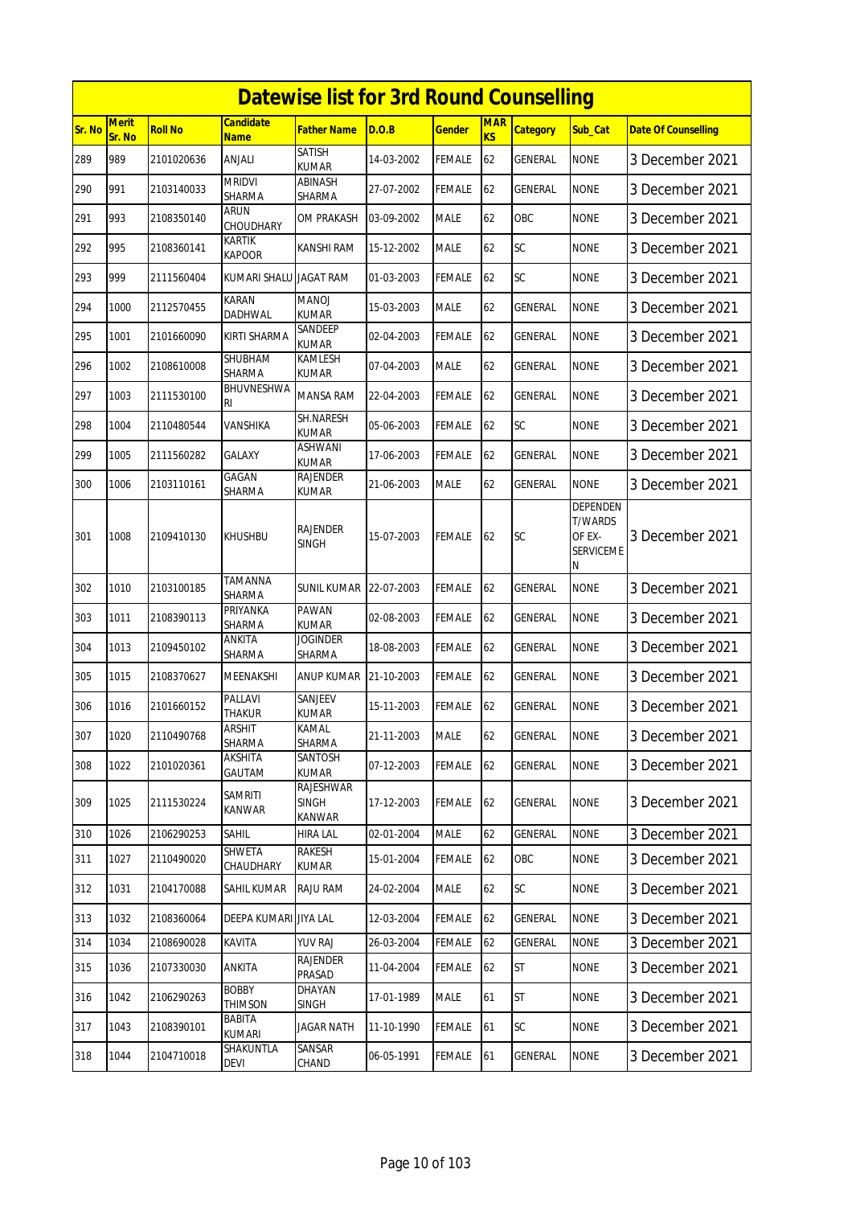# Datewise list for 3rd Round Counselling

| Sr. No | Merit Sr. No | Roll No | Candidate Name | Father Name | D.O.B | Gender | MARKS | Category | Sub_Cat | Date Of Counselling |
|---|---|---|---|---|---|---|---|---|---|---|
| 289 | 989 | 2101020636 | ANJALI | SATISH KUMAR | 14-03-2002 | FEMALE | 62 | GENERAL | NONE | 3 December 2021 |
| 290 | 991 | 2103140033 | MRIDVI SHARMA | ABINASH SHARMA | 27-07-2002 | FEMALE | 62 | GENERAL | NONE | 3 December 2021 |
| 291 | 993 | 2108350140 | ARUN CHOUDHARY | OM PRAKASH | 03-09-2002 | MALE | 62 | OBC | NONE | 3 December 2021 |
| 292 | 995 | 2108360141 | KARTIK KAPOOR | KANSHI RAM | 15-12-2002 | MALE | 62 | SC | NONE | 3 December 2021 |
| 293 | 999 | 2111560404 | KUMARI SHALU | JAGAT RAM | 01-03-2003 | FEMALE | 62 | SC | NONE | 3 December 2021 |
| 294 | 1000 | 2112570455 | KARAN DADHWAL | MANOJ KUMAR | 15-03-2003 | MALE | 62 | GENERAL | NONE | 3 December 2021 |
| 295 | 1001 | 2101660090 | KIRTI SHARMA | SANDEEP KUMAR | 02-04-2003 | FEMALE | 62 | GENERAL | NONE | 3 December 2021 |
| 296 | 1002 | 2108610008 | SHUBHAM SHARMA | KAMLESH KUMAR | 07-04-2003 | MALE | 62 | GENERAL | NONE | 3 December 2021 |
| 297 | 1003 | 2111530100 | BHUVNESHWARI | MANSA RAM | 22-04-2003 | FEMALE | 62 | GENERAL | NONE | 3 December 2021 |
| 298 | 1004 | 2110480544 | VANSHIKA | SH.NARESH KUMAR | 05-06-2003 | FEMALE | 62 | SC | NONE | 3 December 2021 |
| 299 | 1005 | 2111560282 | GALAXY | ASHWANI KUMAR | 17-06-2003 | FEMALE | 62 | GENERAL | NONE | 3 December 2021 |
| 300 | 1006 | 2103110161 | GAGAN SHARMA | RAJENDER KUMAR | 21-06-2003 | MALE | 62 | GENERAL | NONE | 3 December 2021 |
| 301 | 1008 | 2109410130 | KHUSHBU | RAJENDER SINGH | 15-07-2003 | FEMALE | 62 | SC | DEPENDENT/WARDS OF EX-SERVICEMEN | 3 December 2021 |
| 302 | 1010 | 2103100185 | TAMANNA SHARMA | SUNIL KUMAR | 22-07-2003 | FEMALE | 62 | GENERAL | NONE | 3 December 2021 |
| 303 | 1011 | 2108390113 | PRIYANKA SHARMA | PAWAN KUMAR | 02-08-2003 | FEMALE | 62 | GENERAL | NONE | 3 December 2021 |
| 304 | 1013 | 2109450102 | ANKITA SHARMA | JOGINDER SHARMA | 18-08-2003 | FEMALE | 62 | GENERAL | NONE | 3 December 2021 |
| 305 | 1015 | 2108370627 | MEENAKSHI | ANUP KUMAR | 21-10-2003 | FEMALE | 62 | GENERAL | NONE | 3 December 2021 |
| 306 | 1016 | 2101660152 | PALLAVI THAKUR | SANJEEV KUMAR | 15-11-2003 | FEMALE | 62 | GENERAL | NONE | 3 December 2021 |
| 307 | 1020 | 2110490768 | ARSHIT SHARMA | KAMAL SHARMA | 21-11-2003 | MALE | 62 | GENERAL | NONE | 3 December 2021 |
| 308 | 1022 | 2101020361 | AKSHITA GAUTAM | SANTOSH KUMAR | 07-12-2003 | FEMALE | 62 | GENERAL | NONE | 3 December 2021 |
| 309 | 1025 | 2111530224 | SAMRITI KANWAR | RAJESHWAR SINGH KANWAR | 17-12-2003 | FEMALE | 62 | GENERAL | NONE | 3 December 2021 |
| 310 | 1026 | 2106290253 | SAHIL | HIRA LAL | 02-01-2004 | MALE | 62 | GENERAL | NONE | 3 December 2021 |
| 311 | 1027 | 2110490020 | SHWETA CHAUDHARY | RAKESH KUMAR | 15-01-2004 | FEMALE | 62 | OBC | NONE | 3 December 2021 |
| 312 | 1031 | 2104170088 | SAHIL KUMAR | RAJU RAM | 24-02-2004 | MALE | 62 | SC | NONE | 3 December 2021 |
| 313 | 1032 | 2108360064 | DEEPA KUMARI | JIYA LAL | 12-03-2004 | FEMALE | 62 | GENERAL | NONE | 3 December 2021 |
| 314 | 1034 | 2108690028 | KAVITA | YUV RAJ | 26-03-2004 | FEMALE | 62 | GENERAL | NONE | 3 December 2021 |
| 315 | 1036 | 2107330030 | ANKITA | RAJENDER PRASAD | 11-04-2004 | FEMALE | 62 | ST | NONE | 3 December 2021 |
| 316 | 1042 | 2106290263 | BOBBY THIMSON | DHAYAN SINGH | 17-01-1989 | MALE | 61 | ST | NONE | 3 December 2021 |
| 317 | 1043 | 2108390101 | BABITA KUMARI | JAGAR NATH | 11-10-1990 | FEMALE | 61 | SC | NONE | 3 December 2021 |
| 318 | 1044 | 2104710018 | SHAKUNTLA DEVI | SANSAR CHAND | 06-05-1991 | FEMALE | 61 | GENERAL | NONE | 3 December 2021 |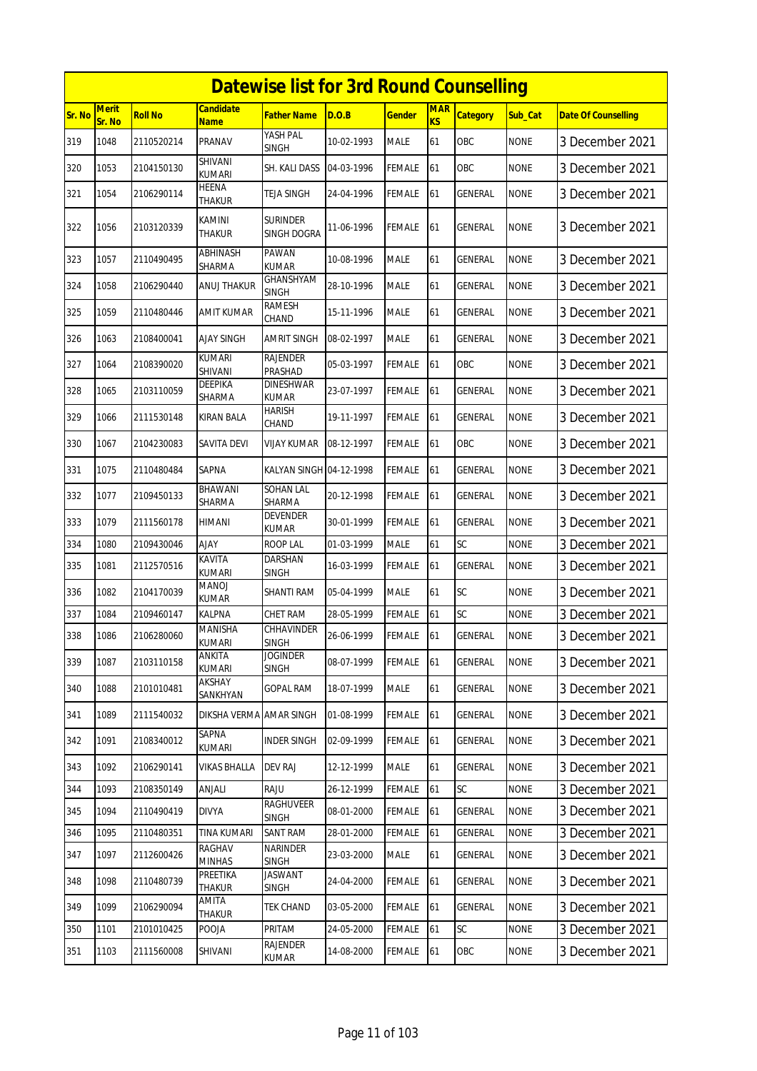# Datewise list for 3rd Round Counselling

| Sr. No | Merit Sr. No | Roll No | Candidate Name | Father Name | D.O.B | Gender | MARKS | Category | Sub_Cat | Date Of Counselling |
|---|---|---|---|---|---|---|---|---|---|---|
| 319 | 1048 | 2110520214 | PRANAV | YASH PAL SINGH | 10-02-1993 | MALE | 61 | OBC | NONE | 3 December 2021 |
| 320 | 1053 | 2104150130 | SHIVANI KUMARI | SH. KALI DASS | 04-03-1996 | FEMALE | 61 | OBC | NONE | 3 December 2021 |
| 321 | 1054 | 2106290114 | HEENA THAKUR | TEJA SINGH | 24-04-1996 | FEMALE | 61 | GENERAL | NONE | 3 December 2021 |
| 322 | 1056 | 2103120339 | KAMINI THAKUR | SURINDER SINGH DOGRA | 11-06-1996 | FEMALE | 61 | GENERAL | NONE | 3 December 2021 |
| 323 | 1057 | 2110490495 | ABHINASH SHARMA | PAWAN KUMAR | 10-08-1996 | MALE | 61 | GENERAL | NONE | 3 December 2021 |
| 324 | 1058 | 2106290440 | ANUJ THAKUR | GHANSHYAM SINGH | 28-10-1996 | MALE | 61 | GENERAL | NONE | 3 December 2021 |
| 325 | 1059 | 2110480446 | AMIT KUMAR | RAMESH CHAND | 15-11-1996 | MALE | 61 | GENERAL | NONE | 3 December 2021 |
| 326 | 1063 | 2108400041 | AJAY SINGH | AMRIT SINGH | 08-02-1997 | MALE | 61 | GENERAL | NONE | 3 December 2021 |
| 327 | 1064 | 2108390020 | KUMARI SHIVANI | RAJENDER PRASHAD | 05-03-1997 | FEMALE | 61 | OBC | NONE | 3 December 2021 |
| 328 | 1065 | 2103110059 | DEEPIKA SHARMA | DINESHWAR KUMAR | 23-07-1997 | FEMALE | 61 | GENERAL | NONE | 3 December 2021 |
| 329 | 1066 | 2111530148 | KIRAN BALA | HARISH CHAND | 19-11-1997 | FEMALE | 61 | GENERAL | NONE | 3 December 2021 |
| 330 | 1067 | 2104230083 | SAVITA DEVI | VIJAY KUMAR | 08-12-1997 | FEMALE | 61 | OBC | NONE | 3 December 2021 |
| 331 | 1075 | 2110480484 | SAPNA | KALYAN SINGH | 04-12-1998 | FEMALE | 61 | GENERAL | NONE | 3 December 2021 |
| 332 | 1077 | 2109450133 | BHAWANI SHARMA | SOHAN LAL SHARMA | 20-12-1998 | FEMALE | 61 | GENERAL | NONE | 3 December 2021 |
| 333 | 1079 | 2111560178 | HIMANI | DEVENDER KUMAR | 30-01-1999 | FEMALE | 61 | GENERAL | NONE | 3 December 2021 |
| 334 | 1080 | 2109430046 | AJAY | ROOP LAL | 01-03-1999 | MALE | 61 | SC | NONE | 3 December 2021 |
| 335 | 1081 | 2112570516 | KAVITA KUMARI | DARSHAN SINGH | 16-03-1999 | FEMALE | 61 | GENERAL | NONE | 3 December 2021 |
| 336 | 1082 | 2104170039 | MANOJ KUMAR | SHANTI RAM | 05-04-1999 | MALE | 61 | SC | NONE | 3 December 2021 |
| 337 | 1084 | 2109460147 | KALPNA | CHET RAM | 28-05-1999 | FEMALE | 61 | SC | NONE | 3 December 2021 |
| 338 | 1086 | 2106280060 | MANISHA KUMARI | CHHAVINDER SINGH | 26-06-1999 | FEMALE | 61 | GENERAL | NONE | 3 December 2021 |
| 339 | 1087 | 2103110158 | ANKITA KUMARI | JOGINDER SINGH | 08-07-1999 | FEMALE | 61 | GENERAL | NONE | 3 December 2021 |
| 340 | 1088 | 2101010481 | AKSHAY SANKHYAN | GOPAL RAM | 18-07-1999 | MALE | 61 | GENERAL | NONE | 3 December 2021 |
| 341 | 1089 | 2111540032 | DIKSHA VERMA | AMAR SINGH | 01-08-1999 | FEMALE | 61 | GENERAL | NONE | 3 December 2021 |
| 342 | 1091 | 2108340012 | SAPNA KUMARI | INDER SINGH | 02-09-1999 | FEMALE | 61 | GENERAL | NONE | 3 December 2021 |
| 343 | 1092 | 2106290141 | VIKAS BHALLA | DEV RAJ | 12-12-1999 | MALE | 61 | GENERAL | NONE | 3 December 2021 |
| 344 | 1093 | 2108350149 | ANJALI | RAJU | 26-12-1999 | FEMALE | 61 | SC | NONE | 3 December 2021 |
| 345 | 1094 | 2110490419 | DIVYA | RAGHUVEER SINGH | 08-01-2000 | FEMALE | 61 | GENERAL | NONE | 3 December 2021 |
| 346 | 1095 | 2110480351 | TINA KUMARI | SANT RAM | 28-01-2000 | FEMALE | 61 | GENERAL | NONE | 3 December 2021 |
| 347 | 1097 | 2112600426 | RAGHAV MINHAS | NARINDER SINGH | 23-03-2000 | MALE | 61 | GENERAL | NONE | 3 December 2021 |
| 348 | 1098 | 2110480739 | PREETIKA THAKUR | JASWANT SINGH | 24-04-2000 | FEMALE | 61 | GENERAL | NONE | 3 December 2021 |
| 349 | 1099 | 2106290094 | AMITA THAKUR | TEK CHAND | 03-05-2000 | FEMALE | 61 | GENERAL | NONE | 3 December 2021 |
| 350 | 1101 | 2101010425 | POOJA | PRITAM | 24-05-2000 | FEMALE | 61 | SC | NONE | 3 December 2021 |
| 351 | 1103 | 2111560008 | SHIVANI | RAJENDER KUMAR | 14-08-2000 | FEMALE | 61 | OBC | NONE | 3 December 2021 |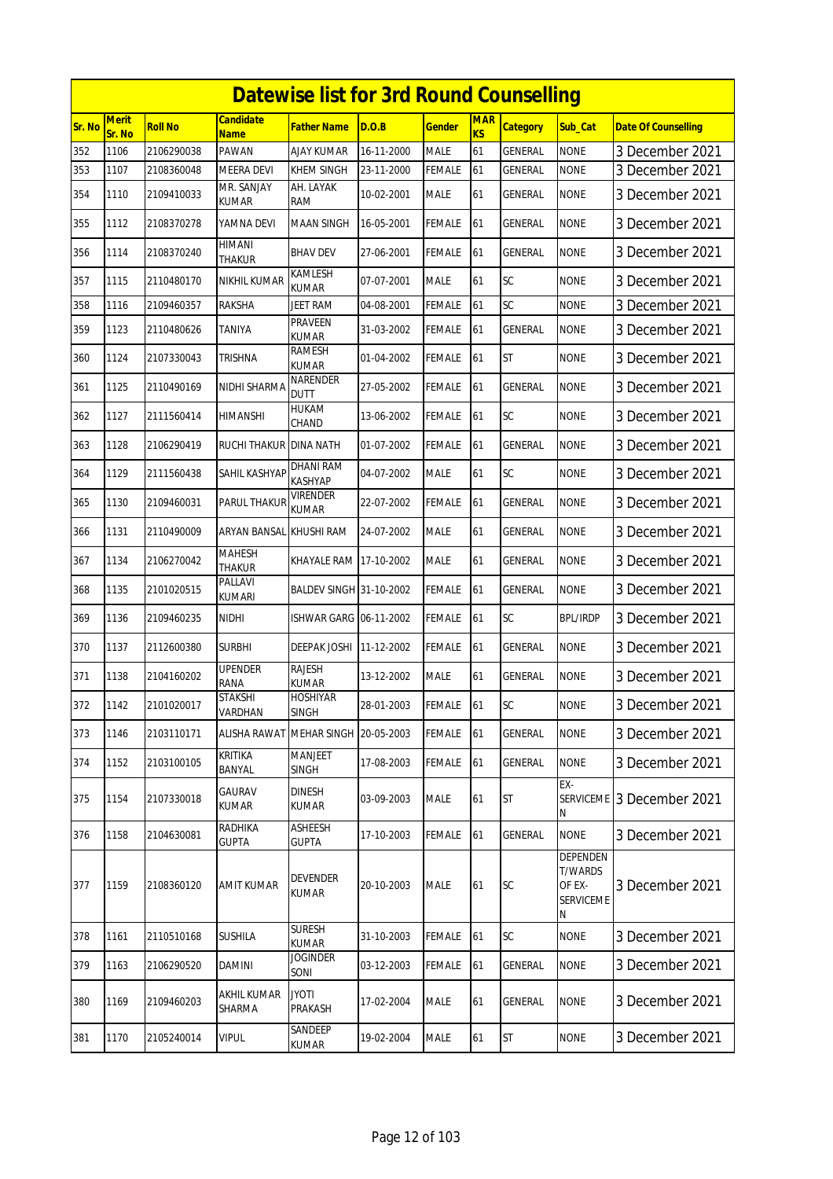# Datewise list for 3rd Round Counselling

| Sr. No | Merit Sr. No | Roll No | Candidate Name | Father Name | D.O.B | Gender | MARKS | Category | Sub_Cat | Date Of Counselling |
|---|---|---|---|---|---|---|---|---|---|---|
| 352 | 1106 | 2106290038 | PAWAN | AJAY KUMAR | 16-11-2000 | MALE | 61 | GENERAL | NONE | 3 December 2021 |
| 353 | 1107 | 2108360048 | MEERA DEVI | KHEM SINGH | 23-11-2000 | FEMALE | 61 | GENERAL | NONE | 3 December 2021 |
| 354 | 1110 | 2109410033 | MR. SANJAY KUMAR | AH. LAYAK RAM | 10-02-2001 | MALE | 61 | GENERAL | NONE | 3 December 2021 |
| 355 | 1112 | 2108370278 | YAMNA DEVI | MAAN SINGH | 16-05-2001 | FEMALE | 61 | GENERAL | NONE | 3 December 2021 |
| 356 | 1114 | 2108370240 | HIMANI THAKUR | BHAV DEV | 27-06-2001 | FEMALE | 61 | GENERAL | NONE | 3 December 2021 |
| 357 | 1115 | 2110480170 | NIKHIL KUMAR | KAMLESH KUMAR | 07-07-2001 | MALE | 61 | SC | NONE | 3 December 2021 |
| 358 | 1116 | 2109460357 | RAKSHA | JEET RAM | 04-08-2001 | FEMALE | 61 | SC | NONE | 3 December 2021 |
| 359 | 1123 | 2110480626 | TANIYA | PRAVEEN KUMAR | 31-03-2002 | FEMALE | 61 | GENERAL | NONE | 3 December 2021 |
| 360 | 1124 | 2107330043 | TRISHNA | RAMESH KUMAR | 01-04-2002 | FEMALE | 61 | ST | NONE | 3 December 2021 |
| 361 | 1125 | 2110490169 | NIDHI SHARMA | NARENDER DUTT | 27-05-2002 | FEMALE | 61 | GENERAL | NONE | 3 December 2021 |
| 362 | 1127 | 2111560414 | HIMANSHI | HUKAM CHAND | 13-06-2002 | FEMALE | 61 | SC | NONE | 3 December 2021 |
| 363 | 1128 | 2106290419 | RUCHI THAKUR | DINA NATH | 01-07-2002 | FEMALE | 61 | GENERAL | NONE | 3 December 2021 |
| 364 | 1129 | 2111560438 | SAHIL KASHYAP | DHANI RAM KASHYAP | 04-07-2002 | MALE | 61 | SC | NONE | 3 December 2021 |
| 365 | 1130 | 2109460031 | PARUL THAKUR | VIRENDER KUMAR | 22-07-2002 | FEMALE | 61 | GENERAL | NONE | 3 December 2021 |
| 366 | 1131 | 2110490009 | ARYAN BANSAL | KHUSHI RAM | 24-07-2002 | MALE | 61 | GENERAL | NONE | 3 December 2021 |
| 367 | 1134 | 2106270042 | MAHESH THAKUR | KHAYALE RAM | 17-10-2002 | MALE | 61 | GENERAL | NONE | 3 December 2021 |
| 368 | 1135 | 2101020515 | PALLAVI KUMARI | BALDEV SINGH | 31-10-2002 | FEMALE | 61 | GENERAL | NONE | 3 December 2021 |
| 369 | 1136 | 2109460235 | NIDHI | ISHWAR GARG | 06-11-2002 | FEMALE | 61 | SC | BPL/IRDP | 3 December 2021 |
| 370 | 1137 | 2112600380 | SURBHI | DEEPAK JOSHI | 11-12-2002 | FEMALE | 61 | GENERAL | NONE | 3 December 2021 |
| 371 | 1138 | 2104160202 | UPENDER RANA | RAJESH KUMAR | 13-12-2002 | MALE | 61 | GENERAL | NONE | 3 December 2021 |
| 372 | 1142 | 2101020017 | STAKSHI VARDHAN | HOSHIYAR SINGH | 28-01-2003 | FEMALE | 61 | SC | NONE | 3 December 2021 |
| 373 | 1146 | 2103110171 | ALISHA RAWAT | MEHAR SINGH | 20-05-2003 | FEMALE | 61 | GENERAL | NONE | 3 December 2021 |
| 374 | 1152 | 2103100105 | KRITIKA BANYAL | MANJEET SINGH | 17-08-2003 | FEMALE | 61 | GENERAL | NONE | 3 December 2021 |
| 375 | 1154 | 2107330018 | GAURAV KUMAR | DINESH KUMAR | 03-09-2003 | MALE | 61 | ST | EX-SERVICEMEN | 3 December 2021 |
| 376 | 1158 | 2104630081 | RADHIKA GUPTA | ASHEESH GUPTA | 17-10-2003 | FEMALE | 61 | GENERAL | NONE | 3 December 2021 |
| 377 | 1159 | 2108360120 | AMIT KUMAR | DEVENDER KUMAR | 20-10-2003 | MALE | 61 | SC | DEPENDENT/WARDS OF EX-SERVICEMEN | 3 December 2021 |
| 378 | 1161 | 2110510168 | SUSHILA | SURESH KUMAR | 31-10-2003 | FEMALE | 61 | SC | NONE | 3 December 2021 |
| 379 | 1163 | 2106290520 | DAMINI | JOGINDER SONI | 03-12-2003 | FEMALE | 61 | GENERAL | NONE | 3 December 2021 |
| 380 | 1169 | 2109460203 | AKHIL KUMAR SHARMA | JYOTI PRAKASH | 17-02-2004 | MALE | 61 | GENERAL | NONE | 3 December 2021 |
| 381 | 1170 | 2105240014 | VIPUL | SANDEEP KUMAR | 19-02-2004 | MALE | 61 | ST | NONE | 3 December 2021 |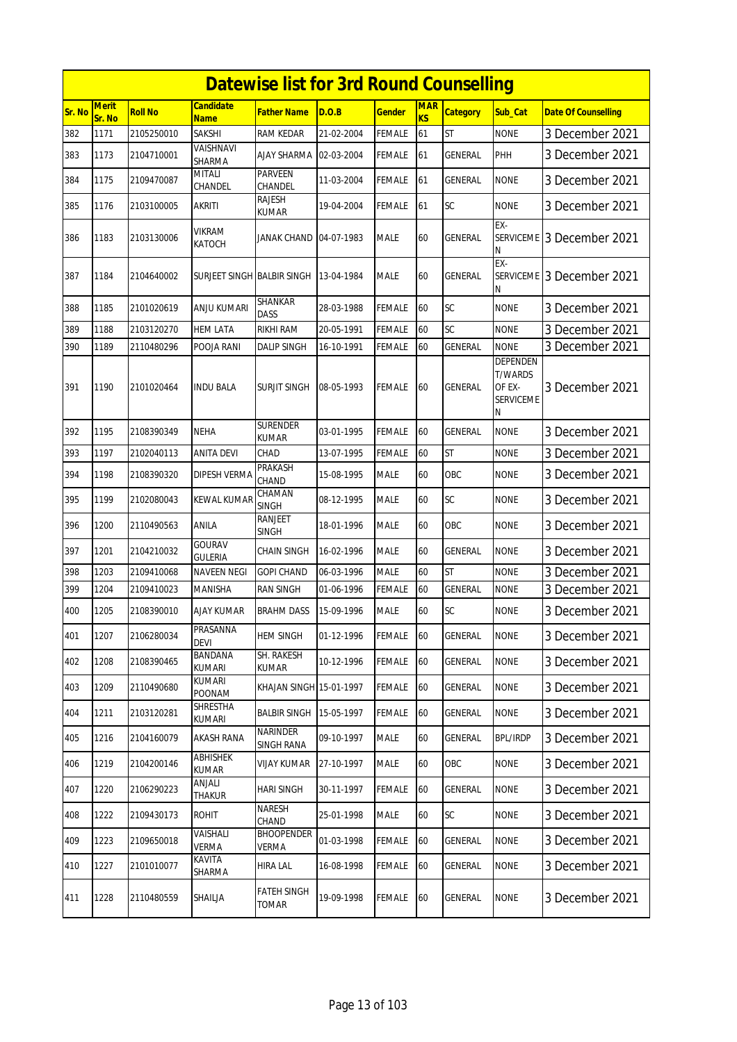# Datewise list for 3rd Round Counselling

| Sr. No | Merit Sr. No | Roll No | Candidate Name | Father Name | D.O.B | Gender | MARKS | Category | Sub_Cat | Date Of Counselling |
|---|---|---|---|---|---|---|---|---|---|---|
| 382 | 1171 | 2105250010 | SAKSHI | RAM KEDAR | 21-02-2004 | FEMALE | 61 | ST | NONE | 3 December 2021 |
| 383 | 1173 | 2104710001 | VAISHNAVI SHARMA | AJAY SHARMA | 02-03-2004 | FEMALE | 61 | GENERAL | PHH | 3 December 2021 |
| 384 | 1175 | 2109470087 | MITALI CHANDEL | PARVEEN CHANDEL | 11-03-2004 | FEMALE | 61 | GENERAL | NONE | 3 December 2021 |
| 385 | 1176 | 2103100005 | AKRITI | RAJESH KUMAR | 19-04-2004 | FEMALE | 61 | SC | NONE | 3 December 2021 |
| 386 | 1183 | 2103130006 | VIKRAM KATOCH | JANAK CHAND | 04-07-1983 | MALE | 60 | GENERAL | EX-SERVICEMEN | 3 December 2021 |
| 387 | 1184 | 2104640002 | SURJEET SINGH | BALBIR SINGH | 13-04-1984 | MALE | 60 | GENERAL | EX-SERVICEMEN | 3 December 2021 |
| 388 | 1185 | 2101020619 | ANJU KUMARI | SHANKAR DASS | 28-03-1988 | FEMALE | 60 | SC | NONE | 3 December 2021 |
| 389 | 1188 | 2103120270 | HEM LATA | RIKHI RAM | 20-05-1991 | FEMALE | 60 | SC | NONE | 3 December 2021 |
| 390 | 1189 | 2110480296 | POOJA RANI | DALIP SINGH | 16-10-1991 | FEMALE | 60 | GENERAL | NONE | 3 December 2021 |
| 391 | 1190 | 2101020464 | INDU BALA | SURJIT SINGH | 08-05-1993 | FEMALE | 60 | GENERAL | DEPENDENT/WARDS OF EX-SERVICEMEN | 3 December 2021 |
| 392 | 1195 | 2108390349 | NEHA | SURENDER KUMAR | 03-01-1995 | FEMALE | 60 | GENERAL | NONE | 3 December 2021 |
| 393 | 1197 | 2102040113 | ANITA DEVI | CHAD | 13-07-1995 | FEMALE | 60 | ST | NONE | 3 December 2021 |
| 394 | 1198 | 2108390320 | DIPESH VERMA | PRAKASH CHAND | 15-08-1995 | MALE | 60 | OBC | NONE | 3 December 2021 |
| 395 | 1199 | 2102080043 | KEWAL KUMAR | CHAMAN SINGH | 08-12-1995 | MALE | 60 | SC | NONE | 3 December 2021 |
| 396 | 1200 | 2110490563 | ANILA | RANJEET SINGH | 18-01-1996 | MALE | 60 | OBC | NONE | 3 December 2021 |
| 397 | 1201 | 2104210032 | GOURAV GULERIA | CHAIN SINGH | 16-02-1996 | MALE | 60 | GENERAL | NONE | 3 December 2021 |
| 398 | 1203 | 2109410068 | NAVEEN NEGI | GOPI CHAND | 06-03-1996 | MALE | 60 | ST | NONE | 3 December 2021 |
| 399 | 1204 | 2109410023 | MANISHA | RAN SINGH | 01-06-1996 | FEMALE | 60 | GENERAL | NONE | 3 December 2021 |
| 400 | 1205 | 2108390010 | AJAY KUMAR | BRAHM DASS | 15-09-1996 | MALE | 60 | SC | NONE | 3 December 2021 |
| 401 | 1207 | 2106280034 | PRASANNA DEVI | HEM SINGH | 01-12-1996 | FEMALE | 60 | GENERAL | NONE | 3 December 2021 |
| 402 | 1208 | 2108390465 | BANDANA KUMARI | SH. RAKESH KUMAR | 10-12-1996 | FEMALE | 60 | GENERAL | NONE | 3 December 2021 |
| 403 | 1209 | 2110490680 | KUMARI POONAM | KHAJAN SINGH | 15-01-1997 | FEMALE | 60 | GENERAL | NONE | 3 December 2021 |
| 404 | 1211 | 2103120281 | SHRESTHA KUMARI | BALBIR SINGH | 15-05-1997 | FEMALE | 60 | GENERAL | NONE | 3 December 2021 |
| 405 | 1216 | 2104160079 | AKASH RANA | NARINDER SINGH RANA | 09-10-1997 | MALE | 60 | GENERAL | BPL/IRDP | 3 December 2021 |
| 406 | 1219 | 2104200146 | ABHISHEK KUMAR | VIJAY KUMAR | 27-10-1997 | MALE | 60 | OBC | NONE | 3 December 2021 |
| 407 | 1220 | 2106290223 | ANJALI THAKUR | HARI SINGH | 30-11-1997 | FEMALE | 60 | GENERAL | NONE | 3 December 2021 |
| 408 | 1222 | 2109430173 | ROHIT | NARESH CHAND | 25-01-1998 | MALE | 60 | SC | NONE | 3 December 2021 |
| 409 | 1223 | 2109650018 | VAISHALI VERMA | BHOOPENDER VERMA | 01-03-1998 | FEMALE | 60 | GENERAL | NONE | 3 December 2021 |
| 410 | 1227 | 2101010077 | KAVITA SHARMA | HIRA LAL | 16-08-1998 | FEMALE | 60 | GENERAL | NONE | 3 December 2021 |
| 411 | 1228 | 2110480559 | SHAILJA | FATEH SINGH TOMAR | 19-09-1998 | FEMALE | 60 | GENERAL | NONE | 3 December 2021 |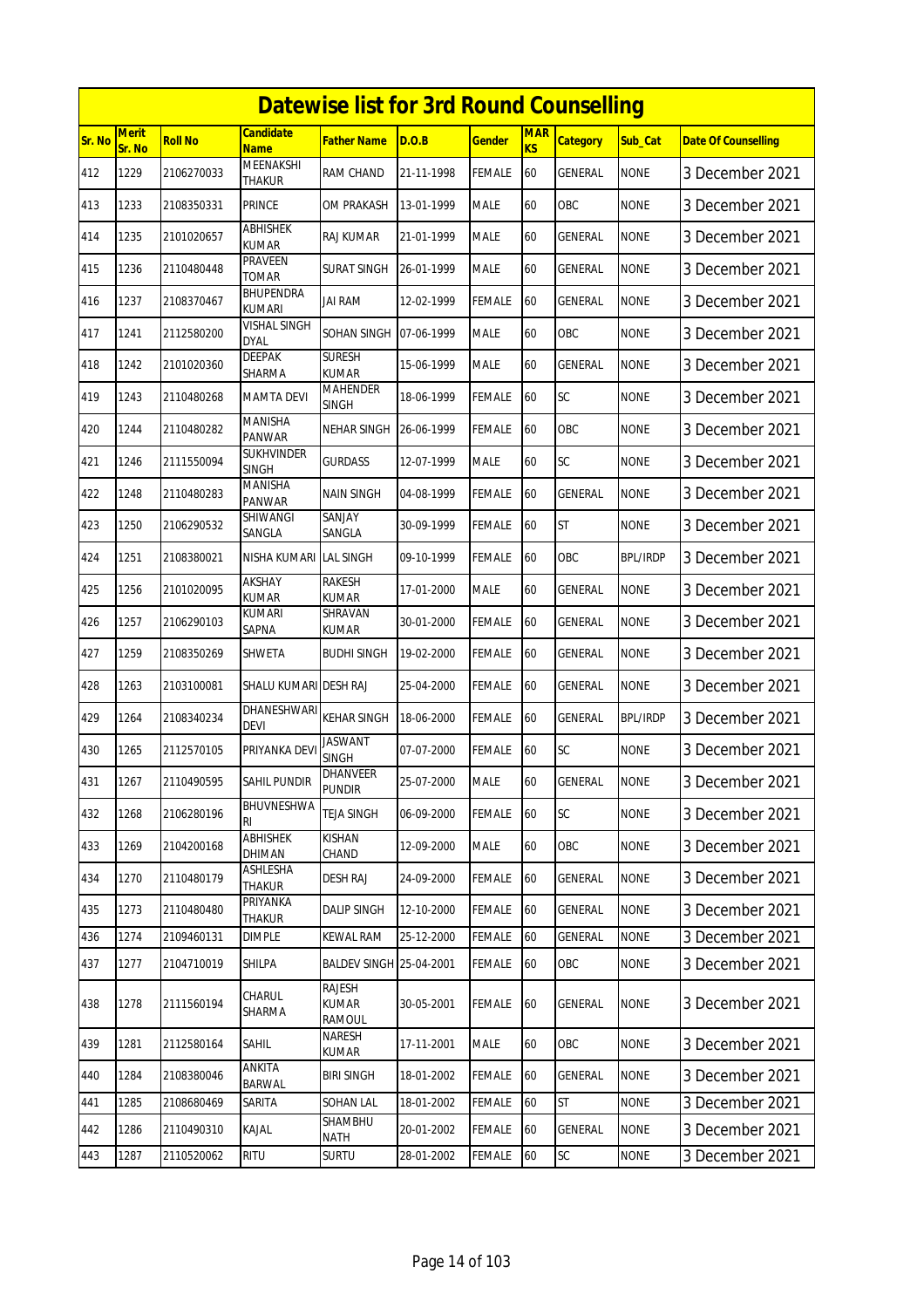# Datewise list for 3rd Round Counselling

| Sr. No | Merit Sr. No | Roll No | Candidate Name | Father Name | D.O.B | Gender | MARKS | Category | Sub_Cat | Date Of Counselling |
|---|---|---|---|---|---|---|---|---|---|---|
| 412 | 1229 | 2106270033 | MEENAKSHI THAKUR | RAM CHAND | 21-11-1998 | FEMALE | 60 | GENERAL | NONE | 3 December 2021 |
| 413 | 1233 | 2108350331 | PRINCE | OM PRAKASH | 13-01-1999 | MALE | 60 | OBC | NONE | 3 December 2021 |
| 414 | 1235 | 2101020657 | ABHISHEK KUMAR | RAJ KUMAR | 21-01-1999 | MALE | 60 | GENERAL | NONE | 3 December 2021 |
| 415 | 1236 | 2110480448 | PRAVEEN TOMAR | SURAT SINGH | 26-01-1999 | MALE | 60 | GENERAL | NONE | 3 December 2021 |
| 416 | 1237 | 2108370467 | BHUPENDRA KUMARI | JAI RAM | 12-02-1999 | FEMALE | 60 | GENERAL | NONE | 3 December 2021 |
| 417 | 1241 | 2112580200 | VISHAL SINGH DYAL | SOHAN SINGH | 07-06-1999 | MALE | 60 | OBC | NONE | 3 December 2021 |
| 418 | 1242 | 2101020360 | DEEPAK SHARMA | SURESH KUMAR | 15-06-1999 | MALE | 60 | GENERAL | NONE | 3 December 2021 |
| 419 | 1243 | 2110480268 | MAMTA DEVI | MAHENDER SINGH | 18-06-1999 | FEMALE | 60 | SC | NONE | 3 December 2021 |
| 420 | 1244 | 2110480282 | MANISHA PANWAR | NEHAR SINGH | 26-06-1999 | FEMALE | 60 | OBC | NONE | 3 December 2021 |
| 421 | 1246 | 2111550094 | SUKHVINDER SINGH | GURDASS | 12-07-1999 | MALE | 60 | SC | NONE | 3 December 2021 |
| 422 | 1248 | 2110480283 | MANISHA PANWAR | NAIN SINGH | 04-08-1999 | FEMALE | 60 | GENERAL | NONE | 3 December 2021 |
| 423 | 1250 | 2106290532 | SHIWANGI SANGLA | SANJAY SANGLA | 30-09-1999 | FEMALE | 60 | ST | NONE | 3 December 2021 |
| 424 | 1251 | 2108380021 | NISHA KUMARI | LAL SINGH | 09-10-1999 | FEMALE | 60 | OBC | BPL/IRDP | 3 December 2021 |
| 425 | 1256 | 2101020095 | AKSHAY KUMAR | RAKESH KUMAR | 17-01-2000 | MALE | 60 | GENERAL | NONE | 3 December 2021 |
| 426 | 1257 | 2106290103 | KUMARI SAPNA | SHRAVAN KUMAR | 30-01-2000 | FEMALE | 60 | GENERAL | NONE | 3 December 2021 |
| 427 | 1259 | 2108350269 | SHWETA | BUDHI SINGH | 19-02-2000 | FEMALE | 60 | GENERAL | NONE | 3 December 2021 |
| 428 | 1263 | 2103100081 | SHALU KUMARI | DESH RAJ | 25-04-2000 | FEMALE | 60 | GENERAL | NONE | 3 December 2021 |
| 429 | 1264 | 2108340234 | DHANESHWARI DEVI | KEHAR SINGH | 18-06-2000 | FEMALE | 60 | GENERAL | BPL/IRDP | 3 December 2021 |
| 430 | 1265 | 2112570105 | PRIYANKA DEVI | JASWANT SINGH | 07-07-2000 | FEMALE | 60 | SC | NONE | 3 December 2021 |
| 431 | 1267 | 2110490595 | SAHIL PUNDIR | DHANVEER PUNDIR | 25-07-2000 | MALE | 60 | GENERAL | NONE | 3 December 2021 |
| 432 | 1268 | 2106280196 | BHUVNESHWARI | TEJA SINGH | 06-09-2000 | FEMALE | 60 | SC | NONE | 3 December 2021 |
| 433 | 1269 | 2104200168 | ABHISHEK DHIMAN | KISHAN CHAND | 12-09-2000 | MALE | 60 | OBC | NONE | 3 December 2021 |
| 434 | 1270 | 2110480179 | ASHLESHA THAKUR | DESH RAJ | 24-09-2000 | FEMALE | 60 | GENERAL | NONE | 3 December 2021 |
| 435 | 1273 | 2110480480 | PRIYANKA THAKUR | DALIP SINGH | 12-10-2000 | FEMALE | 60 | GENERAL | NONE | 3 December 2021 |
| 436 | 1274 | 2109460131 | DIMPLE | KEWAL RAM | 25-12-2000 | FEMALE | 60 | GENERAL | NONE | 3 December 2021 |
| 437 | 1277 | 2104710019 | SHILPA | BALDEV SINGH | 25-04-2001 | FEMALE | 60 | OBC | NONE | 3 December 2021 |
| 438 | 1278 | 2111560194 | CHARUL SHARMA | RAJESH KUMAR RAMOUL | 30-05-2001 | FEMALE | 60 | GENERAL | NONE | 3 December 2021 |
| 439 | 1281 | 2112580164 | SAHIL | NARESH KUMAR | 17-11-2001 | MALE | 60 | OBC | NONE | 3 December 2021 |
| 440 | 1284 | 2108380046 | ANKITA BARWAL | BIRI SINGH | 18-01-2002 | FEMALE | 60 | GENERAL | NONE | 3 December 2021 |
| 441 | 1285 | 2108680469 | SARITA | SOHAN LAL | 18-01-2002 | FEMALE | 60 | ST | NONE | 3 December 2021 |
| 442 | 1286 | 2110490310 | KAJAL | SHAMBHU NATH | 20-01-2002 | FEMALE | 60 | GENERAL | NONE | 3 December 2021 |
| 443 | 1287 | 2110520062 | RITU | SURTU | 28-01-2002 | FEMALE | 60 | SC | NONE | 3 December 2021 |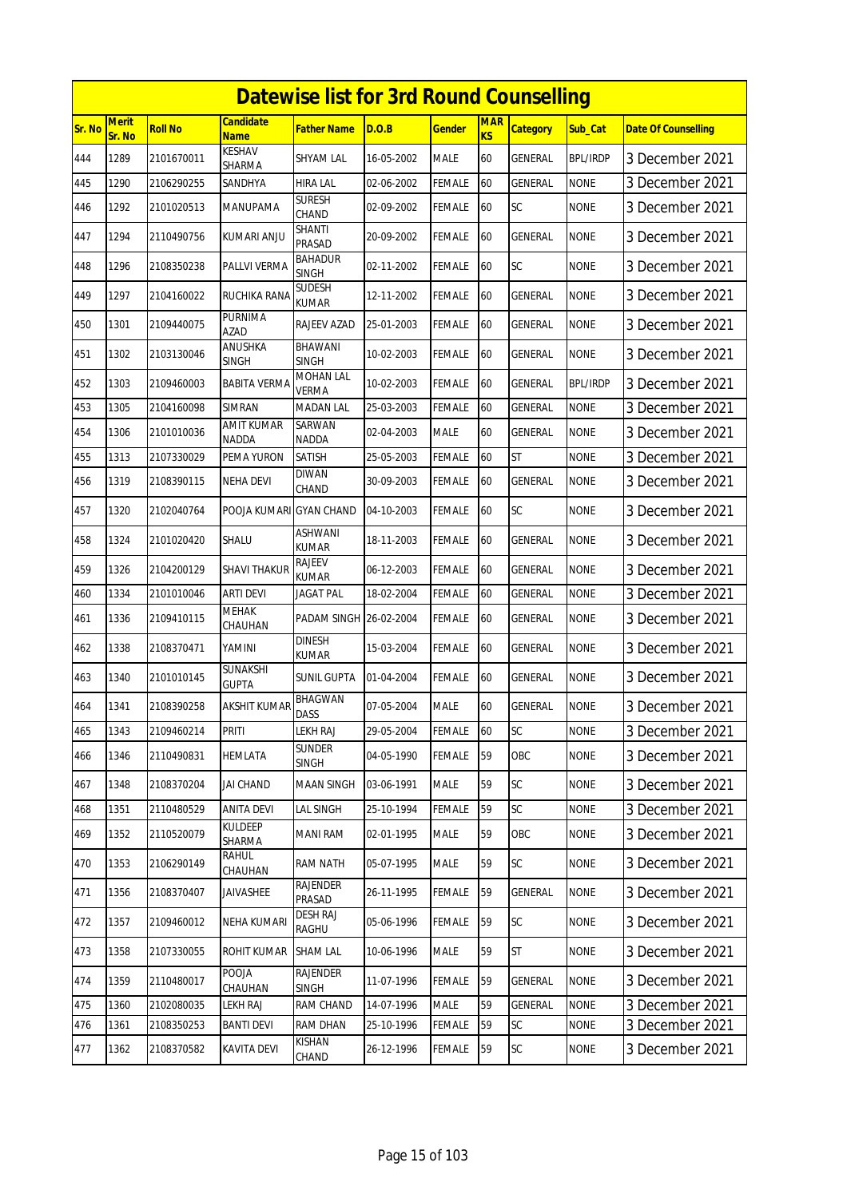# Datewise list for 3rd Round Counselling

| Sr. No | Merit Sr. No | Roll No | Candidate Name | Father Name | D.O.B | Gender | MARKS | Category | Sub_Cat | Date Of Counselling |
|---|---|---|---|---|---|---|---|---|---|---|
| 444 | 1289 | 2101670011 | KESHAV SHARMA | SHYAM LAL | 16-05-2002 | MALE | 60 | GENERAL | BPL/IRDP | 3 December 2021 |
| 445 | 1290 | 2106290255 | SANDHYA | HIRA LAL | 02-06-2002 | FEMALE | 60 | GENERAL | NONE | 3 December 2021 |
| 446 | 1292 | 2101020513 | MANUPAMA | SURESH CHAND | 02-09-2002 | FEMALE | 60 | SC | NONE | 3 December 2021 |
| 447 | 1294 | 2110490756 | KUMARI ANJU | SHANTI PRASAD | 20-09-2002 | FEMALE | 60 | GENERAL | NONE | 3 December 2021 |
| 448 | 1296 | 2108350238 | PALLVI VERMA | BAHADUR SINGH | 02-11-2002 | FEMALE | 60 | SC | NONE | 3 December 2021 |
| 449 | 1297 | 2104160022 | RUCHIKA RANA | SUDESH KUMAR | 12-11-2002 | FEMALE | 60 | GENERAL | NONE | 3 December 2021 |
| 450 | 1301 | 2109440075 | PURNIMA AZAD | RAJEEV AZAD | 25-01-2003 | FEMALE | 60 | GENERAL | NONE | 3 December 2021 |
| 451 | 1302 | 2103130046 | ANUSHKA SINGH | BHAWANI SINGH | 10-02-2003 | FEMALE | 60 | GENERAL | NONE | 3 December 2021 |
| 452 | 1303 | 2109460003 | BABITA VERMA | MOHAN LAL VERMA | 10-02-2003 | FEMALE | 60 | GENERAL | BPL/IRDP | 3 December 2021 |
| 453 | 1305 | 2104160098 | SIMRAN | MADAN LAL | 25-03-2003 | FEMALE | 60 | GENERAL | NONE | 3 December 2021 |
| 454 | 1306 | 2101010036 | AMIT KUMAR NADDA | SARWAN NADDA | 02-04-2003 | MALE | 60 | GENERAL | NONE | 3 December 2021 |
| 455 | 1313 | 2107330029 | PEMA YURON | SATISH | 25-05-2003 | FEMALE | 60 | ST | NONE | 3 December 2021 |
| 456 | 1319 | 2108390115 | NEHA DEVI | DIWAN CHAND | 30-09-2003 | FEMALE | 60 | GENERAL | NONE | 3 December 2021 |
| 457 | 1320 | 2102040764 | POOJA KUMARI | GYAN CHAND | 04-10-2003 | FEMALE | 60 | SC | NONE | 3 December 2021 |
| 458 | 1324 | 2101020420 | SHALU | ASHWANI KUMAR | 18-11-2003 | FEMALE | 60 | GENERAL | NONE | 3 December 2021 |
| 459 | 1326 | 2104200129 | SHAVI THAKUR | RAJEEV KUMAR | 06-12-2003 | FEMALE | 60 | GENERAL | NONE | 3 December 2021 |
| 460 | 1334 | 2101010046 | ARTI DEVI | JAGAT PAL | 18-02-2004 | FEMALE | 60 | GENERAL | NONE | 3 December 2021 |
| 461 | 1336 | 2109410115 | MEHAK CHAUHAN | PADAM SINGH | 26-02-2004 | FEMALE | 60 | GENERAL | NONE | 3 December 2021 |
| 462 | 1338 | 2108370471 | YAMINI | DINESH KUMAR | 15-03-2004 | FEMALE | 60 | GENERAL | NONE | 3 December 2021 |
| 463 | 1340 | 2101010145 | SUNAKSHI GUPTA | SUNIL GUPTA | 01-04-2004 | FEMALE | 60 | GENERAL | NONE | 3 December 2021 |
| 464 | 1341 | 2108390258 | AKSHIT KUMAR | BHAGWAN DASS | 07-05-2004 | MALE | 60 | GENERAL | NONE | 3 December 2021 |
| 465 | 1343 | 2109460214 | PRITI | LEKH RAJ | 29-05-2004 | FEMALE | 60 | SC | NONE | 3 December 2021 |
| 466 | 1346 | 2110490831 | HEMLATA | SUNDER SINGH | 04-05-1990 | FEMALE | 59 | OBC | NONE | 3 December 2021 |
| 467 | 1348 | 2108370204 | JAI CHAND | MAAN SINGH | 03-06-1991 | MALE | 59 | SC | NONE | 3 December 2021 |
| 468 | 1351 | 2110480529 | ANITA DEVI | LAL SINGH | 25-10-1994 | FEMALE | 59 | SC | NONE | 3 December 2021 |
| 469 | 1352 | 2110520079 | KULDEEP SHARMA | MANI RAM | 02-01-1995 | MALE | 59 | OBC | NONE | 3 December 2021 |
| 470 | 1353 | 2106290149 | RAHUL CHAUHAN | RAM NATH | 05-07-1995 | MALE | 59 | SC | NONE | 3 December 2021 |
| 471 | 1356 | 2108370407 | JAIVASHEE | RAJENDER PRASAD | 26-11-1995 | FEMALE | 59 | GENERAL | NONE | 3 December 2021 |
| 472 | 1357 | 2109460012 | NEHA KUMARI | DESH RAJ RAGHU | 05-06-1996 | FEMALE | 59 | SC | NONE | 3 December 2021 |
| 473 | 1358 | 2107330055 | ROHIT KUMAR | SHAM LAL | 10-06-1996 | MALE | 59 | ST | NONE | 3 December 2021 |
| 474 | 1359 | 2110480017 | POOJA CHAUHAN | RAJENDER SINGH | 11-07-1996 | FEMALE | 59 | GENERAL | NONE | 3 December 2021 |
| 475 | 1360 | 2102080035 | LEKH RAJ | RAM CHAND | 14-07-1996 | MALE | 59 | GENERAL | NONE | 3 December 2021 |
| 476 | 1361 | 2108350253 | BANTI DEVI | RAM DHAN | 25-10-1996 | FEMALE | 59 | SC | NONE | 3 December 2021 |
| 477 | 1362 | 2108370582 | KAVITA DEVI | KISHAN CHAND | 26-12-1996 | FEMALE | 59 | SC | NONE | 3 December 2021 |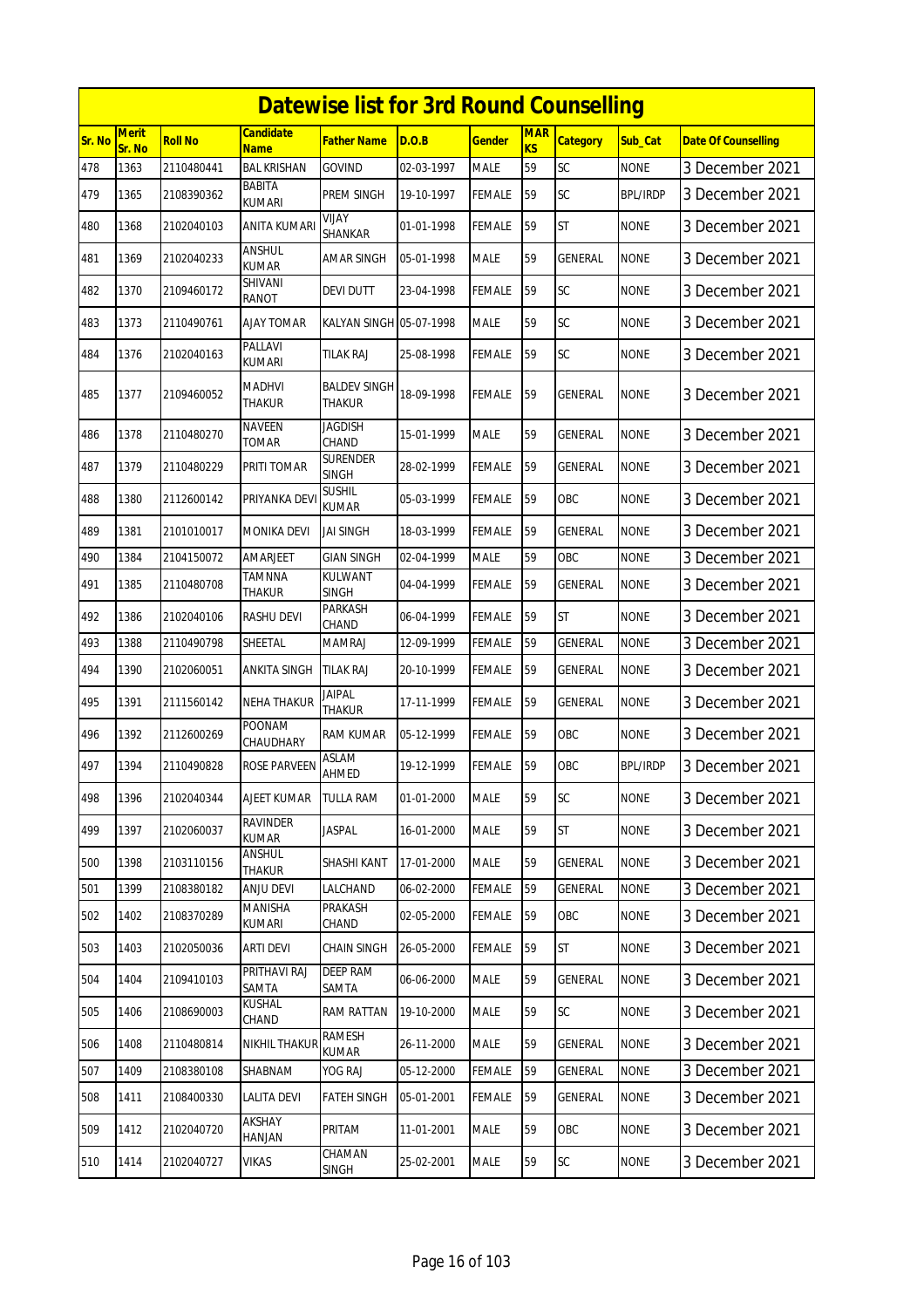# Datewise list for 3rd Round Counselling

| Sr. No | Merit Sr. No | Roll No | Candidate Name | Father Name | D.O.B | Gender | MARKS | Category | Sub_Cat | Date Of Counselling |
|---|---|---|---|---|---|---|---|---|---|---|
| 478 | 1363 | 2110480441 | BAL KRISHAN | GOVIND | 02-03-1997 | MALE | 59 | SC | NONE | 3 December 2021 |
| 479 | 1365 | 2108390362 | BABITA KUMARI | PREM SINGH | 19-10-1997 | FEMALE | 59 | SC | BPL/IRDP | 3 December 2021 |
| 480 | 1368 | 2102040103 | ANITA KUMARI | VIJAY SHANKAR | 01-01-1998 | FEMALE | 59 | ST | NONE | 3 December 2021 |
| 481 | 1369 | 2102040233 | ANSHUL KUMAR | AMAR SINGH | 05-01-1998 | MALE | 59 | GENERAL | NONE | 3 December 2021 |
| 482 | 1370 | 2109460172 | SHIVANI RANOT | DEVI DUTT | 23-04-1998 | FEMALE | 59 | SC | NONE | 3 December 2021 |
| 483 | 1373 | 2110490761 | AJAY TOMAR | KALYAN SINGH | 05-07-1998 | MALE | 59 | SC | NONE | 3 December 2021 |
| 484 | 1376 | 2102040163 | PALLAVI KUMARI | TILAK RAJ | 25-08-1998 | FEMALE | 59 | SC | NONE | 3 December 2021 |
| 485 | 1377 | 2109460052 | MADHVI THAKUR | BALDEV SINGH THAKUR | 18-09-1998 | FEMALE | 59 | GENERAL | NONE | 3 December 2021 |
| 486 | 1378 | 2110480270 | NAVEEN TOMAR | JAGDISH CHAND | 15-01-1999 | MALE | 59 | GENERAL | NONE | 3 December 2021 |
| 487 | 1379 | 2110480229 | PRITI TOMAR | SURENDER SINGH | 28-02-1999 | FEMALE | 59 | GENERAL | NONE | 3 December 2021 |
| 488 | 1380 | 2112600142 | PRIYANKA DEVI | SUSHIL KUMAR | 05-03-1999 | FEMALE | 59 | OBC | NONE | 3 December 2021 |
| 489 | 1381 | 2101010017 | MONIKA DEVI | JAI SINGH | 18-03-1999 | FEMALE | 59 | GENERAL | NONE | 3 December 2021 |
| 490 | 1384 | 2104150072 | AMARJEET | GIAN SINGH | 02-04-1999 | MALE | 59 | OBC | NONE | 3 December 2021 |
| 491 | 1385 | 2110480708 | TAMNNA THAKUR | KULWANT SINGH | 04-04-1999 | FEMALE | 59 | GENERAL | NONE | 3 December 2021 |
| 492 | 1386 | 2102040106 | RASHU DEVI | PARKASH CHAND | 06-04-1999 | FEMALE | 59 | ST | NONE | 3 December 2021 |
| 493 | 1388 | 2110490798 | SHEETAL | MAMRAJ | 12-09-1999 | FEMALE | 59 | GENERAL | NONE | 3 December 2021 |
| 494 | 1390 | 2102060051 | ANKITA SINGH | TILAK RAJ | 20-10-1999 | FEMALE | 59 | GENERAL | NONE | 3 December 2021 |
| 495 | 1391 | 2111560142 | NEHA THAKUR | JAIPAL THAKUR | 17-11-1999 | FEMALE | 59 | GENERAL | NONE | 3 December 2021 |
| 496 | 1392 | 2112600269 | POONAM CHAUDHARY | RAM KUMAR | 05-12-1999 | FEMALE | 59 | OBC | NONE | 3 December 2021 |
| 497 | 1394 | 2110490828 | ROSE PARVEEN | ASLAM AHMED | 19-12-1999 | FEMALE | 59 | OBC | BPL/IRDP | 3 December 2021 |
| 498 | 1396 | 2102040344 | AJEET KUMAR | TULLA RAM | 01-01-2000 | MALE | 59 | SC | NONE | 3 December 2021 |
| 499 | 1397 | 2102060037 | RAVINDER KUMAR | JASPAL | 16-01-2000 | MALE | 59 | ST | NONE | 3 December 2021 |
| 500 | 1398 | 2103110156 | ANSHUL THAKUR | SHASHI KANT | 17-01-2000 | MALE | 59 | GENERAL | NONE | 3 December 2021 |
| 501 | 1399 | 2108380182 | ANJU DEVI | LALCHAND | 06-02-2000 | FEMALE | 59 | GENERAL | NONE | 3 December 2021 |
| 502 | 1402 | 2108370289 | MANISHA KUMARI | PRAKASH CHAND | 02-05-2000 | FEMALE | 59 | OBC | NONE | 3 December 2021 |
| 503 | 1403 | 2102050036 | ARTI DEVI | CHAIN SINGH | 26-05-2000 | FEMALE | 59 | ST | NONE | 3 December 2021 |
| 504 | 1404 | 2109410103 | PRITHAVI RAJ SAMTA | DEEP RAM SAMTA | 06-06-2000 | MALE | 59 | GENERAL | NONE | 3 December 2021 |
| 505 | 1406 | 2108690003 | KUSHAL CHAND | RAM RATTAN | 19-10-2000 | MALE | 59 | SC | NONE | 3 December 2021 |
| 506 | 1408 | 2110480814 | NIKHIL THAKUR | RAMESH KUMAR | 26-11-2000 | MALE | 59 | GENERAL | NONE | 3 December 2021 |
| 507 | 1409 | 2108380108 | SHABNAM | YOG RAJ | 05-12-2000 | FEMALE | 59 | GENERAL | NONE | 3 December 2021 |
| 508 | 1411 | 2108400330 | LALITA DEVI | FATEH SINGH | 05-01-2001 | FEMALE | 59 | GENERAL | NONE | 3 December 2021 |
| 509 | 1412 | 2102040720 | AKSHAY HANJAN | PRITAM | 11-01-2001 | MALE | 59 | OBC | NONE | 3 December 2021 |
| 510 | 1414 | 2102040727 | VIKAS | CHAMAN SINGH | 25-02-2001 | MALE | 59 | SC | NONE | 3 December 2021 |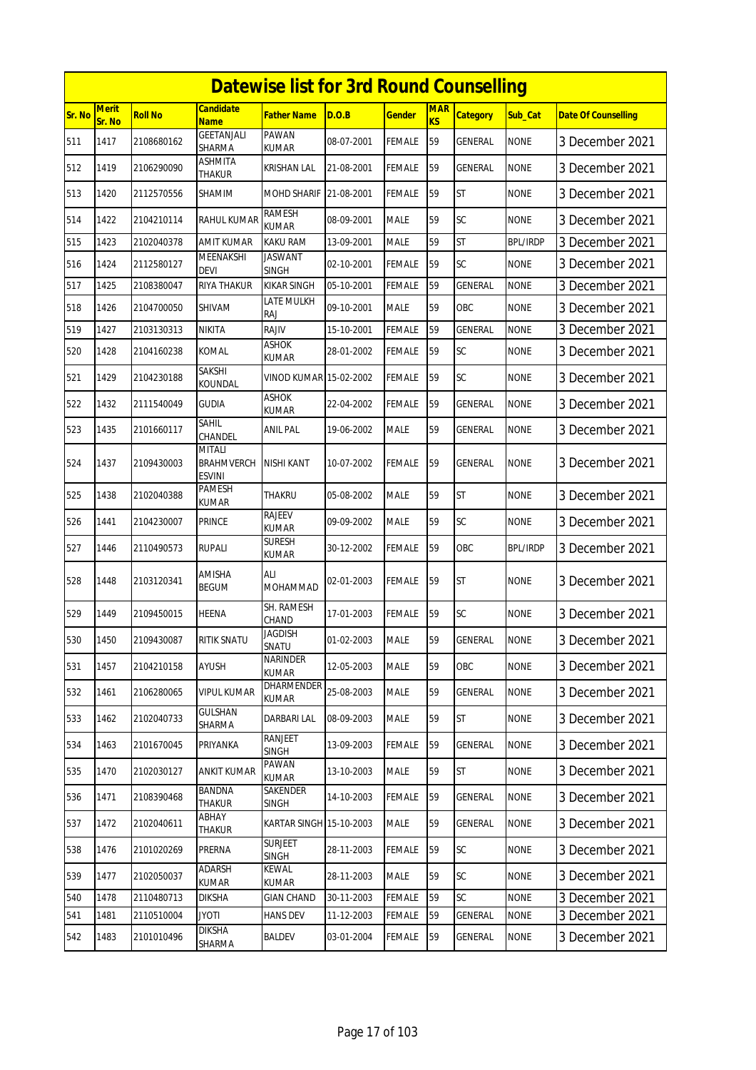# Datewise list for 3rd Round Counselling

| Sr. No | Merit Sr. No | Roll No | Candidate Name | Father Name | D.O.B | Gender | MARKS | Category | Sub_Cat | Date Of Counselling |
|---|---|---|---|---|---|---|---|---|---|---|
| 511 | 1417 | 2108680162 | GEETANJALI SHARMA | PAWAN KUMAR | 08-07-2001 | FEMALE | 59 | GENERAL | NONE | 3 December 2021 |
| 512 | 1419 | 2106290090 | ASHMITA THAKUR | KRISHAN LAL | 21-08-2001 | FEMALE | 59 | GENERAL | NONE | 3 December 2021 |
| 513 | 1420 | 2112570556 | SHAMIM | MOHD SHARIF | 21-08-2001 | FEMALE | 59 | ST | NONE | 3 December 2021 |
| 514 | 1422 | 2104210114 | RAHUL KUMAR | RAMESH KUMAR | 08-09-2001 | MALE | 59 | SC | NONE | 3 December 2021 |
| 515 | 1423 | 2102040378 | AMIT KUMAR | KAKU RAM | 13-09-2001 | MALE | 59 | ST | BPL/IRDP | 3 December 2021 |
| 516 | 1424 | 2112580127 | MEENAKSHI DEVI | JASWANT SINGH | 02-10-2001 | FEMALE | 59 | SC | NONE | 3 December 2021 |
| 517 | 1425 | 2108380047 | RIYA THAKUR | KIKAR SINGH | 05-10-2001 | FEMALE | 59 | GENERAL | NONE | 3 December 2021 |
| 518 | 1426 | 2104700050 | SHIVAM | LATE MULKH RAJ | 09-10-2001 | MALE | 59 | OBC | NONE | 3 December 2021 |
| 519 | 1427 | 2103130313 | NIKITA | RAJIV | 15-10-2001 | FEMALE | 59 | GENERAL | NONE | 3 December 2021 |
| 520 | 1428 | 2104160238 | KOMAL | ASHOK KUMAR | 28-01-2002 | FEMALE | 59 | SC | NONE | 3 December 2021 |
| 521 | 1429 | 2104230188 | SAKSHI KOUNDAL | VINOD KUMAR | 15-02-2002 | FEMALE | 59 | SC | NONE | 3 December 2021 |
| 522 | 1432 | 2111540049 | GUDIA | ASHOK KUMAR | 22-04-2002 | FEMALE | 59 | GENERAL | NONE | 3 December 2021 |
| 523 | 1435 | 2101660117 | SAHIL CHANDEL | ANIL PAL | 19-06-2002 | MALE | 59 | GENERAL | NONE | 3 December 2021 |
| 524 | 1437 | 2109430003 | MITALI BRAHMVERCH ESVINI | NISHI KANT | 10-07-2002 | FEMALE | 59 | GENERAL | NONE | 3 December 2021 |
| 525 | 1438 | 2102040388 | PAMESH KUMAR | THAKRU | 05-08-2002 | MALE | 59 | ST | NONE | 3 December 2021 |
| 526 | 1441 | 2104230007 | PRINCE | RAJEEV KUMAR | 09-09-2002 | MALE | 59 | SC | NONE | 3 December 2021 |
| 527 | 1446 | 2110490573 | RUPALI | SURESH KUMAR | 30-12-2002 | FEMALE | 59 | OBC | BPL/IRDP | 3 December 2021 |
| 528 | 1448 | 2103120341 | AMISHA BEGUM | ALI MOHAMMAD | 02-01-2003 | FEMALE | 59 | ST | NONE | 3 December 2021 |
| 529 | 1449 | 2109450015 | HEENA | SH. RAMESH CHAND | 17-01-2003 | FEMALE | 59 | SC | NONE | 3 December 2021 |
| 530 | 1450 | 2109430087 | RITIK SNATU | JAGDISH SNATU | 01-02-2003 | MALE | 59 | GENERAL | NONE | 3 December 2021 |
| 531 | 1457 | 2104210158 | AYUSH | NARINDER KUMAR | 12-05-2003 | MALE | 59 | OBC | NONE | 3 December 2021 |
| 532 | 1461 | 2106280065 | VIPUL KUMAR | DHARMENDER KUMAR | 25-08-2003 | MALE | 59 | GENERAL | NONE | 3 December 2021 |
| 533 | 1462 | 2102040733 | GULSHAN SHARMA | DARBARI LAL | 08-09-2003 | MALE | 59 | ST | NONE | 3 December 2021 |
| 534 | 1463 | 2101670045 | PRIYANKA | RANJEET SINGH | 13-09-2003 | FEMALE | 59 | GENERAL | NONE | 3 December 2021 |
| 535 | 1470 | 2102030127 | ANKIT KUMAR | PAWAN KUMAR | 13-10-2003 | MALE | 59 | ST | NONE | 3 December 2021 |
| 536 | 1471 | 2108390468 | BANDNA THAKUR | SAKENDER SINGH | 14-10-2003 | FEMALE | 59 | GENERAL | NONE | 3 December 2021 |
| 537 | 1472 | 2102040611 | ABHAY THAKUR | KARTAR SINGH | 15-10-2003 | MALE | 59 | GENERAL | NONE | 3 December 2021 |
| 538 | 1476 | 2101020269 | PRERNA | SURJEET SINGH | 28-11-2003 | FEMALE | 59 | SC | NONE | 3 December 2021 |
| 539 | 1477 | 2102050037 | ADARSH KUMAR | KEWAL KUMAR | 28-11-2003 | MALE | 59 | SC | NONE | 3 December 2021 |
| 540 | 1478 | 2110480713 | DIKSHA | GIAN CHAND | 30-11-2003 | FEMALE | 59 | SC | NONE | 3 December 2021 |
| 541 | 1481 | 2110510004 | JYOTI | HANS DEV | 11-12-2003 | FEMALE | 59 | GENERAL | NONE | 3 December 2021 |
| 542 | 1483 | 2101010496 | DIKSHA SHARMA | BALDEV | 03-01-2004 | FEMALE | 59 | GENERAL | NONE | 3 December 2021 |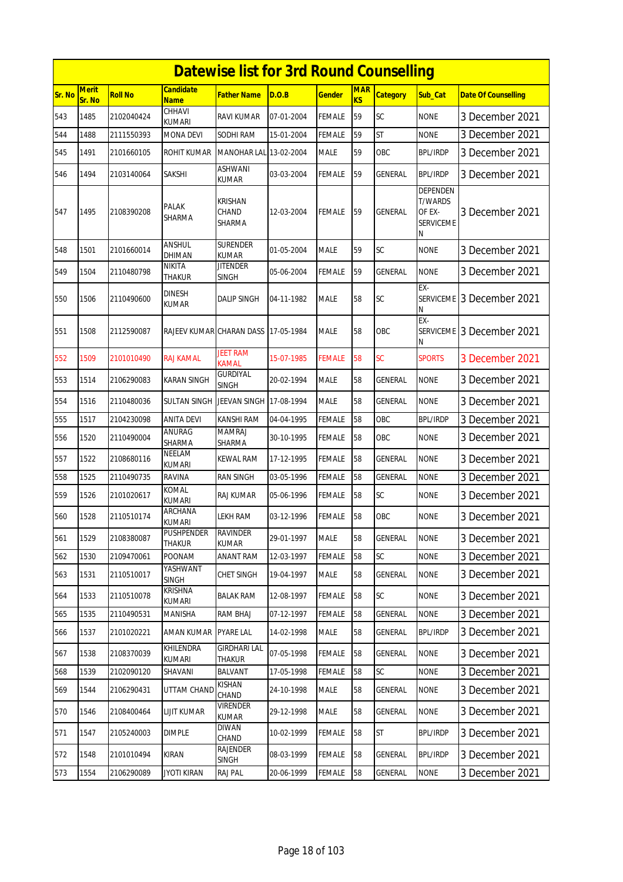# Datewise list for 3rd Round Counselling

| Sr. No | Merit Sr. No | Roll No | Candidate Name | Father Name | D.O.B | Gender | MARKS | Category | Sub_Cat | Date Of Counselling |
|---|---|---|---|---|---|---|---|---|---|---|
| 543 | 1485 | 2102040424 | CHHAVI KUMARI | RAVI KUMAR | 07-01-2004 | FEMALE | 59 | SC | NONE | 3 December 2021 |
| 544 | 1488 | 2111550393 | MONA DEVI | SODHI RAM | 15-01-2004 | FEMALE | 59 | ST | NONE | 3 December 2021 |
| 545 | 1491 | 2101660105 | ROHIT KUMAR | MANOHAR LAL | 13-02-2004 | MALE | 59 | OBC | BPL/IRDP | 3 December 2021 |
| 546 | 1494 | 2103140064 | SAKSHI | ASHWANI KUMAR | 03-03-2004 | FEMALE | 59 | GENERAL | BPL/IRDP | 3 December 2021 |
| 547 | 1495 | 2108390208 | PALAK SHARMA | KRISHAN CHAND SHARMA | 12-03-2004 | FEMALE | 59 | GENERAL | DEPENDENT/WARDS OF EX-SERVICEMEN | 3 December 2021 |
| 548 | 1501 | 2101660014 | ANSHUL DHIMAN | SURENDER KUMAR | 01-05-2004 | MALE | 59 | SC | NONE | 3 December 2021 |
| 549 | 1504 | 2110480798 | NIKITA THAKUR | JITENDER SINGH | 05-06-2004 | FEMALE | 59 | GENERAL | NONE | 3 December 2021 |
| 550 | 1506 | 2110490600 | DINESH KUMAR | DALIP SINGH | 04-11-1982 | MALE | 58 | SC | EX-SERVICEMEN | 3 December 2021 |
| 551 | 1508 | 2112590087 | RAJEEV KUMAR | CHARAN DASS | 17-05-1984 | MALE | 58 | OBC | EX-SERVICEMEN | 3 December 2021 |
| 552 | 1509 | 2101010490 | RAJ KAMAL | JEET RAM KAMAL | 15-07-1985 | FEMALE | 58 | SC | SPORTS | 3 December 2021 |
| 553 | 1514 | 2106290083 | KARAN SINGH | GURDIYAL SINGH | 20-02-1994 | MALE | 58 | GENERAL | NONE | 3 December 2021 |
| 554 | 1516 | 2110480036 | SULTAN SINGH | JEEVAN SINGH | 17-08-1994 | MALE | 58 | GENERAL | NONE | 3 December 2021 |
| 555 | 1517 | 2104230098 | ANITA DEVI | KANSHI RAM | 04-04-1995 | FEMALE | 58 | OBC | BPL/IRDP | 3 December 2021 |
| 556 | 1520 | 2110490004 | ANURAG SHARMA | MAMRAJ SHARMA | 30-10-1995 | FEMALE | 58 | OBC | NONE | 3 December 2021 |
| 557 | 1522 | 2108680116 | NEELAM KUMARI | KEWAL RAM | 17-12-1995 | FEMALE | 58 | GENERAL | NONE | 3 December 2021 |
| 558 | 1525 | 2110490735 | RAVINA | RAN SINGH | 03-05-1996 | FEMALE | 58 | GENERAL | NONE | 3 December 2021 |
| 559 | 1526 | 2101020617 | KOMAL KUMARI | RAJ KUMAR | 05-06-1996 | FEMALE | 58 | SC | NONE | 3 December 2021 |
| 560 | 1528 | 2110510174 | ARCHANA KUMARI | LEKH RAM | 03-12-1996 | FEMALE | 58 | OBC | NONE | 3 December 2021 |
| 561 | 1529 | 2108380087 | PUSHPENDER THAKUR | RAVINDER KUMAR | 29-01-1997 | MALE | 58 | GENERAL | NONE | 3 December 2021 |
| 562 | 1530 | 2109470061 | POONAM | ANANT RAM | 12-03-1997 | FEMALE | 58 | SC | NONE | 3 December 2021 |
| 563 | 1531 | 2110510017 | YASHWANT SINGH | CHET SINGH | 19-04-1997 | MALE | 58 | GENERAL | NONE | 3 December 2021 |
| 564 | 1533 | 2110510078 | KRISHNA KUMARI | BALAK RAM | 12-08-1997 | FEMALE | 58 | SC | NONE | 3 December 2021 |
| 565 | 1535 | 2110490531 | MANISHA | RAM BHAJ | 07-12-1997 | FEMALE | 58 | GENERAL | NONE | 3 December 2021 |
| 566 | 1537 | 2101020221 | AMAN KUMAR | PYARE LAL | 14-02-1998 | MALE | 58 | GENERAL | BPL/IRDP | 3 December 2021 |
| 567 | 1538 | 2108370039 | KHILENDRA KUMARI | GIRDHARI LAL THAKUR | 07-05-1998 | FEMALE | 58 | GENERAL | NONE | 3 December 2021 |
| 568 | 1539 | 2102090120 | SHAVANI | BALVANT | 17-05-1998 | FEMALE | 58 | SC | NONE | 3 December 2021 |
| 569 | 1544 | 2106290431 | UTTAM CHAND | KISHAN CHAND | 24-10-1998 | MALE | 58 | GENERAL | NONE | 3 December 2021 |
| 570 | 1546 | 2108400464 | LIJIT KUMAR | VIRENDER KUMAR | 29-12-1998 | MALE | 58 | GENERAL | NONE | 3 December 2021 |
| 571 | 1547 | 2105240003 | DIMPLE | DIWAN CHAND | 10-02-1999 | FEMALE | 58 | ST | BPL/IRDP | 3 December 2021 |
| 572 | 1548 | 2101010494 | KIRAN | RAJENDER SINGH | 08-03-1999 | FEMALE | 58 | GENERAL | BPL/IRDP | 3 December 2021 |
| 573 | 1554 | 2106290089 | JYOTI KIRAN | RAJ PAL | 20-06-1999 | FEMALE | 58 | GENERAL | NONE | 3 December 2021 |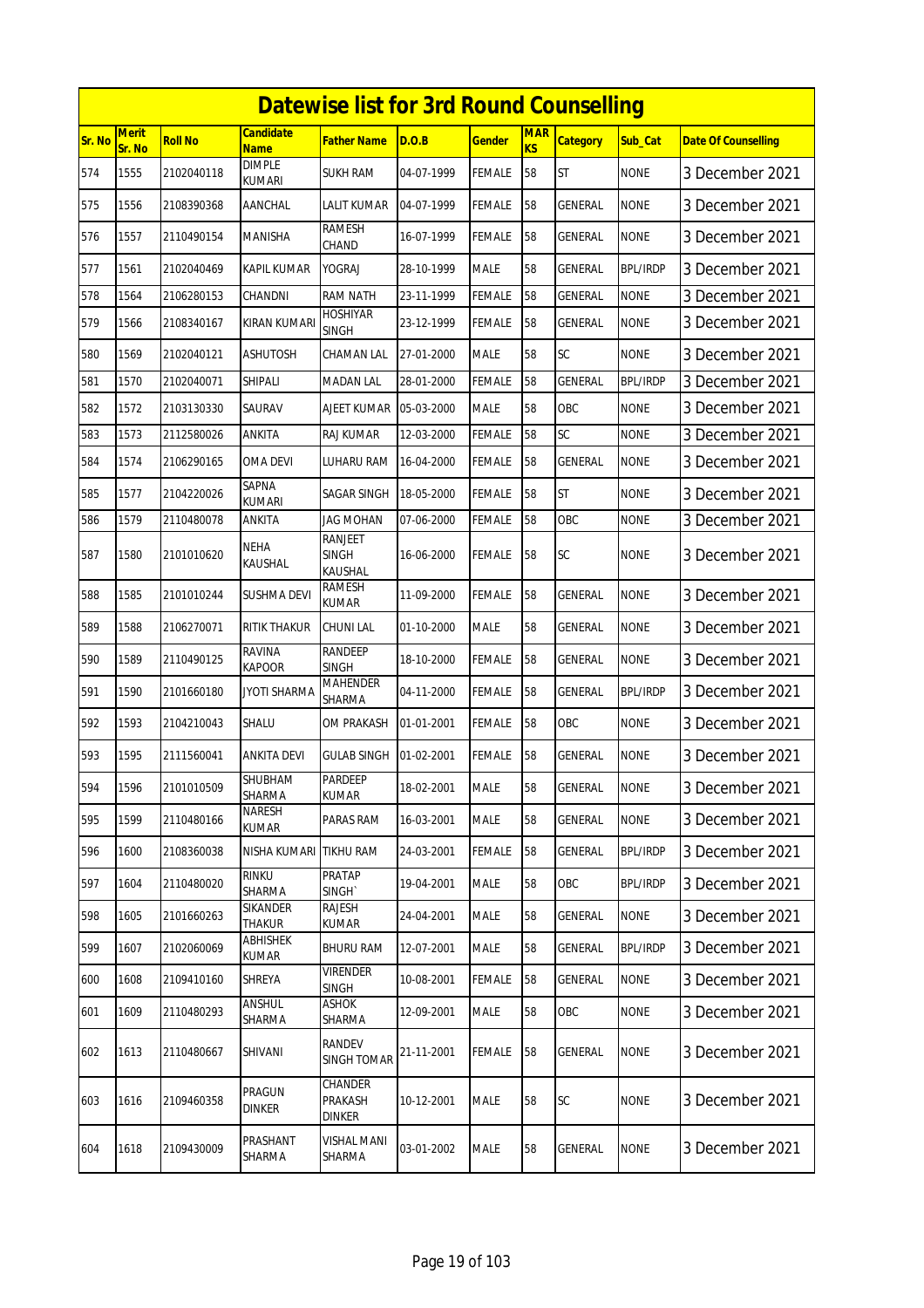# Datewise list for 3rd Round Counselling

| Sr. No | Merit Sr. No | Roll No | Candidate Name | Father Name | D.O.B | Gender | MARKS | Category | Sub_Cat | Date Of Counselling |
|---|---|---|---|---|---|---|---|---|---|---|
| 574 | 1555 | 2102040118 | DIMPLE KUMARI | SUKH RAM | 04-07-1999 | FEMALE | 58 | ST | NONE | 3 December 2021 |
| 575 | 1556 | 2108390368 | AANCHAL | LALIT KUMAR | 04-07-1999 | FEMALE | 58 | GENERAL | NONE | 3 December 2021 |
| 576 | 1557 | 2110490154 | MANISHA | RAMESH CHAND | 16-07-1999 | FEMALE | 58 | GENERAL | NONE | 3 December 2021 |
| 577 | 1561 | 2102040469 | KAPIL KUMAR | YOGRAJ | 28-10-1999 | MALE | 58 | GENERAL | BPL/IRDP | 3 December 2021 |
| 578 | 1564 | 2106280153 | CHANDNI | RAM NATH | 23-11-1999 | FEMALE | 58 | GENERAL | NONE | 3 December 2021 |
| 579 | 1566 | 2108340167 | KIRAN KUMARI | HOSHIYAR SINGH | 23-12-1999 | FEMALE | 58 | GENERAL | NONE | 3 December 2021 |
| 580 | 1569 | 2102040121 | ASHUTOSH | CHAMAN LAL | 27-01-2000 | MALE | 58 | SC | NONE | 3 December 2021 |
| 581 | 1570 | 2102040071 | SHIPALI | MADAN LAL | 28-01-2000 | FEMALE | 58 | GENERAL | BPL/IRDP | 3 December 2021 |
| 582 | 1572 | 2103130330 | SAURAV | AJEET KUMAR | 05-03-2000 | MALE | 58 | OBC | NONE | 3 December 2021 |
| 583 | 1573 | 2112580026 | ANKITA | RAJ KUMAR | 12-03-2000 | FEMALE | 58 | SC | NONE | 3 December 2021 |
| 584 | 1574 | 2106290165 | OMA DEVI | LUHARU RAM | 16-04-2000 | FEMALE | 58 | GENERAL | NONE | 3 December 2021 |
| 585 | 1577 | 2104220026 | SAPNA KUMARI | SAGAR SINGH | 18-05-2000 | FEMALE | 58 | ST | NONE | 3 December 2021 |
| 586 | 1579 | 2110480078 | ANKITA | JAG MOHAN | 07-06-2000 | FEMALE | 58 | OBC | NONE | 3 December 2021 |
| 587 | 1580 | 2101010620 | NEHA KAUSHAL | RANJEET SINGH KAUSHAL | 16-06-2000 | FEMALE | 58 | SC | NONE | 3 December 2021 |
| 588 | 1585 | 2101010244 | SUSHMA DEVI | RAMESH KUMAR | 11-09-2000 | FEMALE | 58 | GENERAL | NONE | 3 December 2021 |
| 589 | 1588 | 2106270071 | RITIK THAKUR | CHUNI LAL | 01-10-2000 | MALE | 58 | GENERAL | NONE | 3 December 2021 |
| 590 | 1589 | 2110490125 | RAVINA KAPOOR | RANDEEP SINGH | 18-10-2000 | FEMALE | 58 | GENERAL | NONE | 3 December 2021 |
| 591 | 1590 | 2101660180 | JYOTI SHARMA | MAHENDER SHARMA | 04-11-2000 | FEMALE | 58 | GENERAL | BPL/IRDP | 3 December 2021 |
| 592 | 1593 | 2104210043 | SHALU | OM PRAKASH | 01-01-2001 | FEMALE | 58 | OBC | NONE | 3 December 2021 |
| 593 | 1595 | 2111560041 | ANKITA DEVI | GULAB SINGH | 01-02-2001 | FEMALE | 58 | GENERAL | NONE | 3 December 2021 |
| 594 | 1596 | 2101010509 | SHUBHAM SHARMA | PARDEEP KUMAR | 18-02-2001 | MALE | 58 | GENERAL | NONE | 3 December 2021 |
| 595 | 1599 | 2110480166 | NARESH KUMAR | PARAS RAM | 16-03-2001 | MALE | 58 | GENERAL | NONE | 3 December 2021 |
| 596 | 1600 | 2108360038 | NISHA KUMARI | TIKHU RAM | 24-03-2001 | FEMALE | 58 | GENERAL | BPL/IRDP | 3 December 2021 |
| 597 | 1604 | 2110480020 | RINKU SHARMA | PRATAP SINGH` | 19-04-2001 | MALE | 58 | OBC | BPL/IRDP | 3 December 2021 |
| 598 | 1605 | 2101660263 | SIKANDER THAKUR | RAJESH KUMAR | 24-04-2001 | MALE | 58 | GENERAL | NONE | 3 December 2021 |
| 599 | 1607 | 2102060069 | ABHISHEK KUMAR | BHURU RAM | 12-07-2001 | MALE | 58 | GENERAL | BPL/IRDP | 3 December 2021 |
| 600 | 1608 | 2109410160 | SHREYA | VIRENDER SINGH | 10-08-2001 | FEMALE | 58 | GENERAL | NONE | 3 December 2021 |
| 601 | 1609 | 2110480293 | ANSHUL SHARMA | ASHOK SHARMA | 12-09-2001 | MALE | 58 | OBC | NONE | 3 December 2021 |
| 602 | 1613 | 2110480667 | SHIVANI | RANDEV SINGH TOMAR | 21-11-2001 | FEMALE | 58 | GENERAL | NONE | 3 December 2021 |
| 603 | 1616 | 2109460358 | PRAGUN DINKER | CHANDER PRAKASH DINKER | 10-12-2001 | MALE | 58 | SC | NONE | 3 December 2021 |
| 604 | 1618 | 2109430009 | PRASHANT SHARMA | VISHAL MANI SHARMA | 03-01-2002 | MALE | 58 | GENERAL | NONE | 3 December 2021 |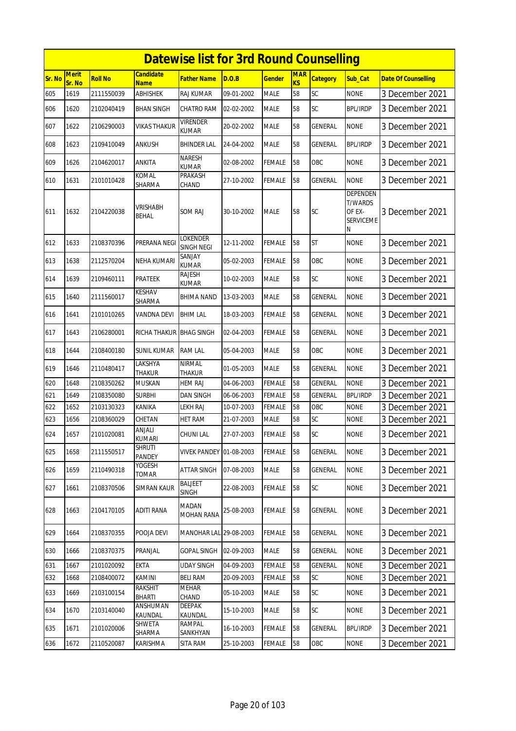# Datewise list for 3rd Round Counselling

| Sr. No | Merit Sr. No | Roll No | Candidate Name | Father Name | D.O.B | Gender | MARKS | Category | Sub_Cat | Date Of Counselling |
|---|---|---|---|---|---|---|---|---|---|---|
| 605 | 1619 | 2111550039 | ABHISHEK | RAJ KUMAR | 09-01-2002 | MALE | 58 | SC | NONE | 3 December 2021 |
| 606 | 1620 | 2102040419 | BHAN SINGH | CHATRO RAM | 02-02-2002 | MALE | 58 | SC | BPL/IRDP | 3 December 2021 |
| 607 | 1622 | 2106290003 | VIKAS THAKUR | VIRENDER KUMAR | 20-02-2002 | MALE | 58 | GENERAL | NONE | 3 December 2021 |
| 608 | 1623 | 2109410049 | ANKUSH | BHINDER LAL | 24-04-2002 | MALE | 58 | GENERAL | BPL/IRDP | 3 December 2021 |
| 609 | 1626 | 2104620017 | ANKITA | NARESH KUMAR | 02-08-2002 | FEMALE | 58 | OBC | NONE | 3 December 2021 |
| 610 | 1631 | 2101010428 | KOMAL SHARMA | PRAKASH CHAND | 27-10-2002 | FEMALE | 58 | GENERAL | NONE | 3 December 2021 |
| 611 | 1632 | 2104220038 | VRISHABH BEHAL | SOM RAJ | 30-10-2002 | MALE | 58 | SC | DEPENDENT/WARDS OF EX-SERVICEMEN | 3 December 2021 |
| 612 | 1633 | 2108370396 | PRERANA NEGI | LOKENDER SINGH NEGI | 12-11-2002 | FEMALE | 58 | ST | NONE | 3 December 2021 |
| 613 | 1638 | 2112570204 | NEHA KUMARI | SANJAY KUMAR | 05-02-2003 | FEMALE | 58 | OBC | NONE | 3 December 2021 |
| 614 | 1639 | 2109460111 | PRATEEK | RAJESH KUMAR | 10-02-2003 | MALE | 58 | SC | NONE | 3 December 2021 |
| 615 | 1640 | 2111560017 | KESHAV SHARMA | BHIMA NAND | 13-03-2003 | MALE | 58 | GENERAL | NONE | 3 December 2021 |
| 616 | 1641 | 2101010265 | VANDNA DEVI | BHIM LAL | 18-03-2003 | FEMALE | 58 | GENERAL | NONE | 3 December 2021 |
| 617 | 1643 | 2106280001 | RICHA THAKUR | BHAG SINGH | 02-04-2003 | FEMALE | 58 | GENERAL | NONE | 3 December 2021 |
| 618 | 1644 | 2108400180 | SUNIL KUMAR | RAM LAL | 05-04-2003 | MALE | 58 | OBC | NONE | 3 December 2021 |
| 619 | 1646 | 2110480417 | LAKSHYA THAKUR | NIRMAL THAKUR | 01-05-2003 | MALE | 58 | GENERAL | NONE | 3 December 2021 |
| 620 | 1648 | 2108350262 | MUSKAN | HEM RAJ | 04-06-2003 | FEMALE | 58 | GENERAL | NONE | 3 December 2021 |
| 621 | 1649 | 2108350080 | SURBHI | DAN SINGH | 06-06-2003 | FEMALE | 58 | GENERAL | BPL/IRDP | 3 December 2021 |
| 622 | 1652 | 2103130323 | KANIKA | LEKH RAJ | 10-07-2003 | FEMALE | 58 | OBC | NONE | 3 December 2021 |
| 623 | 1656 | 2108360029 | CHETAN | HET RAM | 21-07-2003 | MALE | 58 | SC | NONE | 3 December 2021 |
| 624 | 1657 | 2101020081 | ANJALI KUMARI | CHUNI LAL | 27-07-2003 | FEMALE | 58 | SC | NONE | 3 December 2021 |
| 625 | 1658 | 2111550517 | SHRUTI PANDEY | VIVEK PANDEY | 01-08-2003 | FEMALE | 58 | GENERAL | NONE | 3 December 2021 |
| 626 | 1659 | 2110490318 | YOGESH TOMAR | ATTAR SINGH | 07-08-2003 | MALE | 58 | GENERAL | NONE | 3 December 2021 |
| 627 | 1661 | 2108370506 | SIMRAN KAUR | BALJEET SINGH | 22-08-2003 | FEMALE | 58 | SC | NONE | 3 December 2021 |
| 628 | 1663 | 2104170105 | ADITI RANA | MADAN MOHAN RANA | 25-08-2003 | FEMALE | 58 | GENERAL | NONE | 3 December 2021 |
| 629 | 1664 | 2108370355 | POOJA DEVI | MANOHAR LAL | 29-08-2003 | FEMALE | 58 | GENERAL | NONE | 3 December 2021 |
| 630 | 1666 | 2108370375 | PRANJAL | GOPAL SINGH | 02-09-2003 | MALE | 58 | GENERAL | NONE | 3 December 2021 |
| 631 | 1667 | 2101020092 | EKTA | UDAY SINGH | 04-09-2003 | FEMALE | 58 | GENERAL | NONE | 3 December 2021 |
| 632 | 1668 | 2108400072 | KAMINI | BELI RAM | 20-09-2003 | FEMALE | 58 | SC | NONE | 3 December 2021 |
| 633 | 1669 | 2103100154 | RAKSHIT BHARTI | MEHAR CHAND | 05-10-2003 | MALE | 58 | SC | NONE | 3 December 2021 |
| 634 | 1670 | 2103140040 | ANSHUMAN KAUNDAL | DEEPAK KAUNDAL | 15-10-2003 | MALE | 58 | SC | NONE | 3 December 2021 |
| 635 | 1671 | 2101020006 | SHWETA SHARMA | RAMPAL SANKHYAN | 16-10-2003 | FEMALE | 58 | GENERAL | BPL/IRDP | 3 December 2021 |
| 636 | 1672 | 2110520087 | KARISHMA | SITA RAM | 25-10-2003 | FEMALE | 58 | OBC | NONE | 3 December 2021 |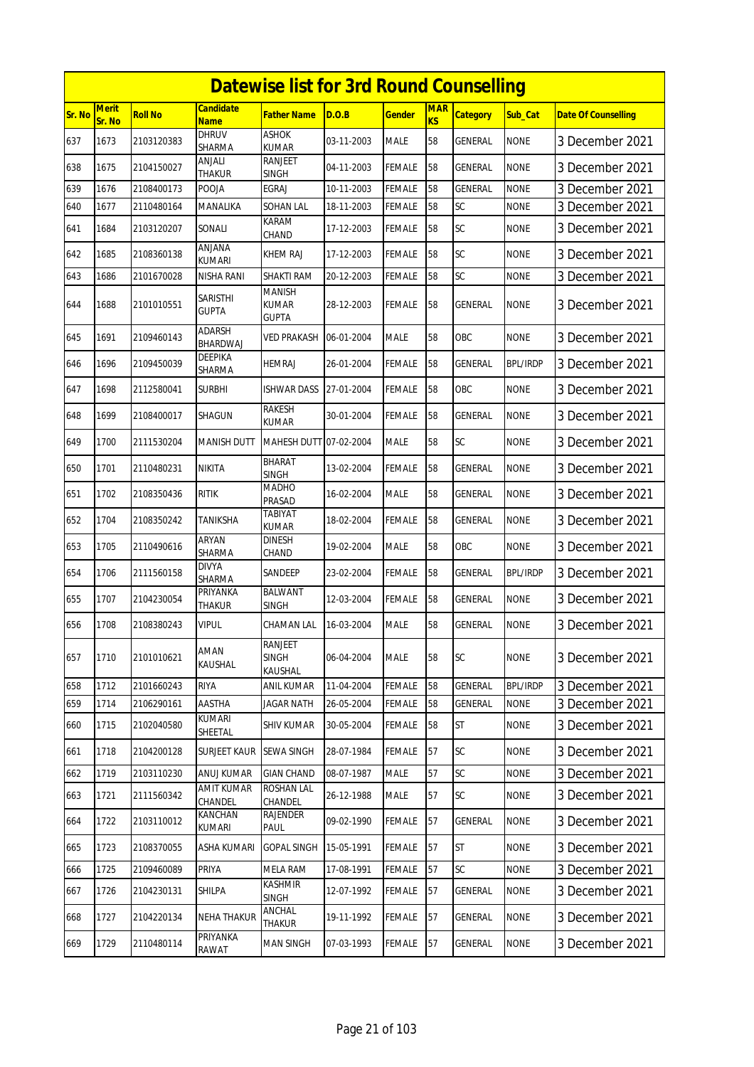# Datewise list for 3rd Round Counselling

| Sr. No | Merit Sr. No | Roll No | Candidate Name | Father Name | D.O.B | Gender | MARKS | Category | Sub_Cat | Date Of Counselling |
|---|---|---|---|---|---|---|---|---|---|---|
| 637 | 1673 | 2103120383 | DHRUV SHARMA | ASHOK KUMAR | 03-11-2003 | MALE | 58 | GENERAL | NONE | 3 December 2021 |
| 638 | 1675 | 2104150027 | ANJALI THAKUR | RANJEET SINGH | 04-11-2003 | FEMALE | 58 | GENERAL | NONE | 3 December 2021 |
| 639 | 1676 | 2108400173 | POOJA | EGRAJ | 10-11-2003 | FEMALE | 58 | GENERAL | NONE | 3 December 2021 |
| 640 | 1677 | 2110480164 | MANALIKA | SOHAN LAL | 18-11-2003 | FEMALE | 58 | SC | NONE | 3 December 2021 |
| 641 | 1684 | 2103120207 | SONALI | KARAM CHAND | 17-12-2003 | FEMALE | 58 | SC | NONE | 3 December 2021 |
| 642 | 1685 | 2108360138 | ANJANA KUMARI | KHEM RAJ | 17-12-2003 | FEMALE | 58 | SC | NONE | 3 December 2021 |
| 643 | 1686 | 2101670028 | NISHA RANI | SHAKTI RAM | 20-12-2003 | FEMALE | 58 | SC | NONE | 3 December 2021 |
| 644 | 1688 | 2101010551 | SARISTHI GUPTA | MANISH KUMAR GUPTA | 28-12-2003 | FEMALE | 58 | GENERAL | NONE | 3 December 2021 |
| 645 | 1691 | 2109460143 | ADARSH BHARDWAJ | VED PRAKASH | 06-01-2004 | MALE | 58 | OBC | NONE | 3 December 2021 |
| 646 | 1696 | 2109450039 | DEEPIKA SHARMA | HEMRAJ | 26-01-2004 | FEMALE | 58 | GENERAL | BPL/IRDP | 3 December 2021 |
| 647 | 1698 | 2112580041 | SURBHI | ISHWAR DASS | 27-01-2004 | FEMALE | 58 | OBC | NONE | 3 December 2021 |
| 648 | 1699 | 2108400017 | SHAGUN | RAKESH KUMAR | 30-01-2004 | FEMALE | 58 | GENERAL | NONE | 3 December 2021 |
| 649 | 1700 | 2111530204 | MANISH DUTT | MAHESH DUTT | 07-02-2004 | MALE | 58 | SC | NONE | 3 December 2021 |
| 650 | 1701 | 2110480231 | NIKITA | BHARAT SINGH | 13-02-2004 | FEMALE | 58 | GENERAL | NONE | 3 December 2021 |
| 651 | 1702 | 2108350436 | RITIK | MADHO PRASAD | 16-02-2004 | MALE | 58 | GENERAL | NONE | 3 December 2021 |
| 652 | 1704 | 2108350242 | TANIKSHA | TABIYAT KUMAR | 18-02-2004 | FEMALE | 58 | GENERAL | NONE | 3 December 2021 |
| 653 | 1705 | 2110490616 | ARYAN SHARMA | DINESH CHAND | 19-02-2004 | MALE | 58 | OBC | NONE | 3 December 2021 |
| 654 | 1706 | 2111560158 | DIVYA SHARMA | SANDEEP | 23-02-2004 | FEMALE | 58 | GENERAL | BPL/IRDP | 3 December 2021 |
| 655 | 1707 | 2104230054 | PRIYANKA THAKUR | BALWANT SINGH | 12-03-2004 | FEMALE | 58 | GENERAL | NONE | 3 December 2021 |
| 656 | 1708 | 2108380243 | VIPUL | CHAMAN LAL | 16-03-2004 | MALE | 58 | GENERAL | NONE | 3 December 2021 |
| 657 | 1710 | 2101010621 | AMAN KAUSHAL | RANJEET SINGH KAUSHAL | 06-04-2004 | MALE | 58 | SC | NONE | 3 December 2021 |
| 658 | 1712 | 2101660243 | RIYA | ANIL KUMAR | 11-04-2004 | FEMALE | 58 | GENERAL | BPL/IRDP | 3 December 2021 |
| 659 | 1714 | 2106290161 | AASTHA | JAGAR NATH | 26-05-2004 | FEMALE | 58 | GENERAL | NONE | 3 December 2021 |
| 660 | 1715 | 2102040580 | KUMARI SHEETAL | SHIV KUMAR | 30-05-2004 | FEMALE | 58 | ST | NONE | 3 December 2021 |
| 661 | 1718 | 2104200128 | SURJEET KAUR | SEWA SINGH | 28-07-1984 | FEMALE | 57 | SC | NONE | 3 December 2021 |
| 662 | 1719 | 2103110230 | ANUJ KUMAR | GIAN CHAND | 08-07-1987 | MALE | 57 | SC | NONE | 3 December 2021 |
| 663 | 1721 | 2111560342 | AMIT KUMAR CHANDEL | ROSHAN LAL CHANDEL | 26-12-1988 | MALE | 57 | SC | NONE | 3 December 2021 |
| 664 | 1722 | 2103110012 | KANCHAN KUMARI | RAJENDER PAUL | 09-02-1990 | FEMALE | 57 | GENERAL | NONE | 3 December 2021 |
| 665 | 1723 | 2108370055 | ASHA KUMARI | GOPAL SINGH | 15-05-1991 | FEMALE | 57 | ST | NONE | 3 December 2021 |
| 666 | 1725 | 2109460089 | PRIYA | MELA RAM | 17-08-1991 | FEMALE | 57 | SC | NONE | 3 December 2021 |
| 667 | 1726 | 2104230131 | SHILPA | KASHMIR SINGH | 12-07-1992 | FEMALE | 57 | GENERAL | NONE | 3 December 2021 |
| 668 | 1727 | 2104220134 | NEHA THAKUR | ANCHAL THAKUR | 19-11-1992 | FEMALE | 57 | GENERAL | NONE | 3 December 2021 |
| 669 | 1729 | 2110480114 | PRIYANKA RAWAT | MAN SINGH | 07-03-1993 | FEMALE | 57 | GENERAL | NONE | 3 December 2021 |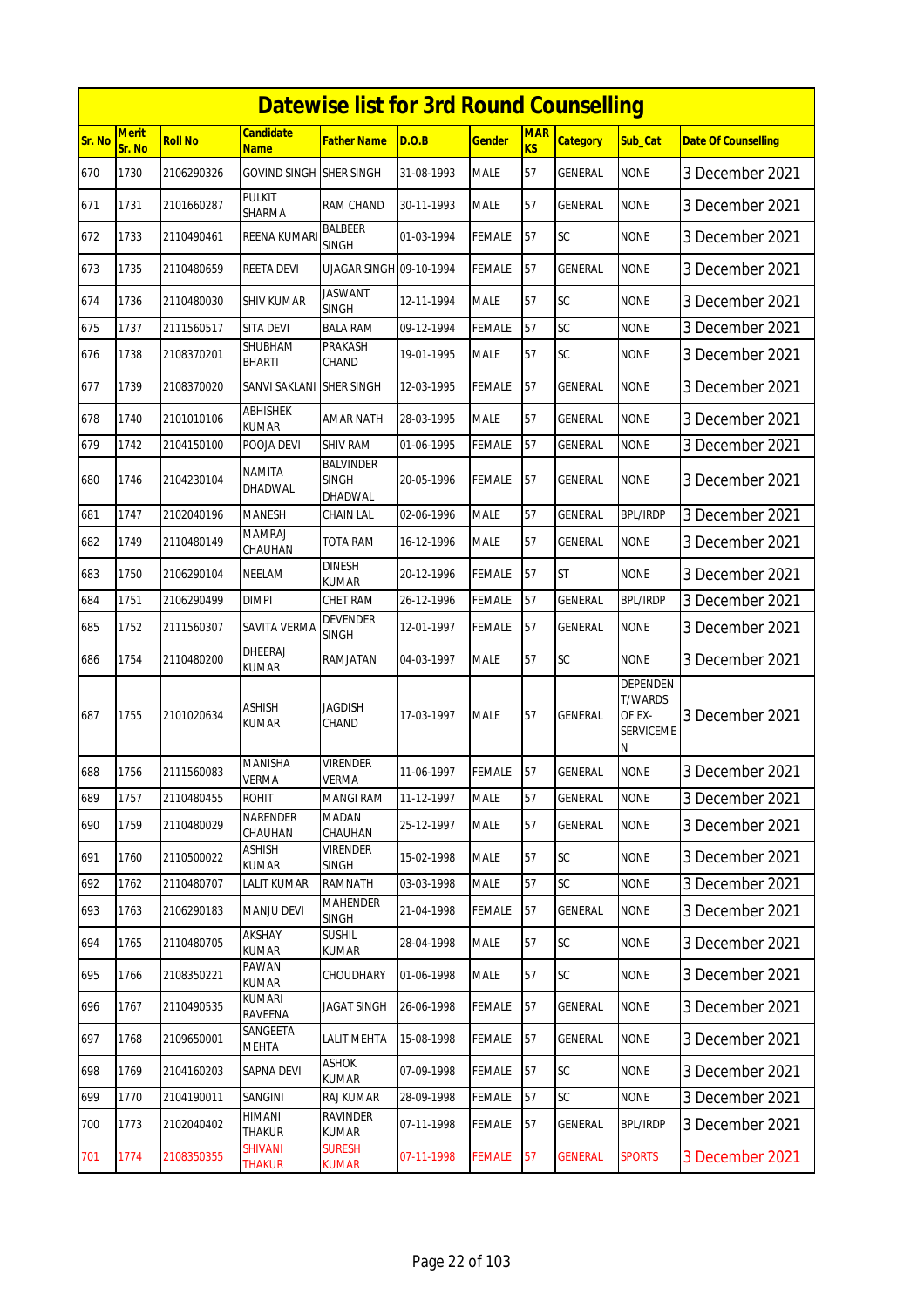# Datewise list for 3rd Round Counselling

| Sr. No | Merit Sr. No | Roll No | Candidate Name | Father Name | D.O.B | Gender | MARKS | Category | Sub_Cat | Date Of Counselling |
|---|---|---|---|---|---|---|---|---|---|---|
| 670 | 1730 | 2106290326 | GOVIND SINGH | SHER SINGH | 31-08-1993 | MALE | 57 | GENERAL | NONE | 3 December 2021 |
| 671 | 1731 | 2101660287 | PULKIT SHARMA | RAM CHAND | 30-11-1993 | MALE | 57 | GENERAL | NONE | 3 December 2021 |
| 672 | 1733 | 2110490461 | REENA KUMARI | BALBEER SINGH | 01-03-1994 | FEMALE | 57 | SC | NONE | 3 December 2021 |
| 673 | 1735 | 2110480659 | REETA DEVI | UJAGAR SINGH | 09-10-1994 | FEMALE | 57 | GENERAL | NONE | 3 December 2021 |
| 674 | 1736 | 2110480030 | SHIV KUMAR | JASWANT SINGH | 12-11-1994 | MALE | 57 | SC | NONE | 3 December 2021 |
| 675 | 1737 | 2111560517 | SITA DEVI | BALA RAM | 09-12-1994 | FEMALE | 57 | SC | NONE | 3 December 2021 |
| 676 | 1738 | 2108370201 | SHUBHAM BHARTI | PRAKASH CHAND | 19-01-1995 | MALE | 57 | SC | NONE | 3 December 2021 |
| 677 | 1739 | 2108370020 | SANVI SAKLANI | SHER SINGH | 12-03-1995 | FEMALE | 57 | GENERAL | NONE | 3 December 2021 |
| 678 | 1740 | 2101010106 | ABHISHEK KUMAR | AMAR NATH | 28-03-1995 | MALE | 57 | GENERAL | NONE | 3 December 2021 |
| 679 | 1742 | 2104150100 | POOJA DEVI | SHIV RAM | 01-06-1995 | FEMALE | 57 | GENERAL | NONE | 3 December 2021 |
| 680 | 1746 | 2104230104 | NAMITA DHADWAL | BALVINDER SINGH DHADWAL | 20-05-1996 | FEMALE | 57 | GENERAL | NONE | 3 December 2021 |
| 681 | 1747 | 2102040196 | MANESH | CHAIN LAL | 02-06-1996 | MALE | 57 | GENERAL | BPL/IRDP | 3 December 2021 |
| 682 | 1749 | 2110480149 | MAMRAJ CHAUHAN | TOTA RAM | 16-12-1996 | MALE | 57 | GENERAL | NONE | 3 December 2021 |
| 683 | 1750 | 2106290104 | NEELAM | DINESH KUMAR | 20-12-1996 | FEMALE | 57 | ST | NONE | 3 December 2021 |
| 684 | 1751 | 2106290499 | DIMPI | CHET RAM | 26-12-1996 | FEMALE | 57 | GENERAL | BPL/IRDP | 3 December 2021 |
| 685 | 1752 | 2111560307 | SAVITA VERMA | DEVENDER SINGH | 12-01-1997 | FEMALE | 57 | GENERAL | NONE | 3 December 2021 |
| 686 | 1754 | 2110480200 | DHEERAJ KUMAR | RAMJATAN | 04-03-1997 | MALE | 57 | SC | NONE | 3 December 2021 |
| 687 | 1755 | 2101020634 | ASHISH KUMAR | JAGDISH CHAND | 17-03-1997 | MALE | 57 | GENERAL | DEPENDENT/WARDS OF EX-SERVICEMEN | 3 December 2021 |
| 688 | 1756 | 2111560083 | MANISHA VERMA | VIRENDER VERMA | 11-06-1997 | FEMALE | 57 | GENERAL | NONE | 3 December 2021 |
| 689 | 1757 | 2110480455 | ROHIT | MANGI RAM | 11-12-1997 | MALE | 57 | GENERAL | NONE | 3 December 2021 |
| 690 | 1759 | 2110480029 | NARENDER CHAUHAN | MADAN CHAUHAN | 25-12-1997 | MALE | 57 | GENERAL | NONE | 3 December 2021 |
| 691 | 1760 | 2110500022 | ASHISH KUMAR | VIRENDER SINGH | 15-02-1998 | MALE | 57 | SC | NONE | 3 December 2021 |
| 692 | 1762 | 2110480707 | LALIT KUMAR | RAMNATH | 03-03-1998 | MALE | 57 | SC | NONE | 3 December 2021 |
| 693 | 1763 | 2106290183 | MANJU DEVI | MAHENDER SINGH | 21-04-1998 | FEMALE | 57 | GENERAL | NONE | 3 December 2021 |
| 694 | 1765 | 2110480705 | AKSHAY KUMAR | SUSHIL KUMAR | 28-04-1998 | MALE | 57 | SC | NONE | 3 December 2021 |
| 695 | 1766 | 2108350221 | PAWAN KUMAR | CHOUDHARY | 01-06-1998 | MALE | 57 | SC | NONE | 3 December 2021 |
| 696 | 1767 | 2110490535 | KUMARI RAVEENA | JAGAT SINGH | 26-06-1998 | FEMALE | 57 | GENERAL | NONE | 3 December 2021 |
| 697 | 1768 | 2109650001 | SANGEETA MEHTA | LALIT MEHTA | 15-08-1998 | FEMALE | 57 | GENERAL | NONE | 3 December 2021 |
| 698 | 1769 | 2104160203 | SAPNA DEVI | ASHOK KUMAR | 07-09-1998 | FEMALE | 57 | SC | NONE | 3 December 2021 |
| 699 | 1770 | 2104190011 | SANGINI | RAJ KUMAR | 28-09-1998 | FEMALE | 57 | SC | NONE | 3 December 2021 |
| 700 | 1773 | 2102040402 | HIMANI THAKUR | RAVINDER KUMAR | 07-11-1998 | FEMALE | 57 | GENERAL | BPL/IRDP | 3 December 2021 |
| 701 | 1774 | 2108350355 | SHIVANI THAKUR | SURESH KUMAR | 07-11-1998 | FEMALE | 57 | GENERAL | SPORTS | 3 December 2021 |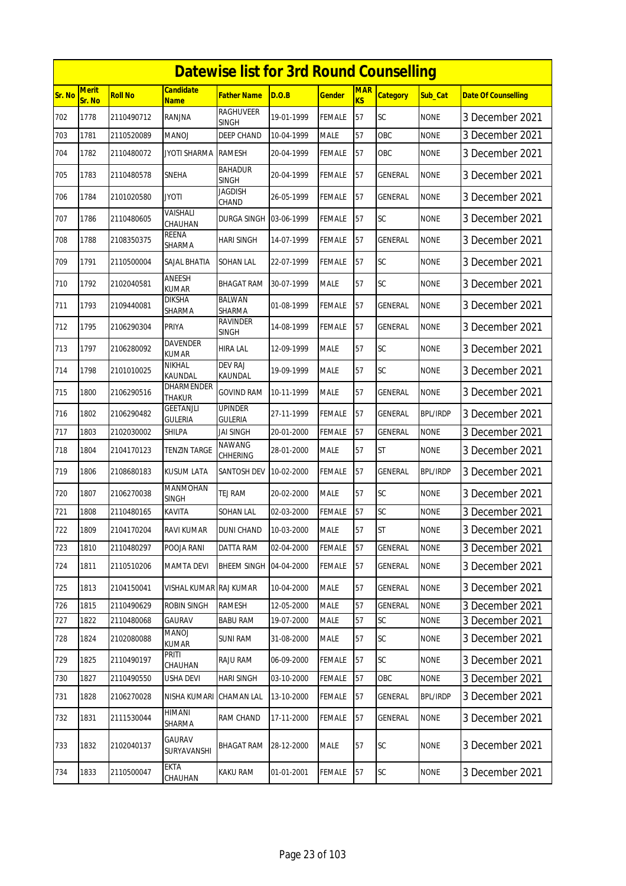# Datewise list for 3rd Round Counselling

| Sr. No | Merit Sr. No | Roll No | Candidate Name | Father Name | D.O.B | Gender | MARKS | Category | Sub_Cat | Date Of Counselling |
|---|---|---|---|---|---|---|---|---|---|---|
| 702 | 1778 | 2110490712 | RANJNA | RAGHUVEER SINGH | 19-01-1999 | FEMALE | 57 | SC | NONE | 3 December 2021 |
| 703 | 1781 | 2110520089 | MANOJ | DEEP CHAND | 10-04-1999 | MALE | 57 | OBC | NONE | 3 December 2021 |
| 704 | 1782 | 2110480072 | JYOTI SHARMA | RAMESH | 20-04-1999 | FEMALE | 57 | OBC | NONE | 3 December 2021 |
| 705 | 1783 | 2110480578 | SNEHA | BAHADUR SINGH | 20-04-1999 | FEMALE | 57 | GENERAL | NONE | 3 December 2021 |
| 706 | 1784 | 2101020580 | JYOTI | JAGDISH CHAND | 26-05-1999 | FEMALE | 57 | GENERAL | NONE | 3 December 2021 |
| 707 | 1786 | 2110480605 | VAISHALI CHAUHAN | DURGA SINGH | 03-06-1999 | FEMALE | 57 | SC | NONE | 3 December 2021 |
| 708 | 1788 | 2108350375 | REENA SHARMA | HARI SINGH | 14-07-1999 | FEMALE | 57 | GENERAL | NONE | 3 December 2021 |
| 709 | 1791 | 2110500004 | SAJAL BHATIA | SOHAN LAL | 22-07-1999 | FEMALE | 57 | SC | NONE | 3 December 2021 |
| 710 | 1792 | 2102040581 | ANEESH KUMAR | BHAGAT RAM | 30-07-1999 | MALE | 57 | SC | NONE | 3 December 2021 |
| 711 | 1793 | 2109440081 | DIKSHA SHARMA | BALWAN SHARMA | 01-08-1999 | FEMALE | 57 | GENERAL | NONE | 3 December 2021 |
| 712 | 1795 | 2106290304 | PRIYA | RAVINDER SINGH | 14-08-1999 | FEMALE | 57 | GENERAL | NONE | 3 December 2021 |
| 713 | 1797 | 2106280092 | DAVENDER KUMAR | HIRA LAL | 12-09-1999 | MALE | 57 | SC | NONE | 3 December 2021 |
| 714 | 1798 | 2101010025 | NIKHAL KAUNDAL | DEV RAJ KAUNDAL | 19-09-1999 | MALE | 57 | SC | NONE | 3 December 2021 |
| 715 | 1800 | 2106290516 | DHARMENDER THAKUR | GOVIND RAM | 10-11-1999 | MALE | 57 | GENERAL | NONE | 3 December 2021 |
| 716 | 1802 | 2106290482 | GEETANJLI GULERIA | UPINDER GULERIA | 27-11-1999 | FEMALE | 57 | GENERAL | BPL/IRDP | 3 December 2021 |
| 717 | 1803 | 2102030002 | SHILPA | JAI SINGH | 20-01-2000 | FEMALE | 57 | GENERAL | NONE | 3 December 2021 |
| 718 | 1804 | 2104170123 | TENZIN TARGE | NAWANG CHHERING | 28-01-2000 | MALE | 57 | ST | NONE | 3 December 2021 |
| 719 | 1806 | 2108680183 | KUSUM LATA | SANTOSH DEV | 10-02-2000 | FEMALE | 57 | GENERAL | BPL/IRDP | 3 December 2021 |
| 720 | 1807 | 2106270038 | MANMOHAN SINGH | TEJ RAM | 20-02-2000 | MALE | 57 | SC | NONE | 3 December 2021 |
| 721 | 1808 | 2110480165 | KAVITA | SOHAN LAL | 02-03-2000 | FEMALE | 57 | SC | NONE | 3 December 2021 |
| 722 | 1809 | 2104170204 | RAVI KUMAR | DUNI CHAND | 10-03-2000 | MALE | 57 | ST | NONE | 3 December 2021 |
| 723 | 1810 | 2110480297 | POOJA RANI | DATTA RAM | 02-04-2000 | FEMALE | 57 | GENERAL | NONE | 3 December 2021 |
| 724 | 1811 | 2110510206 | MAMTA DEVI | BHEEM SINGH | 04-04-2000 | FEMALE | 57 | GENERAL | NONE | 3 December 2021 |
| 725 | 1813 | 2104150041 | VISHAL KUMAR | RAJ KUMAR | 10-04-2000 | MALE | 57 | GENERAL | NONE | 3 December 2021 |
| 726 | 1815 | 2110490629 | ROBIN SINGH | RAMESH | 12-05-2000 | MALE | 57 | GENERAL | NONE | 3 December 2021 |
| 727 | 1822 | 2110480068 | GAURAV | BABU RAM | 19-07-2000 | MALE | 57 | SC | NONE | 3 December 2021 |
| 728 | 1824 | 2102080088 | MANOJ KUMAR | SUNI RAM | 31-08-2000 | MALE | 57 | SC | NONE | 3 December 2021 |
| 729 | 1825 | 2110490197 | PRITI CHAUHAN | RAJU RAM | 06-09-2000 | FEMALE | 57 | SC | NONE | 3 December 2021 |
| 730 | 1827 | 2110490550 | USHA DEVI | HARI SINGH | 03-10-2000 | FEMALE | 57 | OBC | NONE | 3 December 2021 |
| 731 | 1828 | 2106270028 | NISHA KUMARI | CHAMAN LAL | 13-10-2000 | FEMALE | 57 | GENERAL | BPL/IRDP | 3 December 2021 |
| 732 | 1831 | 2111530044 | HIMANI SHARMA | RAM CHAND | 17-11-2000 | FEMALE | 57 | GENERAL | NONE | 3 December 2021 |
| 733 | 1832 | 2102040137 | GAURAV SURYAVANSHI | BHAGAT RAM | 28-12-2000 | MALE | 57 | SC | NONE | 3 December 2021 |
| 734 | 1833 | 2110500047 | EKTA CHAUHAN | KAKU RAM | 01-01-2001 | FEMALE | 57 | SC | NONE | 3 December 2021 |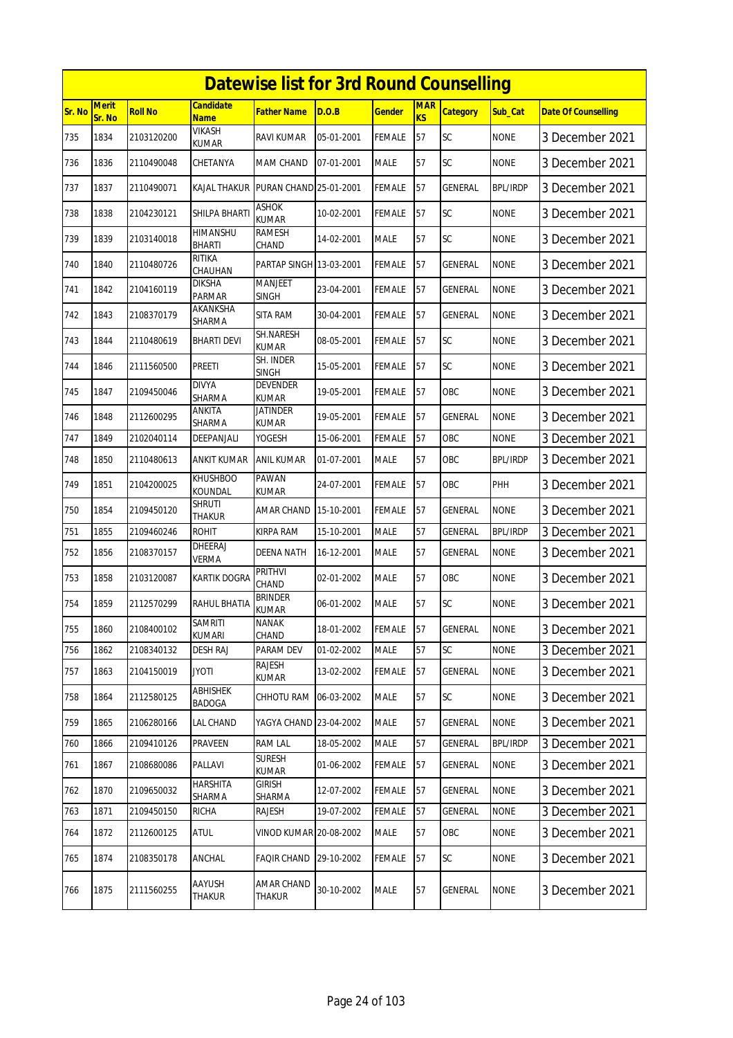# Datewise list for 3rd Round Counselling

| Sr. No | Merit Sr. No | Roll No | Candidate Name | Father Name | D.O.B | Gender | MARKS | Category | Sub_Cat | Date Of Counselling |
|---|---|---|---|---|---|---|---|---|---|---|
| 735 | 1834 | 2103120200 | VIKASH KUMAR | RAVI KUMAR | 05-01-2001 | FEMALE | 57 | SC | NONE | 3 December 2021 |
| 736 | 1836 | 2110490048 | CHETANYA | MAM CHAND | 07-01-2001 | MALE | 57 | SC | NONE | 3 December 2021 |
| 737 | 1837 | 2110490071 | KAJAL THAKUR | PURAN CHAND | 25-01-2001 | FEMALE | 57 | GENERAL | BPL/IRDP | 3 December 2021 |
| 738 | 1838 | 2104230121 | SHILPA BHARTI | ASHOK KUMAR | 10-02-2001 | FEMALE | 57 | SC | NONE | 3 December 2021 |
| 739 | 1839 | 2103140018 | HIMANSHU BHARTI | RAMESH CHAND | 14-02-2001 | MALE | 57 | SC | NONE | 3 December 2021 |
| 740 | 1840 | 2110480726 | RITIKA CHAUHAN | PARTAP SINGH | 13-03-2001 | FEMALE | 57 | GENERAL | NONE | 3 December 2021 |
| 741 | 1842 | 2104160119 | DIKSHA PARMAR | MANJEET SINGH | 23-04-2001 | FEMALE | 57 | GENERAL | NONE | 3 December 2021 |
| 742 | 1843 | 2108370179 | AKANKSHA SHARMA | SITA RAM | 30-04-2001 | FEMALE | 57 | GENERAL | NONE | 3 December 2021 |
| 743 | 1844 | 2110480619 | BHARTI DEVI | SH.NARESH KUMAR | 08-05-2001 | FEMALE | 57 | SC | NONE | 3 December 2021 |
| 744 | 1846 | 2111560500 | PREETI | SH. INDER SINGH | 15-05-2001 | FEMALE | 57 | SC | NONE | 3 December 2021 |
| 745 | 1847 | 2109450046 | DIVYA SHARMA | DEVENDER KUMAR | 19-05-2001 | FEMALE | 57 | OBC | NONE | 3 December 2021 |
| 746 | 1848 | 2112600295 | ANKITA SHARMA | JATINDER KUMAR | 19-05-2001 | FEMALE | 57 | GENERAL | NONE | 3 December 2021 |
| 747 | 1849 | 2102040114 | DEEPANJALI | YOGESH | 15-06-2001 | FEMALE | 57 | OBC | NONE | 3 December 2021 |
| 748 | 1850 | 2110480613 | ANKIT KUMAR | ANIL KUMAR | 01-07-2001 | MALE | 57 | OBC | BPL/IRDP | 3 December 2021 |
| 749 | 1851 | 2104200025 | KHUSHBOO KOUNDAL | PAWAN KUMAR | 24-07-2001 | FEMALE | 57 | OBC | PHH | 3 December 2021 |
| 750 | 1854 | 2109450120 | SHRUTI THAKUR | AMAR CHAND | 15-10-2001 | FEMALE | 57 | GENERAL | NONE | 3 December 2021 |
| 751 | 1855 | 2109460246 | ROHIT | KIRPA RAM | 15-10-2001 | MALE | 57 | GENERAL | BPL/IRDP | 3 December 2021 |
| 752 | 1856 | 2108370157 | DHEERAJ VERMA | DEENA NATH | 16-12-2001 | MALE | 57 | GENERAL | NONE | 3 December 2021 |
| 753 | 1858 | 2103120087 | KARTIK DOGRA | PRITHVI CHAND | 02-01-2002 | MALE | 57 | OBC | NONE | 3 December 2021 |
| 754 | 1859 | 2112570299 | RAHUL BHATIA | BRINDER KUMAR | 06-01-2002 | MALE | 57 | SC | NONE | 3 December 2021 |
| 755 | 1860 | 2108400102 | SAMRITI KUMARI | NANAK CHAND | 18-01-2002 | FEMALE | 57 | GENERAL | NONE | 3 December 2021 |
| 756 | 1862 | 2108340132 | DESH RAJ | PARAM DEV | 01-02-2002 | MALE | 57 | SC | NONE | 3 December 2021 |
| 757 | 1863 | 2104150019 | JYOTI | RAJESH KUMAR | 13-02-2002 | FEMALE | 57 | GENERAL | NONE | 3 December 2021 |
| 758 | 1864 | 2112580125 | ABHISHEK BADOGA | CHHOTU RAM | 06-03-2002 | MALE | 57 | SC | NONE | 3 December 2021 |
| 759 | 1865 | 2106280166 | LAL CHAND | YAGYA CHAND | 23-04-2002 | MALE | 57 | GENERAL | NONE | 3 December 2021 |
| 760 | 1866 | 2109410126 | PRAVEEN | RAM LAL | 18-05-2002 | MALE | 57 | GENERAL | BPL/IRDP | 3 December 2021 |
| 761 | 1867 | 2108680086 | PALLAVI | SURESH KUMAR | 01-06-2002 | FEMALE | 57 | GENERAL | NONE | 3 December 2021 |
| 762 | 1870 | 2109650032 | HARSHITA SHARMA | GIRISH SHARMA | 12-07-2002 | FEMALE | 57 | GENERAL | NONE | 3 December 2021 |
| 763 | 1871 | 2109450150 | RICHA | RAJESH | 19-07-2002 | FEMALE | 57 | GENERAL | NONE | 3 December 2021 |
| 764 | 1872 | 2112600125 | ATUL | VINOD KUMAR | 20-08-2002 | MALE | 57 | OBC | NONE | 3 December 2021 |
| 765 | 1874 | 2108350178 | ANCHAL | FAQIR CHAND | 29-10-2002 | FEMALE | 57 | SC | NONE | 3 December 2021 |
| 766 | 1875 | 2111560255 | AAYUSH THAKUR | AMAR CHAND THAKUR | 30-10-2002 | MALE | 57 | GENERAL | NONE | 3 December 2021 |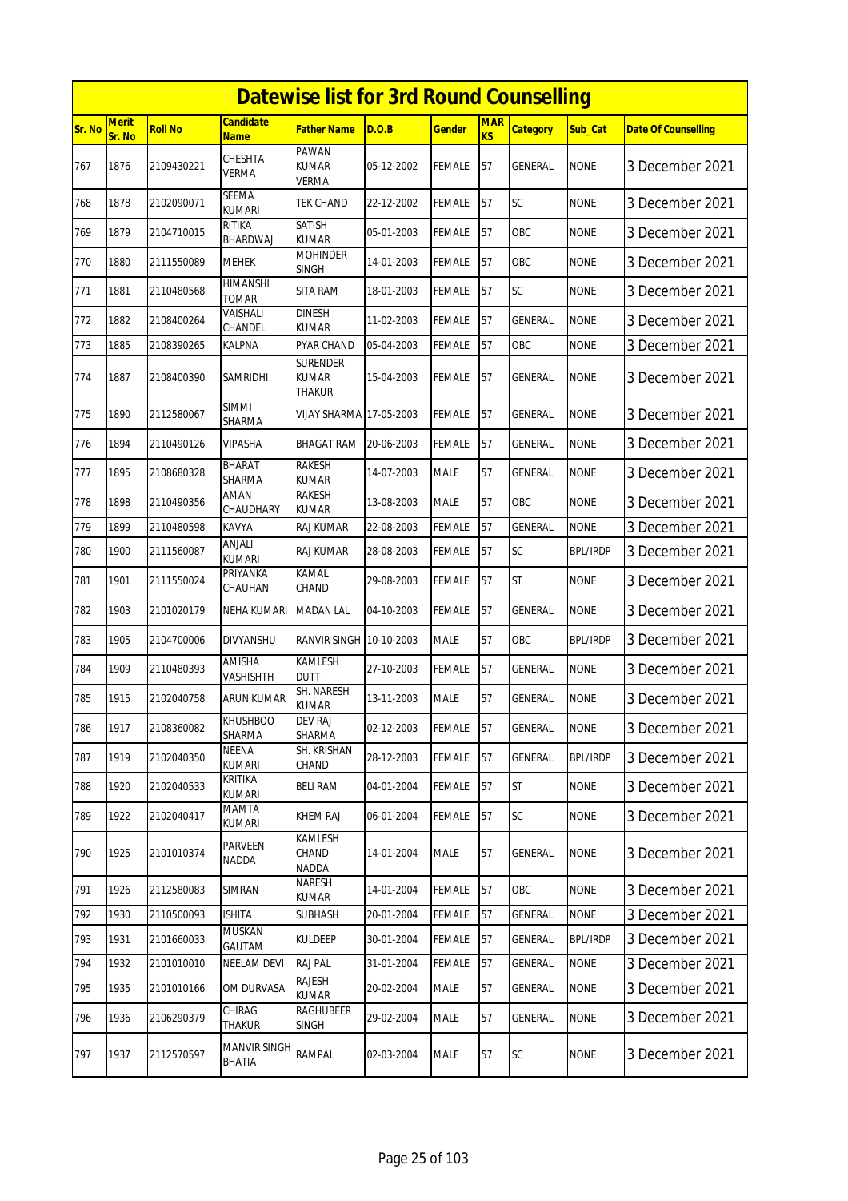# Datewise list for 3rd Round Counselling

| Sr. No | Merit Sr. No | Roll No | Candidate Name | Father Name | D.O.B | Gender | MARKS | Category | Sub_Cat | Date Of Counselling |
|---|---|---|---|---|---|---|---|---|---|---|
| 767 | 1876 | 2109430221 | CHESHTA VERMA | PAWAN KUMAR VERMA | 05-12-2002 | FEMALE | 57 | GENERAL | NONE | 3 December 2021 |
| 768 | 1878 | 2102090071 | SEEMA KUMARI | TEK CHAND | 22-12-2002 | FEMALE | 57 | SC | NONE | 3 December 2021 |
| 769 | 1879 | 2104710015 | RITIKA BHARDWAJ | SATISH KUMAR | 05-01-2003 | FEMALE | 57 | OBC | NONE | 3 December 2021 |
| 770 | 1880 | 2111550089 | MEHEK | MOHINDER SINGH | 14-01-2003 | FEMALE | 57 | OBC | NONE | 3 December 2021 |
| 771 | 1881 | 2110480568 | HIMANSHI TOMAR | SITA RAM | 18-01-2003 | FEMALE | 57 | SC | NONE | 3 December 2021 |
| 772 | 1882 | 2108400264 | VAISHALI CHANDEL | DINESH KUMAR | 11-02-2003 | FEMALE | 57 | GENERAL | NONE | 3 December 2021 |
| 773 | 1885 | 2108390265 | KALPNA | PYAR CHAND | 05-04-2003 | FEMALE | 57 | OBC | NONE | 3 December 2021 |
| 774 | 1887 | 2108400390 | SAMRIDHI | SURENDER KUMAR THAKUR | 15-04-2003 | FEMALE | 57 | GENERAL | NONE | 3 December 2021 |
| 775 | 1890 | 2112580067 | SIMMI SHARMA | VIJAY SHARMA | 17-05-2003 | FEMALE | 57 | GENERAL | NONE | 3 December 2021 |
| 776 | 1894 | 2110490126 | VIPASHA | BHAGAT RAM | 20-06-2003 | FEMALE | 57 | GENERAL | NONE | 3 December 2021 |
| 777 | 1895 | 2108680328 | BHARAT SHARMA | RAKESH KUMAR | 14-07-2003 | MALE | 57 | GENERAL | NONE | 3 December 2021 |
| 778 | 1898 | 2110490356 | AMAN CHAUDHARY | RAKESH KUMAR | 13-08-2003 | MALE | 57 | OBC | NONE | 3 December 2021 |
| 779 | 1899 | 2110480598 | KAVYA | RAJ KUMAR | 22-08-2003 | FEMALE | 57 | GENERAL | NONE | 3 December 2021 |
| 780 | 1900 | 2111560087 | ANJALI KUMARI | RAJ KUMAR | 28-08-2003 | FEMALE | 57 | SC | BPL/IRDP | 3 December 2021 |
| 781 | 1901 | 2111550024 | PRIYANKA CHAUHAN | KAMAL CHAND | 29-08-2003 | FEMALE | 57 | ST | NONE | 3 December 2021 |
| 782 | 1903 | 2101020179 | NEHA KUMARI | MADAN LAL | 04-10-2003 | FEMALE | 57 | GENERAL | NONE | 3 December 2021 |
| 783 | 1905 | 2104700006 | DIVYANSHU | RANVIR SINGH | 10-10-2003 | MALE | 57 | OBC | BPL/IRDP | 3 December 2021 |
| 784 | 1909 | 2110480393 | AMISHA VASHISHTH | KAMLESH DUTT | 27-10-2003 | FEMALE | 57 | GENERAL | NONE | 3 December 2021 |
| 785 | 1915 | 2102040758 | ARUN KUMAR | SH. NARESH KUMAR | 13-11-2003 | MALE | 57 | GENERAL | NONE | 3 December 2021 |
| 786 | 1917 | 2108360082 | KHUSHBOO SHARMA | DEV RAJ SHARMA | 02-12-2003 | FEMALE | 57 | GENERAL | NONE | 3 December 2021 |
| 787 | 1919 | 2102040350 | NEENA KUMARI | SH. KRISHAN CHAND | 28-12-2003 | FEMALE | 57 | GENERAL | BPL/IRDP | 3 December 2021 |
| 788 | 1920 | 2102040533 | KRITIKA KUMARI | BELI RAM | 04-01-2004 | FEMALE | 57 | ST | NONE | 3 December 2021 |
| 789 | 1922 | 2102040417 | MAMTA KUMARI | KHEM RAJ | 06-01-2004 | FEMALE | 57 | SC | NONE | 3 December 2021 |
| 790 | 1925 | 2101010374 | PARVEEN NADDA | KAMLESH CHAND NADDA | 14-01-2004 | MALE | 57 | GENERAL | NONE | 3 December 2021 |
| 791 | 1926 | 2112580083 | SIMRAN | NARESH KUMAR | 14-01-2004 | FEMALE | 57 | OBC | NONE | 3 December 2021 |
| 792 | 1930 | 2110500093 | ISHITA | SUBHASH | 20-01-2004 | FEMALE | 57 | GENERAL | NONE | 3 December 2021 |
| 793 | 1931 | 2101660033 | MUSKAN GAUTAM | KULDEEP | 30-01-2004 | FEMALE | 57 | GENERAL | BPL/IRDP | 3 December 2021 |
| 794 | 1932 | 2101010010 | NEELAM DEVI | RAJ PAL | 31-01-2004 | FEMALE | 57 | GENERAL | NONE | 3 December 2021 |
| 795 | 1935 | 2101010166 | OM DURVASA | RAJESH KUMAR | 20-02-2004 | MALE | 57 | GENERAL | NONE | 3 December 2021 |
| 796 | 1936 | 2106290379 | CHIRAG THAKUR | RAGHUBEER SINGH | 29-02-2004 | MALE | 57 | GENERAL | NONE | 3 December 2021 |
| 797 | 1937 | 2112570597 | MANVIR SINGH BHATIA | RAMPAL | 02-03-2004 | MALE | 57 | SC | NONE | 3 December 2021 |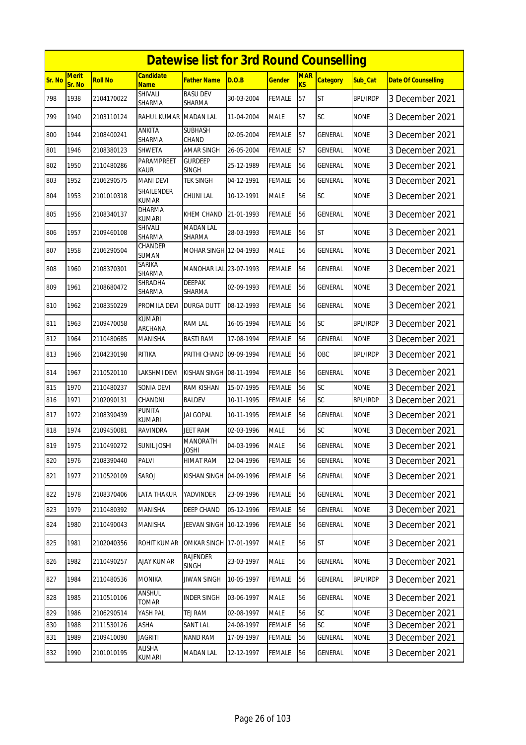# Datewise list for 3rd Round Counselling

| Sr. No | Merit Sr. No | Roll No | Candidate Name | Father Name | D.O.B | Gender | MARKS | Category | Sub_Cat | Date Of Counselling |
|---|---|---|---|---|---|---|---|---|---|---|
| 798 | 1938 | 2104170022 | SHIVALI SHARMA | BASU DEV SHARMA | 30-03-2004 | FEMALE | 57 | ST | BPL/IRDP | 3 December 2021 |
| 799 | 1940 | 2103110124 | RAHUL KUMAR | MADAN LAL | 11-04-2004 | MALE | 57 | SC | NONE | 3 December 2021 |
| 800 | 1944 | 2108400241 | ANKITA SHARMA | SUBHASH CHAND | 02-05-2004 | FEMALE | 57 | GENERAL | NONE | 3 December 2021 |
| 801 | 1946 | 2108380123 | SHWETA | AMAR SINGH | 26-05-2004 | FEMALE | 57 | GENERAL | NONE | 3 December 2021 |
| 802 | 1950 | 2110480286 | PARAMPREET KAUR | GURDEEP SINGH | 25-12-1989 | FEMALE | 56 | GENERAL | NONE | 3 December 2021 |
| 803 | 1952 | 2106290575 | MANI DEVI | TEK SINGH | 04-12-1991 | FEMALE | 56 | GENERAL | NONE | 3 December 2021 |
| 804 | 1953 | 2101010318 | SHAILENDER KUMAR | CHUNI LAL | 10-12-1991 | MALE | 56 | SC | NONE | 3 December 2021 |
| 805 | 1956 | 2108340137 | DHARMA KUMARI | KHEM CHAND | 21-01-1993 | FEMALE | 56 | GENERAL | NONE | 3 December 2021 |
| 806 | 1957 | 2109460108 | SHIVALI SHARMA | MADAN LAL SHARMA | 28-03-1993 | FEMALE | 56 | ST | NONE | 3 December 2021 |
| 807 | 1958 | 2106290504 | CHANDER SUMAN | MOHAR SINGH | 12-04-1993 | MALE | 56 | GENERAL | NONE | 3 December 2021 |
| 808 | 1960 | 2108370301 | SARIKA SHARMA | MANOHAR LAL | 23-07-1993 | FEMALE | 56 | GENERAL | NONE | 3 December 2021 |
| 809 | 1961 | 2108680472 | SHRADHA SHARMA | DEEPAK SHARMA | 02-09-1993 | FEMALE | 56 | GENERAL | NONE | 3 December 2021 |
| 810 | 1962 | 2108350229 | PROMILA DEVI | DURGA DUTT | 08-12-1993 | FEMALE | 56 | GENERAL | NONE | 3 December 2021 |
| 811 | 1963 | 2109470058 | KUMARI ARCHANA | RAM LAL | 16-05-1994 | FEMALE | 56 | SC | BPL/IRDP | 3 December 2021 |
| 812 | 1964 | 2110480685 | MANISHA | BASTI RAM | 17-08-1994 | FEMALE | 56 | GENERAL | NONE | 3 December 2021 |
| 813 | 1966 | 2104230198 | RITIKA | PRITHI CHAND | 09-09-1994 | FEMALE | 56 | OBC | BPL/IRDP | 3 December 2021 |
| 814 | 1967 | 2110520110 | LAKSHMI DEVI | KISHAN SINGH | 08-11-1994 | FEMALE | 56 | GENERAL | NONE | 3 December 2021 |
| 815 | 1970 | 2110480237 | SONIA DEVI | RAM KISHAN | 15-07-1995 | FEMALE | 56 | SC | NONE | 3 December 2021 |
| 816 | 1971 | 2102090131 | CHANDNI | BALDEV | 10-11-1995 | FEMALE | 56 | SC | BPL/IRDP | 3 December 2021 |
| 817 | 1972 | 2108390439 | PUNITA KUMARI | JAI GOPAL | 10-11-1995 | FEMALE | 56 | GENERAL | NONE | 3 December 2021 |
| 818 | 1974 | 2109450081 | RAVINDRA | JEET RAM | 02-03-1996 | MALE | 56 | SC | NONE | 3 December 2021 |
| 819 | 1975 | 2110490272 | SUNIL JOSHI | MANORATH JOSHI | 04-03-1996 | MALE | 56 | GENERAL | NONE | 3 December 2021 |
| 820 | 1976 | 2108390440 | PALVI | HIMAT RAM | 12-04-1996 | FEMALE | 56 | GENERAL | NONE | 3 December 2021 |
| 821 | 1977 | 2110520109 | SAROJ | KISHAN SINGH | 04-09-1996 | FEMALE | 56 | GENERAL | NONE | 3 December 2021 |
| 822 | 1978 | 2108370406 | LATA THAKUR | YADVINDER | 23-09-1996 | FEMALE | 56 | GENERAL | NONE | 3 December 2021 |
| 823 | 1979 | 2110480392 | MANISHA | DEEP CHAND | 05-12-1996 | FEMALE | 56 | GENERAL | NONE | 3 December 2021 |
| 824 | 1980 | 2110490043 | MANISHA | JEEVAN SINGH | 10-12-1996 | FEMALE | 56 | GENERAL | NONE | 3 December 2021 |
| 825 | 1981 | 2102040356 | ROHIT KUMAR | OMKAR SINGH | 17-01-1997 | MALE | 56 | ST | NONE | 3 December 2021 |
| 826 | 1982 | 2110490257 | AJAY KUMAR | RAJENDER SINGH | 23-03-1997 | MALE | 56 | GENERAL | NONE | 3 December 2021 |
| 827 | 1984 | 2110480536 | MONIKA | JIWAN SINGH | 10-05-1997 | FEMALE | 56 | GENERAL | BPL/IRDP | 3 December 2021 |
| 828 | 1985 | 2110510106 | ANSHUL TOMAR | INDER SINGH | 03-06-1997 | MALE | 56 | GENERAL | NONE | 3 December 2021 |
| 829 | 1986 | 2106290514 | YASH PAL | TEJ RAM | 02-08-1997 | MALE | 56 | SC | NONE | 3 December 2021 |
| 830 | 1988 | 2111530126 | ASHA | SANT LAL | 24-08-1997 | FEMALE | 56 | SC | NONE | 3 December 2021 |
| 831 | 1989 | 2109410090 | JAGRITI | NAND RAM | 17-09-1997 | FEMALE | 56 | GENERAL | NONE | 3 December 2021 |
| 832 | 1990 | 2101010195 | ALISHA KUMARI | MADAN LAL | 12-12-1997 | FEMALE | 56 | GENERAL | NONE | 3 December 2021 |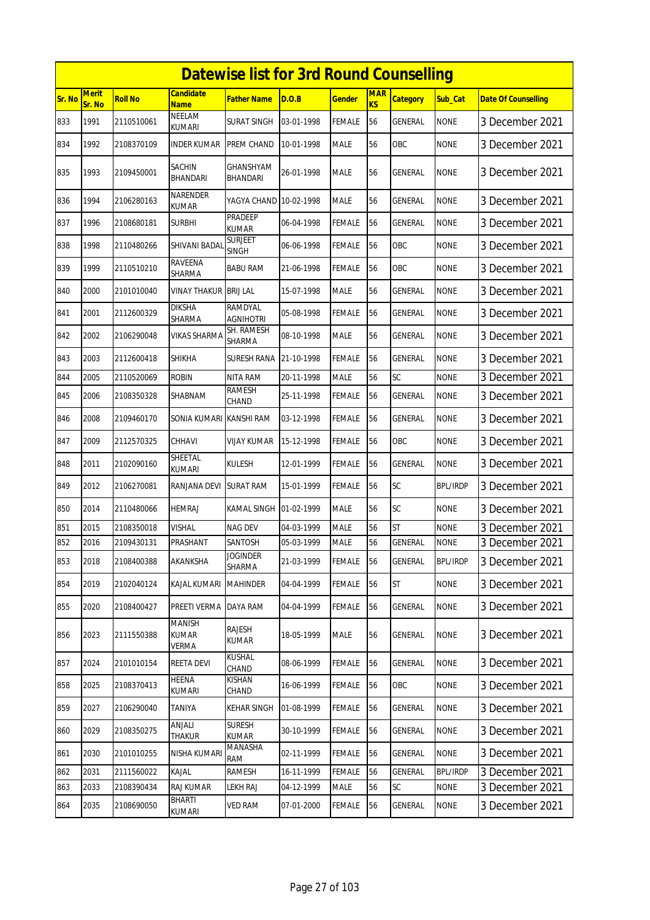# Datewise list for 3rd Round Counselling

| Sr. No | Merit Sr. No | Roll No | Candidate Name | Father Name | D.O.B | Gender | MARKS | Category | Sub_Cat | Date Of Counselling |
|---|---|---|---|---|---|---|---|---|---|---|
| 833 | 1991 | 2110510061 | NEELAM KUMARI | SURAT SINGH | 03-01-1998 | FEMALE | 56 | GENERAL | NONE | 3 December 2021 |
| 834 | 1992 | 2108370109 | INDER KUMAR | PREM CHAND | 10-01-1998 | MALE | 56 | OBC | NONE | 3 December 2021 |
| 835 | 1993 | 2109450001 | SACHIN BHANDARI | GHANSHYAM BHANDARI | 26-01-1998 | MALE | 56 | GENERAL | NONE | 3 December 2021 |
| 836 | 1994 | 2106280163 | NARENDER KUMAR | YAGYA CHAND | 10-02-1998 | MALE | 56 | GENERAL | NONE | 3 December 2021 |
| 837 | 1996 | 2108680181 | SURBHI | PRADEEP KUMAR | 06-04-1998 | FEMALE | 56 | GENERAL | NONE | 3 December 2021 |
| 838 | 1998 | 2110480266 | SHIVANI BADAL | SURJEET SINGH | 06-06-1998 | FEMALE | 56 | OBC | NONE | 3 December 2021 |
| 839 | 1999 | 2110510210 | RAVEENA SHARMA | BABU RAM | 21-06-1998 | FEMALE | 56 | OBC | NONE | 3 December 2021 |
| 840 | 2000 | 2101010040 | VINAY THAKUR | BRIJ LAL | 15-07-1998 | MALE | 56 | GENERAL | NONE | 3 December 2021 |
| 841 | 2001 | 2112600329 | DIKSHA SHARMA | RAMDYAL AGNIHOTRI | 05-08-1998 | FEMALE | 56 | GENERAL | NONE | 3 December 2021 |
| 842 | 2002 | 2106290048 | VIKAS SHARMA | SH. RAMESH SHARMA | 08-10-1998 | MALE | 56 | GENERAL | NONE | 3 December 2021 |
| 843 | 2003 | 2112600418 | SHIKHA | SURESH RANA | 21-10-1998 | FEMALE | 56 | GENERAL | NONE | 3 December 2021 |
| 844 | 2005 | 2110520069 | ROBIN | NITA RAM | 20-11-1998 | MALE | 56 | SC | NONE | 3 December 2021 |
| 845 | 2006 | 2108350328 | SHABNAM | RAMESH CHAND | 25-11-1998 | FEMALE | 56 | GENERAL | NONE | 3 December 2021 |
| 846 | 2008 | 2109460170 | SONIA KUMARI | KANSHI RAM | 03-12-1998 | FEMALE | 56 | GENERAL | NONE | 3 December 2021 |
| 847 | 2009 | 2112570325 | CHHAVI | VIJAY KUMAR | 15-12-1998 | FEMALE | 56 | OBC | NONE | 3 December 2021 |
| 848 | 2011 | 2102090160 | SHEETAL KUMARI | KULESH | 12-01-1999 | FEMALE | 56 | GENERAL | NONE | 3 December 2021 |
| 849 | 2012 | 2106270081 | RANJANA DEVI | SURAT RAM | 15-01-1999 | FEMALE | 56 | SC | BPL/IRDP | 3 December 2021 |
| 850 | 2014 | 2110480066 | HEMRAJ | KAMAL SINGH | 01-02-1999 | MALE | 56 | SC | NONE | 3 December 2021 |
| 851 | 2015 | 2108350018 | VISHAL | NAG DEV | 04-03-1999 | MALE | 56 | ST | NONE | 3 December 2021 |
| 852 | 2016 | 2109430131 | PRASHANT | SANTOSH | 05-03-1999 | MALE | 56 | GENERAL | NONE | 3 December 2021 |
| 853 | 2018 | 2108400388 | AKANKSHA | JOGINDER SHARMA | 21-03-1999 | FEMALE | 56 | GENERAL | BPL/IRDP | 3 December 2021 |
| 854 | 2019 | 2102040124 | KAJAL KUMARI | MAHINDER | 04-04-1999 | FEMALE | 56 | ST | NONE | 3 December 2021 |
| 855 | 2020 | 2108400427 | PREETI VERMA | DAYA RAM | 04-04-1999 | FEMALE | 56 | GENERAL | NONE | 3 December 2021 |
| 856 | 2023 | 2111550388 | MANISH KUMAR VERMA | RAJESH KUMAR | 18-05-1999 | MALE | 56 | GENERAL | NONE | 3 December 2021 |
| 857 | 2024 | 2101010154 | REETA DEVI | KUSHAL CHAND | 08-06-1999 | FEMALE | 56 | GENERAL | NONE | 3 December 2021 |
| 858 | 2025 | 2108370413 | HEENA KUMARI | KISHAN CHAND | 16-06-1999 | FEMALE | 56 | OBC | NONE | 3 December 2021 |
| 859 | 2027 | 2106290040 | TANIYA | KEHAR SINGH | 01-08-1999 | FEMALE | 56 | GENERAL | NONE | 3 December 2021 |
| 860 | 2029 | 2108350275 | ANJALI THAKUR | SURESH KUMAR | 30-10-1999 | FEMALE | 56 | GENERAL | NONE | 3 December 2021 |
| 861 | 2030 | 2101010255 | NISHA KUMARI | MANASHA RAM | 02-11-1999 | FEMALE | 56 | GENERAL | NONE | 3 December 2021 |
| 862 | 2031 | 2111560022 | KAJAL | RAMESH | 16-11-1999 | FEMALE | 56 | GENERAL | BPL/IRDP | 3 December 2021 |
| 863 | 2033 | 2108390434 | RAJ KUMAR | LEKH RAJ | 04-12-1999 | MALE | 56 | SC | NONE | 3 December 2021 |
| 864 | 2035 | 2108690050 | BHARTI KUMARI | VED RAM | 07-01-2000 | FEMALE | 56 | GENERAL | NONE | 3 December 2021 |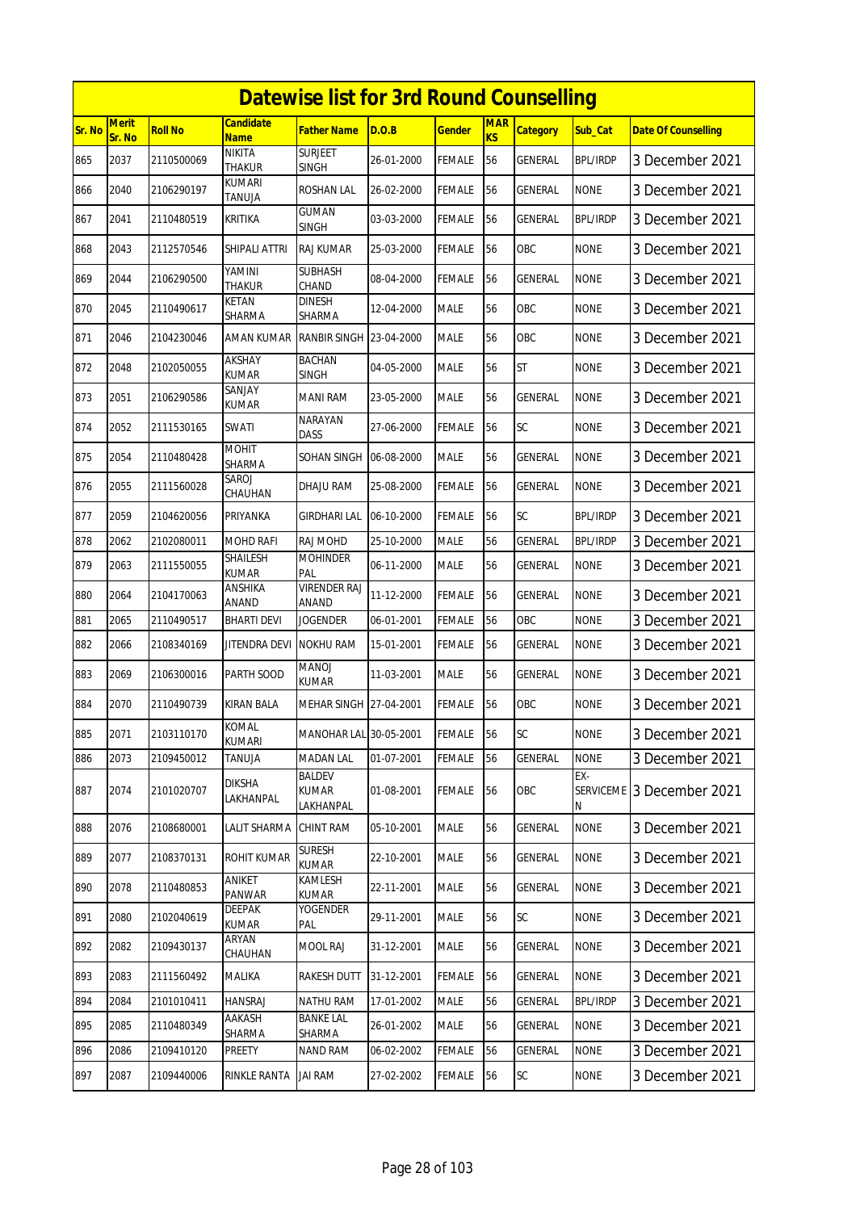# Datewise list for 3rd Round Counselling

| Sr. No | Merit Sr. No | Roll No | Candidate Name | Father Name | D.O.B | Gender | MARKS | Category | Sub_Cat | Date Of Counselling |
|---|---|---|---|---|---|---|---|---|---|---|
| 865 | 2037 | 2110500069 | NIKITA THAKUR | SURJEET SINGH | 26-01-2000 | FEMALE | 56 | GENERAL | BPL/IRDP | 3 December 2021 |
| 866 | 2040 | 2106290197 | KUMARI TANUJA | ROSHAN LAL | 26-02-2000 | FEMALE | 56 | GENERAL | NONE | 3 December 2021 |
| 867 | 2041 | 2110480519 | KRITIKA | GUMAN SINGH | 03-03-2000 | FEMALE | 56 | GENERAL | BPL/IRDP | 3 December 2021 |
| 868 | 2043 | 2112570546 | SHIPALI ATTRI | RAJ KUMAR | 25-03-2000 | FEMALE | 56 | OBC | NONE | 3 December 2021 |
| 869 | 2044 | 2106290500 | YAMINI THAKUR | SUBHASH CHAND | 08-04-2000 | FEMALE | 56 | GENERAL | NONE | 3 December 2021 |
| 870 | 2045 | 2110490617 | KETAN SHARMA | DINESH SHARMA | 12-04-2000 | MALE | 56 | OBC | NONE | 3 December 2021 |
| 871 | 2046 | 2104230046 | AMAN KUMAR | RANBIR SINGH | 23-04-2000 | MALE | 56 | OBC | NONE | 3 December 2021 |
| 872 | 2048 | 2102050055 | AKSHAY KUMAR | BACHAN SINGH | 04-05-2000 | MALE | 56 | ST | NONE | 3 December 2021 |
| 873 | 2051 | 2106290586 | SANJAY KUMAR | MANI RAM | 23-05-2000 | MALE | 56 | GENERAL | NONE | 3 December 2021 |
| 874 | 2052 | 2111530165 | SWATI | NARAYAN DASS | 27-06-2000 | FEMALE | 56 | SC | NONE | 3 December 2021 |
| 875 | 2054 | 2110480428 | MOHIT SHARMA | SOHAN SINGH | 06-08-2000 | MALE | 56 | GENERAL | NONE | 3 December 2021 |
| 876 | 2055 | 2111560028 | SAROJ CHAUHAN | DHAJU RAM | 25-08-2000 | FEMALE | 56 | GENERAL | NONE | 3 December 2021 |
| 877 | 2059 | 2104620056 | PRIYANKA | GIRDHARI LAL | 06-10-2000 | FEMALE | 56 | SC | BPL/IRDP | 3 December 2021 |
| 878 | 2062 | 2102080011 | MOHD RAFI | RAJ MOHD | 25-10-2000 | MALE | 56 | GENERAL | BPL/IRDP | 3 December 2021 |
| 879 | 2063 | 2111550055 | SHAILESH KUMAR | MOHINDER PAL | 06-11-2000 | MALE | 56 | GENERAL | NONE | 3 December 2021 |
| 880 | 2064 | 2104170063 | ANSHIKA ANAND | VIRENDER RAJ ANAND | 11-12-2000 | FEMALE | 56 | GENERAL | NONE | 3 December 2021 |
| 881 | 2065 | 2110490517 | BHARTI DEVI | JOGENDER | 06-01-2001 | FEMALE | 56 | OBC | NONE | 3 December 2021 |
| 882 | 2066 | 2108340169 | JITENDRA DEVI | NOKHU RAM | 15-01-2001 | FEMALE | 56 | GENERAL | NONE | 3 December 2021 |
| 883 | 2069 | 2106300016 | PARTH SOOD | MANOJ KUMAR | 11-03-2001 | MALE | 56 | GENERAL | NONE | 3 December 2021 |
| 884 | 2070 | 2110490739 | KIRAN BALA | MEHAR SINGH | 27-04-2001 | FEMALE | 56 | OBC | NONE | 3 December 2021 |
| 885 | 2071 | 2103110170 | KOMAL KUMARI | MANOHAR LAL | 30-05-2001 | FEMALE | 56 | SC | NONE | 3 December 2021 |
| 886 | 2073 | 2109450012 | TANUJA | MADAN LAL | 01-07-2001 | FEMALE | 56 | GENERAL | NONE | 3 December 2021 |
| 887 | 2074 | 2101020707 | DIKSHA LAKHANPAL | BALDEV KUMAR LAKHANPAL | 01-08-2001 | FEMALE | 56 | OBC | EX-SERVICEMEN | 3 December 2021 |
| 888 | 2076 | 2108680001 | LALIT SHARMA | CHINT RAM | 05-10-2001 | MALE | 56 | GENERAL | NONE | 3 December 2021 |
| 889 | 2077 | 2108370131 | ROHIT KUMAR | SURESH KUMAR | 22-10-2001 | MALE | 56 | GENERAL | NONE | 3 December 2021 |
| 890 | 2078 | 2110480853 | ANIKET PANWAR | KAMLESH KUMAR | 22-11-2001 | MALE | 56 | GENERAL | NONE | 3 December 2021 |
| 891 | 2080 | 2102040619 | DEEPAK KUMAR | YOGENDER PAL | 29-11-2001 | MALE | 56 | SC | NONE | 3 December 2021 |
| 892 | 2082 | 2109430137 | ARYAN CHAUHAN | MOOL RAJ | 31-12-2001 | MALE | 56 | GENERAL | NONE | 3 December 2021 |
| 893 | 2083 | 2111560492 | MALIKA | RAKESH DUTT | 31-12-2001 | FEMALE | 56 | GENERAL | NONE | 3 December 2021 |
| 894 | 2084 | 2101010411 | HANSRAJ | NATHU RAM | 17-01-2002 | MALE | 56 | GENERAL | BPL/IRDP | 3 December 2021 |
| 895 | 2085 | 2110480349 | AAKASH SHARMA | BANKE LAL SHARMA | 26-01-2002 | MALE | 56 | GENERAL | NONE | 3 December 2021 |
| 896 | 2086 | 2109410120 | PREETY | NAND RAM | 06-02-2002 | FEMALE | 56 | GENERAL | NONE | 3 December 2021 |
| 897 | 2087 | 2109440006 | RINKLE RANTA | JAI RAM | 27-02-2002 | FEMALE | 56 | SC | NONE | 3 December 2021 |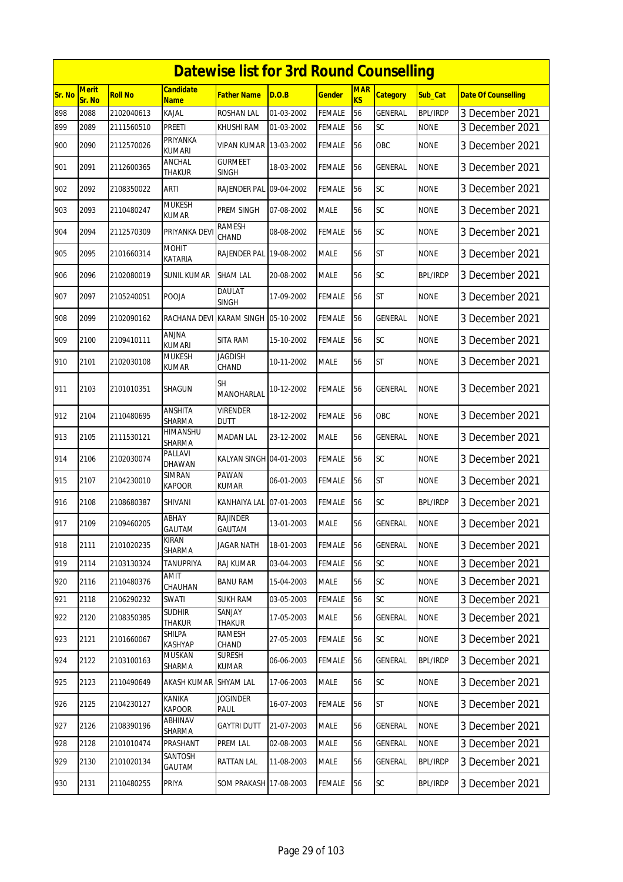# Datewise list for 3rd Round Counselling

| Sr. No | Merit Sr. No | Roll No | Candidate Name | Father Name | D.O.B | Gender | MARKS | Category | Sub_Cat | Date Of Counselling |
|---|---|---|---|---|---|---|---|---|---|---|
| 898 | 2088 | 2102040613 | KAJAL | ROSHAN LAL | 01-03-2002 | FEMALE | 56 | GENERAL | BPL/IRDP | 3 December 2021 |
| 899 | 2089 | 2111560510 | PREETI | KHUSHI RAM | 01-03-2002 | FEMALE | 56 | SC | NONE | 3 December 2021 |
| 900 | 2090 | 2112570026 | PRIYANKA KUMARI | VIPAN KUMAR | 13-03-2002 | FEMALE | 56 | OBC | NONE | 3 December 2021 |
| 901 | 2091 | 2112600365 | ANCHAL THAKUR | GURMEET SINGH | 18-03-2002 | FEMALE | 56 | GENERAL | NONE | 3 December 2021 |
| 902 | 2092 | 2108350022 | ARTI | RAJENDER PAL | 09-04-2002 | FEMALE | 56 | SC | NONE | 3 December 2021 |
| 903 | 2093 | 2110480247 | MUKESH KUMAR | PREM SINGH | 07-08-2002 | MALE | 56 | SC | NONE | 3 December 2021 |
| 904 | 2094 | 2112570309 | PRIYANKA DEVI | RAMESH CHAND | 08-08-2002 | FEMALE | 56 | SC | NONE | 3 December 2021 |
| 905 | 2095 | 2101660314 | MOHIT KATARIA | RAJENDER PAL | 19-08-2002 | MALE | 56 | ST | NONE | 3 December 2021 |
| 906 | 2096 | 2102080019 | SUNIL KUMAR | SHAM LAL | 20-08-2002 | MALE | 56 | SC | BPL/IRDP | 3 December 2021 |
| 907 | 2097 | 2105240051 | POOJA | DAULAT SINGH | 17-09-2002 | FEMALE | 56 | ST | NONE | 3 December 2021 |
| 908 | 2099 | 2102090162 | RACHANA DEVI | KARAM SINGH | 05-10-2002 | FEMALE | 56 | GENERAL | NONE | 3 December 2021 |
| 909 | 2100 | 2109410111 | ANJNA KUMARI | SITA RAM | 15-10-2002 | FEMALE | 56 | SC | NONE | 3 December 2021 |
| 910 | 2101 | 2102030108 | MUKESH KUMAR | JAGDISH CHAND | 10-11-2002 | MALE | 56 | ST | NONE | 3 December 2021 |
| 911 | 2103 | 2101010351 | SHAGUN | SH MANOHARLAL | 10-12-2002 | FEMALE | 56 | GENERAL | NONE | 3 December 2021 |
| 912 | 2104 | 2110480695 | ANSHITA SHARMA | VIRENDER DUTT | 18-12-2002 | FEMALE | 56 | OBC | NONE | 3 December 2021 |
| 913 | 2105 | 2111530121 | HIMANSHU SHARMA | MADAN LAL | 23-12-2002 | MALE | 56 | GENERAL | NONE | 3 December 2021 |
| 914 | 2106 | 2102030074 | PALLAVI DHAWAN | KALYAN SINGH | 04-01-2003 | FEMALE | 56 | SC | NONE | 3 December 2021 |
| 915 | 2107 | 2104230010 | SIMRAN KAPOOR | PAWAN KUMAR | 06-01-2003 | FEMALE | 56 | ST | NONE | 3 December 2021 |
| 916 | 2108 | 2108680387 | SHIVANI | KANHAIYA LAL | 07-01-2003 | FEMALE | 56 | SC | BPL/IRDP | 3 December 2021 |
| 917 | 2109 | 2109460205 | ABHAY GAUTAM | RAJINDER GAUTAM | 13-01-2003 | MALE | 56 | GENERAL | NONE | 3 December 2021 |
| 918 | 2111 | 2101020235 | KIRAN SHARMA | JAGAR NATH | 18-01-2003 | FEMALE | 56 | GENERAL | NONE | 3 December 2021 |
| 919 | 2114 | 2103130324 | TANUPRIYA | RAJ KUMAR | 03-04-2003 | FEMALE | 56 | SC | NONE | 3 December 2021 |
| 920 | 2116 | 2110480376 | AMIT CHAUHAN | BANU RAM | 15-04-2003 | MALE | 56 | SC | NONE | 3 December 2021 |
| 921 | 2118 | 2106290232 | SWATI | SUKH RAM | 03-05-2003 | FEMALE | 56 | SC | NONE | 3 December 2021 |
| 922 | 2120 | 2108350385 | SUDHIR THAKUR | SANJAY THAKUR | 17-05-2003 | MALE | 56 | GENERAL | NONE | 3 December 2021 |
| 923 | 2121 | 2101660067 | SHILPA KASHYAP | RAMESH CHAND | 27-05-2003 | FEMALE | 56 | SC | NONE | 3 December 2021 |
| 924 | 2122 | 2103100163 | MUSKAN SHARMA | SURESH KUMAR | 06-06-2003 | FEMALE | 56 | GENERAL | BPL/IRDP | 3 December 2021 |
| 925 | 2123 | 2110490649 | AKASH KUMAR | SHYAM LAL | 17-06-2003 | MALE | 56 | SC | NONE | 3 December 2021 |
| 926 | 2125 | 2104230127 | KANIKA KAPOOR | JOGINDER PAUL | 16-07-2003 | FEMALE | 56 | ST | NONE | 3 December 2021 |
| 927 | 2126 | 2108390196 | ABHINAV SHARMA | GAYTRI DUTT | 21-07-2003 | MALE | 56 | GENERAL | NONE | 3 December 2021 |
| 928 | 2128 | 2101010474 | PRASHANT | PREM LAL | 02-08-2003 | MALE | 56 | GENERAL | NONE | 3 December 2021 |
| 929 | 2130 | 2101020134 | SANTOSH GAUTAM | RATTAN LAL | 11-08-2003 | MALE | 56 | GENERAL | BPL/IRDP | 3 December 2021 |
| 930 | 2131 | 2110480255 | PRIYA | SOM PRAKASH | 17-08-2003 | FEMALE | 56 | SC | BPL/IRDP | 3 December 2021 |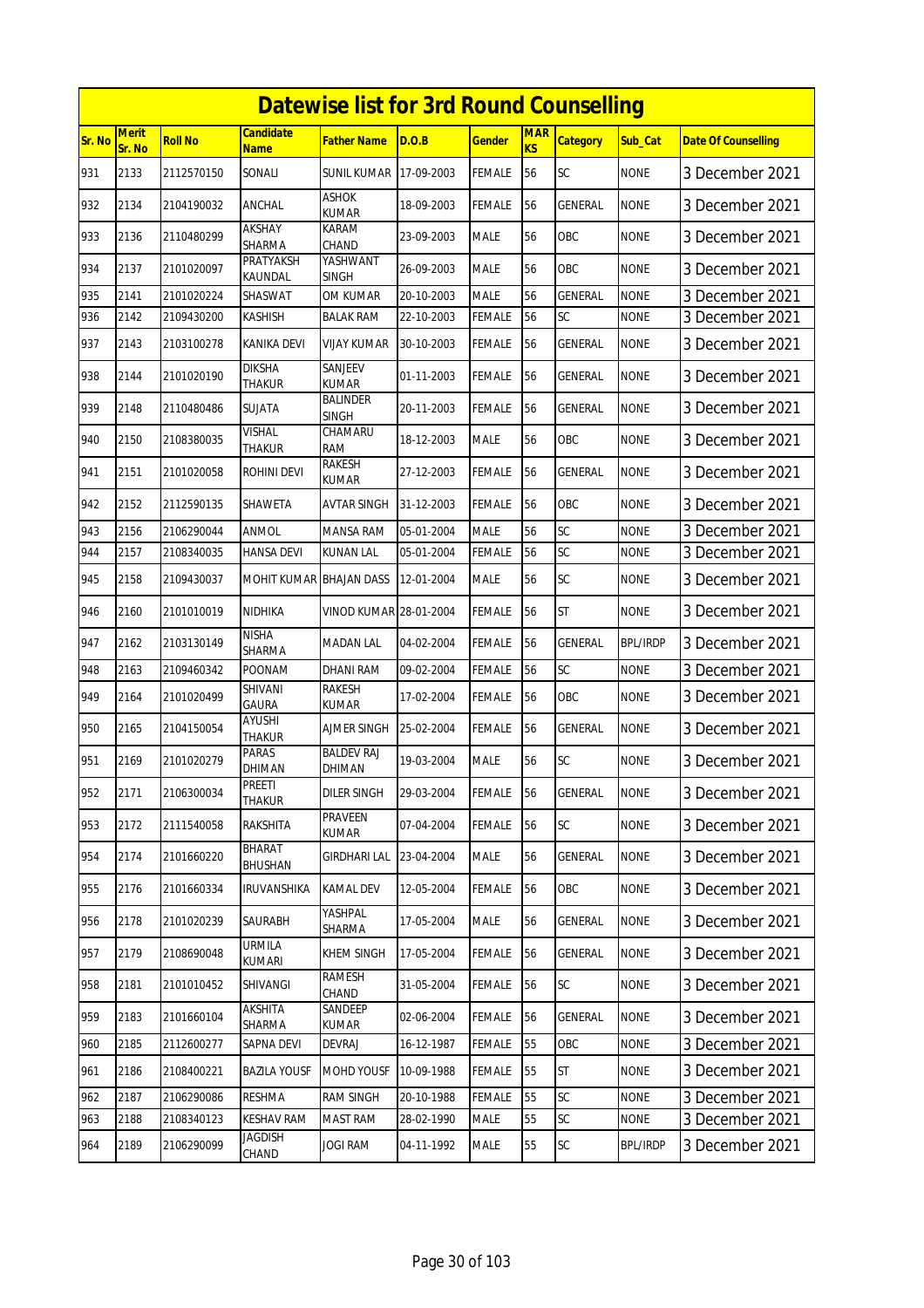# Datewise list for 3rd Round Counselling

| Sr. No | Merit Sr. No | Roll No | Candidate Name | Father Name | D.O.B | Gender | MARKS | Category | Sub_Cat | Date Of Counselling |
|---|---|---|---|---|---|---|---|---|---|---|
| 931 | 2133 | 2112570150 | SONALI | SUNIL KUMAR | 17-09-2003 | FEMALE | 56 | SC | NONE | 3 December 2021 |
| 932 | 2134 | 2104190032 | ANCHAL | ASHOK KUMAR | 18-09-2003 | FEMALE | 56 | GENERAL | NONE | 3 December 2021 |
| 933 | 2136 | 2110480299 | AKSHAY SHARMA | KARAM CHAND | 23-09-2003 | MALE | 56 | OBC | NONE | 3 December 2021 |
| 934 | 2137 | 2101020097 | PRATYAKSH KAUNDAL | YASHWANT SINGH | 26-09-2003 | MALE | 56 | OBC | NONE | 3 December 2021 |
| 935 | 2141 | 2101020224 | SHASWAT | OM KUMAR | 20-10-2003 | MALE | 56 | GENERAL | NONE | 3 December 2021 |
| 936 | 2142 | 2109430200 | KASHISH | BALAK RAM | 22-10-2003 | FEMALE | 56 | SC | NONE | 3 December 2021 |
| 937 | 2143 | 2103100278 | KANIKA DEVI | VIJAY KUMAR | 30-10-2003 | FEMALE | 56 | GENERAL | NONE | 3 December 2021 |
| 938 | 2144 | 2101020190 | DIKSHA THAKUR | SANJEEV KUMAR | 01-11-2003 | FEMALE | 56 | GENERAL | NONE | 3 December 2021 |
| 939 | 2148 | 2110480486 | SUJATA | BALINDER SINGH | 20-11-2003 | FEMALE | 56 | GENERAL | NONE | 3 December 2021 |
| 940 | 2150 | 2108380035 | VISHAL THAKUR | CHAMARU RAM | 18-12-2003 | MALE | 56 | OBC | NONE | 3 December 2021 |
| 941 | 2151 | 2101020058 | ROHINI DEVI | RAKESH KUMAR | 27-12-2003 | FEMALE | 56 | GENERAL | NONE | 3 December 2021 |
| 942 | 2152 | 2112590135 | SHAWETA | AVTAR SINGH | 31-12-2003 | FEMALE | 56 | OBC | NONE | 3 December 2021 |
| 943 | 2156 | 2106290044 | ANMOL | MANSA RAM | 05-01-2004 | MALE | 56 | SC | NONE | 3 December 2021 |
| 944 | 2157 | 2108340035 | HANSA DEVI | KUNAN LAL | 05-01-2004 | FEMALE | 56 | SC | NONE | 3 December 2021 |
| 945 | 2158 | 2109430037 | MOHIT KUMAR | BHAJAN DASS | 12-01-2004 | MALE | 56 | SC | NONE | 3 December 2021 |
| 946 | 2160 | 2101010019 | NIDHIKA | VINOD KUMAR | 28-01-2004 | FEMALE | 56 | ST | NONE | 3 December 2021 |
| 947 | 2162 | 2103130149 | NISHA SHARMA | MADAN LAL | 04-02-2004 | FEMALE | 56 | GENERAL | BPL/IRDP | 3 December 2021 |
| 948 | 2163 | 2109460342 | POONAM | DHANI RAM | 09-02-2004 | FEMALE | 56 | SC | NONE | 3 December 2021 |
| 949 | 2164 | 2101020499 | SHIVANI GAURA | RAKESH KUMAR | 17-02-2004 | FEMALE | 56 | OBC | NONE | 3 December 2021 |
| 950 | 2165 | 2104150054 | AYUSHI THAKUR | AJMER SINGH | 25-02-2004 | FEMALE | 56 | GENERAL | NONE | 3 December 2021 |
| 951 | 2169 | 2101020279 | PARAS DHIMAN | BALDEV RAJ DHIMAN | 19-03-2004 | MALE | 56 | SC | NONE | 3 December 2021 |
| 952 | 2171 | 2106300034 | PREETI THAKUR | DILER SINGH | 29-03-2004 | FEMALE | 56 | GENERAL | NONE | 3 December 2021 |
| 953 | 2172 | 2111540058 | RAKSHITA | PRAVEEN KUMAR | 07-04-2004 | FEMALE | 56 | SC | NONE | 3 December 2021 |
| 954 | 2174 | 2101660220 | BHARAT BHUSHAN | GIRDHARI LAL | 23-04-2004 | MALE | 56 | GENERAL | NONE | 3 December 2021 |
| 955 | 2176 | 2101660334 | IRUVANSHIKA | KAMAL DEV | 12-05-2004 | FEMALE | 56 | OBC | NONE | 3 December 2021 |
| 956 | 2178 | 2101020239 | SAURABH | YASHPAL SHARMA | 17-05-2004 | MALE | 56 | GENERAL | NONE | 3 December 2021 |
| 957 | 2179 | 2108690048 | URMILA KUMARI | KHEM SINGH | 17-05-2004 | FEMALE | 56 | GENERAL | NONE | 3 December 2021 |
| 958 | 2181 | 2101010452 | SHIVANGI | RAMESH CHAND | 31-05-2004 | FEMALE | 56 | SC | NONE | 3 December 2021 |
| 959 | 2183 | 2101660104 | AKSHITA SHARMA | SANDEEP KUMAR | 02-06-2004 | FEMALE | 56 | GENERAL | NONE | 3 December 2021 |
| 960 | 2185 | 2112600277 | SAPNA DEVI | DEVRAJ | 16-12-1987 | FEMALE | 55 | OBC | NONE | 3 December 2021 |
| 961 | 2186 | 2108400221 | BAZILA YOUSF | MOHD YOUSF | 10-09-1988 | FEMALE | 55 | ST | NONE | 3 December 2021 |
| 962 | 2187 | 2106290086 | RESHMA | RAM SINGH | 20-10-1988 | FEMALE | 55 | SC | NONE | 3 December 2021 |
| 963 | 2188 | 2108340123 | KESHAV RAM | MAST RAM | 28-02-1990 | MALE | 55 | SC | NONE | 3 December 2021 |
| 964 | 2189 | 2106290099 | JAGDISH CHAND | JOGI RAM | 04-11-1992 | MALE | 55 | SC | BPL/IRDP | 3 December 2021 |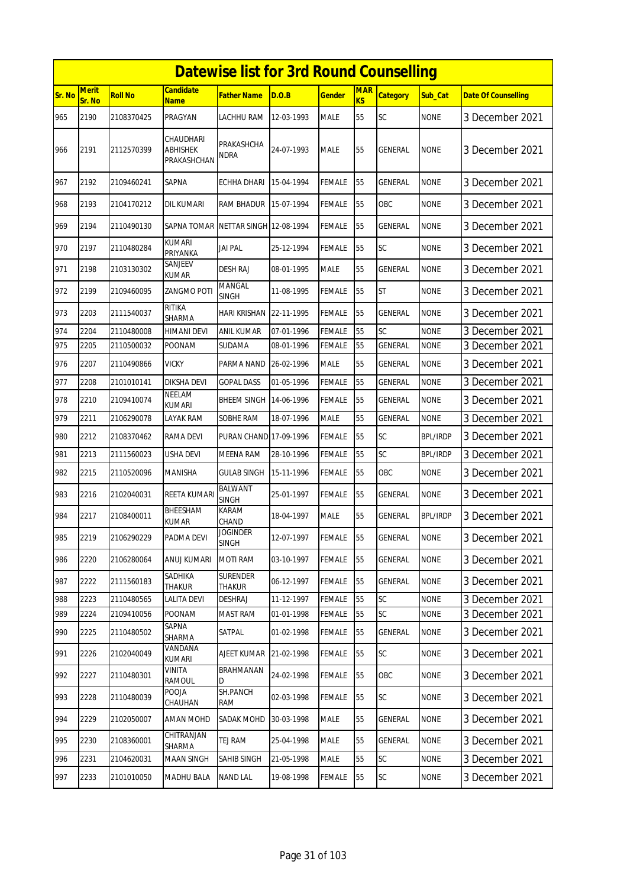# Datewise list for 3rd Round Counselling

| Sr. No | Merit Sr. No | Roll No | Candidate Name | Father Name | D.O.B | Gender | MARKS | Category | Sub_Cat | Date Of Counselling |
|---|---|---|---|---|---|---|---|---|---|---|
| 965 | 2190 | 2108370425 | PRAGYAN | LACHHU RAM | 12-03-1993 | MALE | 55 | SC | NONE | 3 December 2021 |
| 966 | 2191 | 2112570399 | CHAUDHARI ABHISHEK PRAKASHCHAN | PRAKASHCHA NDRA | 24-07-1993 | MALE | 55 | GENERAL | NONE | 3 December 2021 |
| 967 | 2192 | 2109460241 | SAPNA | ECHHA DHARI | 15-04-1994 | FEMALE | 55 | GENERAL | NONE | 3 December 2021 |
| 968 | 2193 | 2104170212 | DIL KUMARI | RAM BHADUR | 15-07-1994 | FEMALE | 55 | OBC | NONE | 3 December 2021 |
| 969 | 2194 | 2110490130 | SAPNA TOMAR | NETTAR SINGH | 12-08-1994 | FEMALE | 55 | GENERAL | NONE | 3 December 2021 |
| 970 | 2197 | 2110480284 | KUMARI PRIYANKA | JAI PAL | 25-12-1994 | FEMALE | 55 | SC | NONE | 3 December 2021 |
| 971 | 2198 | 2103130302 | SANJEEV KUMAR | DESH RAJ | 08-01-1995 | MALE | 55 | GENERAL | NONE | 3 December 2021 |
| 972 | 2199 | 2109460095 | ZANGMO POTI | MANGAL SINGH | 11-08-1995 | FEMALE | 55 | ST | NONE | 3 December 2021 |
| 973 | 2203 | 2111540037 | RITIKA SHARMA | HARI KRISHAN | 22-11-1995 | FEMALE | 55 | GENERAL | NONE | 3 December 2021 |
| 974 | 2204 | 2110480008 | HIMANI DEVI | ANIL KUMAR | 07-01-1996 | FEMALE | 55 | SC | NONE | 3 December 2021 |
| 975 | 2205 | 2110500032 | POONAM | SUDAMA | 08-01-1996 | FEMALE | 55 | GENERAL | NONE | 3 December 2021 |
| 976 | 2207 | 2110490866 | VICKY | PARMA NAND | 26-02-1996 | MALE | 55 | GENERAL | NONE | 3 December 2021 |
| 977 | 2208 | 2101010141 | DIKSHA DEVI | GOPAL DASS | 01-05-1996 | FEMALE | 55 | GENERAL | NONE | 3 December 2021 |
| 978 | 2210 | 2109410074 | NEELAM KUMARI | BHEEM SINGH | 14-06-1996 | FEMALE | 55 | GENERAL | NONE | 3 December 2021 |
| 979 | 2211 | 2106290078 | LAYAK RAM | SOBHE RAM | 18-07-1996 | MALE | 55 | GENERAL | NONE | 3 December 2021 |
| 980 | 2212 | 2108370462 | RAMA DEVI | PURAN CHAND | 17-09-1996 | FEMALE | 55 | SC | BPL/IRDP | 3 December 2021 |
| 981 | 2213 | 2111560023 | USHA DEVI | MEENA RAM | 28-10-1996 | FEMALE | 55 | SC | BPL/IRDP | 3 December 2021 |
| 982 | 2215 | 2110520096 | MANISHA | GULAB SINGH | 15-11-1996 | FEMALE | 55 | OBC | NONE | 3 December 2021 |
| 983 | 2216 | 2102040031 | REETA KUMARI | BALWANT SINGH | 25-01-1997 | FEMALE | 55 | GENERAL | NONE | 3 December 2021 |
| 984 | 2217 | 2108400011 | BHEESHAM KUMAR | KARAM CHAND | 18-04-1997 | MALE | 55 | GENERAL | BPL/IRDP | 3 December 2021 |
| 985 | 2219 | 2106290229 | PADMA DEVI | JOGINDER SINGH | 12-07-1997 | FEMALE | 55 | GENERAL | NONE | 3 December 2021 |
| 986 | 2220 | 2106280064 | ANUJ KUMARI | MOTI RAM | 03-10-1997 | FEMALE | 55 | GENERAL | NONE | 3 December 2021 |
| 987 | 2222 | 2111560183 | SADHIKA THAKUR | SURENDER THAKUR | 06-12-1997 | FEMALE | 55 | GENERAL | NONE | 3 December 2021 |
| 988 | 2223 | 2110480565 | LALITA DEVI | DESHRAJ | 11-12-1997 | FEMALE | 55 | SC | NONE | 3 December 2021 |
| 989 | 2224 | 2109410056 | POONAM | MAST RAM | 01-01-1998 | FEMALE | 55 | SC | NONE | 3 December 2021 |
| 990 | 2225 | 2110480502 | SAPNA SHARMA | SATPAL | 01-02-1998 | FEMALE | 55 | GENERAL | NONE | 3 December 2021 |
| 991 | 2226 | 2102040049 | VANDANA KUMARI | AJEET KUMAR | 21-02-1998 | FEMALE | 55 | SC | NONE | 3 December 2021 |
| 992 | 2227 | 2110480301 | VINITA RAMOUL | BRAHMANAN D | 24-02-1998 | FEMALE | 55 | OBC | NONE | 3 December 2021 |
| 993 | 2228 | 2110480039 | POOJA CHAUHAN | SH.PANCH RAM | 02-03-1998 | FEMALE | 55 | SC | NONE | 3 December 2021 |
| 994 | 2229 | 2102050007 | AMAN MOHD | SADAK MOHD | 30-03-1998 | MALE | 55 | GENERAL | NONE | 3 December 2021 |
| 995 | 2230 | 2108360001 | CHITRANJAN SHARMA | TEJ RAM | 25-04-1998 | MALE | 55 | GENERAL | NONE | 3 December 2021 |
| 996 | 2231 | 2104620031 | MAAN SINGH | SAHIB SINGH | 21-05-1998 | MALE | 55 | SC | NONE | 3 December 2021 |
| 997 | 2233 | 2101010050 | MADHU BALA | NAND LAL | 19-08-1998 | FEMALE | 55 | SC | NONE | 3 December 2021 |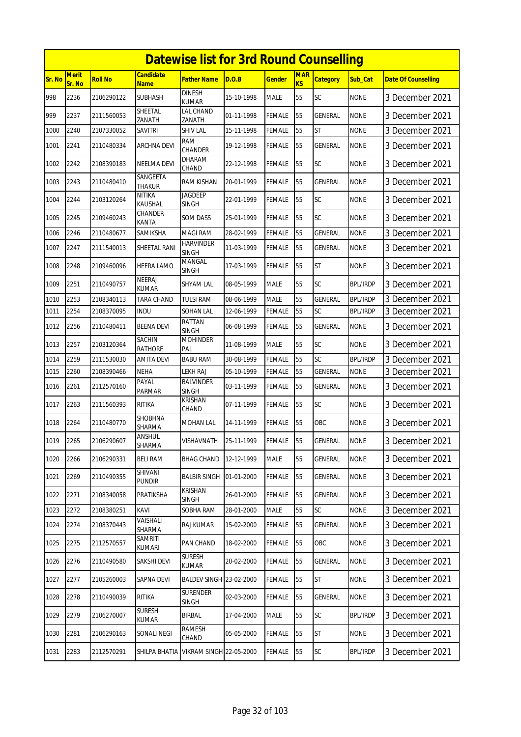# Datewise list for 3rd Round Counselling

| Sr. No | Merit Sr. No | Roll No | Candidate Name | Father Name | D.O.B | Gender | MARKS | Category | Sub_Cat | Date Of Counselling |
|---|---|---|---|---|---|---|---|---|---|---|
| 998 | 2236 | 2106290122 | SUBHASH | DINESH KUMAR | 15-10-1998 | MALE | 55 | SC | NONE | 3 December 2021 |
| 999 | 2237 | 2111560053 | SHEETAL ZANATH | LAL CHAND ZANATH | 01-11-1998 | FEMALE | 55 | GENERAL | NONE | 3 December 2021 |
| 1000 | 2240 | 2107330052 | SAVITRI | SHIV LAL | 15-11-1998 | FEMALE | 55 | ST | NONE | 3 December 2021 |
| 1001 | 2241 | 2110480334 | ARCHNA DEVI | RAM CHANDER | 19-12-1998 | FEMALE | 55 | GENERAL | NONE | 3 December 2021 |
| 1002 | 2242 | 2108390183 | NEELMA DEVI | DHARAM CHAND | 22-12-1998 | FEMALE | 55 | SC | NONE | 3 December 2021 |
| 1003 | 2243 | 2110480410 | SANGEETA THAKUR | RAM KISHAN | 20-01-1999 | FEMALE | 55 | GENERAL | NONE | 3 December 2021 |
| 1004 | 2244 | 2103120264 | NITIKA KAUSHAL | JAGDEEP SINGH | 22-01-1999 | FEMALE | 55 | SC | NONE | 3 December 2021 |
| 1005 | 2245 | 2109460243 | CHANDER KANTA | SOM DASS | 25-01-1999 | FEMALE | 55 | SC | NONE | 3 December 2021 |
| 1006 | 2246 | 2110480677 | SAMIKSHA | MAGI RAM | 28-02-1999 | FEMALE | 55 | GENERAL | NONE | 3 December 2021 |
| 1007 | 2247 | 2111540013 | SHEETAL RANI | HARVINDER SINGH | 11-03-1999 | FEMALE | 55 | GENERAL | NONE | 3 December 2021 |
| 1008 | 2248 | 2109460096 | HEERA LAMO | MANGAL SINGH | 17-03-1999 | FEMALE | 55 | ST | NONE | 3 December 2021 |
| 1009 | 2251 | 2110490757 | NEERAJ KUMAR | SHYAM LAL | 08-05-1999 | MALE | 55 | SC | BPL/IRDP | 3 December 2021 |
| 1010 | 2253 | 2108340113 | TARA CHAND | TULSI RAM | 08-06-1999 | MALE | 55 | GENERAL | BPL/IRDP | 3 December 2021 |
| 1011 | 2254 | 2108370095 | INDU | SOHAN LAL | 12-06-1999 | FEMALE | 55 | SC | BPL/IRDP | 3 December 2021 |
| 1012 | 2256 | 2110480411 | BEENA DEVI | RATTAN SINGH | 06-08-1999 | FEMALE | 55 | GENERAL | NONE | 3 December 2021 |
| 1013 | 2257 | 2103120364 | SACHIN RATHORE | MOHINDER PAL | 11-08-1999 | MALE | 55 | SC | NONE | 3 December 2021 |
| 1014 | 2259 | 2111530030 | AMITA DEVI | BABU RAM | 30-08-1999 | FEMALE | 55 | SC | BPL/IRDP | 3 December 2021 |
| 1015 | 2260 | 2108390466 | NEHA | LEKH RAJ | 05-10-1999 | FEMALE | 55 | GENERAL | NONE | 3 December 2021 |
| 1016 | 2261 | 2112570160 | PAYAL PARMAR | BALVINDER SINGH | 03-11-1999 | FEMALE | 55 | GENERAL | NONE | 3 December 2021 |
| 1017 | 2263 | 2111560393 | RITIKA | KRISHAN CHAND | 07-11-1999 | FEMALE | 55 | SC | NONE | 3 December 2021 |
| 1018 | 2264 | 2110480770 | SHOBHNA SHARMA | MOHAN LAL | 14-11-1999 | FEMALE | 55 | OBC | NONE | 3 December 2021 |
| 1019 | 2265 | 2106290607 | ANSHUL SHARMA | VISHAVNATH | 25-11-1999 | FEMALE | 55 | GENERAL | NONE | 3 December 2021 |
| 1020 | 2266 | 2106290331 | BELI RAM | BHAG CHAND | 12-12-1999 | MALE | 55 | GENERAL | NONE | 3 December 2021 |
| 1021 | 2269 | 2110490355 | SHIVANI PUNDIR | BALBIR SINGH | 01-01-2000 | FEMALE | 55 | GENERAL | NONE | 3 December 2021 |
| 1022 | 2271 | 2108340058 | PRATIKSHA | KRISHAN SINGH | 26-01-2000 | FEMALE | 55 | GENERAL | NONE | 3 December 2021 |
| 1023 | 2272 | 2108380251 | KAVI | SOBHA RAM | 28-01-2000 | MALE | 55 | SC | NONE | 3 December 2021 |
| 1024 | 2274 | 2108370443 | VAISHALI SHARMA | RAJ KUMAR | 15-02-2000 | FEMALE | 55 | GENERAL | NONE | 3 December 2021 |
| 1025 | 2275 | 2112570557 | SAMRITI KUMARI | PAN CHAND | 18-02-2000 | FEMALE | 55 | OBC | NONE | 3 December 2021 |
| 1026 | 2276 | 2110490580 | SAKSHI DEVI | SURESH KUMAR | 20-02-2000 | FEMALE | 55 | GENERAL | NONE | 3 December 2021 |
| 1027 | 2277 | 2105260003 | SAPNA DEVI | BALDEV SINGH | 23-02-2000 | FEMALE | 55 | ST | NONE | 3 December 2021 |
| 1028 | 2278 | 2110490039 | RITIKA | SURENDER SINGH | 02-03-2000 | FEMALE | 55 | GENERAL | NONE | 3 December 2021 |
| 1029 | 2279 | 2106270007 | SURESH KUMAR | BIRBAL | 17-04-2000 | MALE | 55 | SC | BPL/IRDP | 3 December 2021 |
| 1030 | 2281 | 2106290163 | SONALI NEGI | RAMESH CHAND | 05-05-2000 | FEMALE | 55 | ST | NONE | 3 December 2021 |
| 1031 | 2283 | 2112570291 | SHILPA BHATIA | VIKRAM SINGH | 22-05-2000 | FEMALE | 55 | SC | BPL/IRDP | 3 December 2021 |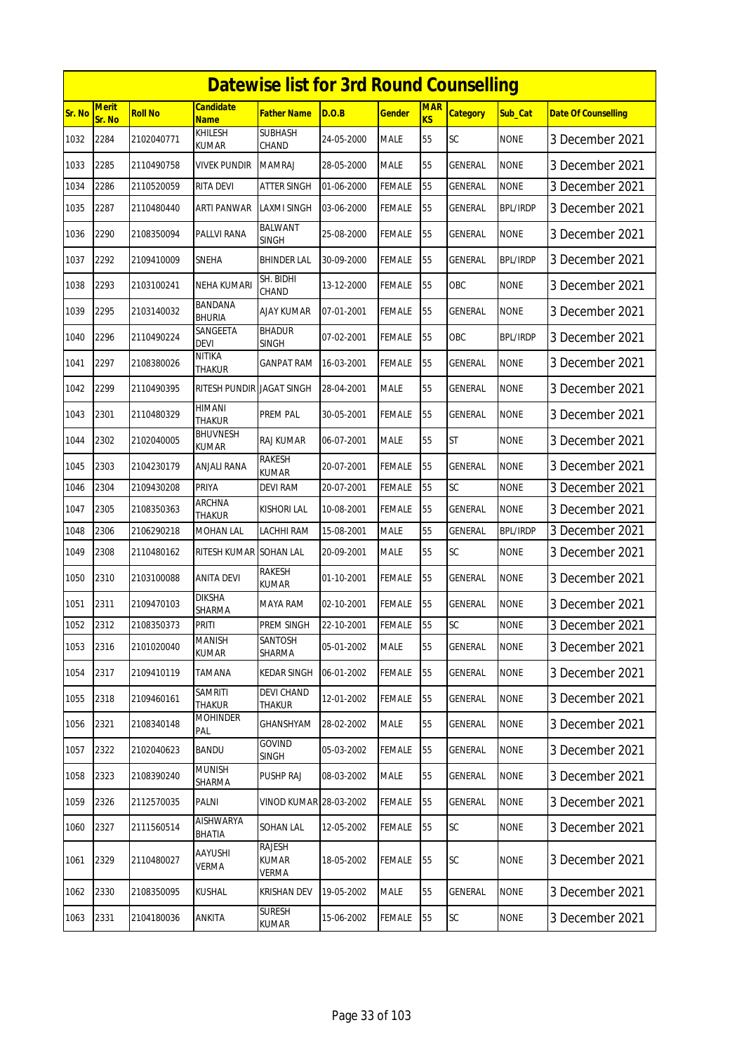# Datewise list for 3rd Round Counselling

| Sr. No | Merit Sr. No | Roll No | Candidate Name | Father Name | D.O.B | Gender | MARKS | Category | Sub_Cat | Date Of Counselling |
|---|---|---|---|---|---|---|---|---|---|---|
| 1032 | 2284 | 2102040771 | KHILESH KUMAR | SUBHASH CHAND | 24-05-2000 | MALE | 55 | SC | NONE | 3 December 2021 |
| 1033 | 2285 | 2110490758 | VIVEK PUNDIR | MAMRAJ | 28-05-2000 | MALE | 55 | GENERAL | NONE | 3 December 2021 |
| 1034 | 2286 | 2110520059 | RITA DEVI | ATTER SINGH | 01-06-2000 | FEMALE | 55 | GENERAL | NONE | 3 December 2021 |
| 1035 | 2287 | 2110480440 | ARTI PANWAR | LAXMI SINGH | 03-06-2000 | FEMALE | 55 | GENERAL | BPL/IRDP | 3 December 2021 |
| 1036 | 2290 | 2108350094 | PALLVI RANA | BALWANT SINGH | 25-08-2000 | FEMALE | 55 | GENERAL | NONE | 3 December 2021 |
| 1037 | 2292 | 2109410009 | SNEHA | BHINDER LAL | 30-09-2000 | FEMALE | 55 | GENERAL | BPL/IRDP | 3 December 2021 |
| 1038 | 2293 | 2103100241 | NEHA KUMARI | SH. BIDHI CHAND | 13-12-2000 | FEMALE | 55 | OBC | NONE | 3 December 2021 |
| 1039 | 2295 | 2103140032 | BANDANA BHURIA | AJAY KUMAR | 07-01-2001 | FEMALE | 55 | GENERAL | NONE | 3 December 2021 |
| 1040 | 2296 | 2110490224 | SANGEETA DEVI | BHADUR SINGH | 07-02-2001 | FEMALE | 55 | OBC | BPL/IRDP | 3 December 2021 |
| 1041 | 2297 | 2108380026 | NITIKA THAKUR | GANPAT RAM | 16-03-2001 | FEMALE | 55 | GENERAL | NONE | 3 December 2021 |
| 1042 | 2299 | 2110490395 | RITESH PUNDIR | JAGAT SINGH | 28-04-2001 | MALE | 55 | GENERAL | NONE | 3 December 2021 |
| 1043 | 2301 | 2110480329 | HIMANI THAKUR | PREM PAL | 30-05-2001 | FEMALE | 55 | GENERAL | NONE | 3 December 2021 |
| 1044 | 2302 | 2102040005 | BHUVNESH KUMAR | RAJ KUMAR | 06-07-2001 | MALE | 55 | ST | NONE | 3 December 2021 |
| 1045 | 2303 | 2104230179 | ANJALI RANA | RAKESH KUMAR | 20-07-2001 | FEMALE | 55 | GENERAL | NONE | 3 December 2021 |
| 1046 | 2304 | 2109430208 | PRIYA | DEVI RAM | 20-07-2001 | FEMALE | 55 | SC | NONE | 3 December 2021 |
| 1047 | 2305 | 2108350363 | ARCHNA THAKUR | KISHORI LAL | 10-08-2001 | FEMALE | 55 | GENERAL | NONE | 3 December 2021 |
| 1048 | 2306 | 2106290218 | MOHAN LAL | LACHHI RAM | 15-08-2001 | MALE | 55 | GENERAL | BPL/IRDP | 3 December 2021 |
| 1049 | 2308 | 2110480162 | RITESH KUMAR | SOHAN LAL | 20-09-2001 | MALE | 55 | SC | NONE | 3 December 2021 |
| 1050 | 2310 | 2103100088 | ANITA DEVI | RAKESH KUMAR | 01-10-2001 | FEMALE | 55 | GENERAL | NONE | 3 December 2021 |
| 1051 | 2311 | 2109470103 | DIKSHA SHARMA | MAYA RAM | 02-10-2001 | FEMALE | 55 | GENERAL | NONE | 3 December 2021 |
| 1052 | 2312 | 2108350373 | PRITI | PREM SINGH | 22-10-2001 | FEMALE | 55 | SC | NONE | 3 December 2021 |
| 1053 | 2316 | 2101020040 | MANISH KUMAR | SANTOSH SHARMA | 05-01-2002 | MALE | 55 | GENERAL | NONE | 3 December 2021 |
| 1054 | 2317 | 2109410119 | TAMANA | KEDAR SINGH | 06-01-2002 | FEMALE | 55 | GENERAL | NONE | 3 December 2021 |
| 1055 | 2318 | 2109460161 | SAMRITI THAKUR | DEVI CHAND THAKUR | 12-01-2002 | FEMALE | 55 | GENERAL | NONE | 3 December 2021 |
| 1056 | 2321 | 2108340148 | MOHINDER PAL | GHANSHYAM | 28-02-2002 | MALE | 55 | GENERAL | NONE | 3 December 2021 |
| 1057 | 2322 | 2102040623 | BANDU | GOVIND SINGH | 05-03-2002 | FEMALE | 55 | GENERAL | NONE | 3 December 2021 |
| 1058 | 2323 | 2108390240 | MUNISH SHARMA | PUSHP RAJ | 08-03-2002 | MALE | 55 | GENERAL | NONE | 3 December 2021 |
| 1059 | 2326 | 2112570035 | PALNI | VINOD KUMAR | 28-03-2002 | FEMALE | 55 | GENERAL | NONE | 3 December 2021 |
| 1060 | 2327 | 2111560514 | AISHWARYA BHATIA | SOHAN LAL | 12-05-2002 | FEMALE | 55 | SC | NONE | 3 December 2021 |
| 1061 | 2329 | 2110480027 | AAYUSHI VERMA | RAJESH KUMAR VERMA | 18-05-2002 | FEMALE | 55 | SC | NONE | 3 December 2021 |
| 1062 | 2330 | 2108350095 | KUSHAL | KRISHAN DEV | 19-05-2002 | MALE | 55 | GENERAL | NONE | 3 December 2021 |
| 1063 | 2331 | 2104180036 | ANKITA | SURESH KUMAR | 15-06-2002 | FEMALE | 55 | SC | NONE | 3 December 2021 |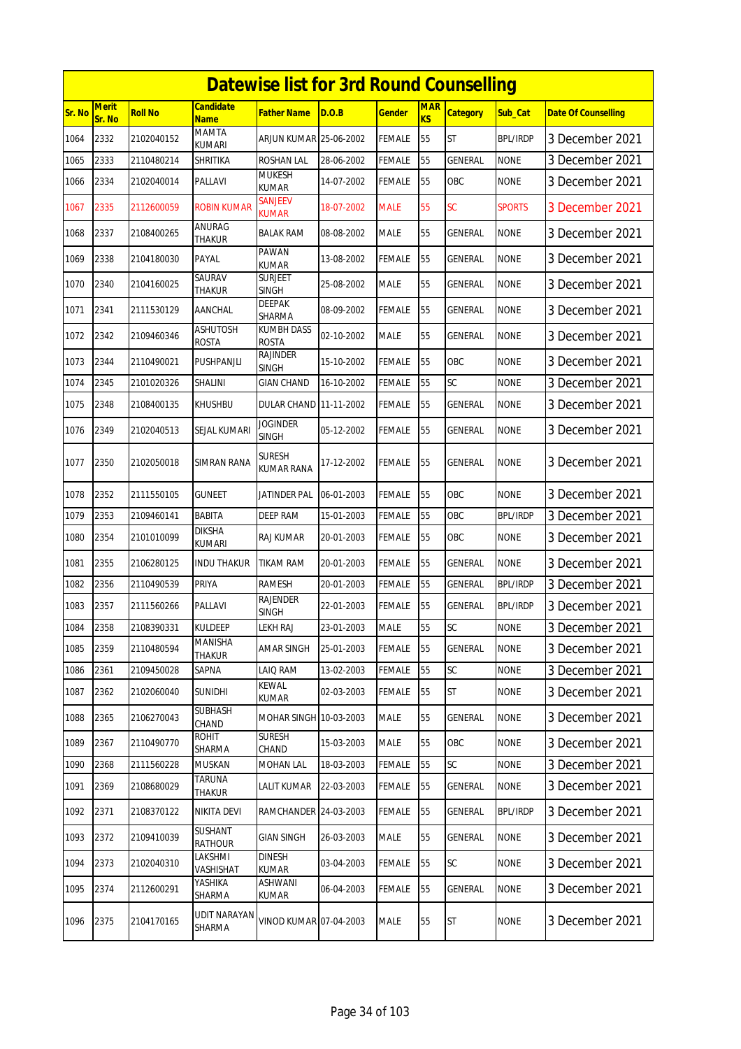# Datewise list for 3rd Round Counselling

| Sr. No | Merit Sr. No | Roll No | Candidate Name | Father Name | D.O.B | Gender | MARKS | Category | Sub_Cat | Date Of Counselling |
|---|---|---|---|---|---|---|---|---|---|---|
| 1064 | 2332 | 2102040152 | MAMTA KUMARI | ARJUN KUMAR | 25-06-2002 | FEMALE | 55 | ST | BPL/IRDP | 3 December 2021 |
| 1065 | 2333 | 2110480214 | SHRITIKA | ROSHAN LAL | 28-06-2002 | FEMALE | 55 | GENERAL | NONE | 3 December 2021 |
| 1066 | 2334 | 2102040014 | PALLAVI | MUKESH KUMAR | 14-07-2002 | FEMALE | 55 | OBC | NONE | 3 December 2021 |
| 1067 | 2335 | 2112600059 | ROBIN KUMAR | SANJEEV KUMAR | 18-07-2002 | MALE | 55 | SC | SPORTS | 3 December 2021 |
| 1068 | 2337 | 2108400265 | ANURAG THAKUR | BALAK RAM | 08-08-2002 | MALE | 55 | GENERAL | NONE | 3 December 2021 |
| 1069 | 2338 | 2104180030 | PAYAL | PAWAN KUMAR | 13-08-2002 | FEMALE | 55 | GENERAL | NONE | 3 December 2021 |
| 1070 | 2340 | 2104160025 | SAURAV THAKUR | SURJEET SINGH | 25-08-2002 | MALE | 55 | GENERAL | NONE | 3 December 2021 |
| 1071 | 2341 | 2111530129 | AANCHAL | DEEPAK SHARMA | 08-09-2002 | FEMALE | 55 | GENERAL | NONE | 3 December 2021 |
| 1072 | 2342 | 2109460346 | ASHUTOSH ROSTA | KUMBH DASS ROSTA | 02-10-2002 | MALE | 55 | GENERAL | NONE | 3 December 2021 |
| 1073 | 2344 | 2110490021 | PUSHPANJLI | RAJINDER SINGH | 15-10-2002 | FEMALE | 55 | OBC | NONE | 3 December 2021 |
| 1074 | 2345 | 2101020326 | SHALINI | GIAN CHAND | 16-10-2002 | FEMALE | 55 | SC | NONE | 3 December 2021 |
| 1075 | 2348 | 2108400135 | KHUSHBU | DULAR CHAND | 11-11-2002 | FEMALE | 55 | GENERAL | NONE | 3 December 2021 |
| 1076 | 2349 | 2102040513 | SEJAL KUMARI | JOGINDER SINGH | 05-12-2002 | FEMALE | 55 | GENERAL | NONE | 3 December 2021 |
| 1077 | 2350 | 2102050018 | SIMRAN RANA | SURESH KUMAR RANA | 17-12-2002 | FEMALE | 55 | GENERAL | NONE | 3 December 2021 |
| 1078 | 2352 | 2111550105 | GUNEET | JATINDER PAL | 06-01-2003 | FEMALE | 55 | OBC | NONE | 3 December 2021 |
| 1079 | 2353 | 2109460141 | BABITA | DEEP RAM | 15-01-2003 | FEMALE | 55 | OBC | BPL/IRDP | 3 December 2021 |
| 1080 | 2354 | 2101010099 | DIKSHA KUMARI | RAJ KUMAR | 20-01-2003 | FEMALE | 55 | OBC | NONE | 3 December 2021 |
| 1081 | 2355 | 2106280125 | INDU THAKUR | TIKAM RAM | 20-01-2003 | FEMALE | 55 | GENERAL | NONE | 3 December 2021 |
| 1082 | 2356 | 2110490539 | PRIYA | RAMESH | 20-01-2003 | FEMALE | 55 | GENERAL | BPL/IRDP | 3 December 2021 |
| 1083 | 2357 | 2111560266 | PALLAVI | RAJENDER SINGH | 22-01-2003 | FEMALE | 55 | GENERAL | BPL/IRDP | 3 December 2021 |
| 1084 | 2358 | 2108390331 | KULDEEP | LEKH RAJ | 23-01-2003 | MALE | 55 | SC | NONE | 3 December 2021 |
| 1085 | 2359 | 2110480594 | MANISHA THAKUR | AMAR SINGH | 25-01-2003 | FEMALE | 55 | GENERAL | NONE | 3 December 2021 |
| 1086 | 2361 | 2109450028 | SAPNA | LAIQ RAM | 13-02-2003 | FEMALE | 55 | SC | NONE | 3 December 2021 |
| 1087 | 2362 | 2102060040 | SUNIDHI | KEWAL KUMAR | 02-03-2003 | FEMALE | 55 | ST | NONE | 3 December 2021 |
| 1088 | 2365 | 2106270043 | SUBHASH CHAND | MOHAR SINGH | 10-03-2003 | MALE | 55 | GENERAL | NONE | 3 December 2021 |
| 1089 | 2367 | 2110490770 | ROHIT SHARMA | SURESH CHAND | 15-03-2003 | MALE | 55 | OBC | NONE | 3 December 2021 |
| 1090 | 2368 | 2111560228 | MUSKAN | MOHAN LAL | 18-03-2003 | FEMALE | 55 | SC | NONE | 3 December 2021 |
| 1091 | 2369 | 2108680029 | TARUNA THAKUR | LALIT KUMAR | 22-03-2003 | FEMALE | 55 | GENERAL | NONE | 3 December 2021 |
| 1092 | 2371 | 2108370122 | NIKITA DEVI | RAMCHANDER | 24-03-2003 | FEMALE | 55 | GENERAL | BPL/IRDP | 3 December 2021 |
| 1093 | 2372 | 2109410039 | SUSHANT RATHOUR | GIAN SINGH | 26-03-2003 | MALE | 55 | GENERAL | NONE | 3 December 2021 |
| 1094 | 2373 | 2102040310 | LAKSHMI VASHISHAT | DINESH KUMAR | 03-04-2003 | FEMALE | 55 | SC | NONE | 3 December 2021 |
| 1095 | 2374 | 2112600291 | YASHIKA SHARMA | ASHWANI KUMAR | 06-04-2003 | FEMALE | 55 | GENERAL | NONE | 3 December 2021 |
| 1096 | 2375 | 2104170165 | UDIT NARAYAN SHARMA | VINOD KUMAR | 07-04-2003 | MALE | 55 | ST | NONE | 3 December 2021 |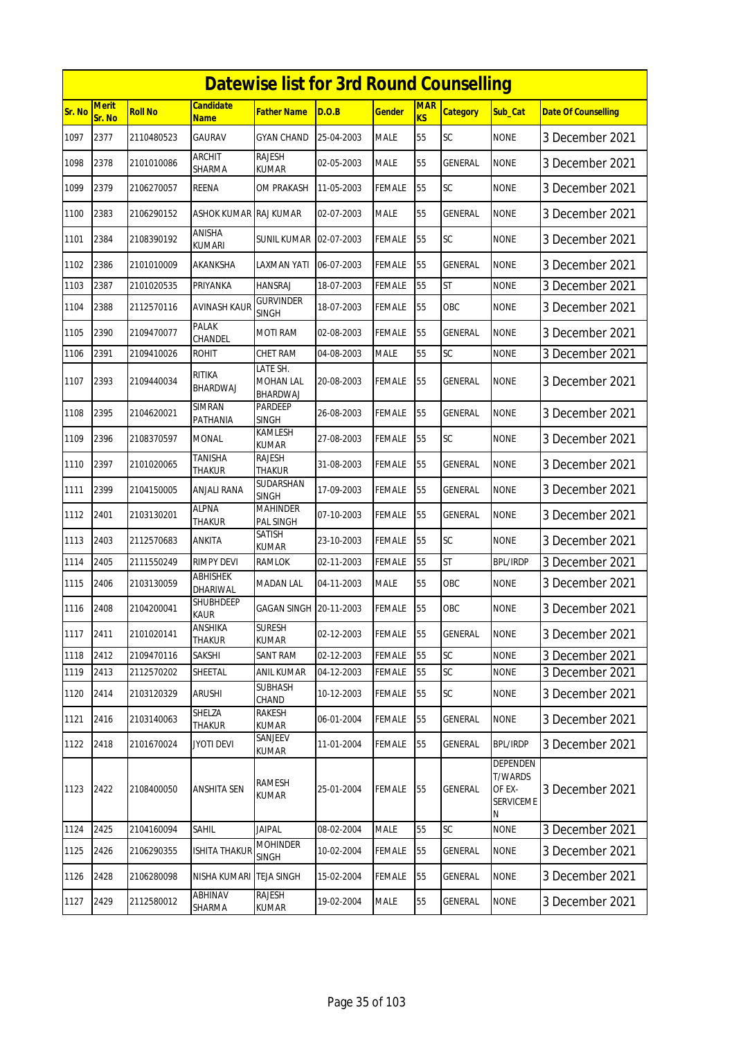# Datewise list for 3rd Round Counselling

| Sr. No | Merit Sr. No | Roll No | Candidate Name | Father Name | D.O.B | Gender | MARKS | Category | Sub_Cat | Date Of Counselling |
|---|---|---|---|---|---|---|---|---|---|---|
| 1097 | 2377 | 2110480523 | GAURAV | GYAN CHAND | 25-04-2003 | MALE | 55 | SC | NONE | 3 December 2021 |
| 1098 | 2378 | 2101010086 | ARCHIT SHARMA | RAJESH KUMAR | 02-05-2003 | MALE | 55 | GENERAL | NONE | 3 December 2021 |
| 1099 | 2379 | 2106270057 | REENA | OM PRAKASH | 11-05-2003 | FEMALE | 55 | SC | NONE | 3 December 2021 |
| 1100 | 2383 | 2106290152 | ASHOK KUMAR | RAJ KUMAR | 02-07-2003 | MALE | 55 | GENERAL | NONE | 3 December 2021 |
| 1101 | 2384 | 2108390192 | ANISHA KUMARI | SUNIL KUMAR | 02-07-2003 | FEMALE | 55 | SC | NONE | 3 December 2021 |
| 1102 | 2386 | 2101010009 | AKANKSHA | LAXMAN YATI | 06-07-2003 | FEMALE | 55 | GENERAL | NONE | 3 December 2021 |
| 1103 | 2387 | 2101020535 | PRIYANKA | HANSRAJ | 18-07-2003 | FEMALE | 55 | ST | NONE | 3 December 2021 |
| 1104 | 2388 | 2112570116 | AVINASH KAUR | GURVINDER SINGH | 18-07-2003 | FEMALE | 55 | OBC | NONE | 3 December 2021 |
| 1105 | 2390 | 2109470077 | PALAK CHANDEL | MOTI RAM | 02-08-2003 | FEMALE | 55 | GENERAL | NONE | 3 December 2021 |
| 1106 | 2391 | 2109410026 | ROHIT | CHET RAM | 04-08-2003 | MALE | 55 | SC | NONE | 3 December 2021 |
| 1107 | 2393 | 2109440034 | RITIKA BHARDWAJ | LATE SH. MOHAN LAL BHARDWAJ | 20-08-2003 | FEMALE | 55 | GENERAL | NONE | 3 December 2021 |
| 1108 | 2395 | 2104620021 | SIMRAN PATHANIA | PARDEEP SINGH | 26-08-2003 | FEMALE | 55 | GENERAL | NONE | 3 December 2021 |
| 1109 | 2396 | 2108370597 | MONAL | KAMLESH KUMAR | 27-08-2003 | FEMALE | 55 | SC | NONE | 3 December 2021 |
| 1110 | 2397 | 2101020065 | TANISHA THAKUR | RAJESH THAKUR | 31-08-2003 | FEMALE | 55 | GENERAL | NONE | 3 December 2021 |
| 1111 | 2399 | 2104150005 | ANJALI RANA | SUDARSHAN SINGH | 17-09-2003 | FEMALE | 55 | GENERAL | NONE | 3 December 2021 |
| 1112 | 2401 | 2103130201 | ALPNA THAKUR | MAHINDER PAL SINGH | 07-10-2003 | FEMALE | 55 | GENERAL | NONE | 3 December 2021 |
| 1113 | 2403 | 2112570683 | ANKITA | SATISH KUMAR | 23-10-2003 | FEMALE | 55 | SC | NONE | 3 December 2021 |
| 1114 | 2405 | 2111550249 | RIMPY DEVI | RAMLOK | 02-11-2003 | FEMALE | 55 | ST | BPL/IRDP | 3 December 2021 |
| 1115 | 2406 | 2103130059 | ABHISHEK DHARIWAL | MADAN LAL | 04-11-2003 | MALE | 55 | OBC | NONE | 3 December 2021 |
| 1116 | 2408 | 2104200041 | SHUBHDEEP KAUR | GAGAN SINGH | 20-11-2003 | FEMALE | 55 | OBC | NONE | 3 December 2021 |
| 1117 | 2411 | 2101020141 | ANSHIKA THAKUR | SURESH KUMAR | 02-12-2003 | FEMALE | 55 | GENERAL | NONE | 3 December 2021 |
| 1118 | 2412 | 2109470116 | SAKSHI | SANT RAM | 02-12-2003 | FEMALE | 55 | SC | NONE | 3 December 2021 |
| 1119 | 2413 | 2112570202 | SHEETAL | ANIL KUMAR | 04-12-2003 | FEMALE | 55 | SC | NONE | 3 December 2021 |
| 1120 | 2414 | 2103120329 | ARUSHI | SUBHASH CHAND | 10-12-2003 | FEMALE | 55 | SC | NONE | 3 December 2021 |
| 1121 | 2416 | 2103140063 | SHELZA THAKUR | RAKESH KUMAR | 06-01-2004 | FEMALE | 55 | GENERAL | NONE | 3 December 2021 |
| 1122 | 2418 | 2101670024 | JYOTI DEVI | SANJEEV KUMAR | 11-01-2004 | FEMALE | 55 | GENERAL | BPL/IRDP | 3 December 2021 |
| 1123 | 2422 | 2108400050 | ANSHITA SEN | RAMESH KUMAR | 25-01-2004 | FEMALE | 55 | GENERAL | DEPENDENT/WARDS OF EX-SERVICEMEN | 3 December 2021 |
| 1124 | 2425 | 2104160094 | SAHIL | JAIPAL | 08-02-2004 | MALE | 55 | SC | NONE | 3 December 2021 |
| 1125 | 2426 | 2106290355 | ISHITA THAKUR | MOHINDER SINGH | 10-02-2004 | FEMALE | 55 | GENERAL | NONE | 3 December 2021 |
| 1126 | 2428 | 2106280098 | NISHA KUMARI | TEJA SINGH | 15-02-2004 | FEMALE | 55 | GENERAL | NONE | 3 December 2021 |
| 1127 | 2429 | 2112580012 | ABHINAV SHARMA | RAJESH KUMAR | 19-02-2004 | MALE | 55 | GENERAL | NONE | 3 December 2021 |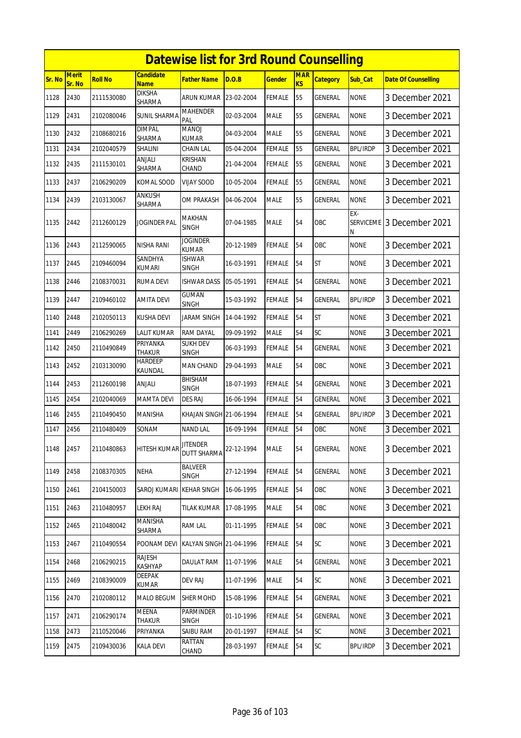# Datewise list for 3rd Round Counselling

| Sr. No | Merit Sr. No | Roll No | Candidate Name | Father Name | D.O.B | Gender | MARKS | Category | Sub_Cat | Date Of Counselling |
|---|---|---|---|---|---|---|---|---|---|---|
| 1128 | 2430 | 2111530080 | DIKSHA SHARMA | ARUN KUMAR | 23-02-2004 | FEMALE | 55 | GENERAL | NONE | 3 December 2021 |
| 1129 | 2431 | 2102080046 | SUNIL SHARMA | MAHENDER PAL | 02-03-2004 | MALE | 55 | GENERAL | NONE | 3 December 2021 |
| 1130 | 2432 | 2108680216 | DIMPAL SHARMA | MANOJ KUMAR | 04-03-2004 | MALE | 55 | GENERAL | NONE | 3 December 2021 |
| 1131 | 2434 | 2102040579 | SHALINI | CHAIN LAL | 05-04-2004 | FEMALE | 55 | GENERAL | BPL/IRDP | 3 December 2021 |
| 1132 | 2435 | 2111530101 | ANJALI SHARMA | KRISHAN CHAND | 21-04-2004 | FEMALE | 55 | GENERAL | NONE | 3 December 2021 |
| 1133 | 2437 | 2106290209 | KOMAL SOOD | VIJAY SOOD | 10-05-2004 | FEMALE | 55 | GENERAL | NONE | 3 December 2021 |
| 1134 | 2439 | 2103130067 | ANKUSH SHARMA | OM PRAKASH | 04-06-2004 | MALE | 55 | GENERAL | NONE | 3 December 2021 |
| 1135 | 2442 | 2112600129 | JOGINDER PAL | MAKHAN SINGH | 07-04-1985 | MALE | 54 | OBC | EX-SERVICEMEN | 3 December 2021 |
| 1136 | 2443 | 2112590065 | NISHA RANI | JOGINDER KUMAR | 20-12-1989 | FEMALE | 54 | OBC | NONE | 3 December 2021 |
| 1137 | 2445 | 2109460094 | SANDHYA KUMARI | ISHWAR SINGH | 16-03-1991 | FEMALE | 54 | ST | NONE | 3 December 2021 |
| 1138 | 2446 | 2108370031 | RUMA DEVI | ISHWAR DASS | 05-05-1991 | FEMALE | 54 | GENERAL | NONE | 3 December 2021 |
| 1139 | 2447 | 2109460102 | AMITA DEVI | GUMAN SINGH | 15-03-1992 | FEMALE | 54 | GENERAL | BPL/IRDP | 3 December 2021 |
| 1140 | 2448 | 2102050113 | KUSHA DEVI | JARAM SINGH | 14-04-1992 | FEMALE | 54 | ST | NONE | 3 December 2021 |
| 1141 | 2449 | 2106290269 | LALIT KUMAR | RAM DAYAL | 09-09-1992 | MALE | 54 | SC | NONE | 3 December 2021 |
| 1142 | 2450 | 2110490849 | PRIYANKA THAKUR | SUKH DEV SINGH | 06-03-1993 | FEMALE | 54 | GENERAL | NONE | 3 December 2021 |
| 1143 | 2452 | 2103130090 | HARDEEP KAUNDAL | MAN CHAND | 29-04-1993 | MALE | 54 | OBC | NONE | 3 December 2021 |
| 1144 | 2453 | 2112600198 | ANJALI | BHISHAM SINGH | 18-07-1993 | FEMALE | 54 | GENERAL | NONE | 3 December 2021 |
| 1145 | 2454 | 2102040069 | MAMTA DEVI | DES RAJ | 16-06-1994 | FEMALE | 54 | GENERAL | NONE | 3 December 2021 |
| 1146 | 2455 | 2110490450 | MANISHA | KHAJAN SINGH | 21-06-1994 | FEMALE | 54 | GENERAL | BPL/IRDP | 3 December 2021 |
| 1147 | 2456 | 2110480409 | SONAM | NAND LAL | 16-09-1994 | FEMALE | 54 | OBC | NONE | 3 December 2021 |
| 1148 | 2457 | 2110480863 | HITESH KUMAR | JITENDER DUTT SHARMA | 22-12-1994 | MALE | 54 | GENERAL | NONE | 3 December 2021 |
| 1149 | 2458 | 2108370305 | NEHA | BALVEER SINGH | 27-12-1994 | FEMALE | 54 | GENERAL | NONE | 3 December 2021 |
| 1150 | 2461 | 2104150003 | SAROJ KUMARI | KEHAR SINGH | 16-06-1995 | FEMALE | 54 | OBC | NONE | 3 December 2021 |
| 1151 | 2463 | 2110480957 | LEKH RAJ | TILAK KUMAR | 17-08-1995 | MALE | 54 | OBC | NONE | 3 December 2021 |
| 1152 | 2465 | 2110480042 | MANISHA SHARMA | RAM LAL | 01-11-1995 | FEMALE | 54 | OBC | NONE | 3 December 2021 |
| 1153 | 2467 | 2110490554 | POONAM DEVI | KALYAN SINGH | 21-04-1996 | FEMALE | 54 | SC | NONE | 3 December 2021 |
| 1154 | 2468 | 2106290215 | RAJESH KASHYAP | DAULAT RAM | 11-07-1996 | MALE | 54 | GENERAL | NONE | 3 December 2021 |
| 1155 | 2469 | 2108390009 | DEEPAK KUMAR | DEV RAJ | 11-07-1996 | MALE | 54 | SC | NONE | 3 December 2021 |
| 1156 | 2470 | 2102080112 | MALO BEGUM | SHER MOHD | 15-08-1996 | FEMALE | 54 | GENERAL | NONE | 3 December 2021 |
| 1157 | 2471 | 2106290174 | MEENA THAKUR | PARMINDER SINGH | 01-10-1996 | FEMALE | 54 | GENERAL | NONE | 3 December 2021 |
| 1158 | 2473 | 2110520046 | PRIYANKA | SAIBU RAM | 20-01-1997 | FEMALE | 54 | SC | NONE | 3 December 2021 |
| 1159 | 2475 | 2109430036 | KALA DEVI | RATTAN CHAND | 28-03-1997 | FEMALE | 54 | SC | BPL/IRDP | 3 December 2021 |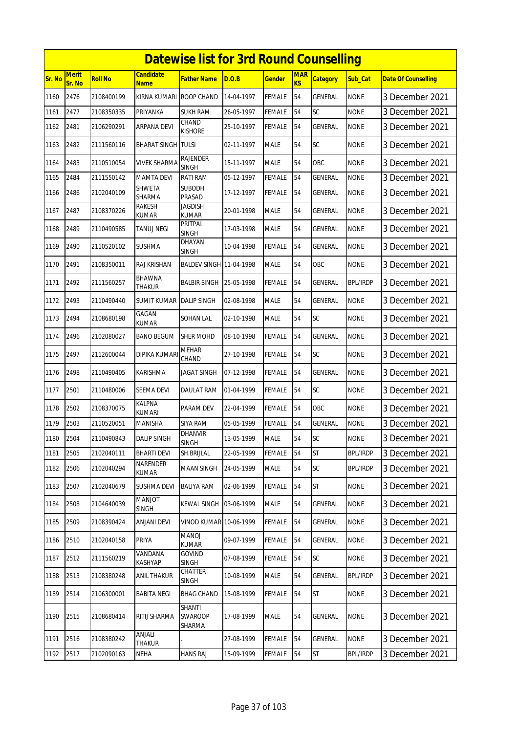# Datewise list for 3rd Round Counselling

| Sr. No | Merit Sr. No | Roll No | Candidate Name | Father Name | D.O.B | Gender | MARKS | Category | Sub_Cat | Date Of Counselling |
|---|---|---|---|---|---|---|---|---|---|---|
| 1160 | 2476 | 2108400199 | KIRNA KUMARI | ROOP CHAND | 14-04-1997 | FEMALE | 54 | GENERAL | NONE | 3 December 2021 |
| 1161 | 2477 | 2108350335 | PRIYANKA | SUKH RAM | 26-05-1997 | FEMALE | 54 | SC | NONE | 3 December 2021 |
| 1162 | 2481 | 2106290291 | ARPANA DEVI | CHAND KISHORE | 25-10-1997 | FEMALE | 54 | GENERAL | NONE | 3 December 2021 |
| 1163 | 2482 | 2111560116 | BHARAT SINGH | TULSI | 02-11-1997 | MALE | 54 | SC | NONE | 3 December 2021 |
| 1164 | 2483 | 2110510054 | VIVEK SHARMA | RAJENDER SINGH | 15-11-1997 | MALE | 54 | OBC | NONE | 3 December 2021 |
| 1165 | 2484 | 2111550142 | MAMTA DEVI | RATI RAM | 05-12-1997 | FEMALE | 54 | GENERAL | NONE | 3 December 2021 |
| 1166 | 2486 | 2102040109 | SHWETA SHARMA | SUBODH PRASAD | 17-12-1997 | FEMALE | 54 | GENERAL | NONE | 3 December 2021 |
| 1167 | 2487 | 2108370226 | RAKESH KUMAR | JAGDISH KUMAR | 20-01-1998 | MALE | 54 | GENERAL | NONE | 3 December 2021 |
| 1168 | 2489 | 2110490585 | TANUJ NEGI | PRITPAL SINGH | 17-03-1998 | MALE | 54 | GENERAL | NONE | 3 December 2021 |
| 1169 | 2490 | 2110520102 | SUSHMA | DHAYAN SINGH | 10-04-1998 | FEMALE | 54 | GENERAL | NONE | 3 December 2021 |
| 1170 | 2491 | 2108350011 | RAJ KRISHAN | BALDEV SINGH | 11-04-1998 | MALE | 54 | OBC | NONE | 3 December 2021 |
| 1171 | 2492 | 2111560257 | BHAWNA THAKUR | BALBIR SINGH | 25-05-1998 | FEMALE | 54 | GENERAL | BPL/IRDP | 3 December 2021 |
| 1172 | 2493 | 2110490440 | SUMIT KUMAR | DALIP SINGH | 02-08-1998 | MALE | 54 | GENERAL | NONE | 3 December 2021 |
| 1173 | 2494 | 2108680198 | GAGAN KUMAR | SOHAN LAL | 02-10-1998 | MALE | 54 | SC | NONE | 3 December 2021 |
| 1174 | 2496 | 2102080027 | BANO BEGUM | SHER MOHD | 08-10-1998 | FEMALE | 54 | GENERAL | NONE | 3 December 2021 |
| 1175 | 2497 | 2112600044 | DIPIKA KUMARI | MEHAR CHAND | 27-10-1998 | FEMALE | 54 | SC | NONE | 3 December 2021 |
| 1176 | 2498 | 2110490405 | KARISHMA | JAGAT SINGH | 07-12-1998 | FEMALE | 54 | GENERAL | NONE | 3 December 2021 |
| 1177 | 2501 | 2110480006 | SEEMA DEVI | DAULAT RAM | 01-04-1999 | FEMALE | 54 | SC | NONE | 3 December 2021 |
| 1178 | 2502 | 2108370075 | KALPNA KUMARI | PARAM DEV | 22-04-1999 | FEMALE | 54 | OBC | NONE | 3 December 2021 |
| 1179 | 2503 | 2110520051 | MANISHA | SIYA RAM | 05-05-1999 | FEMALE | 54 | GENERAL | NONE | 3 December 2021 |
| 1180 | 2504 | 2110490843 | DALIP SINGH | DHANVIR SINGH | 13-05-1999 | MALE | 54 | SC | NONE | 3 December 2021 |
| 1181 | 2505 | 2102040111 | BHARTI DEVI | SH.BRIJLAL | 22-05-1999 | FEMALE | 54 | ST | BPL/IRDP | 3 December 2021 |
| 1182 | 2506 | 2102040294 | NARENDER KUMAR | MAAN SINGH | 24-05-1999 | MALE | 54 | SC | BPL/IRDP | 3 December 2021 |
| 1183 | 2507 | 2102040679 | SUSHMA DEVI | BALIYA RAM | 02-06-1999 | FEMALE | 54 | ST | NONE | 3 December 2021 |
| 1184 | 2508 | 2104640039 | MANJOT SINGH | KEWAL SINGH | 03-06-1999 | MALE | 54 | GENERAL | NONE | 3 December 2021 |
| 1185 | 2509 | 2108390424 | ANJANI DEVI | VINOD KUMAR | 10-06-1999 | FEMALE | 54 | GENERAL | NONE | 3 December 2021 |
| 1186 | 2510 | 2102040158 | PRIYA | MANOJ KUMAR | 09-07-1999 | FEMALE | 54 | GENERAL | NONE | 3 December 2021 |
| 1187 | 2512 | 2111560219 | VANDANA KASHYAP | GOVIND SINGH | 07-08-1999 | FEMALE | 54 | SC | NONE | 3 December 2021 |
| 1188 | 2513 | 2108380248 | ANIL THAKUR | CHATTER SINGH | 10-08-1999 | MALE | 54 | GENERAL | BPL/IRDP | 3 December 2021 |
| 1189 | 2514 | 2106300001 | BABITA NEGI | BHAG CHAND | 15-08-1999 | FEMALE | 54 | ST | NONE | 3 December 2021 |
| 1190 | 2515 | 2108680414 | RITIJ SHARMA | SHANTI SWAROOP SHARMA | 17-08-1999 | MALE | 54 | GENERAL | NONE | 3 December 2021 |
| 1191 | 2516 | 2108380242 | ANJALI THAKUR | . | 27-08-1999 | FEMALE | 54 | GENERAL | NONE | 3 December 2021 |
| 1192 | 2517 | 2102090163 | NEHA | HANS RAJ | 15-09-1999 | FEMALE | 54 | ST | BPL/IRDP | 3 December 2021 |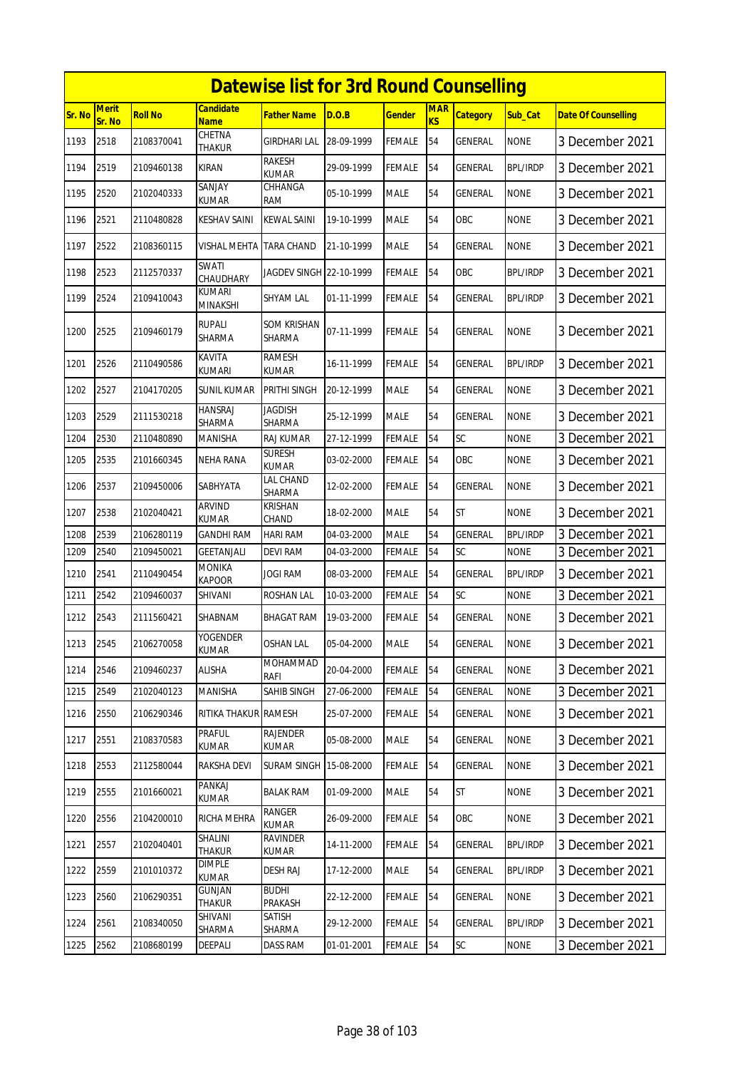# Datewise list for 3rd Round Counselling

| Sr. No | Merit Sr. No | Roll No | Candidate Name | Father Name | D.O.B | Gender | MARKS | Category | Sub_Cat | Date Of Counselling |
|---|---|---|---|---|---|---|---|---|---|---|
| 1193 | 2518 | 2108370041 | CHETNA THAKUR | GIRDHARI LAL | 28-09-1999 | FEMALE | 54 | GENERAL | NONE | 3 December 2021 |
| 1194 | 2519 | 2109460138 | KIRAN | RAKESH KUMAR | 29-09-1999 | FEMALE | 54 | GENERAL | BPL/IRDP | 3 December 2021 |
| 1195 | 2520 | 2102040333 | SANJAY KUMAR | CHHANGA RAM | 05-10-1999 | MALE | 54 | GENERAL | NONE | 3 December 2021 |
| 1196 | 2521 | 2110480828 | KESHAV SAINI | KEWAL SAINI | 19-10-1999 | MALE | 54 | OBC | NONE | 3 December 2021 |
| 1197 | 2522 | 2108360115 | VISHAL MEHTA | TARA CHAND | 21-10-1999 | MALE | 54 | GENERAL | NONE | 3 December 2021 |
| 1198 | 2523 | 2112570337 | SWATI CHAUDHARY | JAGDEV SINGH | 22-10-1999 | FEMALE | 54 | OBC | BPL/IRDP | 3 December 2021 |
| 1199 | 2524 | 2109410043 | KUMARI MINAKSHI | SHYAM LAL | 01-11-1999 | FEMALE | 54 | GENERAL | BPL/IRDP | 3 December 2021 |
| 1200 | 2525 | 2109460179 | RUPALI SHARMA | SOM KRISHAN SHARMA | 07-11-1999 | FEMALE | 54 | GENERAL | NONE | 3 December 2021 |
| 1201 | 2526 | 2110490586 | KAVITA KUMARI | RAMESH KUMAR | 16-11-1999 | FEMALE | 54 | GENERAL | BPL/IRDP | 3 December 2021 |
| 1202 | 2527 | 2104170205 | SUNIL KUMAR | PRITHI SINGH | 20-12-1999 | MALE | 54 | GENERAL | NONE | 3 December 2021 |
| 1203 | 2529 | 2111530218 | HANSRAJ SHARMA | JAGDISH SHARMA | 25-12-1999 | MALE | 54 | GENERAL | NONE | 3 December 2021 |
| 1204 | 2530 | 2110480890 | MANISHA | RAJ KUMAR | 27-12-1999 | FEMALE | 54 | SC | NONE | 3 December 2021 |
| 1205 | 2535 | 2101660345 | NEHA RANA | SURESH KUMAR | 03-02-2000 | FEMALE | 54 | OBC | NONE | 3 December 2021 |
| 1206 | 2537 | 2109450006 | SABHYATA | LAL CHAND SHARMA | 12-02-2000 | FEMALE | 54 | GENERAL | NONE | 3 December 2021 |
| 1207 | 2538 | 2102040421 | ARVIND KUMAR | KRISHAN CHAND | 18-02-2000 | MALE | 54 | ST | NONE | 3 December 2021 |
| 1208 | 2539 | 2106280119 | GANDHI RAM | HARI RAM | 04-03-2000 | MALE | 54 | GENERAL | BPL/IRDP | 3 December 2021 |
| 1209 | 2540 | 2109450021 | GEETANJALI | DEVI RAM | 04-03-2000 | FEMALE | 54 | SC | NONE | 3 December 2021 |
| 1210 | 2541 | 2110490454 | MONIKA KAPOOR | JOGI RAM | 08-03-2000 | FEMALE | 54 | GENERAL | BPL/IRDP | 3 December 2021 |
| 1211 | 2542 | 2109460037 | SHIVANI | ROSHAN LAL | 10-03-2000 | FEMALE | 54 | SC | NONE | 3 December 2021 |
| 1212 | 2543 | 2111560421 | SHABNAM | BHAGAT RAM | 19-03-2000 | FEMALE | 54 | GENERAL | NONE | 3 December 2021 |
| 1213 | 2545 | 2106270058 | YOGENDER KUMAR | OSHAN LAL | 05-04-2000 | MALE | 54 | GENERAL | NONE | 3 December 2021 |
| 1214 | 2546 | 2109460237 | ALISHA | MOHAMMAD RAFI | 20-04-2000 | FEMALE | 54 | GENERAL | NONE | 3 December 2021 |
| 1215 | 2549 | 2102040123 | MANISHA | SAHIB SINGH | 27-06-2000 | FEMALE | 54 | GENERAL | NONE | 3 December 2021 |
| 1216 | 2550 | 2106290346 | RITIKA THAKUR | RAMESH | 25-07-2000 | FEMALE | 54 | GENERAL | NONE | 3 December 2021 |
| 1217 | 2551 | 2108370583 | PRAFUL KUMAR | RAJENDER KUMAR | 05-08-2000 | MALE | 54 | GENERAL | NONE | 3 December 2021 |
| 1218 | 2553 | 2112580044 | RAKSHA DEVI | SURAM SINGH | 15-08-2000 | FEMALE | 54 | GENERAL | NONE | 3 December 2021 |
| 1219 | 2555 | 2101660021 | PANKAJ KUMAR | BALAK RAM | 01-09-2000 | MALE | 54 | ST | NONE | 3 December 2021 |
| 1220 | 2556 | 2104200010 | RICHA MEHRA | RANGER KUMAR | 26-09-2000 | FEMALE | 54 | OBC | NONE | 3 December 2021 |
| 1221 | 2557 | 2102040401 | SHALINI THAKUR | RAVINDER KUMAR | 14-11-2000 | FEMALE | 54 | GENERAL | BPL/IRDP | 3 December 2021 |
| 1222 | 2559 | 2101010372 | DIMPLE KUMAR | DESH RAJ | 17-12-2000 | MALE | 54 | GENERAL | BPL/IRDP | 3 December 2021 |
| 1223 | 2560 | 2106290351 | GUNJAN THAKUR | BUDHI PRAKASH | 22-12-2000 | FEMALE | 54 | GENERAL | NONE | 3 December 2021 |
| 1224 | 2561 | 2108340050 | SHIVANI SHARMA | SATISH SHARMA | 29-12-2000 | FEMALE | 54 | GENERAL | BPL/IRDP | 3 December 2021 |
| 1225 | 2562 | 2108680199 | DEEPALI | DASS RAM | 01-01-2001 | FEMALE | 54 | SC | NONE | 3 December 2021 |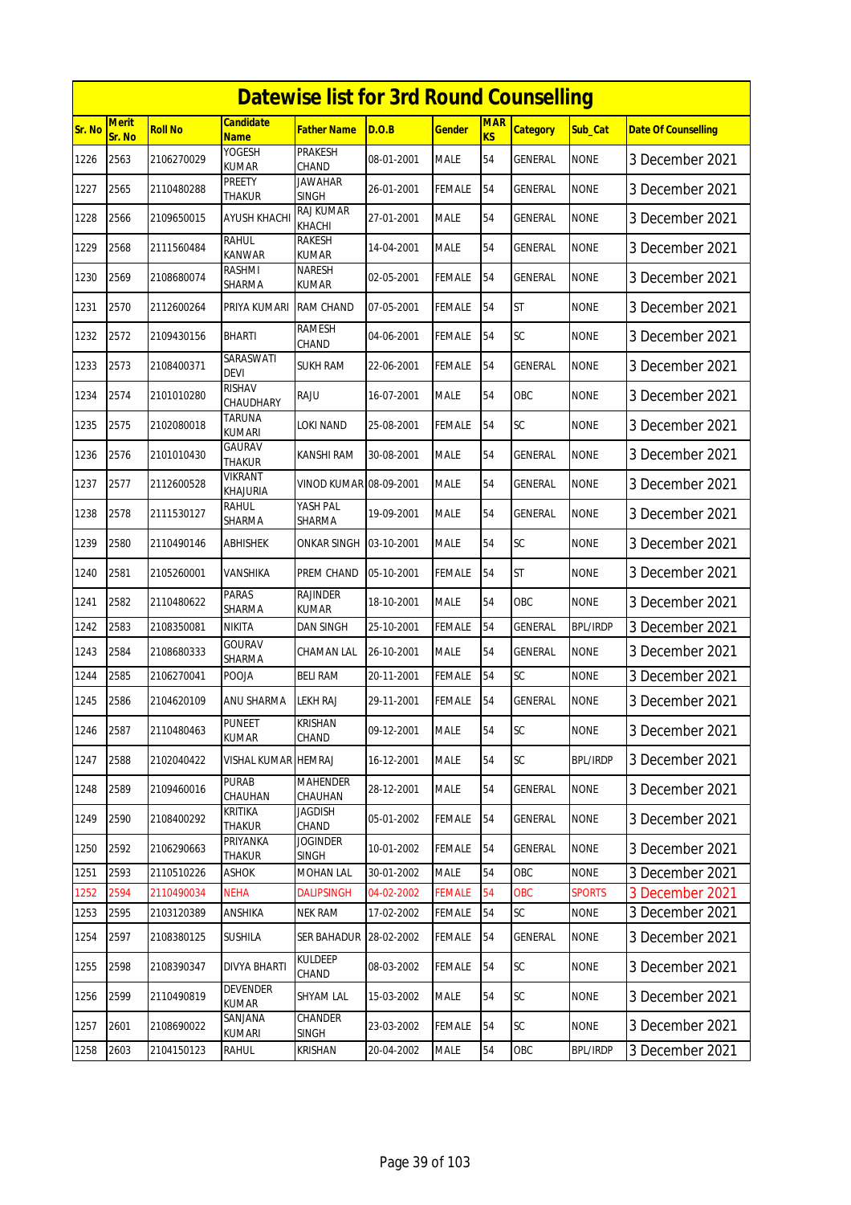# Datewise list for 3rd Round Counselling

| Sr. No | Merit Sr. No | Roll No | Candidate Name | Father Name | D.O.B | Gender | MARKS | Category | Sub_Cat | Date Of Counselling |
|---|---|---|---|---|---|---|---|---|---|---|
| 1226 | 2563 | 2106270029 | YOGESH KUMAR | PRAKESH CHAND | 08-01-2001 | MALE | 54 | GENERAL | NONE | 3 December 2021 |
| 1227 | 2565 | 2110480288 | PREETY THAKUR | JAWAHAR SINGH | 26-01-2001 | FEMALE | 54 | GENERAL | NONE | 3 December 2021 |
| 1228 | 2566 | 2109650015 | AYUSH KHACHI | RAJ KUMAR KHACHI | 27-01-2001 | MALE | 54 | GENERAL | NONE | 3 December 2021 |
| 1229 | 2568 | 2111560484 | RAHUL KANWAR | RAKESH KUMAR | 14-04-2001 | MALE | 54 | GENERAL | NONE | 3 December 2021 |
| 1230 | 2569 | 2108680074 | RASHMI SHARMA | NARESH KUMAR | 02-05-2001 | FEMALE | 54 | GENERAL | NONE | 3 December 2021 |
| 1231 | 2570 | 2112600264 | PRIYA KUMARI | RAM CHAND | 07-05-2001 | FEMALE | 54 | ST | NONE | 3 December 2021 |
| 1232 | 2572 | 2109430156 | BHARTI | RAMESH CHAND | 04-06-2001 | FEMALE | 54 | SC | NONE | 3 December 2021 |
| 1233 | 2573 | 2108400371 | SARASWATI DEVI | SUKH RAM | 22-06-2001 | FEMALE | 54 | GENERAL | NONE | 3 December 2021 |
| 1234 | 2574 | 2101010280 | RISHAV CHAUDHARY | RAJU | 16-07-2001 | MALE | 54 | OBC | NONE | 3 December 2021 |
| 1235 | 2575 | 2102080018 | TARUNA KUMARI | LOKI NAND | 25-08-2001 | FEMALE | 54 | SC | NONE | 3 December 2021 |
| 1236 | 2576 | 2101010430 | GAURAV THAKUR | KANSHI RAM | 30-08-2001 | MALE | 54 | GENERAL | NONE | 3 December 2021 |
| 1237 | 2577 | 2112600528 | VIKRANT KHAJURIA | VINOD KUMAR | 08-09-2001 | MALE | 54 | GENERAL | NONE | 3 December 2021 |
| 1238 | 2578 | 2111530127 | RAHUL SHARMA | YASH PAL SHARMA | 19-09-2001 | MALE | 54 | GENERAL | NONE | 3 December 2021 |
| 1239 | 2580 | 2110490146 | ABHISHEK | ONKAR SINGH | 03-10-2001 | MALE | 54 | SC | NONE | 3 December 2021 |
| 1240 | 2581 | 2105260001 | VANSHIKA | PREM CHAND | 05-10-2001 | FEMALE | 54 | ST | NONE | 3 December 2021 |
| 1241 | 2582 | 2110480622 | PARAS SHARMA | RAJINDER KUMAR | 18-10-2001 | MALE | 54 | OBC | NONE | 3 December 2021 |
| 1242 | 2583 | 2108350081 | NIKITA | DAN SINGH | 25-10-2001 | FEMALE | 54 | GENERAL | BPL/IRDP | 3 December 2021 |
| 1243 | 2584 | 2108680333 | GOURAV SHARMA | CHAMAN LAL | 26-10-2001 | MALE | 54 | GENERAL | NONE | 3 December 2021 |
| 1244 | 2585 | 2106270041 | POOJA | BELI RAM | 20-11-2001 | FEMALE | 54 | SC | NONE | 3 December 2021 |
| 1245 | 2586 | 2104620109 | ANU SHARMA | LEKH RAJ | 29-11-2001 | FEMALE | 54 | GENERAL | NONE | 3 December 2021 |
| 1246 | 2587 | 2110480463 | PUNEET KUMAR | KRISHAN CHAND | 09-12-2001 | MALE | 54 | SC | NONE | 3 December 2021 |
| 1247 | 2588 | 2102040422 | VISHAL KUMAR | HEMRAJ | 16-12-2001 | MALE | 54 | SC | BPL/IRDP | 3 December 2021 |
| 1248 | 2589 | 2109460016 | PURAB CHAUHAN | MAHENDER CHAUHAN | 28-12-2001 | MALE | 54 | GENERAL | NONE | 3 December 2021 |
| 1249 | 2590 | 2108400292 | KRITIKA THAKUR | JAGDISH CHAND | 05-01-2002 | FEMALE | 54 | GENERAL | NONE | 3 December 2021 |
| 1250 | 2592 | 2106290663 | PRIYANKA THAKUR | JOGINDER SINGH | 10-01-2002 | FEMALE | 54 | GENERAL | NONE | 3 December 2021 |
| 1251 | 2593 | 2110510226 | ASHOK | MOHAN LAL | 30-01-2002 | MALE | 54 | OBC | NONE | 3 December 2021 |
| 1252 | 2594 | 2110490034 | NEHA | DALIPSINGH | 04-02-2002 | FEMALE | 54 | OBC | SPORTS | 3 December 2021 |
| 1253 | 2595 | 2103120389 | ANSHIKA | NEK RAM | 17-02-2002 | FEMALE | 54 | SC | NONE | 3 December 2021 |
| 1254 | 2597 | 2108380125 | SUSHILA | SER BAHADUR | 28-02-2002 | FEMALE | 54 | GENERAL | NONE | 3 December 2021 |
| 1255 | 2598 | 2108390347 | DIVYA BHARTI | KULDEEP CHAND | 08-03-2002 | FEMALE | 54 | SC | NONE | 3 December 2021 |
| 1256 | 2599 | 2110490819 | DEVENDER KUMAR | SHYAM LAL | 15-03-2002 | MALE | 54 | SC | NONE | 3 December 2021 |
| 1257 | 2601 | 2108690022 | SANJANA KUMARI | CHANDER SINGH | 23-03-2002 | FEMALE | 54 | SC | NONE | 3 December 2021 |
| 1258 | 2603 | 2104150123 | RAHUL | KRISHAN | 20-04-2002 | MALE | 54 | OBC | BPL/IRDP | 3 December 2021 |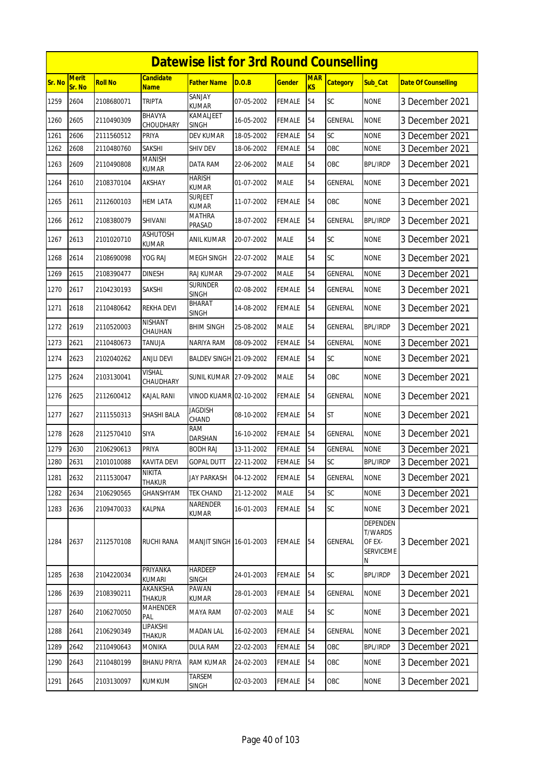# Datewise list for 3rd Round Counselling

| Sr. No | Merit Sr. No | Roll No | Candidate Name | Father Name | D.O.B | Gender | MARKS | Category | Sub_Cat | Date Of Counselling |
|---|---|---|---|---|---|---|---|---|---|---|
| 1259 | 2604 | 2108680071 | TRIPTA | SANJAY KUMAR | 07-05-2002 | FEMALE | 54 | SC | NONE | 3 December 2021 |
| 1260 | 2605 | 2110490309 | BHAVYA CHOUDHARY | KAMALJEET SINGH | 16-05-2002 | FEMALE | 54 | GENERAL | NONE | 3 December 2021 |
| 1261 | 2606 | 2111560512 | PRIYA | DEV KUMAR | 18-05-2002 | FEMALE | 54 | SC | NONE | 3 December 2021 |
| 1262 | 2608 | 2110480760 | SAKSHI | SHIV DEV | 18-06-2002 | FEMALE | 54 | OBC | NONE | 3 December 2021 |
| 1263 | 2609 | 2110490808 | MANISH KUMAR | DATA RAM | 22-06-2002 | MALE | 54 | OBC | BPL/IRDP | 3 December 2021 |
| 1264 | 2610 | 2108370104 | AKSHAY | HARISH KUMAR | 01-07-2002 | MALE | 54 | GENERAL | NONE | 3 December 2021 |
| 1265 | 2611 | 2112600103 | HEM LATA | SURJEET KUMAR | 11-07-2002 | FEMALE | 54 | OBC | NONE | 3 December 2021 |
| 1266 | 2612 | 2108380079 | SHIVANI | MATHRA PRASAD | 18-07-2002 | FEMALE | 54 | GENERAL | BPL/IRDP | 3 December 2021 |
| 1267 | 2613 | 2101020710 | ASHUTOSH KUMAR | ANIL KUMAR | 20-07-2002 | MALE | 54 | SC | NONE | 3 December 2021 |
| 1268 | 2614 | 2108690098 | YOG RAJ | MEGH SINGH | 22-07-2002 | MALE | 54 | SC | NONE | 3 December 2021 |
| 1269 | 2615 | 2108390477 | DINESH | RAJ KUMAR | 29-07-2002 | MALE | 54 | GENERAL | NONE | 3 December 2021 |
| 1270 | 2617 | 2104230193 | SAKSHI | SURINDER SINGH | 02-08-2002 | FEMALE | 54 | GENERAL | NONE | 3 December 2021 |
| 1271 | 2618 | 2110480642 | REKHA DEVI | BHARAT SINGH | 14-08-2002 | FEMALE | 54 | GENERAL | NONE | 3 December 2021 |
| 1272 | 2619 | 2110520003 | NISHANT CHAUHAN | BHIM SINGH | 25-08-2002 | MALE | 54 | GENERAL | BPL/IRDP | 3 December 2021 |
| 1273 | 2621 | 2110480673 | TANUJA | NARIYA RAM | 08-09-2002 | FEMALE | 54 | GENERAL | NONE | 3 December 2021 |
| 1274 | 2623 | 2102040262 | ANJLI DEVI | BALDEV SINGH | 21-09-2002 | FEMALE | 54 | SC | NONE | 3 December 2021 |
| 1275 | 2624 | 2103130041 | VISHAL CHAUDHARY | SUNIL KUMAR | 27-09-2002 | MALE | 54 | OBC | NONE | 3 December 2021 |
| 1276 | 2625 | 2112600412 | KAJAL RANI | VINOD KUAMR | 02-10-2002 | FEMALE | 54 | GENERAL | NONE | 3 December 2021 |
| 1277 | 2627 | 2111550313 | SHASHI BALA | JAGDISH CHAND | 08-10-2002 | FEMALE | 54 | ST | NONE | 3 December 2021 |
| 1278 | 2628 | 2112570410 | SIYA | RAM DARSHAN | 16-10-2002 | FEMALE | 54 | GENERAL | NONE | 3 December 2021 |
| 1279 | 2630 | 2106290613 | PRIYA | BODH RAJ | 13-11-2002 | FEMALE | 54 | GENERAL | NONE | 3 December 2021 |
| 1280 | 2631 | 2101010088 | KAVITA DEVI | GOPAL DUTT | 22-11-2002 | FEMALE | 54 | SC | BPL/IRDP | 3 December 2021 |
| 1281 | 2632 | 2111530047 | NIKITA THAKUR | JAY PARKASH | 04-12-2002 | FEMALE | 54 | GENERAL | NONE | 3 December 2021 |
| 1282 | 2634 | 2106290565 | GHANSHYAM | TEK CHAND | 21-12-2002 | MALE | 54 | SC | NONE | 3 December 2021 |
| 1283 | 2636 | 2109470033 | KALPNA | NARENDER KUMAR | 16-01-2003 | FEMALE | 54 | SC | NONE | 3 December 2021 |
| 1284 | 2637 | 2112570108 | RUCHI RANA | MANJIT SINGH | 16-01-2003 | FEMALE | 54 | GENERAL | DEPENDENT/WARDS OF EX-SERVICEMEN | 3 December 2021 |
| 1285 | 2638 | 2104220034 | PRIYANKA KUMARI | HARDEEP SINGH | 24-01-2003 | FEMALE | 54 | SC | BPL/IRDP | 3 December 2021 |
| 1286 | 2639 | 2108390211 | AKANKSHA THAKUR | PAWAN KUMAR | 28-01-2003 | FEMALE | 54 | GENERAL | NONE | 3 December 2021 |
| 1287 | 2640 | 2106270050 | MAHENDER PAL | MAYA RAM | 07-02-2003 | MALE | 54 | SC | NONE | 3 December 2021 |
| 1288 | 2641 | 2106290349 | LIPAKSHI THAKUR | MADAN LAL | 16-02-2003 | FEMALE | 54 | GENERAL | NONE | 3 December 2021 |
| 1289 | 2642 | 2110490643 | MONIKA | DULA RAM | 22-02-2003 | FEMALE | 54 | OBC | BPL/IRDP | 3 December 2021 |
| 1290 | 2643 | 2110480199 | BHANU PRIYA | RAM KUMAR | 24-02-2003 | FEMALE | 54 | OBC | NONE | 3 December 2021 |
| 1291 | 2645 | 2103130097 | KUMKUM | TARSEM SINGH | 02-03-2003 | FEMALE | 54 | OBC | NONE | 3 December 2021 |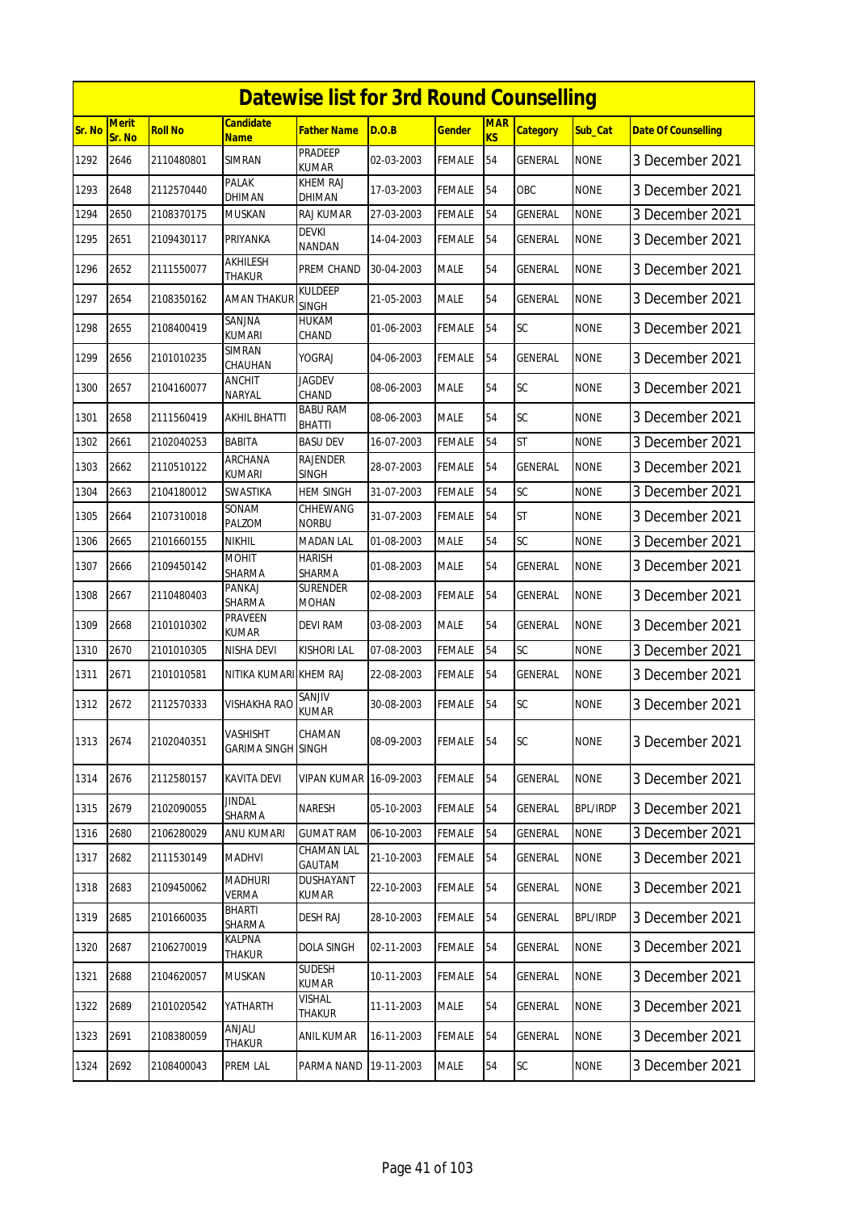# Datewise list for 3rd Round Counselling

| Sr. No | Merit Sr. No | Roll No | Candidate Name | Father Name | D.O.B | Gender | MARKS | Category | Sub_Cat | Date Of Counselling |
|---|---|---|---|---|---|---|---|---|---|---|
| 1292 | 2646 | 2110480801 | SIMRAN | PRADEEP KUMAR | 02-03-2003 | FEMALE | 54 | GENERAL | NONE | 3 December 2021 |
| 1293 | 2648 | 2112570440 | PALAK DHIMAN | KHEM RAJ DHIMAN | 17-03-2003 | FEMALE | 54 | OBC | NONE | 3 December 2021 |
| 1294 | 2650 | 2108370175 | MUSKAN | RAJ KUMAR | 27-03-2003 | FEMALE | 54 | GENERAL | NONE | 3 December 2021 |
| 1295 | 2651 | 2109430117 | PRIYANKA | DEVKI NANDAN | 14-04-2003 | FEMALE | 54 | GENERAL | NONE | 3 December 2021 |
| 1296 | 2652 | 2111550077 | AKHILESH THAKUR | PREM CHAND | 30-04-2003 | MALE | 54 | GENERAL | NONE | 3 December 2021 |
| 1297 | 2654 | 2108350162 | AMAN THAKUR | KULDEEP SINGH | 21-05-2003 | MALE | 54 | GENERAL | NONE | 3 December 2021 |
| 1298 | 2655 | 2108400419 | SANJNA KUMARI | HUKAM CHAND | 01-06-2003 | FEMALE | 54 | SC | NONE | 3 December 2021 |
| 1299 | 2656 | 2101010235 | SIMRAN CHAUHAN | YOGRAJ | 04-06-2003 | FEMALE | 54 | GENERAL | NONE | 3 December 2021 |
| 1300 | 2657 | 2104160077 | ANCHIT NARYAL | JAGDEV CHAND | 08-06-2003 | MALE | 54 | SC | NONE | 3 December 2021 |
| 1301 | 2658 | 2111560419 | AKHIL BHATTI | BABU RAM BHATTI | 08-06-2003 | MALE | 54 | SC | NONE | 3 December 2021 |
| 1302 | 2661 | 2102040253 | BABITA | BASU DEV | 16-07-2003 | FEMALE | 54 | ST | NONE | 3 December 2021 |
| 1303 | 2662 | 2110510122 | ARCHANA KUMARI | RAJENDER SINGH | 28-07-2003 | FEMALE | 54 | GENERAL | NONE | 3 December 2021 |
| 1304 | 2663 | 2104180012 | SWASTIKA | HEM SINGH | 31-07-2003 | FEMALE | 54 | SC | NONE | 3 December 2021 |
| 1305 | 2664 | 2107310018 | SONAM PALZOM | CHHEWANG NORBU | 31-07-2003 | FEMALE | 54 | ST | NONE | 3 December 2021 |
| 1306 | 2665 | 2101660155 | NIKHIL | MADAN LAL | 01-08-2003 | MALE | 54 | SC | NONE | 3 December 2021 |
| 1307 | 2666 | 2109450142 | MOHIT SHARMA | HARISH SHARMA | 01-08-2003 | MALE | 54 | GENERAL | NONE | 3 December 2021 |
| 1308 | 2667 | 2110480403 | PANKAJ SHARMA | SURENDER MOHAN | 02-08-2003 | FEMALE | 54 | GENERAL | NONE | 3 December 2021 |
| 1309 | 2668 | 2101010302 | PRAVEEN KUMAR | DEVI RAM | 03-08-2003 | MALE | 54 | GENERAL | NONE | 3 December 2021 |
| 1310 | 2670 | 2101010305 | NISHA DEVI | KISHORI LAL | 07-08-2003 | FEMALE | 54 | SC | NONE | 3 December 2021 |
| 1311 | 2671 | 2101010581 | NITIKA KUMARI | KHEM RAJ | 22-08-2003 | FEMALE | 54 | GENERAL | NONE | 3 December 2021 |
| 1312 | 2672 | 2112570333 | VISHAKHA RAO | SANJIV KUMAR | 30-08-2003 | FEMALE | 54 | SC | NONE | 3 December 2021 |
| 1313 | 2674 | 2102040351 | VASHISHT GARIMA SINGH | CHAMAN SINGH | 08-09-2003 | FEMALE | 54 | SC | NONE | 3 December 2021 |
| 1314 | 2676 | 2112580157 | KAVITA DEVI | VIPAN KUMAR | 16-09-2003 | FEMALE | 54 | GENERAL | NONE | 3 December 2021 |
| 1315 | 2679 | 2102090055 | JINDAL SHARMA | NARESH | 05-10-2003 | FEMALE | 54 | GENERAL | BPL/IRDP | 3 December 2021 |
| 1316 | 2680 | 2106280029 | ANU KUMARI | GUMAT RAM | 06-10-2003 | FEMALE | 54 | GENERAL | NONE | 3 December 2021 |
| 1317 | 2682 | 2111530149 | MADHVI | CHAMAN LAL GAUTAM | 21-10-2003 | FEMALE | 54 | GENERAL | NONE | 3 December 2021 |
| 1318 | 2683 | 2109450062 | MADHURI VERMA | DUSHAYANT KUMAR | 22-10-2003 | FEMALE | 54 | GENERAL | NONE | 3 December 2021 |
| 1319 | 2685 | 2101660035 | BHARTI SHARMA | DESH RAJ | 28-10-2003 | FEMALE | 54 | GENERAL | BPL/IRDP | 3 December 2021 |
| 1320 | 2687 | 2106270019 | KALPNA THAKUR | DOLA SINGH | 02-11-2003 | FEMALE | 54 | GENERAL | NONE | 3 December 2021 |
| 1321 | 2688 | 2104620057 | MUSKAN | SUDESH KUMAR | 10-11-2003 | FEMALE | 54 | GENERAL | NONE | 3 December 2021 |
| 1322 | 2689 | 2101020542 | YATHARTH | VISHAL THAKUR | 11-11-2003 | MALE | 54 | GENERAL | NONE | 3 December 2021 |
| 1323 | 2691 | 2108380059 | ANJALI THAKUR | ANIL KUMAR | 16-11-2003 | FEMALE | 54 | GENERAL | NONE | 3 December 2021 |
| 1324 | 2692 | 2108400043 | PREM LAL | PARMA NAND | 19-11-2003 | MALE | 54 | SC | NONE | 3 December 2021 |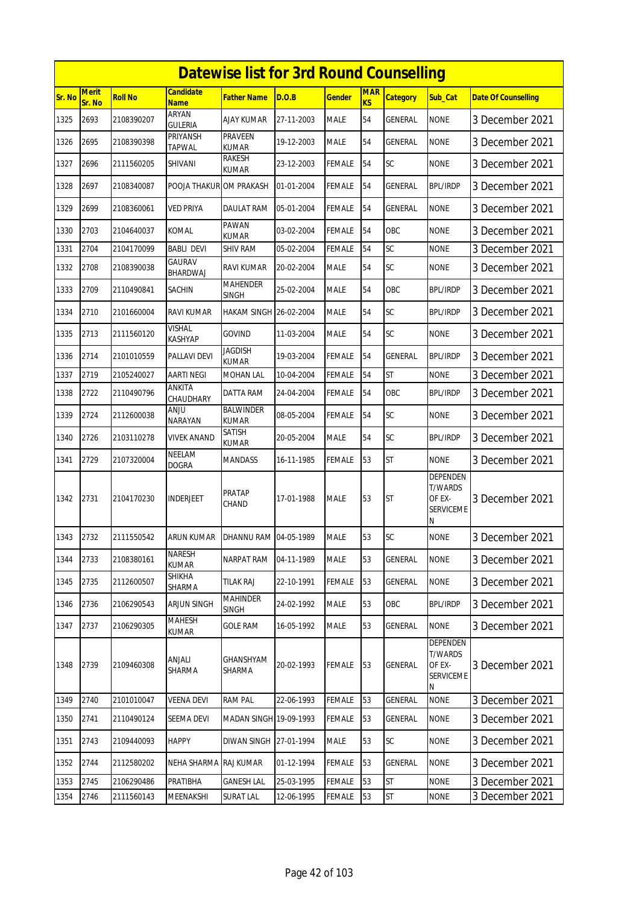# Datewise list for 3rd Round Counselling

| Sr. No | Merit Sr. No | Roll No | Candidate Name | Father Name | D.O.B | Gender | MARKS | Category | Sub_Cat | Date Of Counselling |
|---|---|---|---|---|---|---|---|---|---|---|
| 1325 | 2693 | 2108390207 | ARYAN GULERIA | AJAY KUMAR | 27-11-2003 | MALE | 54 | GENERAL | NONE | 3 December 2021 |
| 1326 | 2695 | 2108390398 | PRIYANSH TAPWAL | PRAVEEN KUMAR | 19-12-2003 | MALE | 54 | GENERAL | NONE | 3 December 2021 |
| 1327 | 2696 | 2111560205 | SHIVANI | RAKESH KUMAR | 23-12-2003 | FEMALE | 54 | SC | NONE | 3 December 2021 |
| 1328 | 2697 | 2108340087 | POOJA THAKUR | OM PRAKASH | 01-01-2004 | FEMALE | 54 | GENERAL | BPL/IRDP | 3 December 2021 |
| 1329 | 2699 | 2108360061 | VED PRIYA | DAULAT RAM | 05-01-2004 | FEMALE | 54 | GENERAL | NONE | 3 December 2021 |
| 1330 | 2703 | 2104640037 | KOMAL | PAWAN KUMAR | 03-02-2004 | FEMALE | 54 | OBC | NONE | 3 December 2021 |
| 1331 | 2704 | 2104170099 | BABLI DEVI | SHIV RAM | 05-02-2004 | FEMALE | 54 | SC | NONE | 3 December 2021 |
| 1332 | 2708 | 2108390038 | GAURAV BHARDWAJ | RAVI KUMAR | 20-02-2004 | MALE | 54 | SC | NONE | 3 December 2021 |
| 1333 | 2709 | 2110490841 | SACHIN | MAHENDER SINGH | 25-02-2004 | MALE | 54 | OBC | BPL/IRDP | 3 December 2021 |
| 1334 | 2710 | 2101660004 | RAVI KUMAR | HAKAM SINGH | 26-02-2004 | MALE | 54 | SC | BPL/IRDP | 3 December 2021 |
| 1335 | 2713 | 2111560120 | VISHAL KASHYAP | GOVIND | 11-03-2004 | MALE | 54 | SC | NONE | 3 December 2021 |
| 1336 | 2714 | 2101010559 | PALLAVI DEVI | JAGDISH KUMAR | 19-03-2004 | FEMALE | 54 | GENERAL | BPL/IRDP | 3 December 2021 |
| 1337 | 2719 | 2105240027 | AARTI NEGI | MOHAN LAL | 10-04-2004 | FEMALE | 54 | ST | NONE | 3 December 2021 |
| 1338 | 2722 | 2110490796 | ANKITA CHAUDHARY | DATTA RAM | 24-04-2004 | FEMALE | 54 | OBC | BPL/IRDP | 3 December 2021 |
| 1339 | 2724 | 2112600038 | ANJU NARAYAN | BALWINDER KUMAR | 08-05-2004 | FEMALE | 54 | SC | NONE | 3 December 2021 |
| 1340 | 2726 | 2103110278 | VIVEK ANAND | SATISH KUMAR | 20-05-2004 | MALE | 54 | SC | BPL/IRDP | 3 December 2021 |
| 1341 | 2729 | 2107320004 | NEELAM DOGRA | MANDASS | 16-11-1985 | FEMALE | 53 | ST | NONE | 3 December 2021 |
| 1342 | 2731 | 2104170230 | INDERJEET | PRATAP CHAND | 17-01-1988 | MALE | 53 | ST | DEPENDENT/WARDS OF EX-SERVICEMEN | 3 December 2021 |
| 1343 | 2732 | 2111550542 | ARUN KUMAR | DHANNU RAM | 04-05-1989 | MALE | 53 | SC | NONE | 3 December 2021 |
| 1344 | 2733 | 2108380161 | NARESH KUMAR | NARPAT RAM | 04-11-1989 | MALE | 53 | GENERAL | NONE | 3 December 2021 |
| 1345 | 2735 | 2112600507 | SHIKHA SHARMA | TILAK RAJ | 22-10-1991 | FEMALE | 53 | GENERAL | NONE | 3 December 2021 |
| 1346 | 2736 | 2106290543 | ARJUN SINGH | MAHINDER SINGH | 24-02-1992 | MALE | 53 | OBC | BPL/IRDP | 3 December 2021 |
| 1347 | 2737 | 2106290305 | MAHESH KUMAR | GOLE RAM | 16-05-1992 | MALE | 53 | GENERAL | NONE | 3 December 2021 |
| 1348 | 2739 | 2109460308 | ANJALI SHARMA | GHANSHYAM SHARMA | 20-02-1993 | FEMALE | 53 | GENERAL | DEPENDENT/WARDS OF EX-SERVICEMEN | 3 December 2021 |
| 1349 | 2740 | 2101010047 | VEENA DEVI | RAM PAL | 22-06-1993 | FEMALE | 53 | GENERAL | NONE | 3 December 2021 |
| 1350 | 2741 | 2110490124 | SEEMA DEVI | MADAN SINGH | 19-09-1993 | FEMALE | 53 | GENERAL | NONE | 3 December 2021 |
| 1351 | 2743 | 2109440093 | HAPPY | DIWAN SINGH | 27-01-1994 | MALE | 53 | SC | NONE | 3 December 2021 |
| 1352 | 2744 | 2112580202 | NEHA SHARMA | RAJ KUMAR | 01-12-1994 | FEMALE | 53 | GENERAL | NONE | 3 December 2021 |
| 1353 | 2745 | 2106290486 | PRATIBHA | GANESH LAL | 25-03-1995 | FEMALE | 53 | ST | NONE | 3 December 2021 |
| 1354 | 2746 | 2111560143 | MEENAKSHI | SURAT LAL | 12-06-1995 | FEMALE | 53 | ST | NONE | 3 December 2021 |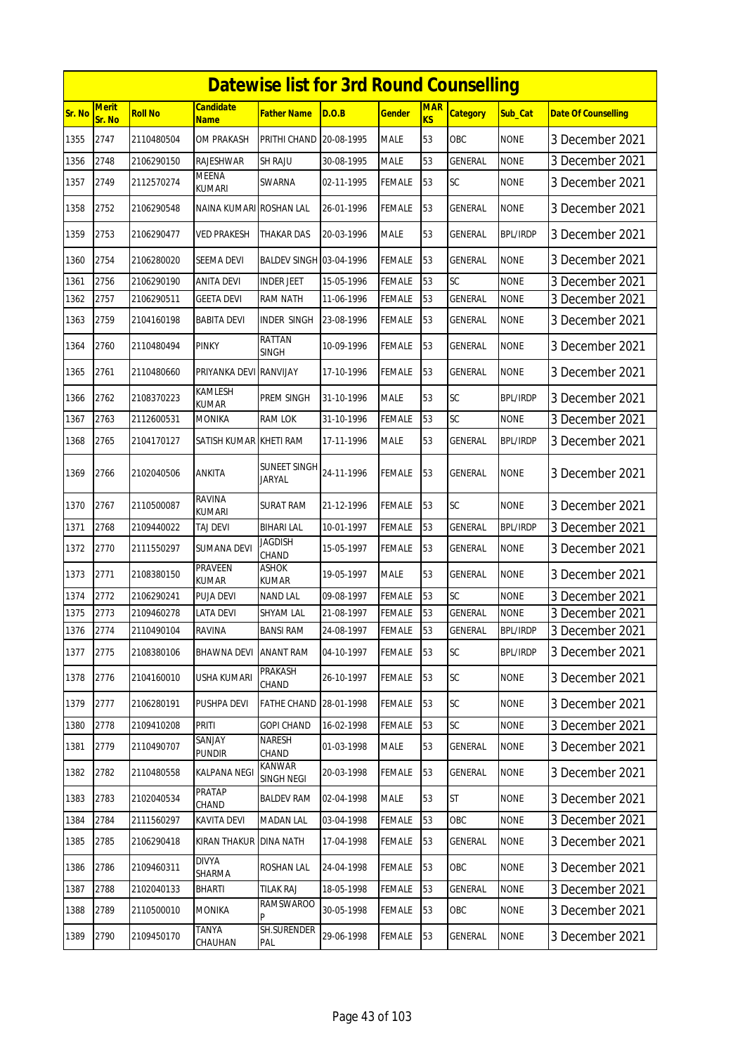# Datewise list for 3rd Round Counselling

| Sr. No | Merit Sr. No | Roll No | Candidate Name | Father Name | D.O.B | Gender | MARKS | Category | Sub_Cat | Date Of Counselling |
|---|---|---|---|---|---|---|---|---|---|---|
| 1355 | 2747 | 2110480504 | OM PRAKASH | PRITHI CHAND | 20-08-1995 | MALE | 53 | OBC | NONE | 3 December 2021 |
| 1356 | 2748 | 2106290150 | RAJESHWAR | SH RAJU | 30-08-1995 | MALE | 53 | GENERAL | NONE | 3 December 2021 |
| 1357 | 2749 | 2112570274 | MEENA KUMARI | SWARNA | 02-11-1995 | FEMALE | 53 | SC | NONE | 3 December 2021 |
| 1358 | 2752 | 2106290548 | NAINA KUMARI | ROSHAN LAL | 26-01-1996 | FEMALE | 53 | GENERAL | NONE | 3 December 2021 |
| 1359 | 2753 | 2106290477 | VED PRAKESH | THAKAR DAS | 20-03-1996 | MALE | 53 | GENERAL | BPL/IRDP | 3 December 2021 |
| 1360 | 2754 | 2106280020 | SEEMA DEVI | BALDEV SINGH | 03-04-1996 | FEMALE | 53 | GENERAL | NONE | 3 December 2021 |
| 1361 | 2756 | 2106290190 | ANITA DEVI | INDER JEET | 15-05-1996 | FEMALE | 53 | SC | NONE | 3 December 2021 |
| 1362 | 2757 | 2106290511 | GEETA DEVI | RAM NATH | 11-06-1996 | FEMALE | 53 | GENERAL | NONE | 3 December 2021 |
| 1363 | 2759 | 2104160198 | BABITA DEVI | INDER SINGH | 23-08-1996 | FEMALE | 53 | GENERAL | NONE | 3 December 2021 |
| 1364 | 2760 | 2110480494 | PINKY | RATTAN SINGH | 10-09-1996 | FEMALE | 53 | GENERAL | NONE | 3 December 2021 |
| 1365 | 2761 | 2110480660 | PRIYANKA DEVI | RANVIJAY | 17-10-1996 | FEMALE | 53 | GENERAL | NONE | 3 December 2021 |
| 1366 | 2762 | 2108370223 | KAMLESH KUMAR | PREM SINGH | 31-10-1996 | MALE | 53 | SC | BPL/IRDP | 3 December 2021 |
| 1367 | 2763 | 2112600531 | MONIKA | RAM LOK | 31-10-1996 | FEMALE | 53 | SC | NONE | 3 December 2021 |
| 1368 | 2765 | 2104170127 | SATISH KUMAR | KHETI RAM | 17-11-1996 | MALE | 53 | GENERAL | BPL/IRDP | 3 December 2021 |
| 1369 | 2766 | 2102040506 | ANKITA | SUNEET SINGH JARYAL | 24-11-1996 | FEMALE | 53 | GENERAL | NONE | 3 December 2021 |
| 1370 | 2767 | 2110500087 | RAVINA KUMARI | SURAT RAM | 21-12-1996 | FEMALE | 53 | SC | NONE | 3 December 2021 |
| 1371 | 2768 | 2109440022 | TAJ DEVI | BIHARI LAL | 10-01-1997 | FEMALE | 53 | GENERAL | BPL/IRDP | 3 December 2021 |
| 1372 | 2770 | 2111550297 | SUMANA DEVI | JAGDISH CHAND | 15-05-1997 | FEMALE | 53 | GENERAL | NONE | 3 December 2021 |
| 1373 | 2771 | 2108380150 | PRAVEEN KUMAR | ASHOK KUMAR | 19-05-1997 | MALE | 53 | GENERAL | NONE | 3 December 2021 |
| 1374 | 2772 | 2106290241 | PUJA DEVI | NAND LAL | 09-08-1997 | FEMALE | 53 | SC | NONE | 3 December 2021 |
| 1375 | 2773 | 2109460278 | LATA DEVI | SHYAM LAL | 21-08-1997 | FEMALE | 53 | GENERAL | NONE | 3 December 2021 |
| 1376 | 2774 | 2110490104 | RAVINA | BANSI RAM | 24-08-1997 | FEMALE | 53 | GENERAL | BPL/IRDP | 3 December 2021 |
| 1377 | 2775 | 2108380106 | BHAWNA DEVI | ANANT RAM | 04-10-1997 | FEMALE | 53 | SC | BPL/IRDP | 3 December 2021 |
| 1378 | 2776 | 2104160010 | USHA KUMARI | PRAKASH CHAND | 26-10-1997 | FEMALE | 53 | SC | NONE | 3 December 2021 |
| 1379 | 2777 | 2106280191 | PUSHPA DEVI | FATHE CHAND | 28-01-1998 | FEMALE | 53 | SC | NONE | 3 December 2021 |
| 1380 | 2778 | 2109410208 | PRITI | GOPI CHAND | 16-02-1998 | FEMALE | 53 | SC | NONE | 3 December 2021 |
| 1381 | 2779 | 2110490707 | SANJAY PUNDIR | NARESH CHAND | 01-03-1998 | MALE | 53 | GENERAL | NONE | 3 December 2021 |
| 1382 | 2782 | 2110480558 | KALPANA NEGI | KANWAR SINGH NEGI | 20-03-1998 | FEMALE | 53 | GENERAL | NONE | 3 December 2021 |
| 1383 | 2783 | 2102040534 | PRATAP CHAND | BALDEV RAM | 02-04-1998 | MALE | 53 | ST | NONE | 3 December 2021 |
| 1384 | 2784 | 2111560297 | KAVITA DEVI | MADAN LAL | 03-04-1998 | FEMALE | 53 | OBC | NONE | 3 December 2021 |
| 1385 | 2785 | 2106290418 | KIRAN THAKUR | DINA NATH | 17-04-1998 | FEMALE | 53 | GENERAL | NONE | 3 December 2021 |
| 1386 | 2786 | 2109460311 | DIVYA SHARMA | ROSHAN LAL | 24-04-1998 | FEMALE | 53 | OBC | NONE | 3 December 2021 |
| 1387 | 2788 | 2102040133 | BHARTI | TILAK RAJ | 18-05-1998 | FEMALE | 53 | GENERAL | NONE | 3 December 2021 |
| 1388 | 2789 | 2110500010 | MONIKA | RAMSWAROOP | 30-05-1998 | FEMALE | 53 | OBC | NONE | 3 December 2021 |
| 1389 | 2790 | 2109450170 | TANYA CHAUHAN | SH.SURENDER PAL | 29-06-1998 | FEMALE | 53 | GENERAL | NONE | 3 December 2021 |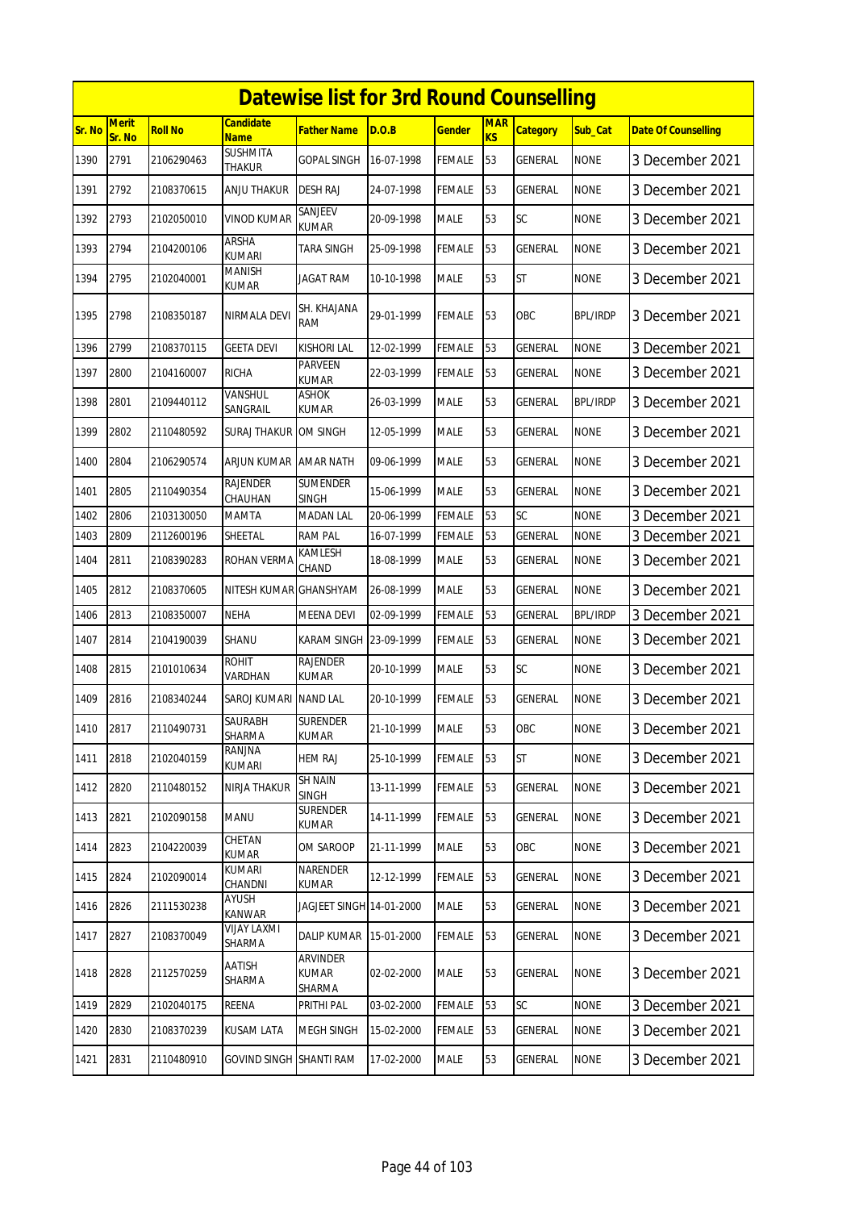# Datewise list for 3rd Round Counselling

| Sr. No | Merit Sr. No | Roll No | Candidate Name | Father Name | D.O.B | Gender | MARKS | Category | Sub_Cat | Date Of Counselling |
|---|---|---|---|---|---|---|---|---|---|---|
| 1390 | 2791 | 2106290463 | SUSHMITA THAKUR | GOPAL SINGH | 16-07-1998 | FEMALE | 53 | GENERAL | NONE | 3 December 2021 |
| 1391 | 2792 | 2108370615 | ANJU THAKUR | DESH RAJ | 24-07-1998 | FEMALE | 53 | GENERAL | NONE | 3 December 2021 |
| 1392 | 2793 | 2102050010 | VINOD KUMAR | SANJEEV KUMAR | 20-09-1998 | MALE | 53 | SC | NONE | 3 December 2021 |
| 1393 | 2794 | 2104200106 | ARSHA KUMARI | TARA SINGH | 25-09-1998 | FEMALE | 53 | GENERAL | NONE | 3 December 2021 |
| 1394 | 2795 | 2102040001 | MANISH KUMAR | JAGAT RAM | 10-10-1998 | MALE | 53 | ST | NONE | 3 December 2021 |
| 1395 | 2798 | 2108350187 | NIRMALA DEVI | SH. KHAJANA RAM | 29-01-1999 | FEMALE | 53 | OBC | BPL/IRDP | 3 December 2021 |
| 1396 | 2799 | 2108370115 | GEETA DEVI | KISHORI LAL | 12-02-1999 | FEMALE | 53 | GENERAL | NONE | 3 December 2021 |
| 1397 | 2800 | 2104160007 | RICHA | PARVEEN KUMAR | 22-03-1999 | FEMALE | 53 | GENERAL | NONE | 3 December 2021 |
| 1398 | 2801 | 2109440112 | VANSHUL SANGRAIL | ASHOK KUMAR | 26-03-1999 | MALE | 53 | GENERAL | BPL/IRDP | 3 December 2021 |
| 1399 | 2802 | 2110480592 | SURAJ THAKUR | OM SINGH | 12-05-1999 | MALE | 53 | GENERAL | NONE | 3 December 2021 |
| 1400 | 2804 | 2106290574 | ARJUN KUMAR | AMAR NATH | 09-06-1999 | MALE | 53 | GENERAL | NONE | 3 December 2021 |
| 1401 | 2805 | 2110490354 | RAJENDER CHAUHAN | SUMENDER SINGH | 15-06-1999 | MALE | 53 | GENERAL | NONE | 3 December 2021 |
| 1402 | 2806 | 2103130050 | MAMTA | MADAN LAL | 20-06-1999 | FEMALE | 53 | SC | NONE | 3 December 2021 |
| 1403 | 2809 | 2112600196 | SHEETAL | RAM PAL | 16-07-1999 | FEMALE | 53 | GENERAL | NONE | 3 December 2021 |
| 1404 | 2811 | 2108390283 | ROHAN VERMA | KAMLESH CHAND | 18-08-1999 | MALE | 53 | GENERAL | NONE | 3 December 2021 |
| 1405 | 2812 | 2108370605 | NITESH KUMAR | GHANSHYAM | 26-08-1999 | MALE | 53 | GENERAL | NONE | 3 December 2021 |
| 1406 | 2813 | 2108350007 | NEHA | MEENA DEVI | 02-09-1999 | FEMALE | 53 | GENERAL | BPL/IRDP | 3 December 2021 |
| 1407 | 2814 | 2104190039 | SHANU | KARAM SINGH | 23-09-1999 | FEMALE | 53 | GENERAL | NONE | 3 December 2021 |
| 1408 | 2815 | 2101010634 | ROHIT VARDHAN | RAJENDER KUMAR | 20-10-1999 | MALE | 53 | SC | NONE | 3 December 2021 |
| 1409 | 2816 | 2108340244 | SAROJ KUMARI | NAND LAL | 20-10-1999 | FEMALE | 53 | GENERAL | NONE | 3 December 2021 |
| 1410 | 2817 | 2110490731 | SAURABH SHARMA | SURENDER KUMAR | 21-10-1999 | MALE | 53 | OBC | NONE | 3 December 2021 |
| 1411 | 2818 | 2102040159 | RANJNA KUMARI | HEM RAJ | 25-10-1999 | FEMALE | 53 | ST | NONE | 3 December 2021 |
| 1412 | 2820 | 2110480152 | NIRJA THAKUR | SH NAIN SINGH | 13-11-1999 | FEMALE | 53 | GENERAL | NONE | 3 December 2021 |
| 1413 | 2821 | 2102090158 | MANU | SURENDER KUMAR | 14-11-1999 | FEMALE | 53 | GENERAL | NONE | 3 December 2021 |
| 1414 | 2823 | 2104220039 | CHETAN KUMAR | OM SAROOP | 21-11-1999 | MALE | 53 | OBC | NONE | 3 December 2021 |
| 1415 | 2824 | 2102090014 | KUMARI CHANDNI | NARENDER KUMAR | 12-12-1999 | FEMALE | 53 | GENERAL | NONE | 3 December 2021 |
| 1416 | 2826 | 2111530238 | AYUSH KANWAR | JAGJEET SINGH | 14-01-2000 | MALE | 53 | GENERAL | NONE | 3 December 2021 |
| 1417 | 2827 | 2108370049 | VIJAY LAXMI SHARMA | DALIP KUMAR | 15-01-2000 | FEMALE | 53 | GENERAL | NONE | 3 December 2021 |
| 1418 | 2828 | 2112570259 | AATISH SHARMA | ARVINDER KUMAR SHARMA | 02-02-2000 | MALE | 53 | GENERAL | NONE | 3 December 2021 |
| 1419 | 2829 | 2102040175 | REENA | PRITHI PAL | 03-02-2000 | FEMALE | 53 | SC | NONE | 3 December 2021 |
| 1420 | 2830 | 2108370239 | KUSAM LATA | MEGH SINGH | 15-02-2000 | FEMALE | 53 | GENERAL | NONE | 3 December 2021 |
| 1421 | 2831 | 2110480910 | GOVIND SINGH | SHANTI RAM | 17-02-2000 | MALE | 53 | GENERAL | NONE | 3 December 2021 |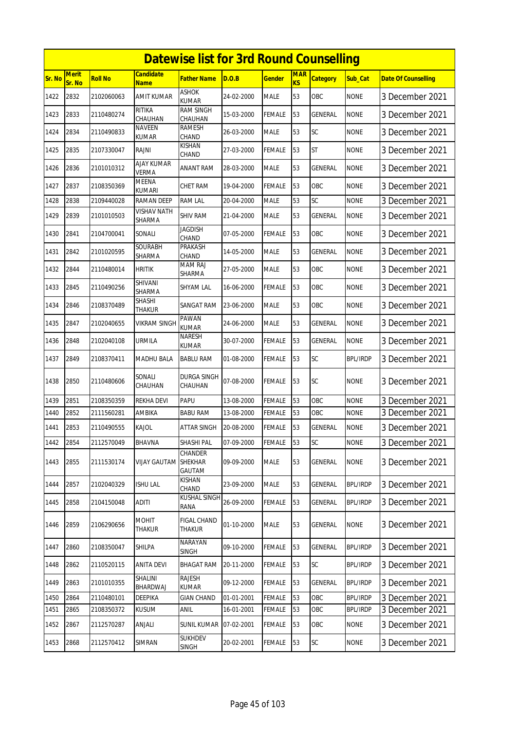# Datewise list for 3rd Round Counselling

| Sr. No | Merit Sr. No | Roll No | Candidate Name | Father Name | D.O.B | Gender | MARKS | Category | Sub_Cat | Date Of Counselling |
|---|---|---|---|---|---|---|---|---|---|---|
| 1422 | 2832 | 2102060063 | AMIT KUMAR | ASHOK KUMAR | 24-02-2000 | MALE | 53 | OBC | NONE | 3 December 2021 |
| 1423 | 2833 | 2110480274 | RITIKA CHAUHAN | RAM SINGH CHAUHAN | 15-03-2000 | FEMALE | 53 | GENERAL | NONE | 3 December 2021 |
| 1424 | 2834 | 2110490833 | NAVEEN KUMAR | RAMESH CHAND | 26-03-2000 | MALE | 53 | SC | NONE | 3 December 2021 |
| 1425 | 2835 | 2107330047 | RAJNI | KISHAN CHAND | 27-03-2000 | FEMALE | 53 | ST | NONE | 3 December 2021 |
| 1426 | 2836 | 2101010312 | AJAY KUMAR VERMA | ANANT RAM | 28-03-2000 | MALE | 53 | GENERAL | NONE | 3 December 2021 |
| 1427 | 2837 | 2108350369 | MEENA KUMARI | CHET RAM | 19-04-2000 | FEMALE | 53 | OBC | NONE | 3 December 2021 |
| 1428 | 2838 | 2109440028 | RAMAN DEEP | RAM LAL | 20-04-2000 | MALE | 53 | SC | NONE | 3 December 2021 |
| 1429 | 2839 | 2101010503 | VISHAV NATH SHARMA | SHIV RAM | 21-04-2000 | MALE | 53 | GENERAL | NONE | 3 December 2021 |
| 1430 | 2841 | 2104700041 | SONALI | JAGDISH CHAND | 07-05-2000 | FEMALE | 53 | OBC | NONE | 3 December 2021 |
| 1431 | 2842 | 2101020595 | SOURABH SHARMA | PRAKASH CHAND | 14-05-2000 | MALE | 53 | GENERAL | NONE | 3 December 2021 |
| 1432 | 2844 | 2110480014 | HRITIK | MAM RAJ SHARMA | 27-05-2000 | MALE | 53 | OBC | NONE | 3 December 2021 |
| 1433 | 2845 | 2110490256 | SHIVANI SHARMA | SHYAM LAL | 16-06-2000 | FEMALE | 53 | OBC | NONE | 3 December 2021 |
| 1434 | 2846 | 2108370489 | SHASHI THAKUR | SANGAT RAM | 23-06-2000 | MALE | 53 | OBC | NONE | 3 December 2021 |
| 1435 | 2847 | 2102040655 | VIKRAM SINGH | PAWAN KUMAR | 24-06-2000 | MALE | 53 | GENERAL | NONE | 3 December 2021 |
| 1436 | 2848 | 2102040108 | URMILA | NARESH KUMAR | 30-07-2000 | FEMALE | 53 | GENERAL | NONE | 3 December 2021 |
| 1437 | 2849 | 2108370411 | MADHU BALA | BABLU RAM | 01-08-2000 | FEMALE | 53 | SC | BPL/IRDP | 3 December 2021 |
| 1438 | 2850 | 2110480606 | SONALI CHAUHAN | DURGA SINGH CHAUHAN | 07-08-2000 | FEMALE | 53 | SC | NONE | 3 December 2021 |
| 1439 | 2851 | 2108350359 | REKHA DEVI | PAPU | 13-08-2000 | FEMALE | 53 | OBC | NONE | 3 December 2021 |
| 1440 | 2852 | 2111560281 | AMBIKA | BABU RAM | 13-08-2000 | FEMALE | 53 | OBC | NONE | 3 December 2021 |
| 1441 | 2853 | 2110490555 | KAJOL | ATTAR SINGH | 20-08-2000 | FEMALE | 53 | GENERAL | NONE | 3 December 2021 |
| 1442 | 2854 | 2112570049 | BHAVNA | SHASHI PAL | 07-09-2000 | FEMALE | 53 | SC | NONE | 3 December 2021 |
| 1443 | 2855 | 2111530174 | VIJAY GAUTAM | CHANDER SHEKHAR GAUTAM | 09-09-2000 | MALE | 53 | GENERAL | NONE | 3 December 2021 |
| 1444 | 2857 | 2102040329 | ISHU LAL | KISHAN CHAND | 23-09-2000 | MALE | 53 | GENERAL | BPL/IRDP | 3 December 2021 |
| 1445 | 2858 | 2104150048 | ADITI | KUSHAL SINGH RANA | 26-09-2000 | FEMALE | 53 | GENERAL | BPL/IRDP | 3 December 2021 |
| 1446 | 2859 | 2106290656 | MOHIT THAKUR | FIGAL CHAND THAKUR | 01-10-2000 | MALE | 53 | GENERAL | NONE | 3 December 2021 |
| 1447 | 2860 | 2108350047 | SHILPA | NARAYAN SINGH | 09-10-2000 | FEMALE | 53 | GENERAL | BPL/IRDP | 3 December 2021 |
| 1448 | 2862 | 2110520115 | ANITA DEVI | BHAGAT RAM | 20-11-2000 | FEMALE | 53 | SC | BPL/IRDP | 3 December 2021 |
| 1449 | 2863 | 2101010355 | SHALINI BHARDWAJ | RAJESH KUMAR | 09-12-2000 | FEMALE | 53 | GENERAL | BPL/IRDP | 3 December 2021 |
| 1450 | 2864 | 2110480101 | DEEPIKA | GIAN CHAND | 01-01-2001 | FEMALE | 53 | OBC | BPL/IRDP | 3 December 2021 |
| 1451 | 2865 | 2108350372 | KUSUM | ANIL | 16-01-2001 | FEMALE | 53 | OBC | BPL/IRDP | 3 December 2021 |
| 1452 | 2867 | 2112570287 | ANJALI | SUNIL KUMAR | 07-02-2001 | FEMALE | 53 | OBC | NONE | 3 December 2021 |
| 1453 | 2868 | 2112570412 | SIMRAN | SUKHDEV SINGH | 20-02-2001 | FEMALE | 53 | SC | NONE | 3 December 2021 |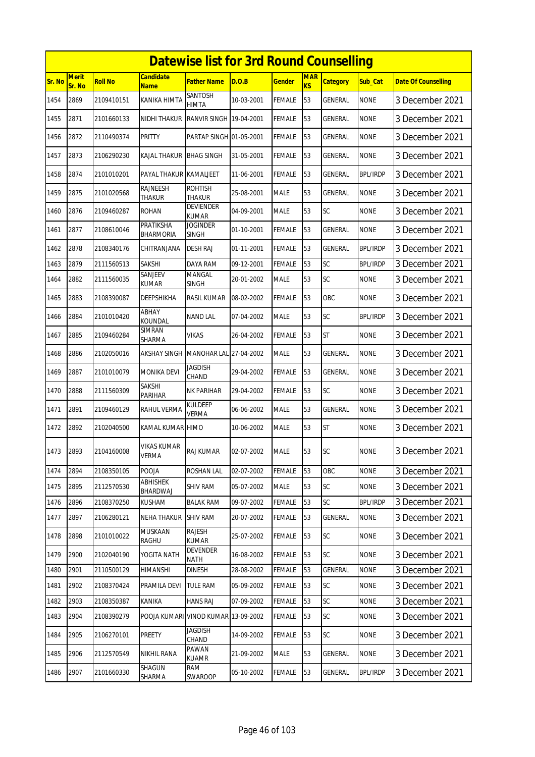# Datewise list for 3rd Round Counselling

| Sr. No | Merit Sr. No | Roll No | Candidate Name | Father Name | D.O.B | Gender | MARKS | Category | Sub_Cat | Date Of Counselling |
|---|---|---|---|---|---|---|---|---|---|---|
| 1454 | 2869 | 2109410151 | KANIKA HIMTA | SANTOSH HIMTA | 10-03-2001 | FEMALE | 53 | GENERAL | NONE | 3 December 2021 |
| 1455 | 2871 | 2101660133 | NIDHI THAKUR | RANVIR SINGH | 19-04-2001 | FEMALE | 53 | GENERAL | NONE | 3 December 2021 |
| 1456 | 2872 | 2110490374 | PRITTY | PARTAP SINGH | 01-05-2001 | FEMALE | 53 | GENERAL | NONE | 3 December 2021 |
| 1457 | 2873 | 2106290230 | KAJAL THAKUR | BHAG SINGH | 31-05-2001 | FEMALE | 53 | GENERAL | NONE | 3 December 2021 |
| 1458 | 2874 | 2101010201 | PAYAL THAKUR | KAMALJEET | 11-06-2001 | FEMALE | 53 | GENERAL | BPL/IRDP | 3 December 2021 |
| 1459 | 2875 | 2101020568 | RAJNEESH THAKUR | ROHTISH THAKUR | 25-08-2001 | MALE | 53 | GENERAL | NONE | 3 December 2021 |
| 1460 | 2876 | 2109460287 | ROHAN | DEVIENDER KUMAR | 04-09-2001 | MALE | 53 | SC | NONE | 3 December 2021 |
| 1461 | 2877 | 2108610046 | PRATIKSHA BHARMORIA | JOGINDER SINGH | 01-10-2001 | FEMALE | 53 | GENERAL | NONE | 3 December 2021 |
| 1462 | 2878 | 2108340176 | CHITRANJANA | DESH RAJ | 01-11-2001 | FEMALE | 53 | GENERAL | BPL/IRDP | 3 December 2021 |
| 1463 | 2879 | 2111560513 | SAKSHI | DAYA RAM | 09-12-2001 | FEMALE | 53 | SC | BPL/IRDP | 3 December 2021 |
| 1464 | 2882 | 2111560035 | SANJEEV KUMAR | MANGAL SINGH | 20-01-2002 | MALE | 53 | SC | NONE | 3 December 2021 |
| 1465 | 2883 | 2108390087 | DEEPSHIKHA | RASIL KUMAR | 08-02-2002 | FEMALE | 53 | OBC | NONE | 3 December 2021 |
| 1466 | 2884 | 2101010420 | ABHAY KOUNDAL | NAND LAL | 07-04-2002 | MALE | 53 | SC | BPL/IRDP | 3 December 2021 |
| 1467 | 2885 | 2109460284 | SIMRAN SHARMA | VIKAS | 26-04-2002 | FEMALE | 53 | ST | NONE | 3 December 2021 |
| 1468 | 2886 | 2102050016 | AKSHAY SINGH | MANOHAR LAL | 27-04-2002 | MALE | 53 | GENERAL | NONE | 3 December 2021 |
| 1469 | 2887 | 2101010079 | MONIKA DEVI | JAGDISH CHAND | 29-04-2002 | FEMALE | 53 | GENERAL | NONE | 3 December 2021 |
| 1470 | 2888 | 2111560309 | SAKSHI PARIHAR | NK PARIHAR | 29-04-2002 | FEMALE | 53 | SC | NONE | 3 December 2021 |
| 1471 | 2891 | 2109460129 | RAHUL VERMA | KULDEEP VERMA | 06-06-2002 | MALE | 53 | GENERAL | NONE | 3 December 2021 |
| 1472 | 2892 | 2102040500 | KAMAL KUMAR | HIMO | 10-06-2002 | MALE | 53 | ST | NONE | 3 December 2021 |
| 1473 | 2893 | 2104160008 | VIKAS KUMAR VERMA | RAJ KUMAR | 02-07-2002 | MALE | 53 | SC | NONE | 3 December 2021 |
| 1474 | 2894 | 2108350105 | POOJA | ROSHAN LAL | 02-07-2002 | FEMALE | 53 | OBC | NONE | 3 December 2021 |
| 1475 | 2895 | 2112570530 | ABHISHEK BHARDWAJ | SHIV RAM | 05-07-2002 | MALE | 53 | SC | NONE | 3 December 2021 |
| 1476 | 2896 | 2108370250 | KUSHAM | BALAK RAM | 09-07-2002 | FEMALE | 53 | SC | BPL/IRDP | 3 December 2021 |
| 1477 | 2897 | 2106280121 | NEHA THAKUR | SHIV RAM | 20-07-2002 | FEMALE | 53 | GENERAL | NONE | 3 December 2021 |
| 1478 | 2898 | 2101010022 | MUSKAAN RAGHU | RAJESH KUMAR | 25-07-2002 | FEMALE | 53 | SC | NONE | 3 December 2021 |
| 1479 | 2900 | 2102040190 | YOGITA NATH | DEVENDER NATH | 16-08-2002 | FEMALE | 53 | SC | NONE | 3 December 2021 |
| 1480 | 2901 | 2110500129 | HIMANSHI | DINESH | 28-08-2002 | FEMALE | 53 | GENERAL | NONE | 3 December 2021 |
| 1481 | 2902 | 2108370424 | PRAMILA DEVI | TULE RAM | 05-09-2002 | FEMALE | 53 | SC | NONE | 3 December 2021 |
| 1482 | 2903 | 2108350387 | KANIKA | HANS RAJ | 07-09-2002 | FEMALE | 53 | SC | NONE | 3 December 2021 |
| 1483 | 2904 | 2108390279 | POOJA KUMARI | VINOD KUMAR | 13-09-2002 | FEMALE | 53 | SC | NONE | 3 December 2021 |
| 1484 | 2905 | 2106270101 | PREETY | JAGDISH CHAND | 14-09-2002 | FEMALE | 53 | SC | NONE | 3 December 2021 |
| 1485 | 2906 | 2112570549 | NIKHIL RANA | PAWAN KUAMR | 21-09-2002 | MALE | 53 | GENERAL | NONE | 3 December 2021 |
| 1486 | 2907 | 2101660330 | SHAGUN SHARMA | RAM SWAROOP | 05-10-2002 | FEMALE | 53 | GENERAL | BPL/IRDP | 3 December 2021 |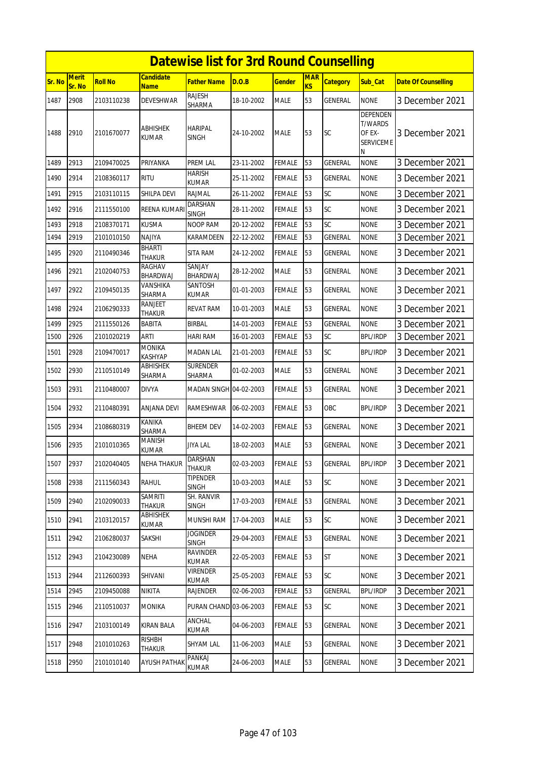# Datewise list for 3rd Round Counselling

| Sr. No | Merit Sr. No | Roll No | Candidate Name | Father Name | D.O.B | Gender | MARKS | Category | Sub_Cat | Date Of Counselling |
|---|---|---|---|---|---|---|---|---|---|---|
| 1487 | 2908 | 2103110238 | DEVESHWAR | RAJESH SHARMA | 18-10-2002 | MALE | 53 | GENERAL | NONE | 3 December 2021 |
| 1488 | 2910 | 2101670077 | ABHISHEK KUMAR | HARIPAL SINGH | 24-10-2002 | MALE | 53 | SC | DEPENDENT/WARDS OF EX-SERVICEMEN | 3 December 2021 |
| 1489 | 2913 | 2109470025 | PRIYANKA | PREM LAL | 23-11-2002 | FEMALE | 53 | GENERAL | NONE | 3 December 2021 |
| 1490 | 2914 | 2108360117 | RITU | HARISH KUMAR | 25-11-2002 | FEMALE | 53 | GENERAL | NONE | 3 December 2021 |
| 1491 | 2915 | 2103110115 | SHILPA DEVI | RAJMAL | 26-11-2002 | FEMALE | 53 | SC | NONE | 3 December 2021 |
| 1492 | 2916 | 2111550100 | REENA KUMARI | DARSHAN SINGH | 28-11-2002 | FEMALE | 53 | SC | NONE | 3 December 2021 |
| 1493 | 2918 | 2108370171 | KUSMA | NOOP RAM | 20-12-2002 | FEMALE | 53 | SC | NONE | 3 December 2021 |
| 1494 | 2919 | 2101010150 | NAJIYA | KARAMDEEN | 22-12-2002 | FEMALE | 53 | GENERAL | NONE | 3 December 2021 |
| 1495 | 2920 | 2110490346 | BHARTI THAKUR | SITA RAM | 24-12-2002 | FEMALE | 53 | GENERAL | NONE | 3 December 2021 |
| 1496 | 2921 | 2102040753 | RAGHAV BHARDWAJ | SANJAY BHARDWAJ | 28-12-2002 | MALE | 53 | GENERAL | NONE | 3 December 2021 |
| 1497 | 2922 | 2109450135 | VANSHIKA SHARMA | SANTOSH KUMAR | 01-01-2003 | FEMALE | 53 | GENERAL | NONE | 3 December 2021 |
| 1498 | 2924 | 2106290333 | RANJEET THAKUR | REVAT RAM | 10-01-2003 | MALE | 53 | GENERAL | NONE | 3 December 2021 |
| 1499 | 2925 | 2111550126 | BABITA | BIRBAL | 14-01-2003 | FEMALE | 53 | GENERAL | NONE | 3 December 2021 |
| 1500 | 2926 | 2101020219 | ARTI | HARI RAM | 16-01-2003 | FEMALE | 53 | SC | BPL/IRDP | 3 December 2021 |
| 1501 | 2928 | 2109470017 | MONIKA KASHYAP | MADAN LAL | 21-01-2003 | FEMALE | 53 | SC | BPL/IRDP | 3 December 2021 |
| 1502 | 2930 | 2110510149 | ABHISHEK SHARMA | SURENDER SHARMA | 01-02-2003 | MALE | 53 | GENERAL | NONE | 3 December 2021 |
| 1503 | 2931 | 2110480007 | DIVYA | MADAN SINGH | 04-02-2003 | FEMALE | 53 | GENERAL | NONE | 3 December 2021 |
| 1504 | 2932 | 2110480391 | ANJANA DEVI | RAMESHWAR | 06-02-2003 | FEMALE | 53 | OBC | BPL/IRDP | 3 December 2021 |
| 1505 | 2934 | 2108680319 | KANIKA SHARMA | BHEEM DEV | 14-02-2003 | FEMALE | 53 | GENERAL | NONE | 3 December 2021 |
| 1506 | 2935 | 2101010365 | MANISH KUMAR | JIYA LAL | 18-02-2003 | MALE | 53 | GENERAL | NONE | 3 December 2021 |
| 1507 | 2937 | 2102040405 | NEHA THAKUR | DARSHAN THAKUR | 02-03-2003 | FEMALE | 53 | GENERAL | BPL/IRDP | 3 December 2021 |
| 1508 | 2938 | 2111560343 | RAHUL | TIPENDER SINGH | 10-03-2003 | MALE | 53 | SC | NONE | 3 December 2021 |
| 1509 | 2940 | 2102090033 | SAMRITI THAKUR | SH. RANVIR SINGH | 17-03-2003 | FEMALE | 53 | GENERAL | NONE | 3 December 2021 |
| 1510 | 2941 | 2103120157 | ABHISHEK KUMAR | MUNSHI RAM | 17-04-2003 | MALE | 53 | SC | NONE | 3 December 2021 |
| 1511 | 2942 | 2106280037 | SAKSHI | JOGINDER SINGH | 29-04-2003 | FEMALE | 53 | GENERAL | NONE | 3 December 2021 |
| 1512 | 2943 | 2104230089 | NEHA | RAVINDER KUMAR | 22-05-2003 | FEMALE | 53 | ST | NONE | 3 December 2021 |
| 1513 | 2944 | 2112600393 | SHIVANI | VIRENDER KUMAR | 25-05-2003 | FEMALE | 53 | SC | NONE | 3 December 2021 |
| 1514 | 2945 | 2109450088 | NIKITA | RAJENDER | 02-06-2003 | FEMALE | 53 | GENERAL | BPL/IRDP | 3 December 2021 |
| 1515 | 2946 | 2110510037 | MONIKA | PURAN CHAND | 03-06-2003 | FEMALE | 53 | SC | NONE | 3 December 2021 |
| 1516 | 2947 | 2103100149 | KIRAN BALA | ANCHAL KUMAR | 04-06-2003 | FEMALE | 53 | GENERAL | NONE | 3 December 2021 |
| 1517 | 2948 | 2101010263 | RISHBH THAKUR | SHYAM LAL | 11-06-2003 | MALE | 53 | GENERAL | NONE | 3 December 2021 |
| 1518 | 2950 | 2101010140 | AYUSH PATHAK | PANKAJ KUMAR | 24-06-2003 | MALE | 53 | GENERAL | NONE | 3 December 2021 |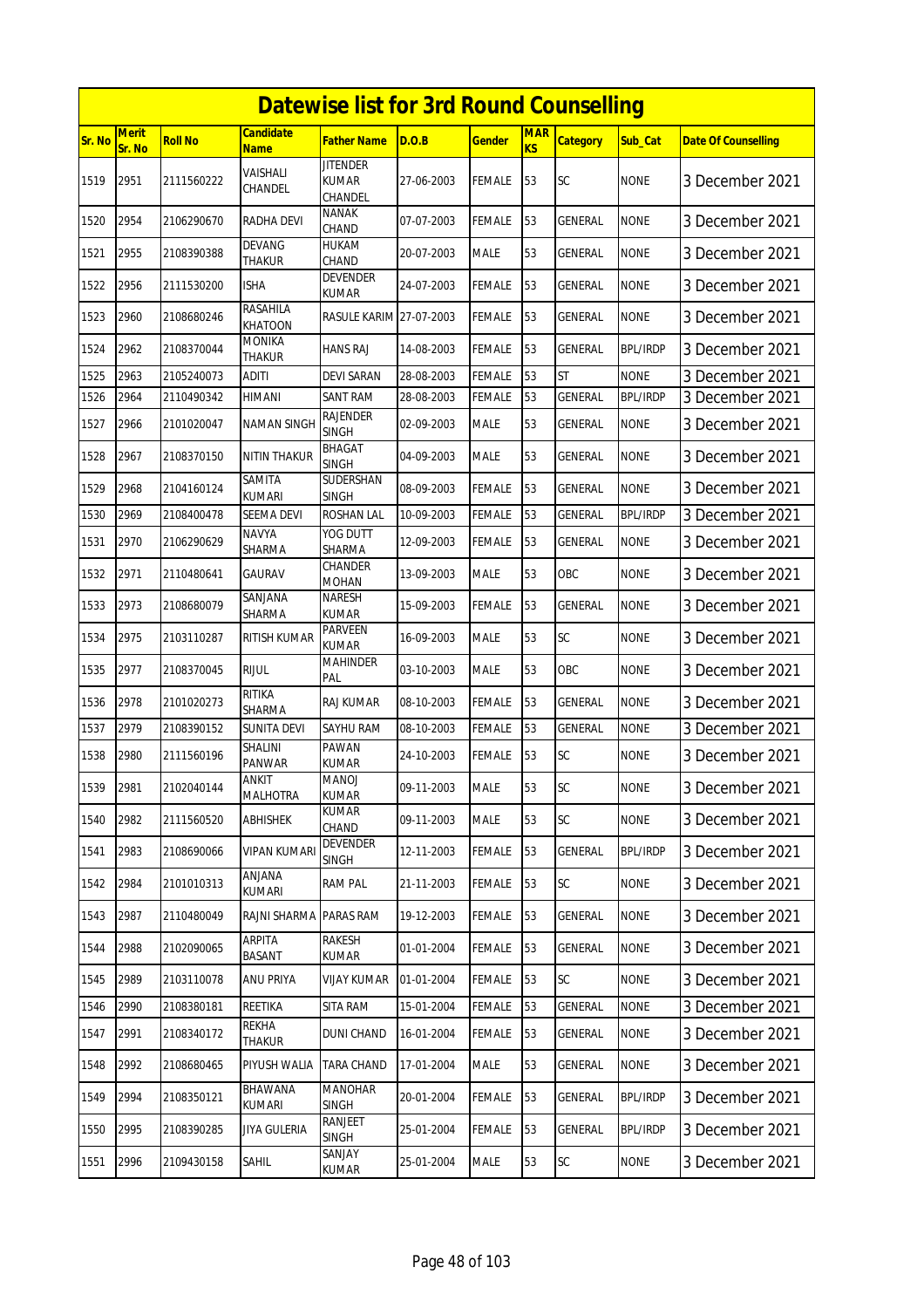# Datewise list for 3rd Round Counselling

| Sr. No | Merit Sr. No | Roll No | Candidate Name | Father Name | D.O.B | Gender | MARKS | Category | Sub_Cat | Date Of Counselling |
|---|---|---|---|---|---|---|---|---|---|---|
| 1519 | 2951 | 2111560222 | VAISHALI CHANDEL | JITENDER KUMAR CHANDEL | 27-06-2003 | FEMALE | 53 | SC | NONE | 3 December 2021 |
| 1520 | 2954 | 2106290670 | RADHA DEVI | NANAK CHAND | 07-07-2003 | FEMALE | 53 | GENERAL | NONE | 3 December 2021 |
| 1521 | 2955 | 2108390388 | DEVANG THAKUR | HUKAM CHAND | 20-07-2003 | MALE | 53 | GENERAL | NONE | 3 December 2021 |
| 1522 | 2956 | 2111530200 | ISHA | DEVENDER KUMAR | 24-07-2003 | FEMALE | 53 | GENERAL | NONE | 3 December 2021 |
| 1523 | 2960 | 2108680246 | RASAHILA KHATOON | RASULE KARIM | 27-07-2003 | FEMALE | 53 | GENERAL | NONE | 3 December 2021 |
| 1524 | 2962 | 2108370044 | MONIKA THAKUR | HANS RAJ | 14-08-2003 | FEMALE | 53 | GENERAL | BPL/IRDP | 3 December 2021 |
| 1525 | 2963 | 2105240073 | ADITI | DEVI SARAN | 28-08-2003 | FEMALE | 53 | ST | NONE | 3 December 2021 |
| 1526 | 2964 | 2110490342 | HIMANI | SANT RAM | 28-08-2003 | FEMALE | 53 | GENERAL | BPL/IRDP | 3 December 2021 |
| 1527 | 2966 | 2101020047 | NAMAN SINGH | RAJENDER SINGH | 02-09-2003 | MALE | 53 | GENERAL | NONE | 3 December 2021 |
| 1528 | 2967 | 2108370150 | NITIN THAKUR | BHAGAT SINGH | 04-09-2003 | MALE | 53 | GENERAL | NONE | 3 December 2021 |
| 1529 | 2968 | 2104160124 | SAMITA KUMARI | SUDERSHAN SINGH | 08-09-2003 | FEMALE | 53 | GENERAL | NONE | 3 December 2021 |
| 1530 | 2969 | 2108400478 | SEEMA DEVI | ROSHAN LAL | 10-09-2003 | FEMALE | 53 | GENERAL | BPL/IRDP | 3 December 2021 |
| 1531 | 2970 | 2106290629 | NAVYA SHARMA | YOG DUTT SHARMA | 12-09-2003 | FEMALE | 53 | GENERAL | NONE | 3 December 2021 |
| 1532 | 2971 | 2110480641 | GAURAV | CHANDER MOHAN | 13-09-2003 | MALE | 53 | OBC | NONE | 3 December 2021 |
| 1533 | 2973 | 2108680079 | SANJANA SHARMA | NARESH KUMAR | 15-09-2003 | FEMALE | 53 | GENERAL | NONE | 3 December 2021 |
| 1534 | 2975 | 2103110287 | RITISH KUMAR | PARVEEN KUMAR | 16-09-2003 | MALE | 53 | SC | NONE | 3 December 2021 |
| 1535 | 2977 | 2108370045 | RIJUL | MAHINDER PAL | 03-10-2003 | MALE | 53 | OBC | NONE | 3 December 2021 |
| 1536 | 2978 | 2101020273 | RITIKA SHARMA | RAJ KUMAR | 08-10-2003 | FEMALE | 53 | GENERAL | NONE | 3 December 2021 |
| 1537 | 2979 | 2108390152 | SUNITA DEVI | SAYHU RAM | 08-10-2003 | FEMALE | 53 | GENERAL | NONE | 3 December 2021 |
| 1538 | 2980 | 2111560196 | SHALINI PANWAR | PAWAN KUMAR | 24-10-2003 | FEMALE | 53 | SC | NONE | 3 December 2021 |
| 1539 | 2981 | 2102040144 | ANKIT MALHOTRA | MANOJ KUMAR | 09-11-2003 | MALE | 53 | SC | NONE | 3 December 2021 |
| 1540 | 2982 | 2111560520 | ABHISHEK | KUMAR CHAND | 09-11-2003 | MALE | 53 | SC | NONE | 3 December 2021 |
| 1541 | 2983 | 2108690066 | VIPAN KUMARI | DEVENDER SINGH | 12-11-2003 | FEMALE | 53 | GENERAL | BPL/IRDP | 3 December 2021 |
| 1542 | 2984 | 2101010313 | ANJANA KUMARI | RAM PAL | 21-11-2003 | FEMALE | 53 | SC | NONE | 3 December 2021 |
| 1543 | 2987 | 2110480049 | RAJNI SHARMA | PARAS RAM | 19-12-2003 | FEMALE | 53 | GENERAL | NONE | 3 December 2021 |
| 1544 | 2988 | 2102090065 | ARPITA BASANT | RAKESH KUMAR | 01-01-2004 | FEMALE | 53 | GENERAL | NONE | 3 December 2021 |
| 1545 | 2989 | 2103110078 | ANU PRIYA | VIJAY KUMAR | 01-01-2004 | FEMALE | 53 | SC | NONE | 3 December 2021 |
| 1546 | 2990 | 2108380181 | REETIKA | SITA RAM | 15-01-2004 | FEMALE | 53 | GENERAL | NONE | 3 December 2021 |
| 1547 | 2991 | 2108340172 | REKHA THAKUR | DUNI CHAND | 16-01-2004 | FEMALE | 53 | GENERAL | NONE | 3 December 2021 |
| 1548 | 2992 | 2108680465 | PIYUSH WALIA | TARA CHAND | 17-01-2004 | MALE | 53 | GENERAL | NONE | 3 December 2021 |
| 1549 | 2994 | 2108350121 | BHAWANA KUMARI | MANOHAR SINGH | 20-01-2004 | FEMALE | 53 | GENERAL | BPL/IRDP | 3 December 2021 |
| 1550 | 2995 | 2108390285 | JIYA GULERIA | RANJEET SINGH | 25-01-2004 | FEMALE | 53 | GENERAL | BPL/IRDP | 3 December 2021 |
| 1551 | 2996 | 2109430158 | SAHIL | SANJAY KUMAR | 25-01-2004 | MALE | 53 | SC | NONE | 3 December 2021 |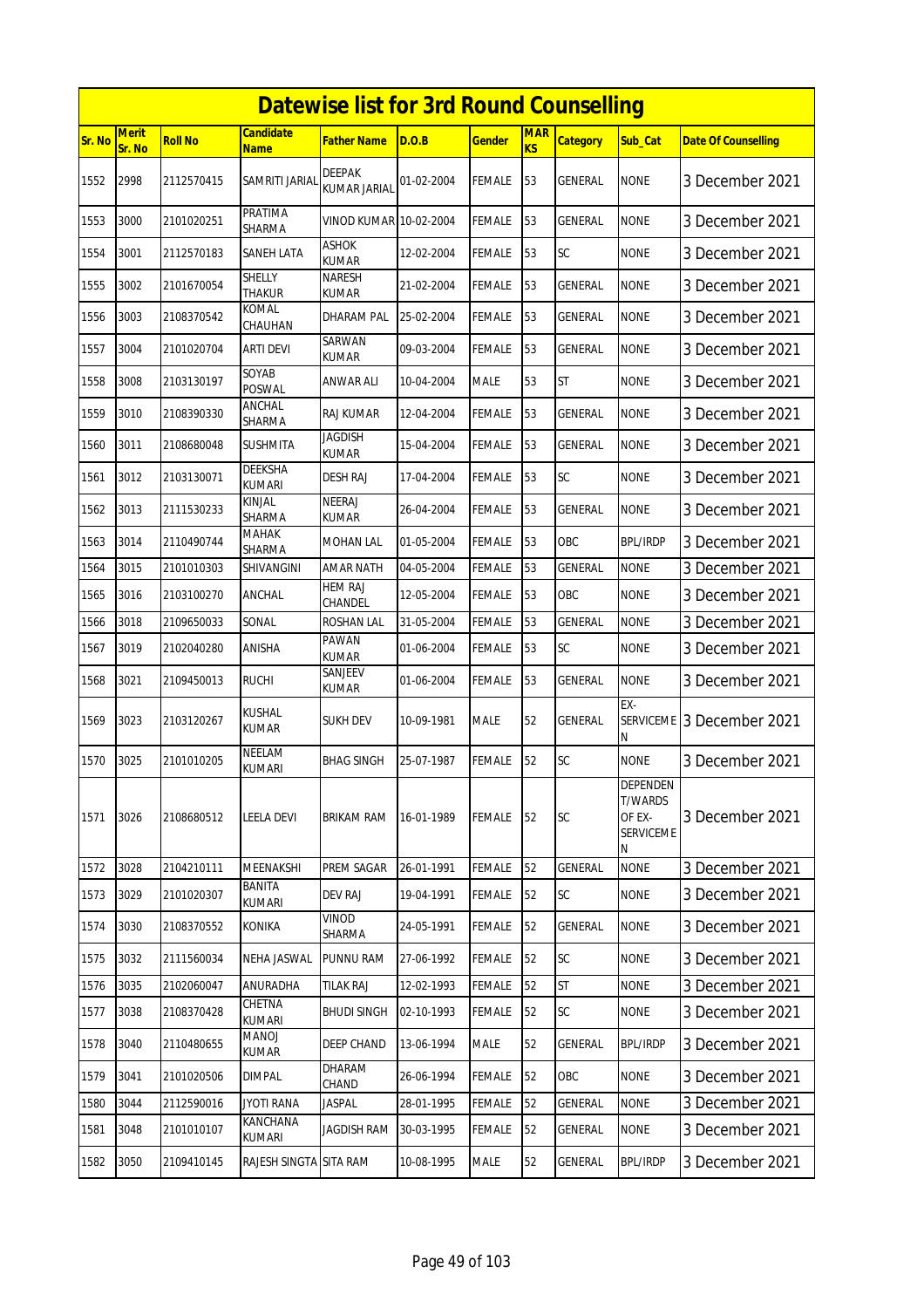# Datewise list for 3rd Round Counselling

| Sr. No | Merit Sr. No | Roll No | Candidate Name | Father Name | D.O.B | Gender | MARKS | Category | Sub_Cat | Date Of Counselling |
|---|---|---|---|---|---|---|---|---|---|---|
| 1552 | 2998 | 2112570415 | SAMRITI JARIAL | DEEPAK KUMAR JARIAL | 01-02-2004 | FEMALE | 53 | GENERAL | NONE | 3 December 2021 |
| 1553 | 3000 | 2101020251 | PRATIMA SHARMA | VINOD KUMAR | 10-02-2004 | FEMALE | 53 | GENERAL | NONE | 3 December 2021 |
| 1554 | 3001 | 2112570183 | SANEH LATA | ASHOK KUMAR | 12-02-2004 | FEMALE | 53 | SC | NONE | 3 December 2021 |
| 1555 | 3002 | 2101670054 | SHELLY THAKUR | NARESH KUMAR | 21-02-2004 | FEMALE | 53 | GENERAL | NONE | 3 December 2021 |
| 1556 | 3003 | 2108370542 | KOMAL CHAUHAN | DHARAM PAL | 25-02-2004 | FEMALE | 53 | GENERAL | NONE | 3 December 2021 |
| 1557 | 3004 | 2101020704 | ARTI DEVI | SARWAN KUMAR | 09-03-2004 | FEMALE | 53 | GENERAL | NONE | 3 December 2021 |
| 1558 | 3008 | 2103130197 | SOYAB POSWAL | ANWAR ALI | 10-04-2004 | MALE | 53 | ST | NONE | 3 December 2021 |
| 1559 | 3010 | 2108390330 | ANCHAL SHARMA | RAJ KUMAR | 12-04-2004 | FEMALE | 53 | GENERAL | NONE | 3 December 2021 |
| 1560 | 3011 | 2108680048 | SUSHMITA | JAGDISH KUMAR | 15-04-2004 | FEMALE | 53 | GENERAL | NONE | 3 December 2021 |
| 1561 | 3012 | 2103130071 | DEEKSHA KUMARI | DESH RAJ | 17-04-2004 | FEMALE | 53 | SC | NONE | 3 December 2021 |
| 1562 | 3013 | 2111530233 | KINJAL SHARMA | NEERAJ KUMAR | 26-04-2004 | FEMALE | 53 | GENERAL | NONE | 3 December 2021 |
| 1563 | 3014 | 2110490744 | MAHAK SHARMA | MOHAN LAL | 01-05-2004 | FEMALE | 53 | OBC | BPL/IRDP | 3 December 2021 |
| 1564 | 3015 | 2101010303 | SHIVANGINI | AMAR NATH | 04-05-2004 | FEMALE | 53 | GENERAL | NONE | 3 December 2021 |
| 1565 | 3016 | 2103100270 | ANCHAL | HEM RAJ CHANDEL | 12-05-2004 | FEMALE | 53 | OBC | NONE | 3 December 2021 |
| 1566 | 3018 | 2109650033 | SONAL | ROSHAN LAL | 31-05-2004 | FEMALE | 53 | GENERAL | NONE | 3 December 2021 |
| 1567 | 3019 | 2102040280 | ANISHA | PAWAN KUMAR | 01-06-2004 | FEMALE | 53 | SC | NONE | 3 December 2021 |
| 1568 | 3021 | 2109450013 | RUCHI | SANJEEV KUMAR | 01-06-2004 | FEMALE | 53 | GENERAL | NONE | 3 December 2021 |
| 1569 | 3023 | 2103120267 | KUSHAL KUMAR | SUKH DEV | 10-09-1981 | MALE | 52 | GENERAL | EX-SERVICEMEN | 3 December 2021 |
| 1570 | 3025 | 2101010205 | NEELAM KUMARI | BHAG SINGH | 25-07-1987 | FEMALE | 52 | SC | NONE | 3 December 2021 |
| 1571 | 3026 | 2108680512 | LEELA DEVI | BRIKAM RAM | 16-01-1989 | FEMALE | 52 | SC | DEPENDENT/WARDS OF EX-SERVICEMEN | 3 December 2021 |
| 1572 | 3028 | 2104210111 | MEENAKSHI | PREM SAGAR | 26-01-1991 | FEMALE | 52 | GENERAL | NONE | 3 December 2021 |
| 1573 | 3029 | 2101020307 | BANITA KUMARI | DEV RAJ | 19-04-1991 | FEMALE | 52 | SC | NONE | 3 December 2021 |
| 1574 | 3030 | 2108370552 | KONIKA | VINOD SHARMA | 24-05-1991 | FEMALE | 52 | GENERAL | NONE | 3 December 2021 |
| 1575 | 3032 | 2111560034 | NEHA JASWAL | PUNNU RAM | 27-06-1992 | FEMALE | 52 | SC | NONE | 3 December 2021 |
| 1576 | 3035 | 2102060047 | ANURADHA | TILAK RAJ | 12-02-1993 | FEMALE | 52 | ST | NONE | 3 December 2021 |
| 1577 | 3038 | 2108370428 | CHETNA KUMARI | BHUDI SINGH | 02-10-1993 | FEMALE | 52 | SC | NONE | 3 December 2021 |
| 1578 | 3040 | 2110480655 | MANOJ KUMAR | DEEP CHAND | 13-06-1994 | MALE | 52 | GENERAL | BPL/IRDP | 3 December 2021 |
| 1579 | 3041 | 2101020506 | DIMPAL | DHARAM CHAND | 26-06-1994 | FEMALE | 52 | OBC | NONE | 3 December 2021 |
| 1580 | 3044 | 2112590016 | JYOTI RANA | JASPAL | 28-01-1995 | FEMALE | 52 | GENERAL | NONE | 3 December 2021 |
| 1581 | 3048 | 2101010107 | KANCHANA KUMARI | JAGDISH RAM | 30-03-1995 | FEMALE | 52 | GENERAL | NONE | 3 December 2021 |
| 1582 | 3050 | 2109410145 | RAJESH SINGTA | SITA RAM | 10-08-1995 | MALE | 52 | GENERAL | BPL/IRDP | 3 December 2021 |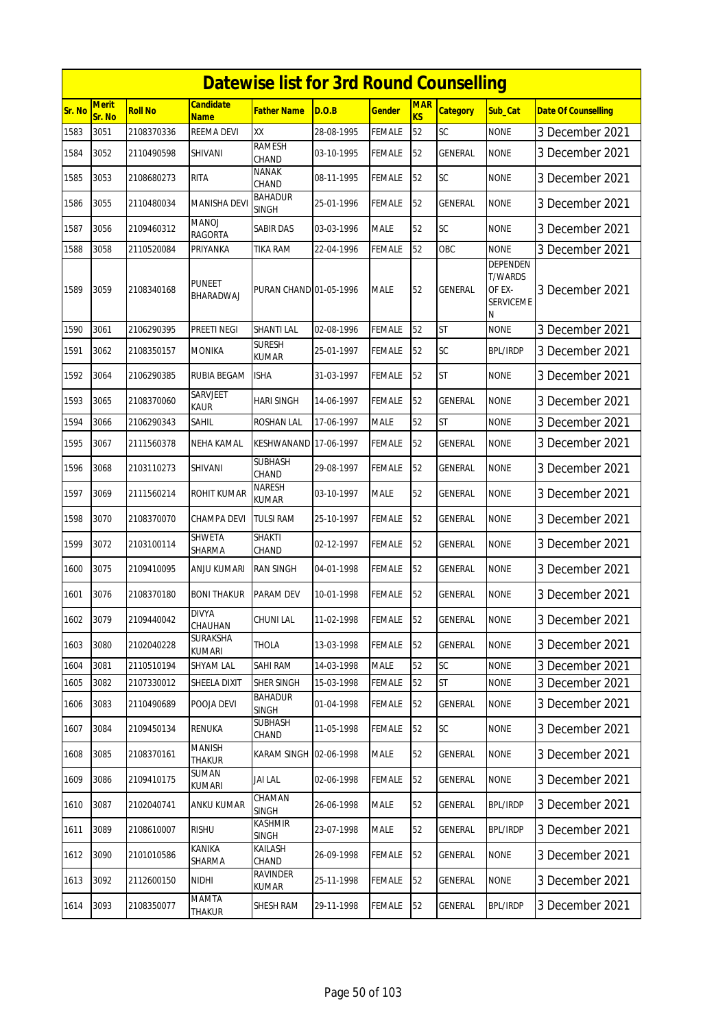# Datewise list for 3rd Round Counselling

| Sr. No | Merit Sr. No | Roll No | Candidate Name | Father Name | D.O.B | Gender | MARKS | Category | Sub_Cat | Date Of Counselling |
|---|---|---|---|---|---|---|---|---|---|---|
| 1583 | 3051 | 2108370336 | REEMA DEVI | XX | 28-08-1995 | FEMALE | 52 | SC | NONE | 3 December 2021 |
| 1584 | 3052 | 2110490598 | SHIVANI | RAMESH CHAND | 03-10-1995 | FEMALE | 52 | GENERAL | NONE | 3 December 2021 |
| 1585 | 3053 | 2108680273 | RITA | NANAK CHAND | 08-11-1995 | FEMALE | 52 | SC | NONE | 3 December 2021 |
| 1586 | 3055 | 2110480034 | MANISHA DEVI | BAHADUR SINGH | 25-01-1996 | FEMALE | 52 | GENERAL | NONE | 3 December 2021 |
| 1587 | 3056 | 2109460312 | MANOJ RAGORTA | SABIR DAS | 03-03-1996 | MALE | 52 | SC | NONE | 3 December 2021 |
| 1588 | 3058 | 2110520084 | PRIYANKA | TIKA RAM | 22-04-1996 | FEMALE | 52 | OBC | NONE | 3 December 2021 |
| 1589 | 3059 | 2108340168 | PUNEET BHARADWAJ | PURAN CHAND | 01-05-1996 | MALE | 52 | GENERAL | DEPENDENT/WARDS OF EX-SERVICEMEN | 3 December 2021 |
| 1590 | 3061 | 2106290395 | PREETI NEGI | SHANTI LAL | 02-08-1996 | FEMALE | 52 | ST | NONE | 3 December 2021 |
| 1591 | 3062 | 2108350157 | MONIKA | SURESH KUMAR | 25-01-1997 | FEMALE | 52 | SC | BPL/IRDP | 3 December 2021 |
| 1592 | 3064 | 2106290385 | RUBIA BEGAM | ISHA | 31-03-1997 | FEMALE | 52 | ST | NONE | 3 December 2021 |
| 1593 | 3065 | 2108370060 | SARVJEET KAUR | HARI SINGH | 14-06-1997 | FEMALE | 52 | GENERAL | NONE | 3 December 2021 |
| 1594 | 3066 | 2106290343 | SAHIL | ROSHAN LAL | 17-06-1997 | MALE | 52 | ST | NONE | 3 December 2021 |
| 1595 | 3067 | 2111560378 | NEHA KAMAL | KESHWANAND | 17-06-1997 | FEMALE | 52 | GENERAL | NONE | 3 December 2021 |
| 1596 | 3068 | 2103110273 | SHIVANI | SUBHASH CHAND | 29-08-1997 | FEMALE | 52 | GENERAL | NONE | 3 December 2021 |
| 1597 | 3069 | 2111560214 | ROHIT KUMAR | NARESH KUMAR | 03-10-1997 | MALE | 52 | GENERAL | NONE | 3 December 2021 |
| 1598 | 3070 | 2108370070 | CHAMPA DEVI | TULSI RAM | 25-10-1997 | FEMALE | 52 | GENERAL | NONE | 3 December 2021 |
| 1599 | 3072 | 2103100114 | SHWETA SHARMA | SHAKTI CHAND | 02-12-1997 | FEMALE | 52 | GENERAL | NONE | 3 December 2021 |
| 1600 | 3075 | 2109410095 | ANJU KUMARI | RAN SINGH | 04-01-1998 | FEMALE | 52 | GENERAL | NONE | 3 December 2021 |
| 1601 | 3076 | 2108370180 | BONI THAKUR | PARAM DEV | 10-01-1998 | FEMALE | 52 | GENERAL | NONE | 3 December 2021 |
| 1602 | 3079 | 2109440042 | DIVYA CHAUHAN | CHUNI LAL | 11-02-1998 | FEMALE | 52 | GENERAL | NONE | 3 December 2021 |
| 1603 | 3080 | 2102040228 | SURAKSHA KUMARI | THOLA | 13-03-1998 | FEMALE | 52 | GENERAL | NONE | 3 December 2021 |
| 1604 | 3081 | 2110510194 | SHYAM LAL | SAHI RAM | 14-03-1998 | MALE | 52 | SC | NONE | 3 December 2021 |
| 1605 | 3082 | 2107330012 | SHEELA DIXIT | SHER SINGH | 15-03-1998 | FEMALE | 52 | ST | NONE | 3 December 2021 |
| 1606 | 3083 | 2110490689 | POOJA DEVI | BAHADUR SINGH | 01-04-1998 | FEMALE | 52 | GENERAL | NONE | 3 December 2021 |
| 1607 | 3084 | 2109450134 | RENUKA | SUBHASH CHAND | 11-05-1998 | FEMALE | 52 | SC | NONE | 3 December 2021 |
| 1608 | 3085 | 2108370161 | MANISH THAKUR | KARAM SINGH | 02-06-1998 | MALE | 52 | GENERAL | NONE | 3 December 2021 |
| 1609 | 3086 | 2109410175 | SUMAN KUMARI | JAI LAL | 02-06-1998 | FEMALE | 52 | GENERAL | NONE | 3 December 2021 |
| 1610 | 3087 | 2102040741 | ANKU KUMAR | CHAMAN SINGH | 26-06-1998 | MALE | 52 | GENERAL | BPL/IRDP | 3 December 2021 |
| 1611 | 3089 | 2108610007 | RISHU | KASHMIR SINGH | 23-07-1998 | MALE | 52 | GENERAL | BPL/IRDP | 3 December 2021 |
| 1612 | 3090 | 2101010586 | KANIKA SHARMA | KAILASH CHAND | 26-09-1998 | FEMALE | 52 | GENERAL | NONE | 3 December 2021 |
| 1613 | 3092 | 2112600150 | NIDHI | RAVINDER KUMAR | 25-11-1998 | FEMALE | 52 | GENERAL | NONE | 3 December 2021 |
| 1614 | 3093 | 2108350077 | MAMTA THAKUR | SHESH RAM | 29-11-1998 | FEMALE | 52 | GENERAL | BPL/IRDP | 3 December 2021 |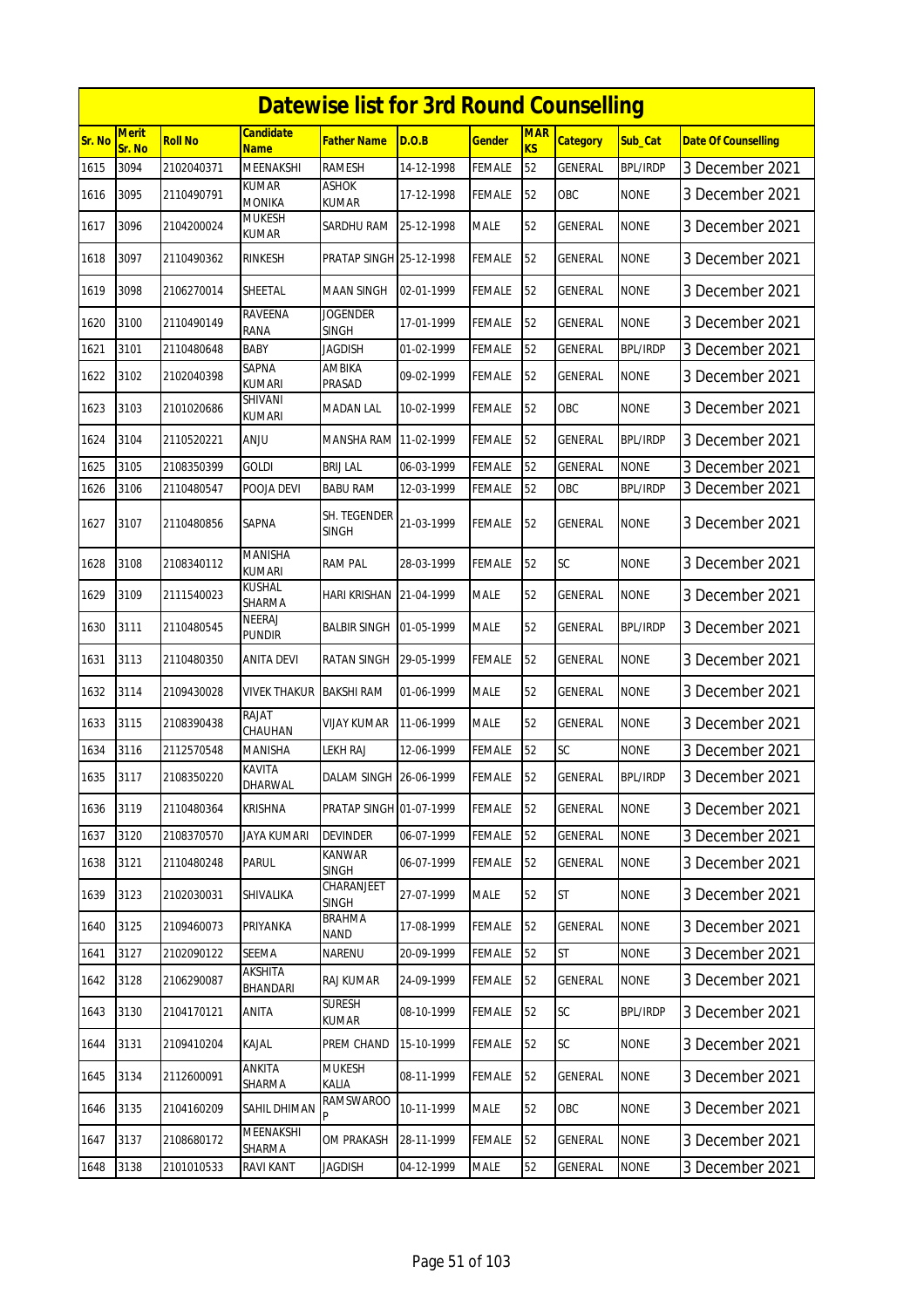# Datewise list for 3rd Round Counselling

| Sr. No | Merit Sr. No | Roll No | Candidate Name | Father Name | D.O.B | Gender | MARKS | Category | Sub_Cat | Date Of Counselling |
|---|---|---|---|---|---|---|---|---|---|---|
| 1615 | 3094 | 2102040371 | MEENAKSHI | RAMESH | 14-12-1998 | FEMALE | 52 | GENERAL | BPL/IRDP | 3 December 2021 |
| 1616 | 3095 | 2110490791 | KUMAR MONIKA | ASHOK KUMAR | 17-12-1998 | FEMALE | 52 | OBC | NONE | 3 December 2021 |
| 1617 | 3096 | 2104200024 | MUKESH KUMAR | SARDHU RAM | 25-12-1998 | MALE | 52 | GENERAL | NONE | 3 December 2021 |
| 1618 | 3097 | 2110490362 | RINKESH | PRATAP SINGH | 25-12-1998 | FEMALE | 52 | GENERAL | NONE | 3 December 2021 |
| 1619 | 3098 | 2106270014 | SHEETAL | MAAN SINGH | 02-01-1999 | FEMALE | 52 | GENERAL | NONE | 3 December 2021 |
| 1620 | 3100 | 2110490149 | RAVEENA RANA | JOGENDER SINGH | 17-01-1999 | FEMALE | 52 | GENERAL | NONE | 3 December 2021 |
| 1621 | 3101 | 2110480648 | BABY | JAGDISH | 01-02-1999 | FEMALE | 52 | GENERAL | BPL/IRDP | 3 December 2021 |
| 1622 | 3102 | 2102040398 | SAPNA KUMARI | AMBIKA PRASAD | 09-02-1999 | FEMALE | 52 | GENERAL | NONE | 3 December 2021 |
| 1623 | 3103 | 2101020686 | SHIVANI KUMARI | MADAN LAL | 10-02-1999 | FEMALE | 52 | OBC | NONE | 3 December 2021 |
| 1624 | 3104 | 2110520221 | ANJU | MANSHA RAM | 11-02-1999 | FEMALE | 52 | GENERAL | BPL/IRDP | 3 December 2021 |
| 1625 | 3105 | 2108350399 | GOLDI | BRIJ LAL | 06-03-1999 | FEMALE | 52 | GENERAL | NONE | 3 December 2021 |
| 1626 | 3106 | 2110480547 | POOJA DEVI | BABU RAM | 12-03-1999 | FEMALE | 52 | OBC | BPL/IRDP | 3 December 2021 |
| 1627 | 3107 | 2110480856 | SAPNA | SH. TEGENDER SINGH | 21-03-1999 | FEMALE | 52 | GENERAL | NONE | 3 December 2021 |
| 1628 | 3108 | 2108340112 | MANISHA KUMARI | RAM PAL | 28-03-1999 | FEMALE | 52 | SC | NONE | 3 December 2021 |
| 1629 | 3109 | 2111540023 | KUSHAL SHARMA | HARI KRISHAN | 21-04-1999 | MALE | 52 | GENERAL | NONE | 3 December 2021 |
| 1630 | 3111 | 2110480545 | NEERAJ PUNDIR | BALBIR SINGH | 01-05-1999 | MALE | 52 | GENERAL | BPL/IRDP | 3 December 2021 |
| 1631 | 3113 | 2110480350 | ANITA DEVI | RATAN SINGH | 29-05-1999 | FEMALE | 52 | GENERAL | NONE | 3 December 2021 |
| 1632 | 3114 | 2109430028 | VIVEK THAKUR | BAKSHI RAM | 01-06-1999 | MALE | 52 | GENERAL | NONE | 3 December 2021 |
| 1633 | 3115 | 2108390438 | RAJAT CHAUHAN | VIJAY KUMAR | 11-06-1999 | MALE | 52 | GENERAL | NONE | 3 December 2021 |
| 1634 | 3116 | 2112570548 | MANISHA | LEKH RAJ | 12-06-1999 | FEMALE | 52 | SC | NONE | 3 December 2021 |
| 1635 | 3117 | 2108350220 | KAVITA DHARWAL | DALAM SINGH | 26-06-1999 | FEMALE | 52 | GENERAL | BPL/IRDP | 3 December 2021 |
| 1636 | 3119 | 2110480364 | KRISHNA | PRATAP SINGH | 01-07-1999 | FEMALE | 52 | GENERAL | NONE | 3 December 2021 |
| 1637 | 3120 | 2108370570 | JAYA KUMARI | DEVINDER | 06-07-1999 | FEMALE | 52 | GENERAL | NONE | 3 December 2021 |
| 1638 | 3121 | 2110480248 | PARUL | KANWAR SINGH | 06-07-1999 | FEMALE | 52 | GENERAL | NONE | 3 December 2021 |
| 1639 | 3123 | 2102030031 | SHIVALIKA | CHARANJEET SINGH | 27-07-1999 | MALE | 52 | ST | NONE | 3 December 2021 |
| 1640 | 3125 | 2109460073 | PRIYANKA | BRAHMA NAND | 17-08-1999 | FEMALE | 52 | GENERAL | NONE | 3 December 2021 |
| 1641 | 3127 | 2102090122 | SEEMA | NARENU | 20-09-1999 | FEMALE | 52 | ST | NONE | 3 December 2021 |
| 1642 | 3128 | 2106290087 | AKSHITA BHANDARI | RAJ KUMAR | 24-09-1999 | FEMALE | 52 | GENERAL | NONE | 3 December 2021 |
| 1643 | 3130 | 2104170121 | ANITA | SURESH KUMAR | 08-10-1999 | FEMALE | 52 | SC | BPL/IRDP | 3 December 2021 |
| 1644 | 3131 | 2109410204 | KAJAL | PREM CHAND | 15-10-1999 | FEMALE | 52 | SC | NONE | 3 December 2021 |
| 1645 | 3134 | 2112600091 | ANKITA SHARMA | MUKESH KALIA | 08-11-1999 | FEMALE | 52 | GENERAL | NONE | 3 December 2021 |
| 1646 | 3135 | 2104160209 | SAHIL DHIMAN | RAMSWAROOP | 10-11-1999 | MALE | 52 | OBC | NONE | 3 December 2021 |
| 1647 | 3137 | 2108680172 | MEENAKSHI SHARMA | OM PRAKASH | 28-11-1999 | FEMALE | 52 | GENERAL | NONE | 3 December 2021 |
| 1648 | 3138 | 2101010533 | RAVI KANT | JAGDISH | 04-12-1999 | MALE | 52 | GENERAL | NONE | 3 December 2021 |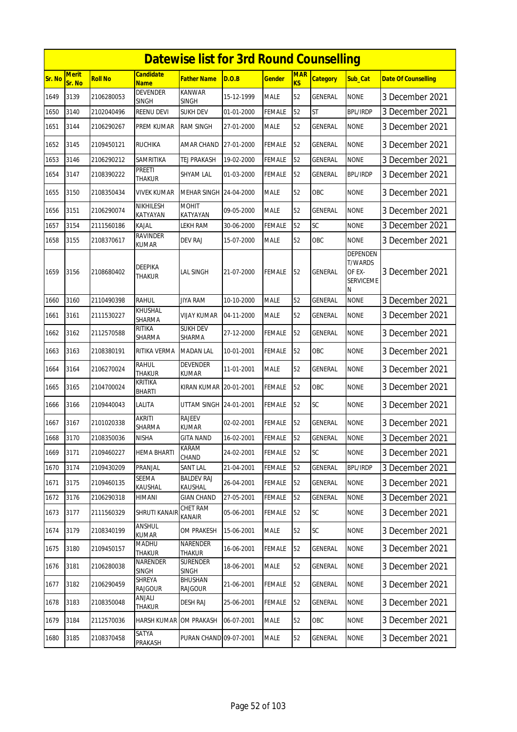# Datewise list for 3rd Round Counselling

| Sr. No | Merit Sr. No | Roll No | Candidate Name | Father Name | D.O.B | Gender | MARKS | Category | Sub_Cat | Date Of Counselling |
|---|---|---|---|---|---|---|---|---|---|---|
| 1649 | 3139 | 2106280053 | DEVENDER SINGH | KANWAR SINGH | 15-12-1999 | MALE | 52 | GENERAL | NONE | 3 December 2021 |
| 1650 | 3140 | 2102040496 | REENU DEVI | SUKH DEV | 01-01-2000 | FEMALE | 52 | ST | BPL/IRDP | 3 December 2021 |
| 1651 | 3144 | 2106290267 | PREM KUMAR | RAM SINGH | 27-01-2000 | MALE | 52 | GENERAL | NONE | 3 December 2021 |
| 1652 | 3145 | 2109450121 | RUCHIKA | AMAR CHAND | 27-01-2000 | FEMALE | 52 | GENERAL | NONE | 3 December 2021 |
| 1653 | 3146 | 2106290212 | SAMRITIKA | TEJ PRAKASH | 19-02-2000 | FEMALE | 52 | GENERAL | NONE | 3 December 2021 |
| 1654 | 3147 | 2108390222 | PREETI THAKUR | SHYAM LAL | 01-03-2000 | FEMALE | 52 | GENERAL | BPL/IRDP | 3 December 2021 |
| 1655 | 3150 | 2108350434 | VIVEK KUMAR | MEHAR SINGH | 24-04-2000 | MALE | 52 | OBC | NONE | 3 December 2021 |
| 1656 | 3151 | 2106290074 | NIKHILESH KATYAYAN | MOHIT KATYAYAN | 09-05-2000 | MALE | 52 | GENERAL | NONE | 3 December 2021 |
| 1657 | 3154 | 2111560186 | KAJAL | LEKH RAM | 30-06-2000 | FEMALE | 52 | SC | NONE | 3 December 2021 |
| 1658 | 3155 | 2108370617 | RAVINDER KUMAR | DEV RAJ | 15-07-2000 | MALE | 52 | OBC | NONE | 3 December 2021 |
| 1659 | 3156 | 2108680402 | DEEPIKA THAKUR | LAL SINGH | 21-07-2000 | FEMALE | 52 | GENERAL | DEPENDENT/WARDS OF EX-SERVICEMEN | 3 December 2021 |
| 1660 | 3160 | 2110490398 | RAHUL | JIYA RAM | 10-10-2000 | MALE | 52 | GENERAL | NONE | 3 December 2021 |
| 1661 | 3161 | 2111530227 | KHUSHAL SHARMA | VIJAY KUMAR | 04-11-2000 | MALE | 52 | GENERAL | NONE | 3 December 2021 |
| 1662 | 3162 | 2112570588 | RITIKA SHARMA | SUKH DEV SHARMA | 27-12-2000 | FEMALE | 52 | GENERAL | NONE | 3 December 2021 |
| 1663 | 3163 | 2108380191 | RITIKA VERMA | MADAN LAL | 10-01-2001 | FEMALE | 52 | OBC | NONE | 3 December 2021 |
| 1664 | 3164 | 2106270024 | RAHUL THAKUR | DEVENDER KUMAR | 11-01-2001 | MALE | 52 | GENERAL | NONE | 3 December 2021 |
| 1665 | 3165 | 2104700024 | KRITIKA BHARTI | KIRAN KUMAR | 20-01-2001 | FEMALE | 52 | OBC | NONE | 3 December 2021 |
| 1666 | 3166 | 2109440043 | LALITA | UTTAM SINGH | 24-01-2001 | FEMALE | 52 | SC | NONE | 3 December 2021 |
| 1667 | 3167 | 2101020338 | AKRITI SHARMA | RAJEEV KUMAR | 02-02-2001 | FEMALE | 52 | GENERAL | NONE | 3 December 2021 |
| 1668 | 3170 | 2108350036 | NISHA | GITA NAND | 16-02-2001 | FEMALE | 52 | GENERAL | NONE | 3 December 2021 |
| 1669 | 3171 | 2109460227 | HEMA BHARTI | KARAM CHAND | 24-02-2001 | FEMALE | 52 | SC | NONE | 3 December 2021 |
| 1670 | 3174 | 2109430209 | PRANJAL | SANT LAL | 21-04-2001 | FEMALE | 52 | GENERAL | BPL/IRDP | 3 December 2021 |
| 1671 | 3175 | 2109460135 | SEEMA KAUSHAL | BALDEV RAJ KAUSHAL | 26-04-2001 | FEMALE | 52 | GENERAL | NONE | 3 December 2021 |
| 1672 | 3176 | 2106290318 | HIMANI | GIAN CHAND | 27-05-2001 | FEMALE | 52 | GENERAL | NONE | 3 December 2021 |
| 1673 | 3177 | 2111560329 | SHRUTI KANAIR | CHET RAM KANAIR | 05-06-2001 | FEMALE | 52 | SC | NONE | 3 December 2021 |
| 1674 | 3179 | 2108340199 | ANSHUL KUMAR | OM PRAKESH | 15-06-2001 | MALE | 52 | SC | NONE | 3 December 2021 |
| 1675 | 3180 | 2109450157 | MADHU THAKUR | NARENDER THAKUR | 16-06-2001 | FEMALE | 52 | GENERAL | NONE | 3 December 2021 |
| 1676 | 3181 | 2106280038 | NARENDER SINGH | SURENDER SINGH | 18-06-2001 | MALE | 52 | GENERAL | NONE | 3 December 2021 |
| 1677 | 3182 | 2106290459 | SHREYA RAJGOUR | BHUSHAN RAJGOUR | 21-06-2001 | FEMALE | 52 | GENERAL | NONE | 3 December 2021 |
| 1678 | 3183 | 2108350048 | ANJALI THAKUR | DESH RAJ | 25-06-2001 | FEMALE | 52 | GENERAL | NONE | 3 December 2021 |
| 1679 | 3184 | 2112570036 | HARSH KUMAR | OM PRAKASH | 06-07-2001 | MALE | 52 | OBC | NONE | 3 December 2021 |
| 1680 | 3185 | 2108370458 | SATYA PRAKASH | PURAN CHAND | 09-07-2001 | MALE | 52 | GENERAL | NONE | 3 December 2021 |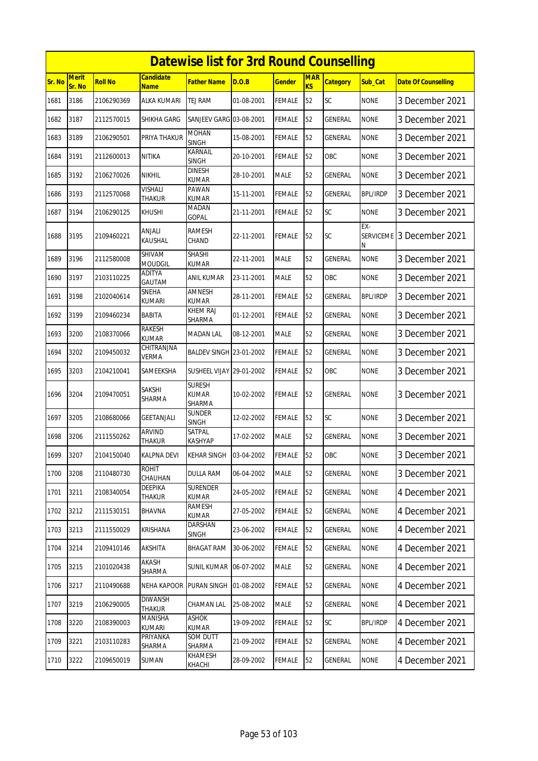# Datewise list for 3rd Round Counselling

| Sr. No | Merit Sr. No | Roll No | Candidate Name | Father Name | D.O.B | Gender | MARKS | Category | Sub_Cat | Date Of Counselling |
|---|---|---|---|---|---|---|---|---|---|---|
| 1681 | 3186 | 2106290369 | ALKA KUMARI | TEJ RAM | 01-08-2001 | FEMALE | 52 | SC | NONE | 3 December 2021 |
| 1682 | 3187 | 2112570015 | SHIKHA GARG | SANJEEV GARG | 03-08-2001 | FEMALE | 52 | GENERAL | NONE | 3 December 2021 |
| 1683 | 3189 | 2106290501 | PRIYA THAKUR | MOHAN SINGH | 15-08-2001 | FEMALE | 52 | GENERAL | NONE | 3 December 2021 |
| 1684 | 3191 | 2112600013 | NITIKA | KARNAIL SINGH | 20-10-2001 | FEMALE | 52 | OBC | NONE | 3 December 2021 |
| 1685 | 3192 | 2106270026 | NIKHIL | DINESH KUMAR | 28-10-2001 | MALE | 52 | GENERAL | NONE | 3 December 2021 |
| 1686 | 3193 | 2112570068 | VISHALI THAKUR | PAWAN KUMAR | 15-11-2001 | FEMALE | 52 | GENERAL | BPL/IRDP | 3 December 2021 |
| 1687 | 3194 | 2106290125 | KHUSHI | MADAN GOPAL | 21-11-2001 | FEMALE | 52 | SC | NONE | 3 December 2021 |
| 1688 | 3195 | 2109460221 | ANJALI KAUSHAL | RAMESH CHAND | 22-11-2001 | FEMALE | 52 | SC | EX-SERVICEMEN | 3 December 2021 |
| 1689 | 3196 | 2112580008 | SHIVAM MOUDGIL | SHASHI KUMAR | 22-11-2001 | MALE | 52 | GENERAL | NONE | 3 December 2021 |
| 1690 | 3197 | 2103110225 | ADITYA GAUTAM | ANIL KUMAR | 23-11-2001 | MALE | 52 | OBC | NONE | 3 December 2021 |
| 1691 | 3198 | 2102040614 | SNEHA KUMARI | AMNESH KUMAR | 28-11-2001 | FEMALE | 52 | GENERAL | BPL/IRDP | 3 December 2021 |
| 1692 | 3199 | 2109460234 | BABITA | KHEM RAJ SHARMA | 01-12-2001 | FEMALE | 52 | GENERAL | NONE | 3 December 2021 |
| 1693 | 3200 | 2108370066 | RAKESH KUMAR | MADAN LAL | 08-12-2001 | MALE | 52 | GENERAL | NONE | 3 December 2021 |
| 1694 | 3202 | 2109450032 | CHITRANJNA VERMA | BALDEV SINGH | 23-01-2002 | FEMALE | 52 | GENERAL | NONE | 3 December 2021 |
| 1695 | 3203 | 2104210041 | SAMEEKSHA | SUSHEEL VIJAY | 29-01-2002 | FEMALE | 52 | OBC | NONE | 3 December 2021 |
| 1696 | 3204 | 2109470051 | SAKSHI SHARMA | SURESH KUMAR SHARMA | 10-02-2002 | FEMALE | 52 | GENERAL | NONE | 3 December 2021 |
| 1697 | 3205 | 2108680066 | GEETANJALI | SUNDER SINGH | 12-02-2002 | FEMALE | 52 | SC | NONE | 3 December 2021 |
| 1698 | 3206 | 2111550262 | ARVIND THAKUR | SATPAL KASHYAP | 17-02-2002 | MALE | 52 | GENERAL | NONE | 3 December 2021 |
| 1699 | 3207 | 2104150040 | KALPNA DEVI | KEHAR SINGH | 03-04-2002 | FEMALE | 52 | OBC | NONE | 3 December 2021 |
| 1700 | 3208 | 2110480730 | ROHIT CHAUHAN | DULLA RAM | 06-04-2002 | MALE | 52 | GENERAL | NONE | 3 December 2021 |
| 1701 | 3211 | 2108340054 | DEEPIKA THAKUR | SURENDER KUMAR | 24-05-2002 | FEMALE | 52 | GENERAL | NONE | 4 December 2021 |
| 1702 | 3212 | 2111530151 | BHAVNA | RAMESH KUMAR | 27-05-2002 | FEMALE | 52 | GENERAL | NONE | 4 December 2021 |
| 1703 | 3213 | 2111550029 | KRISHANA | DARSHAN SINGH | 23-06-2002 | FEMALE | 52 | GENERAL | NONE | 4 December 2021 |
| 1704 | 3214 | 2109410146 | AKSHITA | BHAGAT RAM | 30-06-2002 | FEMALE | 52 | GENERAL | NONE | 4 December 2021 |
| 1705 | 3215 | 2101020438 | AKASH SHARMA | SUNIL KUMAR | 06-07-2002 | MALE | 52 | GENERAL | NONE | 4 December 2021 |
| 1706 | 3217 | 2110490688 | NEHA KAPOOR | PURAN SINGH | 01-08-2002 | FEMALE | 52 | GENERAL | NONE | 4 December 2021 |
| 1707 | 3219 | 2106290005 | DIWANSH THAKUR | CHAMAN LAL | 25-08-2002 | MALE | 52 | GENERAL | NONE | 4 December 2021 |
| 1708 | 3220 | 2108390003 | MANISHA KUMARI | ASHOK KUMAR | 19-09-2002 | FEMALE | 52 | SC | BPL/IRDP | 4 December 2021 |
| 1709 | 3221 | 2103110283 | PRIYANKA SHARMA | SOM DUTT SHARMA | 21-09-2002 | FEMALE | 52 | GENERAL | NONE | 4 December 2021 |
| 1710 | 3222 | 2109650019 | SUMAN | KHAMESH KHACHI | 28-09-2002 | FEMALE | 52 | GENERAL | NONE | 4 December 2021 |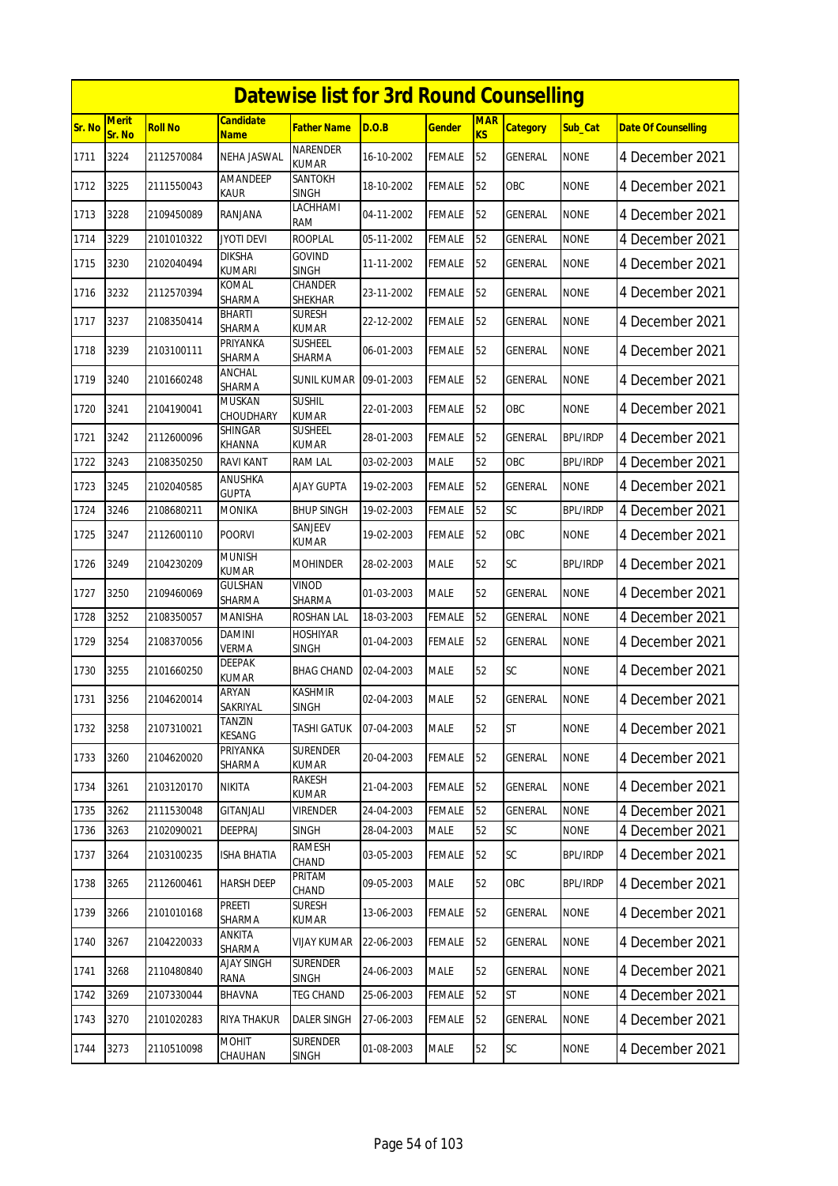# Datewise list for 3rd Round Counselling

| Sr. No | Merit Sr. No | Roll No | Candidate Name | Father Name | D.O.B | Gender | MARKS | Category | Sub_Cat | Date Of Counselling |
|---|---|---|---|---|---|---|---|---|---|---|
| 1711 | 3224 | 2112570084 | NEHA JASWAL | NARENDER KUMAR | 16-10-2002 | FEMALE | 52 | GENERAL | NONE | 4 December 2021 |
| 1712 | 3225 | 2111550043 | AMANDEEP KAUR | SANTOKH SINGH | 18-10-2002 | FEMALE | 52 | OBC | NONE | 4 December 2021 |
| 1713 | 3228 | 2109450089 | RANJANA | LACHHAMI RAM | 04-11-2002 | FEMALE | 52 | GENERAL | NONE | 4 December 2021 |
| 1714 | 3229 | 2101010322 | JYOTI DEVI | ROOPLAL | 05-11-2002 | FEMALE | 52 | GENERAL | NONE | 4 December 2021 |
| 1715 | 3230 | 2102040494 | DIKSHA KUMARI | GOVIND SINGH | 11-11-2002 | FEMALE | 52 | GENERAL | NONE | 4 December 2021 |
| 1716 | 3232 | 2112570394 | KOMAL SHARMA | CHANDER SHEKHAR | 23-11-2002 | FEMALE | 52 | GENERAL | NONE | 4 December 2021 |
| 1717 | 3237 | 2108350414 | BHARTI SHARMA | SURESH KUMAR | 22-12-2002 | FEMALE | 52 | GENERAL | NONE | 4 December 2021 |
| 1718 | 3239 | 2103100111 | PRIYANKA SHARMA | SUSHEEL SHARMA | 06-01-2003 | FEMALE | 52 | GENERAL | NONE | 4 December 2021 |
| 1719 | 3240 | 2101660248 | ANCHAL SHARMA | SUNIL KUMAR | 09-01-2003 | FEMALE | 52 | GENERAL | NONE | 4 December 2021 |
| 1720 | 3241 | 2104190041 | MUSKAN CHOUDHARY | SUSHIL KUMAR | 22-01-2003 | FEMALE | 52 | OBC | NONE | 4 December 2021 |
| 1721 | 3242 | 2112600096 | SHINGAR KHANNA | SUSHEEL KUMAR | 28-01-2003 | FEMALE | 52 | GENERAL | BPL/IRDP | 4 December 2021 |
| 1722 | 3243 | 2108350250 | RAVI KANT | RAM LAL | 03-02-2003 | MALE | 52 | OBC | BPL/IRDP | 4 December 2021 |
| 1723 | 3245 | 2102040585 | ANUSHKA GUPTA | AJAY GUPTA | 19-02-2003 | FEMALE | 52 | GENERAL | NONE | 4 December 2021 |
| 1724 | 3246 | 2108680211 | MONIKA | BHUP SINGH | 19-02-2003 | FEMALE | 52 | SC | BPL/IRDP | 4 December 2021 |
| 1725 | 3247 | 2112600110 | POORVI | SANJEEV KUMAR | 19-02-2003 | FEMALE | 52 | OBC | NONE | 4 December 2021 |
| 1726 | 3249 | 2104230209 | MUNISH KUMAR | MOHINDER | 28-02-2003 | MALE | 52 | SC | BPL/IRDP | 4 December 2021 |
| 1727 | 3250 | 2109460069 | GULSHAN SHARMA | VINOD SHARMA | 01-03-2003 | MALE | 52 | GENERAL | NONE | 4 December 2021 |
| 1728 | 3252 | 2108350057 | MANISHA | ROSHAN LAL | 18-03-2003 | FEMALE | 52 | GENERAL | NONE | 4 December 2021 |
| 1729 | 3254 | 2108370056 | DAMINI VERMA | HOSHIYAR SINGH | 01-04-2003 | FEMALE | 52 | GENERAL | NONE | 4 December 2021 |
| 1730 | 3255 | 2101660250 | DEEPAK KUMAR | BHAG CHAND | 02-04-2003 | MALE | 52 | SC | NONE | 4 December 2021 |
| 1731 | 3256 | 2104620014 | ARYAN SAKRIYAL | KASHMIR SINGH | 02-04-2003 | MALE | 52 | GENERAL | NONE | 4 December 2021 |
| 1732 | 3258 | 2107310021 | TANZIN KESANG | TASHI GATUK | 07-04-2003 | MALE | 52 | ST | NONE | 4 December 2021 |
| 1733 | 3260 | 2104620020 | PRIYANKA SHARMA | SURENDER KUMAR | 20-04-2003 | FEMALE | 52 | GENERAL | NONE | 4 December 2021 |
| 1734 | 3261 | 2103120170 | NIKITA | RAKESH KUMAR | 21-04-2003 | FEMALE | 52 | GENERAL | NONE | 4 December 2021 |
| 1735 | 3262 | 2111530048 | GITANJALI | VIRENDER | 24-04-2003 | FEMALE | 52 | GENERAL | NONE | 4 December 2021 |
| 1736 | 3263 | 2102090021 | DEEPRAJ | SINGH | 28-04-2003 | MALE | 52 | SC | NONE | 4 December 2021 |
| 1737 | 3264 | 2103100235 | ISHA BHATIA | RAMESH CHAND | 03-05-2003 | FEMALE | 52 | SC | BPL/IRDP | 4 December 2021 |
| 1738 | 3265 | 2112600461 | HARSH DEEP | PRITAM CHAND | 09-05-2003 | MALE | 52 | OBC | BPL/IRDP | 4 December 2021 |
| 1739 | 3266 | 2101010168 | PREETI SHARMA | SURESH KUMAR | 13-06-2003 | FEMALE | 52 | GENERAL | NONE | 4 December 2021 |
| 1740 | 3267 | 2104220033 | ANKITA SHARMA | VIJAY KUMAR | 22-06-2003 | FEMALE | 52 | GENERAL | NONE | 4 December 2021 |
| 1741 | 3268 | 2110480840 | AJAY SINGH RANA | SURENDER SINGH | 24-06-2003 | MALE | 52 | GENERAL | NONE | 4 December 2021 |
| 1742 | 3269 | 2107330044 | BHAVNA | TEG CHAND | 25-06-2003 | FEMALE | 52 | ST | NONE | 4 December 2021 |
| 1743 | 3270 | 2101020283 | RIYA THAKUR | DALER SINGH | 27-06-2003 | FEMALE | 52 | GENERAL | NONE | 4 December 2021 |
| 1744 | 3273 | 2110510098 | MOHIT CHAUHAN | SURENDER SINGH | 01-08-2003 | MALE | 52 | SC | NONE | 4 December 2021 |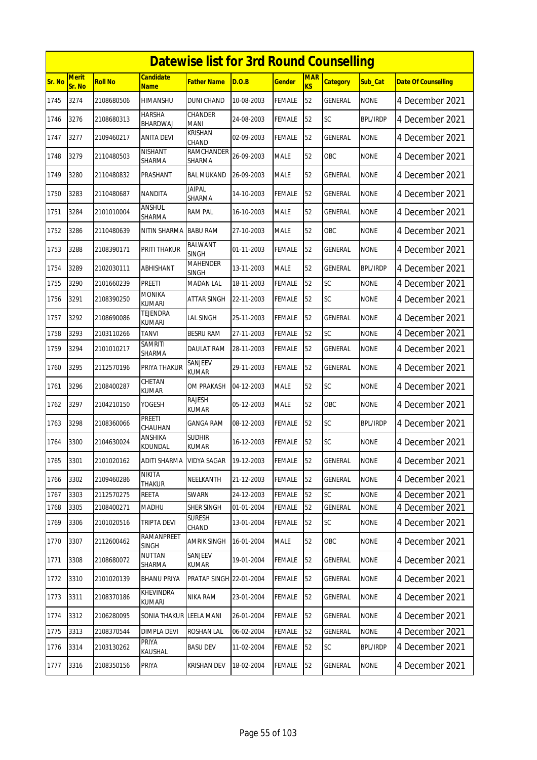# Datewise list for 3rd Round Counselling

| Sr. No | Merit Sr. No | Roll No | Candidate Name | Father Name | D.O.B | Gender | MARKS | Category | Sub_Cat | Date Of Counselling |
|---|---|---|---|---|---|---|---|---|---|---|
| 1745 | 3274 | 2108680506 | HIMANSHU | DUNI CHAND | 10-08-2003 | FEMALE | 52 | GENERAL | NONE | 4 December 2021 |
| 1746 | 3276 | 2108680313 | HARSHA BHARDWAJ | CHANDER MANI | 24-08-2003 | FEMALE | 52 | SC | BPL/IRDP | 4 December 2021 |
| 1747 | 3277 | 2109460217 | ANITA DEVI | KRISHAN CHAND | 02-09-2003 | FEMALE | 52 | GENERAL | NONE | 4 December 2021 |
| 1748 | 3279 | 2110480503 | NISHANT SHARMA | RAMCHANDER SHARMA | 26-09-2003 | MALE | 52 | OBC | NONE | 4 December 2021 |
| 1749 | 3280 | 2110480832 | PRASHANT | BAL MUKAND | 26-09-2003 | MALE | 52 | GENERAL | NONE | 4 December 2021 |
| 1750 | 3283 | 2110480687 | NANDITA | JAIPAL SHARMA | 14-10-2003 | FEMALE | 52 | GENERAL | NONE | 4 December 2021 |
| 1751 | 3284 | 2101010004 | ANSHUL SHARMA | RAM PAL | 16-10-2003 | MALE | 52 | GENERAL | NONE | 4 December 2021 |
| 1752 | 3286 | 2110480639 | NITIN SHARMA | BABU RAM | 27-10-2003 | MALE | 52 | OBC | NONE | 4 December 2021 |
| 1753 | 3288 | 2108390171 | PRITI THAKUR | BALWANT SINGH | 01-11-2003 | FEMALE | 52 | GENERAL | NONE | 4 December 2021 |
| 1754 | 3289 | 2102030111 | ABHISHANT | MAHENDER SINGH | 13-11-2003 | MALE | 52 | GENERAL | BPL/IRDP | 4 December 2021 |
| 1755 | 3290 | 2101660239 | PREETI | MADAN LAL | 18-11-2003 | FEMALE | 52 | SC | NONE | 4 December 2021 |
| 1756 | 3291 | 2108390250 | MONIKA KUMARI | ATTAR SINGH | 22-11-2003 | FEMALE | 52 | SC | NONE | 4 December 2021 |
| 1757 | 3292 | 2108690086 | TEJENDRA KUMARI | LAL SINGH | 25-11-2003 | FEMALE | 52 | GENERAL | NONE | 4 December 2021 |
| 1758 | 3293 | 2103110266 | TANVI | BESRU RAM | 27-11-2003 | FEMALE | 52 | SC | NONE | 4 December 2021 |
| 1759 | 3294 | 2101010217 | SAMRITI SHARMA | DAULAT RAM | 28-11-2003 | FEMALE | 52 | GENERAL | NONE | 4 December 2021 |
| 1760 | 3295 | 2112570196 | PRIYA THAKUR | SANJEEV KUMAR | 29-11-2003 | FEMALE | 52 | GENERAL | NONE | 4 December 2021 |
| 1761 | 3296 | 2108400287 | CHETAN KUMAR | OM PRAKASH | 04-12-2003 | MALE | 52 | SC | NONE | 4 December 2021 |
| 1762 | 3297 | 2104210150 | YOGESH | RAJESH KUMAR | 05-12-2003 | MALE | 52 | OBC | NONE | 4 December 2021 |
| 1763 | 3298 | 2108360066 | PREETI CHAUHAN | GANGA RAM | 08-12-2003 | FEMALE | 52 | SC | BPL/IRDP | 4 December 2021 |
| 1764 | 3300 | 2104630024 | ANSHIKA KOUNDAL | SUDHIR KUMAR | 16-12-2003 | FEMALE | 52 | SC | NONE | 4 December 2021 |
| 1765 | 3301 | 2101020162 | ADITI SHARMA | VIDYA SAGAR | 19-12-2003 | FEMALE | 52 | GENERAL | NONE | 4 December 2021 |
| 1766 | 3302 | 2109460286 | NIKITA THAKUR | NEELKANTH | 21-12-2003 | FEMALE | 52 | GENERAL | NONE | 4 December 2021 |
| 1767 | 3303 | 2112570275 | REETA | SWARN | 24-12-2003 | FEMALE | 52 | SC | NONE | 4 December 2021 |
| 1768 | 3305 | 2108400271 | MADHU | SHER SINGH | 01-01-2004 | FEMALE | 52 | GENERAL | NONE | 4 December 2021 |
| 1769 | 3306 | 2101020516 | TRIPTA DEVI | SURESH CHAND | 13-01-2004 | FEMALE | 52 | SC | NONE | 4 December 2021 |
| 1770 | 3307 | 2112600462 | RAMANPREET SINGH | AMRIK SINGH | 16-01-2004 | MALE | 52 | OBC | NONE | 4 December 2021 |
| 1771 | 3308 | 2108680072 | NUTTAN SHARMA | SANJEEV KUMAR | 19-01-2004 | FEMALE | 52 | GENERAL | NONE | 4 December 2021 |
| 1772 | 3310 | 2101020139 | BHANU PRIYA | PRATAP SINGH | 22-01-2004 | FEMALE | 52 | GENERAL | NONE | 4 December 2021 |
| 1773 | 3311 | 2108370186 | KHEVINDRA KUMARI | NIKA RAM | 23-01-2004 | FEMALE | 52 | GENERAL | NONE | 4 December 2021 |
| 1774 | 3312 | 2106280095 | SONIA THAKUR | LEELA MANI | 26-01-2004 | FEMALE | 52 | GENERAL | NONE | 4 December 2021 |
| 1775 | 3313 | 2108370544 | DIMPLA DEVI | ROSHAN LAL | 06-02-2004 | FEMALE | 52 | GENERAL | NONE | 4 December 2021 |
| 1776 | 3314 | 2103130262 | PRIYA KAUSHAL | BASU DEV | 11-02-2004 | FEMALE | 52 | SC | BPL/IRDP | 4 December 2021 |
| 1777 | 3316 | 2108350156 | PRIYA | KRISHAN DEV | 18-02-2004 | FEMALE | 52 | GENERAL | NONE | 4 December 2021 |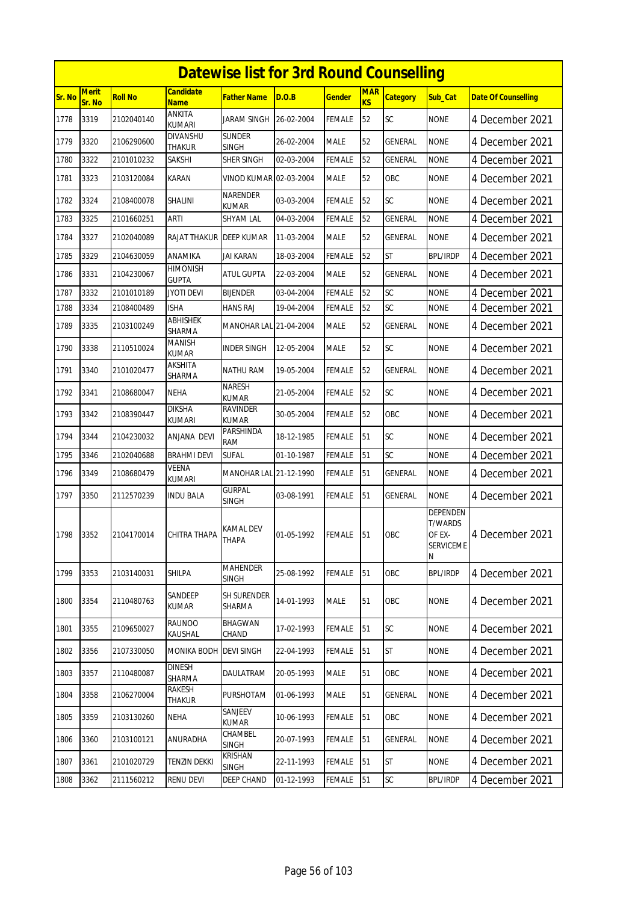# Datewise list for 3rd Round Counselling

| Sr. No | Merit Sr. No | Roll No | Candidate Name | Father Name | D.O.B | Gender | MARKS | Category | Sub_Cat | Date Of Counselling |
|---|---|---|---|---|---|---|---|---|---|---|
| 1778 | 3319 | 2102040140 | ANKITA KUMARI | JARAM SINGH | 26-02-2004 | FEMALE | 52 | SC | NONE | 4 December 2021 |
| 1779 | 3320 | 2106290600 | DIVANSHU THAKUR | SUNDER SINGH | 26-02-2004 | MALE | 52 | GENERAL | NONE | 4 December 2021 |
| 1780 | 3322 | 2101010232 | SAKSHI | SHER SINGH | 02-03-2004 | FEMALE | 52 | GENERAL | NONE | 4 December 2021 |
| 1781 | 3323 | 2103120084 | KARAN | VINOD KUMAR | 02-03-2004 | MALE | 52 | OBC | NONE | 4 December 2021 |
| 1782 | 3324 | 2108400078 | SHALINI | NARENDER KUMAR | 03-03-2004 | FEMALE | 52 | SC | NONE | 4 December 2021 |
| 1783 | 3325 | 2101660251 | ARTI | SHYAM LAL | 04-03-2004 | FEMALE | 52 | GENERAL | NONE | 4 December 2021 |
| 1784 | 3327 | 2102040089 | RAJAT THAKUR | DEEP KUMAR | 11-03-2004 | MALE | 52 | GENERAL | NONE | 4 December 2021 |
| 1785 | 3329 | 2104630059 | ANAMIKA | JAI KARAN | 18-03-2004 | FEMALE | 52 | ST | BPL/IRDP | 4 December 2021 |
| 1786 | 3331 | 2104230067 | HIMONISH GUPTA | ATUL GUPTA | 22-03-2004 | MALE | 52 | GENERAL | NONE | 4 December 2021 |
| 1787 | 3332 | 2101010189 | JYOTI DEVI | BIJENDER | 03-04-2004 | FEMALE | 52 | SC | NONE | 4 December 2021 |
| 1788 | 3334 | 2108400489 | ISHA | HANS RAJ | 19-04-2004 | FEMALE | 52 | SC | NONE | 4 December 2021 |
| 1789 | 3335 | 2103100249 | ABHISHEK SHARMA | MANOHAR LAL | 21-04-2004 | MALE | 52 | GENERAL | NONE | 4 December 2021 |
| 1790 | 3338 | 2110510024 | MANISH KUMAR | INDER SINGH | 12-05-2004 | MALE | 52 | SC | NONE | 4 December 2021 |
| 1791 | 3340 | 2101020477 | AKSHITA SHARMA | NATHU RAM | 19-05-2004 | FEMALE | 52 | GENERAL | NONE | 4 December 2021 |
| 1792 | 3341 | 2108680047 | NEHA | NARESH KUMAR | 21-05-2004 | FEMALE | 52 | SC | NONE | 4 December 2021 |
| 1793 | 3342 | 2108390447 | DIKSHA KUMARI | RAVINDER KUMAR | 30-05-2004 | FEMALE | 52 | OBC | NONE | 4 December 2021 |
| 1794 | 3344 | 2104230032 | ANJANA DEVI | PARSHINDA RAM | 18-12-1985 | FEMALE | 51 | SC | NONE | 4 December 2021 |
| 1795 | 3346 | 2102040688 | BRAHMI DEVI | SUFAL | 01-10-1987 | FEMALE | 51 | SC | NONE | 4 December 2021 |
| 1796 | 3349 | 2108680479 | VEENA KUMARI | MANOHAR LAL | 21-12-1990 | FEMALE | 51 | GENERAL | NONE | 4 December 2021 |
| 1797 | 3350 | 2112570239 | INDU BALA | GURPAL SINGH | 03-08-1991 | FEMALE | 51 | GENERAL | NONE | 4 December 2021 |
| 1798 | 3352 | 2104170014 | CHITRA THAPA | KAMAL DEV THAPA | 01-05-1992 | FEMALE | 51 | OBC | DEPENDEN T/WARDS OF EX-SERVICEME N | 4 December 2021 |
| 1799 | 3353 | 2103140031 | SHILPA | MAHENDER SINGH | 25-08-1992 | FEMALE | 51 | OBC | BPL/IRDP | 4 December 2021 |
| 1800 | 3354 | 2110480763 | SANDEEP KUMAR | SH SURENDER SHARMA | 14-01-1993 | MALE | 51 | OBC | NONE | 4 December 2021 |
| 1801 | 3355 | 2109650027 | RAUNOO KAUSHAL | BHAGWAN CHAND | 17-02-1993 | FEMALE | 51 | SC | NONE | 4 December 2021 |
| 1802 | 3356 | 2107330050 | MONIKA BODH | DEVI SINGH | 22-04-1993 | FEMALE | 51 | ST | NONE | 4 December 2021 |
| 1803 | 3357 | 2110480087 | DINESH SHARMA | DAULATRAM | 20-05-1993 | MALE | 51 | OBC | NONE | 4 December 2021 |
| 1804 | 3358 | 2106270004 | RAKESH THAKUR | PURSHOTAM | 01-06-1993 | MALE | 51 | GENERAL | NONE | 4 December 2021 |
| 1805 | 3359 | 2103130260 | NEHA | SANJEEV KUMAR | 10-06-1993 | FEMALE | 51 | OBC | NONE | 4 December 2021 |
| 1806 | 3360 | 2103100121 | ANURADHA | CHAMBEL SINGH | 20-07-1993 | FEMALE | 51 | GENERAL | NONE | 4 December 2021 |
| 1807 | 3361 | 2101020729 | TENZIN DEKKI | KRISHAN SINGH | 22-11-1993 | FEMALE | 51 | ST | NONE | 4 December 2021 |
| 1808 | 3362 | 2111560212 | RENU DEVI | DEEP CHAND | 01-12-1993 | FEMALE | 51 | SC | BPL/IRDP | 4 December 2021 |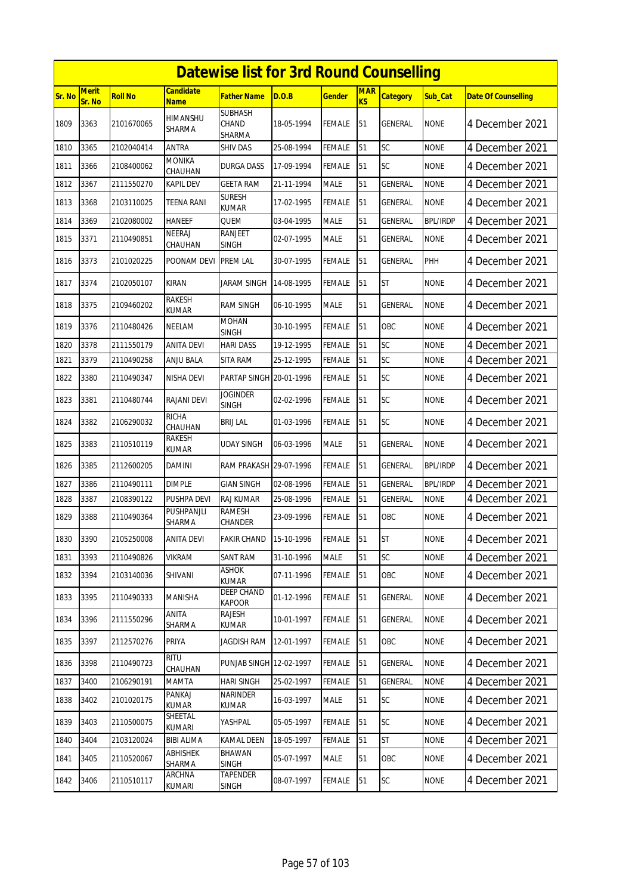# Datewise list for 3rd Round Counselling

| Sr. No | Merit Sr. No | Roll No | Candidate Name | Father Name | D.O.B | Gender | MARKS | Category | Sub_Cat | Date Of Counselling |
|---|---|---|---|---|---|---|---|---|---|---|
| 1809 | 3363 | 2101670065 | HIMANSHU SHARMA | SUBHASH CHAND SHARMA | 18-05-1994 | FEMALE | 51 | GENERAL | NONE | 4 December 2021 |
| 1810 | 3365 | 2102040414 | ANTRA | SHIV DAS | 25-08-1994 | FEMALE | 51 | SC | NONE | 4 December 2021 |
| 1811 | 3366 | 2108400062 | MONIKA CHAUHAN | DURGA DASS | 17-09-1994 | FEMALE | 51 | SC | NONE | 4 December 2021 |
| 1812 | 3367 | 2111550270 | KAPIL DEV | GEETA RAM | 21-11-1994 | MALE | 51 | GENERAL | NONE | 4 December 2021 |
| 1813 | 3368 | 2103110025 | TEENA RANI | SURESH KUMAR | 17-02-1995 | FEMALE | 51 | GENERAL | NONE | 4 December 2021 |
| 1814 | 3369 | 2102080002 | HANEEF | QUEM | 03-04-1995 | MALE | 51 | GENERAL | BPL/IRDP | 4 December 2021 |
| 1815 | 3371 | 2110490851 | NEERAJ CHAUHAN | RANJEET SINGH | 02-07-1995 | MALE | 51 | GENERAL | NONE | 4 December 2021 |
| 1816 | 3373 | 2101020225 | POONAM DEVI | PREM LAL | 30-07-1995 | FEMALE | 51 | GENERAL | PHH | 4 December 2021 |
| 1817 | 3374 | 2102050107 | KIRAN | JARAM SINGH | 14-08-1995 | FEMALE | 51 | ST | NONE | 4 December 2021 |
| 1818 | 3375 | 2109460202 | RAKESH KUMAR | RAM SINGH | 06-10-1995 | MALE | 51 | GENERAL | NONE | 4 December 2021 |
| 1819 | 3376 | 2110480426 | NEELAM | MOHAN SINGH | 30-10-1995 | FEMALE | 51 | OBC | NONE | 4 December 2021 |
| 1820 | 3378 | 2111550179 | ANITA DEVI | HARI DASS | 19-12-1995 | FEMALE | 51 | SC | NONE | 4 December 2021 |
| 1821 | 3379 | 2110490258 | ANJU BALA | SITA RAM | 25-12-1995 | FEMALE | 51 | SC | NONE | 4 December 2021 |
| 1822 | 3380 | 2110490347 | NISHA DEVI | PARTAP SINGH | 20-01-1996 | FEMALE | 51 | SC | NONE | 4 December 2021 |
| 1823 | 3381 | 2110480744 | RAJANI DEVI | JOGINDER SINGH | 02-02-1996 | FEMALE | 51 | SC | NONE | 4 December 2021 |
| 1824 | 3382 | 2106290032 | RICHA CHAUHAN | BRIJ LAL | 01-03-1996 | FEMALE | 51 | SC | NONE | 4 December 2021 |
| 1825 | 3383 | 2110510119 | RAKESH KUMAR | UDAY SINGH | 06-03-1996 | MALE | 51 | GENERAL | NONE | 4 December 2021 |
| 1826 | 3385 | 2112600205 | DAMINI | RAM PRAKASH | 29-07-1996 | FEMALE | 51 | GENERAL | BPL/IRDP | 4 December 2021 |
| 1827 | 3386 | 2110490111 | DIMPLE | GIAN SINGH | 02-08-1996 | FEMALE | 51 | GENERAL | BPL/IRDP | 4 December 2021 |
| 1828 | 3387 | 2108390122 | PUSHPA DEVI | RAJ KUMAR | 25-08-1996 | FEMALE | 51 | GENERAL | NONE | 4 December 2021 |
| 1829 | 3388 | 2110490364 | PUSHPANJLI SHARMA | RAMESH CHANDER | 23-09-1996 | FEMALE | 51 | OBC | NONE | 4 December 2021 |
| 1830 | 3390 | 2105250008 | ANITA DEVI | FAKIR CHAND | 15-10-1996 | FEMALE | 51 | ST | NONE | 4 December 2021 |
| 1831 | 3393 | 2110490826 | VIKRAM | SANT RAM | 31-10-1996 | MALE | 51 | SC | NONE | 4 December 2021 |
| 1832 | 3394 | 2103140036 | SHIVANI | ASHOK KUMAR | 07-11-1996 | FEMALE | 51 | OBC | NONE | 4 December 2021 |
| 1833 | 3395 | 2110490333 | MANISHA | DEEP CHAND KAPOOR | 01-12-1996 | FEMALE | 51 | GENERAL | NONE | 4 December 2021 |
| 1834 | 3396 | 2111550296 | ANITA SHARMA | RAJESH KUMAR | 10-01-1997 | FEMALE | 51 | GENERAL | NONE | 4 December 2021 |
| 1835 | 3397 | 2112570276 | PRIYA | JAGDISH RAM | 12-01-1997 | FEMALE | 51 | OBC | NONE | 4 December 2021 |
| 1836 | 3398 | 2110490723 | RITU CHAUHAN | PUNJAB SINGH | 12-02-1997 | FEMALE | 51 | GENERAL | NONE | 4 December 2021 |
| 1837 | 3400 | 2106290191 | MAMTA | HARI SINGH | 25-02-1997 | FEMALE | 51 | GENERAL | NONE | 4 December 2021 |
| 1838 | 3402 | 2101020175 | PANKAJ KUMAR | NARINDER KUMAR | 16-03-1997 | MALE | 51 | SC | NONE | 4 December 2021 |
| 1839 | 3403 | 2110500075 | SHEETAL KUMARI | YASHPAL | 05-05-1997 | FEMALE | 51 | SC | NONE | 4 December 2021 |
| 1840 | 3404 | 2103120024 | BIBI ALIMA | KAMAL DEEN | 18-05-1997 | FEMALE | 51 | ST | NONE | 4 December 2021 |
| 1841 | 3405 | 2110520067 | ABHISHEK SHARMA | BHAWAN SINGH | 05-07-1997 | MALE | 51 | OBC | NONE | 4 December 2021 |
| 1842 | 3406 | 2110510117 | ARCHNA KUMARI | TAPENDER SINGH | 08-07-1997 | FEMALE | 51 | SC | NONE | 4 December 2021 |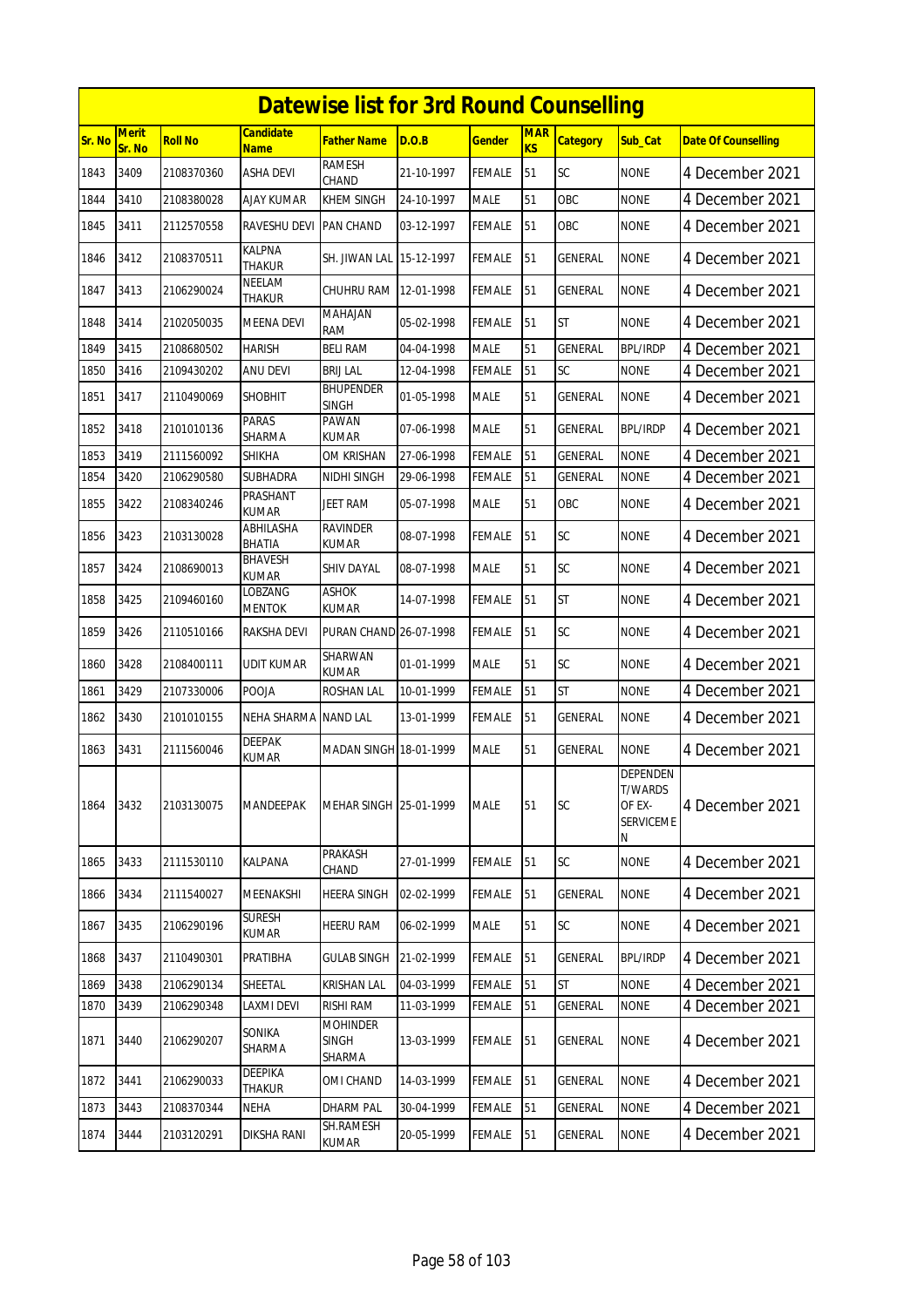# Datewise list for 3rd Round Counselling

| Sr. No | Merit Sr. No | Roll No | Candidate Name | Father Name | D.O.B | Gender | MARKS | Category | Sub_Cat | Date Of Counselling |
|---|---|---|---|---|---|---|---|---|---|---|
| 1843 | 3409 | 2108370360 | ASHA DEVI | RAMESH CHAND | 21-10-1997 | FEMALE | 51 | SC | NONE | 4 December 2021 |
| 1844 | 3410 | 2108380028 | AJAY KUMAR | KHEM SINGH | 24-10-1997 | MALE | 51 | OBC | NONE | 4 December 2021 |
| 1845 | 3411 | 2112570558 | RAVESHU DEVI | PAN CHAND | 03-12-1997 | FEMALE | 51 | OBC | NONE | 4 December 2021 |
| 1846 | 3412 | 2108370511 | KALPNA THAKUR | SH. JIWAN LAL | 15-12-1997 | FEMALE | 51 | GENERAL | NONE | 4 December 2021 |
| 1847 | 3413 | 2106290024 | NEELAM THAKUR | CHUHRU RAM | 12-01-1998 | FEMALE | 51 | GENERAL | NONE | 4 December 2021 |
| 1848 | 3414 | 2102050035 | MEENA DEVI | MAHAJAN RAM | 05-02-1998 | FEMALE | 51 | ST | NONE | 4 December 2021 |
| 1849 | 3415 | 2108680502 | HARISH | BELI RAM | 04-04-1998 | MALE | 51 | GENERAL | BPL/IRDP | 4 December 2021 |
| 1850 | 3416 | 2109430202 | ANU DEVI | BRIJ LAL | 12-04-1998 | FEMALE | 51 | SC | NONE | 4 December 2021 |
| 1851 | 3417 | 2110490069 | SHOBHIT | BHUPENDER SINGH | 01-05-1998 | MALE | 51 | GENERAL | NONE | 4 December 2021 |
| 1852 | 3418 | 2101010136 | PARAS SHARMA | PAWAN KUMAR | 07-06-1998 | MALE | 51 | GENERAL | BPL/IRDP | 4 December 2021 |
| 1853 | 3419 | 2111560092 | SHIKHA | OM KRISHAN | 27-06-1998 | FEMALE | 51 | GENERAL | NONE | 4 December 2021 |
| 1854 | 3420 | 2106290580 | SUBHADRA | NIDHI SINGH | 29-06-1998 | FEMALE | 51 | GENERAL | NONE | 4 December 2021 |
| 1855 | 3422 | 2108340246 | PRASHANT KUMAR | JEET RAM | 05-07-1998 | MALE | 51 | OBC | NONE | 4 December 2021 |
| 1856 | 3423 | 2103130028 | ABHILASHA BHATIA | RAVINDER KUMAR | 08-07-1998 | FEMALE | 51 | SC | NONE | 4 December 2021 |
| 1857 | 3424 | 2108690013 | BHAVESH KUMAR | SHIV DAYAL | 08-07-1998 | MALE | 51 | SC | NONE | 4 December 2021 |
| 1858 | 3425 | 2109460160 | LOBZANG MENTOK | ASHOK KUMAR | 14-07-1998 | FEMALE | 51 | ST | NONE | 4 December 2021 |
| 1859 | 3426 | 2110510166 | RAKSHA DEVI | PURAN CHAND | 26-07-1998 | FEMALE | 51 | SC | NONE | 4 December 2021 |
| 1860 | 3428 | 2108400111 | UDIT KUMAR | SHARWAN KUMAR | 01-01-1999 | MALE | 51 | SC | NONE | 4 December 2021 |
| 1861 | 3429 | 2107330006 | POOJA | ROSHAN LAL | 10-01-1999 | FEMALE | 51 | ST | NONE | 4 December 2021 |
| 1862 | 3430 | 2101010155 | NEHA SHARMA | NAND LAL | 13-01-1999 | FEMALE | 51 | GENERAL | NONE | 4 December 2021 |
| 1863 | 3431 | 2111560046 | DEEPAK KUMAR | MADAN SINGH | 18-01-1999 | MALE | 51 | GENERAL | NONE | 4 December 2021 |
| 1864 | 3432 | 2103130075 | MANDEEPAK | MEHAR SINGH | 25-01-1999 | MALE | 51 | SC | DEPENDENT/WARDS OF EX-SERVICEMEN | 4 December 2021 |
| 1865 | 3433 | 2111530110 | KALPANA | PRAKASH CHAND | 27-01-1999 | FEMALE | 51 | SC | NONE | 4 December 2021 |
| 1866 | 3434 | 2111540027 | MEENAKSHI | HEERA SINGH | 02-02-1999 | FEMALE | 51 | GENERAL | NONE | 4 December 2021 |
| 1867 | 3435 | 2106290196 | SURESH KUMAR | HEERU RAM | 06-02-1999 | MALE | 51 | SC | NONE | 4 December 2021 |
| 1868 | 3437 | 2110490301 | PRATIBHA | GULAB SINGH | 21-02-1999 | FEMALE | 51 | GENERAL | BPL/IRDP | 4 December 2021 |
| 1869 | 3438 | 2106290134 | SHEETAL | KRISHAN LAL | 04-03-1999 | FEMALE | 51 | ST | NONE | 4 December 2021 |
| 1870 | 3439 | 2106290348 | LAXMI DEVI | RISHI RAM | 11-03-1999 | FEMALE | 51 | GENERAL | NONE | 4 December 2021 |
| 1871 | 3440 | 2106290207 | SONIKA SHARMA | MOHINDER SINGH SHARMA | 13-03-1999 | FEMALE | 51 | GENERAL | NONE | 4 December 2021 |
| 1872 | 3441 | 2106290033 | DEEPIKA THAKUR | OMI CHAND | 14-03-1999 | FEMALE | 51 | GENERAL | NONE | 4 December 2021 |
| 1873 | 3443 | 2108370344 | NEHA | DHARM PAL | 30-04-1999 | FEMALE | 51 | GENERAL | NONE | 4 December 2021 |
| 1874 | 3444 | 2103120291 | DIKSHA RANI | SH.RAMESH KUMAR | 20-05-1999 | FEMALE | 51 | GENERAL | NONE | 4 December 2021 |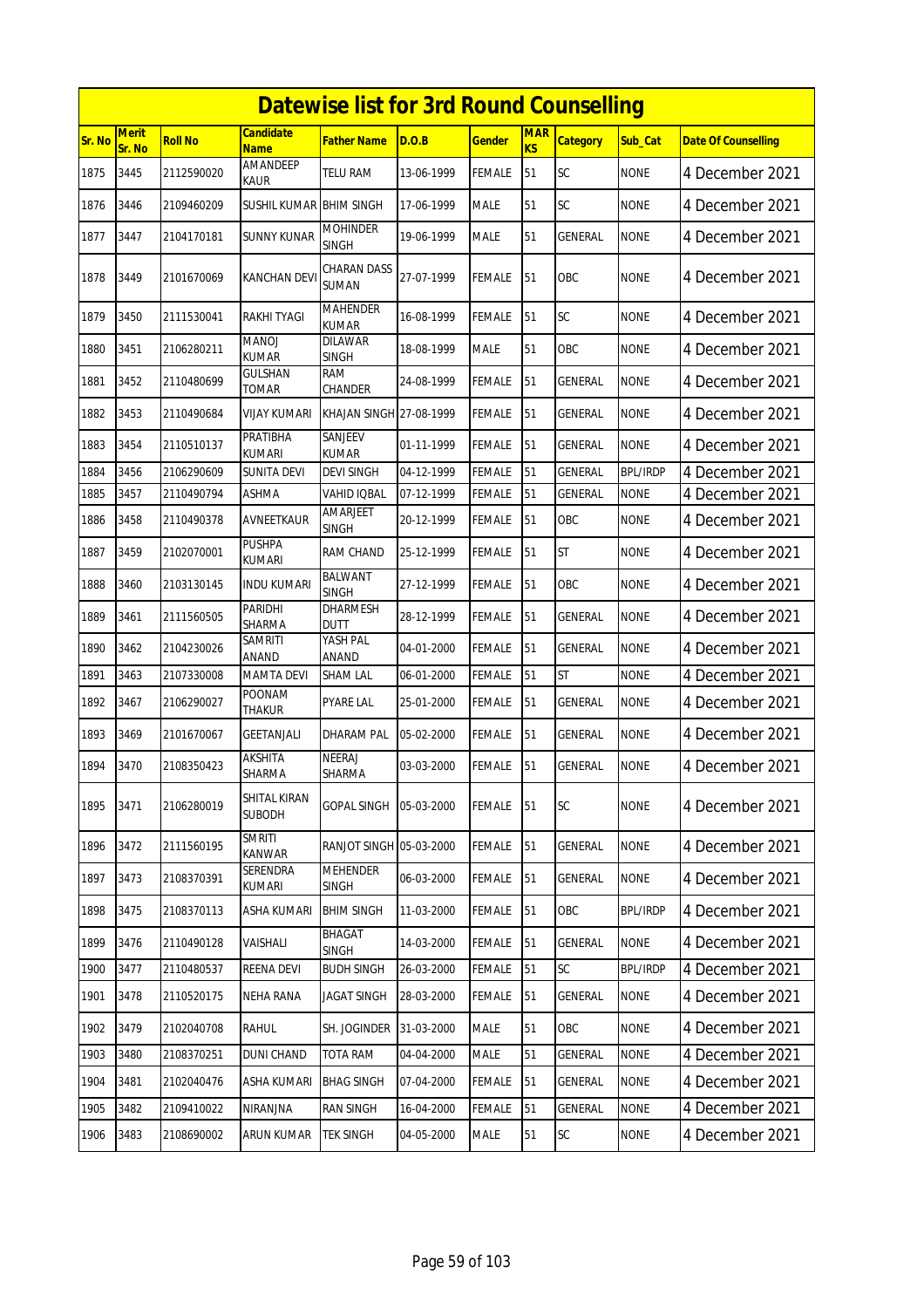# Datewise list for 3rd Round Counselling

| Sr. No | Merit Sr. No | Roll No | Candidate Name | Father Name | D.O.B | Gender | MARKS | Category | Sub_Cat | Date Of Counselling |
|---|---|---|---|---|---|---|---|---|---|---|
| 1875 | 3445 | 2112590020 | AMANDEEP KAUR | TELU RAM | 13-06-1999 | FEMALE | 51 | SC | NONE | 4 December 2021 |
| 1876 | 3446 | 2109460209 | SUSHIL KUMAR | BHIM SINGH | 17-06-1999 | MALE | 51 | SC | NONE | 4 December 2021 |
| 1877 | 3447 | 2104170181 | SUNNY KUNAR | MOHINDER SINGH | 19-06-1999 | MALE | 51 | GENERAL | NONE | 4 December 2021 |
| 1878 | 3449 | 2101670069 | KANCHAN DEVI | CHARAN DASS SUMAN | 27-07-1999 | FEMALE | 51 | OBC | NONE | 4 December 2021 |
| 1879 | 3450 | 2111530041 | RAKHI TYAGI | MAHENDER KUMAR | 16-08-1999 | FEMALE | 51 | SC | NONE | 4 December 2021 |
| 1880 | 3451 | 2106280211 | MANOJ KUMAR | DILAWAR SINGH | 18-08-1999 | MALE | 51 | OBC | NONE | 4 December 2021 |
| 1881 | 3452 | 2110480699 | GULSHAN TOMAR | RAM CHANDER | 24-08-1999 | FEMALE | 51 | GENERAL | NONE | 4 December 2021 |
| 1882 | 3453 | 2110490684 | VIJAY KUMARI | KHAJAN SINGH | 27-08-1999 | FEMALE | 51 | GENERAL | NONE | 4 December 2021 |
| 1883 | 3454 | 2110510137 | PRATIBHA KUMARI | SANJEEV KUMAR | 01-11-1999 | FEMALE | 51 | GENERAL | NONE | 4 December 2021 |
| 1884 | 3456 | 2106290609 | SUNITA DEVI | DEVI SINGH | 04-12-1999 | FEMALE | 51 | GENERAL | BPL/IRDP | 4 December 2021 |
| 1885 | 3457 | 2110490794 | ASHMA | VAHID IQBAL | 07-12-1999 | FEMALE | 51 | GENERAL | NONE | 4 December 2021 |
| 1886 | 3458 | 2110490378 | AVNEETKAUR | AMARJEET SINGH | 20-12-1999 | FEMALE | 51 | OBC | NONE | 4 December 2021 |
| 1887 | 3459 | 2102070001 | PUSHPA KUMARI | RAM CHAND | 25-12-1999 | FEMALE | 51 | ST | NONE | 4 December 2021 |
| 1888 | 3460 | 2103130145 | INDU KUMARI | BALWANT SINGH | 27-12-1999 | FEMALE | 51 | OBC | NONE | 4 December 2021 |
| 1889 | 3461 | 2111560505 | PARIDHI SHARMA | DHARMESH DUTT | 28-12-1999 | FEMALE | 51 | GENERAL | NONE | 4 December 2021 |
| 1890 | 3462 | 2104230026 | SAMRITI ANAND | YASH PAL ANAND | 04-01-2000 | FEMALE | 51 | GENERAL | NONE | 4 December 2021 |
| 1891 | 3463 | 2107330008 | MAMTA DEVI | SHAM LAL | 06-01-2000 | FEMALE | 51 | ST | NONE | 4 December 2021 |
| 1892 | 3467 | 2106290027 | POONAM THAKUR | PYARE LAL | 25-01-2000 | FEMALE | 51 | GENERAL | NONE | 4 December 2021 |
| 1893 | 3469 | 2101670067 | GEETANJALI | DHARAM PAL | 05-02-2000 | FEMALE | 51 | GENERAL | NONE | 4 December 2021 |
| 1894 | 3470 | 2108350423 | AKSHITA SHARMA | NEERAJ SHARMA | 03-03-2000 | FEMALE | 51 | GENERAL | NONE | 4 December 2021 |
| 1895 | 3471 | 2106280019 | SHITAL KIRAN SUBODH | GOPAL SINGH | 05-03-2000 | FEMALE | 51 | SC | NONE | 4 December 2021 |
| 1896 | 3472 | 2111560195 | SMRITI KANWAR | RANJOT SINGH | 05-03-2000 | FEMALE | 51 | GENERAL | NONE | 4 December 2021 |
| 1897 | 3473 | 2108370391 | SERENDRA KUMARI | MEHENDER SINGH | 06-03-2000 | FEMALE | 51 | GENERAL | NONE | 4 December 2021 |
| 1898 | 3475 | 2108370113 | ASHA KUMARI | BHIM SINGH | 11-03-2000 | FEMALE | 51 | OBC | BPL/IRDP | 4 December 2021 |
| 1899 | 3476 | 2110490128 | VAISHALI | BHAGAT SINGH | 14-03-2000 | FEMALE | 51 | GENERAL | NONE | 4 December 2021 |
| 1900 | 3477 | 2110480537 | REENA DEVI | BUDH SINGH | 26-03-2000 | FEMALE | 51 | SC | BPL/IRDP | 4 December 2021 |
| 1901 | 3478 | 2110520175 | NEHA RANA | JAGAT SINGH | 28-03-2000 | FEMALE | 51 | GENERAL | NONE | 4 December 2021 |
| 1902 | 3479 | 2102040708 | RAHUL | SH. JOGINDER | 31-03-2000 | MALE | 51 | OBC | NONE | 4 December 2021 |
| 1903 | 3480 | 2108370251 | DUNI CHAND | TOTA RAM | 04-04-2000 | MALE | 51 | GENERAL | NONE | 4 December 2021 |
| 1904 | 3481 | 2102040476 | ASHA KUMARI | BHAG SINGH | 07-04-2000 | FEMALE | 51 | GENERAL | NONE | 4 December 2021 |
| 1905 | 3482 | 2109410022 | NIRANJNA | RAN SINGH | 16-04-2000 | FEMALE | 51 | GENERAL | NONE | 4 December 2021 |
| 1906 | 3483 | 2108690002 | ARUN KUMAR | TEK SINGH | 04-05-2000 | MALE | 51 | SC | NONE | 4 December 2021 |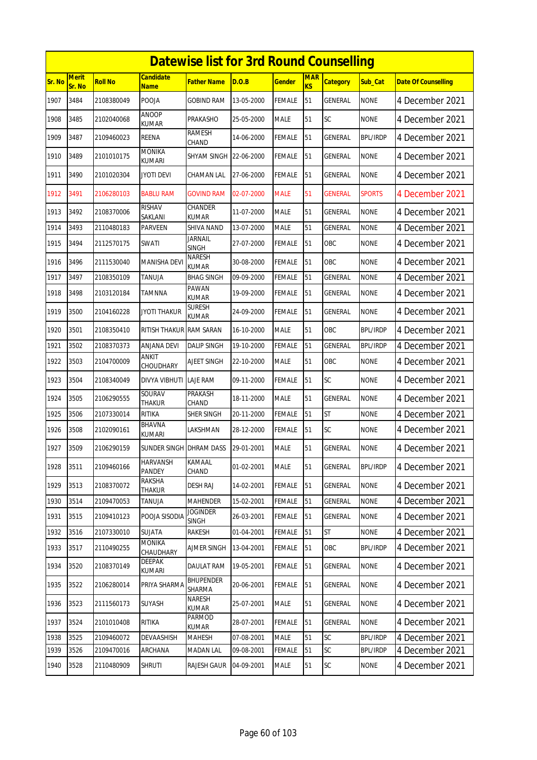# Datewise list for 3rd Round Counselling

| Sr. No | Merit Sr. No | Roll No | Candidate Name | Father Name | D.O.B | Gender | MARKS | Category | Sub_Cat | Date Of Counselling |
|---|---|---|---|---|---|---|---|---|---|---|
| 1907 | 3484 | 2108380049 | POOJA | GOBIND RAM | 13-05-2000 | FEMALE | 51 | GENERAL | NONE | 4 December 2021 |
| 1908 | 3485 | 2102040068 | ANOOP KUMAR | PRAKASHO | 25-05-2000 | MALE | 51 | SC | NONE | 4 December 2021 |
| 1909 | 3487 | 2109460023 | REENA | RAMESH CHAND | 14-06-2000 | FEMALE | 51 | GENERAL | BPL/IRDP | 4 December 2021 |
| 1910 | 3489 | 2101010175 | MONIKA KUMARI | SHYAM SINGH | 22-06-2000 | FEMALE | 51 | GENERAL | NONE | 4 December 2021 |
| 1911 | 3490 | 2101020304 | JYOTI DEVI | CHAMAN LAL | 27-06-2000 | FEMALE | 51 | GENERAL | NONE | 4 December 2021 |
| 1912 | 3491 | 2106280103 | BABLU RAM | GOVIND RAM | 02-07-2000 | MALE | 51 | GENERAL | SPORTS | 4 December 2021 |
| 1913 | 3492 | 2108370006 | RISHAV SAKLANI | CHANDER KUMAR | 11-07-2000 | MALE | 51 | GENERAL | NONE | 4 December 2021 |
| 1914 | 3493 | 2110480183 | PARVEEN | SHIVA NAND | 13-07-2000 | MALE | 51 | GENERAL | NONE | 4 December 2021 |
| 1915 | 3494 | 2112570175 | SWATI | JARNAIL SINGH | 27-07-2000 | FEMALE | 51 | OBC | NONE | 4 December 2021 |
| 1916 | 3496 | 2111530040 | MANISHA DEVI | NARESH KUMAR | 30-08-2000 | FEMALE | 51 | OBC | NONE | 4 December 2021 |
| 1917 | 3497 | 2108350109 | TANUJA | BHAG SINGH | 09-09-2000 | FEMALE | 51 | GENERAL | NONE | 4 December 2021 |
| 1918 | 3498 | 2103120184 | TAMNNA | PAWAN KUMAR | 19-09-2000 | FEMALE | 51 | GENERAL | NONE | 4 December 2021 |
| 1919 | 3500 | 2104160228 | JYOTI THAKUR | SURESH KUMAR | 24-09-2000 | FEMALE | 51 | GENERAL | NONE | 4 December 2021 |
| 1920 | 3501 | 2108350410 | RITISH THAKUR | RAM SARAN | 16-10-2000 | MALE | 51 | OBC | BPL/IRDP | 4 December 2021 |
| 1921 | 3502 | 2108370373 | ANJANA DEVI | DALIP SINGH | 19-10-2000 | FEMALE | 51 | GENERAL | BPL/IRDP | 4 December 2021 |
| 1922 | 3503 | 2104700009 | ANKIT CHOUDHARY | AJEET SINGH | 22-10-2000 | MALE | 51 | OBC | NONE | 4 December 2021 |
| 1923 | 3504 | 2108340049 | DIVYA VIBHUTI | LAJE RAM | 09-11-2000 | FEMALE | 51 | SC | NONE | 4 December 2021 |
| 1924 | 3505 | 2106290555 | SOURAV THAKUR | PRAKASH CHAND | 18-11-2000 | MALE | 51 | GENERAL | NONE | 4 December 2021 |
| 1925 | 3506 | 2107330014 | RITIKA | SHER SINGH | 20-11-2000 | FEMALE | 51 | ST | NONE | 4 December 2021 |
| 1926 | 3508 | 2102090161 | BHAVNA KUMARI | LAKSHMAN | 28-12-2000 | FEMALE | 51 | SC | NONE | 4 December 2021 |
| 1927 | 3509 | 2106290159 | SUNDER SINGH | DHRAM DASS | 29-01-2001 | MALE | 51 | GENERAL | NONE | 4 December 2021 |
| 1928 | 3511 | 2109460166 | HARVANSH PANDEY | KAMAAL CHAND | 01-02-2001 | MALE | 51 | GENERAL | BPL/IRDP | 4 December 2021 |
| 1929 | 3513 | 2108370072 | RAKSHA THAKUR | DESH RAJ | 14-02-2001 | FEMALE | 51 | GENERAL | NONE | 4 December 2021 |
| 1930 | 3514 | 2109470053 | TANUJA | MAHENDER | 15-02-2001 | FEMALE | 51 | GENERAL | NONE | 4 December 2021 |
| 1931 | 3515 | 2109410123 | POOJA SISODIA | JOGINDER SINGH | 26-03-2001 | FEMALE | 51 | GENERAL | NONE | 4 December 2021 |
| 1932 | 3516 | 2107330010 | SUJATA | RAKESH | 01-04-2001 | FEMALE | 51 | ST | NONE | 4 December 2021 |
| 1933 | 3517 | 2110490255 | MONIKA CHAUDHARY | AJMER SINGH | 13-04-2001 | FEMALE | 51 | OBC | BPL/IRDP | 4 December 2021 |
| 1934 | 3520 | 2108370149 | DEEPAK KUMARI | DAULAT RAM | 19-05-2001 | FEMALE | 51 | GENERAL | NONE | 4 December 2021 |
| 1935 | 3522 | 2106280014 | PRIYA SHARMA | BHUPENDER SHARMA | 20-06-2001 | FEMALE | 51 | GENERAL | NONE | 4 December 2021 |
| 1936 | 3523 | 2111560173 | SUYASH | NARESH KUMAR | 25-07-2001 | MALE | 51 | GENERAL | NONE | 4 December 2021 |
| 1937 | 3524 | 2101010408 | RITIKA | PARMOD KUMAR | 28-07-2001 | FEMALE | 51 | GENERAL | NONE | 4 December 2021 |
| 1938 | 3525 | 2109460072 | DEVAASHISH | MAHESH | 07-08-2001 | MALE | 51 | SC | BPL/IRDP | 4 December 2021 |
| 1939 | 3526 | 2109470016 | ARCHANA | MADAN LAL | 09-08-2001 | FEMALE | 51 | SC | BPL/IRDP | 4 December 2021 |
| 1940 | 3528 | 2110480909 | SHRUTI | RAJESH GAUR | 04-09-2001 | MALE | 51 | SC | NONE | 4 December 2021 |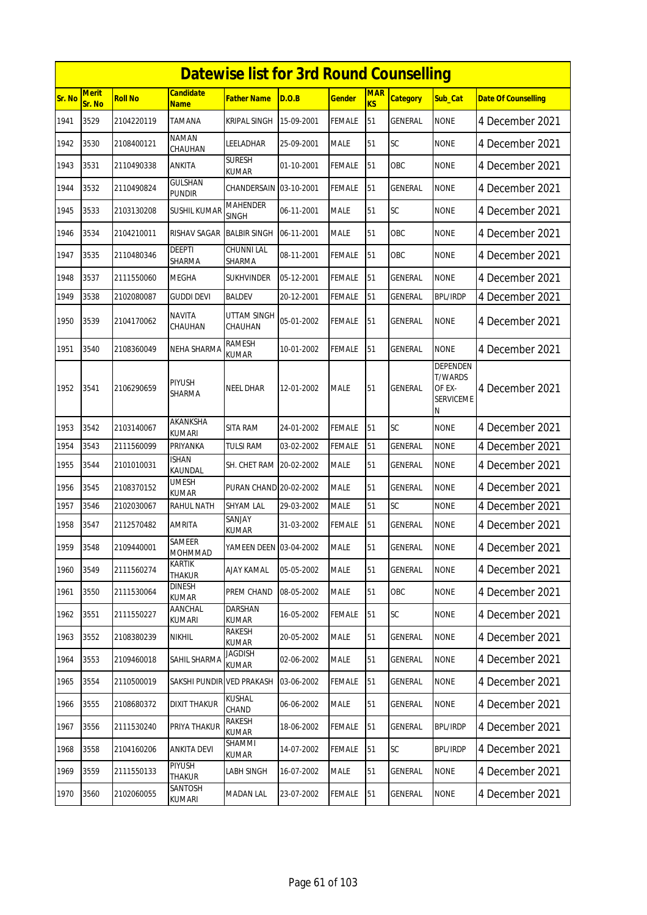# Datewise list for 3rd Round Counselling

| Sr. No | Merit Sr. No | Roll No | Candidate Name | Father Name | D.O.B | Gender | MARKS | Category | Sub_Cat | Date Of Counselling |
|---|---|---|---|---|---|---|---|---|---|---|
| 1941 | 3529 | 2104220119 | TAMANA | KRIPAL SINGH | 15-09-2001 | FEMALE | 51 | GENERAL | NONE | 4 December 2021 |
| 1942 | 3530 | 2108400121 | NAMAN CHAUHAN | LEELADHAR | 25-09-2001 | MALE | 51 | SC | NONE | 4 December 2021 |
| 1943 | 3531 | 2110490338 | ANKITA | SURESH KUMAR | 01-10-2001 | FEMALE | 51 | OBC | NONE | 4 December 2021 |
| 1944 | 3532 | 2110490824 | GULSHAN PUNDIR | CHANDERSAIN | 03-10-2001 | FEMALE | 51 | GENERAL | NONE | 4 December 2021 |
| 1945 | 3533 | 2103130208 | SUSHIL KUMAR | MAHENDER SINGH | 06-11-2001 | MALE | 51 | SC | NONE | 4 December 2021 |
| 1946 | 3534 | 2104210011 | RISHAV SAGAR | BALBIR SINGH | 06-11-2001 | MALE | 51 | OBC | NONE | 4 December 2021 |
| 1947 | 3535 | 2110480346 | DEEPTI SHARMA | CHUNNI LAL SHARMA | 08-11-2001 | FEMALE | 51 | OBC | NONE | 4 December 2021 |
| 1948 | 3537 | 2111550060 | MEGHA | SUKHVINDER | 05-12-2001 | FEMALE | 51 | GENERAL | NONE | 4 December 2021 |
| 1949 | 3538 | 2102080087 | GUDDI DEVI | BALDEV | 20-12-2001 | FEMALE | 51 | GENERAL | BPL/IRDP | 4 December 2021 |
| 1950 | 3539 | 2104170062 | NAVITA CHAUHAN | UTTAM SINGH CHAUHAN | 05-01-2002 | FEMALE | 51 | GENERAL | NONE | 4 December 2021 |
| 1951 | 3540 | 2108360049 | NEHA SHARMA | RAMESH KUMAR | 10-01-2002 | FEMALE | 51 | GENERAL | NONE | 4 December 2021 |
| 1952 | 3541 | 2106290659 | PIYUSH SHARMA | NEEL DHAR | 12-01-2002 | MALE | 51 | GENERAL | DEPENDENT/WARDS OF EX-SERVICEMEN | 4 December 2021 |
| 1953 | 3542 | 2103140067 | AKANKSHA KUMARI | SITA RAM | 24-01-2002 | FEMALE | 51 | SC | NONE | 4 December 2021 |
| 1954 | 3543 | 2111560099 | PRIYANKA | TULSI RAM | 03-02-2002 | FEMALE | 51 | GENERAL | NONE | 4 December 2021 |
| 1955 | 3544 | 2101010031 | ISHAN KAUNDAL | SH. CHET RAM | 20-02-2002 | MALE | 51 | GENERAL | NONE | 4 December 2021 |
| 1956 | 3545 | 2108370152 | UMESH KUMAR | PURAN CHAND | 20-02-2002 | MALE | 51 | GENERAL | NONE | 4 December 2021 |
| 1957 | 3546 | 2102030067 | RAHUL NATH | SHYAM LAL | 29-03-2002 | MALE | 51 | SC | NONE | 4 December 2021 |
| 1958 | 3547 | 2112570482 | AMRITA | SANJAY KUMAR | 31-03-2002 | FEMALE | 51 | GENERAL | NONE | 4 December 2021 |
| 1959 | 3548 | 2109440001 | SAMEER MOHMMAD | YAMEEN DEEN | 03-04-2002 | MALE | 51 | GENERAL | NONE | 4 December 2021 |
| 1960 | 3549 | 2111560274 | KARTIK THAKUR | AJAY KAMAL | 05-05-2002 | MALE | 51 | GENERAL | NONE | 4 December 2021 |
| 1961 | 3550 | 2111530064 | DINESH KUMAR | PREM CHAND | 08-05-2002 | MALE | 51 | OBC | NONE | 4 December 2021 |
| 1962 | 3551 | 2111550227 | AANCHAL KUMARI | DARSHAN KUMAR | 16-05-2002 | FEMALE | 51 | SC | NONE | 4 December 2021 |
| 1963 | 3552 | 2108380239 | NIKHIL | RAKESH KUMAR | 20-05-2002 | MALE | 51 | GENERAL | NONE | 4 December 2021 |
| 1964 | 3553 | 2109460018 | SAHIL SHARMA | JAGDISH KUMAR | 02-06-2002 | MALE | 51 | GENERAL | NONE | 4 December 2021 |
| 1965 | 3554 | 2110500019 | SAKSHI PUNDIR | VED PRAKASH | 03-06-2002 | FEMALE | 51 | GENERAL | NONE | 4 December 2021 |
| 1966 | 3555 | 2108680372 | DIXIT THAKUR | KUSHAL CHAND | 06-06-2002 | MALE | 51 | GENERAL | NONE | 4 December 2021 |
| 1967 | 3556 | 2111530240 | PRIYA THAKUR | RAKESH KUMAR | 18-06-2002 | FEMALE | 51 | GENERAL | BPL/IRDP | 4 December 2021 |
| 1968 | 3558 | 2104160206 | ANKITA DEVI | SHAMMI KUMAR | 14-07-2002 | FEMALE | 51 | SC | BPL/IRDP | 4 December 2021 |
| 1969 | 3559 | 2111550133 | PIYUSH THAKUR | LABH SINGH | 16-07-2002 | MALE | 51 | GENERAL | NONE | 4 December 2021 |
| 1970 | 3560 | 2102060055 | SANTOSH KUMARI | MADAN LAL | 23-07-2002 | FEMALE | 51 | GENERAL | NONE | 4 December 2021 |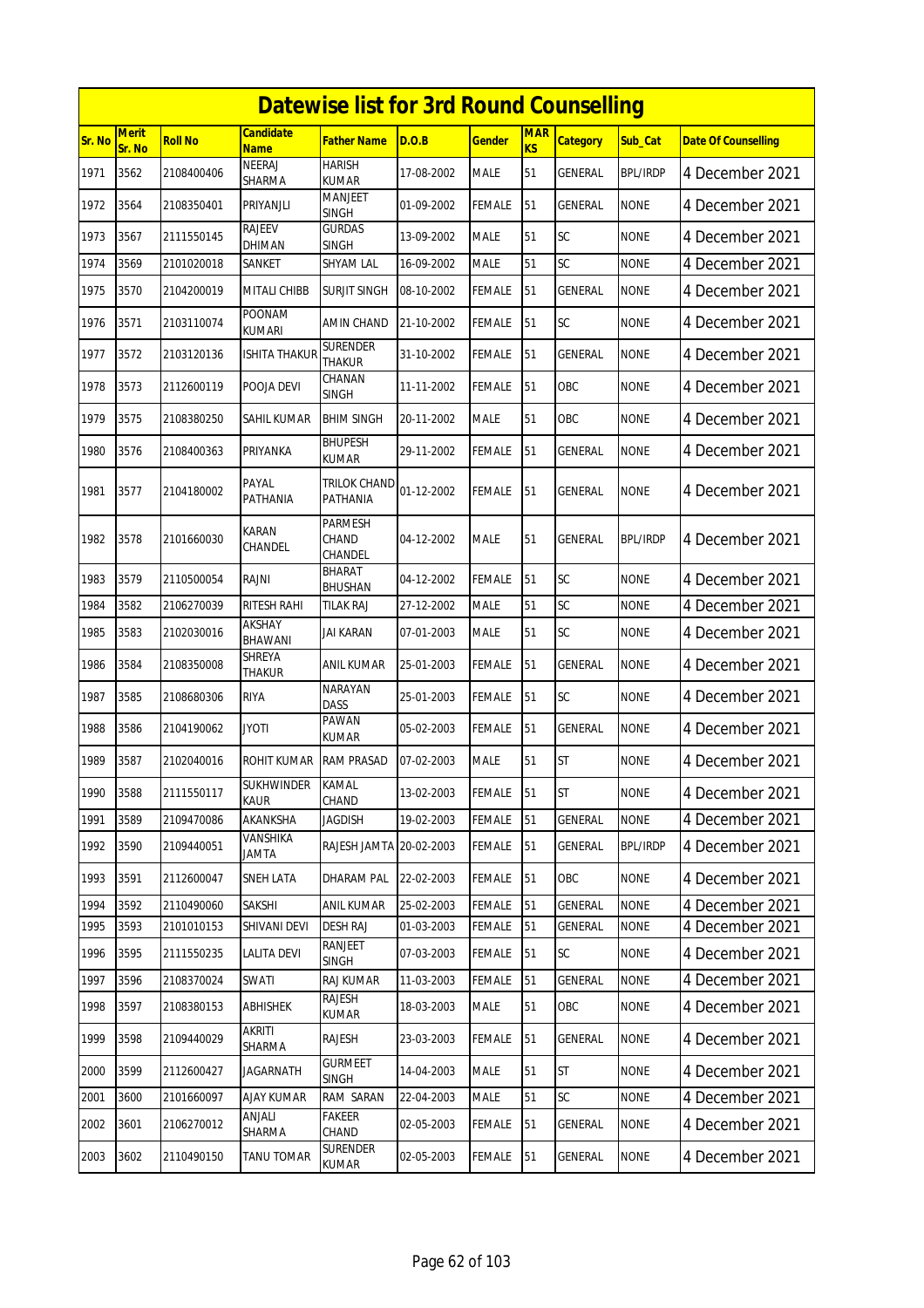# Datewise list for 3rd Round Counselling

| Sr. No | Merit Sr. No | Roll No | Candidate Name | Father Name | D.O.B | Gender | MARKS | Category | Sub_Cat | Date Of Counselling |
|---|---|---|---|---|---|---|---|---|---|---|
| 1971 | 3562 | 2108400406 | NEERAJ SHARMA | HARISH KUMAR | 17-08-2002 | MALE | 51 | GENERAL | BPL/IRDP | 4 December 2021 |
| 1972 | 3564 | 2108350401 | PRIYANJLI | MANJEET SINGH | 01-09-2002 | FEMALE | 51 | GENERAL | NONE | 4 December 2021 |
| 1973 | 3567 | 2111550145 | RAJEEV DHIMAN | GURDAS SINGH | 13-09-2002 | MALE | 51 | SC | NONE | 4 December 2021 |
| 1974 | 3569 | 2101020018 | SANKET | SHYAM LAL | 16-09-2002 | MALE | 51 | SC | NONE | 4 December 2021 |
| 1975 | 3570 | 2104200019 | MITALI CHIBB | SURJIT SINGH | 08-10-2002 | FEMALE | 51 | GENERAL | NONE | 4 December 2021 |
| 1976 | 3571 | 2103110074 | POONAM KUMARI | AMIN CHAND | 21-10-2002 | FEMALE | 51 | SC | NONE | 4 December 2021 |
| 1977 | 3572 | 2103120136 | ISHITA THAKUR | SURENDER THAKUR | 31-10-2002 | FEMALE | 51 | GENERAL | NONE | 4 December 2021 |
| 1978 | 3573 | 2112600119 | POOJA DEVI | CHANAN SINGH | 11-11-2002 | FEMALE | 51 | OBC | NONE | 4 December 2021 |
| 1979 | 3575 | 2108380250 | SAHIL KUMAR | BHIM SINGH | 20-11-2002 | MALE | 51 | OBC | NONE | 4 December 2021 |
| 1980 | 3576 | 2108400363 | PRIYANKA | BHUPESH KUMAR | 29-11-2002 | FEMALE | 51 | GENERAL | NONE | 4 December 2021 |
| 1981 | 3577 | 2104180002 | PAYAL PATHANIA | TRILOK CHAND PATHANIA | 01-12-2002 | FEMALE | 51 | GENERAL | NONE | 4 December 2021 |
| 1982 | 3578 | 2101660030 | KARAN CHANDEL | PARMESH CHAND CHANDEL | 04-12-2002 | MALE | 51 | GENERAL | BPL/IRDP | 4 December 2021 |
| 1983 | 3579 | 2110500054 | RAJNI | BHARAT BHUSHAN | 04-12-2002 | FEMALE | 51 | SC | NONE | 4 December 2021 |
| 1984 | 3582 | 2106270039 | RITESH RAHI | TILAK RAJ | 27-12-2002 | MALE | 51 | SC | NONE | 4 December 2021 |
| 1985 | 3583 | 2102030016 | AKSHAY BHAWANI | JAI KARAN | 07-01-2003 | MALE | 51 | SC | NONE | 4 December 2021 |
| 1986 | 3584 | 2108350008 | SHREYA THAKUR | ANIL KUMAR | 25-01-2003 | FEMALE | 51 | GENERAL | NONE | 4 December 2021 |
| 1987 | 3585 | 2108680306 | RIYA | NARAYAN DASS | 25-01-2003 | FEMALE | 51 | SC | NONE | 4 December 2021 |
| 1988 | 3586 | 2104190062 | JYOTI | PAWAN KUMAR | 05-02-2003 | FEMALE | 51 | GENERAL | NONE | 4 December 2021 |
| 1989 | 3587 | 2102040016 | ROHIT KUMAR | RAM PRASAD | 07-02-2003 | MALE | 51 | ST | NONE | 4 December 2021 |
| 1990 | 3588 | 2111550117 | SUKHWINDER KAUR | KAMAL CHAND | 13-02-2003 | FEMALE | 51 | ST | NONE | 4 December 2021 |
| 1991 | 3589 | 2109470086 | AKANKSHA | JAGDISH | 19-02-2003 | FEMALE | 51 | GENERAL | NONE | 4 December 2021 |
| 1992 | 3590 | 2109440051 | VANSHIKA JAMTA | RAJESH JAMTA | 20-02-2003 | FEMALE | 51 | GENERAL | BPL/IRDP | 4 December 2021 |
| 1993 | 3591 | 2112600047 | SNEH LATA | DHARAM PAL | 22-02-2003 | FEMALE | 51 | OBC | NONE | 4 December 2021 |
| 1994 | 3592 | 2110490060 | SAKSHI | ANIL KUMAR | 25-02-2003 | FEMALE | 51 | GENERAL | NONE | 4 December 2021 |
| 1995 | 3593 | 2101010153 | SHIVANI DEVI | DESH RAJ | 01-03-2003 | FEMALE | 51 | GENERAL | NONE | 4 December 2021 |
| 1996 | 3595 | 2111550235 | LALITA DEVI | RANJEET SINGH | 07-03-2003 | FEMALE | 51 | SC | NONE | 4 December 2021 |
| 1997 | 3596 | 2108370024 | SWATI | RAJ KUMAR | 11-03-2003 | FEMALE | 51 | GENERAL | NONE | 4 December 2021 |
| 1998 | 3597 | 2108380153 | ABHISHEK | RAJESH KUMAR | 18-03-2003 | MALE | 51 | OBC | NONE | 4 December 2021 |
| 1999 | 3598 | 2109440029 | AKRITI SHARMA | RAJESH | 23-03-2003 | FEMALE | 51 | GENERAL | NONE | 4 December 2021 |
| 2000 | 3599 | 2112600427 | JAGARNATH | GURMEET SINGH | 14-04-2003 | MALE | 51 | ST | NONE | 4 December 2021 |
| 2001 | 3600 | 2101660097 | AJAY KUMAR | RAM SARAN | 22-04-2003 | MALE | 51 | SC | NONE | 4 December 2021 |
| 2002 | 3601 | 2106270012 | ANJALI SHARMA | FAKEER CHAND | 02-05-2003 | FEMALE | 51 | GENERAL | NONE | 4 December 2021 |
| 2003 | 3602 | 2110490150 | TANU TOMAR | SURENDER KUMAR | 02-05-2003 | FEMALE | 51 | GENERAL | NONE | 4 December 2021 |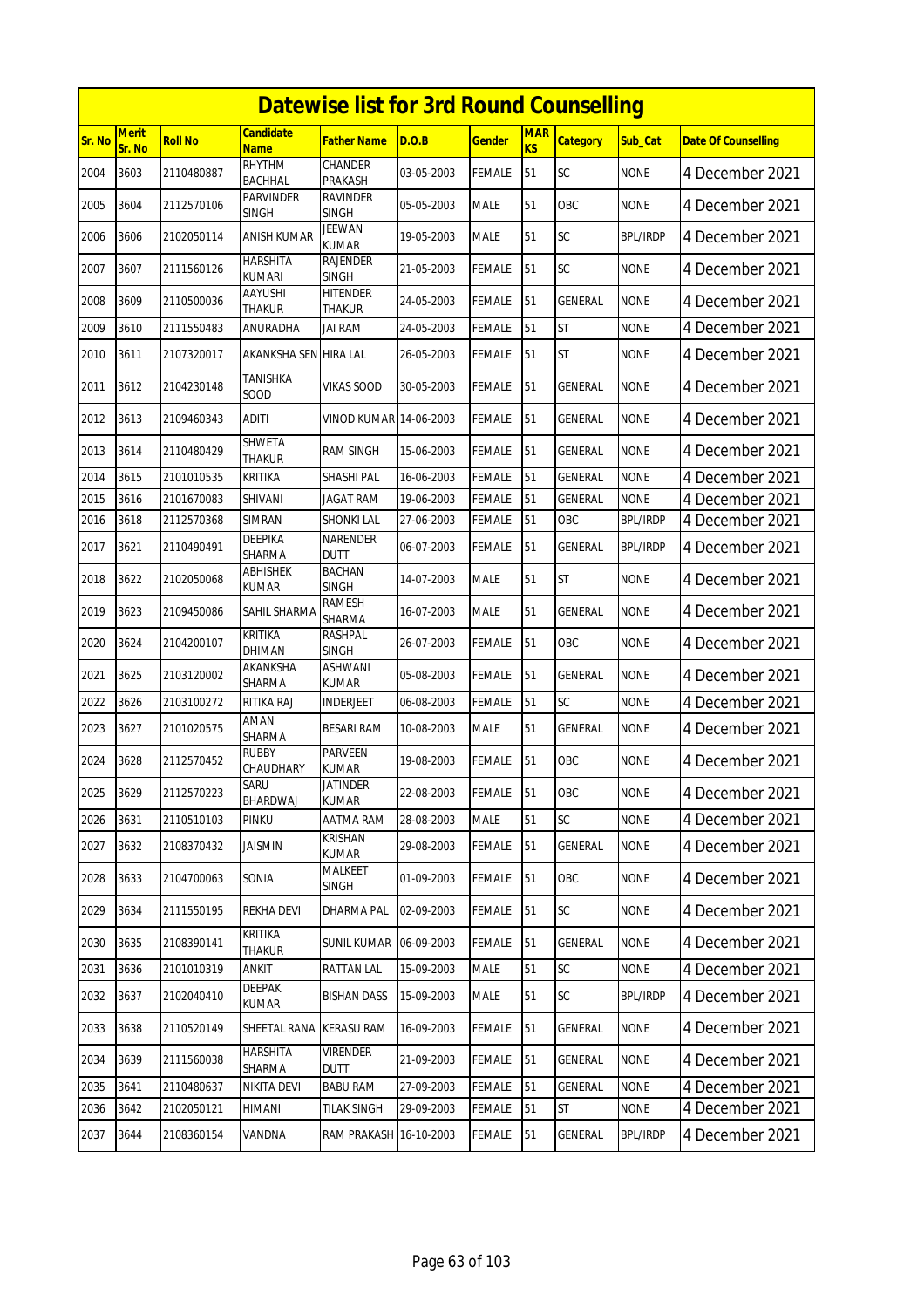# Datewise list for 3rd Round Counselling

| Sr. No | Merit Sr. No | Roll No | Candidate Name | Father Name | D.O.B | Gender | MARKS | Category | Sub_Cat | Date Of Counselling |
|---|---|---|---|---|---|---|---|---|---|---|
| 2004 | 3603 | 2110480887 | RHYTHM BACHHAL | CHANDER PRAKASH | 03-05-2003 | FEMALE | 51 | SC | NONE | 4 December 2021 |
| 2005 | 3604 | 2112570106 | PARVINDER SINGH | RAVINDER SINGH | 05-05-2003 | MALE | 51 | OBC | NONE | 4 December 2021 |
| 2006 | 3606 | 2102050114 | ANISH KUMAR | JEEWAN KUMAR | 19-05-2003 | MALE | 51 | SC | BPL/IRDP | 4 December 2021 |
| 2007 | 3607 | 2111560126 | HARSHITA KUMARI | RAJENDER SINGH | 21-05-2003 | FEMALE | 51 | SC | NONE | 4 December 2021 |
| 2008 | 3609 | 2110500036 | AAYUSHI THAKUR | HITENDER THAKUR | 24-05-2003 | FEMALE | 51 | GENERAL | NONE | 4 December 2021 |
| 2009 | 3610 | 2111550483 | ANURADHA | JAI RAM | 24-05-2003 | FEMALE | 51 | ST | NONE | 4 December 2021 |
| 2010 | 3611 | 2107320017 | AKANKSHA SEN | HIRA LAL | 26-05-2003 | FEMALE | 51 | ST | NONE | 4 December 2021 |
| 2011 | 3612 | 2104230148 | TANISHKA SOOD | VIKAS SOOD | 30-05-2003 | FEMALE | 51 | GENERAL | NONE | 4 December 2021 |
| 2012 | 3613 | 2109460343 | ADITI | VINOD KUMAR | 14-06-2003 | FEMALE | 51 | GENERAL | NONE | 4 December 2021 |
| 2013 | 3614 | 2110480429 | SHWETA THAKUR | RAM SINGH | 15-06-2003 | FEMALE | 51 | GENERAL | NONE | 4 December 2021 |
| 2014 | 3615 | 2101010535 | KRITIKA | SHASHI PAL | 16-06-2003 | FEMALE | 51 | GENERAL | NONE | 4 December 2021 |
| 2015 | 3616 | 2101670083 | SHIVANI | JAGAT RAM | 19-06-2003 | FEMALE | 51 | GENERAL | NONE | 4 December 2021 |
| 2016 | 3618 | 2112570368 | SIMRAN | SHONKI LAL | 27-06-2003 | FEMALE | 51 | OBC | BPL/IRDP | 4 December 2021 |
| 2017 | 3621 | 2110490491 | DEEPIKA SHARMA | NARENDER DUTT | 06-07-2003 | FEMALE | 51 | GENERAL | BPL/IRDP | 4 December 2021 |
| 2018 | 3622 | 2102050068 | ABHISHEK KUMAR | BACHAN SINGH | 14-07-2003 | MALE | 51 | ST | NONE | 4 December 2021 |
| 2019 | 3623 | 2109450086 | SAHIL SHARMA | RAMESH SHARMA | 16-07-2003 | MALE | 51 | GENERAL | NONE | 4 December 2021 |
| 2020 | 3624 | 2104200107 | KRITIKA DHIMAN | RASHPAL SINGH | 26-07-2003 | FEMALE | 51 | OBC | NONE | 4 December 2021 |
| 2021 | 3625 | 2103120002 | AKANKSHA SHARMA | ASHWANI KUMAR | 05-08-2003 | FEMALE | 51 | GENERAL | NONE | 4 December 2021 |
| 2022 | 3626 | 2103100272 | RITIKA RAJ | INDERJEET | 06-08-2003 | FEMALE | 51 | SC | NONE | 4 December 2021 |
| 2023 | 3627 | 2101020575 | AMAN SHARMA | BESARI RAM | 10-08-2003 | MALE | 51 | GENERAL | NONE | 4 December 2021 |
| 2024 | 3628 | 2112570452 | RUBBY CHAUDHARY | PARVEEN KUMAR | 19-08-2003 | FEMALE | 51 | OBC | NONE | 4 December 2021 |
| 2025 | 3629 | 2112570223 | SARU BHARDWAJ | JATINDER KUMAR | 22-08-2003 | FEMALE | 51 | OBC | NONE | 4 December 2021 |
| 2026 | 3631 | 2110510103 | PINKU | AATMA RAM | 28-08-2003 | MALE | 51 | SC | NONE | 4 December 2021 |
| 2027 | 3632 | 2108370432 | JAISMIN | KRISHAN KUMAR | 29-08-2003 | FEMALE | 51 | GENERAL | NONE | 4 December 2021 |
| 2028 | 3633 | 2104700063 | SONIA | MALKEET SINGH | 01-09-2003 | FEMALE | 51 | OBC | NONE | 4 December 2021 |
| 2029 | 3634 | 2111550195 | REKHA DEVI | DHARMA PAL | 02-09-2003 | FEMALE | 51 | SC | NONE | 4 December 2021 |
| 2030 | 3635 | 2108390141 | KRITIKA THAKUR | SUNIL KUMAR | 06-09-2003 | FEMALE | 51 | GENERAL | NONE | 4 December 2021 |
| 2031 | 3636 | 2101010319 | ANKIT | RATTAN LAL | 15-09-2003 | MALE | 51 | SC | NONE | 4 December 2021 |
| 2032 | 3637 | 2102040410 | DEEPAK KUMAR | BISHAN DASS | 15-09-2003 | MALE | 51 | SC | BPL/IRDP | 4 December 2021 |
| 2033 | 3638 | 2110520149 | SHEETAL RANA | KERASU RAM | 16-09-2003 | FEMALE | 51 | GENERAL | NONE | 4 December 2021 |
| 2034 | 3639 | 2111560038 | HARSHITA SHARMA | VIRENDER DUTT | 21-09-2003 | FEMALE | 51 | GENERAL | NONE | 4 December 2021 |
| 2035 | 3641 | 2110480637 | NIKITA DEVI | BABU RAM | 27-09-2003 | FEMALE | 51 | GENERAL | NONE | 4 December 2021 |
| 2036 | 3642 | 2102050121 | HIMANI | TILAK SINGH | 29-09-2003 | FEMALE | 51 | ST | NONE | 4 December 2021 |
| 2037 | 3644 | 2108360154 | VANDNA | RAM PRAKASH | 16-10-2003 | FEMALE | 51 | GENERAL | BPL/IRDP | 4 December 2021 |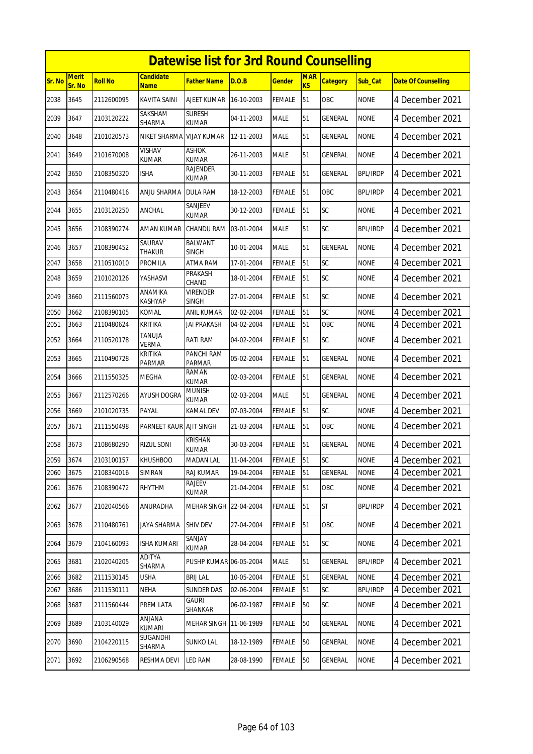# Datewise list for 3rd Round Counselling

| Sr. No | Merit Sr. No | Roll No | Candidate Name | Father Name | D.O.B | Gender | MARKS | Category | Sub_Cat | Date Of Counselling |
|---|---|---|---|---|---|---|---|---|---|---|
| 2038 | 3645 | 2112600095 | KAVITA SAINI | AJEET KUMAR | 16-10-2003 | FEMALE | 51 | OBC | NONE | 4 December 2021 |
| 2039 | 3647 | 2103120222 | SAKSHAM SHARMA | SURESH KUMAR | 04-11-2003 | MALE | 51 | GENERAL | NONE | 4 December 2021 |
| 2040 | 3648 | 2101020573 | NIKET SHARMA | VIJAY KUMAR | 12-11-2003 | MALE | 51 | GENERAL | NONE | 4 December 2021 |
| 2041 | 3649 | 2101670008 | VISHAV KUMAR | ASHOK KUMAR | 26-11-2003 | MALE | 51 | GENERAL | NONE | 4 December 2021 |
| 2042 | 3650 | 2108350320 | ISHA | RAJENDER KUMAR | 30-11-2003 | FEMALE | 51 | GENERAL | BPL/IRDP | 4 December 2021 |
| 2043 | 3654 | 2110480416 | ANJU SHARMA | DULA RAM | 18-12-2003 | FEMALE | 51 | OBC | BPL/IRDP | 4 December 2021 |
| 2044 | 3655 | 2103120250 | ANCHAL | SANJEEV KUMAR | 30-12-2003 | FEMALE | 51 | SC | NONE | 4 December 2021 |
| 2045 | 3656 | 2108390274 | AMAN KUMAR | CHANDU RAM | 03-01-2004 | MALE | 51 | SC | BPL/IRDP | 4 December 2021 |
| 2046 | 3657 | 2108390452 | SAURAV THAKUR | BALWANT SINGH | 10-01-2004 | MALE | 51 | GENERAL | NONE | 4 December 2021 |
| 2047 | 3658 | 2110510010 | PROMILA | ATMA RAM | 17-01-2004 | FEMALE | 51 | SC | NONE | 4 December 2021 |
| 2048 | 3659 | 2101020126 | YASHASVI | PRAKASH CHAND | 18-01-2004 | FEMALE | 51 | SC | NONE | 4 December 2021 |
| 2049 | 3660 | 2111560073 | ANAMIKA KASHYAP | VIRENDER SINGH | 27-01-2004 | FEMALE | 51 | SC | NONE | 4 December 2021 |
| 2050 | 3662 | 2108390105 | KOMAL | ANIL KUMAR | 02-02-2004 | FEMALE | 51 | SC | NONE | 4 December 2021 |
| 2051 | 3663 | 2110480624 | KRITIKA | JAI PRAKASH | 04-02-2004 | FEMALE | 51 | OBC | NONE | 4 December 2021 |
| 2052 | 3664 | 2110520178 | TANUJA VERMA | RATI RAM | 04-02-2004 | FEMALE | 51 | SC | NONE | 4 December 2021 |
| 2053 | 3665 | 2110490728 | KRITIKA PARMAR | PANCHI RAM PARMAR | 05-02-2004 | FEMALE | 51 | GENERAL | NONE | 4 December 2021 |
| 2054 | 3666 | 2111550325 | MEGHA | RAMAN KUMAR | 02-03-2004 | FEMALE | 51 | GENERAL | NONE | 4 December 2021 |
| 2055 | 3667 | 2112570266 | AYUSH DOGRA | MUNISH KUMAR | 02-03-2004 | MALE | 51 | GENERAL | NONE | 4 December 2021 |
| 2056 | 3669 | 2101020735 | PAYAL | KAMAL DEV | 07-03-2004 | FEMALE | 51 | SC | NONE | 4 December 2021 |
| 2057 | 3671 | 2111550498 | PARNEET KAUR | AJIT SINGH | 21-03-2004 | FEMALE | 51 | OBC | NONE | 4 December 2021 |
| 2058 | 3673 | 2108680290 | RIZUL SONI | KRISHAN KUMAR | 30-03-2004 | FEMALE | 51 | GENERAL | NONE | 4 December 2021 |
| 2059 | 3674 | 2103100157 | KHUSHBOO | MADAN LAL | 11-04-2004 | FEMALE | 51 | SC | NONE | 4 December 2021 |
| 2060 | 3675 | 2108340016 | SIMRAN | RAJ KUMAR | 19-04-2004 | FEMALE | 51 | GENERAL | NONE | 4 December 2021 |
| 2061 | 3676 | 2108390472 | RHYTHM | RAJEEV KUMAR | 21-04-2004 | FEMALE | 51 | OBC | NONE | 4 December 2021 |
| 2062 | 3677 | 2102040566 | ANURADHA | MEHAR SINGH | 22-04-2004 | FEMALE | 51 | ST | BPL/IRDP | 4 December 2021 |
| 2063 | 3678 | 2110480761 | JAYA SHARMA | SHIV DEV | 27-04-2004 | FEMALE | 51 | OBC | NONE | 4 December 2021 |
| 2064 | 3679 | 2104160093 | ISHA KUMARI | SANJAY KUMAR | 28-04-2004 | FEMALE | 51 | SC | NONE | 4 December 2021 |
| 2065 | 3681 | 2102040205 | ADITYA SHARMA | PUSHP KUMAR | 06-05-2004 | MALE | 51 | GENERAL | BPL/IRDP | 4 December 2021 |
| 2066 | 3682 | 2111530145 | USHA | BRIJ LAL | 10-05-2004 | FEMALE | 51 | GENERAL | NONE | 4 December 2021 |
| 2067 | 3686 | 2111530111 | NEHA | SUNDER DAS | 02-06-2004 | FEMALE | 51 | SC | BPL/IRDP | 4 December 2021 |
| 2068 | 3687 | 2111560444 | PREM LATA | GAURI SHANKAR | 06-02-1987 | FEMALE | 50 | SC | NONE | 4 December 2021 |
| 2069 | 3689 | 2103140029 | ANJANA KUMARI | MEHAR SINGH | 11-06-1989 | FEMALE | 50 | GENERAL | NONE | 4 December 2021 |
| 2070 | 3690 | 2104220115 | SUGANDHI SHARMA | SUNKO LAL | 18-12-1989 | FEMALE | 50 | GENERAL | NONE | 4 December 2021 |
| 2071 | 3692 | 2106290568 | RESHMA DEVI | LED RAM | 28-08-1990 | FEMALE | 50 | GENERAL | NONE | 4 December 2021 |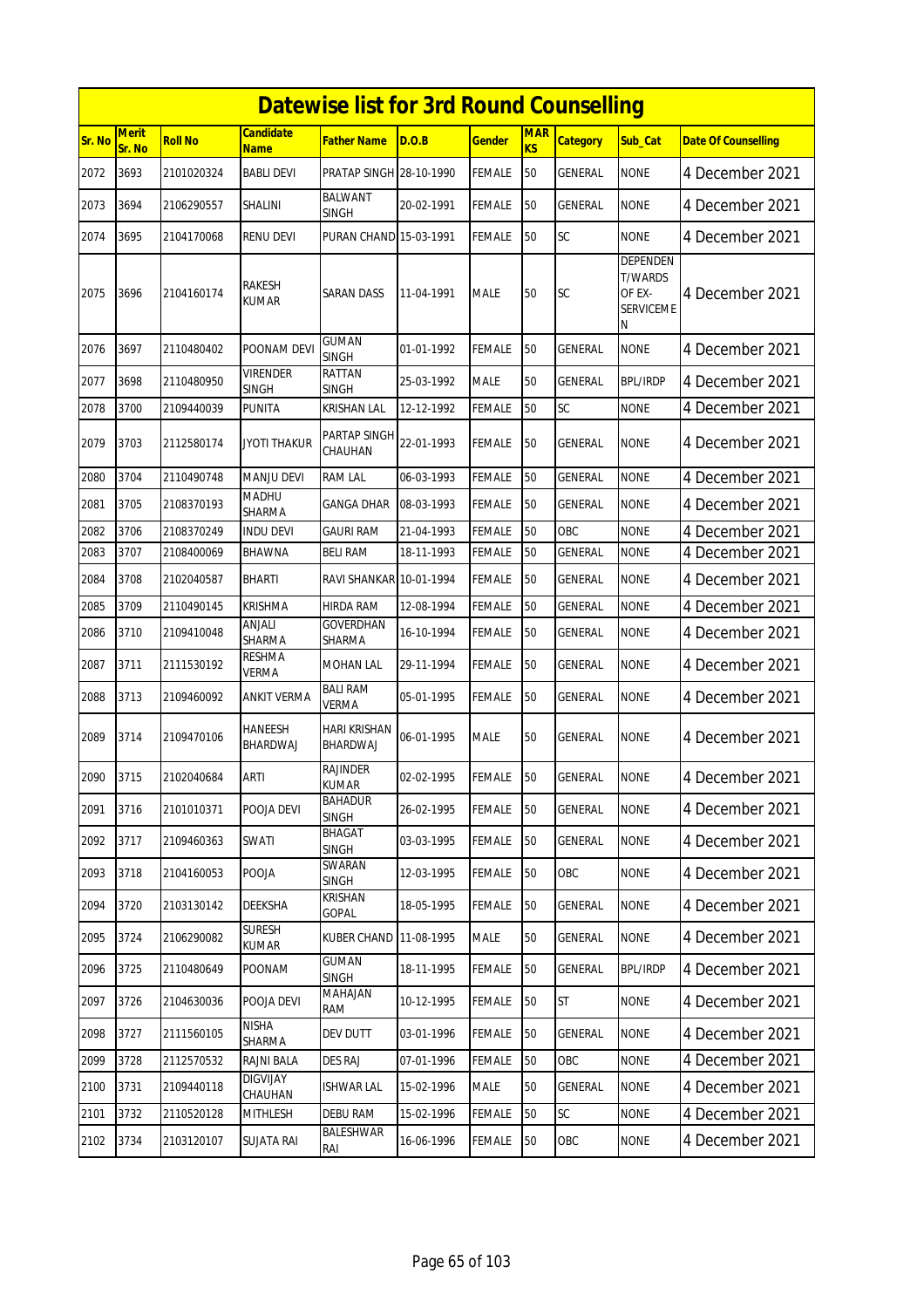# Datewise list for 3rd Round Counselling

| Sr. No | Merit Sr. No | Roll No | Candidate Name | Father Name | D.O.B | Gender | MARKS | Category | Sub_Cat | Date Of Counselling |
|---|---|---|---|---|---|---|---|---|---|---|
| 2072 | 3693 | 2101020324 | BABLI DEVI | PRATAP SINGH | 28-10-1990 | FEMALE | 50 | GENERAL | NONE | 4 December 2021 |
| 2073 | 3694 | 2106290557 | SHALINI | BALWANT SINGH | 20-02-1991 | FEMALE | 50 | GENERAL | NONE | 4 December 2021 |
| 2074 | 3695 | 2104170068 | RENU DEVI | PURAN CHAND | 15-03-1991 | FEMALE | 50 | SC | NONE | 4 December 2021 |
| 2075 | 3696 | 2104160174 | RAKESH KUMAR | SARAN DASS | 11-04-1991 | MALE | 50 | SC | DEPENDENT/WARDS OF EX-SERVICEMEN | 4 December 2021 |
| 2076 | 3697 | 2110480402 | POONAM DEVI | GUMAN SINGH | 01-01-1992 | FEMALE | 50 | GENERAL | NONE | 4 December 2021 |
| 2077 | 3698 | 2110480950 | VIRENDER SINGH | RATTAN SINGH | 25-03-1992 | MALE | 50 | GENERAL | BPL/IRDP | 4 December 2021 |
| 2078 | 3700 | 2109440039 | PUNITA | KRISHAN LAL | 12-12-1992 | FEMALE | 50 | SC | NONE | 4 December 2021 |
| 2079 | 3703 | 2112580174 | JYOTI THAKUR | PARTAP SINGH CHAUHAN | 22-01-1993 | FEMALE | 50 | GENERAL | NONE | 4 December 2021 |
| 2080 | 3704 | 2110490748 | MANJU DEVI | RAM LAL | 06-03-1993 | FEMALE | 50 | GENERAL | NONE | 4 December 2021 |
| 2081 | 3705 | 2108370193 | MADHU SHARMA | GANGA DHAR | 08-03-1993 | FEMALE | 50 | GENERAL | NONE | 4 December 2021 |
| 2082 | 3706 | 2108370249 | INDU DEVI | GAURI RAM | 21-04-1993 | FEMALE | 50 | OBC | NONE | 4 December 2021 |
| 2083 | 3707 | 2108400069 | BHAWNA | BELI RAM | 18-11-1993 | FEMALE | 50 | GENERAL | NONE | 4 December 2021 |
| 2084 | 3708 | 2102040587 | BHARTI | RAVI SHANKAR | 10-01-1994 | FEMALE | 50 | GENERAL | NONE | 4 December 2021 |
| 2085 | 3709 | 2110490145 | KRISHMA | HIRDA RAM | 12-08-1994 | FEMALE | 50 | GENERAL | NONE | 4 December 2021 |
| 2086 | 3710 | 2109410048 | ANJALI SHARMA | GOVERDHAN SHARMA | 16-10-1994 | FEMALE | 50 | GENERAL | NONE | 4 December 2021 |
| 2087 | 3711 | 2111530192 | RESHMA VERMA | MOHAN LAL | 29-11-1994 | FEMALE | 50 | GENERAL | NONE | 4 December 2021 |
| 2088 | 3713 | 2109460092 | ANKIT VERMA | BALI RAM VERMA | 05-01-1995 | FEMALE | 50 | GENERAL | NONE | 4 December 2021 |
| 2089 | 3714 | 2109470106 | HANEESH BHARDWAJ | HARI KRISHAN BHARDWAJ | 06-01-1995 | MALE | 50 | GENERAL | NONE | 4 December 2021 |
| 2090 | 3715 | 2102040684 | ARTI | RAJINDER KUMAR | 02-02-1995 | FEMALE | 50 | GENERAL | NONE | 4 December 2021 |
| 2091 | 3716 | 2101010371 | POOJA DEVI | BAHADUR SINGH | 26-02-1995 | FEMALE | 50 | GENERAL | NONE | 4 December 2021 |
| 2092 | 3717 | 2109460363 | SWATI | BHAGAT SINGH | 03-03-1995 | FEMALE | 50 | GENERAL | NONE | 4 December 2021 |
| 2093 | 3718 | 2104160053 | POOJA | SWARAN SINGH | 12-03-1995 | FEMALE | 50 | OBC | NONE | 4 December 2021 |
| 2094 | 3720 | 2103130142 | DEEKSHA | KRISHAN GOPAL | 18-05-1995 | FEMALE | 50 | GENERAL | NONE | 4 December 2021 |
| 2095 | 3724 | 2106290082 | SURESH KUMAR | KUBER CHAND | 11-08-1995 | MALE | 50 | GENERAL | NONE | 4 December 2021 |
| 2096 | 3725 | 2110480649 | POONAM | GUMAN SINGH | 18-11-1995 | FEMALE | 50 | GENERAL | BPL/IRDP | 4 December 2021 |
| 2097 | 3726 | 2104630036 | POOJA DEVI | MAHAJAN RAM | 10-12-1995 | FEMALE | 50 | ST | NONE | 4 December 2021 |
| 2098 | 3727 | 2111560105 | NISHA SHARMA | DEV DUTT | 03-01-1996 | FEMALE | 50 | GENERAL | NONE | 4 December 2021 |
| 2099 | 3728 | 2112570532 | RAJNI BALA | DES RAJ | 07-01-1996 | FEMALE | 50 | OBC | NONE | 4 December 2021 |
| 2100 | 3731 | 2109440118 | DIGVIJAY CHAUHAN | ISHWAR LAL | 15-02-1996 | MALE | 50 | GENERAL | NONE | 4 December 2021 |
| 2101 | 3732 | 2110520128 | MITHLESH | DEBU RAM | 15-02-1996 | FEMALE | 50 | SC | NONE | 4 December 2021 |
| 2102 | 3734 | 2103120107 | SUJATA RAI | BALESHWAR RAI | 16-06-1996 | FEMALE | 50 | OBC | NONE | 4 December 2021 |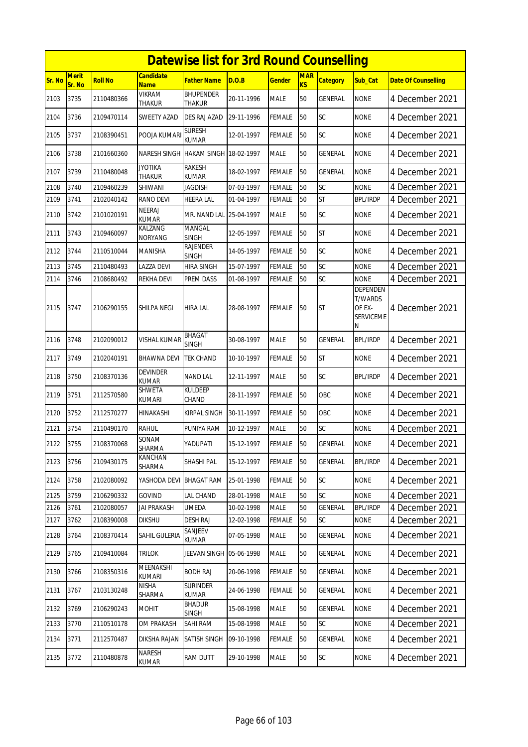# Datewise list for 3rd Round Counselling

| Sr. No | Merit Sr. No | Roll No | Candidate Name | Father Name | D.O.B | Gender | MARKS | Category | Sub_Cat | Date Of Counselling |
|---|---|---|---|---|---|---|---|---|---|---|
| 2103 | 3735 | 2110480366 | VIKRAM THAKUR | BHUPENDER THAKUR | 20-11-1996 | MALE | 50 | GENERAL | NONE | 4 December 2021 |
| 2104 | 3736 | 2109470114 | SWEETY AZAD | DES RAJ AZAD | 29-11-1996 | FEMALE | 50 | SC | NONE | 4 December 2021 |
| 2105 | 3737 | 2108390451 | POOJA KUMARI | SURESH KUMAR | 12-01-1997 | FEMALE | 50 | SC | NONE | 4 December 2021 |
| 2106 | 3738 | 2101660360 | NARESH SINGH | HAKAM SINGH | 18-02-1997 | MALE | 50 | GENERAL | NONE | 4 December 2021 |
| 2107 | 3739 | 2110480048 | JYOTIKA THAKUR | RAKESH KUMAR | 18-02-1997 | FEMALE | 50 | GENERAL | NONE | 4 December 2021 |
| 2108 | 3740 | 2109460239 | SHIWANI | JAGDISH | 07-03-1997 | FEMALE | 50 | SC | NONE | 4 December 2021 |
| 2109 | 3741 | 2102040142 | RANO DEVI | HEERA LAL | 01-04-1997 | FEMALE | 50 | ST | BPL/IRDP | 4 December 2021 |
| 2110 | 3742 | 2101020191 | NEERAJ KUMAR | MR. NAND LAL | 25-04-1997 | MALE | 50 | SC | NONE | 4 December 2021 |
| 2111 | 3743 | 2109460097 | KALZANG NORYANG | MANGAL SINGH | 12-05-1997 | FEMALE | 50 | ST | NONE | 4 December 2021 |
| 2112 | 3744 | 2110510044 | MANISHA | RAJENDER SINGH | 14-05-1997 | FEMALE | 50 | SC | NONE | 4 December 2021 |
| 2113 | 3745 | 2110480493 | LAZZA DEVI | HIRA SINGH | 15-07-1997 | FEMALE | 50 | SC | NONE | 4 December 2021 |
| 2114 | 3746 | 2108680492 | REKHA DEVI | PREM DASS | 01-08-1997 | FEMALE | 50 | SC | NONE | 4 December 2021 |
| 2115 | 3747 | 2106290155 | SHILPA NEGI | HIRA LAL | 28-08-1997 | FEMALE | 50 | ST | DEPENDENT/WARDS OF EX-SERVICEMEN | 4 December 2021 |
| 2116 | 3748 | 2102090012 | VISHAL KUMAR | BHAGAT SINGH | 30-08-1997 | MALE | 50 | GENERAL | BPL/IRDP | 4 December 2021 |
| 2117 | 3749 | 2102040191 | BHAWNA DEVI | TEK CHAND | 10-10-1997 | FEMALE | 50 | ST | NONE | 4 December 2021 |
| 2118 | 3750 | 2108370136 | DEVINDER KUMAR | NAND LAL | 12-11-1997 | MALE | 50 | SC | BPL/IRDP | 4 December 2021 |
| 2119 | 3751 | 2112570580 | SHWETA KUMARI | KULDEEP CHAND | 28-11-1997 | FEMALE | 50 | OBC | NONE | 4 December 2021 |
| 2120 | 3752 | 2112570277 | HINAKASHI | KIRPAL SINGH | 30-11-1997 | FEMALE | 50 | OBC | NONE | 4 December 2021 |
| 2121 | 3754 | 2110490170 | RAHUL | PUNIYA RAM | 10-12-1997 | MALE | 50 | SC | NONE | 4 December 2021 |
| 2122 | 3755 | 2108370068 | SONAM SHARMA | YADUPATI | 15-12-1997 | FEMALE | 50 | GENERAL | NONE | 4 December 2021 |
| 2123 | 3756 | 2109430175 | KANCHAN SHARMA | SHASHI PAL | 15-12-1997 | FEMALE | 50 | GENERAL | BPL/IRDP | 4 December 2021 |
| 2124 | 3758 | 2102080092 | YASHODA DEVI | BHAGAT RAM | 25-01-1998 | FEMALE | 50 | SC | NONE | 4 December 2021 |
| 2125 | 3759 | 2106290332 | GOVIND | LAL CHAND | 28-01-1998 | MALE | 50 | SC | NONE | 4 December 2021 |
| 2126 | 3761 | 2102080057 | JAI PRAKASH | UMEDA | 10-02-1998 | MALE | 50 | GENERAL | BPL/IRDP | 4 December 2021 |
| 2127 | 3762 | 2108390008 | DIKSHU | DESH RAJ | 12-02-1998 | FEMALE | 50 | SC | NONE | 4 December 2021 |
| 2128 | 3764 | 2108370414 | SAHIL GULERIA | SANJEEV KUMAR | 07-05-1998 | MALE | 50 | GENERAL | NONE | 4 December 2021 |
| 2129 | 3765 | 2109410084 | TRILOK | JEEVAN SINGH | 05-06-1998 | MALE | 50 | GENERAL | NONE | 4 December 2021 |
| 2130 | 3766 | 2108350316 | MEENAKSHI KUMARI | BODH RAJ | 20-06-1998 | FEMALE | 50 | GENERAL | NONE | 4 December 2021 |
| 2131 | 3767 | 2103130248 | NISHA SHARMA | SURINDER KUMAR | 24-06-1998 | FEMALE | 50 | GENERAL | NONE | 4 December 2021 |
| 2132 | 3769 | 2106290243 | MOHIT | BHADUR SINGH | 15-08-1998 | MALE | 50 | GENERAL | NONE | 4 December 2021 |
| 2133 | 3770 | 2110510178 | OM PRAKASH | SAHI RAM | 15-08-1998 | MALE | 50 | SC | NONE | 4 December 2021 |
| 2134 | 3771 | 2112570487 | DIKSHA RAJAN | SATISH SINGH | 09-10-1998 | FEMALE | 50 | GENERAL | NONE | 4 December 2021 |
| 2135 | 3772 | 2110480878 | NARESH KUMAR | RAM DUTT | 29-10-1998 | MALE | 50 | SC | NONE | 4 December 2021 |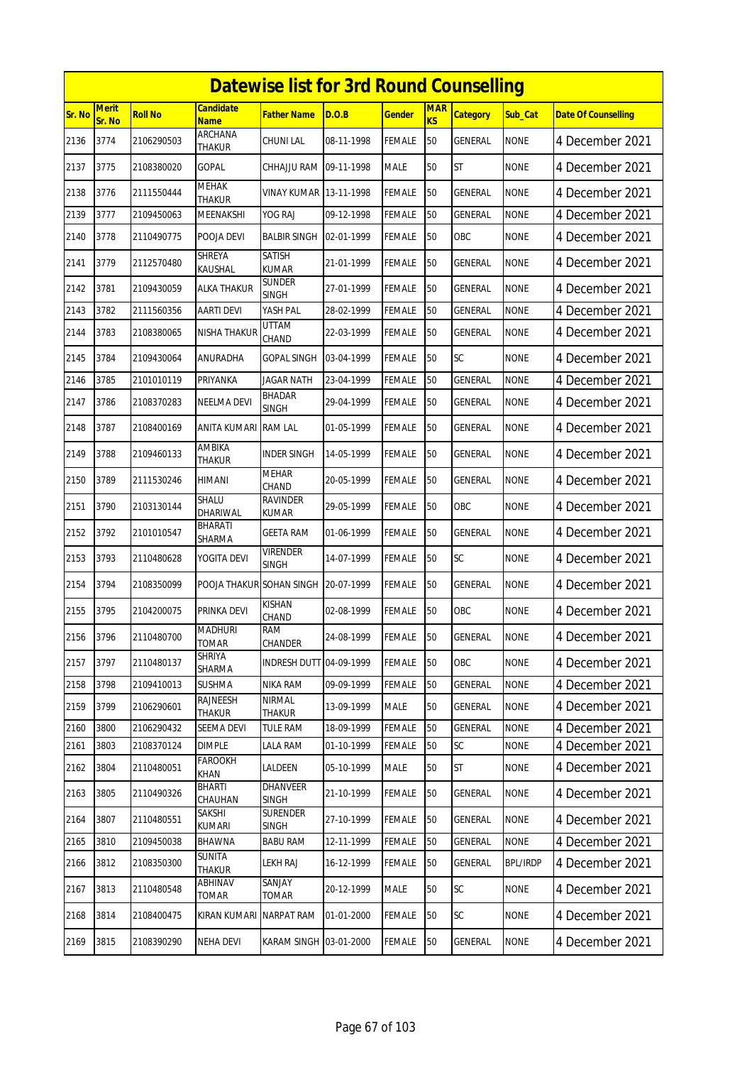# Datewise list for 3rd Round Counselling

| Sr. No | Merit Sr. No | Roll No | Candidate Name | Father Name | D.O.B | Gender | MARKS | Category | Sub_Cat | Date Of Counselling |
|---|---|---|---|---|---|---|---|---|---|---|
| 2136 | 3774 | 2106290503 | ARCHANA THAKUR | CHUNI LAL | 08-11-1998 | FEMALE | 50 | GENERAL | NONE | 4 December 2021 |
| 2137 | 3775 | 2108380020 | GOPAL | CHHAJJU RAM | 09-11-1998 | MALE | 50 | ST | NONE | 4 December 2021 |
| 2138 | 3776 | 2111550444 | MEHAK THAKUR | VINAY KUMAR | 13-11-1998 | FEMALE | 50 | GENERAL | NONE | 4 December 2021 |
| 2139 | 3777 | 2109450063 | MEENAKSHI | YOG RAJ | 09-12-1998 | FEMALE | 50 | GENERAL | NONE | 4 December 2021 |
| 2140 | 3778 | 2110490775 | POOJA DEVI | BALBIR SINGH | 02-01-1999 | FEMALE | 50 | OBC | NONE | 4 December 2021 |
| 2141 | 3779 | 2112570480 | SHREYA KAUSHAL | SATISH KUMAR | 21-01-1999 | FEMALE | 50 | GENERAL | NONE | 4 December 2021 |
| 2142 | 3781 | 2109430059 | ALKA THAKUR | SUNDER SINGH | 27-01-1999 | FEMALE | 50 | GENERAL | NONE | 4 December 2021 |
| 2143 | 3782 | 2111560356 | AARTI DEVI | YASH PAL | 28-02-1999 | FEMALE | 50 | GENERAL | NONE | 4 December 2021 |
| 2144 | 3783 | 2108380065 | NISHA THAKUR | UTTAM CHAND | 22-03-1999 | FEMALE | 50 | GENERAL | NONE | 4 December 2021 |
| 2145 | 3784 | 2109430064 | ANURADHA | GOPAL SINGH | 03-04-1999 | FEMALE | 50 | SC | NONE | 4 December 2021 |
| 2146 | 3785 | 2101010119 | PRIYANKA | JAGAR NATH | 23-04-1999 | FEMALE | 50 | GENERAL | NONE | 4 December 2021 |
| 2147 | 3786 | 2108370283 | NEELMA DEVI | BHADAR SINGH | 29-04-1999 | FEMALE | 50 | GENERAL | NONE | 4 December 2021 |
| 2148 | 3787 | 2108400169 | ANITA KUMARI | RAM LAL | 01-05-1999 | FEMALE | 50 | GENERAL | NONE | 4 December 2021 |
| 2149 | 3788 | 2109460133 | AMBIKA THAKUR | INDER SINGH | 14-05-1999 | FEMALE | 50 | GENERAL | NONE | 4 December 2021 |
| 2150 | 3789 | 2111530246 | HIMANI | MEHAR CHAND | 20-05-1999 | FEMALE | 50 | GENERAL | NONE | 4 December 2021 |
| 2151 | 3790 | 2103130144 | SHALU DHARIWAL | RAVINDER KUMAR | 29-05-1999 | FEMALE | 50 | OBC | NONE | 4 December 2021 |
| 2152 | 3792 | 2101010547 | BHARATI SHARMA | GEETA RAM | 01-06-1999 | FEMALE | 50 | GENERAL | NONE | 4 December 2021 |
| 2153 | 3793 | 2110480628 | YOGITA DEVI | VIRENDER SINGH | 14-07-1999 | FEMALE | 50 | SC | NONE | 4 December 2021 |
| 2154 | 3794 | 2108350099 | POOJA THAKUR | SOHAN SINGH | 20-07-1999 | FEMALE | 50 | GENERAL | NONE | 4 December 2021 |
| 2155 | 3795 | 2104200075 | PRINKA DEVI | KISHAN CHAND | 02-08-1999 | FEMALE | 50 | OBC | NONE | 4 December 2021 |
| 2156 | 3796 | 2110480700 | MADHURI TOMAR | RAM CHANDER | 24-08-1999 | FEMALE | 50 | GENERAL | NONE | 4 December 2021 |
| 2157 | 3797 | 2110480137 | SHRIYA SHARMA | INDRESH DUTT | 04-09-1999 | FEMALE | 50 | OBC | NONE | 4 December 2021 |
| 2158 | 3798 | 2109410013 | SUSHMA | NIKA RAM | 09-09-1999 | FEMALE | 50 | GENERAL | NONE | 4 December 2021 |
| 2159 | 3799 | 2106290601 | RAJNEESH THAKUR | NIRMAL THAKUR | 13-09-1999 | MALE | 50 | GENERAL | NONE | 4 December 2021 |
| 2160 | 3800 | 2106290432 | SEEMA DEVI | TULE RAM | 18-09-1999 | FEMALE | 50 | GENERAL | NONE | 4 December 2021 |
| 2161 | 3803 | 2108370124 | DIMPLE | LALA RAM | 01-10-1999 | FEMALE | 50 | SC | NONE | 4 December 2021 |
| 2162 | 3804 | 2110480051 | FAROOKH KHAN | LALDEEN | 05-10-1999 | MALE | 50 | ST | NONE | 4 December 2021 |
| 2163 | 3805 | 2110490326 | BHARTI CHAUHAN | DHANVEER SINGH | 21-10-1999 | FEMALE | 50 | GENERAL | NONE | 4 December 2021 |
| 2164 | 3807 | 2110480551 | SAKSHI KUMARI | SURENDER SINGH | 27-10-1999 | FEMALE | 50 | GENERAL | NONE | 4 December 2021 |
| 2165 | 3810 | 2109450038 | BHAWNA | BABU RAM | 12-11-1999 | FEMALE | 50 | GENERAL | NONE | 4 December 2021 |
| 2166 | 3812 | 2108350300 | SUNITA THAKUR | LEKH RAJ | 16-12-1999 | FEMALE | 50 | GENERAL | BPL/IRDP | 4 December 2021 |
| 2167 | 3813 | 2110480548 | ABHINAV TOMAR | SANJAY TOMAR | 20-12-1999 | MALE | 50 | SC | NONE | 4 December 2021 |
| 2168 | 3814 | 2108400475 | KIRAN KUMARI | NARPAT RAM | 01-01-2000 | FEMALE | 50 | SC | NONE | 4 December 2021 |
| 2169 | 3815 | 2108390290 | NEHA DEVI | KARAM SINGH | 03-01-2000 | FEMALE | 50 | GENERAL | NONE | 4 December 2021 |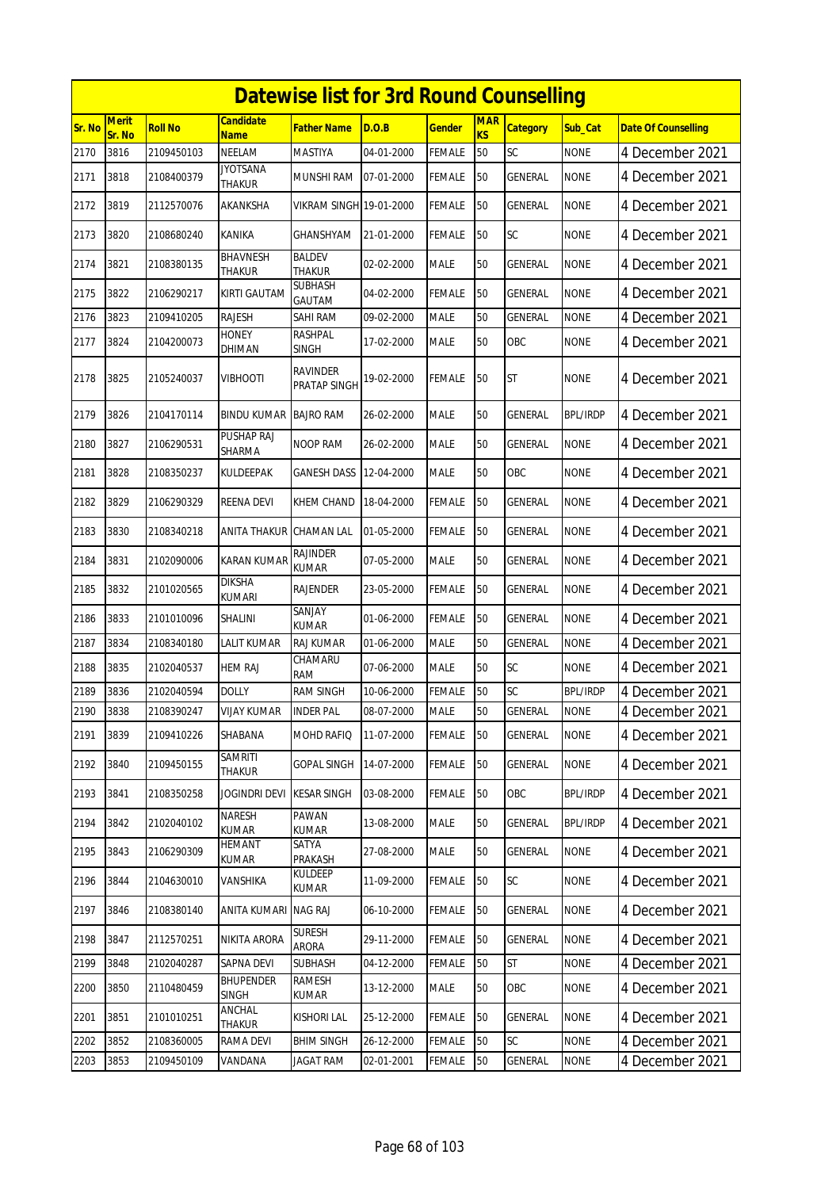# Datewise list for 3rd Round Counselling

| Sr. No | Merit Sr. No | Roll No | Candidate Name | Father Name | D.O.B | Gender | MARKS | Category | Sub_Cat | Date Of Counselling |
|---|---|---|---|---|---|---|---|---|---|---|
| 2170 | 3816 | 2109450103 | NEELAM | MASTIYA | 04-01-2000 | FEMALE | 50 | SC | NONE | 4 December 2021 |
| 2171 | 3818 | 2108400379 | JYOTSANA THAKUR | MUNSHI RAM | 07-01-2000 | FEMALE | 50 | GENERAL | NONE | 4 December 2021 |
| 2172 | 3819 | 2112570076 | AKANKSHA | VIKRAM SINGH | 19-01-2000 | FEMALE | 50 | GENERAL | NONE | 4 December 2021 |
| 2173 | 3820 | 2108680240 | KANIKA | GHANSHYAM | 21-01-2000 | FEMALE | 50 | SC | NONE | 4 December 2021 |
| 2174 | 3821 | 2108380135 | BHAVNESH THAKUR | BALDEV THAKUR | 02-02-2000 | MALE | 50 | GENERAL | NONE | 4 December 2021 |
| 2175 | 3822 | 2106290217 | KIRTI GAUTAM | SUBHASH GAUTAM | 04-02-2000 | FEMALE | 50 | GENERAL | NONE | 4 December 2021 |
| 2176 | 3823 | 2109410205 | RAJESH | SAHI RAM | 09-02-2000 | MALE | 50 | GENERAL | NONE | 4 December 2021 |
| 2177 | 3824 | 2104200073 | HONEY DHIMAN | RASHPAL SINGH | 17-02-2000 | MALE | 50 | OBC | NONE | 4 December 2021 |
| 2178 | 3825 | 2105240037 | VIBHOOTI | RAVINDER PRATAP SINGH | 19-02-2000 | FEMALE | 50 | ST | NONE | 4 December 2021 |
| 2179 | 3826 | 2104170114 | BINDU KUMAR | BAJRO RAM | 26-02-2000 | MALE | 50 | GENERAL | BPL/IRDP | 4 December 2021 |
| 2180 | 3827 | 2106290531 | PUSHAP RAJ SHARMA | NOOP RAM | 26-02-2000 | MALE | 50 | GENERAL | NONE | 4 December 2021 |
| 2181 | 3828 | 2108350237 | KULDEEPAK | GANESH DASS | 12-04-2000 | MALE | 50 | OBC | NONE | 4 December 2021 |
| 2182 | 3829 | 2106290329 | REENA DEVI | KHEM CHAND | 18-04-2000 | FEMALE | 50 | GENERAL | NONE | 4 December 2021 |
| 2183 | 3830 | 2108340218 | ANITA THAKUR | CHAMAN LAL | 01-05-2000 | FEMALE | 50 | GENERAL | NONE | 4 December 2021 |
| 2184 | 3831 | 2102090006 | KARAN KUMAR | RAJINDER KUMAR | 07-05-2000 | MALE | 50 | GENERAL | NONE | 4 December 2021 |
| 2185 | 3832 | 2101020565 | DIKSHA KUMARI | RAJENDER | 23-05-2000 | FEMALE | 50 | GENERAL | NONE | 4 December 2021 |
| 2186 | 3833 | 2101010096 | SHALINI | SANJAY KUMAR | 01-06-2000 | FEMALE | 50 | GENERAL | NONE | 4 December 2021 |
| 2187 | 3834 | 2108340180 | LALIT KUMAR | RAJ KUMAR | 01-06-2000 | MALE | 50 | GENERAL | NONE | 4 December 2021 |
| 2188 | 3835 | 2102040537 | HEM RAJ | CHAMARU RAM | 07-06-2000 | MALE | 50 | SC | NONE | 4 December 2021 |
| 2189 | 3836 | 2102040594 | DOLLY | RAM SINGH | 10-06-2000 | FEMALE | 50 | SC | BPL/IRDP | 4 December 2021 |
| 2190 | 3838 | 2108390247 | VIJAY KUMAR | INDER PAL | 08-07-2000 | MALE | 50 | GENERAL | NONE | 4 December 2021 |
| 2191 | 3839 | 2109410226 | SHABANA | MOHD RAFIQ | 11-07-2000 | FEMALE | 50 | GENERAL | NONE | 4 December 2021 |
| 2192 | 3840 | 2109450155 | SAMRITI THAKUR | GOPAL SINGH | 14-07-2000 | FEMALE | 50 | GENERAL | NONE | 4 December 2021 |
| 2193 | 3841 | 2108350258 | JOGINDRI DEVI | KESAR SINGH | 03-08-2000 | FEMALE | 50 | OBC | BPL/IRDP | 4 December 2021 |
| 2194 | 3842 | 2102040102 | NARESH KUMAR | PAWAN KUMAR | 13-08-2000 | MALE | 50 | GENERAL | BPL/IRDP | 4 December 2021 |
| 2195 | 3843 | 2106290309 | HEMANT KUMAR | SATYA PRAKASH | 27-08-2000 | MALE | 50 | GENERAL | NONE | 4 December 2021 |
| 2196 | 3844 | 2104630010 | VANSHIKA | KULDEEP KUMAR | 11-09-2000 | FEMALE | 50 | SC | NONE | 4 December 2021 |
| 2197 | 3846 | 2108380140 | ANITA KUMARI | NAG RAJ | 06-10-2000 | FEMALE | 50 | GENERAL | NONE | 4 December 2021 |
| 2198 | 3847 | 2112570251 | NIKITA ARORA | SURESH ARORA | 29-11-2000 | FEMALE | 50 | GENERAL | NONE | 4 December 2021 |
| 2199 | 3848 | 2102040287 | SAPNA DEVI | SUBHASH | 04-12-2000 | FEMALE | 50 | ST | NONE | 4 December 2021 |
| 2200 | 3850 | 2110480459 | BHUPENDER SINGH | RAMESH KUMAR | 13-12-2000 | MALE | 50 | OBC | NONE | 4 December 2021 |
| 2201 | 3851 | 2101010251 | ANCHAL THAKUR | KISHORI LAL | 25-12-2000 | FEMALE | 50 | GENERAL | NONE | 4 December 2021 |
| 2202 | 3852 | 2108360005 | RAMA DEVI | BHIM SINGH | 26-12-2000 | FEMALE | 50 | SC | NONE | 4 December 2021 |
| 2203 | 3853 | 2109450109 | VANDANA | JAGAT RAM | 02-01-2001 | FEMALE | 50 | GENERAL | NONE | 4 December 2021 |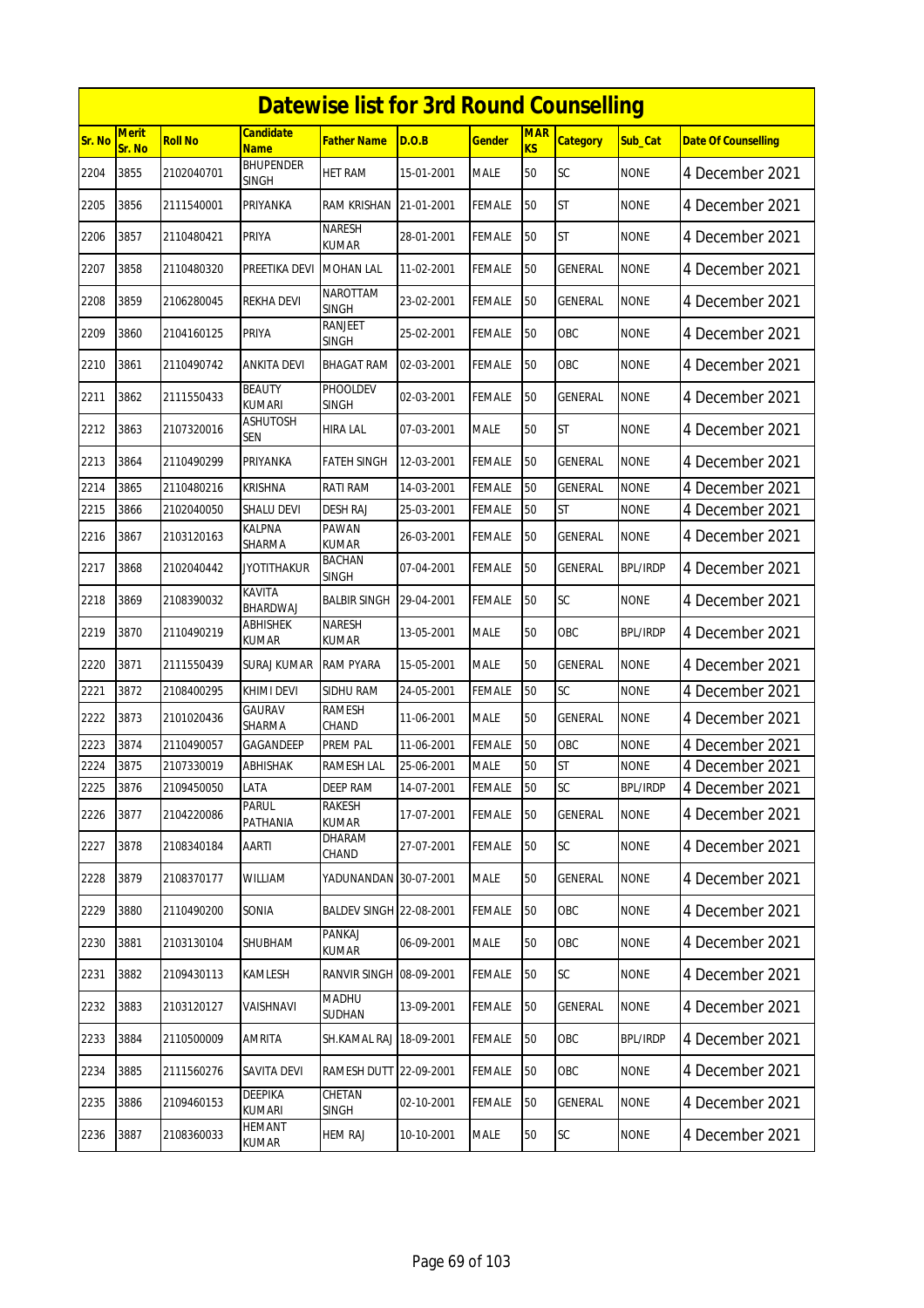# Datewise list for 3rd Round Counselling

| Sr. No | Merit Sr. No | Roll No | Candidate Name | Father Name | D.O.B | Gender | MARKS | Category | Sub_Cat | Date Of Counselling |
|---|---|---|---|---|---|---|---|---|---|---|
| 2204 | 3855 | 2102040701 | BHUPENDER SINGH | HET RAM | 15-01-2001 | MALE | 50 | SC | NONE | 4 December 2021 |
| 2205 | 3856 | 2111540001 | PRIYANKA | RAM KRISHAN | 21-01-2001 | FEMALE | 50 | ST | NONE | 4 December 2021 |
| 2206 | 3857 | 2110480421 | PRIYA | NARESH KUMAR | 28-01-2001 | FEMALE | 50 | ST | NONE | 4 December 2021 |
| 2207 | 3858 | 2110480320 | PREETIKA DEVI | MOHAN LAL | 11-02-2001 | FEMALE | 50 | GENERAL | NONE | 4 December 2021 |
| 2208 | 3859 | 2106280045 | REKHA DEVI | NAROTTAM SINGH | 23-02-2001 | FEMALE | 50 | GENERAL | NONE | 4 December 2021 |
| 2209 | 3860 | 2104160125 | PRIYA | RANJEET SINGH | 25-02-2001 | FEMALE | 50 | OBC | NONE | 4 December 2021 |
| 2210 | 3861 | 2110490742 | ANKITA DEVI | BHAGAT RAM | 02-03-2001 | FEMALE | 50 | OBC | NONE | 4 December 2021 |
| 2211 | 3862 | 2111550433 | BEAUTY KUMARI | PHOOLDEV SINGH | 02-03-2001 | FEMALE | 50 | GENERAL | NONE | 4 December 2021 |
| 2212 | 3863 | 2107320016 | ASHUTOSH SEN | HIRA LAL | 07-03-2001 | MALE | 50 | ST | NONE | 4 December 2021 |
| 2213 | 3864 | 2110490299 | PRIYANKA | FATEH SINGH | 12-03-2001 | FEMALE | 50 | GENERAL | NONE | 4 December 2021 |
| 2214 | 3865 | 2110480216 | KRISHNA | RATI RAM | 14-03-2001 | FEMALE | 50 | GENERAL | NONE | 4 December 2021 |
| 2215 | 3866 | 2102040050 | SHALU DEVI | DESH RAJ | 25-03-2001 | FEMALE | 50 | ST | NONE | 4 December 2021 |
| 2216 | 3867 | 2103120163 | KALPNA SHARMA | PAWAN KUMAR | 26-03-2001 | FEMALE | 50 | GENERAL | NONE | 4 December 2021 |
| 2217 | 3868 | 2102040442 | JYOTITHAKUR | BACHAN SINGH | 07-04-2001 | FEMALE | 50 | GENERAL | BPL/IRDP | 4 December 2021 |
| 2218 | 3869 | 2108390032 | KAVITA BHARDWAJ | BALBIR SINGH | 29-04-2001 | FEMALE | 50 | SC | NONE | 4 December 2021 |
| 2219 | 3870 | 2110490219 | ABHISHEK KUMAR | NARESH KUMAR | 13-05-2001 | MALE | 50 | OBC | BPL/IRDP | 4 December 2021 |
| 2220 | 3871 | 2111550439 | SURAJ KUMAR | RAM PYARA | 15-05-2001 | MALE | 50 | GENERAL | NONE | 4 December 2021 |
| 2221 | 3872 | 2108400295 | KHIMI DEVI | SIDHU RAM | 24-05-2001 | FEMALE | 50 | SC | NONE | 4 December 2021 |
| 2222 | 3873 | 2101020436 | GAURAV SHARMA | RAMESH CHAND | 11-06-2001 | MALE | 50 | GENERAL | NONE | 4 December 2021 |
| 2223 | 3874 | 2110490057 | GAGANDEEP | PREM PAL | 11-06-2001 | FEMALE | 50 | OBC | NONE | 4 December 2021 |
| 2224 | 3875 | 2107330019 | ABHISHAK | RAMESH LAL | 25-06-2001 | MALE | 50 | ST | NONE | 4 December 2021 |
| 2225 | 3876 | 2109450050 | LATA | DEEP RAM | 14-07-2001 | FEMALE | 50 | SC | BPL/IRDP | 4 December 2021 |
| 2226 | 3877 | 2104220086 | PARUL PATHANIA | RAKESH KUMAR | 17-07-2001 | FEMALE | 50 | GENERAL | NONE | 4 December 2021 |
| 2227 | 3878 | 2108340184 | AARTI | DHARAM CHAND | 27-07-2001 | FEMALE | 50 | SC | NONE | 4 December 2021 |
| 2228 | 3879 | 2108370177 | WILLIAM | YADUNANDAN | 30-07-2001 | MALE | 50 | GENERAL | NONE | 4 December 2021 |
| 2229 | 3880 | 2110490200 | SONIA | BALDEV SINGH | 22-08-2001 | FEMALE | 50 | OBC | NONE | 4 December 2021 |
| 2230 | 3881 | 2103130104 | SHUBHAM | PANKAJ KUMAR | 06-09-2001 | MALE | 50 | OBC | NONE | 4 December 2021 |
| 2231 | 3882 | 2109430113 | KAMLESH | RANVIR SINGH | 08-09-2001 | FEMALE | 50 | SC | NONE | 4 December 2021 |
| 2232 | 3883 | 2103120127 | VAISHNAVI | MADHU SUDHAN | 13-09-2001 | FEMALE | 50 | GENERAL | NONE | 4 December 2021 |
| 2233 | 3884 | 2110500009 | AMRITA | SH.KAMAL RAJ | 18-09-2001 | FEMALE | 50 | OBC | BPL/IRDP | 4 December 2021 |
| 2234 | 3885 | 2111560276 | SAVITA DEVI | RAMESH DUTT | 22-09-2001 | FEMALE | 50 | OBC | NONE | 4 December 2021 |
| 2235 | 3886 | 2109460153 | DEEPIKA KUMARI | CHETAN SINGH | 02-10-2001 | FEMALE | 50 | GENERAL | NONE | 4 December 2021 |
| 2236 | 3887 | 2108360033 | HEMANT KUMAR | HEM RAJ | 10-10-2001 | MALE | 50 | SC | NONE | 4 December 2021 |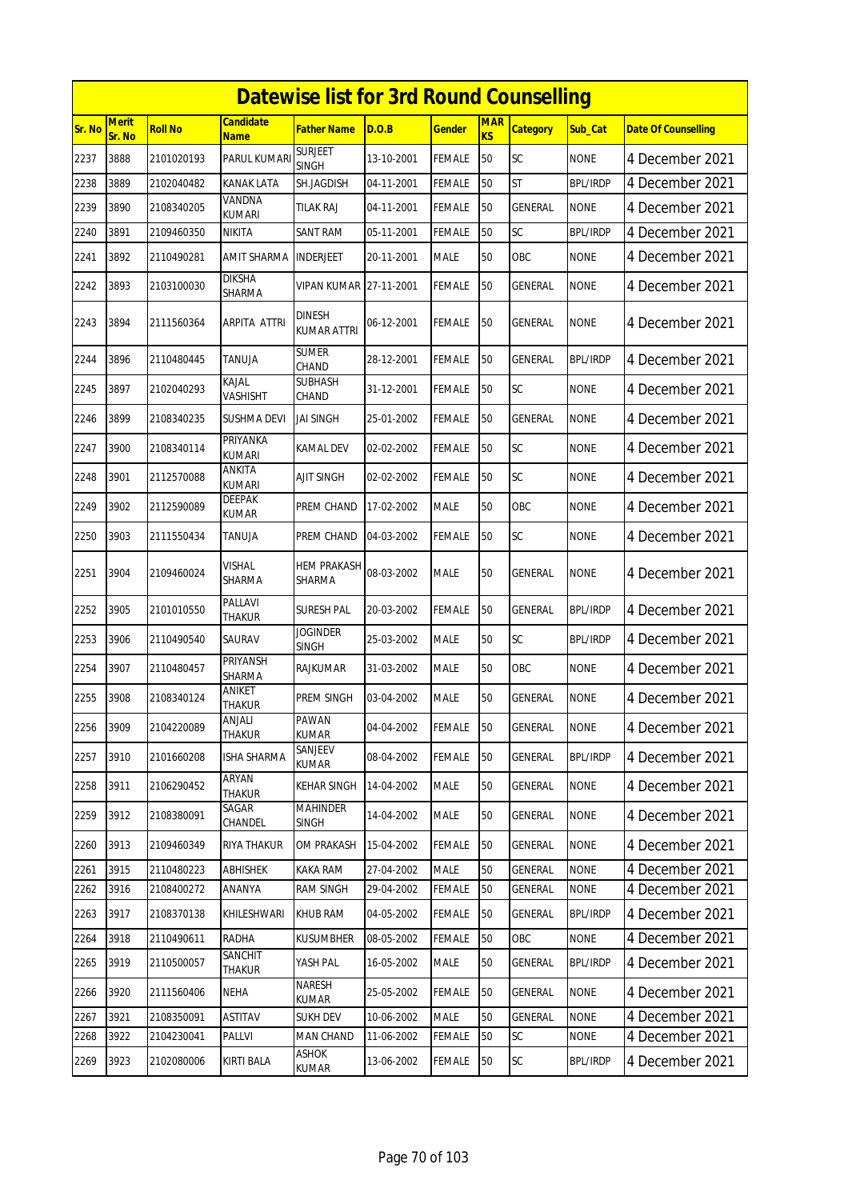# Datewise list for 3rd Round Counselling

| Sr. No | Merit Sr. No | Roll No | Candidate Name | Father Name | D.O.B | Gender | MARKS | Category | Sub_Cat | Date Of Counselling |
|---|---|---|---|---|---|---|---|---|---|---|
| 2237 | 3888 | 2101020193 | PARUL KUMARI | SURJEET SINGH | 13-10-2001 | FEMALE | 50 | SC | NONE | 4 December 2021 |
| 2238 | 3889 | 2102040482 | KANAK LATA | SH.JAGDISH | 04-11-2001 | FEMALE | 50 | ST | BPL/IRDP | 4 December 2021 |
| 2239 | 3890 | 2108340205 | VANDNA KUMARI | TILAK RAJ | 04-11-2001 | FEMALE | 50 | GENERAL | NONE | 4 December 2021 |
| 2240 | 3891 | 2109460350 | NIKITA | SANT RAM | 05-11-2001 | FEMALE | 50 | SC | BPL/IRDP | 4 December 2021 |
| 2241 | 3892 | 2110490281 | AMIT SHARMA | INDERJEET | 20-11-2001 | MALE | 50 | OBC | NONE | 4 December 2021 |
| 2242 | 3893 | 2103100030 | DIKSHA SHARMA | VIPAN KUMAR | 27-11-2001 | FEMALE | 50 | GENERAL | NONE | 4 December 2021 |
| 2243 | 3894 | 2111560364 | ARPITA ATTRI | DINESH KUMAR ATTRI | 06-12-2001 | FEMALE | 50 | GENERAL | NONE | 4 December 2021 |
| 2244 | 3896 | 2110480445 | TANUJA | SUMER CHAND | 28-12-2001 | FEMALE | 50 | GENERAL | BPL/IRDP | 4 December 2021 |
| 2245 | 3897 | 2102040293 | KAJAL VASHISHT | SUBHASH CHAND | 31-12-2001 | FEMALE | 50 | SC | NONE | 4 December 2021 |
| 2246 | 3899 | 2108340235 | SUSHMA DEVI | JAI SINGH | 25-01-2002 | FEMALE | 50 | GENERAL | NONE | 4 December 2021 |
| 2247 | 3900 | 2108340114 | PRIYANKA KUMARI | KAMAL DEV | 02-02-2002 | FEMALE | 50 | SC | NONE | 4 December 2021 |
| 2248 | 3901 | 2112570088 | ANKITA KUMARI | AJIT SINGH | 02-02-2002 | FEMALE | 50 | SC | NONE | 4 December 2021 |
| 2249 | 3902 | 2112590089 | DEEPAK KUMAR | PREM CHAND | 17-02-2002 | MALE | 50 | OBC | NONE | 4 December 2021 |
| 2250 | 3903 | 2111550434 | TANUJA | PREM CHAND | 04-03-2002 | FEMALE | 50 | SC | NONE | 4 December 2021 |
| 2251 | 3904 | 2109460024 | VISHAL SHARMA | HEM PRAKASH SHARMA | 08-03-2002 | MALE | 50 | GENERAL | NONE | 4 December 2021 |
| 2252 | 3905 | 2101010550 | PALLAVI THAKUR | SURESH PAL | 20-03-2002 | FEMALE | 50 | GENERAL | BPL/IRDP | 4 December 2021 |
| 2253 | 3906 | 2110490540 | SAURAV | JOGINDER SINGH | 25-03-2002 | MALE | 50 | SC | BPL/IRDP | 4 December 2021 |
| 2254 | 3907 | 2110480457 | PRIYANSH SHARMA | RAJKUMAR | 31-03-2002 | MALE | 50 | OBC | NONE | 4 December 2021 |
| 2255 | 3908 | 2108340124 | ANIKET THAKUR | PREM SINGH | 03-04-2002 | MALE | 50 | GENERAL | NONE | 4 December 2021 |
| 2256 | 3909 | 2104220089 | ANJALI THAKUR | PAWAN KUMAR | 04-04-2002 | FEMALE | 50 | GENERAL | NONE | 4 December 2021 |
| 2257 | 3910 | 2101660208 | ISHA SHARMA | SANJEEV KUMAR | 08-04-2002 | FEMALE | 50 | GENERAL | BPL/IRDP | 4 December 2021 |
| 2258 | 3911 | 2106290452 | ARYAN THAKUR | KEHAR SINGH | 14-04-2002 | MALE | 50 | GENERAL | NONE | 4 December 2021 |
| 2259 | 3912 | 2108380091 | SAGAR CHANDEL | MAHINDER SINGH | 14-04-2002 | MALE | 50 | GENERAL | NONE | 4 December 2021 |
| 2260 | 3913 | 2109460349 | RIYA THAKUR | OM PRAKASH | 15-04-2002 | FEMALE | 50 | GENERAL | NONE | 4 December 2021 |
| 2261 | 3915 | 2110480223 | ABHISHEK | KAKA RAM | 27-04-2002 | MALE | 50 | GENERAL | NONE | 4 December 2021 |
| 2262 | 3916 | 2108400272 | ANANYA | RAM SINGH | 29-04-2002 | FEMALE | 50 | GENERAL | NONE | 4 December 2021 |
| 2263 | 3917 | 2108370138 | KHILESHWARI | KHUB RAM | 04-05-2002 | FEMALE | 50 | GENERAL | BPL/IRDP | 4 December 2021 |
| 2264 | 3918 | 2110490611 | RADHA | KUSUMBHER | 08-05-2002 | FEMALE | 50 | OBC | NONE | 4 December 2021 |
| 2265 | 3919 | 2110500057 | SANCHIT THAKUR | YASH PAL | 16-05-2002 | MALE | 50 | GENERAL | BPL/IRDP | 4 December 2021 |
| 2266 | 3920 | 2111560406 | NEHA | NARESH KUMAR | 25-05-2002 | FEMALE | 50 | GENERAL | NONE | 4 December 2021 |
| 2267 | 3921 | 2108350091 | ASTITAV | SUKH DEV | 10-06-2002 | MALE | 50 | GENERAL | NONE | 4 December 2021 |
| 2268 | 3922 | 2104230041 | PALLVI | MAN CHAND | 11-06-2002 | FEMALE | 50 | SC | NONE | 4 December 2021 |
| 2269 | 3923 | 2102080006 | KIRTI BALA | ASHOK KUMAR | 13-06-2002 | FEMALE | 50 | SC | BPL/IRDP | 4 December 2021 |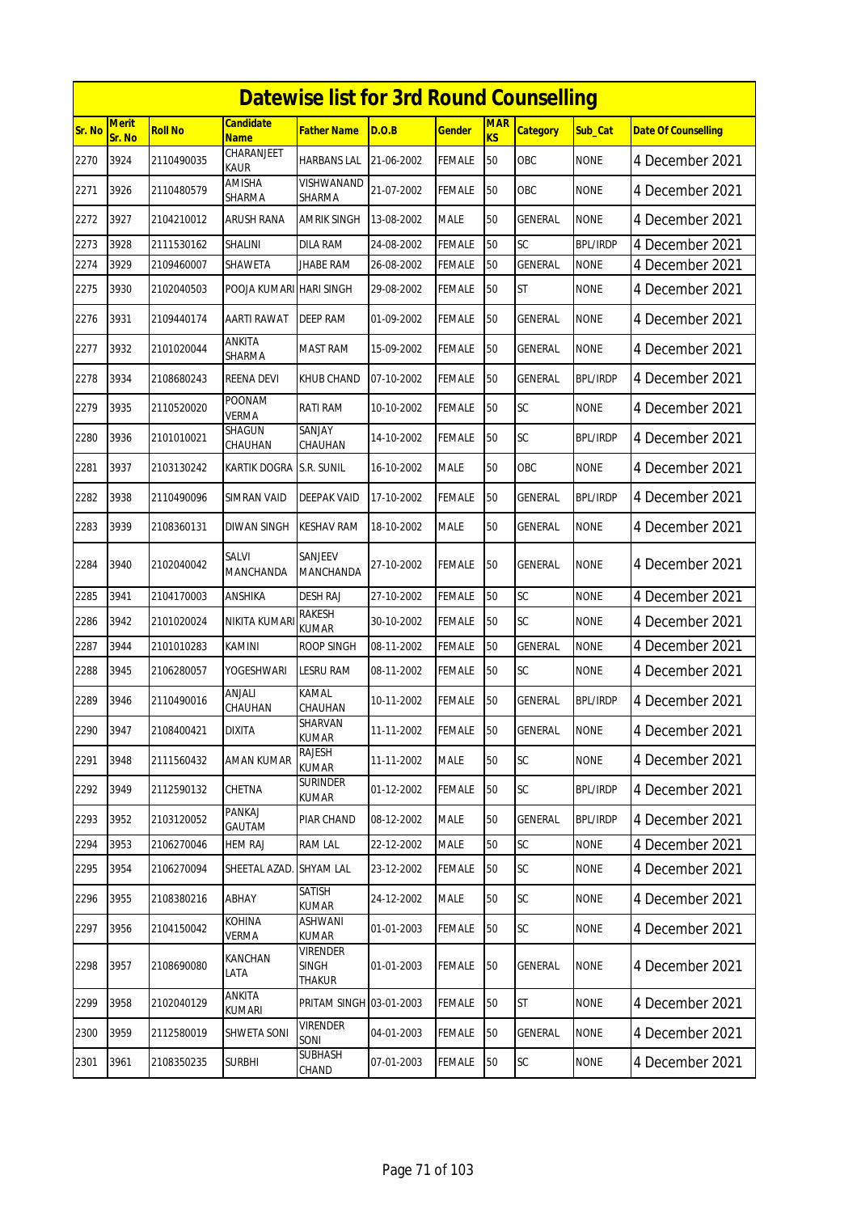# Datewise list for 3rd Round Counselling

| Sr. No | Merit Sr. No | Roll No | Candidate Name | Father Name | D.O.B | Gender | MARKS | Category | Sub_Cat | Date Of Counselling |
|---|---|---|---|---|---|---|---|---|---|---|
| 2270 | 3924 | 2110490035 | CHARANJEET KAUR | HARBANS LAL | 21-06-2002 | FEMALE | 50 | OBC | NONE | 4 December 2021 |
| 2271 | 3926 | 2110480579 | AMISHA SHARMA | VISHWANAND SHARMA | 21-07-2002 | FEMALE | 50 | OBC | NONE | 4 December 2021 |
| 2272 | 3927 | 2104210012 | ARUSH RANA | AMRIK SINGH | 13-08-2002 | MALE | 50 | GENERAL | NONE | 4 December 2021 |
| 2273 | 3928 | 2111530162 | SHALINI | DILA RAM | 24-08-2002 | FEMALE | 50 | SC | BPL/IRDP | 4 December 2021 |
| 2274 | 3929 | 2109460007 | SHAWETA | JHABE RAM | 26-08-2002 | FEMALE | 50 | GENERAL | NONE | 4 December 2021 |
| 2275 | 3930 | 2102040503 | POOJA KUMARI | HARI SINGH | 29-08-2002 | FEMALE | 50 | ST | NONE | 4 December 2021 |
| 2276 | 3931 | 2109440174 | AARTI RAWAT | DEEP RAM | 01-09-2002 | FEMALE | 50 | GENERAL | NONE | 4 December 2021 |
| 2277 | 3932 | 2101020044 | ANKITA SHARMA | MAST RAM | 15-09-2002 | FEMALE | 50 | GENERAL | NONE | 4 December 2021 |
| 2278 | 3934 | 2108680243 | REENA DEVI | KHUB CHAND | 07-10-2002 | FEMALE | 50 | GENERAL | BPL/IRDP | 4 December 2021 |
| 2279 | 3935 | 2110520020 | POONAM VERMA | RATI RAM | 10-10-2002 | FEMALE | 50 | SC | NONE | 4 December 2021 |
| 2280 | 3936 | 2101010021 | SHAGUN CHAUHAN | SANJAY CHAUHAN | 14-10-2002 | FEMALE | 50 | SC | BPL/IRDP | 4 December 2021 |
| 2281 | 3937 | 2103130242 | KARTIK DOGRA | S.R. SUNIL | 16-10-2002 | MALE | 50 | OBC | NONE | 4 December 2021 |
| 2282 | 3938 | 2110490096 | SIMRAN VAID | DEEPAK VAID | 17-10-2002 | FEMALE | 50 | GENERAL | BPL/IRDP | 4 December 2021 |
| 2283 | 3939 | 2108360131 | DIWAN SINGH | KESHAV RAM | 18-10-2002 | MALE | 50 | GENERAL | NONE | 4 December 2021 |
| 2284 | 3940 | 2102040042 | SALVI MANCHANDA | SANJEEV MANCHANDA | 27-10-2002 | FEMALE | 50 | GENERAL | NONE | 4 December 2021 |
| 2285 | 3941 | 2104170003 | ANSHIKA | DESH RAJ | 27-10-2002 | FEMALE | 50 | SC | NONE | 4 December 2021 |
| 2286 | 3942 | 2101020024 | NIKITA KUMARI | RAKESH KUMAR | 30-10-2002 | FEMALE | 50 | SC | NONE | 4 December 2021 |
| 2287 | 3944 | 2101010283 | KAMINI | ROOP SINGH | 08-11-2002 | FEMALE | 50 | GENERAL | NONE | 4 December 2021 |
| 2288 | 3945 | 2106280057 | YOGESHWARI | LESRU RAM | 08-11-2002 | FEMALE | 50 | SC | NONE | 4 December 2021 |
| 2289 | 3946 | 2110490016 | ANJALI CHAUHAN | KAMAL CHAUHAN | 10-11-2002 | FEMALE | 50 | GENERAL | BPL/IRDP | 4 December 2021 |
| 2290 | 3947 | 2108400421 | DIXITA | SHARVAN KUMAR | 11-11-2002 | FEMALE | 50 | GENERAL | NONE | 4 December 2021 |
| 2291 | 3948 | 2111560432 | AMAN KUMAR | RAJESH KUMAR | 11-11-2002 | MALE | 50 | SC | NONE | 4 December 2021 |
| 2292 | 3949 | 2112590132 | CHETNA | SURINDER KUMAR | 01-12-2002 | FEMALE | 50 | SC | BPL/IRDP | 4 December 2021 |
| 2293 | 3952 | 2103120052 | PANKAJ GAUTAM | PIAR CHAND | 08-12-2002 | MALE | 50 | GENERAL | BPL/IRDP | 4 December 2021 |
| 2294 | 3953 | 2106270046 | HEM RAJ | RAM LAL | 22-12-2002 | MALE | 50 | SC | NONE | 4 December 2021 |
| 2295 | 3954 | 2106270094 | SHEETAL AZAD. | SHYAM LAL | 23-12-2002 | FEMALE | 50 | SC | NONE | 4 December 2021 |
| 2296 | 3955 | 2108380216 | ABHAY | SATISH KUMAR | 24-12-2002 | MALE | 50 | SC | NONE | 4 December 2021 |
| 2297 | 3956 | 2104150042 | KOHINA VERMA | ASHWANI KUMAR | 01-01-2003 | FEMALE | 50 | SC | NONE | 4 December 2021 |
| 2298 | 3957 | 2108690080 | KANCHAN LATA | VIRENDER SINGH THAKUR | 01-01-2003 | FEMALE | 50 | GENERAL | NONE | 4 December 2021 |
| 2299 | 3958 | 2102040129 | ANKITA KUMARI | PRITAM SINGH | 03-01-2003 | FEMALE | 50 | ST | NONE | 4 December 2021 |
| 2300 | 3959 | 2112580019 | SHWETA SONI | VIRENDER SONI | 04-01-2003 | FEMALE | 50 | GENERAL | NONE | 4 December 2021 |
| 2301 | 3961 | 2108350235 | SURBHI | SUBHASH CHAND | 07-01-2003 | FEMALE | 50 | SC | NONE | 4 December 2021 |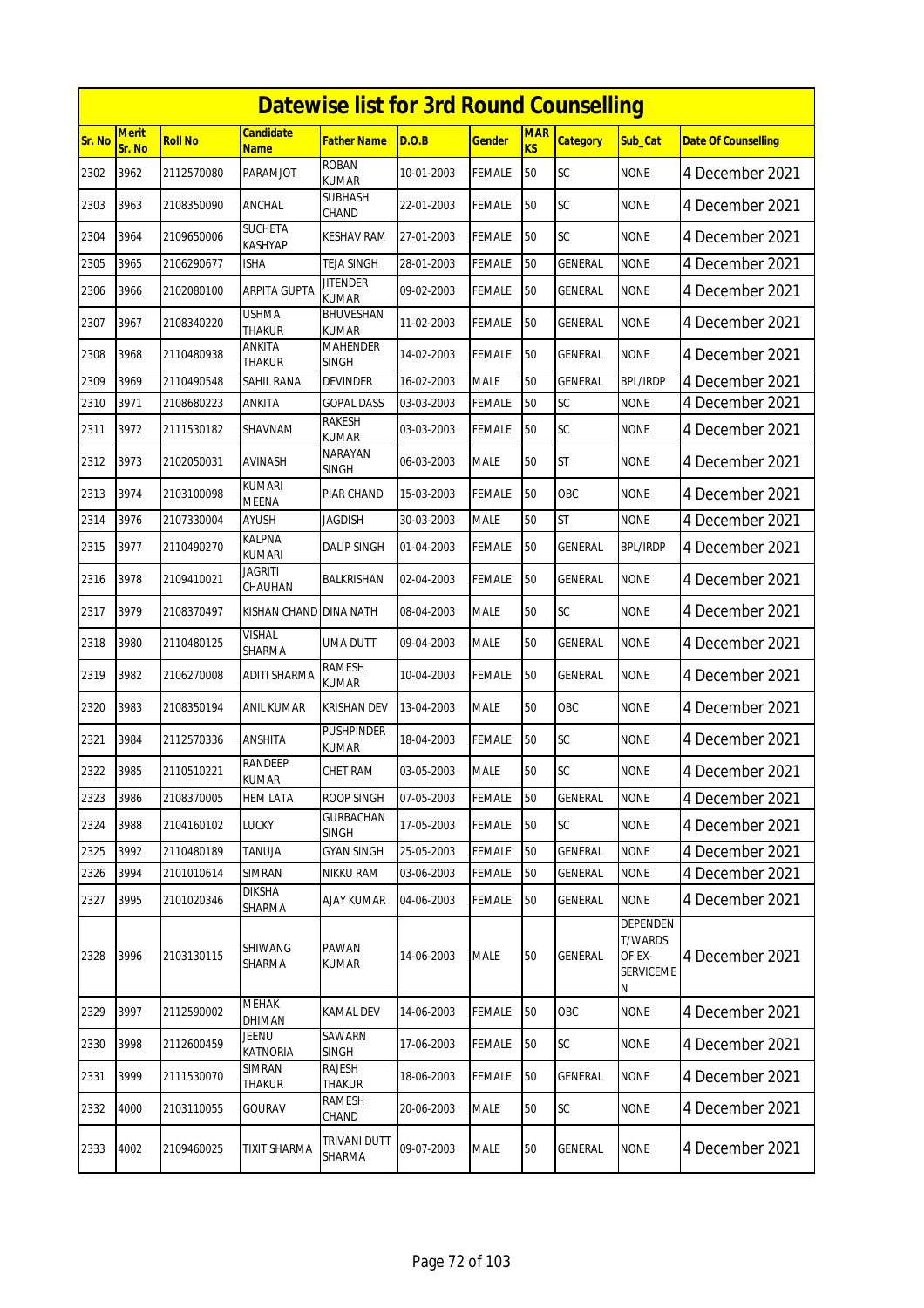# Datewise list for 3rd Round Counselling

| Sr. No | Merit Sr. No | Roll No | Candidate Name | Father Name | D.O.B | Gender | MARKS | Category | Sub_Cat | Date Of Counselling |
|---|---|---|---|---|---|---|---|---|---|---|
| 2302 | 3962 | 2112570080 | PARAMJOT | ROBAN KUMAR | 10-01-2003 | FEMALE | 50 | SC | NONE | 4 December 2021 |
| 2303 | 3963 | 2108350090 | ANCHAL | SUBHASH CHAND | 22-01-2003 | FEMALE | 50 | SC | NONE | 4 December 2021 |
| 2304 | 3964 | 2109650006 | SUCHETA KASHYAP | KESHAV RAM | 27-01-2003 | FEMALE | 50 | SC | NONE | 4 December 2021 |
| 2305 | 3965 | 2106290677 | ISHA | TEJA SINGH | 28-01-2003 | FEMALE | 50 | GENERAL | NONE | 4 December 2021 |
| 2306 | 3966 | 2102080100 | ARPITA GUPTA | JITENDER KUMAR | 09-02-2003 | FEMALE | 50 | GENERAL | NONE | 4 December 2021 |
| 2307 | 3967 | 2108340220 | USHMA THAKUR | BHUVESHAN KUMAR | 11-02-2003 | FEMALE | 50 | GENERAL | NONE | 4 December 2021 |
| 2308 | 3968 | 2110480938 | ANKITA THAKUR | MAHENDER SINGH | 14-02-2003 | FEMALE | 50 | GENERAL | NONE | 4 December 2021 |
| 2309 | 3969 | 2110490548 | SAHIL RANA | DEVINDER | 16-02-2003 | MALE | 50 | GENERAL | BPL/IRDP | 4 December 2021 |
| 2310 | 3971 | 2108680223 | ANKITA | GOPAL DASS | 03-03-2003 | FEMALE | 50 | SC | NONE | 4 December 2021 |
| 2311 | 3972 | 2111530182 | SHAVNAM | RAKESH KUMAR | 03-03-2003 | FEMALE | 50 | SC | NONE | 4 December 2021 |
| 2312 | 3973 | 2102050031 | AVINASH | NARAYAN SINGH | 06-03-2003 | MALE | 50 | ST | NONE | 4 December 2021 |
| 2313 | 3974 | 2103100098 | KUMARI MEENA | PIAR CHAND | 15-03-2003 | FEMALE | 50 | OBC | NONE | 4 December 2021 |
| 2314 | 3976 | 2107330004 | AYUSH | JAGDISH | 30-03-2003 | MALE | 50 | ST | NONE | 4 December 2021 |
| 2315 | 3977 | 2110490270 | KALPNA KUMARI | DALIP SINGH | 01-04-2003 | FEMALE | 50 | GENERAL | BPL/IRDP | 4 December 2021 |
| 2316 | 3978 | 2109410021 | JAGRITI CHAUHAN | BALKRISHAN | 02-04-2003 | FEMALE | 50 | GENERAL | NONE | 4 December 2021 |
| 2317 | 3979 | 2108370497 | KISHAN CHAND | DINA NATH | 08-04-2003 | MALE | 50 | SC | NONE | 4 December 2021 |
| 2318 | 3980 | 2110480125 | VISHAL SHARMA | UMA DUTT | 09-04-2003 | MALE | 50 | GENERAL | NONE | 4 December 2021 |
| 2319 | 3982 | 2106270008 | ADITI SHARMA | RAMESH KUMAR | 10-04-2003 | FEMALE | 50 | GENERAL | NONE | 4 December 2021 |
| 2320 | 3983 | 2108350194 | ANIL KUMAR | KRISHAN DEV | 13-04-2003 | MALE | 50 | OBC | NONE | 4 December 2021 |
| 2321 | 3984 | 2112570336 | ANSHITA | PUSHPINDER KUMAR | 18-04-2003 | FEMALE | 50 | SC | NONE | 4 December 2021 |
| 2322 | 3985 | 2110510221 | RANDEEP KUMAR | CHET RAM | 03-05-2003 | MALE | 50 | SC | NONE | 4 December 2021 |
| 2323 | 3986 | 2108370005 | HEM LATA | ROOP SINGH | 07-05-2003 | FEMALE | 50 | GENERAL | NONE | 4 December 2021 |
| 2324 | 3988 | 2104160102 | LUCKY | GURBACHAN SINGH | 17-05-2003 | FEMALE | 50 | SC | NONE | 4 December 2021 |
| 2325 | 3992 | 2110480189 | TANUJA | GYAN SINGH | 25-05-2003 | FEMALE | 50 | GENERAL | NONE | 4 December 2021 |
| 2326 | 3994 | 2101010614 | SIMRAN | NIKKU RAM | 03-06-2003 | FEMALE | 50 | GENERAL | NONE | 4 December 2021 |
| 2327 | 3995 | 2101020346 | DIKSHA SHARMA | AJAY KUMAR | 04-06-2003 | FEMALE | 50 | GENERAL | NONE | 4 December 2021 |
| 2328 | 3996 | 2103130115 | SHIWANG SHARMA | PAWAN KUMAR | 14-06-2003 | MALE | 50 | GENERAL | DEPENDENT/WARDS OF EX-SERVICEMEN | 4 December 2021 |
| 2329 | 3997 | 2112590002 | MEHAK DHIMAN | KAMAL DEV | 14-06-2003 | FEMALE | 50 | OBC | NONE | 4 December 2021 |
| 2330 | 3998 | 2112600459 | JEENU KATNORIA | SAWARN SINGH | 17-06-2003 | FEMALE | 50 | SC | NONE | 4 December 2021 |
| 2331 | 3999 | 2111530070 | SIMRAN THAKUR | RAJESH THAKUR | 18-06-2003 | FEMALE | 50 | GENERAL | NONE | 4 December 2021 |
| 2332 | 4000 | 2103110055 | GOURAV | RAMESH CHAND | 20-06-2003 | MALE | 50 | SC | NONE | 4 December 2021 |
| 2333 | 4002 | 2109460025 | TIXIT SHARMA | TRIVANI DUTT SHARMA | 09-07-2003 | MALE | 50 | GENERAL | NONE | 4 December 2021 |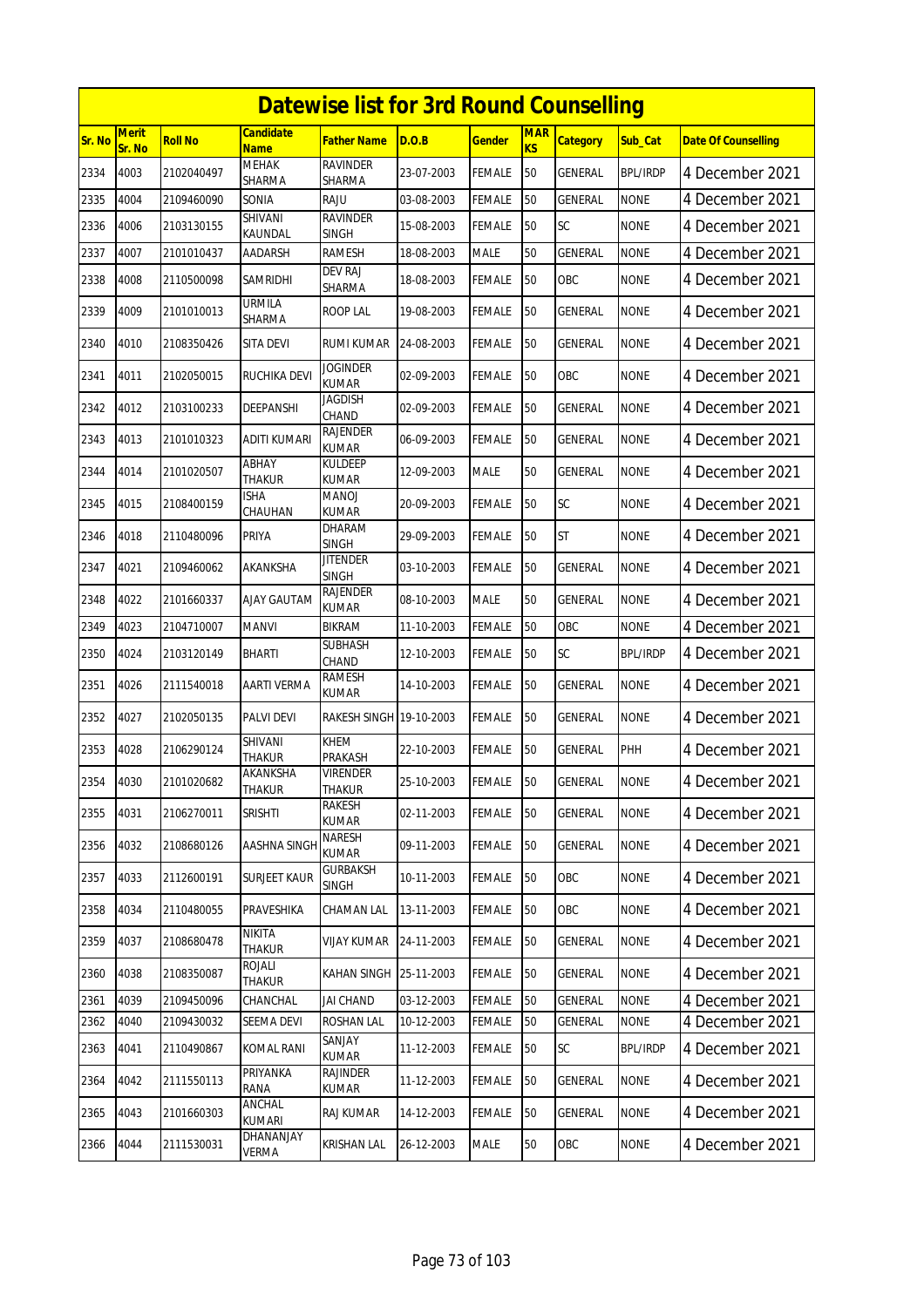# Datewise list for 3rd Round Counselling

| Sr. No | Merit Sr. No | Roll No | Candidate Name | Father Name | D.O.B | Gender | MARKS | Category | Sub_Cat | Date Of Counselling |
|---|---|---|---|---|---|---|---|---|---|---|
| 2334 | 4003 | 2102040497 | MEHAK SHARMA | RAVINDER SHARMA | 23-07-2003 | FEMALE | 50 | GENERAL | BPL/IRDP | 4 December 2021 |
| 2335 | 4004 | 2109460090 | SONIA | RAJU | 03-08-2003 | FEMALE | 50 | GENERAL | NONE | 4 December 2021 |
| 2336 | 4006 | 2103130155 | SHIVANI KAUNDAL | RAVINDER SINGH | 15-08-2003 | FEMALE | 50 | SC | NONE | 4 December 2021 |
| 2337 | 4007 | 2101010437 | AADARSH | RAMESH | 18-08-2003 | MALE | 50 | GENERAL | NONE | 4 December 2021 |
| 2338 | 4008 | 2110500098 | SAMRIDHI | DEV RAJ SHARMA | 18-08-2003 | FEMALE | 50 | OBC | NONE | 4 December 2021 |
| 2339 | 4009 | 2101010013 | URMILA SHARMA | ROOP LAL | 19-08-2003 | FEMALE | 50 | GENERAL | NONE | 4 December 2021 |
| 2340 | 4010 | 2108350426 | SITA DEVI | RUMI KUMAR | 24-08-2003 | FEMALE | 50 | GENERAL | NONE | 4 December 2021 |
| 2341 | 4011 | 2102050015 | RUCHIKA DEVI | JOGINDER KUMAR | 02-09-2003 | FEMALE | 50 | OBC | NONE | 4 December 2021 |
| 2342 | 4012 | 2103100233 | DEEPANSHI | JAGDISH CHAND | 02-09-2003 | FEMALE | 50 | GENERAL | NONE | 4 December 2021 |
| 2343 | 4013 | 2101010323 | ADITI KUMARI | RAJENDER KUMAR | 06-09-2003 | FEMALE | 50 | GENERAL | NONE | 4 December 2021 |
| 2344 | 4014 | 2101020507 | ABHAY THAKUR | KULDEEP KUMAR | 12-09-2003 | MALE | 50 | GENERAL | NONE | 4 December 2021 |
| 2345 | 4015 | 2108400159 | ISHA CHAUHAN | MANOJ KUMAR | 20-09-2003 | FEMALE | 50 | SC | NONE | 4 December 2021 |
| 2346 | 4018 | 2110480096 | PRIYA | DHARAM SINGH | 29-09-2003 | FEMALE | 50 | ST | NONE | 4 December 2021 |
| 2347 | 4021 | 2109460062 | AKANKSHA | JITENDER SINGH | 03-10-2003 | FEMALE | 50 | GENERAL | NONE | 4 December 2021 |
| 2348 | 4022 | 2101660337 | AJAY GAUTAM | RAJENDER KUMAR | 08-10-2003 | MALE | 50 | GENERAL | NONE | 4 December 2021 |
| 2349 | 4023 | 2104710007 | MANVI | BIKRAM | 11-10-2003 | FEMALE | 50 | OBC | NONE | 4 December 2021 |
| 2350 | 4024 | 2103120149 | BHARTI | SUBHASH CHAND | 12-10-2003 | FEMALE | 50 | SC | BPL/IRDP | 4 December 2021 |
| 2351 | 4026 | 2111540018 | AARTI VERMA | RAMESH KUMAR | 14-10-2003 | FEMALE | 50 | GENERAL | NONE | 4 December 2021 |
| 2352 | 4027 | 2102050135 | PALVI DEVI | RAKESH SINGH | 19-10-2003 | FEMALE | 50 | GENERAL | NONE | 4 December 2021 |
| 2353 | 4028 | 2106290124 | SHIVANI THAKUR | KHEM PRAKASH | 22-10-2003 | FEMALE | 50 | GENERAL | PHH | 4 December 2021 |
| 2354 | 4030 | 2101020682 | AKANKSHA THAKUR | VIRENDER THAKUR | 25-10-2003 | FEMALE | 50 | GENERAL | NONE | 4 December 2021 |
| 2355 | 4031 | 2106270011 | SRISHTI | RAKESH KUMAR | 02-11-2003 | FEMALE | 50 | GENERAL | NONE | 4 December 2021 |
| 2356 | 4032 | 2108680126 | AASHNA SINGH | NARESH KUMAR | 09-11-2003 | FEMALE | 50 | GENERAL | NONE | 4 December 2021 |
| 2357 | 4033 | 2112600191 | SURJEET KAUR | GURBAKSH SINGH | 10-11-2003 | FEMALE | 50 | OBC | NONE | 4 December 2021 |
| 2358 | 4034 | 2110480055 | PRAVESHIKA | CHAMAN LAL | 13-11-2003 | FEMALE | 50 | OBC | NONE | 4 December 2021 |
| 2359 | 4037 | 2108680478 | NIKITA THAKUR | VIJAY KUMAR | 24-11-2003 | FEMALE | 50 | GENERAL | NONE | 4 December 2021 |
| 2360 | 4038 | 2108350087 | ROJALI THAKUR | KAHAN SINGH | 25-11-2003 | FEMALE | 50 | GENERAL | NONE | 4 December 2021 |
| 2361 | 4039 | 2109450096 | CHANCHAL | JAI CHAND | 03-12-2003 | FEMALE | 50 | GENERAL | NONE | 4 December 2021 |
| 2362 | 4040 | 2109430032 | SEEMA DEVI | ROSHAN LAL | 10-12-2003 | FEMALE | 50 | GENERAL | NONE | 4 December 2021 |
| 2363 | 4041 | 2110490867 | KOMAL RANI | SANJAY KUMAR | 11-12-2003 | FEMALE | 50 | SC | BPL/IRDP | 4 December 2021 |
| 2364 | 4042 | 2111550113 | PRIYANKA RANA | RAJINDER KUMAR | 11-12-2003 | FEMALE | 50 | GENERAL | NONE | 4 December 2021 |
| 2365 | 4043 | 2101660303 | ANCHAL KUMARI | RAJ KUMAR | 14-12-2003 | FEMALE | 50 | GENERAL | NONE | 4 December 2021 |
| 2366 | 4044 | 2111530031 | DHANANJAY VERMA | KRISHAN LAL | 26-12-2003 | MALE | 50 | OBC | NONE | 4 December 2021 |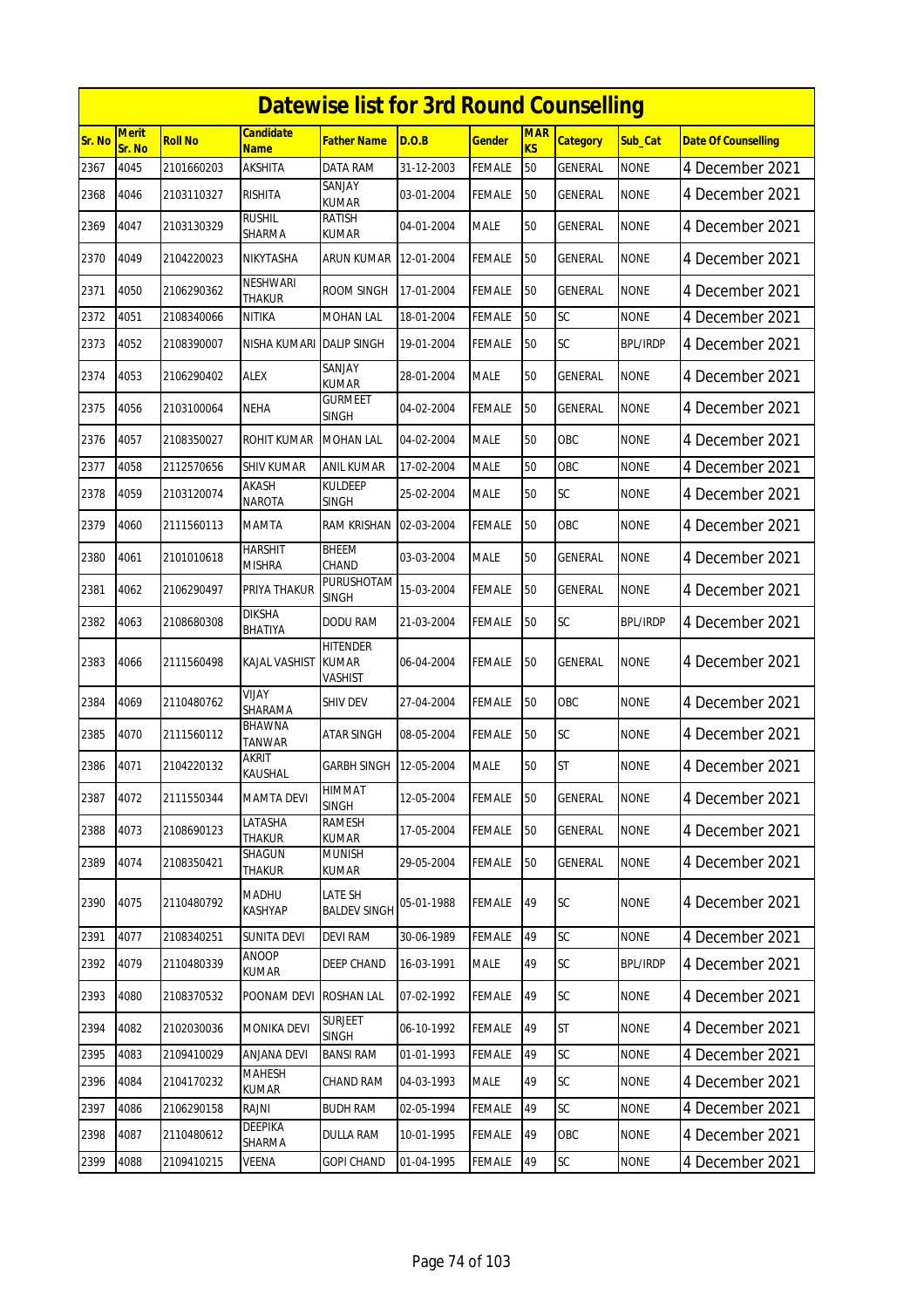# Datewise list for 3rd Round Counselling

| Sr. No | Merit Sr. No | Roll No | Candidate Name | Father Name | D.O.B | Gender | MARKS | Category | Sub_Cat | Date Of Counselling |
|---|---|---|---|---|---|---|---|---|---|---|
| 2367 | 4045 | 2101660203 | AKSHITA | DATA RAM | 31-12-2003 | FEMALE | 50 | GENERAL | NONE | 4 December 2021 |
| 2368 | 4046 | 2103110327 | RISHITA | SANJAY KUMAR | 03-01-2004 | FEMALE | 50 | GENERAL | NONE | 4 December 2021 |
| 2369 | 4047 | 2103130329 | RUSHIL SHARMA | RATISH KUMAR | 04-01-2004 | MALE | 50 | GENERAL | NONE | 4 December 2021 |
| 2370 | 4049 | 2104220023 | NIKYTASHA | ARUN KUMAR | 12-01-2004 | FEMALE | 50 | GENERAL | NONE | 4 December 2021 |
| 2371 | 4050 | 2106290362 | NESHWARI THAKUR | ROOM SINGH | 17-01-2004 | FEMALE | 50 | GENERAL | NONE | 4 December 2021 |
| 2372 | 4051 | 2108340066 | NITIKA | MOHAN LAL | 18-01-2004 | FEMALE | 50 | SC | NONE | 4 December 2021 |
| 2373 | 4052 | 2108390007 | NISHA KUMARI | DALIP SINGH | 19-01-2004 | FEMALE | 50 | SC | BPL/IRDP | 4 December 2021 |
| 2374 | 4053 | 2106290402 | ALEX | SANJAY KUMAR | 28-01-2004 | MALE | 50 | GENERAL | NONE | 4 December 2021 |
| 2375 | 4056 | 2103100064 | NEHA | GURMEET SINGH | 04-02-2004 | FEMALE | 50 | GENERAL | NONE | 4 December 2021 |
| 2376 | 4057 | 2108350027 | ROHIT KUMAR | MOHAN LAL | 04-02-2004 | MALE | 50 | OBC | NONE | 4 December 2021 |
| 2377 | 4058 | 2112570656 | SHIV KUMAR | ANIL KUMAR | 17-02-2004 | MALE | 50 | OBC | NONE | 4 December 2021 |
| 2378 | 4059 | 2103120074 | AKASH NAROTA | KULDEEP SINGH | 25-02-2004 | MALE | 50 | SC | NONE | 4 December 2021 |
| 2379 | 4060 | 2111560113 | MAMTA | RAM KRISHAN | 02-03-2004 | FEMALE | 50 | OBC | NONE | 4 December 2021 |
| 2380 | 4061 | 2101010618 | HARSHIT MISHRA | BHEEM CHAND | 03-03-2004 | MALE | 50 | GENERAL | NONE | 4 December 2021 |
| 2381 | 4062 | 2106290497 | PRIYA THAKUR | PURUSHOTAM SINGH | 15-03-2004 | FEMALE | 50 | GENERAL | NONE | 4 December 2021 |
| 2382 | 4063 | 2108680308 | DIKSHA BHATIYA | DODU RAM | 21-03-2004 | FEMALE | 50 | SC | BPL/IRDP | 4 December 2021 |
| 2383 | 4066 | 2111560498 | KAJAL VASHIST | HITENDER KUMAR VASHIST | 06-04-2004 | FEMALE | 50 | GENERAL | NONE | 4 December 2021 |
| 2384 | 4069 | 2110480762 | VIJAY SHARAMA | SHIV DEV | 27-04-2004 | FEMALE | 50 | OBC | NONE | 4 December 2021 |
| 2385 | 4070 | 2111560112 | BHAWNA TANWAR | ATAR SINGH | 08-05-2004 | FEMALE | 50 | SC | NONE | 4 December 2021 |
| 2386 | 4071 | 2104220132 | AKRIT KAUSHAL | GARBH SINGH | 12-05-2004 | MALE | 50 | ST | NONE | 4 December 2021 |
| 2387 | 4072 | 2111550344 | MAMTA DEVI | HIMMAT SINGH | 12-05-2004 | FEMALE | 50 | GENERAL | NONE | 4 December 2021 |
| 2388 | 4073 | 2108690123 | LATASHA THAKUR | RAMESH KUMAR | 17-05-2004 | FEMALE | 50 | GENERAL | NONE | 4 December 2021 |
| 2389 | 4074 | 2108350421 | SHAGUN THAKUR | MUNISH KUMAR | 29-05-2004 | FEMALE | 50 | GENERAL | NONE | 4 December 2021 |
| 2390 | 4075 | 2110480792 | MADHU KASHYAP | LATE SH BALDEV SINGH | 05-01-1988 | FEMALE | 49 | SC | NONE | 4 December 2021 |
| 2391 | 4077 | 2108340251 | SUNITA DEVI | DEVI RAM | 30-06-1989 | FEMALE | 49 | SC | NONE | 4 December 2021 |
| 2392 | 4079 | 2110480339 | ANOOP KUMAR | DEEP CHAND | 16-03-1991 | MALE | 49 | SC | BPL/IRDP | 4 December 2021 |
| 2393 | 4080 | 2108370532 | POONAM DEVI | ROSHAN LAL | 07-02-1992 | FEMALE | 49 | SC | NONE | 4 December 2021 |
| 2394 | 4082 | 2102030036 | MONIKA DEVI | SURJEET SINGH | 06-10-1992 | FEMALE | 49 | ST | NONE | 4 December 2021 |
| 2395 | 4083 | 2109410029 | ANJANA DEVI | BANSI RAM | 01-01-1993 | FEMALE | 49 | SC | NONE | 4 December 2021 |
| 2396 | 4084 | 2104170232 | MAHESH KUMAR | CHAND RAM | 04-03-1993 | MALE | 49 | SC | NONE | 4 December 2021 |
| 2397 | 4086 | 2106290158 | RAJNI | BUDH RAM | 02-05-1994 | FEMALE | 49 | SC | NONE | 4 December 2021 |
| 2398 | 4087 | 2110480612 | DEEPIKA SHARMA | DULLA RAM | 10-01-1995 | FEMALE | 49 | OBC | NONE | 4 December 2021 |
| 2399 | 4088 | 2109410215 | VEENA | GOPI CHAND | 01-04-1995 | FEMALE | 49 | SC | NONE | 4 December 2021 |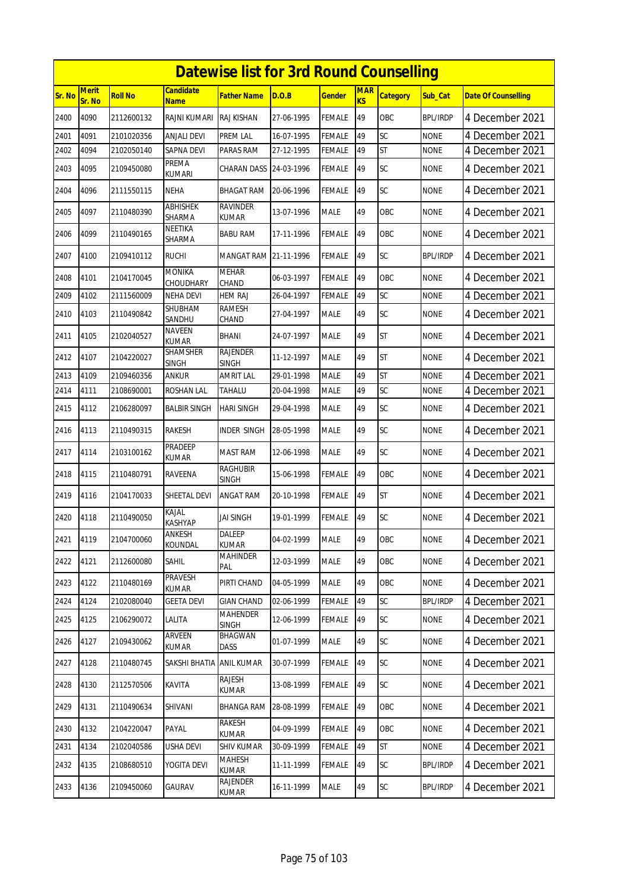# Datewise list for 3rd Round Counselling

| Sr. No | Merit Sr. No | Roll No | Candidate Name | Father Name | D.O.B | Gender | MARKS | Category | Sub_Cat | Date Of Counselling |
|---|---|---|---|---|---|---|---|---|---|---|
| 2400 | 4090 | 2112600132 | RAJNI KUMARI | RAJ KISHAN | 27-06-1995 | FEMALE | 49 | OBC | BPL/IRDP | 4 December 2021 |
| 2401 | 4091 | 2101020356 | ANJALI DEVI | PREM LAL | 16-07-1995 | FEMALE | 49 | SC | NONE | 4 December 2021 |
| 2402 | 4094 | 2102050140 | SAPNA DEVI | PARAS RAM | 27-12-1995 | FEMALE | 49 | ST | NONE | 4 December 2021 |
| 2403 | 4095 | 2109450080 | PREMA KUMARI | CHARAN DASS | 24-03-1996 | FEMALE | 49 | SC | NONE | 4 December 2021 |
| 2404 | 4096 | 2111550115 | NEHA | BHAGAT RAM | 20-06-1996 | FEMALE | 49 | SC | NONE | 4 December 2021 |
| 2405 | 4097 | 2110480390 | ABHISHEK SHARMA | RAVINDER KUMAR | 13-07-1996 | MALE | 49 | OBC | NONE | 4 December 2021 |
| 2406 | 4099 | 2110490165 | NEETIKA SHARMA | BABU RAM | 17-11-1996 | FEMALE | 49 | OBC | NONE | 4 December 2021 |
| 2407 | 4100 | 2109410112 | RUCHI | MANGAT RAM | 21-11-1996 | FEMALE | 49 | SC | BPL/IRDP | 4 December 2021 |
| 2408 | 4101 | 2104170045 | MONIKA CHOUDHARY | MEHAR CHAND | 06-03-1997 | FEMALE | 49 | OBC | NONE | 4 December 2021 |
| 2409 | 4102 | 2111560009 | NEHA DEVI | HEM RAJ | 26-04-1997 | FEMALE | 49 | SC | NONE | 4 December 2021 |
| 2410 | 4103 | 2110490842 | SHUBHAM SANDHU | RAMESH CHAND | 27-04-1997 | MALE | 49 | SC | NONE | 4 December 2021 |
| 2411 | 4105 | 2102040527 | NAVEEN KUMAR | BHANI | 24-07-1997 | MALE | 49 | ST | NONE | 4 December 2021 |
| 2412 | 4107 | 2104220027 | SHAMSHER SINGH | RAJENDER SINGH | 11-12-1997 | MALE | 49 | ST | NONE | 4 December 2021 |
| 2413 | 4109 | 2109460356 | ANKUR | AMRIT LAL | 29-01-1998 | MALE | 49 | ST | NONE | 4 December 2021 |
| 2414 | 4111 | 2108690001 | ROSHAN LAL | TAHALU | 20-04-1998 | MALE | 49 | SC | NONE | 4 December 2021 |
| 2415 | 4112 | 2106280097 | BALBIR SINGH | HARI SINGH | 29-04-1998 | MALE | 49 | SC | NONE | 4 December 2021 |
| 2416 | 4113 | 2110490315 | RAKESH | INDER SINGH | 28-05-1998 | MALE | 49 | SC | NONE | 4 December 2021 |
| 2417 | 4114 | 2103100162 | PRADEEP KUMAR | MAST RAM | 12-06-1998 | MALE | 49 | SC | NONE | 4 December 2021 |
| 2418 | 4115 | 2110480791 | RAVEENA | RAGHUBIR SINGH | 15-06-1998 | FEMALE | 49 | OBC | NONE | 4 December 2021 |
| 2419 | 4116 | 2104170033 | SHEETAL DEVI | ANGAT RAM | 20-10-1998 | FEMALE | 49 | ST | NONE | 4 December 2021 |
| 2420 | 4118 | 2110490050 | KAJAL KASHYAP | JAI SINGH | 19-01-1999 | FEMALE | 49 | SC | NONE | 4 December 2021 |
| 2421 | 4119 | 2104700060 | ANKESH KOUNDAL | DALEEP KUMAR | 04-02-1999 | MALE | 49 | OBC | NONE | 4 December 2021 |
| 2422 | 4121 | 2112600080 | SAHIL | MAHINDER PAL | 12-03-1999 | MALE | 49 | OBC | NONE | 4 December 2021 |
| 2423 | 4122 | 2110480169 | PRAVESH KUMAR | PIRTI CHAND | 04-05-1999 | MALE | 49 | OBC | NONE | 4 December 2021 |
| 2424 | 4124 | 2102080040 | GEETA DEVI | GIAN CHAND | 02-06-1999 | FEMALE | 49 | SC | BPL/IRDP | 4 December 2021 |
| 2425 | 4125 | 2106290072 | LALITA | MAHENDER SINGH | 12-06-1999 | FEMALE | 49 | SC | NONE | 4 December 2021 |
| 2426 | 4127 | 2109430062 | ARVEEN KUMAR | BHAGWAN DASS | 01-07-1999 | MALE | 49 | SC | NONE | 4 December 2021 |
| 2427 | 4128 | 2110480745 | SAKSHI BHATIA | ANIL KUMAR | 30-07-1999 | FEMALE | 49 | SC | NONE | 4 December 2021 |
| 2428 | 4130 | 2112570506 | KAVITA | RAJESH KUMAR | 13-08-1999 | FEMALE | 49 | SC | NONE | 4 December 2021 |
| 2429 | 4131 | 2110490634 | SHIVANI | BHANGA RAM | 28-08-1999 | FEMALE | 49 | OBC | NONE | 4 December 2021 |
| 2430 | 4132 | 2104220047 | PAYAL | RAKESH KUMAR | 04-09-1999 | FEMALE | 49 | OBC | NONE | 4 December 2021 |
| 2431 | 4134 | 2102040586 | USHA DEVI | SHIV KUMAR | 30-09-1999 | FEMALE | 49 | ST | NONE | 4 December 2021 |
| 2432 | 4135 | 2108680510 | YOGITA DEVI | MAHESH KUMAR | 11-11-1999 | FEMALE | 49 | SC | BPL/IRDP | 4 December 2021 |
| 2433 | 4136 | 2109450060 | GAURAV | RAJENDER KUMAR | 16-11-1999 | MALE | 49 | SC | BPL/IRDP | 4 December 2021 |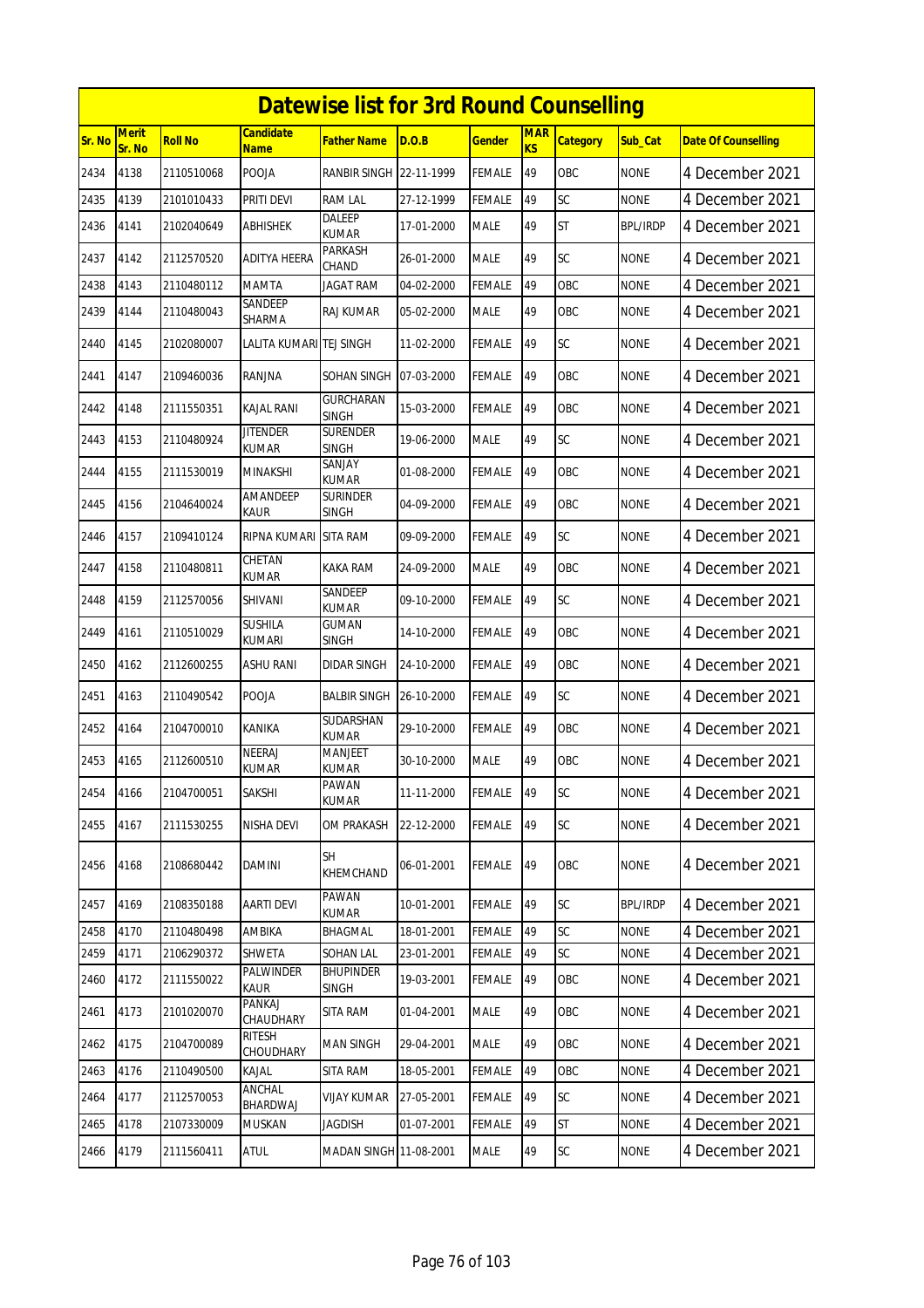# Datewise list for 3rd Round Counselling

| Sr. No | Merit Sr. No | Roll No | Candidate Name | Father Name | D.O.B | Gender | MARKS | Category | Sub_Cat | Date Of Counselling |
|---|---|---|---|---|---|---|---|---|---|---|
| 2434 | 4138 | 2110510068 | POOJA | RANBIR SINGH | 22-11-1999 | FEMALE | 49 | OBC | NONE | 4 December 2021 |
| 2435 | 4139 | 2101010433 | PRITI DEVI | RAM LAL | 27-12-1999 | FEMALE | 49 | SC | NONE | 4 December 2021 |
| 2436 | 4141 | 2102040649 | ABHISHEK | DALEEP KUMAR | 17-01-2000 | MALE | 49 | ST | BPL/IRDP | 4 December 2021 |
| 2437 | 4142 | 2112570520 | ADITYA HEERA | PARKASH CHAND | 26-01-2000 | MALE | 49 | SC | NONE | 4 December 2021 |
| 2438 | 4143 | 2110480112 | MAMTA | JAGAT RAM | 04-02-2000 | FEMALE | 49 | OBC | NONE | 4 December 2021 |
| 2439 | 4144 | 2110480043 | SANDEEP SHARMA | RAJ KUMAR | 05-02-2000 | MALE | 49 | OBC | NONE | 4 December 2021 |
| 2440 | 4145 | 2102080007 | LALITA KUMARI | TEJ SINGH | 11-02-2000 | FEMALE | 49 | SC | NONE | 4 December 2021 |
| 2441 | 4147 | 2109460036 | RANJNA | SOHAN SINGH | 07-03-2000 | FEMALE | 49 | OBC | NONE | 4 December 2021 |
| 2442 | 4148 | 2111550351 | KAJAL RANI | GURCHARAN SINGH | 15-03-2000 | FEMALE | 49 | OBC | NONE | 4 December 2021 |
| 2443 | 4153 | 2110480924 | JITENDER KUMAR | SURENDER SINGH | 19-06-2000 | MALE | 49 | SC | NONE | 4 December 2021 |
| 2444 | 4155 | 2111530019 | MINAKSHI | SANJAY KUMAR | 01-08-2000 | FEMALE | 49 | OBC | NONE | 4 December 2021 |
| 2445 | 4156 | 2104640024 | AMANDEEP KAUR | SURINDER SINGH | 04-09-2000 | FEMALE | 49 | OBC | NONE | 4 December 2021 |
| 2446 | 4157 | 2109410124 | RIPNA KUMARI | SITA RAM | 09-09-2000 | FEMALE | 49 | SC | NONE | 4 December 2021 |
| 2447 | 4158 | 2110480811 | CHETAN KUMAR | KAKA RAM | 24-09-2000 | MALE | 49 | OBC | NONE | 4 December 2021 |
| 2448 | 4159 | 2112570056 | SHIVANI | SANDEEP KUMAR | 09-10-2000 | FEMALE | 49 | SC | NONE | 4 December 2021 |
| 2449 | 4161 | 2110510029 | SUSHILA KUMARI | GUMAN SINGH | 14-10-2000 | FEMALE | 49 | OBC | NONE | 4 December 2021 |
| 2450 | 4162 | 2112600255 | ASHU RANI | DIDAR SINGH | 24-10-2000 | FEMALE | 49 | OBC | NONE | 4 December 2021 |
| 2451 | 4163 | 2110490542 | POOJA | BALBIR SINGH | 26-10-2000 | FEMALE | 49 | SC | NONE | 4 December 2021 |
| 2452 | 4164 | 2104700010 | KANIKA | SUDARSHAN KUMAR | 29-10-2000 | FEMALE | 49 | OBC | NONE | 4 December 2021 |
| 2453 | 4165 | 2112600510 | NEERAJ KUMAR | MANJEET KUMAR | 30-10-2000 | MALE | 49 | OBC | NONE | 4 December 2021 |
| 2454 | 4166 | 2104700051 | SAKSHI | PAWAN KUMAR | 11-11-2000 | FEMALE | 49 | SC | NONE | 4 December 2021 |
| 2455 | 4167 | 2111530255 | NISHA DEVI | OM PRAKASH | 22-12-2000 | FEMALE | 49 | SC | NONE | 4 December 2021 |
| 2456 | 4168 | 2108680442 | DAMINI | SH KHEMCHAND | 06-01-2001 | FEMALE | 49 | OBC | NONE | 4 December 2021 |
| 2457 | 4169 | 2108350188 | AARTI DEVI | PAWAN KUMAR | 10-01-2001 | FEMALE | 49 | SC | BPL/IRDP | 4 December 2021 |
| 2458 | 4170 | 2110480498 | AMBIKA | BHAGMAL | 18-01-2001 | FEMALE | 49 | SC | NONE | 4 December 2021 |
| 2459 | 4171 | 2106290372 | SHWETA | SOHAN LAL | 23-01-2001 | FEMALE | 49 | SC | NONE | 4 December 2021 |
| 2460 | 4172 | 2111550022 | PALWINDER KAUR | BHUPINDER SINGH | 19-03-2001 | FEMALE | 49 | OBC | NONE | 4 December 2021 |
| 2461 | 4173 | 2101020070 | PANKAJ CHAUDHARY | SITA RAM | 01-04-2001 | MALE | 49 | OBC | NONE | 4 December 2021 |
| 2462 | 4175 | 2104700089 | RITESH CHOUDHARY | MAN SINGH | 29-04-2001 | MALE | 49 | OBC | NONE | 4 December 2021 |
| 2463 | 4176 | 2110490500 | KAJAL | SITA RAM | 18-05-2001 | FEMALE | 49 | OBC | NONE | 4 December 2021 |
| 2464 | 4177 | 2112570053 | ANCHAL BHARDWAJ | VIJAY KUMAR | 27-05-2001 | FEMALE | 49 | SC | NONE | 4 December 2021 |
| 2465 | 4178 | 2107330009 | MUSKAN | JAGDISH | 01-07-2001 | FEMALE | 49 | ST | NONE | 4 December 2021 |
| 2466 | 4179 | 2111560411 | ATUL | MADAN SINGH | 11-08-2001 | MALE | 49 | SC | NONE | 4 December 2021 |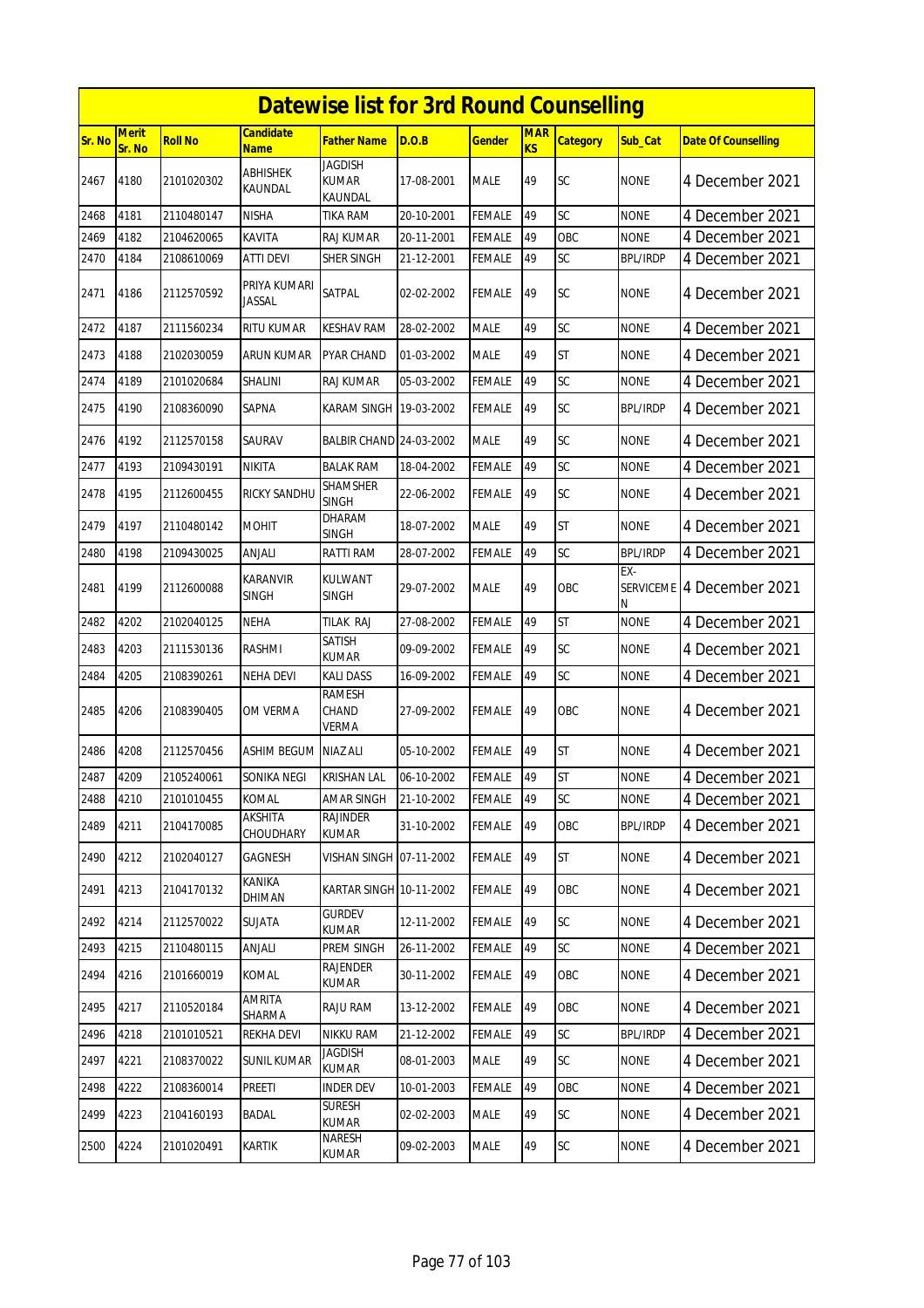# Datewise list for 3rd Round Counselling

| Sr. No | Merit Sr. No | Roll No | Candidate Name | Father Name | D.O.B | Gender | MARKS | Category | Sub_Cat | Date Of Counselling |
|---|---|---|---|---|---|---|---|---|---|---|
| 2467 | 4180 | 2101020302 | ABHISHEK KAUNDAL | JAGDISH KUMAR KAUNDAL | 17-08-2001 | MALE | 49 | SC | NONE | 4 December 2021 |
| 2468 | 4181 | 2110480147 | NISHA | TIKA RAM | 20-10-2001 | FEMALE | 49 | SC | NONE | 4 December 2021 |
| 2469 | 4182 | 2104620065 | KAVITA | RAJ KUMAR | 20-11-2001 | FEMALE | 49 | OBC | NONE | 4 December 2021 |
| 2470 | 4184 | 2108610069 | ATTI DEVI | SHER SINGH | 21-12-2001 | FEMALE | 49 | SC | BPL/IRDP | 4 December 2021 |
| 2471 | 4186 | 2112570592 | PRIYA KUMARI JASSAL | SATPAL | 02-02-2002 | FEMALE | 49 | SC | NONE | 4 December 2021 |
| 2472 | 4187 | 2111560234 | RITU KUMAR | KESHAV RAM | 28-02-2002 | MALE | 49 | SC | NONE | 4 December 2021 |
| 2473 | 4188 | 2102030059 | ARUN KUMAR | PYAR CHAND | 01-03-2002 | MALE | 49 | ST | NONE | 4 December 2021 |
| 2474 | 4189 | 2101020684 | SHALINI | RAJ KUMAR | 05-03-2002 | FEMALE | 49 | SC | NONE | 4 December 2021 |
| 2475 | 4190 | 2108360090 | SAPNA | KARAM SINGH | 19-03-2002 | FEMALE | 49 | SC | BPL/IRDP | 4 December 2021 |
| 2476 | 4192 | 2112570158 | SAURAV | BALBIR CHAND | 24-03-2002 | MALE | 49 | SC | NONE | 4 December 2021 |
| 2477 | 4193 | 2109430191 | NIKITA | BALAK RAM | 18-04-2002 | FEMALE | 49 | SC | NONE | 4 December 2021 |
| 2478 | 4195 | 2112600455 | RICKY SANDHU | SHAMSHER SINGH | 22-06-2002 | FEMALE | 49 | SC | NONE | 4 December 2021 |
| 2479 | 4197 | 2110480142 | MOHIT | DHARAM SINGH | 18-07-2002 | MALE | 49 | ST | NONE | 4 December 2021 |
| 2480 | 4198 | 2109430025 | ANJALI | RATTI RAM | 28-07-2002 | FEMALE | 49 | SC | BPL/IRDP | 4 December 2021 |
| 2481 | 4199 | 2112600088 | KARANVIR SINGH | KULWANT SINGH | 29-07-2002 | MALE | 49 | OBC | EX-SERVICEMEN | 4 December 2021 |
| 2482 | 4202 | 2102040125 | NEHA | TILAK RAJ | 27-08-2002 | FEMALE | 49 | ST | NONE | 4 December 2021 |
| 2483 | 4203 | 2111530136 | RASHMI | SATISH KUMAR | 09-09-2002 | FEMALE | 49 | SC | NONE | 4 December 2021 |
| 2484 | 4205 | 2108390261 | NEHA DEVI | KALI DASS | 16-09-2002 | FEMALE | 49 | SC | NONE | 4 December 2021 |
| 2485 | 4206 | 2108390405 | OM VERMA | RAMESH CHAND VERMA | 27-09-2002 | FEMALE | 49 | OBC | NONE | 4 December 2021 |
| 2486 | 4208 | 2112570456 | ASHIM BEGUM | NIAZ ALI | 05-10-2002 | FEMALE | 49 | ST | NONE | 4 December 2021 |
| 2487 | 4209 | 2105240061 | SONIKA NEGI | KRISHAN LAL | 06-10-2002 | FEMALE | 49 | ST | NONE | 4 December 2021 |
| 2488 | 4210 | 2101010455 | KOMAL | AMAR SINGH | 21-10-2002 | FEMALE | 49 | SC | NONE | 4 December 2021 |
| 2489 | 4211 | 2104170085 | AKSHITA CHOUDHARY | RAJINDER KUMAR | 31-10-2002 | FEMALE | 49 | OBC | BPL/IRDP | 4 December 2021 |
| 2490 | 4212 | 2102040127 | GAGNESH | VISHAN SINGH | 07-11-2002 | FEMALE | 49 | ST | NONE | 4 December 2021 |
| 2491 | 4213 | 2104170132 | KANIKA DHIMAN | KARTAR SINGH | 10-11-2002 | FEMALE | 49 | OBC | NONE | 4 December 2021 |
| 2492 | 4214 | 2112570022 | SUJATA | GURDEV KUMAR | 12-11-2002 | FEMALE | 49 | SC | NONE | 4 December 2021 |
| 2493 | 4215 | 2110480115 | ANJALI | PREM SINGH | 26-11-2002 | FEMALE | 49 | SC | NONE | 4 December 2021 |
| 2494 | 4216 | 2101660019 | KOMAL | RAJENDER KUMAR | 30-11-2002 | FEMALE | 49 | OBC | NONE | 4 December 2021 |
| 2495 | 4217 | 2110520184 | AMRITA SHARMA | RAJU RAM | 13-12-2002 | FEMALE | 49 | OBC | NONE | 4 December 2021 |
| 2496 | 4218 | 2101010521 | REKHA DEVI | NIKKU RAM | 21-12-2002 | FEMALE | 49 | SC | BPL/IRDP | 4 December 2021 |
| 2497 | 4221 | 2108370022 | SUNIL KUMAR | JAGDISH KUMAR | 08-01-2003 | MALE | 49 | SC | NONE | 4 December 2021 |
| 2498 | 4222 | 2108360014 | PREETI | INDER DEV | 10-01-2003 | FEMALE | 49 | OBC | NONE | 4 December 2021 |
| 2499 | 4223 | 2104160193 | BADAL | SURESH KUMAR | 02-02-2003 | MALE | 49 | SC | NONE | 4 December 2021 |
| 2500 | 4224 | 2101020491 | KARTIK | NARESH KUMAR | 09-02-2003 | MALE | 49 | SC | NONE | 4 December 2021 |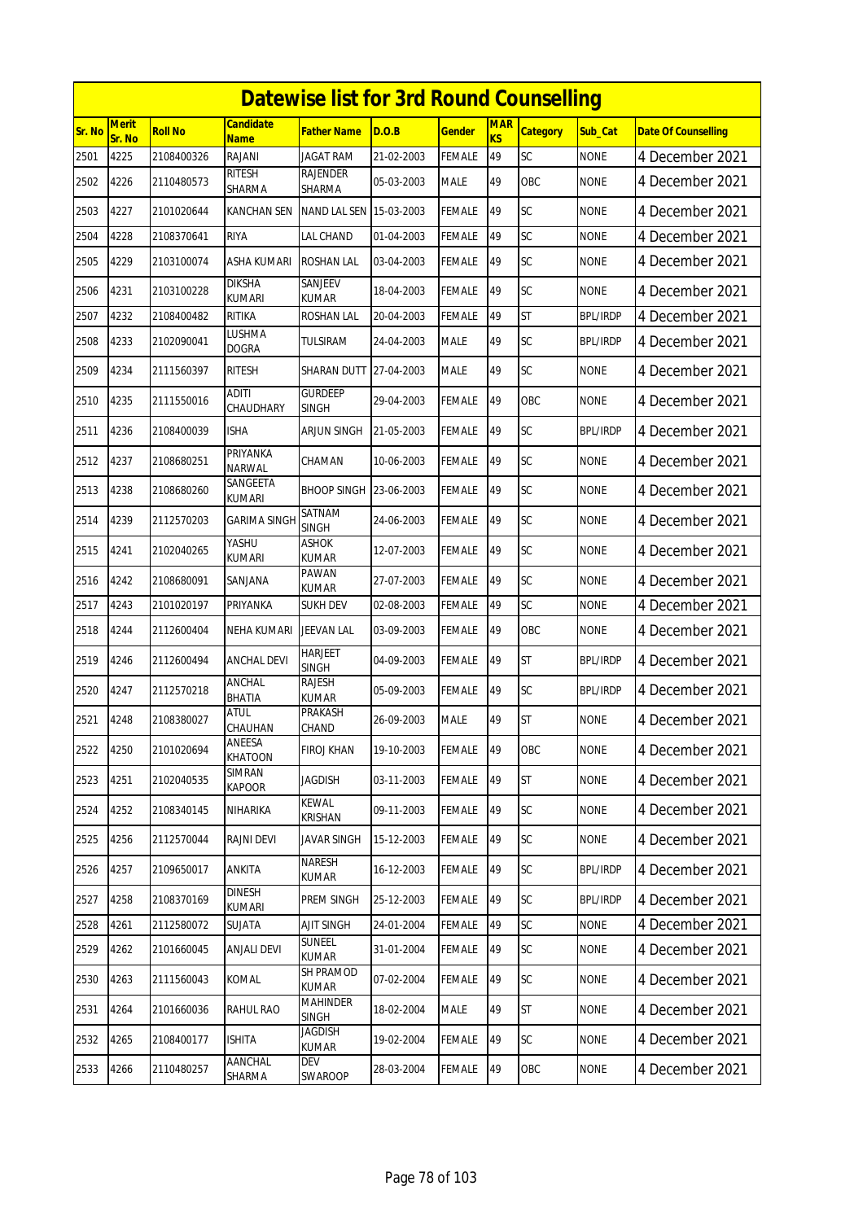# Datewise list for 3rd Round Counselling

| Sr. No | Merit Sr. No | Roll No | Candidate Name | Father Name | D.O.B | Gender | MARKS | Category | Sub_Cat | Date Of Counselling |
|---|---|---|---|---|---|---|---|---|---|---|
| 2501 | 4225 | 2108400326 | RAJANI | JAGAT RAM | 21-02-2003 | FEMALE | 49 | SC | NONE | 4 December 2021 |
| 2502 | 4226 | 2110480573 | RITESH SHARMA | RAJENDER SHARMA | 05-03-2003 | MALE | 49 | OBC | NONE | 4 December 2021 |
| 2503 | 4227 | 2101020644 | KANCHAN SEN | NAND LAL SEN | 15-03-2003 | FEMALE | 49 | SC | NONE | 4 December 2021 |
| 2504 | 4228 | 2108370641 | RIYA | LAL CHAND | 01-04-2003 | FEMALE | 49 | SC | NONE | 4 December 2021 |
| 2505 | 4229 | 2103100074 | ASHA KUMARI | ROSHAN LAL | 03-04-2003 | FEMALE | 49 | SC | NONE | 4 December 2021 |
| 2506 | 4231 | 2103100228 | DIKSHA KUMARI | SANJEEV KUMAR | 18-04-2003 | FEMALE | 49 | SC | NONE | 4 December 2021 |
| 2507 | 4232 | 2108400482 | RITIKA | ROSHAN LAL | 20-04-2003 | FEMALE | 49 | ST | BPL/IRDP | 4 December 2021 |
| 2508 | 4233 | 2102090041 | LUSHMA DOGRA | TULSIRAM | 24-04-2003 | MALE | 49 | SC | BPL/IRDP | 4 December 2021 |
| 2509 | 4234 | 2111560397 | RITESH | SHARAN DUTT | 27-04-2003 | MALE | 49 | SC | NONE | 4 December 2021 |
| 2510 | 4235 | 2111550016 | ADITI CHAUDHARY | GURDEEP SINGH | 29-04-2003 | FEMALE | 49 | OBC | NONE | 4 December 2021 |
| 2511 | 4236 | 2108400039 | ISHA | ARJUN SINGH | 21-05-2003 | FEMALE | 49 | SC | BPL/IRDP | 4 December 2021 |
| 2512 | 4237 | 2108680251 | PRIYANKA NARWAL | CHAMAN | 10-06-2003 | FEMALE | 49 | SC | NONE | 4 December 2021 |
| 2513 | 4238 | 2108680260 | SANGEETA KUMARI | BHOOP SINGH | 23-06-2003 | FEMALE | 49 | SC | NONE | 4 December 2021 |
| 2514 | 4239 | 2112570203 | GARIMA SINGH | SATNAM SINGH | 24-06-2003 | FEMALE | 49 | SC | NONE | 4 December 2021 |
| 2515 | 4241 | 2102040265 | YASHU KUMARI | ASHOK KUMAR | 12-07-2003 | FEMALE | 49 | SC | NONE | 4 December 2021 |
| 2516 | 4242 | 2108680091 | SANJANA | PAWAN KUMAR | 27-07-2003 | FEMALE | 49 | SC | NONE | 4 December 2021 |
| 2517 | 4243 | 2101020197 | PRIYANKA | SUKH DEV | 02-08-2003 | FEMALE | 49 | SC | NONE | 4 December 2021 |
| 2518 | 4244 | 2112600404 | NEHA KUMARI | JEEVAN LAL | 03-09-2003 | FEMALE | 49 | OBC | NONE | 4 December 2021 |
| 2519 | 4246 | 2112600494 | ANCHAL DEVI | HARJEET SINGH | 04-09-2003 | FEMALE | 49 | ST | BPL/IRDP | 4 December 2021 |
| 2520 | 4247 | 2112570218 | ANCHAL BHATIA | RAJESH KUMAR | 05-09-2003 | FEMALE | 49 | SC | BPL/IRDP | 4 December 2021 |
| 2521 | 4248 | 2108380027 | ATUL CHAUHAN | PRAKASH CHAND | 26-09-2003 | MALE | 49 | ST | NONE | 4 December 2021 |
| 2522 | 4250 | 2101020694 | ANEESA KHATOON | FIROJ KHAN | 19-10-2003 | FEMALE | 49 | OBC | NONE | 4 December 2021 |
| 2523 | 4251 | 2102040535 | SIMRAN KAPOOR | JAGDISH | 03-11-2003 | FEMALE | 49 | ST | NONE | 4 December 2021 |
| 2524 | 4252 | 2108340145 | NIHARIKA | KEWAL KRISHAN | 09-11-2003 | FEMALE | 49 | SC | NONE | 4 December 2021 |
| 2525 | 4256 | 2112570044 | RAJNI DEVI | JAVAR SINGH | 15-12-2003 | FEMALE | 49 | SC | NONE | 4 December 2021 |
| 2526 | 4257 | 2109650017 | ANKITA | NARESH KUMAR | 16-12-2003 | FEMALE | 49 | SC | BPL/IRDP | 4 December 2021 |
| 2527 | 4258 | 2108370169 | DINESH KUMARI | PREM SINGH | 25-12-2003 | FEMALE | 49 | SC | BPL/IRDP | 4 December 2021 |
| 2528 | 4261 | 2112580072 | SUJATA | AJIT SINGH | 24-01-2004 | FEMALE | 49 | SC | NONE | 4 December 2021 |
| 2529 | 4262 | 2101660045 | ANJALI DEVI | SUNEEL KUMAR | 31-01-2004 | FEMALE | 49 | SC | NONE | 4 December 2021 |
| 2530 | 4263 | 2111560043 | KOMAL | SH PRAMOD KUMAR | 07-02-2004 | FEMALE | 49 | SC | NONE | 4 December 2021 |
| 2531 | 4264 | 2101660036 | RAHUL RAO | MAHINDER SINGH | 18-02-2004 | MALE | 49 | ST | NONE | 4 December 2021 |
| 2532 | 4265 | 2108400177 | ISHITA | JAGDISH KUMAR | 19-02-2004 | FEMALE | 49 | SC | NONE | 4 December 2021 |
| 2533 | 4266 | 2110480257 | AANCHAL SHARMA | DEV SWAROOP | 28-03-2004 | FEMALE | 49 | OBC | NONE | 4 December 2021 |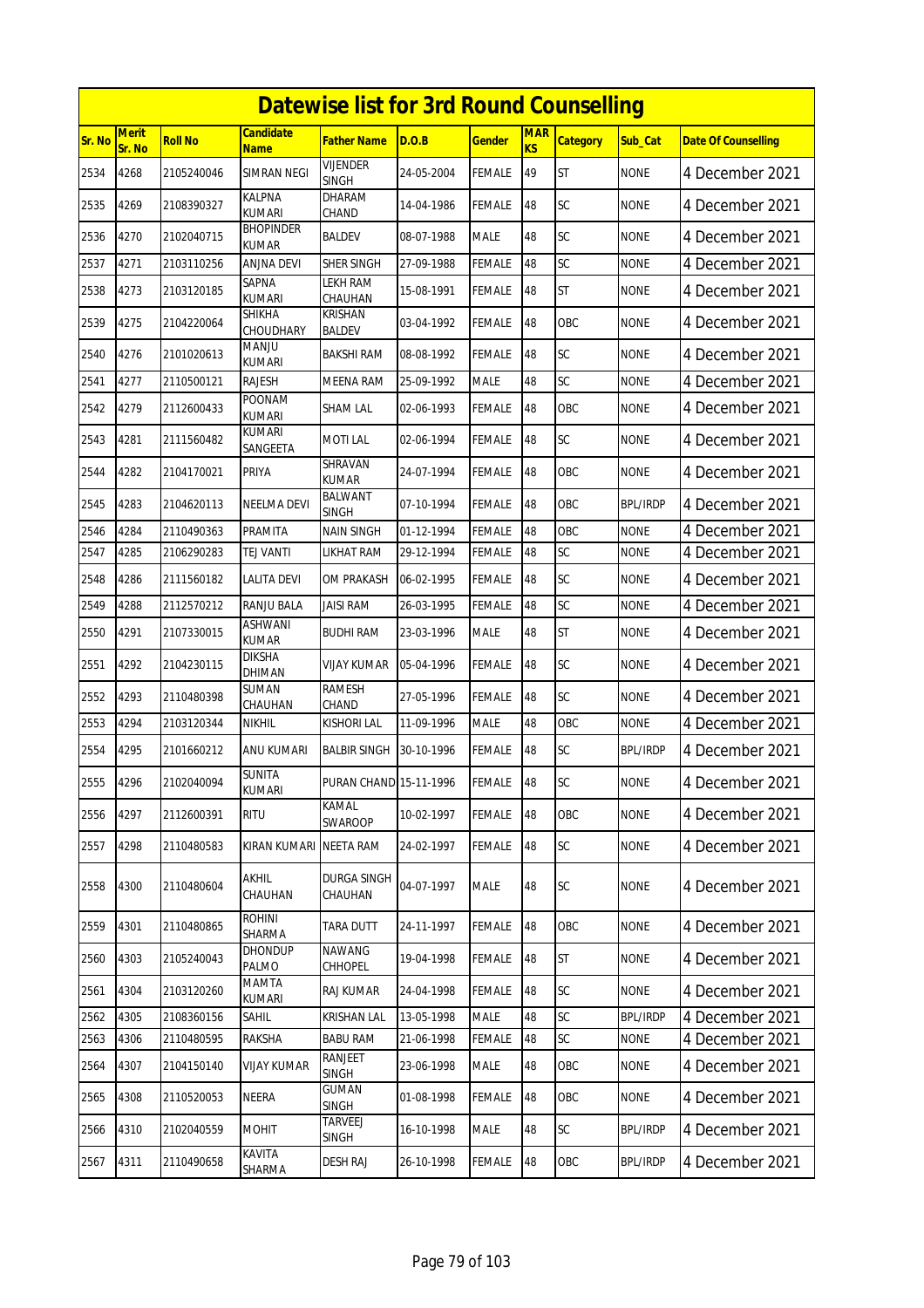# Datewise list for 3rd Round Counselling

| Sr. No | Merit Sr. No | Roll No | Candidate Name | Father Name | D.O.B | Gender | MARKS | Category | Sub_Cat | Date Of Counselling |
|---|---|---|---|---|---|---|---|---|---|---|
| 2534 | 4268 | 2105240046 | SIMRAN NEGI | VIJENDER SINGH | 24-05-2004 | FEMALE | 49 | ST | NONE | 4 December 2021 |
| 2535 | 4269 | 2108390327 | KALPNA KUMARI | DHARAM CHAND | 14-04-1986 | FEMALE | 48 | SC | NONE | 4 December 2021 |
| 2536 | 4270 | 2102040715 | BHOPINDER KUMAR | BALDEV | 08-07-1988 | MALE | 48 | SC | NONE | 4 December 2021 |
| 2537 | 4271 | 2103110256 | ANJNA DEVI | SHER SINGH | 27-09-1988 | FEMALE | 48 | SC | NONE | 4 December 2021 |
| 2538 | 4273 | 2103120185 | SAPNA KUMARI | LEKH RAM CHAUHAN | 15-08-1991 | FEMALE | 48 | ST | NONE | 4 December 2021 |
| 2539 | 4275 | 2104220064 | SHIKHA CHOUDHARY | KRISHAN BALDEV | 03-04-1992 | FEMALE | 48 | OBC | NONE | 4 December 2021 |
| 2540 | 4276 | 2101020613 | MANJU KUMARI | BAKSHI RAM | 08-08-1992 | FEMALE | 48 | SC | NONE | 4 December 2021 |
| 2541 | 4277 | 2110500121 | RAJESH | MEENA RAM | 25-09-1992 | MALE | 48 | SC | NONE | 4 December 2021 |
| 2542 | 4279 | 2112600433 | POONAM KUMARI | SHAM LAL | 02-06-1993 | FEMALE | 48 | OBC | NONE | 4 December 2021 |
| 2543 | 4281 | 2111560482 | KUMARI SANGEETA | MOTI LAL | 02-06-1994 | FEMALE | 48 | SC | NONE | 4 December 2021 |
| 2544 | 4282 | 2104170021 | PRIYA | SHRAVAN KUMAR | 24-07-1994 | FEMALE | 48 | OBC | NONE | 4 December 2021 |
| 2545 | 4283 | 2104620113 | NEELMA DEVI | BALWANT SINGH | 07-10-1994 | FEMALE | 48 | OBC | BPL/IRDP | 4 December 2021 |
| 2546 | 4284 | 2110490363 | PRAMITA | NAIN SINGH | 01-12-1994 | FEMALE | 48 | OBC | NONE | 4 December 2021 |
| 2547 | 4285 | 2106290283 | TEJ VANTI | LIKHAT RAM | 29-12-1994 | FEMALE | 48 | SC | NONE | 4 December 2021 |
| 2548 | 4286 | 2111560182 | LALITA DEVI | OM PRAKASH | 06-02-1995 | FEMALE | 48 | SC | NONE | 4 December 2021 |
| 2549 | 4288 | 2112570212 | RANJU BALA | JAISI RAM | 26-03-1995 | FEMALE | 48 | SC | NONE | 4 December 2021 |
| 2550 | 4291 | 2107330015 | ASHWANI KUMAR | BUDHI RAM | 23-03-1996 | MALE | 48 | ST | NONE | 4 December 2021 |
| 2551 | 4292 | 2104230115 | DIKSHA DHIMAN | VIJAY KUMAR | 05-04-1996 | FEMALE | 48 | SC | NONE | 4 December 2021 |
| 2552 | 4293 | 2110480398 | SUMAN CHAUHAN | RAMESH CHAND | 27-05-1996 | FEMALE | 48 | SC | NONE | 4 December 2021 |
| 2553 | 4294 | 2103120344 | NIKHIL | KISHORI LAL | 11-09-1996 | MALE | 48 | OBC | NONE | 4 December 2021 |
| 2554 | 4295 | 2101660212 | ANU KUMARI | BALBIR SINGH | 30-10-1996 | FEMALE | 48 | SC | BPL/IRDP | 4 December 2021 |
| 2555 | 4296 | 2102040094 | SUNITA KUMARI | PURAN CHAND | 15-11-1996 | FEMALE | 48 | SC | NONE | 4 December 2021 |
| 2556 | 4297 | 2112600391 | RITU | KAMAL SWAROOP | 10-02-1997 | FEMALE | 48 | OBC | NONE | 4 December 2021 |
| 2557 | 4298 | 2110480583 | KIRAN KUMARI | NEETA RAM | 24-02-1997 | FEMALE | 48 | SC | NONE | 4 December 2021 |
| 2558 | 4300 | 2110480604 | AKHIL CHAUHAN | DURGA SINGH CHAUHAN | 04-07-1997 | MALE | 48 | SC | NONE | 4 December 2021 |
| 2559 | 4301 | 2110480865 | ROHINI SHARMA | TARA DUTT | 24-11-1997 | FEMALE | 48 | OBC | NONE | 4 December 2021 |
| 2560 | 4303 | 2105240043 | DHONDUP PALMO | NAWANG CHHOPEL | 19-04-1998 | FEMALE | 48 | ST | NONE | 4 December 2021 |
| 2561 | 4304 | 2103120260 | MAMTA KUMARI | RAJ KUMAR | 24-04-1998 | FEMALE | 48 | SC | NONE | 4 December 2021 |
| 2562 | 4305 | 2108360156 | SAHIL | KRISHAN LAL | 13-05-1998 | MALE | 48 | SC | BPL/IRDP | 4 December 2021 |
| 2563 | 4306 | 2110480595 | RAKSHA | BABU RAM | 21-06-1998 | FEMALE | 48 | SC | NONE | 4 December 2021 |
| 2564 | 4307 | 2104150140 | VIJAY KUMAR | RANJEET SINGH | 23-06-1998 | MALE | 48 | OBC | NONE | 4 December 2021 |
| 2565 | 4308 | 2110520053 | NEERA | GUMAN SINGH | 01-08-1998 | FEMALE | 48 | OBC | NONE | 4 December 2021 |
| 2566 | 4310 | 2102040559 | MOHIT | TARVEEJ SINGH | 16-10-1998 | MALE | 48 | SC | BPL/IRDP | 4 December 2021 |
| 2567 | 4311 | 2110490658 | KAVITA SHARMA | DESH RAJ | 26-10-1998 | FEMALE | 48 | OBC | BPL/IRDP | 4 December 2021 |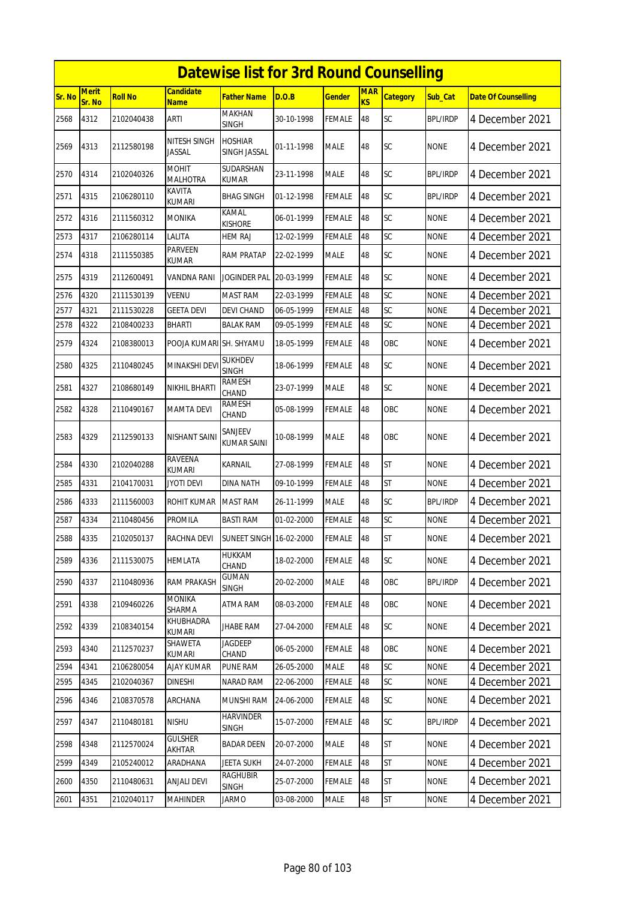# Datewise list for 3rd Round Counselling

| Sr. No | Merit Sr. No | Roll No | Candidate Name | Father Name | D.O.B | Gender | MARKS | Category | Sub_Cat | Date Of Counselling |
|---|---|---|---|---|---|---|---|---|---|---|
| 2568 | 4312 | 2102040438 | ARTI | MAKHAN SINGH | 30-10-1998 | FEMALE | 48 | SC | BPL/IRDP | 4 December 2021 |
| 2569 | 4313 | 2112580198 | NITESH SINGH JASSAL | HOSHIAR SINGH JASSAL | 01-11-1998 | MALE | 48 | SC | NONE | 4 December 2021 |
| 2570 | 4314 | 2102040326 | MOHIT MALHOTRA | SUDARSHAN KUMAR | 23-11-1998 | MALE | 48 | SC | BPL/IRDP | 4 December 2021 |
| 2571 | 4315 | 2106280110 | KAVITA KUMARI | BHAG SINGH | 01-12-1998 | FEMALE | 48 | SC | BPL/IRDP | 4 December 2021 |
| 2572 | 4316 | 2111560312 | MONIKA | KAMAL KISHORE | 06-01-1999 | FEMALE | 48 | SC | NONE | 4 December 2021 |
| 2573 | 4317 | 2106280114 | LALITA | HEM RAJ | 12-02-1999 | FEMALE | 48 | SC | NONE | 4 December 2021 |
| 2574 | 4318 | 2111550385 | PARVEEN KUMAR | RAM PRATAP | 22-02-1999 | MALE | 48 | SC | NONE | 4 December 2021 |
| 2575 | 4319 | 2112600491 | VANDNA RANI | JOGINDER PAL | 20-03-1999 | FEMALE | 48 | SC | NONE | 4 December 2021 |
| 2576 | 4320 | 2111530139 | VEENU | MAST RAM | 22-03-1999 | FEMALE | 48 | SC | NONE | 4 December 2021 |
| 2577 | 4321 | 2111530228 | GEETA DEVI | DEVI CHAND | 06-05-1999 | FEMALE | 48 | SC | NONE | 4 December 2021 |
| 2578 | 4322 | 2108400233 | BHARTI | BALAK RAM | 09-05-1999 | FEMALE | 48 | SC | NONE | 4 December 2021 |
| 2579 | 4324 | 2108380013 | POOJA KUMARI | SH. SHYAMU | 18-05-1999 | FEMALE | 48 | OBC | NONE | 4 December 2021 |
| 2580 | 4325 | 2110480245 | MINAKSHI DEVI | SUKHDEV SINGH | 18-06-1999 | FEMALE | 48 | SC | NONE | 4 December 2021 |
| 2581 | 4327 | 2108680149 | NIKHIL BHARTI | RAMESH CHAND | 23-07-1999 | MALE | 48 | SC | NONE | 4 December 2021 |
| 2582 | 4328 | 2110490167 | MAMTA DEVI | RAMESH CHAND | 05-08-1999 | FEMALE | 48 | OBC | NONE | 4 December 2021 |
| 2583 | 4329 | 2112590133 | NISHANT SAINI | SANJEEV KUMAR SAINI | 10-08-1999 | MALE | 48 | OBC | NONE | 4 December 2021 |
| 2584 | 4330 | 2102040288 | RAVEENA KUMARI | KARNAIL | 27-08-1999 | FEMALE | 48 | ST | NONE | 4 December 2021 |
| 2585 | 4331 | 2104170031 | JYOTI DEVI | DINA NATH | 09-10-1999 | FEMALE | 48 | ST | NONE | 4 December 2021 |
| 2586 | 4333 | 2111560003 | ROHIT KUMAR | MAST RAM | 26-11-1999 | MALE | 48 | SC | BPL/IRDP | 4 December 2021 |
| 2587 | 4334 | 2110480456 | PROMILA | BASTI RAM | 01-02-2000 | FEMALE | 48 | SC | NONE | 4 December 2021 |
| 2588 | 4335 | 2102050137 | RACHNA DEVI | SUNEET SINGH | 16-02-2000 | FEMALE | 48 | ST | NONE | 4 December 2021 |
| 2589 | 4336 | 2111530075 | HEMLATA | HUKKAM CHAND | 18-02-2000 | FEMALE | 48 | SC | NONE | 4 December 2021 |
| 2590 | 4337 | 2110480936 | RAM PRAKASH | GUMAN SINGH | 20-02-2000 | MALE | 48 | OBC | BPL/IRDP | 4 December 2021 |
| 2591 | 4338 | 2109460226 | MONIKA SHARMA | ATMA RAM | 08-03-2000 | FEMALE | 48 | OBC | NONE | 4 December 2021 |
| 2592 | 4339 | 2108340154 | KHUBHADRA KUMARI | JHABE RAM | 27-04-2000 | FEMALE | 48 | SC | NONE | 4 December 2021 |
| 2593 | 4340 | 2112570237 | SHAWETA KUMARI | JAGDEEP CHAND | 06-05-2000 | FEMALE | 48 | OBC | NONE | 4 December 2021 |
| 2594 | 4341 | 2106280054 | AJAY KUMAR | PUNE RAM | 26-05-2000 | MALE | 48 | SC | NONE | 4 December 2021 |
| 2595 | 4345 | 2102040367 | DINESHI | NARAD RAM | 22-06-2000 | FEMALE | 48 | SC | NONE | 4 December 2021 |
| 2596 | 4346 | 2108370578 | ARCHANA | MUNSHI RAM | 24-06-2000 | FEMALE | 48 | SC | NONE | 4 December 2021 |
| 2597 | 4347 | 2110480181 | NISHU | HARVINDER SINGH | 15-07-2000 | FEMALE | 48 | SC | BPL/IRDP | 4 December 2021 |
| 2598 | 4348 | 2112570024 | GULSHER AKHTAR | BADAR DEEN | 20-07-2000 | MALE | 48 | ST | NONE | 4 December 2021 |
| 2599 | 4349 | 2105240012 | ARADHANA | JEETA SUKH | 24-07-2000 | FEMALE | 48 | ST | NONE | 4 December 2021 |
| 2600 | 4350 | 2110480631 | ANJALI DEVI | RAGHUBIR SINGH | 25-07-2000 | FEMALE | 48 | ST | NONE | 4 December 2021 |
| 2601 | 4351 | 2102040117 | MAHINDER | JARMO | 03-08-2000 | MALE | 48 | ST | NONE | 4 December 2021 |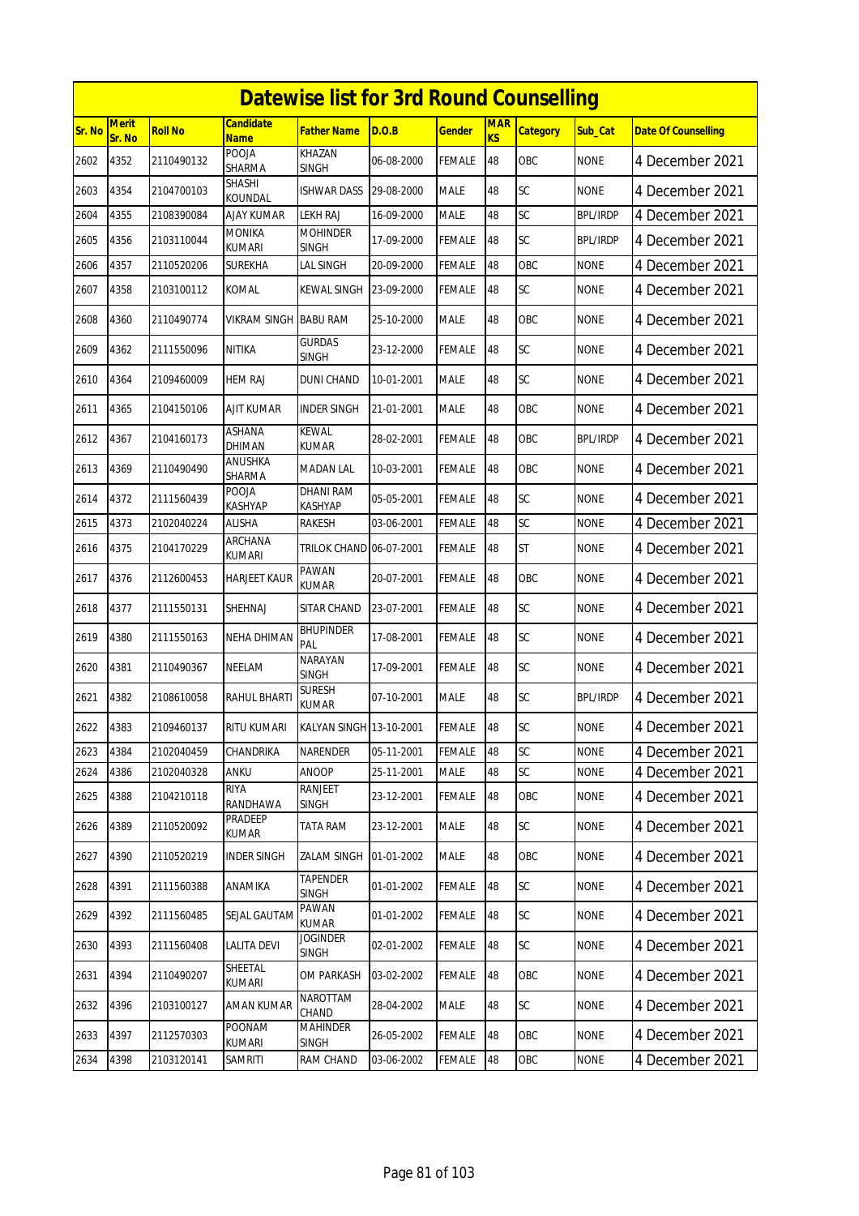# Datewise list for 3rd Round Counselling

| Sr. No | Merit Sr. No | Roll No | Candidate Name | Father Name | D.O.B | Gender | MARKS | Category | Sub_Cat | Date Of Counselling |
|---|---|---|---|---|---|---|---|---|---|---|
| 2602 | 4352 | 2110490132 | POOJA SHARMA | KHAZAN SINGH | 06-08-2000 | FEMALE | 48 | OBC | NONE | 4 December 2021 |
| 2603 | 4354 | 2104700103 | SHASHI KOUNDAL | ISHWAR DASS | 29-08-2000 | MALE | 48 | SC | NONE | 4 December 2021 |
| 2604 | 4355 | 2108390084 | AJAY KUMAR | LEKH RAJ | 16-09-2000 | MALE | 48 | SC | BPL/IRDP | 4 December 2021 |
| 2605 | 4356 | 2103110044 | MONIKA KUMARI | MOHINDER SINGH | 17-09-2000 | FEMALE | 48 | SC | BPL/IRDP | 4 December 2021 |
| 2606 | 4357 | 2110520206 | SUREKHA | LAL SINGH | 20-09-2000 | FEMALE | 48 | OBC | NONE | 4 December 2021 |
| 2607 | 4358 | 2103100112 | KOMAL | KEWAL SINGH | 23-09-2000 | FEMALE | 48 | SC | NONE | 4 December 2021 |
| 2608 | 4360 | 2110490774 | VIKRAM SINGH | BABU RAM | 25-10-2000 | MALE | 48 | OBC | NONE | 4 December 2021 |
| 2609 | 4362 | 2111550096 | NITIKA | GURDAS SINGH | 23-12-2000 | FEMALE | 48 | SC | NONE | 4 December 2021 |
| 2610 | 4364 | 2109460009 | HEM RAJ | DUNI CHAND | 10-01-2001 | MALE | 48 | SC | NONE | 4 December 2021 |
| 2611 | 4365 | 2104150106 | AJIT KUMAR | INDER SINGH | 21-01-2001 | MALE | 48 | OBC | NONE | 4 December 2021 |
| 2612 | 4367 | 2104160173 | ASHANA DHIMAN | KEWAL KUMAR | 28-02-2001 | FEMALE | 48 | OBC | BPL/IRDP | 4 December 2021 |
| 2613 | 4369 | 2110490490 | ANUSHKA SHARMA | MADAN LAL | 10-03-2001 | FEMALE | 48 | OBC | NONE | 4 December 2021 |
| 2614 | 4372 | 2111560439 | POOJA KASHYAP | DHANI RAM KASHYAP | 05-05-2001 | FEMALE | 48 | SC | NONE | 4 December 2021 |
| 2615 | 4373 | 2102040224 | ALISHA | RAKESH | 03-06-2001 | FEMALE | 48 | SC | NONE | 4 December 2021 |
| 2616 | 4375 | 2104170229 | ARCHANA KUMARI | TRILOK CHAND | 06-07-2001 | FEMALE | 48 | ST | NONE | 4 December 2021 |
| 2617 | 4376 | 2112600453 | HARJEET KAUR | PAWAN KUMAR | 20-07-2001 | FEMALE | 48 | OBC | NONE | 4 December 2021 |
| 2618 | 4377 | 2111550131 | SHEHNAJ | SITAR CHAND | 23-07-2001 | FEMALE | 48 | SC | NONE | 4 December 2021 |
| 2619 | 4380 | 2111550163 | NEHA DHIMAN | BHUPINDER PAL | 17-08-2001 | FEMALE | 48 | SC | NONE | 4 December 2021 |
| 2620 | 4381 | 2110490367 | NEELAM | NARAYAN SINGH | 17-09-2001 | FEMALE | 48 | SC | NONE | 4 December 2021 |
| 2621 | 4382 | 2108610058 | RAHUL BHARTI | SURESH KUMAR | 07-10-2001 | MALE | 48 | SC | BPL/IRDP | 4 December 2021 |
| 2622 | 4383 | 2109460137 | RITU KUMARI | KALYAN SINGH | 13-10-2001 | FEMALE | 48 | SC | NONE | 4 December 2021 |
| 2623 | 4384 | 2102040459 | CHANDRIKA | NARENDER | 05-11-2001 | FEMALE | 48 | SC | NONE | 4 December 2021 |
| 2624 | 4386 | 2102040328 | ANKU | ANOOP | 25-11-2001 | MALE | 48 | SC | NONE | 4 December 2021 |
| 2625 | 4388 | 2104210118 | RIYA RANDHAWA | RANJEET SINGH | 23-12-2001 | FEMALE | 48 | OBC | NONE | 4 December 2021 |
| 2626 | 4389 | 2110520092 | PRADEEP KUMAR | TATA RAM | 23-12-2001 | MALE | 48 | SC | NONE | 4 December 2021 |
| 2627 | 4390 | 2110520219 | INDER SINGH | ZALAM SINGH | 01-01-2002 | MALE | 48 | OBC | NONE | 4 December 2021 |
| 2628 | 4391 | 2111560388 | ANAMIKA | TAPENDER SINGH | 01-01-2002 | FEMALE | 48 | SC | NONE | 4 December 2021 |
| 2629 | 4392 | 2111560485 | SEJAL GAUTAM | PAWAN KUMAR | 01-01-2002 | FEMALE | 48 | SC | NONE | 4 December 2021 |
| 2630 | 4393 | 2111560408 | LALITA DEVI | JOGINDER SINGH | 02-01-2002 | FEMALE | 48 | SC | NONE | 4 December 2021 |
| 2631 | 4394 | 2110490207 | SHEETAL KUMARI | OM PARKASH | 03-02-2002 | FEMALE | 48 | OBC | NONE | 4 December 2021 |
| 2632 | 4396 | 2103100127 | AMAN KUMAR | NAROTTAM CHAND | 28-04-2002 | MALE | 48 | SC | NONE | 4 December 2021 |
| 2633 | 4397 | 2112570303 | POONAM KUMARI | MAHINDER SINGH | 26-05-2002 | FEMALE | 48 | OBC | NONE | 4 December 2021 |
| 2634 | 4398 | 2103120141 | SAMRITI | RAM CHAND | 03-06-2002 | FEMALE | 48 | OBC | NONE | 4 December 2021 |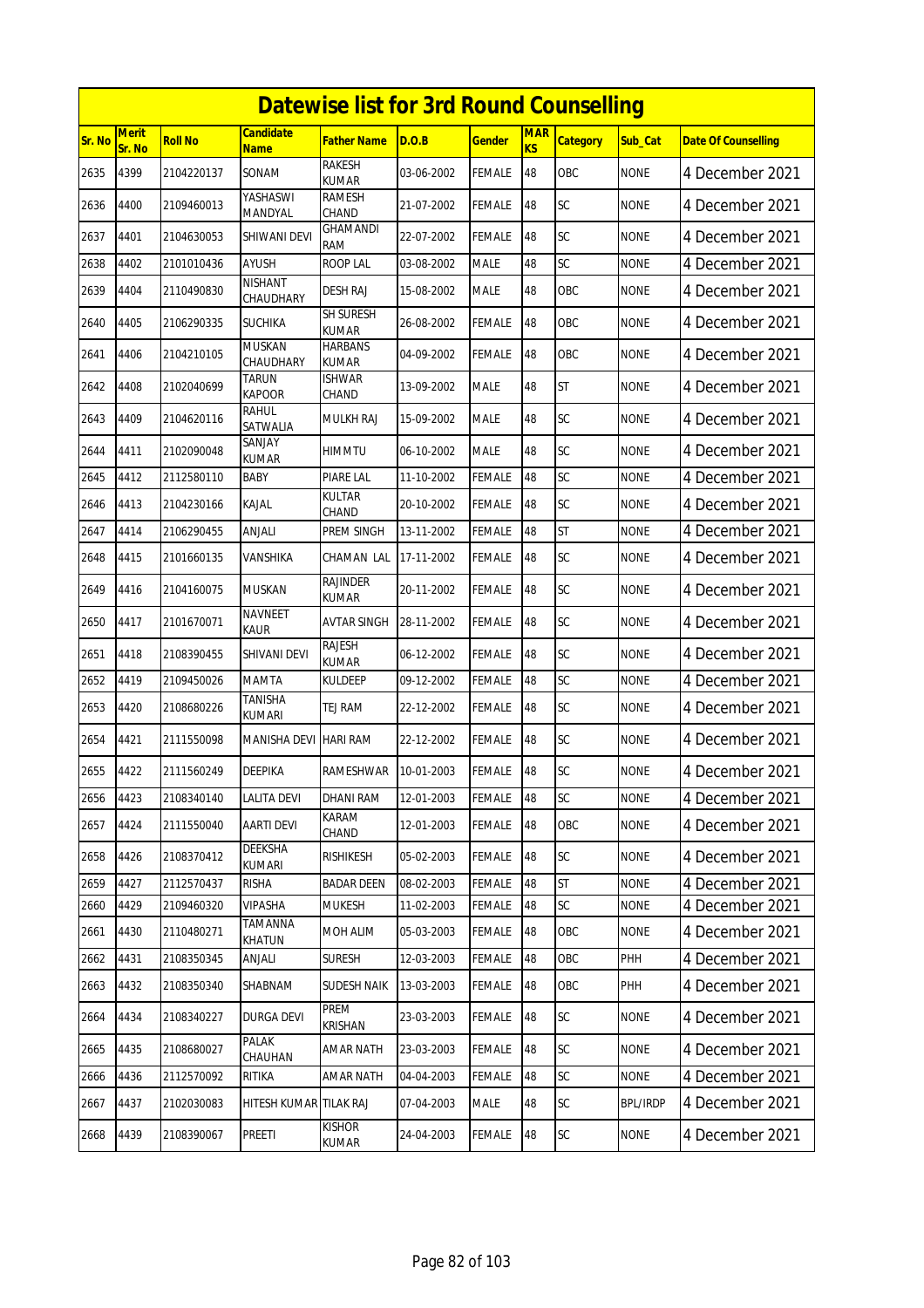# Datewise list for 3rd Round Counselling

| Sr. No | Merit Sr. No | Roll No | Candidate Name | Father Name | D.O.B | Gender | MARKS | Category | Sub_Cat | Date Of Counselling |
|---|---|---|---|---|---|---|---|---|---|---|
| 2635 | 4399 | 2104220137 | SONAM | RAKESH KUMAR | 03-06-2002 | FEMALE | 48 | OBC | NONE | 4 December 2021 |
| 2636 | 4400 | 2109460013 | YASHASWI MANDYAL | RAMESH CHAND | 21-07-2002 | FEMALE | 48 | SC | NONE | 4 December 2021 |
| 2637 | 4401 | 2104630053 | SHIWANI DEVI | GHAMANDI RAM | 22-07-2002 | FEMALE | 48 | SC | NONE | 4 December 2021 |
| 2638 | 4402 | 2101010436 | AYUSH | ROOP LAL | 03-08-2002 | MALE | 48 | SC | NONE | 4 December 2021 |
| 2639 | 4404 | 2110490830 | NISHANT CHAUDHARY | DESH RAJ | 15-08-2002 | MALE | 48 | OBC | NONE | 4 December 2021 |
| 2640 | 4405 | 2106290335 | SUCHIKA | SH SURESH KUMAR | 26-08-2002 | FEMALE | 48 | OBC | NONE | 4 December 2021 |
| 2641 | 4406 | 2104210105 | MUSKAN CHAUDHARY | HARBANS KUMAR | 04-09-2002 | FEMALE | 48 | OBC | NONE | 4 December 2021 |
| 2642 | 4408 | 2102040699 | TARUN KAPOOR | ISHWAR CHAND | 13-09-2002 | MALE | 48 | ST | NONE | 4 December 2021 |
| 2643 | 4409 | 2104620116 | RAHUL SATWALIA | MULKH RAJ | 15-09-2002 | MALE | 48 | SC | NONE | 4 December 2021 |
| 2644 | 4411 | 2102090048 | SANJAY KUMAR | HIMMTU | 06-10-2002 | MALE | 48 | SC | NONE | 4 December 2021 |
| 2645 | 4412 | 2112580110 | BABY | PIARE LAL | 11-10-2002 | FEMALE | 48 | SC | NONE | 4 December 2021 |
| 2646 | 4413 | 2104230166 | KAJAL | KULTAR CHAND | 20-10-2002 | FEMALE | 48 | SC | NONE | 4 December 2021 |
| 2647 | 4414 | 2106290455 | ANJALI | PREM SINGH | 13-11-2002 | FEMALE | 48 | ST | NONE | 4 December 2021 |
| 2648 | 4415 | 2101660135 | VANSHIKA | CHAMAN LAL | 17-11-2002 | FEMALE | 48 | SC | NONE | 4 December 2021 |
| 2649 | 4416 | 2104160075 | MUSKAN | RAJINDER KUMAR | 20-11-2002 | FEMALE | 48 | SC | NONE | 4 December 2021 |
| 2650 | 4417 | 2101670071 | NAVNEET KAUR | AVTAR SINGH | 28-11-2002 | FEMALE | 48 | SC | NONE | 4 December 2021 |
| 2651 | 4418 | 2108390455 | SHIVANI DEVI | RAJESH KUMAR | 06-12-2002 | FEMALE | 48 | SC | NONE | 4 December 2021 |
| 2652 | 4419 | 2109450026 | MAMTA | KULDEEP | 09-12-2002 | FEMALE | 48 | SC | NONE | 4 December 2021 |
| 2653 | 4420 | 2108680226 | TANISHA KUMARI | TEJ RAM | 22-12-2002 | FEMALE | 48 | SC | NONE | 4 December 2021 |
| 2654 | 4421 | 2111550098 | MANISHA DEVI | HARI RAM | 22-12-2002 | FEMALE | 48 | SC | NONE | 4 December 2021 |
| 2655 | 4422 | 2111560249 | DEEPIKA | RAMESHWAR | 10-01-2003 | FEMALE | 48 | SC | NONE | 4 December 2021 |
| 2656 | 4423 | 2108340140 | LALITA DEVI | DHANI RAM | 12-01-2003 | FEMALE | 48 | SC | NONE | 4 December 2021 |
| 2657 | 4424 | 2111550040 | AARTI DEVI | KARAM CHAND | 12-01-2003 | FEMALE | 48 | OBC | NONE | 4 December 2021 |
| 2658 | 4426 | 2108370412 | DEEKSHA KUMARI | RISHIKESH | 05-02-2003 | FEMALE | 48 | SC | NONE | 4 December 2021 |
| 2659 | 4427 | 2112570437 | RISHA | BADAR DEEN | 08-02-2003 | FEMALE | 48 | ST | NONE | 4 December 2021 |
| 2660 | 4429 | 2109460320 | VIPASHA | MUKESH | 11-02-2003 | FEMALE | 48 | SC | NONE | 4 December 2021 |
| 2661 | 4430 | 2110480271 | TAMANNA KHATUN | MOH ALIM | 05-03-2003 | FEMALE | 48 | OBC | NONE | 4 December 2021 |
| 2662 | 4431 | 2108350345 | ANJALI | SURESH | 12-03-2003 | FEMALE | 48 | OBC | PHH | 4 December 2021 |
| 2663 | 4432 | 2108350340 | SHABNAM | SUDESH NAIK | 13-03-2003 | FEMALE | 48 | OBC | PHH | 4 December 2021 |
| 2664 | 4434 | 2108340227 | DURGA DEVI | PREM KRISHAN | 23-03-2003 | FEMALE | 48 | SC | NONE | 4 December 2021 |
| 2665 | 4435 | 2108680027 | PALAK CHAUHAN | AMAR NATH | 23-03-2003 | FEMALE | 48 | SC | NONE | 4 December 2021 |
| 2666 | 4436 | 2112570092 | RITIKA | AMAR NATH | 04-04-2003 | FEMALE | 48 | SC | NONE | 4 December 2021 |
| 2667 | 4437 | 2102030083 | HITESH KUMAR | TILAK RAJ | 07-04-2003 | MALE | 48 | SC | BPL/IRDP | 4 December 2021 |
| 2668 | 4439 | 2108390067 | PREETI | KISHOR KUMAR | 24-04-2003 | FEMALE | 48 | SC | NONE | 4 December 2021 |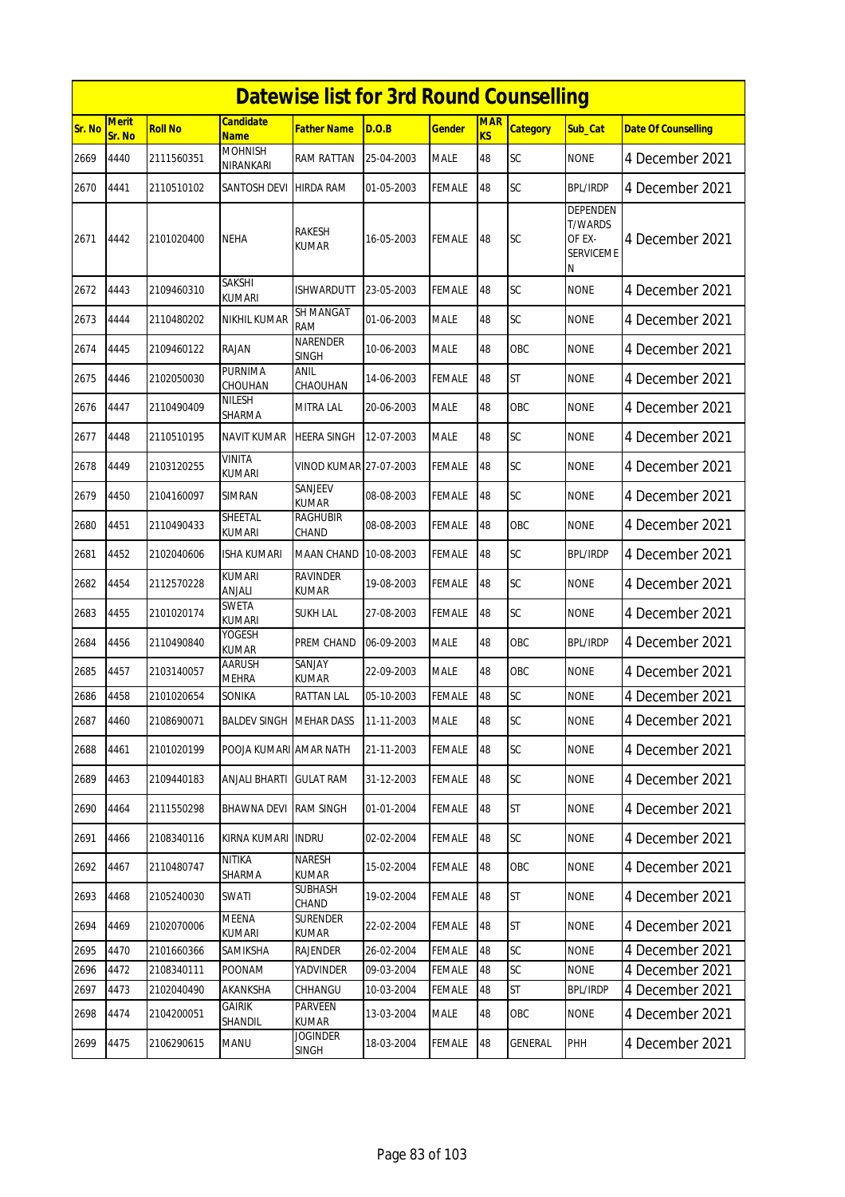# Datewise list for 3rd Round Counselling

| Sr. No | Merit Sr. No | Roll No | Candidate Name | Father Name | D.O.B | Gender | MARKS | Category | Sub_Cat | Date Of Counselling |
|---|---|---|---|---|---|---|---|---|---|---|
| 2669 | 4440 | 2111560351 | MOHNISH NIRANKARI | RAM RATTAN | 25-04-2003 | MALE | 48 | SC | NONE | 4 December 2021 |
| 2670 | 4441 | 2110510102 | SANTOSH DEVI | HIRDA RAM | 01-05-2003 | FEMALE | 48 | SC | BPL/IRDP | 4 December 2021 |
| 2671 | 4442 | 2101020400 | NEHA | RAKESH KUMAR | 16-05-2003 | FEMALE | 48 | SC | DEPENDENT/WARDS OF EX-SERVICEMEN | 4 December 2021 |
| 2672 | 4443 | 2109460310 | SAKSHI KUMARI | ISHWARDUTT | 23-05-2003 | FEMALE | 48 | SC | NONE | 4 December 2021 |
| 2673 | 4444 | 2110480202 | NIKHIL KUMAR | SH MANGAT RAM | 01-06-2003 | MALE | 48 | SC | NONE | 4 December 2021 |
| 2674 | 4445 | 2109460122 | RAJAN | NARENDER SINGH | 10-06-2003 | MALE | 48 | OBC | NONE | 4 December 2021 |
| 2675 | 4446 | 2102050030 | PURNIMA CHOUHAN | ANIL CHAOUHAN | 14-06-2003 | FEMALE | 48 | ST | NONE | 4 December 2021 |
| 2676 | 4447 | 2110490409 | NILESH SHARMA | MITRA LAL | 20-06-2003 | MALE | 48 | OBC | NONE | 4 December 2021 |
| 2677 | 4448 | 2110510195 | NAVIT KUMAR | HEERA SINGH | 12-07-2003 | MALE | 48 | SC | NONE | 4 December 2021 |
| 2678 | 4449 | 2103120255 | VINITA KUMARI | VINOD KUMAR | 27-07-2003 | FEMALE | 48 | SC | NONE | 4 December 2021 |
| 2679 | 4450 | 2104160097 | SIMRAN | SANJEEV KUMAR | 08-08-2003 | FEMALE | 48 | SC | NONE | 4 December 2021 |
| 2680 | 4451 | 2110490433 | SHEETAL KUMARI | RAGHUBIR CHAND | 08-08-2003 | FEMALE | 48 | OBC | NONE | 4 December 2021 |
| 2681 | 4452 | 2102040606 | ISHA KUMARI | MAAN CHAND | 10-08-2003 | FEMALE | 48 | SC | BPL/IRDP | 4 December 2021 |
| 2682 | 4454 | 2112570228 | KUMARI ANJALI | RAVINDER KUMAR | 19-08-2003 | FEMALE | 48 | SC | NONE | 4 December 2021 |
| 2683 | 4455 | 2101020174 | SWETA KUMARI | SUKH LAL | 27-08-2003 | FEMALE | 48 | SC | NONE | 4 December 2021 |
| 2684 | 4456 | 2110490840 | YOGESH KUMAR | PREM CHAND | 06-09-2003 | MALE | 48 | OBC | BPL/IRDP | 4 December 2021 |
| 2685 | 4457 | 2103140057 | AARUSH MEHRA | SANJAY KUMAR | 22-09-2003 | MALE | 48 | OBC | NONE | 4 December 2021 |
| 2686 | 4458 | 2101020654 | SONIKA | RATTAN LAL | 05-10-2003 | FEMALE | 48 | SC | NONE | 4 December 2021 |
| 2687 | 4460 | 2108690071 | BALDEV SINGH | MEHAR DASS | 11-11-2003 | MALE | 48 | SC | NONE | 4 December 2021 |
| 2688 | 4461 | 2101020199 | POOJA KUMARI | AMAR NATH | 21-11-2003 | FEMALE | 48 | SC | NONE | 4 December 2021 |
| 2689 | 4463 | 2109440183 | ANJALI BHARTI | GULAT RAM | 31-12-2003 | FEMALE | 48 | SC | NONE | 4 December 2021 |
| 2690 | 4464 | 2111550298 | BHAWNA DEVI | RAM SINGH | 01-01-2004 | FEMALE | 48 | ST | NONE | 4 December 2021 |
| 2691 | 4466 | 2108340116 | KIRNA KUMARI | INDRU | 02-02-2004 | FEMALE | 48 | SC | NONE | 4 December 2021 |
| 2692 | 4467 | 2110480747 | NITIKA SHARMA | NARESH KUMAR | 15-02-2004 | FEMALE | 48 | OBC | NONE | 4 December 2021 |
| 2693 | 4468 | 2105240030 | SWATI | SUBHASH CHAND | 19-02-2004 | FEMALE | 48 | ST | NONE | 4 December 2021 |
| 2694 | 4469 | 2102070006 | MEENA KUMARI | SURENDER KUMAR | 22-02-2004 | FEMALE | 48 | ST | NONE | 4 December 2021 |
| 2695 | 4470 | 2101660366 | SAMIKSHA | RAJENDER | 26-02-2004 | FEMALE | 48 | SC | NONE | 4 December 2021 |
| 2696 | 4472 | 2108340111 | POONAM | YADVINDER | 09-03-2004 | FEMALE | 48 | SC | NONE | 4 December 2021 |
| 2697 | 4473 | 2102040490 | AKANKSHA | CHHANGU | 10-03-2004 | FEMALE | 48 | ST | BPL/IRDP | 4 December 2021 |
| 2698 | 4474 | 2104200051 | GAIRIK SHANDIL | PARVEEN KUMAR | 13-03-2004 | MALE | 48 | OBC | NONE | 4 December 2021 |
| 2699 | 4475 | 2106290615 | MANU | JOGINDER SINGH | 18-03-2004 | FEMALE | 48 | GENERAL | PHH | 4 December 2021 |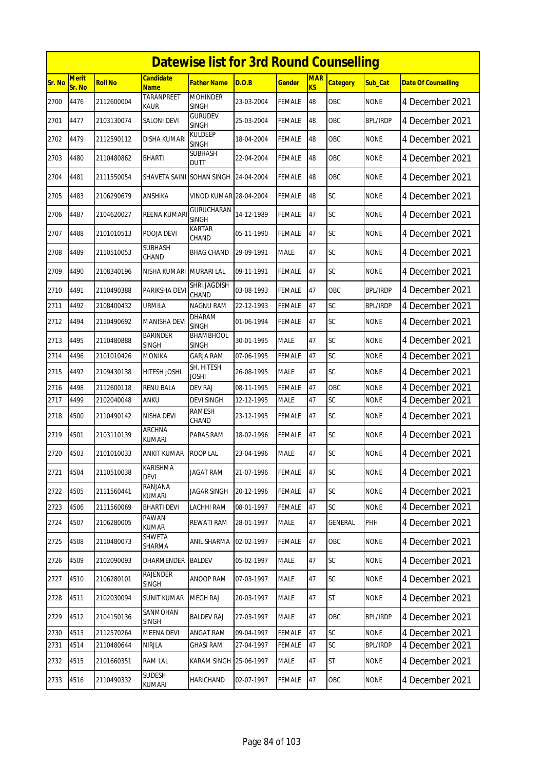# Datewise list for 3rd Round Counselling

| Sr. No | Merit Sr. No | Roll No | Candidate Name | Father Name | D.O.B | Gender | MARKS | Category | Sub_Cat | Date Of Counselling |
|---|---|---|---|---|---|---|---|---|---|---|
| 2700 | 4476 | 2112600004 | TARANPREET KAUR | MOHINDER SINGH | 23-03-2004 | FEMALE | 48 | OBC | NONE | 4 December 2021 |
| 2701 | 4477 | 2103130074 | SALONI DEVI | GURUDEV SINGH | 25-03-2004 | FEMALE | 48 | OBC | BPL/IRDP | 4 December 2021 |
| 2702 | 4479 | 2112590112 | DISHA KUMARI | KULDEEP SINGH | 18-04-2004 | FEMALE | 48 | OBC | NONE | 4 December 2021 |
| 2703 | 4480 | 2110480862 | BHARTI | SUBHASH DUTT | 22-04-2004 | FEMALE | 48 | OBC | NONE | 4 December 2021 |
| 2704 | 4481 | 2111550054 | SHAVETA SAINI | SOHAN SINGH | 24-04-2004 | FEMALE | 48 | OBC | NONE | 4 December 2021 |
| 2705 | 4483 | 2106290679 | ANSHIKA | VINOD KUMAR | 28-04-2004 | FEMALE | 48 | SC | NONE | 4 December 2021 |
| 2706 | 4487 | 2104620027 | REENA KUMARI | GURUCHARAN SINGH | 14-12-1989 | FEMALE | 47 | SC | NONE | 4 December 2021 |
| 2707 | 4488 | 2101010513 | POOJA DEVI | KARTAR CHAND | 05-11-1990 | FEMALE | 47 | SC | NONE | 4 December 2021 |
| 2708 | 4489 | 2110510053 | SUBHASH CHAND | BHAG CHAND | 29-09-1991 | MALE | 47 | SC | NONE | 4 December 2021 |
| 2709 | 4490 | 2108340196 | NISHA KUMARI | MURARI LAL | 09-11-1991 | FEMALE | 47 | SC | NONE | 4 December 2021 |
| 2710 | 4491 | 2110490388 | PARIKSHA DEVI | SHRI.JAGDISH CHAND | 03-08-1993 | FEMALE | 47 | OBC | BPL/IRDP | 4 December 2021 |
| 2711 | 4492 | 2108400432 | URMILA | NAGNU RAM | 22-12-1993 | FEMALE | 47 | SC | BPL/IRDP | 4 December 2021 |
| 2712 | 4494 | 2110490692 | MANISHA DEVI | DHARAM SINGH | 01-06-1994 | FEMALE | 47 | SC | NONE | 4 December 2021 |
| 2713 | 4495 | 2110480888 | BARINDER SINGH | BHAMBHOOL SINGH | 30-01-1995 | MALE | 47 | SC | NONE | 4 December 2021 |
| 2714 | 4496 | 2101010426 | MONIKA | GARJA RAM | 07-06-1995 | FEMALE | 47 | SC | NONE | 4 December 2021 |
| 2715 | 4497 | 2109430138 | HITESH JOSHI | SH. HITESH JOSHI | 26-08-1995 | MALE | 47 | SC | NONE | 4 December 2021 |
| 2716 | 4498 | 2112600118 | RENU BALA | DEV RAJ | 08-11-1995 | FEMALE | 47 | OBC | NONE | 4 December 2021 |
| 2717 | 4499 | 2102040048 | ANKU | DEVI SINGH | 12-12-1995 | MALE | 47 | SC | NONE | 4 December 2021 |
| 2718 | 4500 | 2110490142 | NISHA DEVI | RAMESH CHAND | 23-12-1995 | FEMALE | 47 | SC | NONE | 4 December 2021 |
| 2719 | 4501 | 2103110139 | ARCHNA KUMARI | PARAS RAM | 18-02-1996 | FEMALE | 47 | SC | NONE | 4 December 2021 |
| 2720 | 4503 | 2101010033 | ANKIT KUMAR | ROOP LAL | 23-04-1996 | MALE | 47 | SC | NONE | 4 December 2021 |
| 2721 | 4504 | 2110510038 | KARISHMA DEVI | JAGAT RAM | 21-07-1996 | FEMALE | 47 | SC | NONE | 4 December 2021 |
| 2722 | 4505 | 2111560441 | RANJANA KUMARI | JAGAR SINGH | 20-12-1996 | FEMALE | 47 | SC | NONE | 4 December 2021 |
| 2723 | 4506 | 2111560069 | BHARTI DEVI | LACHHI RAM | 08-01-1997 | FEMALE | 47 | SC | NONE | 4 December 2021 |
| 2724 | 4507 | 2106280005 | PAWAN KUMAR | REWATI RAM | 28-01-1997 | MALE | 47 | GENERAL | PHH | 4 December 2021 |
| 2725 | 4508 | 2110480073 | SHWETA SHARMA | ANIL SHARMA | 02-02-1997 | FEMALE | 47 | OBC | NONE | 4 December 2021 |
| 2726 | 4509 | 2102090093 | DHARMENDER | BALDEV | 05-02-1997 | MALE | 47 | SC | NONE | 4 December 2021 |
| 2727 | 4510 | 2106280101 | RAJENDER SINGH | ANOOP RAM | 07-03-1997 | MALE | 47 | SC | NONE | 4 December 2021 |
| 2728 | 4511 | 2102030094 | SUNIT KUMAR | MEGH RAJ | 20-03-1997 | MALE | 47 | ST | NONE | 4 December 2021 |
| 2729 | 4512 | 2104150136 | SANMOHAN SINGH | BALDEV RAJ | 27-03-1997 | MALE | 47 | OBC | BPL/IRDP | 4 December 2021 |
| 2730 | 4513 | 2112570264 | MEENA DEVI | ANGAT RAM | 09-04-1997 | FEMALE | 47 | SC | NONE | 4 December 2021 |
| 2731 | 4514 | 2110480644 | NIRJLA | GHASI RAM | 27-04-1997 | FEMALE | 47 | SC | BPL/IRDP | 4 December 2021 |
| 2732 | 4515 | 2101660351 | RAM LAL | KARAM SINGH | 25-06-1997 | MALE | 47 | ST | NONE | 4 December 2021 |
| 2733 | 4516 | 2110490332 | SUDESH KUMARI | HARICHAND | 02-07-1997 | FEMALE | 47 | OBC | NONE | 4 December 2021 |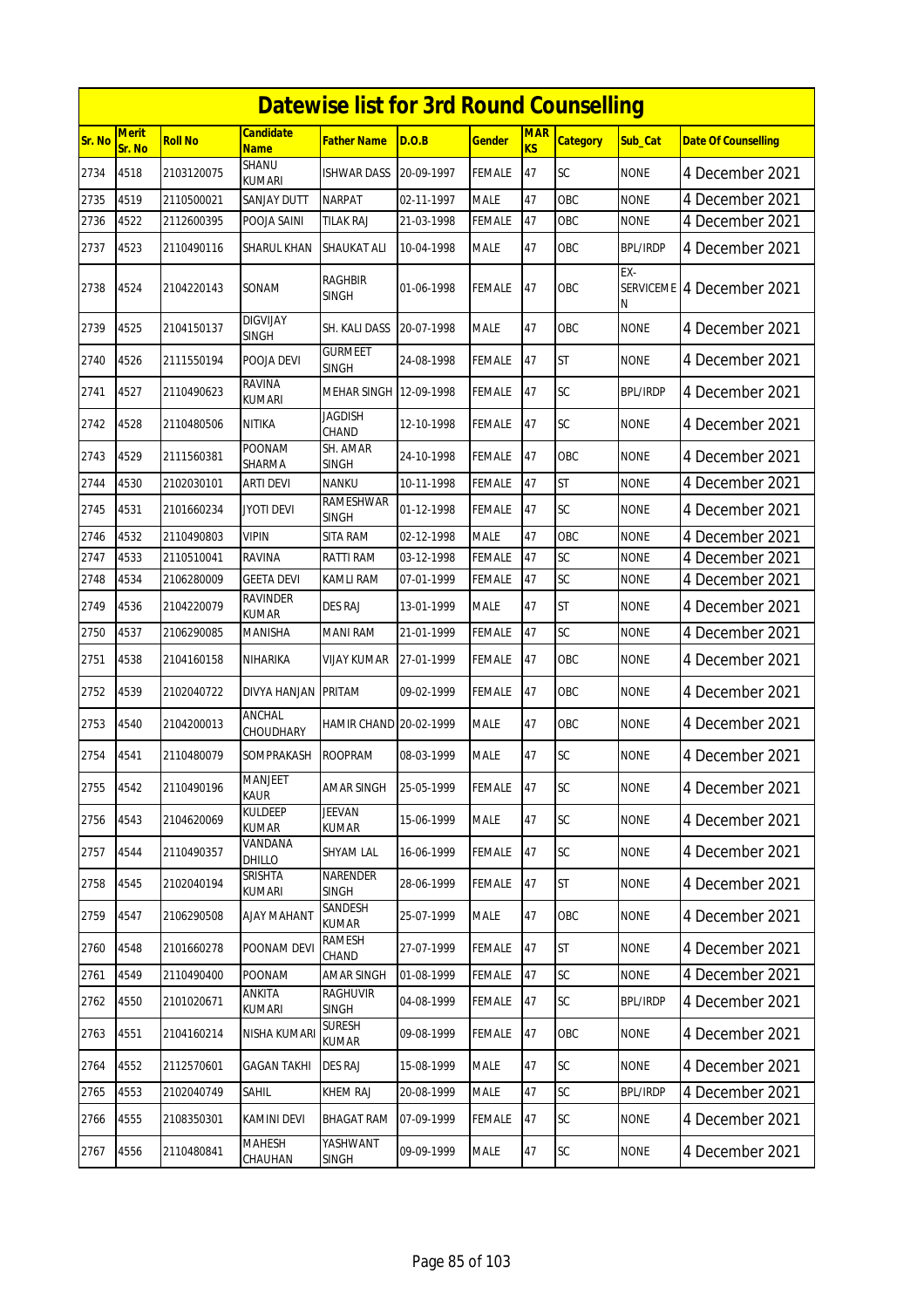# Datewise list for 3rd Round Counselling

| Sr. No | Merit Sr. No | Roll No | Candidate Name | Father Name | D.O.B | Gender | MARKS | Category | Sub_Cat | Date Of Counselling |
|---|---|---|---|---|---|---|---|---|---|---|
| 2734 | 4518 | 2103120075 | SHANU KUMARI | ISHWAR DASS | 20-09-1997 | FEMALE | 47 | SC | NONE | 4 December 2021 |
| 2735 | 4519 | 2110500021 | SANJAY DUTT | NARPAT | 02-11-1997 | MALE | 47 | OBC | NONE | 4 December 2021 |
| 2736 | 4522 | 2112600395 | POOJA SAINI | TILAK RAJ | 21-03-1998 | FEMALE | 47 | OBC | NONE | 4 December 2021 |
| 2737 | 4523 | 2110490116 | SHARUL KHAN | SHAUKAT ALI | 10-04-1998 | MALE | 47 | OBC | BPL/IRDP | 4 December 2021 |
| 2738 | 4524 | 2104220143 | SONAM | RAGHBIR SINGH | 01-06-1998 | FEMALE | 47 | OBC | EX-SERVICEMEN | 4 December 2021 |
| 2739 | 4525 | 2104150137 | DIGVIJAY SINGH | SH. KALI DASS | 20-07-1998 | MALE | 47 | OBC | NONE | 4 December 2021 |
| 2740 | 4526 | 2111550194 | POOJA DEVI | GURMEET SINGH | 24-08-1998 | FEMALE | 47 | ST | NONE | 4 December 2021 |
| 2741 | 4527 | 2110490623 | RAVINA KUMARI | MEHAR SINGH | 12-09-1998 | FEMALE | 47 | SC | BPL/IRDP | 4 December 2021 |
| 2742 | 4528 | 2110480506 | NITIKA | JAGDISH CHAND | 12-10-1998 | FEMALE | 47 | SC | NONE | 4 December 2021 |
| 2743 | 4529 | 2111560381 | POONAM SHARMA | SH. AMAR SINGH | 24-10-1998 | FEMALE | 47 | OBC | NONE | 4 December 2021 |
| 2744 | 4530 | 2102030101 | ARTI DEVI | NANKU | 10-11-1998 | FEMALE | 47 | ST | NONE | 4 December 2021 |
| 2745 | 4531 | 2101660234 | JYOTI DEVI | RAMESHWAR SINGH | 01-12-1998 | FEMALE | 47 | SC | NONE | 4 December 2021 |
| 2746 | 4532 | 2110490803 | VIPIN | SITA RAM | 02-12-1998 | MALE | 47 | OBC | NONE | 4 December 2021 |
| 2747 | 4533 | 2110510041 | RAVINA | RATTI RAM | 03-12-1998 | FEMALE | 47 | SC | NONE | 4 December 2021 |
| 2748 | 4534 | 2106280009 | GEETA DEVI | KAMLI RAM | 07-01-1999 | FEMALE | 47 | SC | NONE | 4 December 2021 |
| 2749 | 4536 | 2104220079 | RAVINDER KUMAR | DES RAJ | 13-01-1999 | MALE | 47 | ST | NONE | 4 December 2021 |
| 2750 | 4537 | 2106290085 | MANISHA | MANI RAM | 21-01-1999 | FEMALE | 47 | SC | NONE | 4 December 2021 |
| 2751 | 4538 | 2104160158 | NIHARIKA | VIJAY KUMAR | 27-01-1999 | FEMALE | 47 | OBC | NONE | 4 December 2021 |
| 2752 | 4539 | 2102040722 | DIVYA HANJAN | PRITAM | 09-02-1999 | FEMALE | 47 | OBC | NONE | 4 December 2021 |
| 2753 | 4540 | 2104200013 | ANCHAL CHOUDHARY | HAMIR CHAND | 20-02-1999 | MALE | 47 | OBC | NONE | 4 December 2021 |
| 2754 | 4541 | 2110480079 | SOMPRAKASH | ROOPRAM | 08-03-1999 | MALE | 47 | SC | NONE | 4 December 2021 |
| 2755 | 4542 | 2110490196 | MANJEET KAUR | AMAR SINGH | 25-05-1999 | FEMALE | 47 | SC | NONE | 4 December 2021 |
| 2756 | 4543 | 2104620069 | KULDEEP KUMAR | JEEVAN KUMAR | 15-06-1999 | MALE | 47 | SC | NONE | 4 December 2021 |
| 2757 | 4544 | 2110490357 | VANDANA DHILLO | SHYAM LAL | 16-06-1999 | FEMALE | 47 | SC | NONE | 4 December 2021 |
| 2758 | 4545 | 2102040194 | SRISHTA KUMARI | NARENDER SINGH | 28-06-1999 | FEMALE | 47 | ST | NONE | 4 December 2021 |
| 2759 | 4547 | 2106290508 | AJAY MAHANT | SANDESH KUMAR | 25-07-1999 | MALE | 47 | OBC | NONE | 4 December 2021 |
| 2760 | 4548 | 2101660278 | POONAM DEVI | RAMESH CHAND | 27-07-1999 | FEMALE | 47 | ST | NONE | 4 December 2021 |
| 2761 | 4549 | 2110490400 | POONAM | AMAR SINGH | 01-08-1999 | FEMALE | 47 | SC | NONE | 4 December 2021 |
| 2762 | 4550 | 2101020671 | ANKITA KUMARI | RAGHUVIR SINGH | 04-08-1999 | FEMALE | 47 | SC | BPL/IRDP | 4 December 2021 |
| 2763 | 4551 | 2104160214 | NISHA KUMARI | SURESH KUMAR | 09-08-1999 | FEMALE | 47 | OBC | NONE | 4 December 2021 |
| 2764 | 4552 | 2112570601 | GAGAN TAKHI | DES RAJ | 15-08-1999 | MALE | 47 | SC | NONE | 4 December 2021 |
| 2765 | 4553 | 2102040749 | SAHIL | KHEM RAJ | 20-08-1999 | MALE | 47 | SC | BPL/IRDP | 4 December 2021 |
| 2766 | 4555 | 2108350301 | KAMINI DEVI | BHAGAT RAM | 07-09-1999 | FEMALE | 47 | SC | NONE | 4 December 2021 |
| 2767 | 4556 | 2110480841 | MAHESH CHAUHAN | YASHWANT SINGH | 09-09-1999 | MALE | 47 | SC | NONE | 4 December 2021 |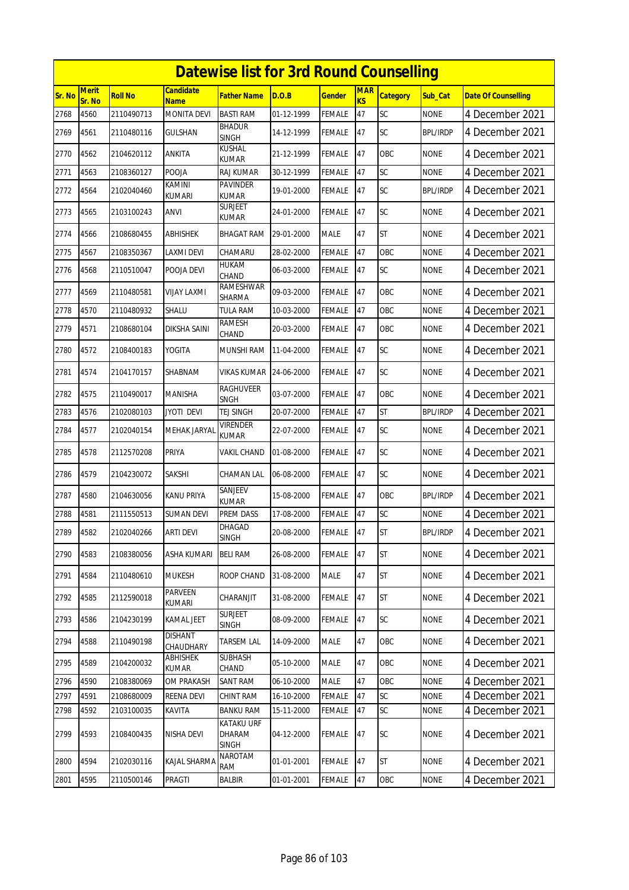# Datewise list for 3rd Round Counselling

| Sr. No | Merit Sr. No | Roll No | Candidate Name | Father Name | D.O.B | Gender | MARKS | Category | Sub_Cat | Date Of Counselling |
|---|---|---|---|---|---|---|---|---|---|---|
| 2768 | 4560 | 2110490713 | MONITA DEVI | BASTI RAM | 01-12-1999 | FEMALE | 47 | SC | NONE | 4 December 2021 |
| 2769 | 4561 | 2110480116 | GULSHAN | BHADUR SINGH | 14-12-1999 | FEMALE | 47 | SC | BPL/IRDP | 4 December 2021 |
| 2770 | 4562 | 2104620112 | ANKITA | KUSHAL KUMAR | 21-12-1999 | FEMALE | 47 | OBC | NONE | 4 December 2021 |
| 2771 | 4563 | 2108360127 | POOJA | RAJ KUMAR | 30-12-1999 | FEMALE | 47 | SC | NONE | 4 December 2021 |
| 2772 | 4564 | 2102040460 | KAMINI KUMARI | PAVINDER KUMAR | 19-01-2000 | FEMALE | 47 | SC | BPL/IRDP | 4 December 2021 |
| 2773 | 4565 | 2103100243 | ANVI | SURJEET KUMAR | 24-01-2000 | FEMALE | 47 | SC | NONE | 4 December 2021 |
| 2774 | 4566 | 2108680455 | ABHISHEK | BHAGAT RAM | 29-01-2000 | MALE | 47 | ST | NONE | 4 December 2021 |
| 2775 | 4567 | 2108350367 | LAXMI DEVI | CHAMARU | 28-02-2000 | FEMALE | 47 | OBC | NONE | 4 December 2021 |
| 2776 | 4568 | 2110510047 | POOJA DEVI | HUKAM CHAND | 06-03-2000 | FEMALE | 47 | SC | NONE | 4 December 2021 |
| 2777 | 4569 | 2110480581 | VIJAY LAXMI | RAMESHWAR SHARMA | 09-03-2000 | FEMALE | 47 | OBC | NONE | 4 December 2021 |
| 2778 | 4570 | 2110480932 | SHALU | TULA RAM | 10-03-2000 | FEMALE | 47 | OBC | NONE | 4 December 2021 |
| 2779 | 4571 | 2108680104 | DIKSHA SAINI | RAMESH CHAND | 20-03-2000 | FEMALE | 47 | OBC | NONE | 4 December 2021 |
| 2780 | 4572 | 2108400183 | YOGITA | MUNSHI RAM | 11-04-2000 | FEMALE | 47 | SC | NONE | 4 December 2021 |
| 2781 | 4574 | 2104170157 | SHABNAM | VIKAS KUMAR | 24-06-2000 | FEMALE | 47 | SC | NONE | 4 December 2021 |
| 2782 | 4575 | 2110490017 | MANISHA | RAGHUVEER SNGH | 03-07-2000 | FEMALE | 47 | OBC | NONE | 4 December 2021 |
| 2783 | 4576 | 2102080103 | JYOTI DEVI | TEJ SINGH | 20-07-2000 | FEMALE | 47 | ST | BPL/IRDP | 4 December 2021 |
| 2784 | 4577 | 2102040154 | MEHAK JARYAL | VIRENDER KUMAR | 22-07-2000 | FEMALE | 47 | SC | NONE | 4 December 2021 |
| 2785 | 4578 | 2112570208 | PRIYA | VAKIL CHAND | 01-08-2000 | FEMALE | 47 | SC | NONE | 4 December 2021 |
| 2786 | 4579 | 2104230072 | SAKSHI | CHAMAN LAL | 06-08-2000 | FEMALE | 47 | SC | NONE | 4 December 2021 |
| 2787 | 4580 | 2104630056 | KANU PRIYA | SANJEEV KUMAR | 15-08-2000 | FEMALE | 47 | OBC | BPL/IRDP | 4 December 2021 |
| 2788 | 4581 | 2111550513 | SUMAN DEVI | PREM DASS | 17-08-2000 | FEMALE | 47 | SC | NONE | 4 December 2021 |
| 2789 | 4582 | 2102040266 | ARTI DEVI | DHAGAD SINGH | 20-08-2000 | FEMALE | 47 | ST | BPL/IRDP | 4 December 2021 |
| 2790 | 4583 | 2108380056 | ASHA KUMARI | BELI RAM | 26-08-2000 | FEMALE | 47 | ST | NONE | 4 December 2021 |
| 2791 | 4584 | 2110480610 | MUKESH | ROOP CHAND | 31-08-2000 | MALE | 47 | ST | NONE | 4 December 2021 |
| 2792 | 4585 | 2112590018 | PARVEEN KUMARI | CHARANJIT | 31-08-2000 | FEMALE | 47 | ST | NONE | 4 December 2021 |
| 2793 | 4586 | 2104230199 | KAMAL JEET | SURJEET SINGH | 08-09-2000 | FEMALE | 47 | SC | NONE | 4 December 2021 |
| 2794 | 4588 | 2110490198 | DISHANT CHAUDHARY | TARSEM LAL | 14-09-2000 | MALE | 47 | OBC | NONE | 4 December 2021 |
| 2795 | 4589 | 2104200032 | ABHISHEK KUMAR | SUBHASH CHAND | 05-10-2000 | MALE | 47 | OBC | NONE | 4 December 2021 |
| 2796 | 4590 | 2108380069 | OM PRAKASH | SANT RAM | 06-10-2000 | MALE | 47 | OBC | NONE | 4 December 2021 |
| 2797 | 4591 | 2108680009 | REENA DEVI | CHINT RAM | 16-10-2000 | FEMALE | 47 | SC | NONE | 4 December 2021 |
| 2798 | 4592 | 2103100035 | KAVITA | BANKU RAM | 15-11-2000 | FEMALE | 47 | SC | NONE | 4 December 2021 |
| 2799 | 4593 | 2108400435 | NISHA DEVI | KATAKU URF DHARAM SINGH | 04-12-2000 | FEMALE | 47 | SC | NONE | 4 December 2021 |
| 2800 | 4594 | 2102030116 | KAJAL SHARMA | NAROTAM RAM | 01-01-2001 | FEMALE | 47 | ST | NONE | 4 December 2021 |
| 2801 | 4595 | 2110500146 | PRAGTI | BALBIR | 01-01-2001 | FEMALE | 47 | OBC | NONE | 4 December 2021 |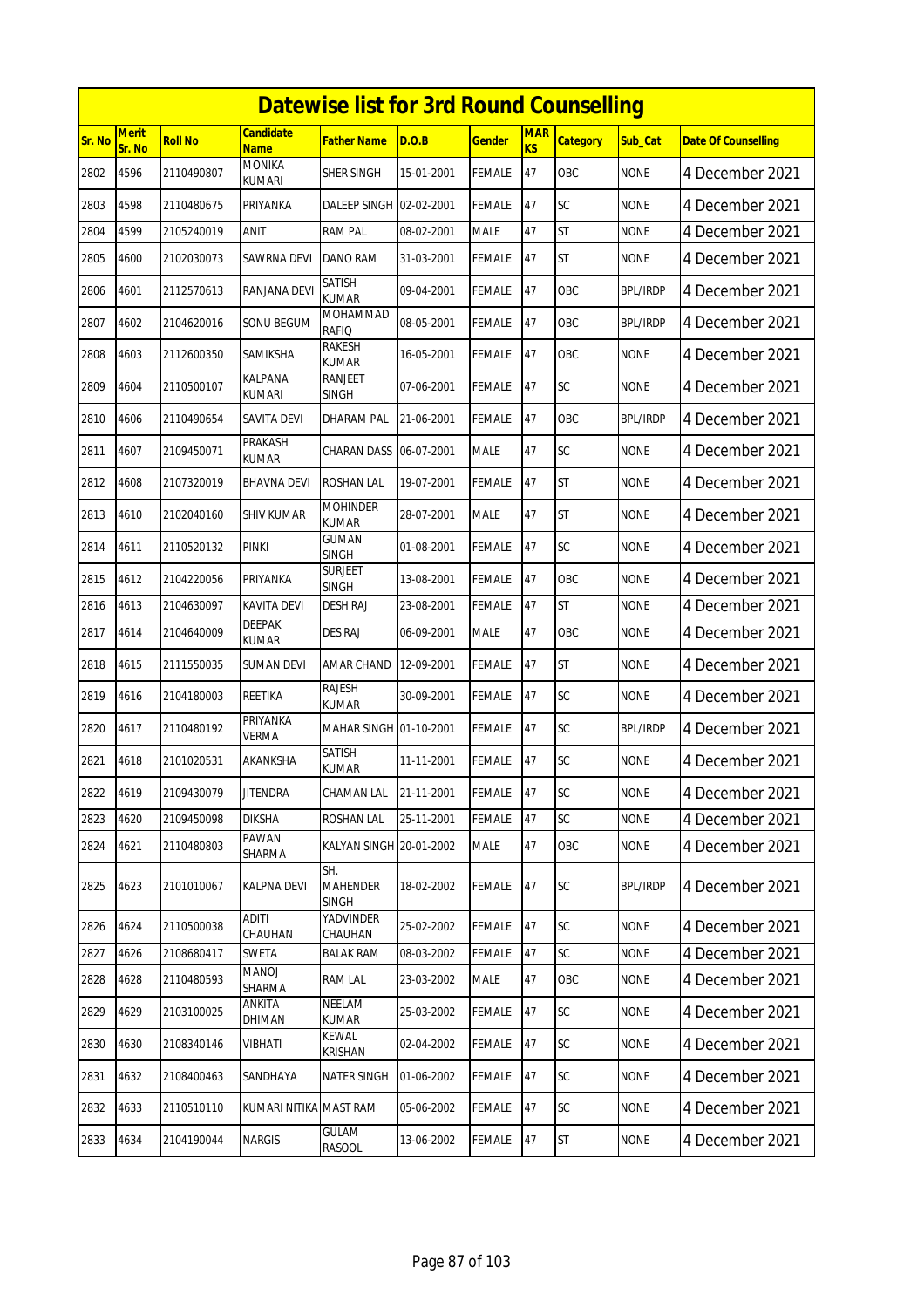# Datewise list for 3rd Round Counselling

| Sr. No | Merit Sr. No | Roll No | Candidate Name | Father Name | D.O.B | Gender | MARKS | Category | Sub_Cat | Date Of Counselling |
|---|---|---|---|---|---|---|---|---|---|---|
| 2802 | 4596 | 2110490807 | MONIKA KUMARI | SHER SINGH | 15-01-2001 | FEMALE | 47 | OBC | NONE | 4 December 2021 |
| 2803 | 4598 | 2110480675 | PRIYANKA | DALEEP SINGH | 02-02-2001 | FEMALE | 47 | SC | NONE | 4 December 2021 |
| 2804 | 4599 | 2105240019 | ANIT | RAM PAL | 08-02-2001 | MALE | 47 | ST | NONE | 4 December 2021 |
| 2805 | 4600 | 2102030073 | SAWRNA DEVI | DANO RAM | 31-03-2001 | FEMALE | 47 | ST | NONE | 4 December 2021 |
| 2806 | 4601 | 2112570613 | RANJANA DEVI | SATISH KUMAR | 09-04-2001 | FEMALE | 47 | OBC | BPL/IRDP | 4 December 2021 |
| 2807 | 4602 | 2104620016 | SONU BEGUM | MOHAMMAD RAFIQ | 08-05-2001 | FEMALE | 47 | OBC | BPL/IRDP | 4 December 2021 |
| 2808 | 4603 | 2112600350 | SAMIKSHA | RAKESH KUMAR | 16-05-2001 | FEMALE | 47 | OBC | NONE | 4 December 2021 |
| 2809 | 4604 | 2110500107 | KALPANA KUMARI | RANJEET SINGH | 07-06-2001 | FEMALE | 47 | SC | NONE | 4 December 2021 |
| 2810 | 4606 | 2110490654 | SAVITA DEVI | DHARAM PAL | 21-06-2001 | FEMALE | 47 | OBC | BPL/IRDP | 4 December 2021 |
| 2811 | 4607 | 2109450071 | PRAKASH KUMAR | CHARAN DASS | 06-07-2001 | MALE | 47 | SC | NONE | 4 December 2021 |
| 2812 | 4608 | 2107320019 | BHAVNA DEVI | ROSHAN LAL | 19-07-2001 | FEMALE | 47 | ST | NONE | 4 December 2021 |
| 2813 | 4610 | 2102040160 | SHIV KUMAR | MOHINDER KUMAR | 28-07-2001 | MALE | 47 | ST | NONE | 4 December 2021 |
| 2814 | 4611 | 2110520132 | PINKI | GUMAN SINGH | 01-08-2001 | FEMALE | 47 | SC | NONE | 4 December 2021 |
| 2815 | 4612 | 2104220056 | PRIYANKA | SURJEET SINGH | 13-08-2001 | FEMALE | 47 | OBC | NONE | 4 December 2021 |
| 2816 | 4613 | 2104630097 | KAVITA DEVI | DESH RAJ | 23-08-2001 | FEMALE | 47 | ST | NONE | 4 December 2021 |
| 2817 | 4614 | 2104640009 | DEEPAK KUMAR | DES RAJ | 06-09-2001 | MALE | 47 | OBC | NONE | 4 December 2021 |
| 2818 | 4615 | 2111550035 | SUMAN DEVI | AMAR CHAND | 12-09-2001 | FEMALE | 47 | ST | NONE | 4 December 2021 |
| 2819 | 4616 | 2104180003 | REETIKA | RAJESH KUMAR | 30-09-2001 | FEMALE | 47 | SC | NONE | 4 December 2021 |
| 2820 | 4617 | 2110480192 | PRIYANKA VERMA | MAHAR SINGH | 01-10-2001 | FEMALE | 47 | SC | BPL/IRDP | 4 December 2021 |
| 2821 | 4618 | 2101020531 | AKANKSHA | SATISH KUMAR | 11-11-2001 | FEMALE | 47 | SC | NONE | 4 December 2021 |
| 2822 | 4619 | 2109430079 | JITENDRA | CHAMAN LAL | 21-11-2001 | FEMALE | 47 | SC | NONE | 4 December 2021 |
| 2823 | 4620 | 2109450098 | DIKSHA | ROSHAN LAL | 25-11-2001 | FEMALE | 47 | SC | NONE | 4 December 2021 |
| 2824 | 4621 | 2110480803 | PAWAN SHARMA | KALYAN SINGH | 20-01-2002 | MALE | 47 | OBC | NONE | 4 December 2021 |
| 2825 | 4623 | 2101010067 | KALPNA DEVI | SH. MAHENDER SINGH | 18-02-2002 | FEMALE | 47 | SC | BPL/IRDP | 4 December 2021 |
| 2826 | 4624 | 2110500038 | ADITI CHAUHAN | YADVINDER CHAUHAN | 25-02-2002 | FEMALE | 47 | SC | NONE | 4 December 2021 |
| 2827 | 4626 | 2108680417 | SWETA | BALAK RAM | 08-03-2002 | FEMALE | 47 | SC | NONE | 4 December 2021 |
| 2828 | 4628 | 2110480593 | MANOJ SHARMA | RAM LAL | 23-03-2002 | MALE | 47 | OBC | NONE | 4 December 2021 |
| 2829 | 4629 | 2103100025 | ANKITA DHIMAN | NEELAM KUMAR | 25-03-2002 | FEMALE | 47 | SC | NONE | 4 December 2021 |
| 2830 | 4630 | 2108340146 | VIBHATI | KEWAL KRISHAN | 02-04-2002 | FEMALE | 47 | SC | NONE | 4 December 2021 |
| 2831 | 4632 | 2108400463 | SANDHAYA | NATER SINGH | 01-06-2002 | FEMALE | 47 | SC | NONE | 4 December 2021 |
| 2832 | 4633 | 2110510110 | KUMARI NITIKA | MAST RAM | 05-06-2002 | FEMALE | 47 | SC | NONE | 4 December 2021 |
| 2833 | 4634 | 2104190044 | NARGIS | GULAM RASOOL | 13-06-2002 | FEMALE | 47 | ST | NONE | 4 December 2021 |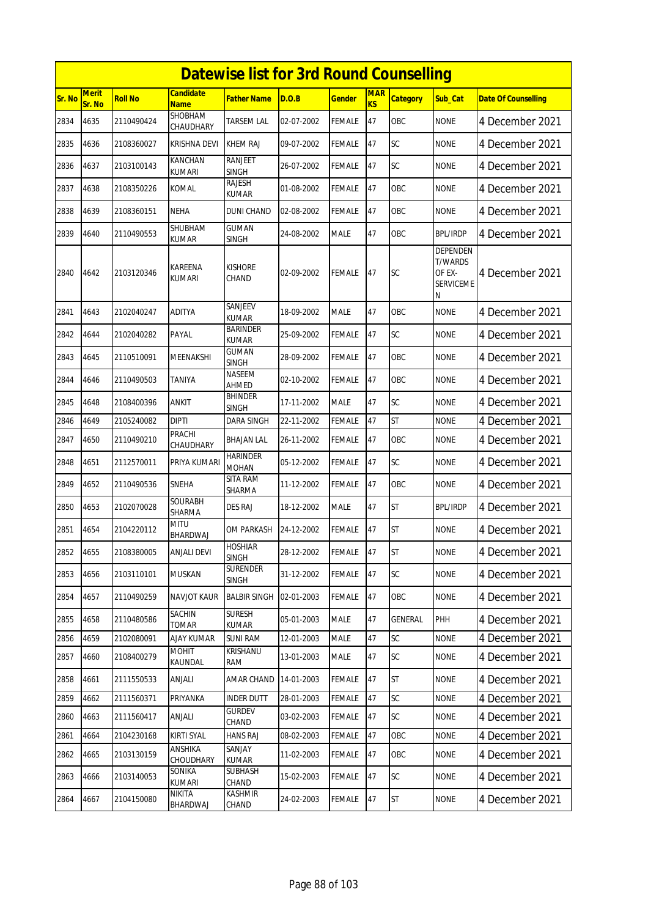# Datewise list for 3rd Round Counselling

| Sr. No | Merit Sr. No | Roll No | Candidate Name | Father Name | D.O.B | Gender | MARKS | Category | Sub_Cat | Date Of Counselling |
|---|---|---|---|---|---|---|---|---|---|---|
| 2834 | 4635 | 2110490424 | SHOBHAM CHAUDHARY | TARSEM LAL | 02-07-2002 | FEMALE | 47 | OBC | NONE | 4 December 2021 |
| 2835 | 4636 | 2108360027 | KRISHNA DEVI | KHEM RAJ | 09-07-2002 | FEMALE | 47 | SC | NONE | 4 December 2021 |
| 2836 | 4637 | 2103100143 | KANCHAN KUMARI | RANJEET SINGH | 26-07-2002 | FEMALE | 47 | SC | NONE | 4 December 2021 |
| 2837 | 4638 | 2108350226 | KOMAL | RAJESH KUMAR | 01-08-2002 | FEMALE | 47 | OBC | NONE | 4 December 2021 |
| 2838 | 4639 | 2108360151 | NEHA | DUNI CHAND | 02-08-2002 | FEMALE | 47 | OBC | NONE | 4 December 2021 |
| 2839 | 4640 | 2110490553 | SHUBHAM KUMAR | GUMAN SINGH | 24-08-2002 | MALE | 47 | OBC | BPL/IRDP | 4 December 2021 |
| 2840 | 4642 | 2103120346 | KAREENA KUMARI | KISHORE CHAND | 02-09-2002 | FEMALE | 47 | SC | DEPENDENT/WARDS OF EX-SERVICEMEN | 4 December 2021 |
| 2841 | 4643 | 2102040247 | ADITYA | SANJEEV KUMAR | 18-09-2002 | MALE | 47 | OBC | NONE | 4 December 2021 |
| 2842 | 4644 | 2102040282 | PAYAL | BARINDER KUMAR | 25-09-2002 | FEMALE | 47 | SC | NONE | 4 December 2021 |
| 2843 | 4645 | 2110510091 | MEENAKSHI | GUMAN SINGH | 28-09-2002 | FEMALE | 47 | OBC | NONE | 4 December 2021 |
| 2844 | 4646 | 2110490503 | TANIYA | NASEEM AHMED | 02-10-2002 | FEMALE | 47 | OBC | NONE | 4 December 2021 |
| 2845 | 4648 | 2108400396 | ANKIT | BHINDER SINGH | 17-11-2002 | MALE | 47 | SC | NONE | 4 December 2021 |
| 2846 | 4649 | 2105240082 | DIPTI | DARA SINGH | 22-11-2002 | FEMALE | 47 | ST | NONE | 4 December 2021 |
| 2847 | 4650 | 2110490210 | PRACHI CHAUDHARY | BHAJAN LAL | 26-11-2002 | FEMALE | 47 | OBC | NONE | 4 December 2021 |
| 2848 | 4651 | 2112570011 | PRIYA KUMARI | HARINDER MOHAN | 05-12-2002 | FEMALE | 47 | SC | NONE | 4 December 2021 |
| 2849 | 4652 | 2110490536 | SNEHA | SITA RAM SHARMA | 11-12-2002 | FEMALE | 47 | OBC | NONE | 4 December 2021 |
| 2850 | 4653 | 2102070028 | SOURABH SHARMA | DES RAJ | 18-12-2002 | MALE | 47 | ST | BPL/IRDP | 4 December 2021 |
| 2851 | 4654 | 2104220112 | MITU BHARDWAJ | OM PARKASH | 24-12-2002 | FEMALE | 47 | ST | NONE | 4 December 2021 |
| 2852 | 4655 | 2108380005 | ANJALI DEVI | HOSHIAR SINGH | 28-12-2002 | FEMALE | 47 | ST | NONE | 4 December 2021 |
| 2853 | 4656 | 2103110101 | MUSKAN | SURENDER SINGH | 31-12-2002 | FEMALE | 47 | SC | NONE | 4 December 2021 |
| 2854 | 4657 | 2110490259 | NAVJOT KAUR | BALBIR SINGH | 02-01-2003 | FEMALE | 47 | OBC | NONE | 4 December 2021 |
| 2855 | 4658 | 2110480586 | SACHIN TOMAR | SURESH KUMAR | 05-01-2003 | MALE | 47 | GENERAL | PHH | 4 December 2021 |
| 2856 | 4659 | 2102080091 | AJAY KUMAR | SUNI RAM | 12-01-2003 | MALE | 47 | SC | NONE | 4 December 2021 |
| 2857 | 4660 | 2108400279 | MOHIT KAUNDAL | KRISHANU RAM | 13-01-2003 | MALE | 47 | SC | NONE | 4 December 2021 |
| 2858 | 4661 | 2111550533 | ANJALI | AMAR CHAND | 14-01-2003 | FEMALE | 47 | ST | NONE | 4 December 2021 |
| 2859 | 4662 | 2111560371 | PRIYANKA | INDER DUTT | 28-01-2003 | FEMALE | 47 | SC | NONE | 4 December 2021 |
| 2860 | 4663 | 2111560417 | ANJALI | GURDEV CHAND | 03-02-2003 | FEMALE | 47 | SC | NONE | 4 December 2021 |
| 2861 | 4664 | 2104230168 | KIRTI SYAL | HANS RAJ | 08-02-2003 | FEMALE | 47 | OBC | NONE | 4 December 2021 |
| 2862 | 4665 | 2103130159 | ANSHIKA CHOUDHARY | SANJAY KUMAR | 11-02-2003 | FEMALE | 47 | OBC | NONE | 4 December 2021 |
| 2863 | 4666 | 2103140053 | SONIKA KUMARI | SUBHASH CHAND | 15-02-2003 | FEMALE | 47 | SC | NONE | 4 December 2021 |
| 2864 | 4667 | 2104150080 | NIKITA BHARDWAJ | KASHMIR CHAND | 24-02-2003 | FEMALE | 47 | ST | NONE | 4 December 2021 |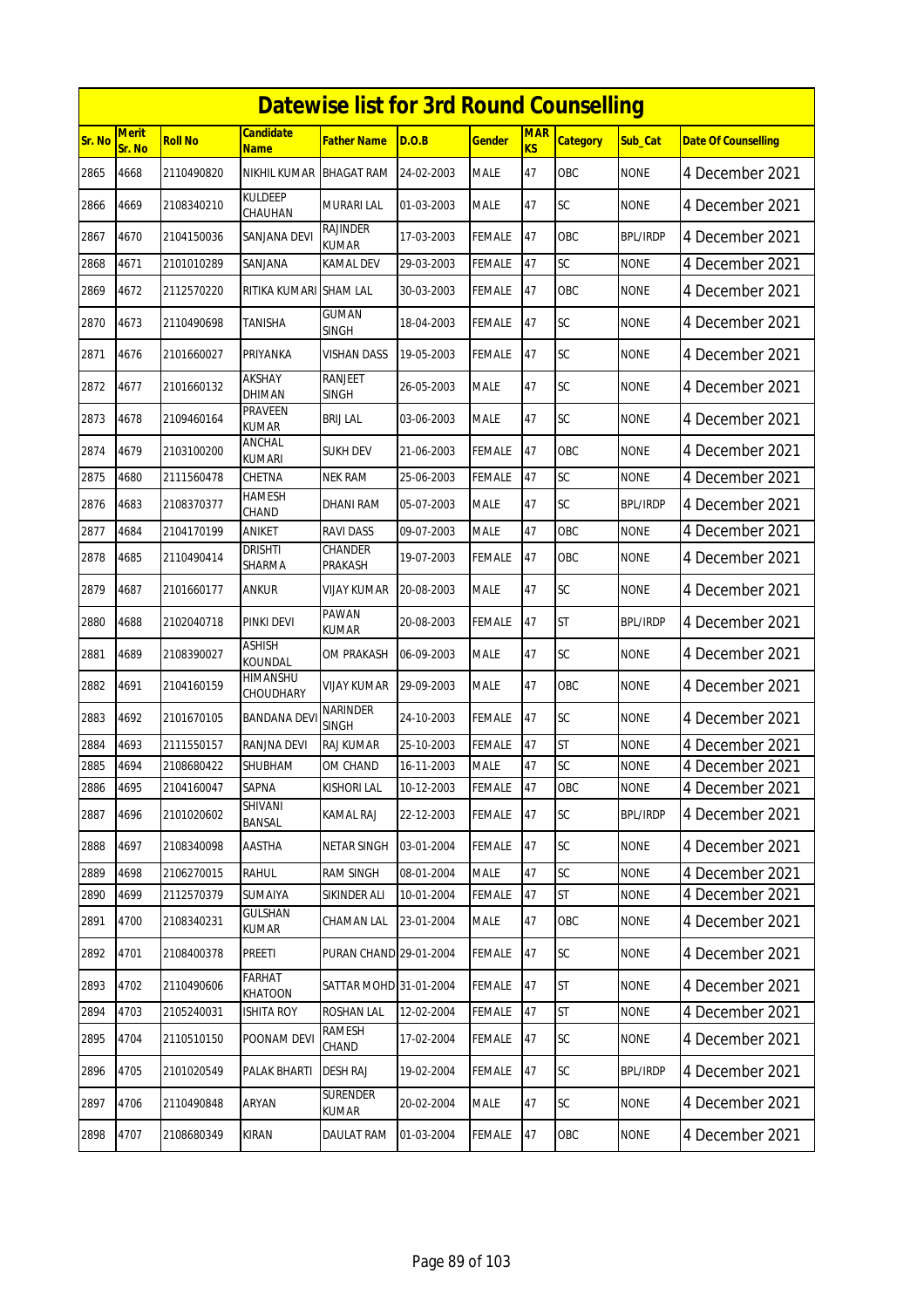# Datewise list for 3rd Round Counselling

| Sr. No | Merit Sr. No | Roll No | Candidate Name | Father Name | D.O.B | Gender | MARKS | Category | Sub_Cat | Date Of Counselling |
|---|---|---|---|---|---|---|---|---|---|---|
| 2865 | 4668 | 2110490820 | NIKHIL KUMAR | BHAGAT RAM | 24-02-2003 | MALE | 47 | OBC | NONE | 4 December 2021 |
| 2866 | 4669 | 2108340210 | KULDEEP CHAUHAN | MURARI LAL | 01-03-2003 | MALE | 47 | SC | NONE | 4 December 2021 |
| 2867 | 4670 | 2104150036 | SANJANA DEVI | RAJINDER KUMAR | 17-03-2003 | FEMALE | 47 | OBC | BPL/IRDP | 4 December 2021 |
| 2868 | 4671 | 2101010289 | SANJANA | KAMAL DEV | 29-03-2003 | FEMALE | 47 | SC | NONE | 4 December 2021 |
| 2869 | 4672 | 2112570220 | RITIKA KUMARI | SHAM LAL | 30-03-2003 | FEMALE | 47 | OBC | NONE | 4 December 2021 |
| 2870 | 4673 | 2110490698 | TANISHA | GUMAN SINGH | 18-04-2003 | FEMALE | 47 | SC | NONE | 4 December 2021 |
| 2871 | 4676 | 2101660027 | PRIYANKA | VISHAN DASS | 19-05-2003 | FEMALE | 47 | SC | NONE | 4 December 2021 |
| 2872 | 4677 | 2101660132 | AKSHAY DHIMAN | RANJEET SINGH | 26-05-2003 | MALE | 47 | SC | NONE | 4 December 2021 |
| 2873 | 4678 | 2109460164 | PRAVEEN KUMAR | BRIJ LAL | 03-06-2003 | MALE | 47 | SC | NONE | 4 December 2021 |
| 2874 | 4679 | 2103100200 | ANCHAL KUMARI | SUKH DEV | 21-06-2003 | FEMALE | 47 | OBC | NONE | 4 December 2021 |
| 2875 | 4680 | 2111560478 | CHETNA | NEK RAM | 25-06-2003 | FEMALE | 47 | SC | NONE | 4 December 2021 |
| 2876 | 4683 | 2108370377 | HAMESH CHAND | DHANI RAM | 05-07-2003 | MALE | 47 | SC | BPL/IRDP | 4 December 2021 |
| 2877 | 4684 | 2104170199 | ANIKET | RAVI DASS | 09-07-2003 | MALE | 47 | OBC | NONE | 4 December 2021 |
| 2878 | 4685 | 2110490414 | DRISHTI SHARMA | CHANDER PRAKASH | 19-07-2003 | FEMALE | 47 | OBC | NONE | 4 December 2021 |
| 2879 | 4687 | 2101660177 | ANKUR | VIJAY KUMAR | 20-08-2003 | MALE | 47 | SC | NONE | 4 December 2021 |
| 2880 | 4688 | 2102040718 | PINKI DEVI | PAWAN KUMAR | 20-08-2003 | FEMALE | 47 | ST | BPL/IRDP | 4 December 2021 |
| 2881 | 4689 | 2108390027 | ASHISH KOUNDAL | OM PRAKASH | 06-09-2003 | MALE | 47 | SC | NONE | 4 December 2021 |
| 2882 | 4691 | 2104160159 | HIMANSHU CHOUDHARY | VIJAY KUMAR | 29-09-2003 | MALE | 47 | OBC | NONE | 4 December 2021 |
| 2883 | 4692 | 2101670105 | BANDANA DEVI | NARINDER SINGH | 24-10-2003 | FEMALE | 47 | SC | NONE | 4 December 2021 |
| 2884 | 4693 | 2111550157 | RANJNA DEVI | RAJ KUMAR | 25-10-2003 | FEMALE | 47 | ST | NONE | 4 December 2021 |
| 2885 | 4694 | 2108680422 | SHUBHAM | OM CHAND | 16-11-2003 | MALE | 47 | SC | NONE | 4 December 2021 |
| 2886 | 4695 | 2104160047 | SAPNA | KISHORI LAL | 10-12-2003 | FEMALE | 47 | OBC | NONE | 4 December 2021 |
| 2887 | 4696 | 2101020602 | SHIVANI BANSAL | KAMAL RAJ | 22-12-2003 | FEMALE | 47 | SC | BPL/IRDP | 4 December 2021 |
| 2888 | 4697 | 2108340098 | AASTHA | NETAR SINGH | 03-01-2004 | FEMALE | 47 | SC | NONE | 4 December 2021 |
| 2889 | 4698 | 2106270015 | RAHUL | RAM SINGH | 08-01-2004 | MALE | 47 | SC | NONE | 4 December 2021 |
| 2890 | 4699 | 2112570379 | SUMAIYA | SIKINDER ALI | 10-01-2004 | FEMALE | 47 | ST | NONE | 4 December 2021 |
| 2891 | 4700 | 2108340231 | GULSHAN KUMAR | CHAMAN LAL | 23-01-2004 | MALE | 47 | OBC | NONE | 4 December 2021 |
| 2892 | 4701 | 2108400378 | PREETI | PURAN CHAND | 29-01-2004 | FEMALE | 47 | SC | NONE | 4 December 2021 |
| 2893 | 4702 | 2110490606 | FARHAT KHATOON | SATTAR MOHD | 31-01-2004 | FEMALE | 47 | ST | NONE | 4 December 2021 |
| 2894 | 4703 | 2105240031 | ISHITA ROY | ROSHAN LAL | 12-02-2004 | FEMALE | 47 | ST | NONE | 4 December 2021 |
| 2895 | 4704 | 2110510150 | POONAM DEVI | RAMESH CHAND | 17-02-2004 | FEMALE | 47 | SC | NONE | 4 December 2021 |
| 2896 | 4705 | 2101020549 | PALAK BHARTI | DESH RAJ | 19-02-2004 | FEMALE | 47 | SC | BPL/IRDP | 4 December 2021 |
| 2897 | 4706 | 2110490848 | ARYAN | SURENDER KUMAR | 20-02-2004 | MALE | 47 | SC | NONE | 4 December 2021 |
| 2898 | 4707 | 2108680349 | KIRAN | DAULAT RAM | 01-03-2004 | FEMALE | 47 | OBC | NONE | 4 December 2021 |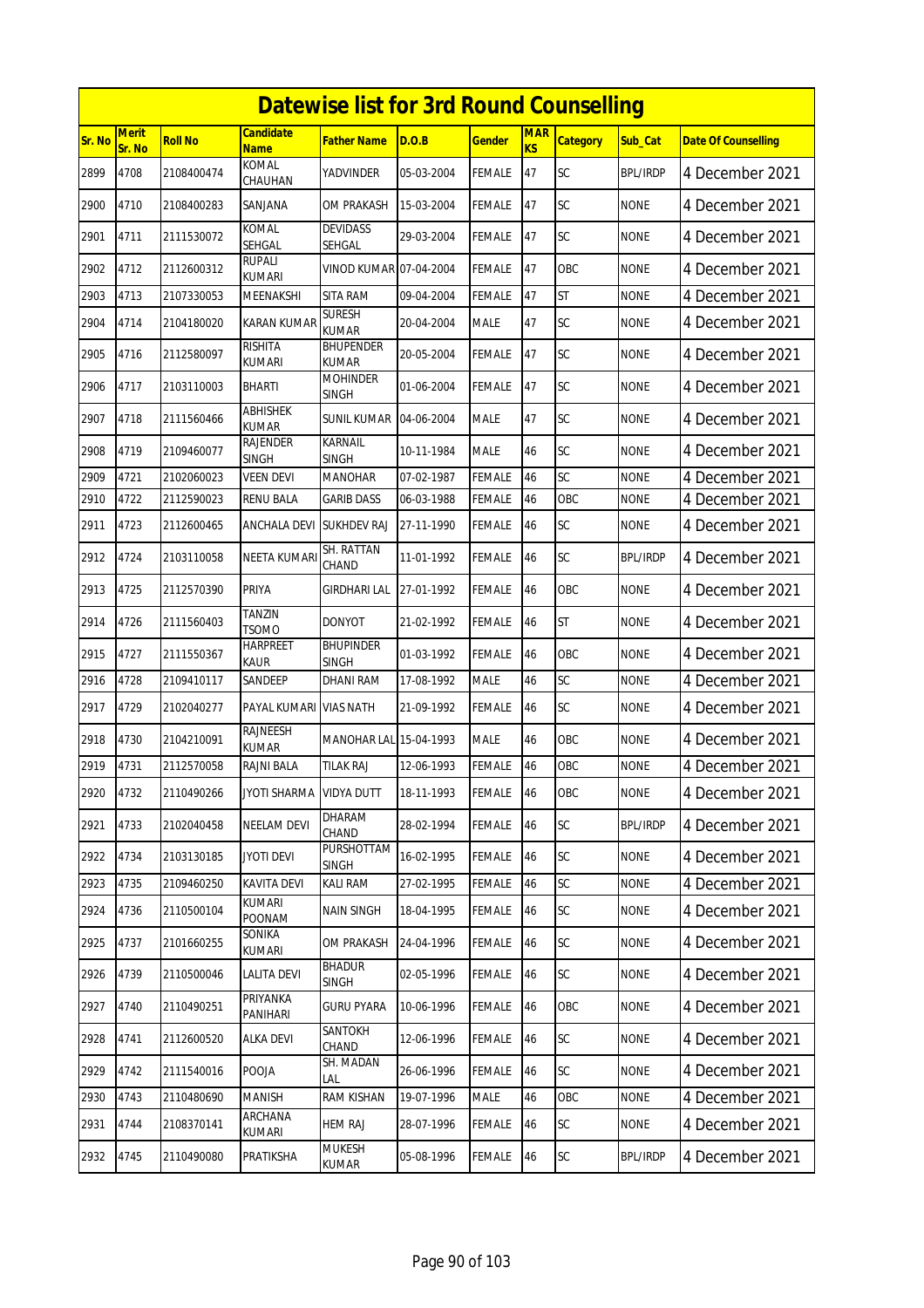# Datewise list for 3rd Round Counselling

| Sr. No | Merit Sr. No | Roll No | Candidate Name | Father Name | D.O.B | Gender | MARKS | Category | Sub_Cat | Date Of Counselling |
|---|---|---|---|---|---|---|---|---|---|---|
| 2899 | 4708 | 2108400474 | KOMAL CHAUHAN | YADVINDER | 05-03-2004 | FEMALE | 47 | SC | BPL/IRDP | 4 December 2021 |
| 2900 | 4710 | 2108400283 | SANJANA | OM PRAKASH | 15-03-2004 | FEMALE | 47 | SC | NONE | 4 December 2021 |
| 2901 | 4711 | 2111530072 | KOMAL SEHGAL | DEVIDASS SEHGAL | 29-03-2004 | FEMALE | 47 | SC | NONE | 4 December 2021 |
| 2902 | 4712 | 2112600312 | RUPALI KUMARI | VINOD KUMAR | 07-04-2004 | FEMALE | 47 | OBC | NONE | 4 December 2021 |
| 2903 | 4713 | 2107330053 | MEENAKSHI | SITA RAM | 09-04-2004 | FEMALE | 47 | ST | NONE | 4 December 2021 |
| 2904 | 4714 | 2104180020 | KARAN KUMAR | SURESH KUMAR | 20-04-2004 | MALE | 47 | SC | NONE | 4 December 2021 |
| 2905 | 4716 | 2112580097 | RISHITA KUMARI | BHUPENDER KUMAR | 20-05-2004 | FEMALE | 47 | SC | NONE | 4 December 2021 |
| 2906 | 4717 | 2103110003 | BHARTI | MOHINDER SINGH | 01-06-2004 | FEMALE | 47 | SC | NONE | 4 December 2021 |
| 2907 | 4718 | 2111560466 | ABHISHEK KUMAR | SUNIL KUMAR | 04-06-2004 | MALE | 47 | SC | NONE | 4 December 2021 |
| 2908 | 4719 | 2109460077 | RAJENDER SINGH | KARNAIL SINGH | 10-11-1984 | MALE | 46 | SC | NONE | 4 December 2021 |
| 2909 | 4721 | 2102060023 | VEEN DEVI | MANOHAR | 07-02-1987 | FEMALE | 46 | SC | NONE | 4 December 2021 |
| 2910 | 4722 | 2112590023 | RENU BALA | GARIB DASS | 06-03-1988 | FEMALE | 46 | OBC | NONE | 4 December 2021 |
| 2911 | 4723 | 2112600465 | ANCHALA DEVI | SUKHDEV RAJ | 27-11-1990 | FEMALE | 46 | SC | NONE | 4 December 2021 |
| 2912 | 4724 | 2103110058 | NEETA KUMARI | SH. RATTAN CHAND | 11-01-1992 | FEMALE | 46 | SC | BPL/IRDP | 4 December 2021 |
| 2913 | 4725 | 2112570390 | PRIYA | GIRDHARI LAL | 27-01-1992 | FEMALE | 46 | OBC | NONE | 4 December 2021 |
| 2914 | 4726 | 2111560403 | TANZIN TSOMO | DONYOT | 21-02-1992 | FEMALE | 46 | ST | NONE | 4 December 2021 |
| 2915 | 4727 | 2111550367 | HARPREET KAUR | BHUPINDER SINGH | 01-03-1992 | FEMALE | 46 | OBC | NONE | 4 December 2021 |
| 2916 | 4728 | 2109410117 | SANDEEP | DHANI RAM | 17-08-1992 | MALE | 46 | SC | NONE | 4 December 2021 |
| 2917 | 4729 | 2102040277 | PAYAL KUMARI | VIAS NATH | 21-09-1992 | FEMALE | 46 | SC | NONE | 4 December 2021 |
| 2918 | 4730 | 2104210091 | RAJNEESH KUMAR | MANOHAR LAL | 15-04-1993 | MALE | 46 | OBC | NONE | 4 December 2021 |
| 2919 | 4731 | 2112570058 | RAJNI BALA | TILAK RAJ | 12-06-1993 | FEMALE | 46 | OBC | NONE | 4 December 2021 |
| 2920 | 4732 | 2110490266 | JYOTI SHARMA | VIDYA DUTT | 18-11-1993 | FEMALE | 46 | OBC | NONE | 4 December 2021 |
| 2921 | 4733 | 2102040458 | NEELAM DEVI | DHARAM CHAND | 28-02-1994 | FEMALE | 46 | SC | BPL/IRDP | 4 December 2021 |
| 2922 | 4734 | 2103130185 | JYOTI DEVI | PURSHOTTAM SINGH | 16-02-1995 | FEMALE | 46 | SC | NONE | 4 December 2021 |
| 2923 | 4735 | 2109460250 | KAVITA DEVI | KALI RAM | 27-02-1995 | FEMALE | 46 | SC | NONE | 4 December 2021 |
| 2924 | 4736 | 2110500104 | KUMARI POONAM | NAIN SINGH | 18-04-1995 | FEMALE | 46 | SC | NONE | 4 December 2021 |
| 2925 | 4737 | 2101660255 | SONIKA KUMARI | OM PRAKASH | 24-04-1996 | FEMALE | 46 | SC | NONE | 4 December 2021 |
| 2926 | 4739 | 2110500046 | LALITA DEVI | BHADUR SINGH | 02-05-1996 | FEMALE | 46 | SC | NONE | 4 December 2021 |
| 2927 | 4740 | 2110490251 | PRIYANKA PANIHARI | GURU PYARA | 10-06-1996 | FEMALE | 46 | OBC | NONE | 4 December 2021 |
| 2928 | 4741 | 2112600520 | ALKA DEVI | SANTOKH CHAND | 12-06-1996 | FEMALE | 46 | SC | NONE | 4 December 2021 |
| 2929 | 4742 | 2111540016 | POOJA | SH. MADAN LAL | 26-06-1996 | FEMALE | 46 | SC | NONE | 4 December 2021 |
| 2930 | 4743 | 2110480690 | MANISH | RAM KISHAN | 19-07-1996 | MALE | 46 | OBC | NONE | 4 December 2021 |
| 2931 | 4744 | 2108370141 | ARCHANA KUMARI | HEM RAJ | 28-07-1996 | FEMALE | 46 | SC | NONE | 4 December 2021 |
| 2932 | 4745 | 2110490080 | PRATIKSHA | MUKESH KUMAR | 05-08-1996 | FEMALE | 46 | SC | BPL/IRDP | 4 December 2021 |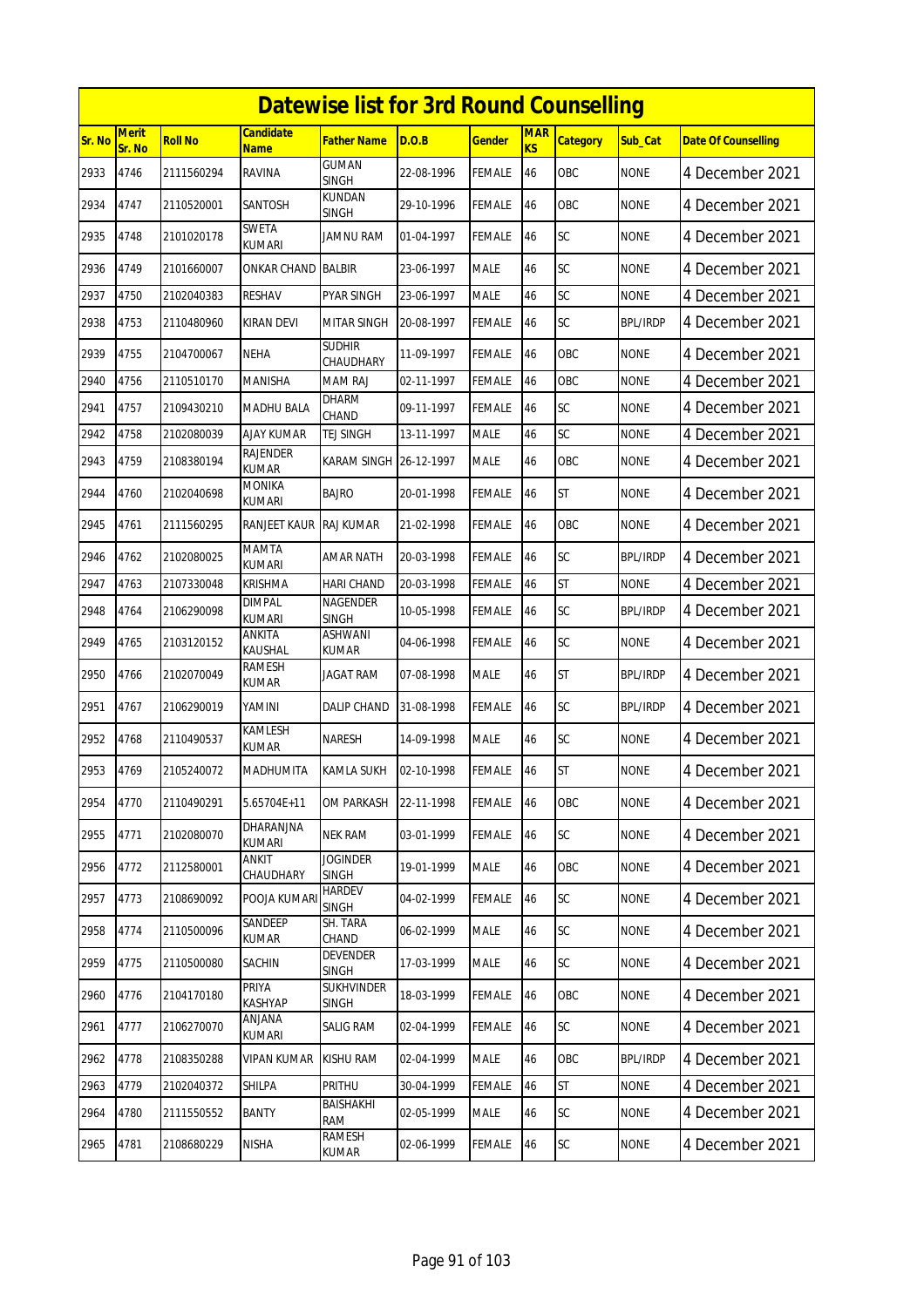# Datewise list for 3rd Round Counselling

| Sr. No | Merit Sr. No | Roll No | Candidate Name | Father Name | D.O.B | Gender | MARKS | Category | Sub_Cat | Date Of Counselling |
|---|---|---|---|---|---|---|---|---|---|---|
| 2933 | 4746 | 2111560294 | RAVINA | GUMAN SINGH | 22-08-1996 | FEMALE | 46 | OBC | NONE | 4 December 2021 |
| 2934 | 4747 | 2110520001 | SANTOSH | KUNDAN SINGH | 29-10-1996 | FEMALE | 46 | OBC | NONE | 4 December 2021 |
| 2935 | 4748 | 2101020178 | SWETA KUMARI | JAMNU RAM | 01-04-1997 | FEMALE | 46 | SC | NONE | 4 December 2021 |
| 2936 | 4749 | 2101660007 | ONKAR CHAND | BALBIR | 23-06-1997 | MALE | 46 | SC | NONE | 4 December 2021 |
| 2937 | 4750 | 2102040383 | RESHAV | PYAR SINGH | 23-06-1997 | MALE | 46 | SC | NONE | 4 December 2021 |
| 2938 | 4753 | 2110480960 | KIRAN DEVI | MITAR SINGH | 20-08-1997 | FEMALE | 46 | SC | BPL/IRDP | 4 December 2021 |
| 2939 | 4755 | 2104700067 | NEHA | SUDHIR CHAUDHARY | 11-09-1997 | FEMALE | 46 | OBC | NONE | 4 December 2021 |
| 2940 | 4756 | 2110510170 | MANISHA | MAM RAJ | 02-11-1997 | FEMALE | 46 | OBC | NONE | 4 December 2021 |
| 2941 | 4757 | 2109430210 | MADHU BALA | DHARM CHAND | 09-11-1997 | FEMALE | 46 | SC | NONE | 4 December 2021 |
| 2942 | 4758 | 2102080039 | AJAY KUMAR | TEJ SINGH | 13-11-1997 | MALE | 46 | SC | NONE | 4 December 2021 |
| 2943 | 4759 | 2108380194 | RAJENDER KUMAR | KARAM SINGH | 26-12-1997 | MALE | 46 | OBC | NONE | 4 December 2021 |
| 2944 | 4760 | 2102040698 | MONIKA KUMARI | BAJRO | 20-01-1998 | FEMALE | 46 | ST | NONE | 4 December 2021 |
| 2945 | 4761 | 2111560295 | RANJEET KAUR | RAJ KUMAR | 21-02-1998 | FEMALE | 46 | OBC | NONE | 4 December 2021 |
| 2946 | 4762 | 2102080025 | MAMTA KUMARI | AMAR NATH | 20-03-1998 | FEMALE | 46 | SC | BPL/IRDP | 4 December 2021 |
| 2947 | 4763 | 2107330048 | KRISHMA | HARI CHAND | 20-03-1998 | FEMALE | 46 | ST | NONE | 4 December 2021 |
| 2948 | 4764 | 2106290098 | DIMPAL KUMARI | NAGENDER SINGH | 10-05-1998 | FEMALE | 46 | SC | BPL/IRDP | 4 December 2021 |
| 2949 | 4765 | 2103120152 | ANKITA KAUSHAL | ASHWANI KUMAR | 04-06-1998 | FEMALE | 46 | SC | NONE | 4 December 2021 |
| 2950 | 4766 | 2102070049 | RAMESH KUMAR | JAGAT RAM | 07-08-1998 | MALE | 46 | ST | BPL/IRDP | 4 December 2021 |
| 2951 | 4767 | 2106290019 | YAMINI | DALIP CHAND | 31-08-1998 | FEMALE | 46 | SC | BPL/IRDP | 4 December 2021 |
| 2952 | 4768 | 2110490537 | KAMLESH KUMAR | NARESH | 14-09-1998 | MALE | 46 | SC | NONE | 4 December 2021 |
| 2953 | 4769 | 2105240072 | MADHUMITA | KAMLA SUKH | 02-10-1998 | FEMALE | 46 | ST | NONE | 4 December 2021 |
| 2954 | 4770 | 2110490291 | 5.65704E+11 | OM PARKASH | 22-11-1998 | FEMALE | 46 | OBC | NONE | 4 December 2021 |
| 2955 | 4771 | 2102080070 | DHARANJNA KUMARI | NEK RAM | 03-01-1999 | FEMALE | 46 | SC | NONE | 4 December 2021 |
| 2956 | 4772 | 2112580001 | ANKIT CHAUDHARY | JOGINDER SINGH | 19-01-1999 | MALE | 46 | OBC | NONE | 4 December 2021 |
| 2957 | 4773 | 2108690092 | POOJA KUMARI | HARDEV SINGH | 04-02-1999 | FEMALE | 46 | SC | NONE | 4 December 2021 |
| 2958 | 4774 | 2110500096 | SANDEEP KUMAR | SH. TARA CHAND | 06-02-1999 | MALE | 46 | SC | NONE | 4 December 2021 |
| 2959 | 4775 | 2110500080 | SACHIN | DEVENDER SINGH | 17-03-1999 | MALE | 46 | SC | NONE | 4 December 2021 |
| 2960 | 4776 | 2104170180 | PRIYA KASHYAP | SUKHVINDER SINGH | 18-03-1999 | FEMALE | 46 | OBC | NONE | 4 December 2021 |
| 2961 | 4777 | 2106270070 | ANJANA KUMARI | SALIG RAM | 02-04-1999 | FEMALE | 46 | SC | NONE | 4 December 2021 |
| 2962 | 4778 | 2108350288 | VIPAN KUMAR | KISHU RAM | 02-04-1999 | MALE | 46 | OBC | BPL/IRDP | 4 December 2021 |
| 2963 | 4779 | 2102040372 | SHILPA | PRITHU | 30-04-1999 | FEMALE | 46 | ST | NONE | 4 December 2021 |
| 2964 | 4780 | 2111550552 | BANTY | BAISHAKHI RAM | 02-05-1999 | MALE | 46 | SC | NONE | 4 December 2021 |
| 2965 | 4781 | 2108680229 | NISHA | RAMESH KUMAR | 02-06-1999 | FEMALE | 46 | SC | NONE | 4 December 2021 |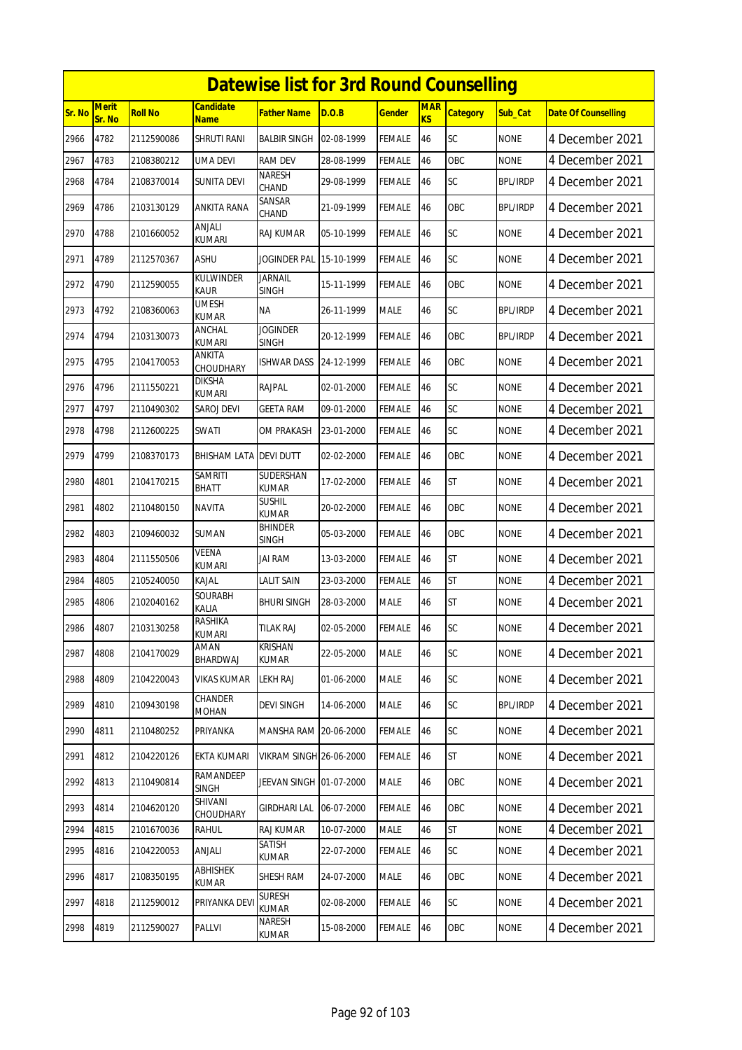# Datewise list for 3rd Round Counselling

| Sr. No | Merit Sr. No | Roll No | Candidate Name | Father Name | D.O.B | Gender | MARKS | Category | Sub_Cat | Date Of Counselling |
|---|---|---|---|---|---|---|---|---|---|---|
| 2966 | 4782 | 2112590086 | SHRUTI RANI | BALBIR SINGH | 02-08-1999 | FEMALE | 46 | SC | NONE | 4 December 2021 |
| 2967 | 4783 | 2108380212 | UMA DEVI | RAM DEV | 28-08-1999 | FEMALE | 46 | OBC | NONE | 4 December 2021 |
| 2968 | 4784 | 2108370014 | SUNITA DEVI | NARESH CHAND | 29-08-1999 | FEMALE | 46 | SC | BPL/IRDP | 4 December 2021 |
| 2969 | 4786 | 2103130129 | ANKITA RANA | SANSAR CHAND | 21-09-1999 | FEMALE | 46 | OBC | BPL/IRDP | 4 December 2021 |
| 2970 | 4788 | 2101660052 | ANJALI KUMARI | RAJ KUMAR | 05-10-1999 | FEMALE | 46 | SC | NONE | 4 December 2021 |
| 2971 | 4789 | 2112570367 | ASHU | JOGINDER PAL | 15-10-1999 | FEMALE | 46 | SC | NONE | 4 December 2021 |
| 2972 | 4790 | 2112590055 | KULWINDER KAUR | JARNAIL SINGH | 15-11-1999 | FEMALE | 46 | OBC | NONE | 4 December 2021 |
| 2973 | 4792 | 2108360063 | UMESH KUMAR | NA | 26-11-1999 | MALE | 46 | SC | BPL/IRDP | 4 December 2021 |
| 2974 | 4794 | 2103130073 | ANCHAL KUMARI | JOGINDER SINGH | 20-12-1999 | FEMALE | 46 | OBC | BPL/IRDP | 4 December 2021 |
| 2975 | 4795 | 2104170053 | ANKITA CHOUDHARY | ISHWAR DASS | 24-12-1999 | FEMALE | 46 | OBC | NONE | 4 December 2021 |
| 2976 | 4796 | 2111550221 | DIKSHA KUMARI | RAJPAL | 02-01-2000 | FEMALE | 46 | SC | NONE | 4 December 2021 |
| 2977 | 4797 | 2110490302 | SAROJ DEVI | GEETA RAM | 09-01-2000 | FEMALE | 46 | SC | NONE | 4 December 2021 |
| 2978 | 4798 | 2112600225 | SWATI | OM PRAKASH | 23-01-2000 | FEMALE | 46 | SC | NONE | 4 December 2021 |
| 2979 | 4799 | 2108370173 | BHISHAM LATA | DEVI DUTT | 02-02-2000 | FEMALE | 46 | OBC | NONE | 4 December 2021 |
| 2980 | 4801 | 2104170215 | SAMRITI BHATT | SUDERSHAN KUMAR | 17-02-2000 | FEMALE | 46 | ST | NONE | 4 December 2021 |
| 2981 | 4802 | 2110480150 | NAVITA | SUSHIL KUMAR | 20-02-2000 | FEMALE | 46 | OBC | NONE | 4 December 2021 |
| 2982 | 4803 | 2109460032 | SUMAN | BHINDER SINGH | 05-03-2000 | FEMALE | 46 | OBC | NONE | 4 December 2021 |
| 2983 | 4804 | 2111550506 | VEENA KUMARI | JAI RAM | 13-03-2000 | FEMALE | 46 | ST | NONE | 4 December 2021 |
| 2984 | 4805 | 2105240050 | KAJAL | LALIT SAIN | 23-03-2000 | FEMALE | 46 | ST | NONE | 4 December 2021 |
| 2985 | 4806 | 2102040162 | SOURABH KALIA | BHURI SINGH | 28-03-2000 | MALE | 46 | ST | NONE | 4 December 2021 |
| 2986 | 4807 | 2103130258 | RASHIKA KUMARI | TILAK RAJ | 02-05-2000 | FEMALE | 46 | SC | NONE | 4 December 2021 |
| 2987 | 4808 | 2104170029 | AMAN BHARDWAJ | KRISHAN KUMAR | 22-05-2000 | MALE | 46 | SC | NONE | 4 December 2021 |
| 2988 | 4809 | 2104220043 | VIKAS KUMAR | LEKH RAJ | 01-06-2000 | MALE | 46 | SC | NONE | 4 December 2021 |
| 2989 | 4810 | 2109430198 | CHANDER MOHAN | DEVI SINGH | 14-06-2000 | MALE | 46 | SC | BPL/IRDP | 4 December 2021 |
| 2990 | 4811 | 2110480252 | PRIYANKA | MANSHA RAM | 20-06-2000 | FEMALE | 46 | SC | NONE | 4 December 2021 |
| 2991 | 4812 | 2104220126 | EKTA KUMARI | VIKRAM SINGH | 26-06-2000 | FEMALE | 46 | ST | NONE | 4 December 2021 |
| 2992 | 4813 | 2110490814 | RAMANDEEP SINGH | JEEVAN SINGH | 01-07-2000 | MALE | 46 | OBC | NONE | 4 December 2021 |
| 2993 | 4814 | 2104620120 | SHIVANI CHOUDHARY | GIRDHARI LAL | 06-07-2000 | FEMALE | 46 | OBC | NONE | 4 December 2021 |
| 2994 | 4815 | 2101670036 | RAHUL | RAJ KUMAR | 10-07-2000 | MALE | 46 | ST | NONE | 4 December 2021 |
| 2995 | 4816 | 2104220053 | ANJALI | SATISH KUMAR | 22-07-2000 | FEMALE | 46 | SC | NONE | 4 December 2021 |
| 2996 | 4817 | 2108350195 | ABHISHEK KUMAR | SHESH RAM | 24-07-2000 | MALE | 46 | OBC | NONE | 4 December 2021 |
| 2997 | 4818 | 2112590012 | PRIYANKA DEVI | SURESH KUMAR | 02-08-2000 | FEMALE | 46 | SC | NONE | 4 December 2021 |
| 2998 | 4819 | 2112590027 | PALLVI | NARESH KUMAR | 15-08-2000 | FEMALE | 46 | OBC | NONE | 4 December 2021 |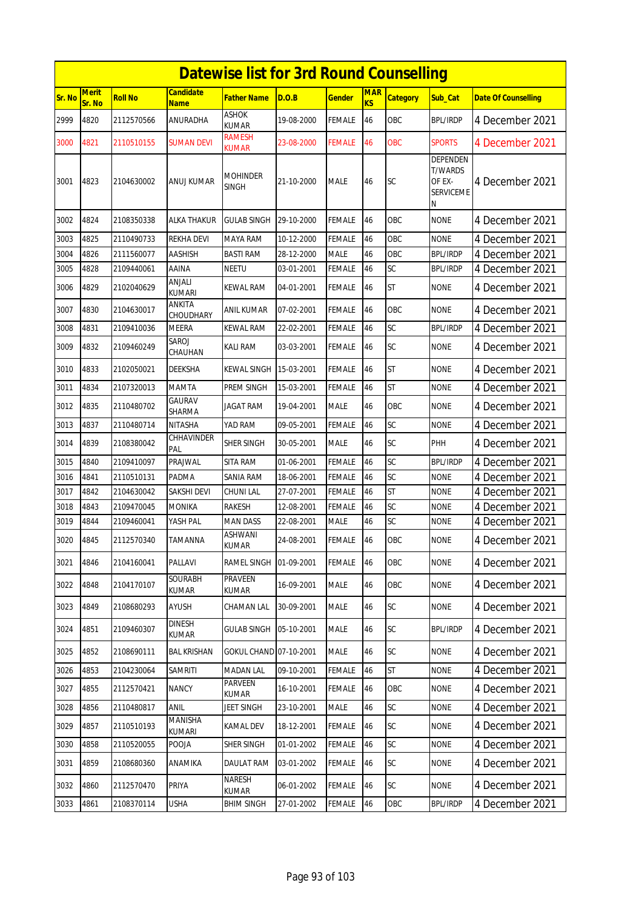# Datewise list for 3rd Round Counselling

| Sr. No | Merit Sr. No | Roll No | Candidate Name | Father Name | D.O.B | Gender | MARKS | Category | Sub_Cat | Date Of Counselling |
|---|---|---|---|---|---|---|---|---|---|---|
| 2999 | 4820 | 2112570566 | ANURADHA | ASHOK KUMAR | 19-08-2000 | FEMALE | 46 | OBC | BPL/IRDP | 4 December 2021 |
| 3000 | 4821 | 2110510155 | SUMAN DEVI | RAMESH KUMAR | 23-08-2000 | FEMALE | 46 | OBC | SPORTS | 4 December 2021 |
| 3001 | 4823 | 2104630002 | ANUJ KUMAR | MOHINDER SINGH | 21-10-2000 | MALE | 46 | SC | DEPENDENT/WARDS OF EX-SERVICEMEN | 4 December 2021 |
| 3002 | 4824 | 2108350338 | ALKA THAKUR | GULAB SINGH | 29-10-2000 | FEMALE | 46 | OBC | NONE | 4 December 2021 |
| 3003 | 4825 | 2110490733 | REKHA DEVI | MAYA RAM | 10-12-2000 | FEMALE | 46 | OBC | NONE | 4 December 2021 |
| 3004 | 4826 | 2111560077 | AASHISH | BASTI RAM | 28-12-2000 | MALE | 46 | OBC | BPL/IRDP | 4 December 2021 |
| 3005 | 4828 | 2109440061 | AAINA | NEETU | 03-01-2001 | FEMALE | 46 | SC | BPL/IRDP | 4 December 2021 |
| 3006 | 4829 | 2102040629 | ANJALI KUMARI | KEWAL RAM | 04-01-2001 | FEMALE | 46 | ST | NONE | 4 December 2021 |
| 3007 | 4830 | 2104630017 | ANKITA CHOUDHARY | ANIL KUMAR | 07-02-2001 | FEMALE | 46 | OBC | NONE | 4 December 2021 |
| 3008 | 4831 | 2109410036 | MEERA | KEWAL RAM | 22-02-2001 | FEMALE | 46 | SC | BPL/IRDP | 4 December 2021 |
| 3009 | 4832 | 2109460249 | SAROJ CHAUHAN | KALI RAM | 03-03-2001 | FEMALE | 46 | SC | NONE | 4 December 2021 |
| 3010 | 4833 | 2102050021 | DEEKSHA | KEWAL SINGH | 15-03-2001 | FEMALE | 46 | ST | NONE | 4 December 2021 |
| 3011 | 4834 | 2107320013 | MAMTA | PREM SINGH | 15-03-2001 | FEMALE | 46 | ST | NONE | 4 December 2021 |
| 3012 | 4835 | 2110480702 | GAURAV SHARMA | JAGAT RAM | 19-04-2001 | MALE | 46 | OBC | NONE | 4 December 2021 |
| 3013 | 4837 | 2110480714 | NITASHA | YAD RAM | 09-05-2001 | FEMALE | 46 | SC | NONE | 4 December 2021 |
| 3014 | 4839 | 2108380042 | CHHAVINDER PAL | SHER SINGH | 30-05-2001 | MALE | 46 | SC | PHH | 4 December 2021 |
| 3015 | 4840 | 2109410097 | PRAJWAL | SITA RAM | 01-06-2001 | FEMALE | 46 | SC | BPL/IRDP | 4 December 2021 |
| 3016 | 4841 | 2110510131 | PADMA | SANIA RAM | 18-06-2001 | FEMALE | 46 | SC | NONE | 4 December 2021 |
| 3017 | 4842 | 2104630042 | SAKSHI DEVI | CHUNI LAL | 27-07-2001 | FEMALE | 46 | ST | NONE | 4 December 2021 |
| 3018 | 4843 | 2109470045 | MONIKA | RAKESH | 12-08-2001 | FEMALE | 46 | SC | NONE | 4 December 2021 |
| 3019 | 4844 | 2109460041 | YASH PAL | MAN DASS | 22-08-2001 | MALE | 46 | SC | NONE | 4 December 2021 |
| 3020 | 4845 | 2112570340 | TAMANNA | ASHWANI KUMAR | 24-08-2001 | FEMALE | 46 | OBC | NONE | 4 December 2021 |
| 3021 | 4846 | 2104160041 | PALLAVI | RAMEL SINGH | 01-09-2001 | FEMALE | 46 | OBC | NONE | 4 December 2021 |
| 3022 | 4848 | 2104170107 | SOURABH KUMAR | PRAVEEN KUMAR | 16-09-2001 | MALE | 46 | OBC | NONE | 4 December 2021 |
| 3023 | 4849 | 2108680293 | AYUSH | CHAMAN LAL | 30-09-2001 | MALE | 46 | SC | NONE | 4 December 2021 |
| 3024 | 4851 | 2109460307 | DINESH KUMAR | GULAB SINGH | 05-10-2001 | MALE | 46 | SC | BPL/IRDP | 4 December 2021 |
| 3025 | 4852 | 2108690111 | BAL KRISHAN | GOKUL CHAND | 07-10-2001 | MALE | 46 | SC | NONE | 4 December 2021 |
| 3026 | 4853 | 2104230064 | SAMRITI | MADAN LAL | 09-10-2001 | FEMALE | 46 | ST | NONE | 4 December 2021 |
| 3027 | 4855 | 2112570421 | NANCY | PARVEEN KUMAR | 16-10-2001 | FEMALE | 46 | OBC | NONE | 4 December 2021 |
| 3028 | 4856 | 2110480817 | ANIL | JEET SINGH | 23-10-2001 | MALE | 46 | SC | NONE | 4 December 2021 |
| 3029 | 4857 | 2110510193 | MANISHA KUMARI | KAMAL DEV | 18-12-2001 | FEMALE | 46 | SC | NONE | 4 December 2021 |
| 3030 | 4858 | 2110520055 | POOJA | SHER SINGH | 01-01-2002 | FEMALE | 46 | SC | NONE | 4 December 2021 |
| 3031 | 4859 | 2108680360 | ANAMIKA | DAULAT RAM | 03-01-2002 | FEMALE | 46 | SC | NONE | 4 December 2021 |
| 3032 | 4860 | 2112570470 | PRIYA | NARESH KUMAR | 06-01-2002 | FEMALE | 46 | SC | NONE | 4 December 2021 |
| 3033 | 4861 | 2108370114 | USHA | BHIM SINGH | 27-01-2002 | FEMALE | 46 | OBC | BPL/IRDP | 4 December 2021 |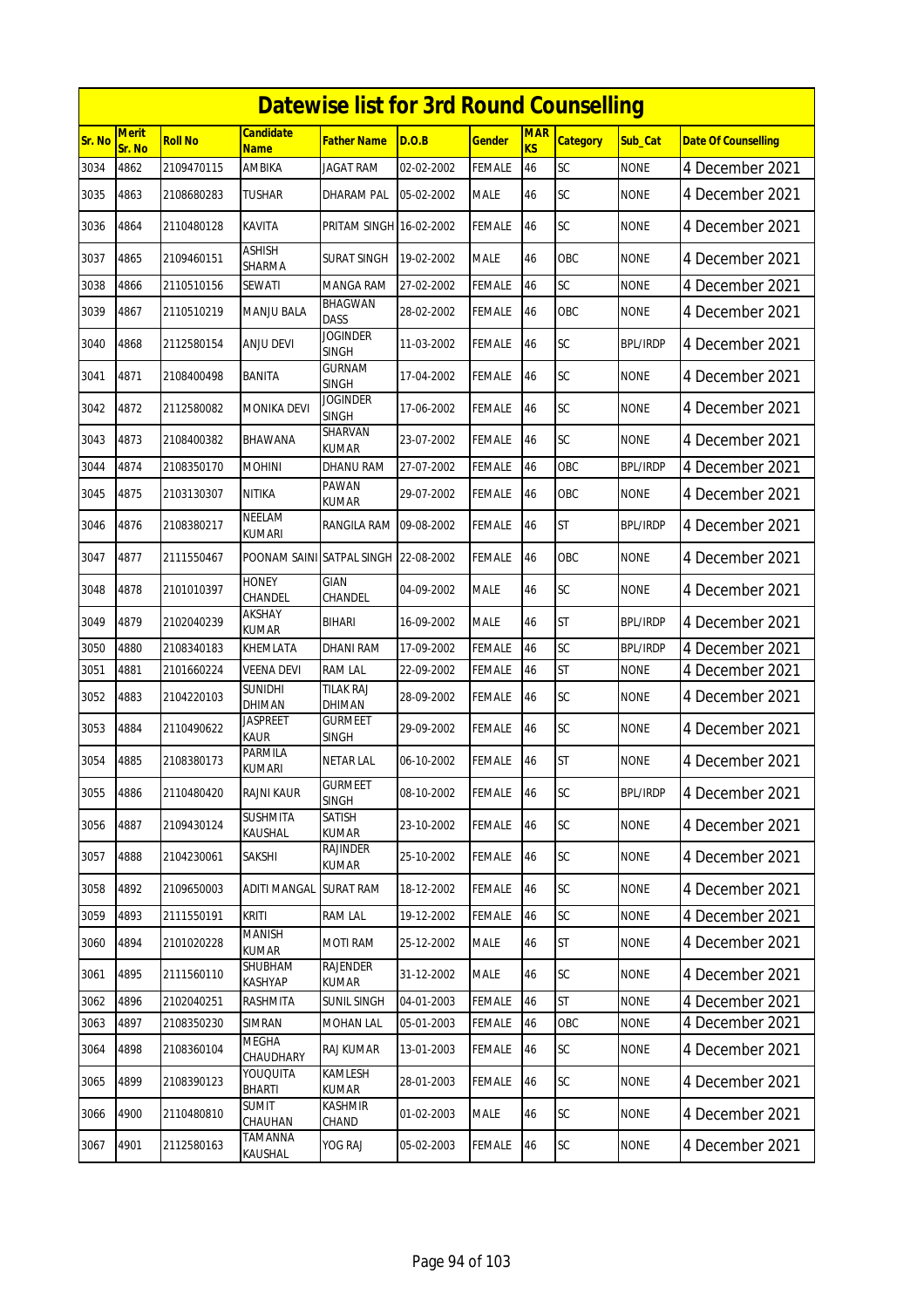# Datewise list for 3rd Round Counselling

| Sr. No | Merit Sr. No | Roll No | Candidate Name | Father Name | D.O.B | Gender | MARKS | Category | Sub_Cat | Date Of Counselling |
|---|---|---|---|---|---|---|---|---|---|---|
| 3034 | 4862 | 2109470115 | AMBIKA | JAGAT RAM | 02-02-2002 | FEMALE | 46 | SC | NONE | 4 December 2021 |
| 3035 | 4863 | 2108680283 | TUSHAR | DHARAM PAL | 05-02-2002 | MALE | 46 | SC | NONE | 4 December 2021 |
| 3036 | 4864 | 2110480128 | KAVITA | PRITAM SINGH | 16-02-2002 | FEMALE | 46 | SC | NONE | 4 December 2021 |
| 3037 | 4865 | 2109460151 | ASHISH SHARMA | SURAT SINGH | 19-02-2002 | MALE | 46 | OBC | NONE | 4 December 2021 |
| 3038 | 4866 | 2110510156 | SEWATI | MANGA RAM | 27-02-2002 | FEMALE | 46 | SC | NONE | 4 December 2021 |
| 3039 | 4867 | 2110510219 | MANJU BALA | BHAGWAN DASS | 28-02-2002 | FEMALE | 46 | OBC | NONE | 4 December 2021 |
| 3040 | 4868 | 2112580154 | ANJU DEVI | JOGINDER SINGH | 11-03-2002 | FEMALE | 46 | SC | BPL/IRDP | 4 December 2021 |
| 3041 | 4871 | 2108400498 | BANITA | GURNAM SINGH | 17-04-2002 | FEMALE | 46 | SC | NONE | 4 December 2021 |
| 3042 | 4872 | 2112580082 | MONIKA DEVI | JOGINDER SINGH | 17-06-2002 | FEMALE | 46 | SC | NONE | 4 December 2021 |
| 3043 | 4873 | 2108400382 | BHAWANA | SHARVAN KUMAR | 23-07-2002 | FEMALE | 46 | SC | NONE | 4 December 2021 |
| 3044 | 4874 | 2108350170 | MOHINI | DHANU RAM | 27-07-2002 | FEMALE | 46 | OBC | BPL/IRDP | 4 December 2021 |
| 3045 | 4875 | 2103130307 | NITIKA | PAWAN KUMAR | 29-07-2002 | FEMALE | 46 | OBC | NONE | 4 December 2021 |
| 3046 | 4876 | 2108380217 | NEELAM KUMARI | RANGILA RAM | 09-08-2002 | FEMALE | 46 | ST | BPL/IRDP | 4 December 2021 |
| 3047 | 4877 | 2111550467 | POONAM SAINI | SATPAL SINGH | 22-08-2002 | FEMALE | 46 | OBC | NONE | 4 December 2021 |
| 3048 | 4878 | 2101010397 | HONEY CHANDEL | GIAN CHANDEL | 04-09-2002 | MALE | 46 | SC | NONE | 4 December 2021 |
| 3049 | 4879 | 2102040239 | AKSHAY KUMAR | BIHARI | 16-09-2002 | MALE | 46 | ST | BPL/IRDP | 4 December 2021 |
| 3050 | 4880 | 2108340183 | KHEMLATA | DHANI RAM | 17-09-2002 | FEMALE | 46 | SC | BPL/IRDP | 4 December 2021 |
| 3051 | 4881 | 2101660224 | VEENA DEVI | RAM LAL | 22-09-2002 | FEMALE | 46 | ST | NONE | 4 December 2021 |
| 3052 | 4883 | 2104220103 | SUNIDHI DHIMAN | TILAK RAJ DHIMAN | 28-09-2002 | FEMALE | 46 | SC | NONE | 4 December 2021 |
| 3053 | 4884 | 2110490622 | JASPREET KAUR | GURMEET SINGH | 29-09-2002 | FEMALE | 46 | SC | NONE | 4 December 2021 |
| 3054 | 4885 | 2108380173 | PARMILA KUMARI | NETAR LAL | 06-10-2002 | FEMALE | 46 | ST | NONE | 4 December 2021 |
| 3055 | 4886 | 2110480420 | RAJNI KAUR | GURMEET SINGH | 08-10-2002 | FEMALE | 46 | SC | BPL/IRDP | 4 December 2021 |
| 3056 | 4887 | 2109430124 | SUSHMITA KAUSHAL | SATISH KUMAR | 23-10-2002 | FEMALE | 46 | SC | NONE | 4 December 2021 |
| 3057 | 4888 | 2104230061 | SAKSHI | RAJINDER KUMAR | 25-10-2002 | FEMALE | 46 | SC | NONE | 4 December 2021 |
| 3058 | 4892 | 2109650003 | ADITI MANGAL | SURAT RAM | 18-12-2002 | FEMALE | 46 | SC | NONE | 4 December 2021 |
| 3059 | 4893 | 2111550191 | KRITI | RAM LAL | 19-12-2002 | FEMALE | 46 | SC | NONE | 4 December 2021 |
| 3060 | 4894 | 2101020228 | MANISH KUMAR | MOTI RAM | 25-12-2002 | MALE | 46 | ST | NONE | 4 December 2021 |
| 3061 | 4895 | 2111560110 | SHUBHAM KASHYAP | RAJENDER KUMAR | 31-12-2002 | MALE | 46 | SC | NONE | 4 December 2021 |
| 3062 | 4896 | 2102040251 | RASHMITA | SUNIL SINGH | 04-01-2003 | FEMALE | 46 | ST | NONE | 4 December 2021 |
| 3063 | 4897 | 2108350230 | SIMRAN | MOHAN LAL | 05-01-2003 | FEMALE | 46 | OBC | NONE | 4 December 2021 |
| 3064 | 4898 | 2108360104 | MEGHA CHAUDHARY | RAJ KUMAR | 13-01-2003 | FEMALE | 46 | SC | NONE | 4 December 2021 |
| 3065 | 4899 | 2108390123 | YOUQUITA BHARTI | KAMLESH KUMAR | 28-01-2003 | FEMALE | 46 | SC | NONE | 4 December 2021 |
| 3066 | 4900 | 2110480810 | SUMIT CHAUHAN | KASHMIR CHAND | 01-02-2003 | MALE | 46 | SC | NONE | 4 December 2021 |
| 3067 | 4901 | 2112580163 | TAMANNA KAUSHAL | YOG RAJ | 05-02-2003 | FEMALE | 46 | SC | NONE | 4 December 2021 |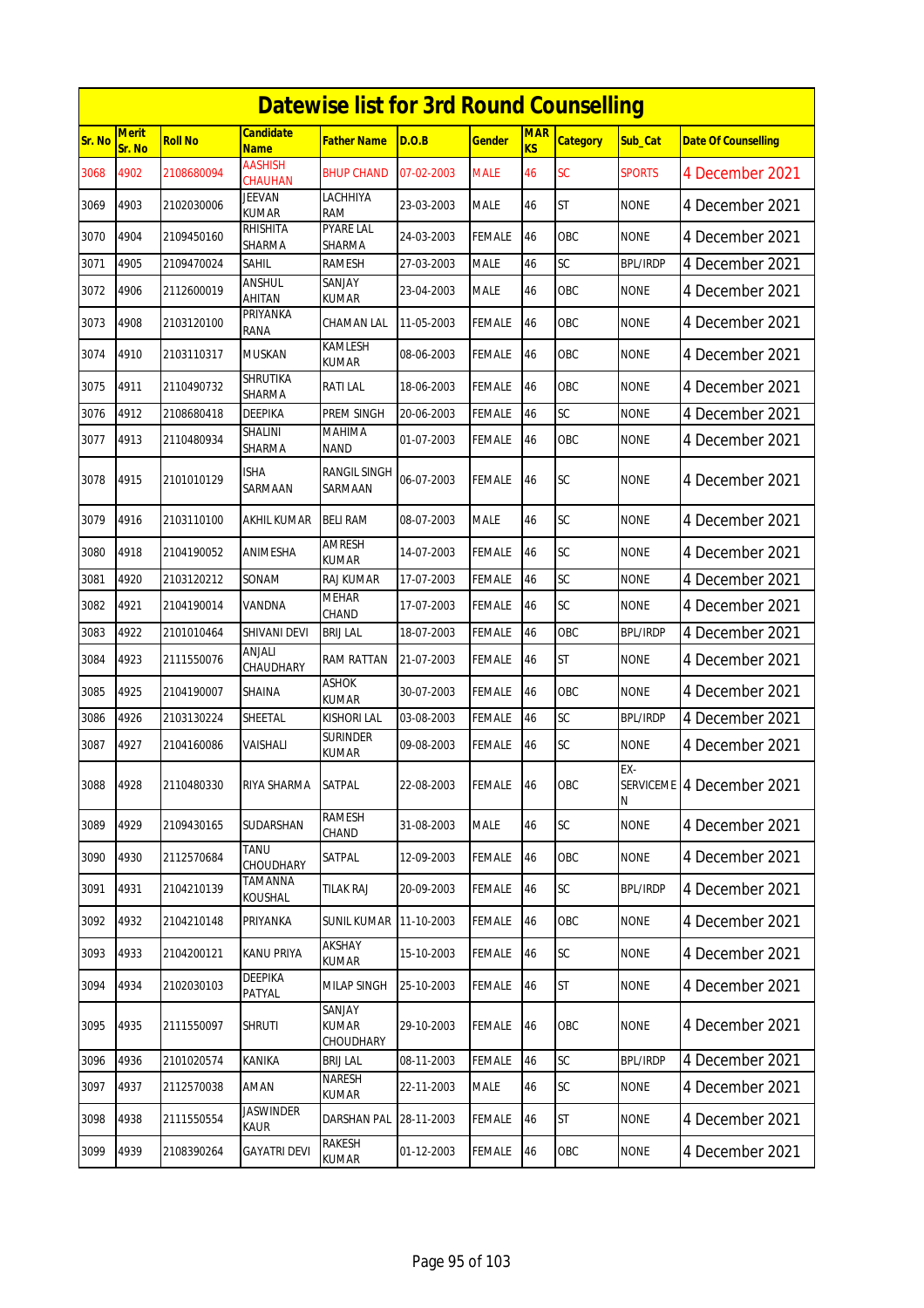# Datewise list for 3rd Round Counselling

| Sr. No | Merit Sr. No | Roll No | Candidate Name | Father Name | D.O.B | Gender | MARKS | Category | Sub_Cat | Date Of Counselling |
|---|---|---|---|---|---|---|---|---|---|---|
| 3068 | 4902 | 2108680094 | AASHISH CHAUHAN | BHUP CHAND | 07-02-2003 | MALE | 46 | SC | SPORTS | 4 December 2021 |
| 3069 | 4903 | 2102030006 | JEEVAN KUMAR | LACHHIYA RAM | 23-03-2003 | MALE | 46 | ST | NONE | 4 December 2021 |
| 3070 | 4904 | 2109450160 | RHISHITA SHARMA | PYARE LAL SHARMA | 24-03-2003 | FEMALE | 46 | OBC | NONE | 4 December 2021 |
| 3071 | 4905 | 2109470024 | SAHIL | RAMESH | 27-03-2003 | MALE | 46 | SC | BPL/IRDP | 4 December 2021 |
| 3072 | 4906 | 2112600019 | ANSHUL AHITAN | SANJAY KUMAR | 23-04-2003 | MALE | 46 | OBC | NONE | 4 December 2021 |
| 3073 | 4908 | 2103120100 | PRIYANKA RANA | CHAMAN LAL | 11-05-2003 | FEMALE | 46 | OBC | NONE | 4 December 2021 |
| 3074 | 4910 | 2103110317 | MUSKAN | KAMLESH KUMAR | 08-06-2003 | FEMALE | 46 | OBC | NONE | 4 December 2021 |
| 3075 | 4911 | 2110490732 | SHRUTIKA SHARMA | RATI LAL | 18-06-2003 | FEMALE | 46 | OBC | NONE | 4 December 2021 |
| 3076 | 4912 | 2108680418 | DEEPIKA | PREM SINGH | 20-06-2003 | FEMALE | 46 | SC | NONE | 4 December 2021 |
| 3077 | 4913 | 2110480934 | SHALINI SHARMA | MAHIMA NAND | 01-07-2003 | FEMALE | 46 | OBC | NONE | 4 December 2021 |
| 3078 | 4915 | 2101010129 | ISHA SARMAAN | RANGIL SINGH SARMAAN | 06-07-2003 | FEMALE | 46 | SC | NONE | 4 December 2021 |
| 3079 | 4916 | 2103110100 | AKHIL KUMAR | BELI RAM | 08-07-2003 | MALE | 46 | SC | NONE | 4 December 2021 |
| 3080 | 4918 | 2104190052 | ANIMESHA | AMRESH KUMAR | 14-07-2003 | FEMALE | 46 | SC | NONE | 4 December 2021 |
| 3081 | 4920 | 2103120212 | SONAM | RAJ KUMAR | 17-07-2003 | FEMALE | 46 | SC | NONE | 4 December 2021 |
| 3082 | 4921 | 2104190014 | VANDNA | MEHAR CHAND | 17-07-2003 | FEMALE | 46 | SC | NONE | 4 December 2021 |
| 3083 | 4922 | 2101010464 | SHIVANI DEVI | BRIJ LAL | 18-07-2003 | FEMALE | 46 | OBC | BPL/IRDP | 4 December 2021 |
| 3084 | 4923 | 2111550076 | ANJALI CHAUDHARY | RAM RATTAN | 21-07-2003 | FEMALE | 46 | ST | NONE | 4 December 2021 |
| 3085 | 4925 | 2104190007 | SHAINA | ASHOK KUMAR | 30-07-2003 | FEMALE | 46 | OBC | NONE | 4 December 2021 |
| 3086 | 4926 | 2103130224 | SHEETAL | KISHORI LAL | 03-08-2003 | FEMALE | 46 | SC | BPL/IRDP | 4 December 2021 |
| 3087 | 4927 | 2104160086 | VAISHALI | SURINDER KUMAR | 09-08-2003 | FEMALE | 46 | SC | NONE | 4 December 2021 |
| 3088 | 4928 | 2110480330 | RIYA SHARMA | SATPAL | 22-08-2003 | FEMALE | 46 | OBC | EX-SERVICEMEN | 4 December 2021 |
| 3089 | 4929 | 2109430165 | SUDARSHAN | RAMESH CHAND | 31-08-2003 | MALE | 46 | SC | NONE | 4 December 2021 |
| 3090 | 4930 | 2112570684 | TANU CHOUDHARY | SATPAL | 12-09-2003 | FEMALE | 46 | OBC | NONE | 4 December 2021 |
| 3091 | 4931 | 2104210139 | TAMANNA KOUSHAL | TILAK RAJ | 20-09-2003 | FEMALE | 46 | SC | BPL/IRDP | 4 December 2021 |
| 3092 | 4932 | 2104210148 | PRIYANKA | SUNIL KUMAR | 11-10-2003 | FEMALE | 46 | OBC | NONE | 4 December 2021 |
| 3093 | 4933 | 2104200121 | KANU PRIYA | AKSHAY KUMAR | 15-10-2003 | FEMALE | 46 | SC | NONE | 4 December 2021 |
| 3094 | 4934 | 2102030103 | DEEPIKA PATYAL | MILAP SINGH | 25-10-2003 | FEMALE | 46 | ST | NONE | 4 December 2021 |
| 3095 | 4935 | 2111550097 | SHRUTI | SANJAY KUMAR CHOUDHARY | 29-10-2003 | FEMALE | 46 | OBC | NONE | 4 December 2021 |
| 3096 | 4936 | 2101020574 | KANIKA | BRIJ LAL | 08-11-2003 | FEMALE | 46 | SC | BPL/IRDP | 4 December 2021 |
| 3097 | 4937 | 2112570038 | AMAN | NARESH KUMAR | 22-11-2003 | MALE | 46 | SC | NONE | 4 December 2021 |
| 3098 | 4938 | 2111550554 | JASWINDER KAUR | DARSHAN PAL | 28-11-2003 | FEMALE | 46 | ST | NONE | 4 December 2021 |
| 3099 | 4939 | 2108390264 | GAYATRI DEVI | RAKESH KUMAR | 01-12-2003 | FEMALE | 46 | OBC | NONE | 4 December 2021 |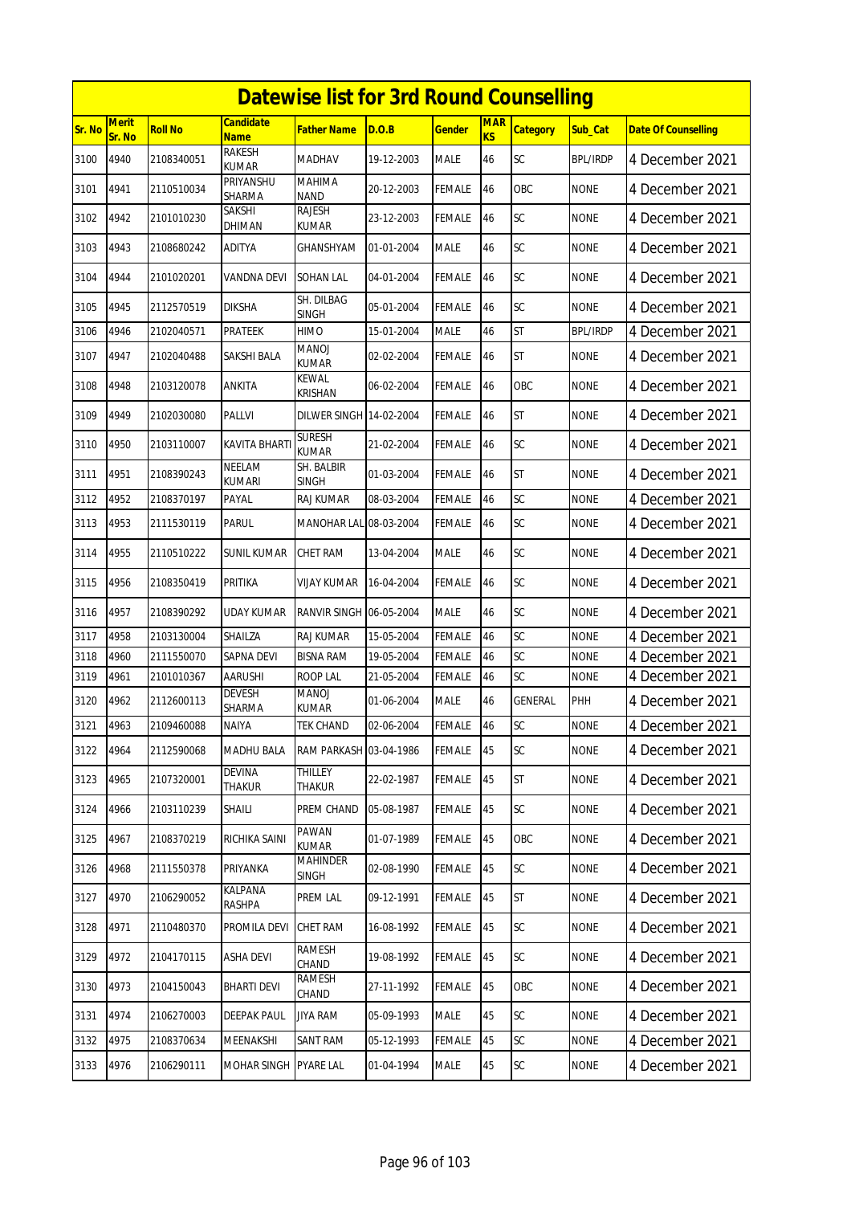# Datewise list for 3rd Round Counselling

| Sr. No | Merit Sr. No | Roll No | Candidate Name | Father Name | D.O.B | Gender | MARKS | Category | Sub_Cat | Date Of Counselling |
|---|---|---|---|---|---|---|---|---|---|---|
| 3100 | 4940 | 2108340051 | RAKESH KUMAR | MADHAV | 19-12-2003 | MALE | 46 | SC | BPL/IRDP | 4 December 2021 |
| 3101 | 4941 | 2110510034 | PRIYANSHU SHARMA | MAHIMA NAND | 20-12-2003 | FEMALE | 46 | OBC | NONE | 4 December 2021 |
| 3102 | 4942 | 2101010230 | SAKSHI DHIMAN | RAJESH KUMAR | 23-12-2003 | FEMALE | 46 | SC | NONE | 4 December 2021 |
| 3103 | 4943 | 2108680242 | ADITYA | GHANSHYAM | 01-01-2004 | MALE | 46 | SC | NONE | 4 December 2021 |
| 3104 | 4944 | 2101020201 | VANDNA DEVI | SOHAN LAL | 04-01-2004 | FEMALE | 46 | SC | NONE | 4 December 2021 |
| 3105 | 4945 | 2112570519 | DIKSHA | SH. DILBAG SINGH | 05-01-2004 | FEMALE | 46 | SC | NONE | 4 December 2021 |
| 3106 | 4946 | 2102040571 | PRATEEK | HIMO | 15-01-2004 | MALE | 46 | ST | BPL/IRDP | 4 December 2021 |
| 3107 | 4947 | 2102040488 | SAKSHI BALA | MANOJ KUMAR | 02-02-2004 | FEMALE | 46 | ST | NONE | 4 December 2021 |
| 3108 | 4948 | 2103120078 | ANKITA | KEWAL KRISHAN | 06-02-2004 | FEMALE | 46 | OBC | NONE | 4 December 2021 |
| 3109 | 4949 | 2102030080 | PALLVI | DILWER SINGH | 14-02-2004 | FEMALE | 46 | ST | NONE | 4 December 2021 |
| 3110 | 4950 | 2103110007 | KAVITA BHARTI | SURESH KUMAR | 21-02-2004 | FEMALE | 46 | SC | NONE | 4 December 2021 |
| 3111 | 4951 | 2108390243 | NEELAM KUMARI | SH. BALBIR SINGH | 01-03-2004 | FEMALE | 46 | ST | NONE | 4 December 2021 |
| 3112 | 4952 | 2108370197 | PAYAL | RAJ KUMAR | 08-03-2004 | FEMALE | 46 | SC | NONE | 4 December 2021 |
| 3113 | 4953 | 2111530119 | PARUL | MANOHAR LAL | 08-03-2004 | FEMALE | 46 | SC | NONE | 4 December 2021 |
| 3114 | 4955 | 2110510222 | SUNIL KUMAR | CHET RAM | 13-04-2004 | MALE | 46 | SC | NONE | 4 December 2021 |
| 3115 | 4956 | 2108350419 | PRITIKA | VIJAY KUMAR | 16-04-2004 | FEMALE | 46 | SC | NONE | 4 December 2021 |
| 3116 | 4957 | 2108390292 | UDAY KUMAR | RANVIR SINGH | 06-05-2004 | MALE | 46 | SC | NONE | 4 December 2021 |
| 3117 | 4958 | 2103130004 | SHAILZA | RAJ KUMAR | 15-05-2004 | FEMALE | 46 | SC | NONE | 4 December 2021 |
| 3118 | 4960 | 2111550070 | SAPNA DEVI | BISNA RAM | 19-05-2004 | FEMALE | 46 | SC | NONE | 4 December 2021 |
| 3119 | 4961 | 2101010367 | AARUSHI | ROOP LAL | 21-05-2004 | FEMALE | 46 | SC | NONE | 4 December 2021 |
| 3120 | 4962 | 2112600113 | DEVESH SHARMA | MANOJ KUMAR | 01-06-2004 | MALE | 46 | GENERAL | PHH | 4 December 2021 |
| 3121 | 4963 | 2109460088 | NAIYA | TEK CHAND | 02-06-2004 | FEMALE | 46 | SC | NONE | 4 December 2021 |
| 3122 | 4964 | 2112590068 | MADHU BALA | RAM PARKASH | 03-04-1986 | FEMALE | 45 | SC | NONE | 4 December 2021 |
| 3123 | 4965 | 2107320001 | DEVINA THAKUR | THILLEY THAKUR | 22-02-1987 | FEMALE | 45 | ST | NONE | 4 December 2021 |
| 3124 | 4966 | 2103110239 | SHAILI | PREM CHAND | 05-08-1987 | FEMALE | 45 | SC | NONE | 4 December 2021 |
| 3125 | 4967 | 2108370219 | RICHIKA SAINI | PAWAN KUMAR | 01-07-1989 | FEMALE | 45 | OBC | NONE | 4 December 2021 |
| 3126 | 4968 | 2111550378 | PRIYANKA | MAHINDER SINGH | 02-08-1990 | FEMALE | 45 | SC | NONE | 4 December 2021 |
| 3127 | 4970 | 2106290052 | KALPANA RASHPA | PREM LAL | 09-12-1991 | FEMALE | 45 | ST | NONE | 4 December 2021 |
| 3128 | 4971 | 2110480370 | PROMILA DEVI | CHET RAM | 16-08-1992 | FEMALE | 45 | SC | NONE | 4 December 2021 |
| 3129 | 4972 | 2104170115 | ASHA DEVI | RAMESH CHAND | 19-08-1992 | FEMALE | 45 | SC | NONE | 4 December 2021 |
| 3130 | 4973 | 2104150043 | BHARTI DEVI | RAMESH CHAND | 27-11-1992 | FEMALE | 45 | OBC | NONE | 4 December 2021 |
| 3131 | 4974 | 2106270003 | DEEPAK PAUL | JIYA RAM | 05-09-1993 | MALE | 45 | SC | NONE | 4 December 2021 |
| 3132 | 4975 | 2108370634 | MEENAKSHI | SANT RAM | 05-12-1993 | FEMALE | 45 | SC | NONE | 4 December 2021 |
| 3133 | 4976 | 2106290111 | MOHAR SINGH | PYARE LAL | 01-04-1994 | MALE | 45 | SC | NONE | 4 December 2021 |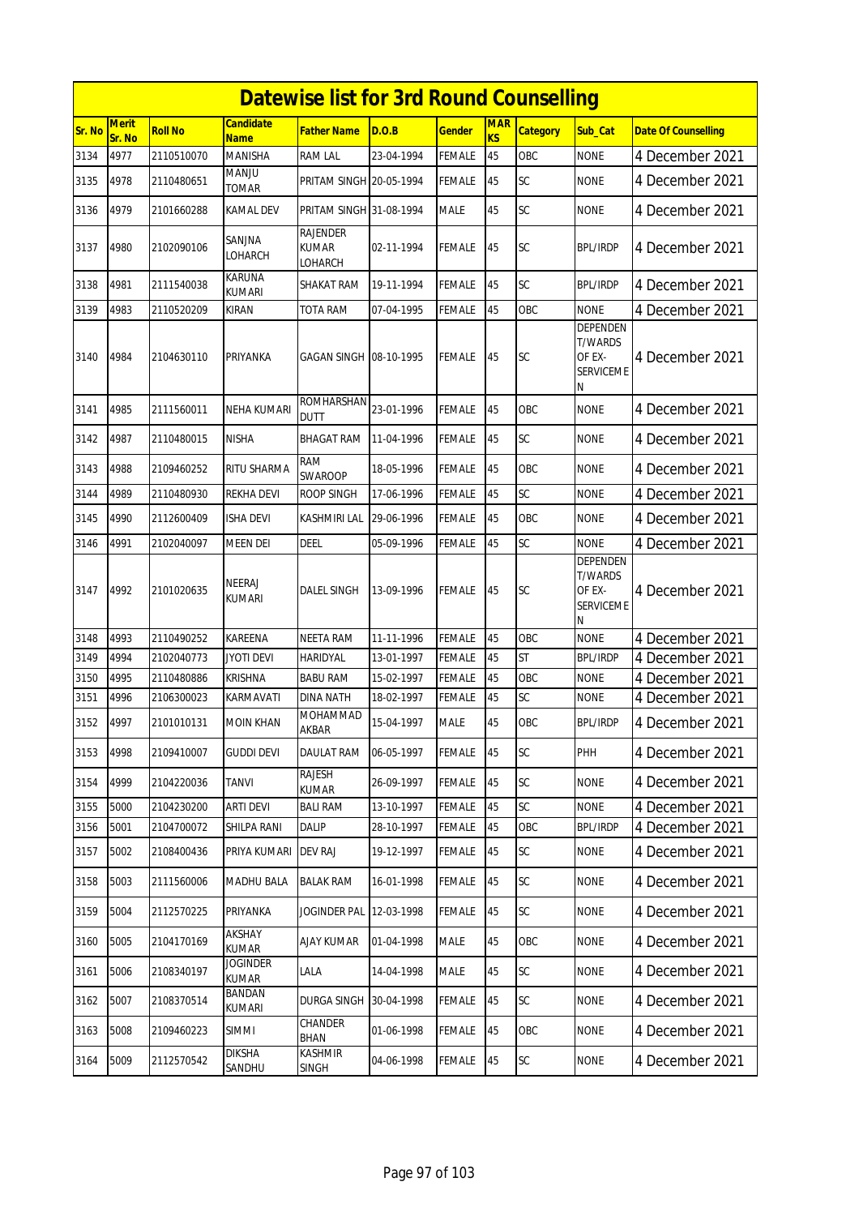# Datewise list for 3rd Round Counselling

| Sr. No | Merit Sr. No | Roll No | Candidate Name | Father Name | D.O.B | Gender | MARKS | Category | Sub_Cat | Date Of Counselling |
|---|---|---|---|---|---|---|---|---|---|---|
| 3134 | 4977 | 2110510070 | MANISHA | RAM LAL | 23-04-1994 | FEMALE | 45 | OBC | NONE | 4 December 2021 |
| 3135 | 4978 | 2110480651 | MANJU TOMAR | PRITAM SINGH | 20-05-1994 | FEMALE | 45 | SC | NONE | 4 December 2021 |
| 3136 | 4979 | 2101660288 | KAMAL DEV | PRITAM SINGH | 31-08-1994 | MALE | 45 | SC | NONE | 4 December 2021 |
| 3137 | 4980 | 2102090106 | SANJNA LOHARCH | RAJENDER KUMAR LOHARCH | 02-11-1994 | FEMALE | 45 | SC | BPL/IRDP | 4 December 2021 |
| 3138 | 4981 | 2111540038 | KARUNA KUMARI | SHAKAT RAM | 19-11-1994 | FEMALE | 45 | SC | BPL/IRDP | 4 December 2021 |
| 3139 | 4983 | 2110520209 | KIRAN | TOTA RAM | 07-04-1995 | FEMALE | 45 | OBC | NONE | 4 December 2021 |
| 3140 | 4984 | 2104630110 | PRIYANKA | GAGAN SINGH | 08-10-1995 | FEMALE | 45 | SC | DEPENDENT/WARDS OF EX-SERVICEMEN | 4 December 2021 |
| 3141 | 4985 | 2111560011 | NEHA KUMARI | ROMHARSHAN DUTT | 23-01-1996 | FEMALE | 45 | OBC | NONE | 4 December 2021 |
| 3142 | 4987 | 2110480015 | NISHA | BHAGAT RAM | 11-04-1996 | FEMALE | 45 | SC | NONE | 4 December 2021 |
| 3143 | 4988 | 2109460252 | RITU SHARMA | RAM SWAROOP | 18-05-1996 | FEMALE | 45 | OBC | NONE | 4 December 2021 |
| 3144 | 4989 | 2110480930 | REKHA DEVI | ROOP SINGH | 17-06-1996 | FEMALE | 45 | SC | NONE | 4 December 2021 |
| 3145 | 4990 | 2112600409 | ISHA DEVI | KASHMIRI LAL | 29-06-1996 | FEMALE | 45 | OBC | NONE | 4 December 2021 |
| 3146 | 4991 | 2102040097 | MEEN DEI | DEEL | 05-09-1996 | FEMALE | 45 | SC | NONE | 4 December 2021 |
| 3147 | 4992 | 2101020635 | NEERAJ KUMARI | DALEL SINGH | 13-09-1996 | FEMALE | 45 | SC | DEPENDENT/WARDS OF EX-SERVICEMEN | 4 December 2021 |
| 3148 | 4993 | 2110490252 | KAREENA | NEETA RAM | 11-11-1996 | FEMALE | 45 | OBC | NONE | 4 December 2021 |
| 3149 | 4994 | 2102040773 | JYOTI DEVI | HARIDYAL | 13-01-1997 | FEMALE | 45 | ST | BPL/IRDP | 4 December 2021 |
| 3150 | 4995 | 2110480886 | KRISHNA | BABU RAM | 15-02-1997 | FEMALE | 45 | OBC | NONE | 4 December 2021 |
| 3151 | 4996 | 2106300023 | KARMAVATI | DINA NATH | 18-02-1997 | FEMALE | 45 | SC | NONE | 4 December 2021 |
| 3152 | 4997 | 2101010131 | MOIN KHAN | MOHAMMAD AKBAR | 15-04-1997 | MALE | 45 | OBC | BPL/IRDP | 4 December 2021 |
| 3153 | 4998 | 2109410007 | GUDDI DEVI | DAULAT RAM | 06-05-1997 | FEMALE | 45 | SC | PHH | 4 December 2021 |
| 3154 | 4999 | 2104220036 | TANVI | RAJESH KUMAR | 26-09-1997 | FEMALE | 45 | SC | NONE | 4 December 2021 |
| 3155 | 5000 | 2104230200 | ARTI DEVI | BALI RAM | 13-10-1997 | FEMALE | 45 | SC | NONE | 4 December 2021 |
| 3156 | 5001 | 2104700072 | SHILPA RANI | DALIP | 28-10-1997 | FEMALE | 45 | OBC | BPL/IRDP | 4 December 2021 |
| 3157 | 5002 | 2108400436 | PRIYA KUMARI | DEV RAJ | 19-12-1997 | FEMALE | 45 | SC | NONE | 4 December 2021 |
| 3158 | 5003 | 2111560006 | MADHU BALA | BALAK RAM | 16-01-1998 | FEMALE | 45 | SC | NONE | 4 December 2021 |
| 3159 | 5004 | 2112570225 | PRIYANKA | JOGINDER PAL | 12-03-1998 | FEMALE | 45 | SC | NONE | 4 December 2021 |
| 3160 | 5005 | 2104170169 | AKSHAY KUMAR | AJAY KUMAR | 01-04-1998 | MALE | 45 | OBC | NONE | 4 December 2021 |
| 3161 | 5006 | 2108340197 | JOGINDER KUMAR | LALA | 14-04-1998 | MALE | 45 | SC | NONE | 4 December 2021 |
| 3162 | 5007 | 2108370514 | BANDAN KUMARI | DURGA SINGH | 30-04-1998 | FEMALE | 45 | SC | NONE | 4 December 2021 |
| 3163 | 5008 | 2109460223 | SIMMI | CHANDER BHAN | 01-06-1998 | FEMALE | 45 | OBC | NONE | 4 December 2021 |
| 3164 | 5009 | 2112570542 | DIKSHA SANDHU | KASHMIR SINGH | 04-06-1998 | FEMALE | 45 | SC | NONE | 4 December 2021 |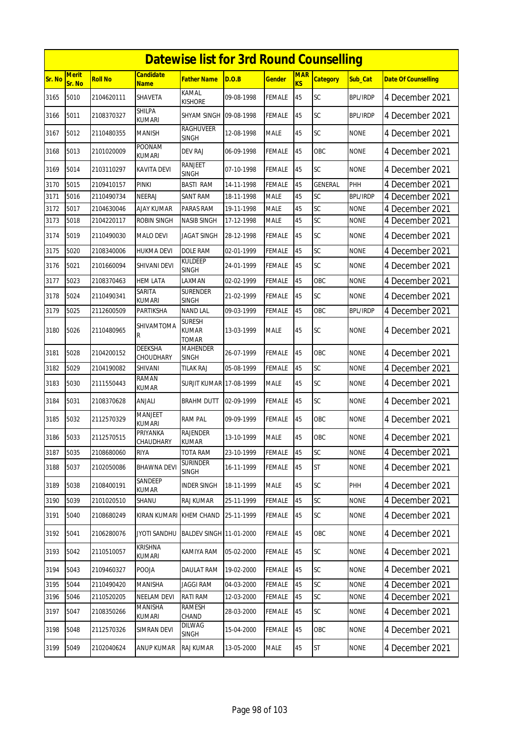# Datewise list for 3rd Round Counselling

| Sr. No | Merit Sr. No | Roll No | Candidate Name | Father Name | D.O.B | Gender | MARKS | Category | Sub_Cat | Date Of Counselling |
|---|---|---|---|---|---|---|---|---|---|---|
| 3165 | 5010 | 2104620111 | SHAVETA | KAMAL KISHORE | 09-08-1998 | FEMALE | 45 | SC | BPL/IRDP | 4 December 2021 |
| 3166 | 5011 | 2108370327 | SHILPA KUMARI | SHYAM SINGH | 09-08-1998 | FEMALE | 45 | SC | BPL/IRDP | 4 December 2021 |
| 3167 | 5012 | 2110480355 | MANISH | RAGHUVEER SINGH | 12-08-1998 | MALE | 45 | SC | NONE | 4 December 2021 |
| 3168 | 5013 | 2101020009 | POONAM KUMARI | DEV RAJ | 06-09-1998 | FEMALE | 45 | OBC | NONE | 4 December 2021 |
| 3169 | 5014 | 2103110297 | KAVITA DEVI | RANJEET SINGH | 07-10-1998 | FEMALE | 45 | SC | NONE | 4 December 2021 |
| 3170 | 5015 | 2109410157 | PINKI | BASTI RAM | 14-11-1998 | FEMALE | 45 | GENERAL | PHH | 4 December 2021 |
| 3171 | 5016 | 2110490734 | NEERAJ | SANT RAM | 18-11-1998 | MALE | 45 | SC | BPL/IRDP | 4 December 2021 |
| 3172 | 5017 | 2104630046 | AJAY KUMAR | PARAS RAM | 19-11-1998 | MALE | 45 | SC | NONE | 4 December 2021 |
| 3173 | 5018 | 2104220117 | ROBIN SINGH | NASIB SINGH | 17-12-1998 | MALE | 45 | SC | NONE | 4 December 2021 |
| 3174 | 5019 | 2110490030 | MALO DEVI | JAGAT SINGH | 28-12-1998 | FEMALE | 45 | SC | NONE | 4 December 2021 |
| 3175 | 5020 | 2108340006 | HUKMA DEVI | DOLE RAM | 02-01-1999 | FEMALE | 45 | SC | NONE | 4 December 2021 |
| 3176 | 5021 | 2101660094 | SHIVANI DEVI | KULDEEP SINGH | 24-01-1999 | FEMALE | 45 | SC | NONE | 4 December 2021 |
| 3177 | 5023 | 2108370463 | HEM LATA | LAXMAN | 02-02-1999 | FEMALE | 45 | OBC | NONE | 4 December 2021 |
| 3178 | 5024 | 2110490341 | SARITA KUMARI | SURENDER SINGH | 21-02-1999 | FEMALE | 45 | SC | NONE | 4 December 2021 |
| 3179 | 5025 | 2112600509 | PARTIKSHA | NAND LAL | 09-03-1999 | FEMALE | 45 | OBC | BPL/IRDP | 4 December 2021 |
| 3180 | 5026 | 2110480965 | SHIVAMTOMAR | SURESH KUMAR TOMAR | 13-03-1999 | MALE | 45 | SC | NONE | 4 December 2021 |
| 3181 | 5028 | 2104200152 | DEEKSHA CHOUDHARY | MAHENDER SINGH | 26-07-1999 | FEMALE | 45 | OBC | NONE | 4 December 2021 |
| 3182 | 5029 | 2104190082 | SHIVANI | TILAK RAJ | 05-08-1999 | FEMALE | 45 | SC | NONE | 4 December 2021 |
| 3183 | 5030 | 2111550443 | RAMAN KUMAR | SURJIT KUMAR | 17-08-1999 | MALE | 45 | SC | NONE | 4 December 2021 |
| 3184 | 5031 | 2108370628 | ANJALI | BRAHM DUTT | 02-09-1999 | FEMALE | 45 | SC | NONE | 4 December 2021 |
| 3185 | 5032 | 2112570329 | MANJEET KUMARI | RAM PAL | 09-09-1999 | FEMALE | 45 | OBC | NONE | 4 December 2021 |
| 3186 | 5033 | 2112570515 | PRIYANKA CHAUDHARY | RAJENDER KUMAR | 13-10-1999 | MALE | 45 | OBC | NONE | 4 December 2021 |
| 3187 | 5035 | 2108680060 | RIYA | TOTA RAM | 23-10-1999 | FEMALE | 45 | SC | NONE | 4 December 2021 |
| 3188 | 5037 | 2102050086 | BHAWNA DEVI | SURINDER SINGH | 16-11-1999 | FEMALE | 45 | ST | NONE | 4 December 2021 |
| 3189 | 5038 | 2108400191 | SANDEEP KUMAR | INDER SINGH | 18-11-1999 | MALE | 45 | SC | PHH | 4 December 2021 |
| 3190 | 5039 | 2101020510 | SHANU | RAJ KUMAR | 25-11-1999 | FEMALE | 45 | SC | NONE | 4 December 2021 |
| 3191 | 5040 | 2108680249 | KIRAN KUMARI | KHEM CHAND | 25-11-1999 | FEMALE | 45 | SC | NONE | 4 December 2021 |
| 3192 | 5041 | 2106280076 | JYOTI SANDHU | BALDEV SINGH | 11-01-2000 | FEMALE | 45 | OBC | NONE | 4 December 2021 |
| 3193 | 5042 | 2110510057 | KRISHNA KUMARI | KAMIYA RAM | 05-02-2000 | FEMALE | 45 | SC | NONE | 4 December 2021 |
| 3194 | 5043 | 2109460327 | POOJA | DAULAT RAM | 19-02-2000 | FEMALE | 45 | SC | NONE | 4 December 2021 |
| 3195 | 5044 | 2110490420 | MANISHA | JAGGI RAM | 04-03-2000 | FEMALE | 45 | SC | NONE | 4 December 2021 |
| 3196 | 5046 | 2110520205 | NEELAM DEVI | RATI RAM | 12-03-2000 | FEMALE | 45 | SC | NONE | 4 December 2021 |
| 3197 | 5047 | 2108350266 | MANISHA KUMARI | RAMESH CHAND | 28-03-2000 | FEMALE | 45 | SC | NONE | 4 December 2021 |
| 3198 | 5048 | 2112570326 | SIMRAN DEVI | DILWAG SINGH | 15-04-2000 | FEMALE | 45 | OBC | NONE | 4 December 2021 |
| 3199 | 5049 | 2102040624 | ANUP KUMAR | RAJ KUMAR | 13-05-2000 | MALE | 45 | ST | NONE | 4 December 2021 |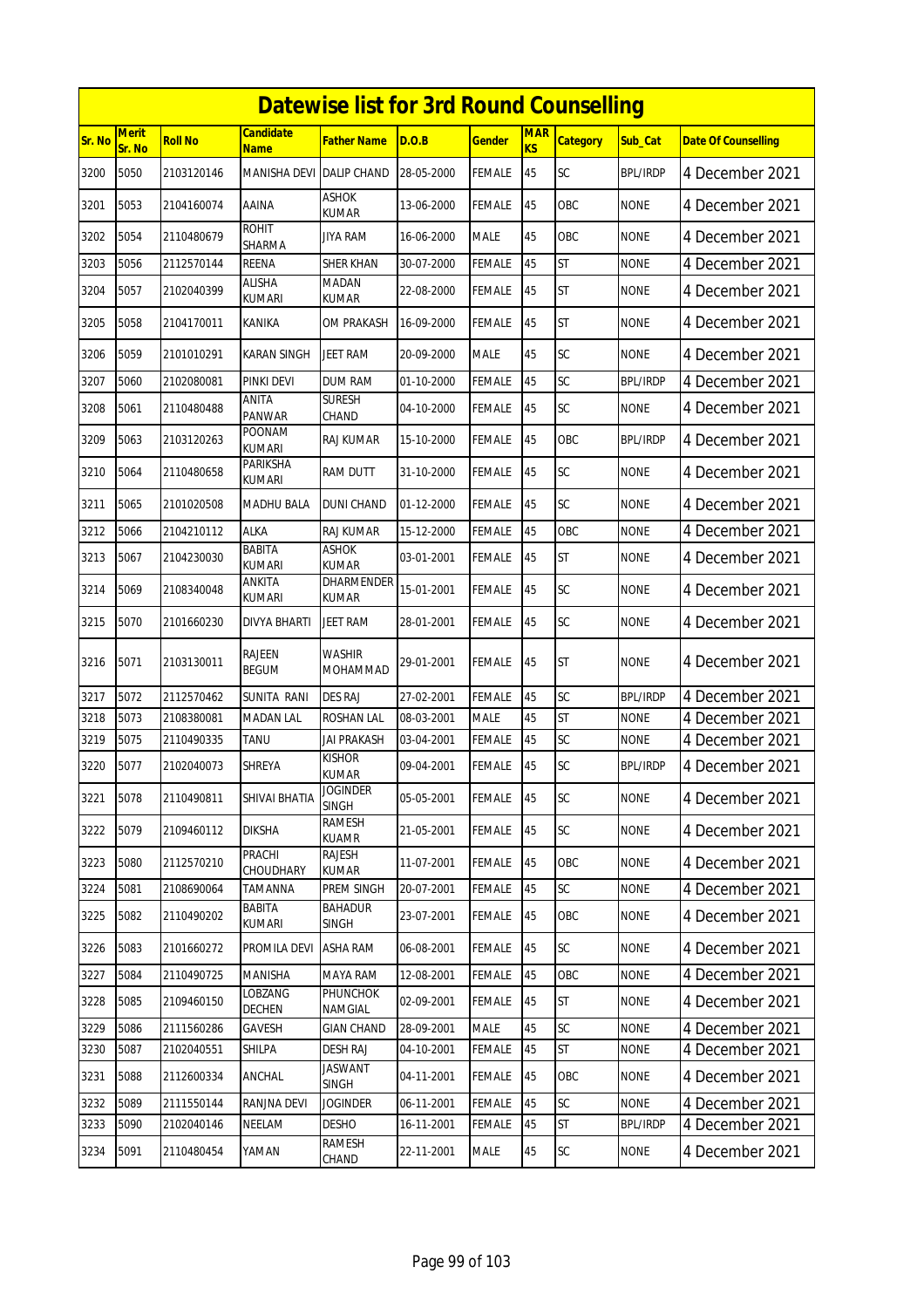# Datewise list for 3rd Round Counselling

| Sr. No | Merit Sr. No | Roll No | Candidate Name | Father Name | D.O.B | Gender | MARKS | Category | Sub_Cat | Date Of Counselling |
|---|---|---|---|---|---|---|---|---|---|---|
| 3200 | 5050 | 2103120146 | MANISHA DEVI | DALIP CHAND | 28-05-2000 | FEMALE | 45 | SC | BPL/IRDP | 4 December 2021 |
| 3201 | 5053 | 2104160074 | AAINA | ASHOK KUMAR | 13-06-2000 | FEMALE | 45 | OBC | NONE | 4 December 2021 |
| 3202 | 5054 | 2110480679 | ROHIT SHARMA | JIYA RAM | 16-06-2000 | MALE | 45 | OBC | NONE | 4 December 2021 |
| 3203 | 5056 | 2112570144 | REENA | SHER KHAN | 30-07-2000 | FEMALE | 45 | ST | NONE | 4 December 2021 |
| 3204 | 5057 | 2102040399 | ALISHA KUMARI | MADAN KUMAR | 22-08-2000 | FEMALE | 45 | ST | NONE | 4 December 2021 |
| 3205 | 5058 | 2104170011 | KANIKA | OM PRAKASH | 16-09-2000 | FEMALE | 45 | ST | NONE | 4 December 2021 |
| 3206 | 5059 | 2101010291 | KARAN SINGH | JEET RAM | 20-09-2000 | MALE | 45 | SC | NONE | 4 December 2021 |
| 3207 | 5060 | 2102080081 | PINKI DEVI | DUM RAM | 01-10-2000 | FEMALE | 45 | SC | BPL/IRDP | 4 December 2021 |
| 3208 | 5061 | 2110480488 | ANITA PANWAR | SURESH CHAND | 04-10-2000 | FEMALE | 45 | SC | NONE | 4 December 2021 |
| 3209 | 5063 | 2103120263 | POONAM KUMARI | RAJ KUMAR | 15-10-2000 | FEMALE | 45 | OBC | BPL/IRDP | 4 December 2021 |
| 3210 | 5064 | 2110480658 | PARIKSHA KUMARI | RAM DUTT | 31-10-2000 | FEMALE | 45 | SC | NONE | 4 December 2021 |
| 3211 | 5065 | 2101020508 | MADHU BALA | DUNI CHAND | 01-12-2000 | FEMALE | 45 | SC | NONE | 4 December 2021 |
| 3212 | 5066 | 2104210112 | ALKA | RAJ KUMAR | 15-12-2000 | FEMALE | 45 | OBC | NONE | 4 December 2021 |
| 3213 | 5067 | 2104230030 | BABITA KUMARI | ASHOK KUMAR | 03-01-2001 | FEMALE | 45 | ST | NONE | 4 December 2021 |
| 3214 | 5069 | 2108340048 | ANKITA KUMARI | DHARMENDER KUMAR | 15-01-2001 | FEMALE | 45 | SC | NONE | 4 December 2021 |
| 3215 | 5070 | 2101660230 | DIVYA BHARTI | JEET RAM | 28-01-2001 | FEMALE | 45 | SC | NONE | 4 December 2021 |
| 3216 | 5071 | 2103130011 | RAJEEN BEGUM | WASHIR MOHAMMAD | 29-01-2001 | FEMALE | 45 | ST | NONE | 4 December 2021 |
| 3217 | 5072 | 2112570462 | SUNITA RANI | DES RAJ | 27-02-2001 | FEMALE | 45 | SC | BPL/IRDP | 4 December 2021 |
| 3218 | 5073 | 2108380081 | MADAN LAL | ROSHAN LAL | 08-03-2001 | MALE | 45 | ST | NONE | 4 December 2021 |
| 3219 | 5075 | 2110490335 | TANU | JAI PRAKASH | 03-04-2001 | FEMALE | 45 | SC | NONE | 4 December 2021 |
| 3220 | 5077 | 2102040073 | SHREYA | KISHOR KUMAR | 09-04-2001 | FEMALE | 45 | SC | BPL/IRDP | 4 December 2021 |
| 3221 | 5078 | 2110490811 | SHIVAI BHATIA | JOGINDER SINGH | 05-05-2001 | FEMALE | 45 | SC | NONE | 4 December 2021 |
| 3222 | 5079 | 2109460112 | DIKSHA | RAMESH KUAMR | 21-05-2001 | FEMALE | 45 | SC | NONE | 4 December 2021 |
| 3223 | 5080 | 2112570210 | PRACHI CHOUDHARY | RAJESH KUMAR | 11-07-2001 | FEMALE | 45 | OBC | NONE | 4 December 2021 |
| 3224 | 5081 | 2108690064 | TAMANNA | PREM SINGH | 20-07-2001 | FEMALE | 45 | SC | NONE | 4 December 2021 |
| 3225 | 5082 | 2110490202 | BABITA KUMARI | BAHADUR SINGH | 23-07-2001 | FEMALE | 45 | OBC | NONE | 4 December 2021 |
| 3226 | 5083 | 2101660272 | PROMILA DEVI | ASHA RAM | 06-08-2001 | FEMALE | 45 | SC | NONE | 4 December 2021 |
| 3227 | 5084 | 2110490725 | MANISHA | MAYA RAM | 12-08-2001 | FEMALE | 45 | OBC | NONE | 4 December 2021 |
| 3228 | 5085 | 2109460150 | LOBZANG DECHEN | PHUNCHOK NAMGIAL | 02-09-2001 | FEMALE | 45 | ST | NONE | 4 December 2021 |
| 3229 | 5086 | 2111560286 | GAVESH | GIAN CHAND | 28-09-2001 | MALE | 45 | SC | NONE | 4 December 2021 |
| 3230 | 5087 | 2102040551 | SHILPA | DESH RAJ | 04-10-2001 | FEMALE | 45 | ST | NONE | 4 December 2021 |
| 3231 | 5088 | 2112600334 | ANCHAL | JASWANT SINGH | 04-11-2001 | FEMALE | 45 | OBC | NONE | 4 December 2021 |
| 3232 | 5089 | 2111550144 | RANJNA DEVI | JOGINDER | 06-11-2001 | FEMALE | 45 | SC | NONE | 4 December 2021 |
| 3233 | 5090 | 2102040146 | NEELAM | DESHO | 16-11-2001 | FEMALE | 45 | ST | BPL/IRDP | 4 December 2021 |
| 3234 | 5091 | 2110480454 | YAMAN | RAMESH CHAND | 22-11-2001 | MALE | 45 | SC | NONE | 4 December 2021 |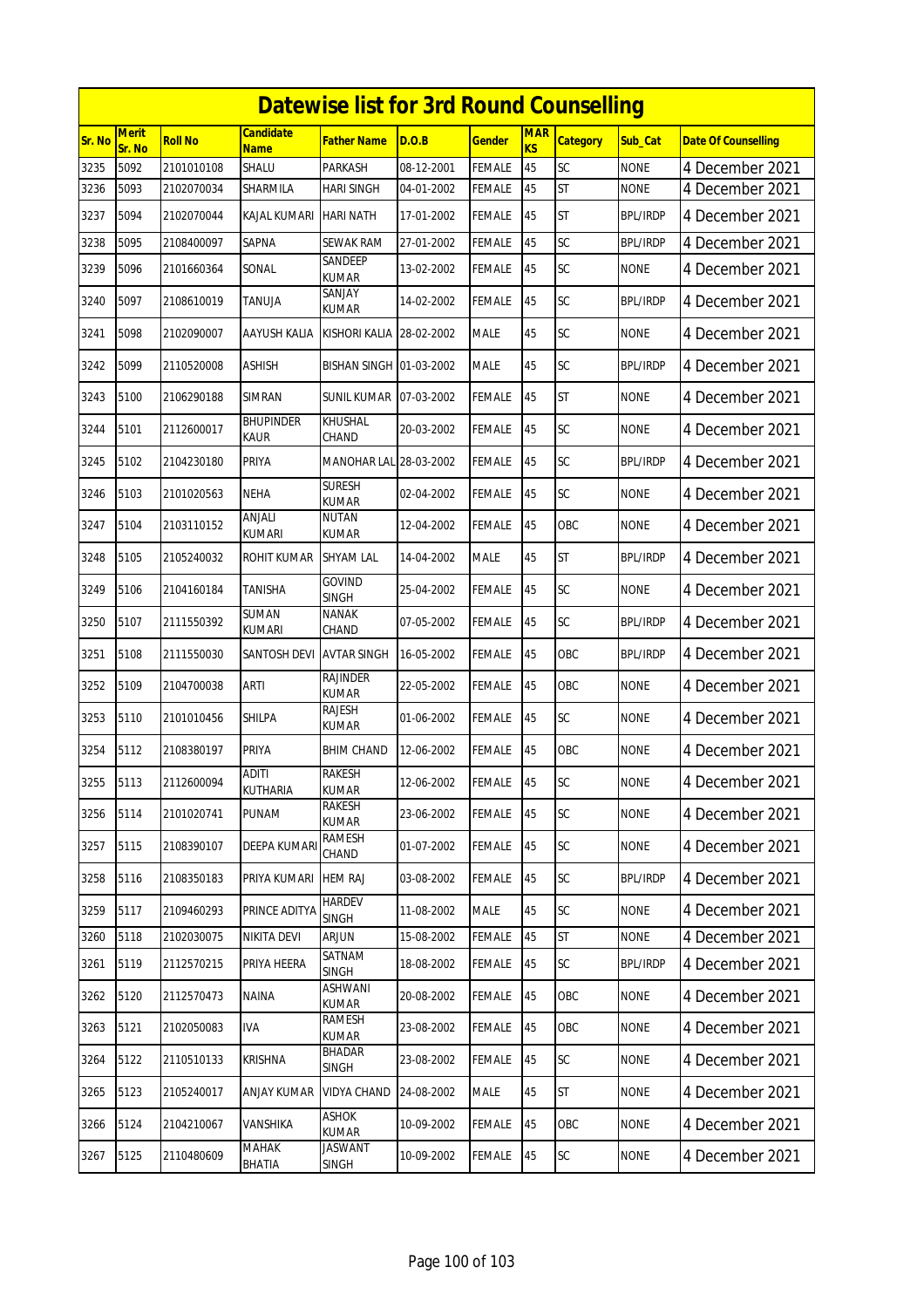# Datewise list for 3rd Round Counselling

| Sr. No | Merit Sr. No | Roll No | Candidate Name | Father Name | D.O.B | Gender | MARKS | Category | Sub_Cat | Date Of Counselling |
|---|---|---|---|---|---|---|---|---|---|---|
| 3235 | 5092 | 2101010108 | SHALU | PARKASH | 08-12-2001 | FEMALE | 45 | SC | NONE | 4 December 2021 |
| 3236 | 5093 | 2102070034 | SHARMILA | HARI SINGH | 04-01-2002 | FEMALE | 45 | ST | NONE | 4 December 2021 |
| 3237 | 5094 | 2102070044 | KAJAL KUMARI | HARI NATH | 17-01-2002 | FEMALE | 45 | ST | BPL/IRDP | 4 December 2021 |
| 3238 | 5095 | 2108400097 | SAPNA | SEWAK RAM | 27-01-2002 | FEMALE | 45 | SC | BPL/IRDP | 4 December 2021 |
| 3239 | 5096 | 2101660364 | SONAL | SANDEEP KUMAR | 13-02-2002 | FEMALE | 45 | SC | NONE | 4 December 2021 |
| 3240 | 5097 | 2108610019 | TANUJA | SANJAY KUMAR | 14-02-2002 | FEMALE | 45 | SC | BPL/IRDP | 4 December 2021 |
| 3241 | 5098 | 2102090007 | AAYUSH KALIA | KISHORI KALIA | 28-02-2002 | MALE | 45 | SC | NONE | 4 December 2021 |
| 3242 | 5099 | 2110520008 | ASHISH | BISHAN SINGH | 01-03-2002 | MALE | 45 | SC | BPL/IRDP | 4 December 2021 |
| 3243 | 5100 | 2106290188 | SIMRAN | SUNIL KUMAR | 07-03-2002 | FEMALE | 45 | ST | NONE | 4 December 2021 |
| 3244 | 5101 | 2112600017 | BHUPINDER KAUR | KHUSHAL CHAND | 20-03-2002 | FEMALE | 45 | SC | NONE | 4 December 2021 |
| 3245 | 5102 | 2104230180 | PRIYA | MANOHAR LAL | 28-03-2002 | FEMALE | 45 | SC | BPL/IRDP | 4 December 2021 |
| 3246 | 5103 | 2101020563 | NEHA | SURESH KUMAR | 02-04-2002 | FEMALE | 45 | SC | NONE | 4 December 2021 |
| 3247 | 5104 | 2103110152 | ANJALI KUMARI | NUTAN KUMAR | 12-04-2002 | FEMALE | 45 | OBC | NONE | 4 December 2021 |
| 3248 | 5105 | 2105240032 | ROHIT KUMAR | SHYAM LAL | 14-04-2002 | MALE | 45 | ST | BPL/IRDP | 4 December 2021 |
| 3249 | 5106 | 2104160184 | TANISHA | GOVIND SINGH | 25-04-2002 | FEMALE | 45 | SC | NONE | 4 December 2021 |
| 3250 | 5107 | 2111550392 | SUMAN KUMARI | NANAK CHAND | 07-05-2002 | FEMALE | 45 | SC | BPL/IRDP | 4 December 2021 |
| 3251 | 5108 | 2111550030 | SANTOSH DEVI | AVTAR SINGH | 16-05-2002 | FEMALE | 45 | OBC | BPL/IRDP | 4 December 2021 |
| 3252 | 5109 | 2104700038 | ARTI | RAJINDER KUMAR | 22-05-2002 | FEMALE | 45 | OBC | NONE | 4 December 2021 |
| 3253 | 5110 | 2101010456 | SHILPA | RAJESH KUMAR | 01-06-2002 | FEMALE | 45 | SC | NONE | 4 December 2021 |
| 3254 | 5112 | 2108380197 | PRIYA | BHIM CHAND | 12-06-2002 | FEMALE | 45 | OBC | NONE | 4 December 2021 |
| 3255 | 5113 | 2112600094 | ADITI KUTHARIA | RAKESH KUMAR | 12-06-2002 | FEMALE | 45 | SC | NONE | 4 December 2021 |
| 3256 | 5114 | 2101020741 | PUNAM | RAKESH KUMAR | 23-06-2002 | FEMALE | 45 | SC | NONE | 4 December 2021 |
| 3257 | 5115 | 2108390107 | DEEPA KUMARI | RAMESH CHAND | 01-07-2002 | FEMALE | 45 | SC | NONE | 4 December 2021 |
| 3258 | 5116 | 2108350183 | PRIYA KUMARI | HEM RAJ | 03-08-2002 | FEMALE | 45 | SC | BPL/IRDP | 4 December 2021 |
| 3259 | 5117 | 2109460293 | PRINCE ADITYA | HARDEV SINGH | 11-08-2002 | MALE | 45 | SC | NONE | 4 December 2021 |
| 3260 | 5118 | 2102030075 | NIKITA DEVI | ARJUN | 15-08-2002 | FEMALE | 45 | ST | NONE | 4 December 2021 |
| 3261 | 5119 | 2112570215 | PRIYA HEERA | SATNAM SINGH | 18-08-2002 | FEMALE | 45 | SC | BPL/IRDP | 4 December 2021 |
| 3262 | 5120 | 2112570473 | NAINA | ASHWANI KUMAR | 20-08-2002 | FEMALE | 45 | OBC | NONE | 4 December 2021 |
| 3263 | 5121 | 2102050083 | IVA | RAMESH KUMAR | 23-08-2002 | FEMALE | 45 | OBC | NONE | 4 December 2021 |
| 3264 | 5122 | 2110510133 | KRISHNA | BHADAR SINGH | 23-08-2002 | FEMALE | 45 | SC | NONE | 4 December 2021 |
| 3265 | 5123 | 2105240017 | ANJAY KUMAR | VIDYA CHAND | 24-08-2002 | MALE | 45 | ST | NONE | 4 December 2021 |
| 3266 | 5124 | 2104210067 | VANSHIKA | ASHOK KUMAR | 10-09-2002 | FEMALE | 45 | OBC | NONE | 4 December 2021 |
| 3267 | 5125 | 2110480609 | MAHAK BHATIA | JASWANT SINGH | 10-09-2002 | FEMALE | 45 | SC | NONE | 4 December 2021 |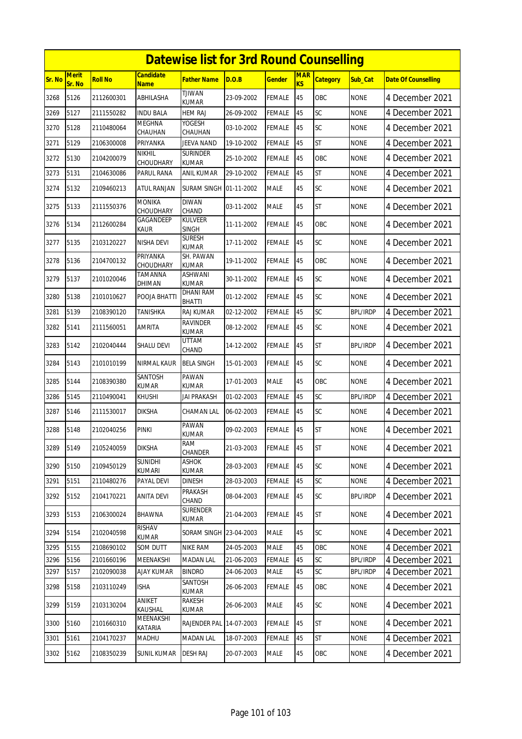# Datewise list for 3rd Round Counselling

| Sr. No | Merit Sr. No | Roll No | Candidate Name | Father Name | D.O.B | Gender | MARKS | Category | Sub_Cat | Date Of Counselling |
|---|---|---|---|---|---|---|---|---|---|---|
| 3268 | 5126 | 2112600301 | ABHILASHA | TJIWAN KUMAR | 23-09-2002 | FEMALE | 45 | OBC | NONE | 4 December 2021 |
| 3269 | 5127 | 2111550282 | INDU BALA | HEM RAJ | 26-09-2002 | FEMALE | 45 | SC | NONE | 4 December 2021 |
| 3270 | 5128 | 2110480064 | MEGHNA CHAUHAN | YOGESH CHAUHAN | 03-10-2002 | FEMALE | 45 | SC | NONE | 4 December 2021 |
| 3271 | 5129 | 2106300008 | PRIYANKA | JEEVA NAND | 19-10-2002 | FEMALE | 45 | ST | NONE | 4 December 2021 |
| 3272 | 5130 | 2104200079 | NIKHIL CHOUDHARY | SURINDER KUMAR | 25-10-2002 | FEMALE | 45 | OBC | NONE | 4 December 2021 |
| 3273 | 5131 | 2104630086 | PARUL RANA | ANIL KUMAR | 29-10-2002 | FEMALE | 45 | ST | NONE | 4 December 2021 |
| 3274 | 5132 | 2109460213 | ATUL RANJAN | SURAM SINGH | 01-11-2002 | MALE | 45 | SC | NONE | 4 December 2021 |
| 3275 | 5133 | 2111550376 | MONIKA CHOUDHARY | DIWAN CHAND | 03-11-2002 | MALE | 45 | ST | NONE | 4 December 2021 |
| 3276 | 5134 | 2112600284 | GAGANDEEP KAUR | KULVEER SINGH | 11-11-2002 | FEMALE | 45 | OBC | NONE | 4 December 2021 |
| 3277 | 5135 | 2103120227 | NISHA DEVI | SURESH KUMAR | 17-11-2002 | FEMALE | 45 | SC | NONE | 4 December 2021 |
| 3278 | 5136 | 2104700132 | PRIYANKA CHOUDHARY | SH. PAWAN KUMAR | 19-11-2002 | FEMALE | 45 | OBC | NONE | 4 December 2021 |
| 3279 | 5137 | 2101020046 | TAMANNA DHIMAN | ASHWANI KUMAR | 30-11-2002 | FEMALE | 45 | SC | NONE | 4 December 2021 |
| 3280 | 5138 | 2101010627 | POOJA BHATTI | DHANI RAM BHATTI | 01-12-2002 | FEMALE | 45 | SC | NONE | 4 December 2021 |
| 3281 | 5139 | 2108390120 | TANISHKA | RAJ KUMAR | 02-12-2002 | FEMALE | 45 | SC | BPL/IRDP | 4 December 2021 |
| 3282 | 5141 | 2111560051 | AMRITA | RAVINDER KUMAR | 08-12-2002 | FEMALE | 45 | SC | NONE | 4 December 2021 |
| 3283 | 5142 | 2102040444 | SHALU DEVI | UTTAM CHAND | 14-12-2002 | FEMALE | 45 | ST | BPL/IRDP | 4 December 2021 |
| 3284 | 5143 | 2101010199 | NIRMAL KAUR | BELA SINGH | 15-01-2003 | FEMALE | 45 | SC | NONE | 4 December 2021 |
| 3285 | 5144 | 2108390380 | SANTOSH KUMAR | PAWAN KUMAR | 17-01-2003 | MALE | 45 | OBC | NONE | 4 December 2021 |
| 3286 | 5145 | 2110490041 | KHUSHI | JAI PRAKASH | 01-02-2003 | FEMALE | 45 | SC | BPL/IRDP | 4 December 2021 |
| 3287 | 5146 | 2111530017 | DIKSHA | CHAMAN LAL | 06-02-2003 | FEMALE | 45 | SC | NONE | 4 December 2021 |
| 3288 | 5148 | 2102040256 | PINKI | PAWAN KUMAR | 09-02-2003 | FEMALE | 45 | ST | NONE | 4 December 2021 |
| 3289 | 5149 | 2105240059 | DIKSHA | RAM CHANDER | 21-03-2003 | FEMALE | 45 | ST | NONE | 4 December 2021 |
| 3290 | 5150 | 2109450129 | SUNIDHI KUMARI | ASHOK KUMAR | 28-03-2003 | FEMALE | 45 | SC | NONE | 4 December 2021 |
| 3291 | 5151 | 2110480276 | PAYAL DEVI | DINESH | 28-03-2003 | FEMALE | 45 | SC | NONE | 4 December 2021 |
| 3292 | 5152 | 2104170221 | ANITA DEVI | PRAKASH CHAND | 08-04-2003 | FEMALE | 45 | SC | BPL/IRDP | 4 December 2021 |
| 3293 | 5153 | 2106300024 | BHAWNA | SURENDER KUMAR | 21-04-2003 | FEMALE | 45 | ST | NONE | 4 December 2021 |
| 3294 | 5154 | 2102040598 | RISHAV KUMAR | SORAM SINGH | 23-04-2003 | MALE | 45 | SC | NONE | 4 December 2021 |
| 3295 | 5155 | 2108690102 | SOM DUTT | NIKE RAM | 24-05-2003 | MALE | 45 | OBC | NONE | 4 December 2021 |
| 3296 | 5156 | 2101660196 | MEENAKSHI | MADAN LAL | 21-06-2003 | FEMALE | 45 | SC | BPL/IRDP | 4 December 2021 |
| 3297 | 5157 | 2102090038 | AJAY KUMAR | BINDRO | 24-06-2003 | MALE | 45 | SC | BPL/IRDP | 4 December 2021 |
| 3298 | 5158 | 2103110249 | ISHA | SANTOSH KUMAR | 26-06-2003 | FEMALE | 45 | OBC | NONE | 4 December 2021 |
| 3299 | 5159 | 2103130204 | ANIKET KAUSHAL | RAKESH KUMAR | 26-06-2003 | MALE | 45 | SC | NONE | 4 December 2021 |
| 3300 | 5160 | 2101660310 | MEENAKSHI KATARIA | RAJENDER PAL | 14-07-2003 | FEMALE | 45 | ST | NONE | 4 December 2021 |
| 3301 | 5161 | 2104170237 | MADHU | MADAN LAL | 18-07-2003 | FEMALE | 45 | ST | NONE | 4 December 2021 |
| 3302 | 5162 | 2108350239 | SUNIL KUMAR | DESH RAJ | 20-07-2003 | MALE | 45 | OBC | NONE | 4 December 2021 |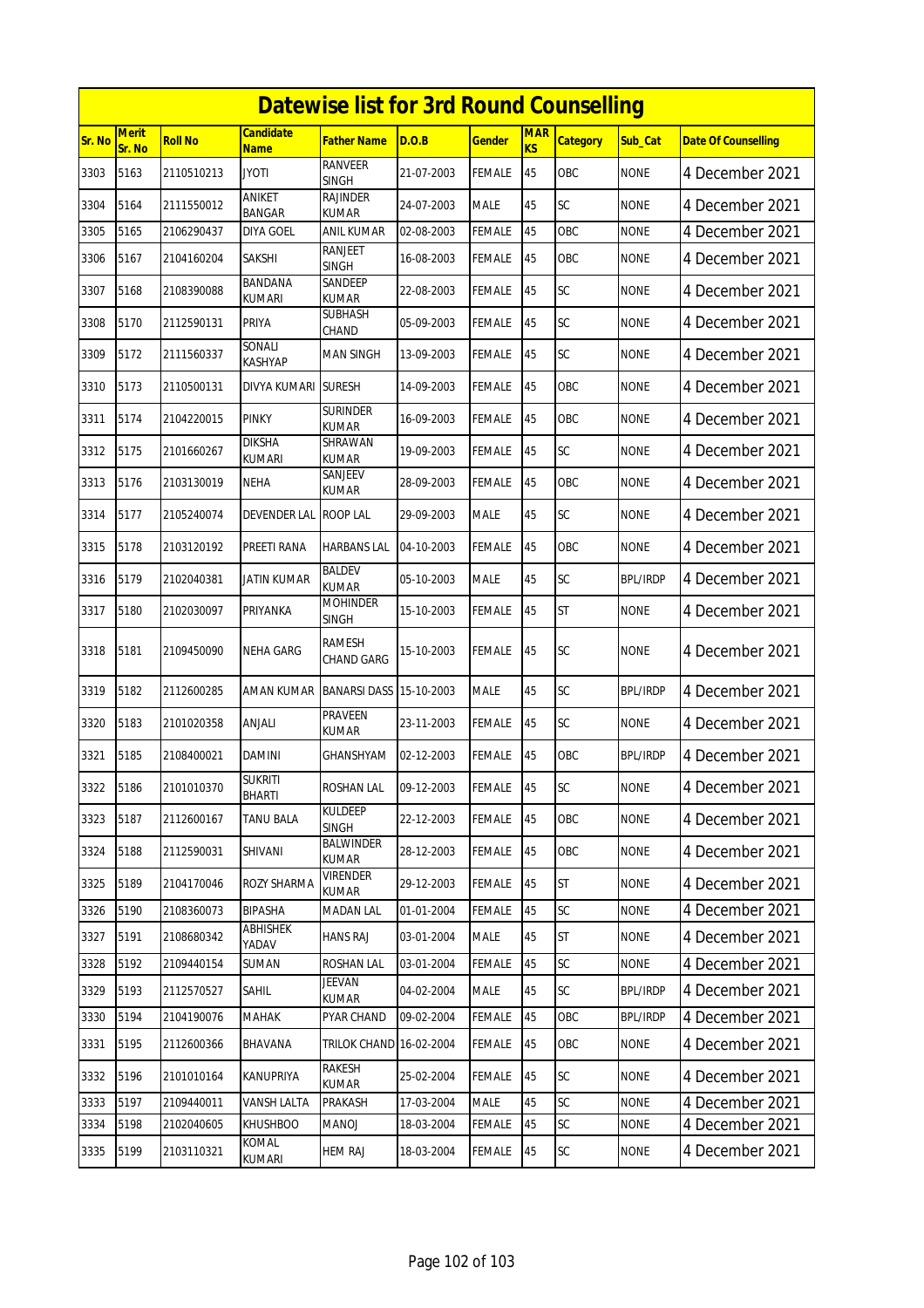# Datewise list for 3rd Round Counselling

| Sr. No | Merit Sr. No | Roll No | Candidate Name | Father Name | D.O.B | Gender | MARKS | Category | Sub_Cat | Date Of Counselling |
|---|---|---|---|---|---|---|---|---|---|---|
| 3303 | 5163 | 2110510213 | JYOTI | RANVEER SINGH | 21-07-2003 | FEMALE | 45 | OBC | NONE | 4 December 2021 |
| 3304 | 5164 | 2111550012 | ANIKET BANGAR | RAJINDER KUMAR | 24-07-2003 | MALE | 45 | SC | NONE | 4 December 2021 |
| 3305 | 5165 | 2106290437 | DIYA GOEL | ANIL KUMAR | 02-08-2003 | FEMALE | 45 | OBC | NONE | 4 December 2021 |
| 3306 | 5167 | 2104160204 | SAKSHI | RANJEET SINGH | 16-08-2003 | FEMALE | 45 | OBC | NONE | 4 December 2021 |
| 3307 | 5168 | 2108390088 | BANDANA KUMARI | SANDEEP KUMAR | 22-08-2003 | FEMALE | 45 | SC | NONE | 4 December 2021 |
| 3308 | 5170 | 2112590131 | PRIYA | SUBHASH CHAND | 05-09-2003 | FEMALE | 45 | SC | NONE | 4 December 2021 |
| 3309 | 5172 | 2111560337 | SONALI KASHYAP | MAN SINGH | 13-09-2003 | FEMALE | 45 | SC | NONE | 4 December 2021 |
| 3310 | 5173 | 2110500131 | DIVYA KUMARI | SURESH | 14-09-2003 | FEMALE | 45 | OBC | NONE | 4 December 2021 |
| 3311 | 5174 | 2104220015 | PINKY | SURINDER KUMAR | 16-09-2003 | FEMALE | 45 | OBC | NONE | 4 December 2021 |
| 3312 | 5175 | 2101660267 | DIKSHA KUMARI | SHRAWAN KUMAR | 19-09-2003 | FEMALE | 45 | SC | NONE | 4 December 2021 |
| 3313 | 5176 | 2103130019 | NEHA | SANJEEV KUMAR | 28-09-2003 | FEMALE | 45 | OBC | NONE | 4 December 2021 |
| 3314 | 5177 | 2105240074 | DEVENDER LAL | ROOP LAL | 29-09-2003 | MALE | 45 | SC | NONE | 4 December 2021 |
| 3315 | 5178 | 2103120192 | PREETI RANA | HARBANS LAL | 04-10-2003 | FEMALE | 45 | OBC | NONE | 4 December 2021 |
| 3316 | 5179 | 2102040381 | JATIN KUMAR | BALDEV KUMAR | 05-10-2003 | MALE | 45 | SC | BPL/IRDP | 4 December 2021 |
| 3317 | 5180 | 2102030097 | PRIYANKA | MOHINDER SINGH | 15-10-2003 | FEMALE | 45 | ST | NONE | 4 December 2021 |
| 3318 | 5181 | 2109450090 | NEHA GARG | RAMESH CHAND GARG | 15-10-2003 | FEMALE | 45 | SC | NONE | 4 December 2021 |
| 3319 | 5182 | 2112600285 | AMAN KUMAR | BANARSI DASS | 15-10-2003 | MALE | 45 | SC | BPL/IRDP | 4 December 2021 |
| 3320 | 5183 | 2101020358 | ANJALI | PRAVEEN KUMAR | 23-11-2003 | FEMALE | 45 | SC | NONE | 4 December 2021 |
| 3321 | 5185 | 2108400021 | DAMINI | GHANSHYAM | 02-12-2003 | FEMALE | 45 | OBC | BPL/IRDP | 4 December 2021 |
| 3322 | 5186 | 2101010370 | SUKRITI BHARTI | ROSHAN LAL | 09-12-2003 | FEMALE | 45 | SC | NONE | 4 December 2021 |
| 3323 | 5187 | 2112600167 | TANU BALA | KULDEEP SINGH | 22-12-2003 | FEMALE | 45 | OBC | NONE | 4 December 2021 |
| 3324 | 5188 | 2112590031 | SHIVANI | BALWINDER KUMAR | 28-12-2003 | FEMALE | 45 | OBC | NONE | 4 December 2021 |
| 3325 | 5189 | 2104170046 | ROZY SHARMA | VIRENDER KUMAR | 29-12-2003 | FEMALE | 45 | ST | NONE | 4 December 2021 |
| 3326 | 5190 | 2108360073 | BIPASHA | MADAN LAL | 01-01-2004 | FEMALE | 45 | SC | NONE | 4 December 2021 |
| 3327 | 5191 | 2108680342 | ABHISHEK YADAV | HANS RAJ | 03-01-2004 | MALE | 45 | ST | NONE | 4 December 2021 |
| 3328 | 5192 | 2109440154 | SUMAN | ROSHAN LAL | 03-01-2004 | FEMALE | 45 | SC | NONE | 4 December 2021 |
| 3329 | 5193 | 2112570527 | SAHIL | JEEVAN KUMAR | 04-02-2004 | MALE | 45 | SC | BPL/IRDP | 4 December 2021 |
| 3330 | 5194 | 2104190076 | MAHAK | PYAR CHAND | 09-02-2004 | FEMALE | 45 | OBC | BPL/IRDP | 4 December 2021 |
| 3331 | 5195 | 2112600366 | BHAVANA | TRILOK CHAND | 16-02-2004 | FEMALE | 45 | OBC | NONE | 4 December 2021 |
| 3332 | 5196 | 2101010164 | KANUPRIYA | RAKESH KUMAR | 25-02-2004 | FEMALE | 45 | SC | NONE | 4 December 2021 |
| 3333 | 5197 | 2109440011 | VANSH LALTA | PRAKASH | 17-03-2004 | MALE | 45 | SC | NONE | 4 December 2021 |
| 3334 | 5198 | 2102040605 | KHUSHBOO | MANOJ | 18-03-2004 | FEMALE | 45 | SC | NONE | 4 December 2021 |
| 3335 | 5199 | 2103110321 | KOMAL KUMARI | HEM RAJ | 18-03-2004 | FEMALE | 45 | SC | NONE | 4 December 2021 |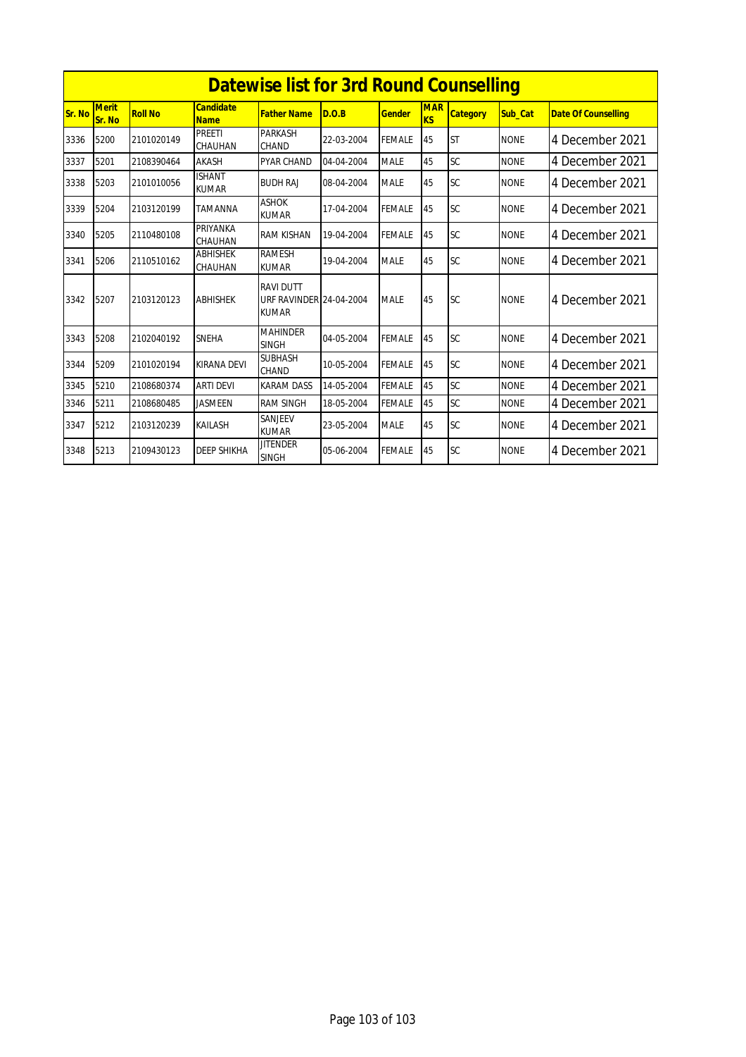# Datewise list for 3rd Round Counselling

| Sr. No | Merit Sr. No | Roll No | Candidate Name | Father Name | D.O.B | Gender | MARKS | Category | Sub_Cat | Date Of Counselling |
|---|---|---|---|---|---|---|---|---|---|---|
| 3336 | 5200 | 2101020149 | PREETI CHAUHAN | PARKASH CHAND | 22-03-2004 | FEMALE | 45 | ST | NONE | 4 December 2021 |
| 3337 | 5201 | 2108390464 | AKASH | PYAR CHAND | 04-04-2004 | MALE | 45 | SC | NONE | 4 December 2021 |
| 3338 | 5203 | 2101010056 | ISHANT KUMAR | BUDH RAJ | 08-04-2004 | MALE | 45 | SC | NONE | 4 December 2021 |
| 3339 | 5204 | 2103120199 | TAMANNA | ASHOK KUMAR | 17-04-2004 | FEMALE | 45 | SC | NONE | 4 December 2021 |
| 3340 | 5205 | 2110480108 | PRIYANKA CHAUHAN | RAM KISHAN | 19-04-2004 | FEMALE | 45 | SC | NONE | 4 December 2021 |
| 3341 | 5206 | 2110510162 | ABHISHEK CHAUHAN | RAMESH KUMAR | 19-04-2004 | MALE | 45 | SC | NONE | 4 December 2021 |
| 3342 | 5207 | 2103120123 | ABHISHEK | RAVI DUTT URF RAVINDER KUMAR | 24-04-2004 | MALE | 45 | SC | NONE | 4 December 2021 |
| 3343 | 5208 | 2102040192 | SNEHA | MAHINDER SINGH | 04-05-2004 | FEMALE | 45 | SC | NONE | 4 December 2021 |
| 3344 | 5209 | 2101020194 | KIRANA DEVI | SUBHASH CHAND | 10-05-2004 | FEMALE | 45 | SC | NONE | 4 December 2021 |
| 3345 | 5210 | 2108680374 | ARTI DEVI | KARAM DASS | 14-05-2004 | FEMALE | 45 | SC | NONE | 4 December 2021 |
| 3346 | 5211 | 2108680485 | JASMEEN | RAM SINGH | 18-05-2004 | FEMALE | 45 | SC | NONE | 4 December 2021 |
| 3347 | 5212 | 2103120239 | KAILASH | SANJEEV KUMAR | 23-05-2004 | MALE | 45 | SC | NONE | 4 December 2021 |
| 3348 | 5213 | 2109430123 | DEEP SHIKHA | JITENDER SINGH | 05-06-2004 | FEMALE | 45 | SC | NONE | 4 December 2021 |